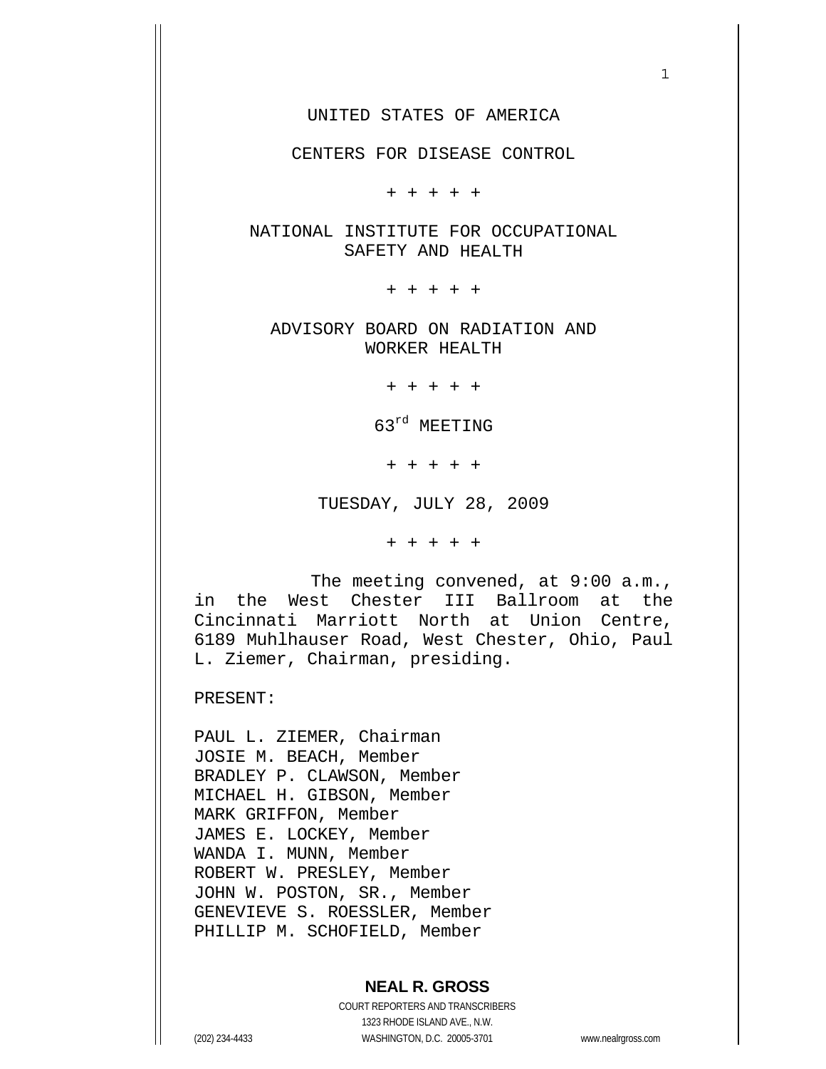UNITED STATES OF AMERICA

CENTERS FOR DISEASE CONTROL

+ + + + +

NATIONAL INSTITUTE FOR OCCUPATIONAL SAFETY AND HEALTH

+ + + + +

ADVISORY BOARD ON RADIATION AND WORKER HEALTH

+ + + + +

63rd MEETING

+ + + + +

TUESDAY, JULY 28, 2009

+ + + + +

The meeting convened, at 9:00 a.m., in the West Chester III Ballroom at the Cincinnati Marriott North at Union Centre, 6189 Muhlhauser Road, West Chester, Ohio, Paul L. Ziemer, Chairman, presiding.

PRESENT:

PAUL L. ZIEMER, Chairman
JOSIE M. BEACH, Member
BRADLEY P. CLAWSON, Member
MICHAEL H. GIBSON, Member
MARK GRIFFON, Member
JAMES E. LOCKEY, Member
WANDA I. MUNN, Member
ROBERT W. PRESLEY, Member
JOHN W. POSTON, SR., Member
GENEVIEVE S. ROESSLER, Member
PHILLIP M. SCHOFIELD, Member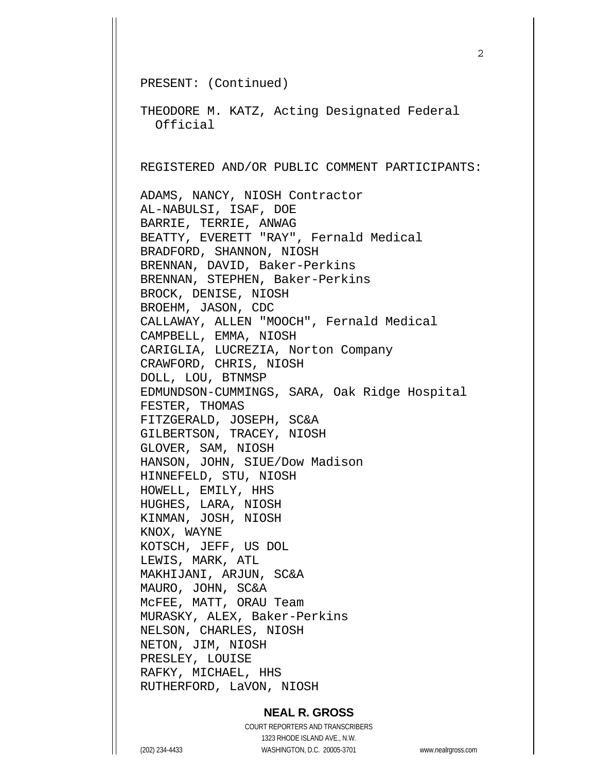PRESENT: (Continued)

THEODORE M. KATZ, Acting Designated Federal Official

REGISTERED AND/OR PUBLIC COMMENT PARTICIPANTS:

ADAMS, NANCY, NIOSH Contractor
AL-NABULSI, ISAF, DOE
BARRIE, TERRIE, ANWAG
BEATTY, EVERETT "RAY", Fernald Medical
BRADFORD, SHANNON, NIOSH
BRENNAN, DAVID, Baker-Perkins
BRENNAN, STEPHEN, Baker-Perkins
BROCK, DENISE, NIOSH
BROEHM, JASON, CDC
CALLAWAY, ALLEN "MOOCH", Fernald Medical
CAMPBELL, EMMA, NIOSH
CARIGLIA, LUCREZIA, Norton Company
CRAWFORD, CHRIS, NIOSH
DOLL, LOU, BTNMSP
EDMUNDSON-CUMMINGS, SARA, Oak Ridge Hospital
FESTER, THOMAS
FITZGERALD, JOSEPH, SC&A
GILBERTSON, TRACEY, NIOSH
GLOVER, SAM, NIOSH
HANSON, JOHN, SIUE/Dow Madison
HINNEFELD, STU, NIOSH
HOWELL, EMILY, HHS
HUGHES, LARA, NIOSH
KINMAN, JOSH, NIOSH
KNOX, WAYNE
KOTSCH, JEFF, US DOL
LEWIS, MARK, ATL
MAKHIJANI, ARJUN, SC&A
MAURO, JOHN, SC&A
McFEE, MATT, ORAU Team
MURASKY, ALEX, Baker-Perkins
NELSON, CHARLES, NIOSH
NETON, JIM, NIOSH
PRESLEY, LOUISE
RAFKY, MICHAEL, HHS
RUTHERFORD, LaVON, NIOSH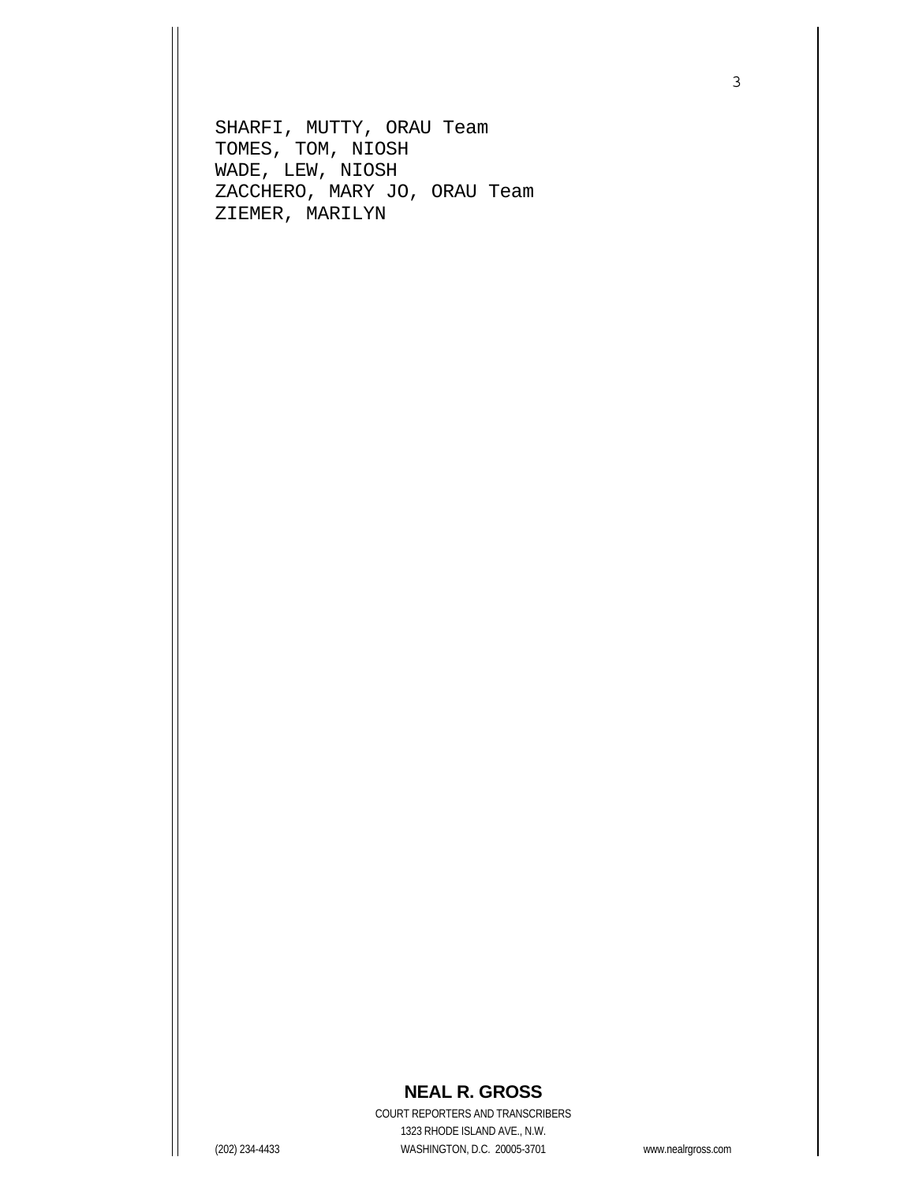SHARFI, MUTTY, ORAU Team
TOMES, TOM, NIOSH
WADE, LEW, NIOSH
ZACCHERO, MARY JO, ORAU Team
ZIEMER, MARILYN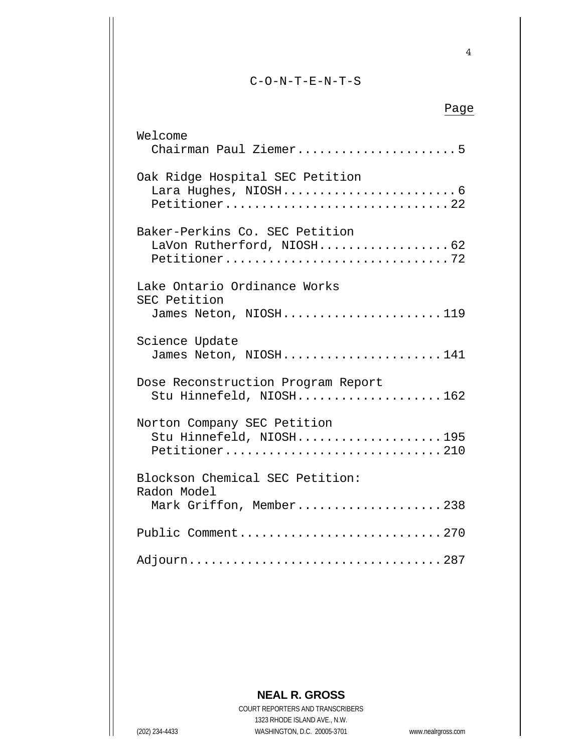# C-O-N-T-E-N-T-S

| | Page |
|---|---|
| **Welcome** | |
| Chairman Paul Ziemer | 5 |
| **Oak Ridge Hospital SEC Petition** | |
| Lara Hughes, NIOSH | 6 |
| Petitioner | 22 |
| **Baker-Perkins Co. SEC Petition** | |
| LaVon Rutherford, NIOSH | 62 |
| Petitioner | 72 |
| **Lake Ontario Ordinance Works SEC Petition** | |
| James Neton, NIOSH | 119 |
| **Science Update** | |
| James Neton, NIOSH | 141 |
| **Dose Reconstruction Program Report** | |
| Stu Hinnefeld, NIOSH | 162 |
| **Norton Company SEC Petition** | |
| Stu Hinnefeld, NIOSH | 195 |
| Petitioner | 210 |
| **Blockson Chemical SEC Petition: Radon Model** | |
| Mark Griffon, Member | 238 |
| **Public Comment** | 270 |
| **Adjourn** | 287 |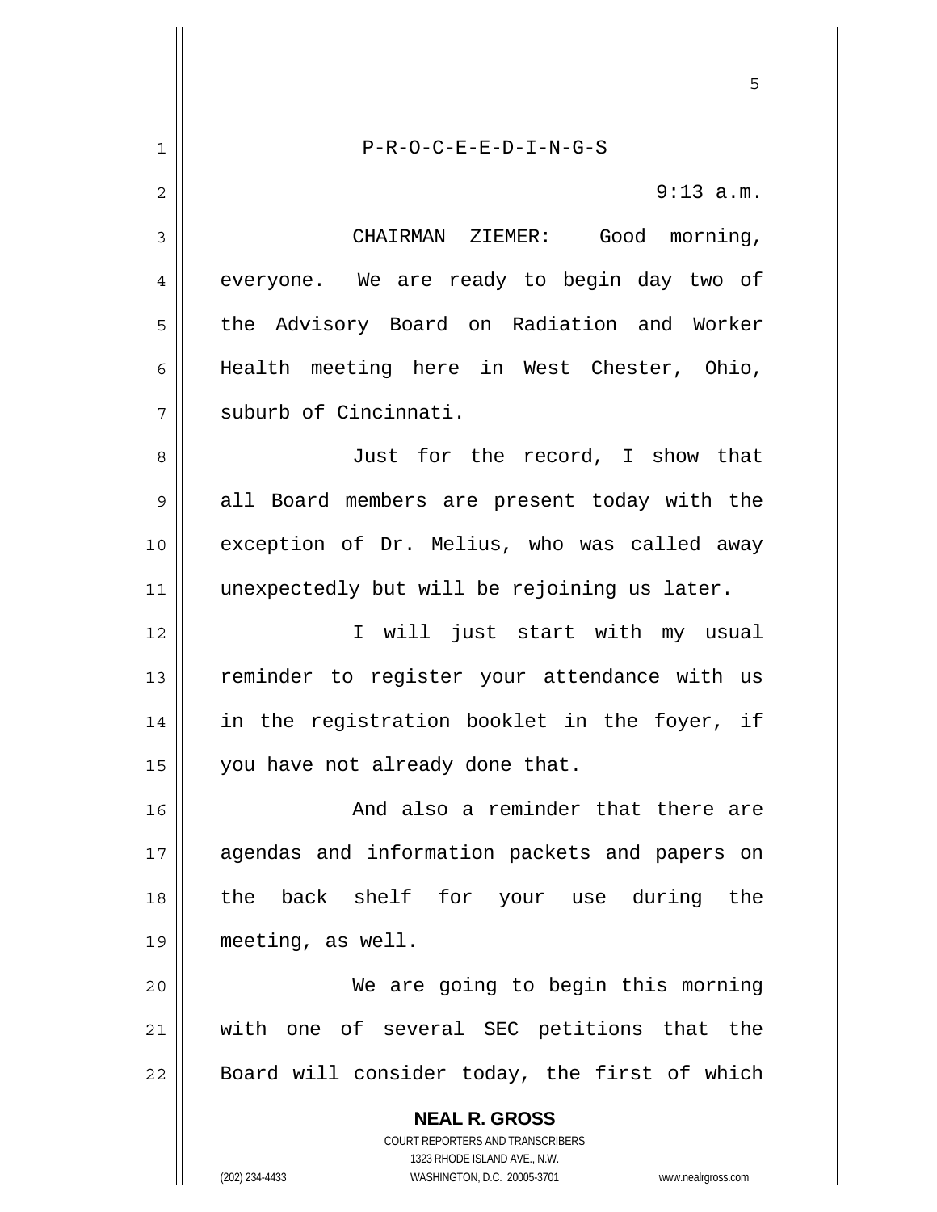P-R-O-C-E-E-D-I-N-G-S

9:13 a.m.

CHAIRMAN ZIEMER: Good morning, everyone. We are ready to begin day two of the Advisory Board on Radiation and Worker Health meeting here in West Chester, Ohio, suburb of Cincinnati.

Just for the record, I show that all Board members are present today with the exception of Dr. Melius, who was called away unexpectedly but will be rejoining us later.

I will just start with my usual reminder to register your attendance with us in the registration booklet in the foyer, if you have not already done that.

And also a reminder that there are agendas and information packets and papers on the back shelf for your use during the meeting, as well.

We are going to begin this morning with one of several SEC petitions that the Board will consider today, the first of which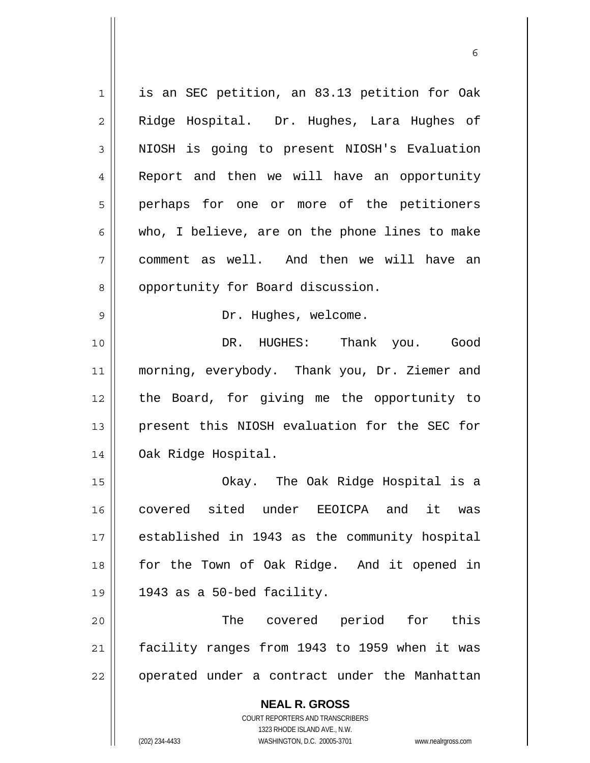is an SEC petition, an 83.13 petition for Oak Ridge Hospital. Dr. Hughes, Lara Hughes of NIOSH is going to present NIOSH's Evaluation Report and then we will have an opportunity perhaps for one or more of the petitioners who, I believe, are on the phone lines to make comment as well. And then we will have an opportunity for Board discussion.

Dr. Hughes, welcome.

DR. HUGHES: Thank you. Good morning, everybody. Thank you, Dr. Ziemer and the Board, for giving me the opportunity to present this NIOSH evaluation for the SEC for Oak Ridge Hospital.

Okay. The Oak Ridge Hospital is a covered sited under EEOICPA and it was established in 1943 as the community hospital for the Town of Oak Ridge. And it opened in 1943 as a 50-bed facility.

The covered period for this facility ranges from 1943 to 1959 when it was operated under a contract under the Manhattan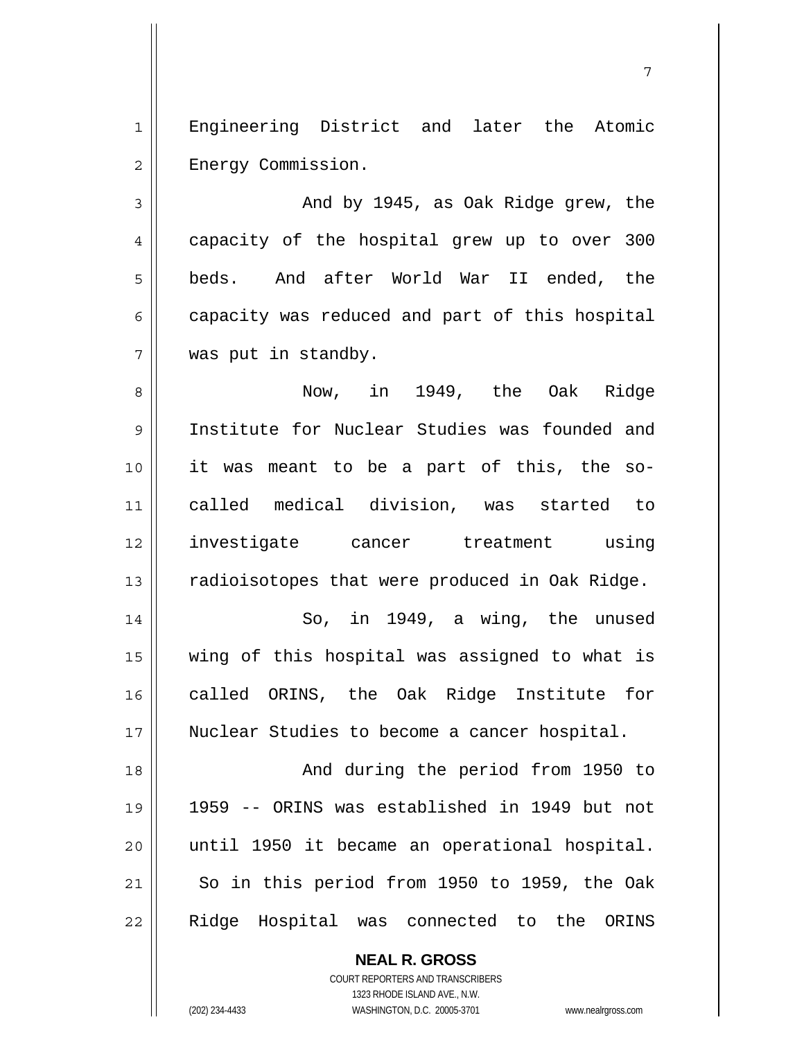Engineering District and later the Atomic Energy Commission.

And by 1945, as Oak Ridge grew, the capacity of the hospital grew up to over 300 beds. And after World War II ended, the capacity was reduced and part of this hospital was put in standby.

Now, in 1949, the Oak Ridge Institute for Nuclear Studies was founded and it was meant to be a part of this, the so-called medical division, was started to investigate cancer treatment using radioisotopes that were produced in Oak Ridge.

So, in 1949, a wing, the unused wing of this hospital was assigned to what is called ORINS, the Oak Ridge Institute for Nuclear Studies to become a cancer hospital.

And during the period from 1950 to 1959 -- ORINS was established in 1949 but not until 1950 it became an operational hospital. So in this period from 1950 to 1959, the Oak Ridge Hospital was connected to the ORINS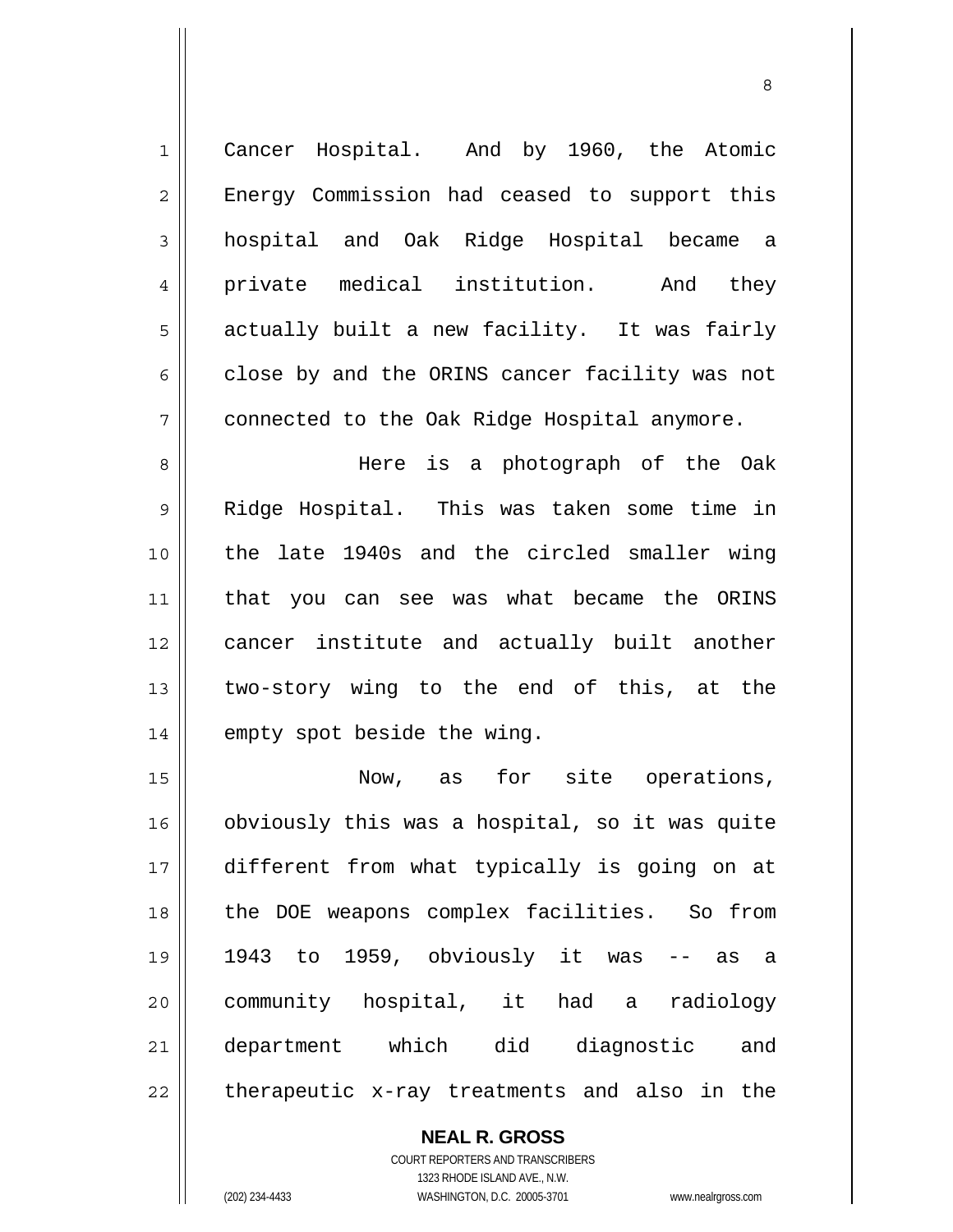Cancer Hospital. And by 1960, the Atomic Energy Commission had ceased to support this hospital and Oak Ridge Hospital became a private medical institution. And they actually built a new facility. It was fairly close by and the ORINS cancer facility was not connected to the Oak Ridge Hospital anymore.

Here is a photograph of the Oak Ridge Hospital. This was taken some time in the late 1940s and the circled smaller wing that you can see was what became the ORINS cancer institute and actually built another two-story wing to the end of this, at the empty spot beside the wing.

Now, as for site operations, obviously this was a hospital, so it was quite different from what typically is going on at the DOE weapons complex facilities. So from 1943 to 1959, obviously it was -- as a community hospital, it had a radiology department which did diagnostic and therapeutic x-ray treatments and also in the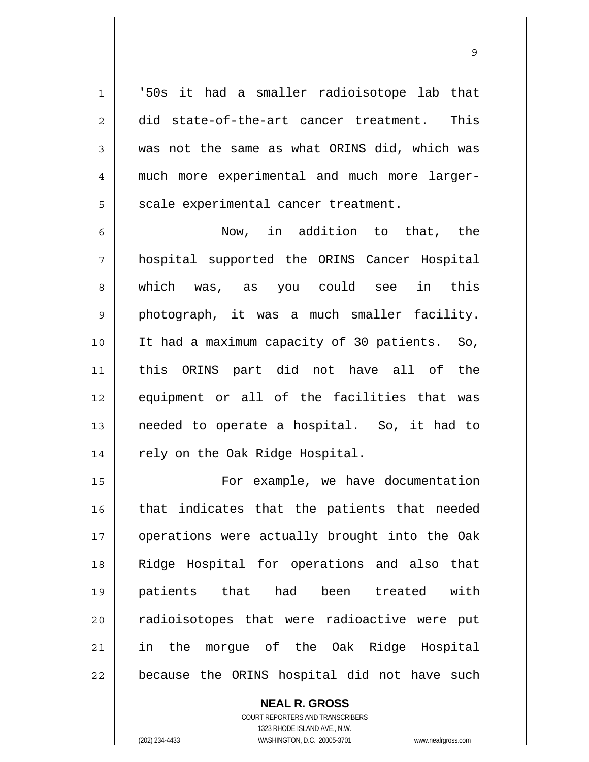'50s it had a smaller radioisotope lab that did state-of-the-art cancer treatment. This was not the same as what ORINS did, which was much more experimental and much more larger-scale experimental cancer treatment.

Now, in addition to that, the hospital supported the ORINS Cancer Hospital which was, as you could see in this photograph, it was a much smaller facility. It had a maximum capacity of 30 patients. So, this ORINS part did not have all of the equipment or all of the facilities that was needed to operate a hospital. So, it had to rely on the Oak Ridge Hospital.

For example, we have documentation that indicates that the patients that needed operations were actually brought into the Oak Ridge Hospital for operations and also that patients that had been treated with radioisotopes that were radioactive were put in the morgue of the Oak Ridge Hospital because the ORINS hospital did not have such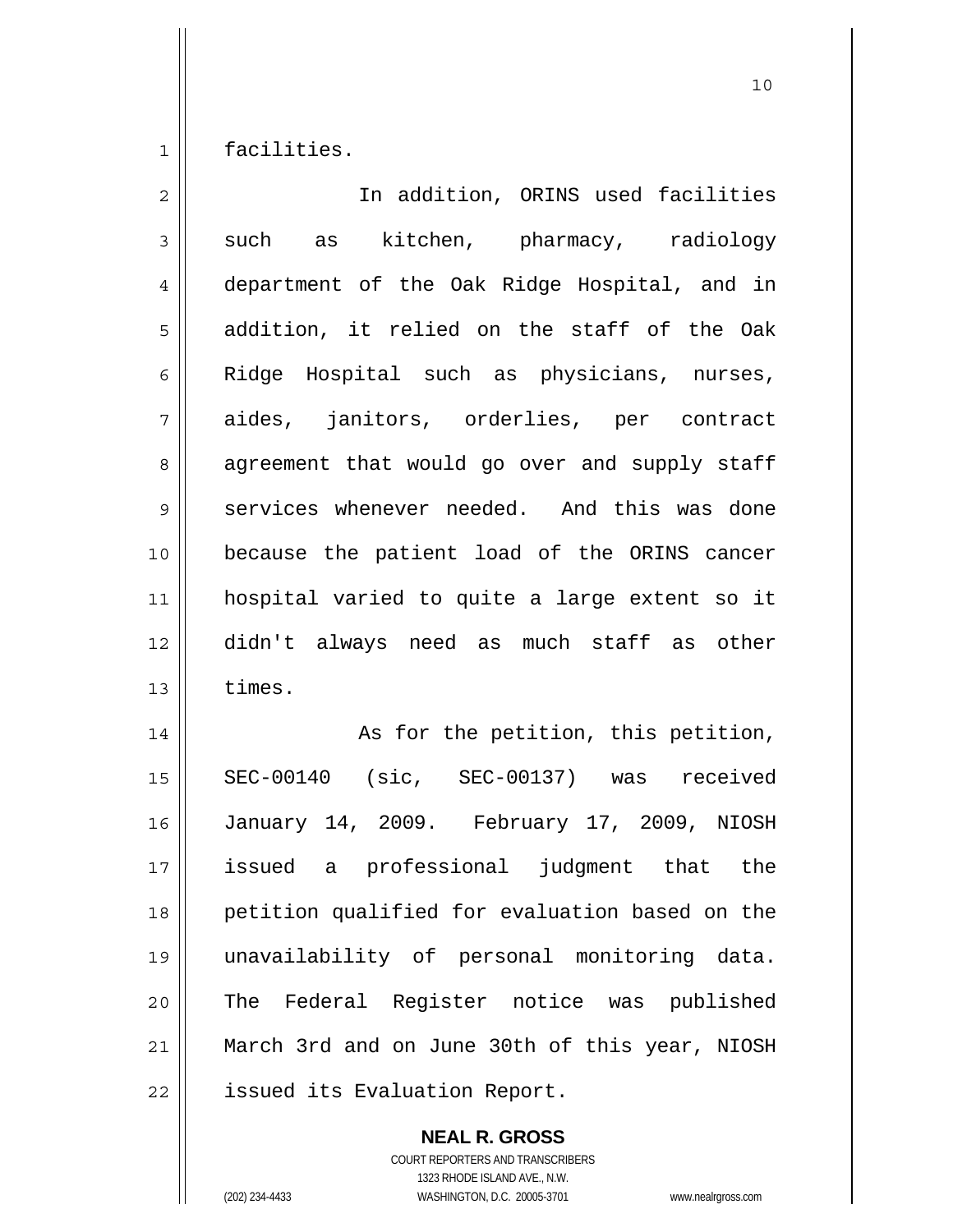facilities.

In addition, ORINS used facilities such as kitchen, pharmacy, radiology department of the Oak Ridge Hospital, and in addition, it relied on the staff of the Oak Ridge Hospital such as physicians, nurses, aides, janitors, orderlies, per contract agreement that would go over and supply staff services whenever needed. And this was done because the patient load of the ORINS cancer hospital varied to quite a large extent so it didn't always need as much staff as other times.

As for the petition, this petition, SEC-00140 (sic, SEC-00137) was received January 14, 2009. February 17, 2009, NIOSH issued a professional judgment that the petition qualified for evaluation based on the unavailability of personal monitoring data. The Federal Register notice was published March 3rd and on June 30th of this year, NIOSH issued its Evaluation Report.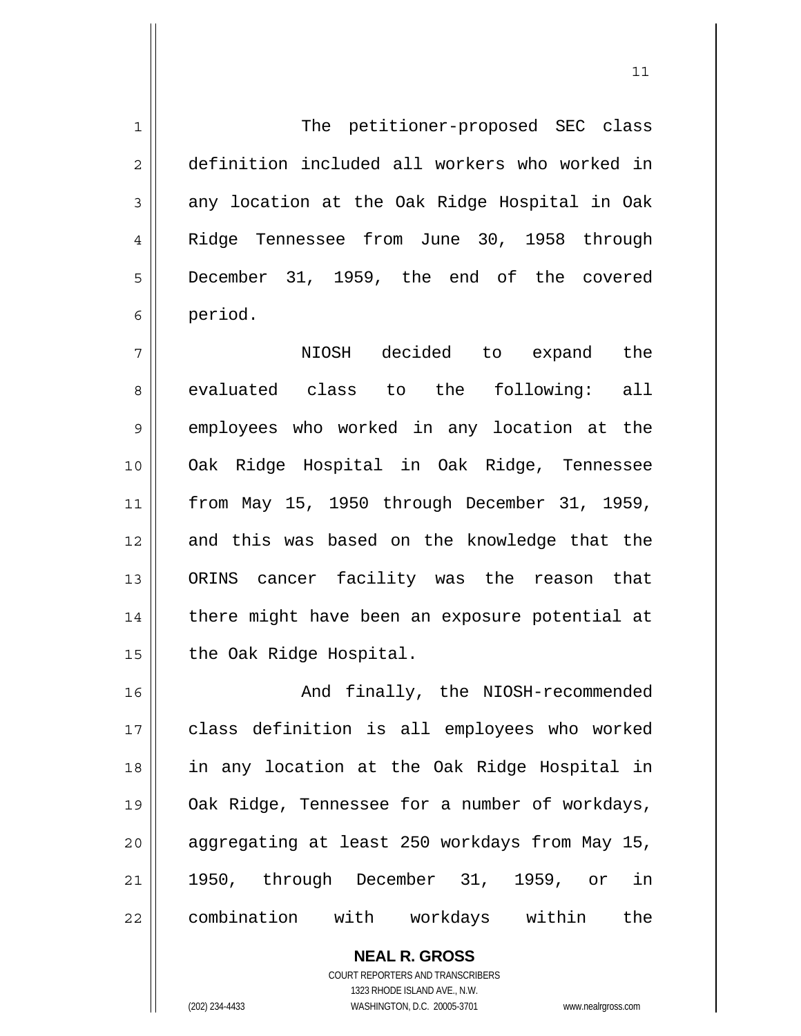The petitioner-proposed SEC class definition included all workers who worked in any location at the Oak Ridge Hospital in Oak Ridge Tennessee from June 30, 1958 through December 31, 1959, the end of the covered period.

NIOSH decided to expand the evaluated class to the following: all employees who worked in any location at the Oak Ridge Hospital in Oak Ridge, Tennessee from May 15, 1950 through December 31, 1959, and this was based on the knowledge that the ORINS cancer facility was the reason that there might have been an exposure potential at the Oak Ridge Hospital.

And finally, the NIOSH-recommended class definition is all employees who worked in any location at the Oak Ridge Hospital in Oak Ridge, Tennessee for a number of workdays, aggregating at least 250 workdays from May 15, 1950, through December 31, 1959, or in combination with workdays within the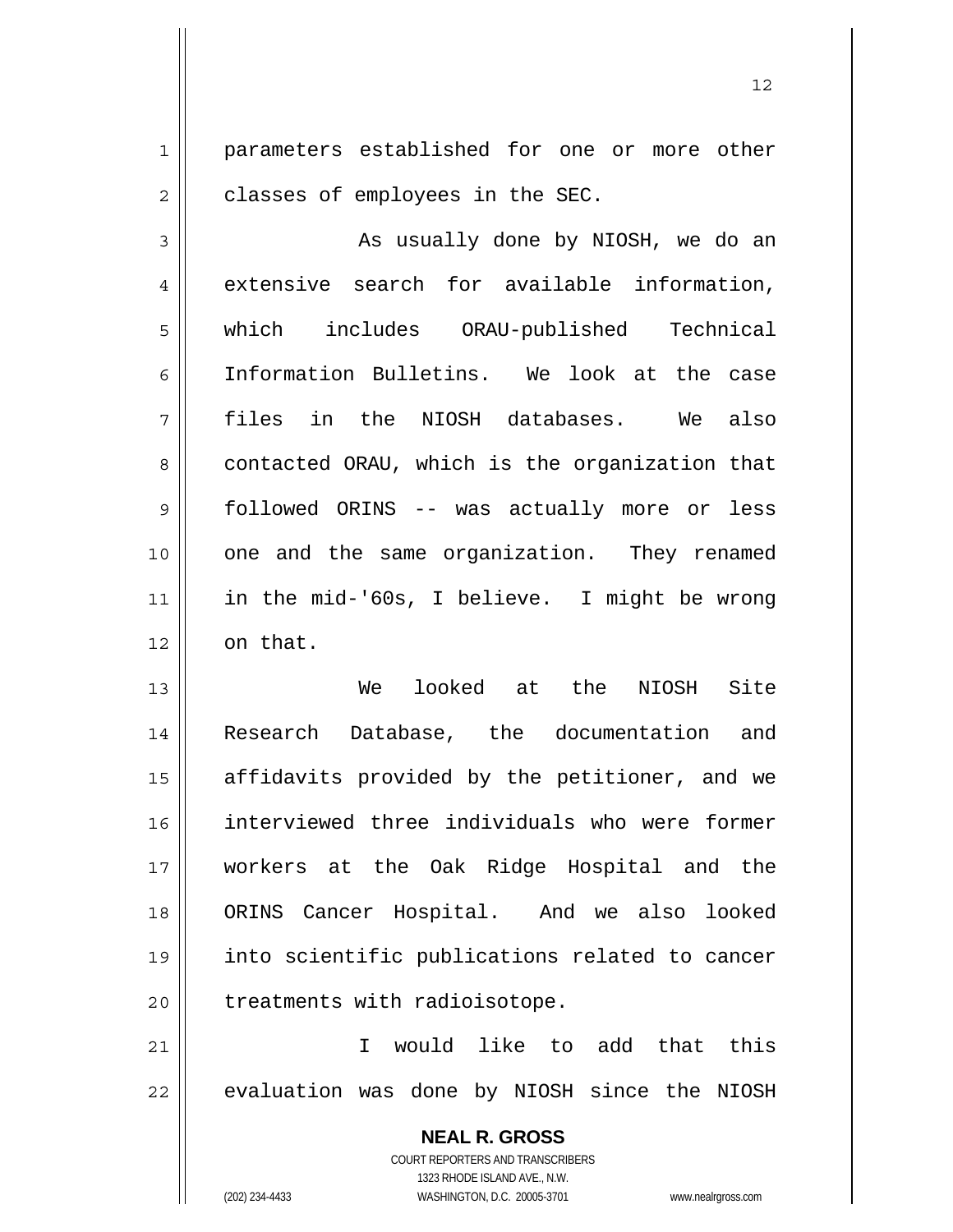parameters established for one or more other classes of employees in the SEC.

As usually done by NIOSH, we do an extensive search for available information, which includes ORAU-published Technical Information Bulletins. We look at the case files in the NIOSH databases. We also contacted ORAU, which is the organization that followed ORINS -- was actually more or less one and the same organization. They renamed in the mid-'60s, I believe. I might be wrong on that.

We looked at the NIOSH Site Research Database, the documentation and affidavits provided by the petitioner, and we interviewed three individuals who were former workers at the Oak Ridge Hospital and the ORINS Cancer Hospital. And we also looked into scientific publications related to cancer treatments with radioisotope.

I would like to add that this evaluation was done by NIOSH since the NIOSH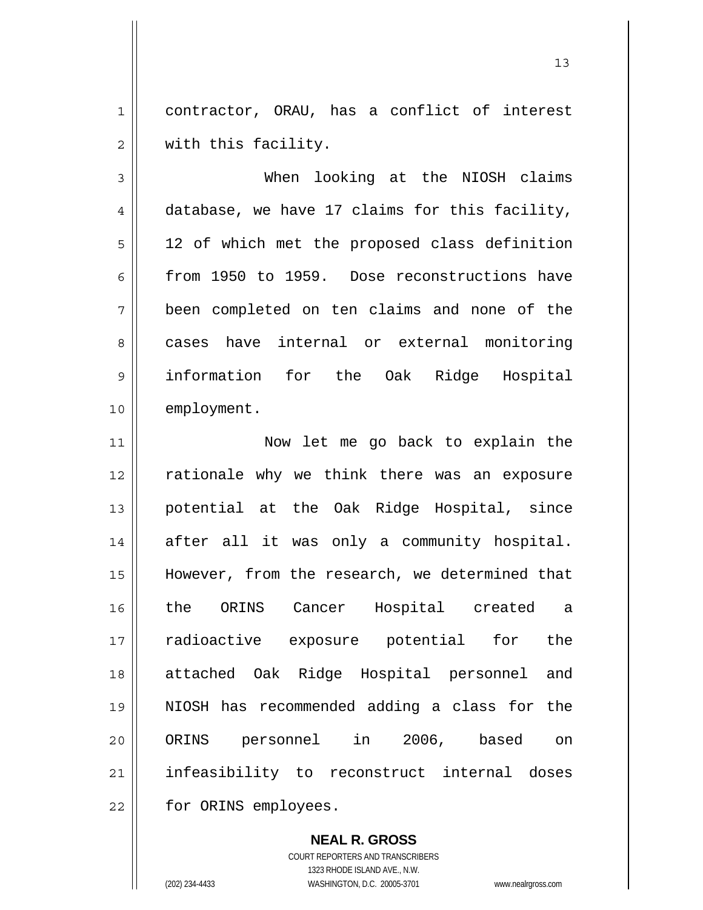contractor, ORAU, has a conflict of interest with this facility.

When looking at the NIOSH claims database, we have 17 claims for this facility, 12 of which met the proposed class definition from 1950 to 1959. Dose reconstructions have been completed on ten claims and none of the cases have internal or external monitoring information for the Oak Ridge Hospital employment.

Now let me go back to explain the rationale why we think there was an exposure potential at the Oak Ridge Hospital, since after all it was only a community hospital. However, from the research, we determined that the ORINS Cancer Hospital created a radioactive exposure potential for the attached Oak Ridge Hospital personnel and NIOSH has recommended adding a class for the ORINS personnel in 2006, based on infeasibility to reconstruct internal doses for ORINS employees.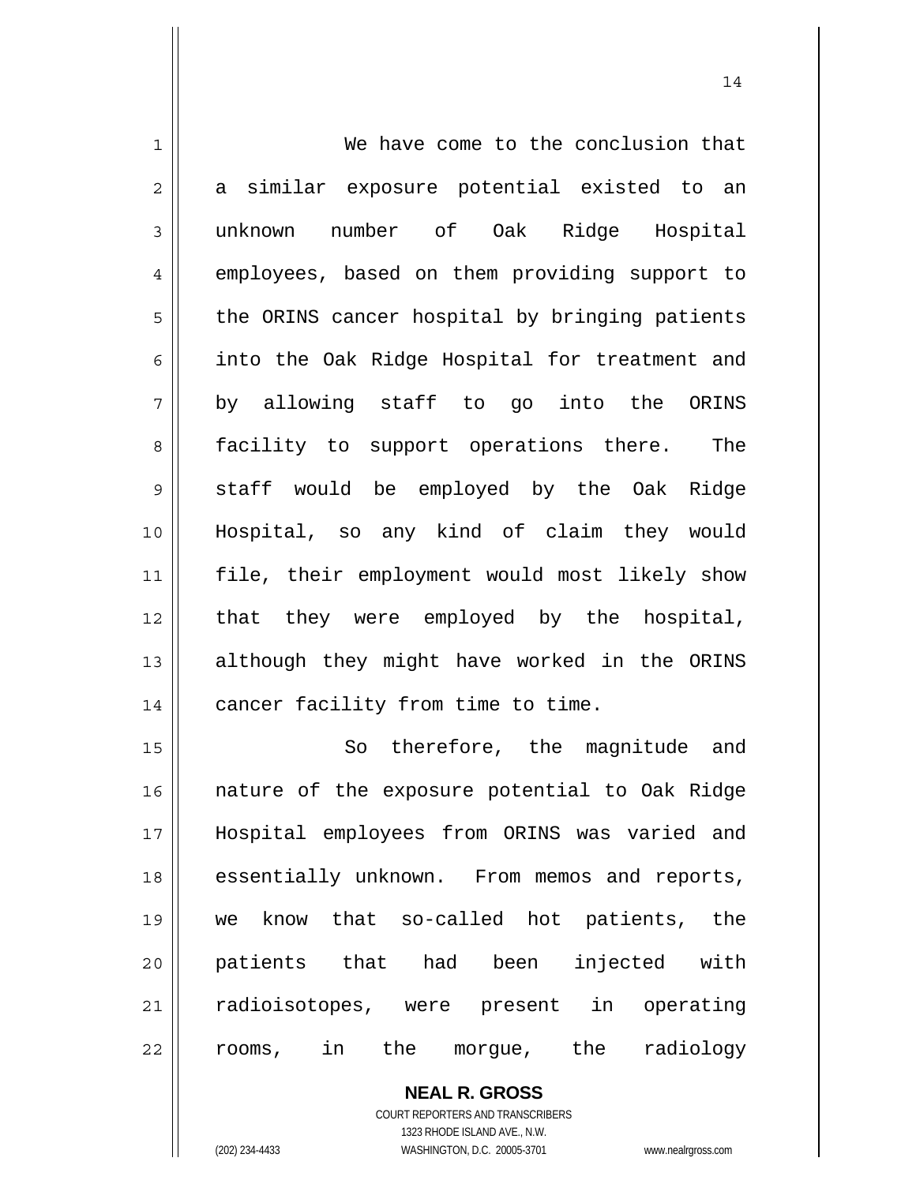We have come to the conclusion that a similar exposure potential existed to an unknown number of Oak Ridge Hospital employees, based on them providing support to the ORINS cancer hospital by bringing patients into the Oak Ridge Hospital for treatment and by allowing staff to go into the ORINS facility to support operations there. The staff would be employed by the Oak Ridge Hospital, so any kind of claim they would file, their employment would most likely show that they were employed by the hospital, although they might have worked in the ORINS cancer facility from time to time.

So therefore, the magnitude and nature of the exposure potential to Oak Ridge Hospital employees from ORINS was varied and essentially unknown. From memos and reports, we know that so-called hot patients, the patients that had been injected with radioisotopes, were present in operating rooms, in the morgue, the radiology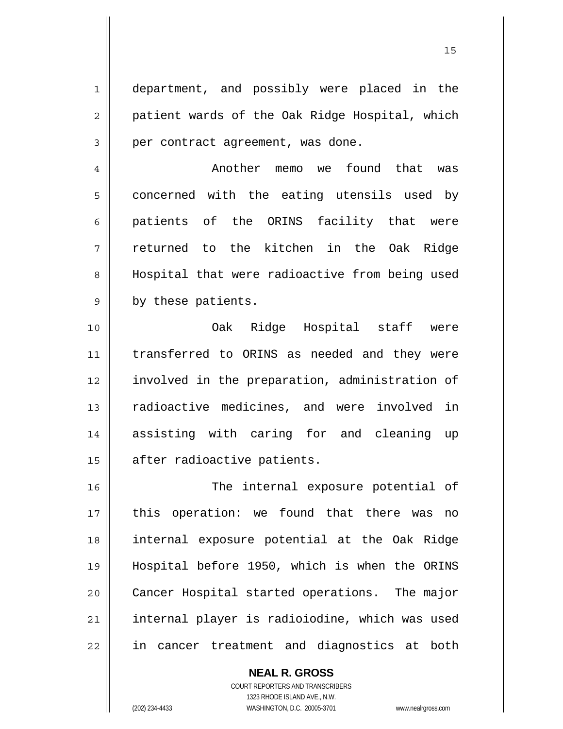department, and possibly were placed in the patient wards of the Oak Ridge Hospital, which per contract agreement, was done.

Another memo we found that was concerned with the eating utensils used by patients of the ORINS facility that were returned to the kitchen in the Oak Ridge Hospital that were radioactive from being used by these patients.

Oak Ridge Hospital staff were transferred to ORINS as needed and they were involved in the preparation, administration of radioactive medicines, and were involved in assisting with caring for and cleaning up after radioactive patients.

The internal exposure potential of this operation: we found that there was no internal exposure potential at the Oak Ridge Hospital before 1950, which is when the ORINS Cancer Hospital started operations. The major internal player is radioiodine, which was used in cancer treatment and diagnostics at both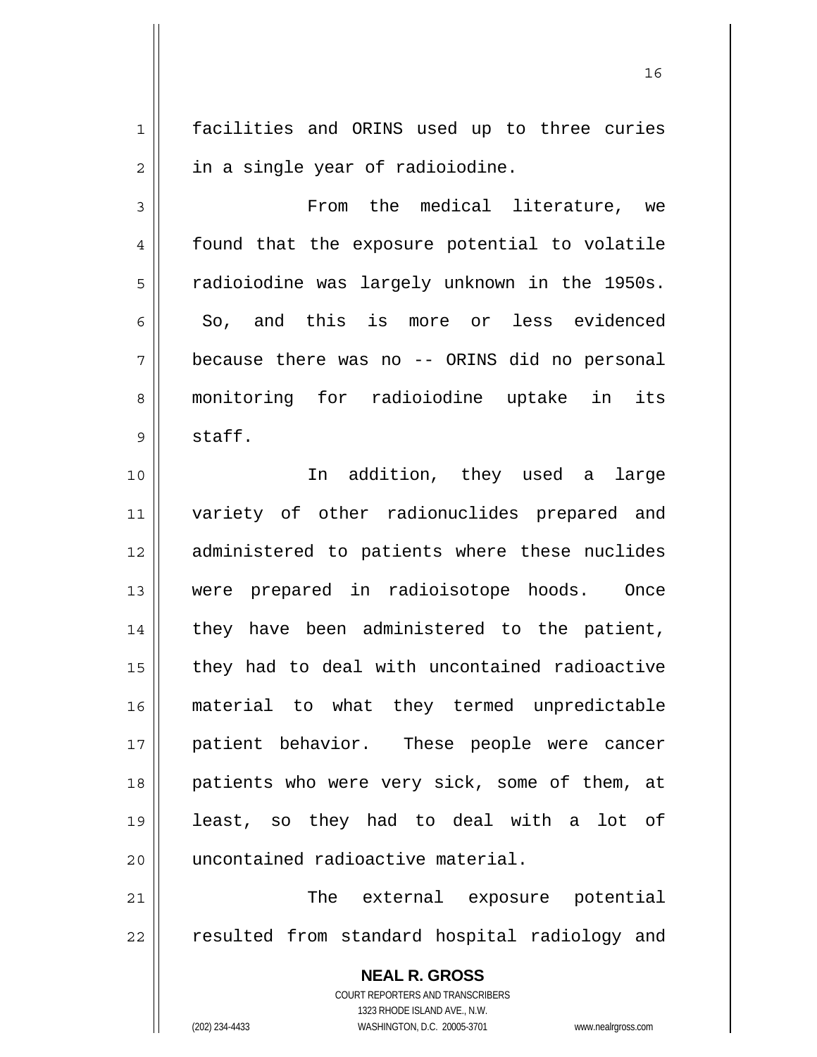facilities and ORINS used up to three curies in a single year of radioiodine.

From the medical literature, we found that the exposure potential to volatile radioiodine was largely unknown in the 1950s. So, and this is more or less evidenced because there was no -- ORINS did no personal monitoring for radioiodine uptake in its staff.

In addition, they used a large variety of other radionuclides prepared and administered to patients where these nuclides were prepared in radioisotope hoods. Once they have been administered to the patient, they had to deal with uncontained radioactive material to what they termed unpredictable patient behavior. These people were cancer patients who were very sick, some of them, at least, so they had to deal with a lot of uncontained radioactive material.

The external exposure potential resulted from standard hospital radiology and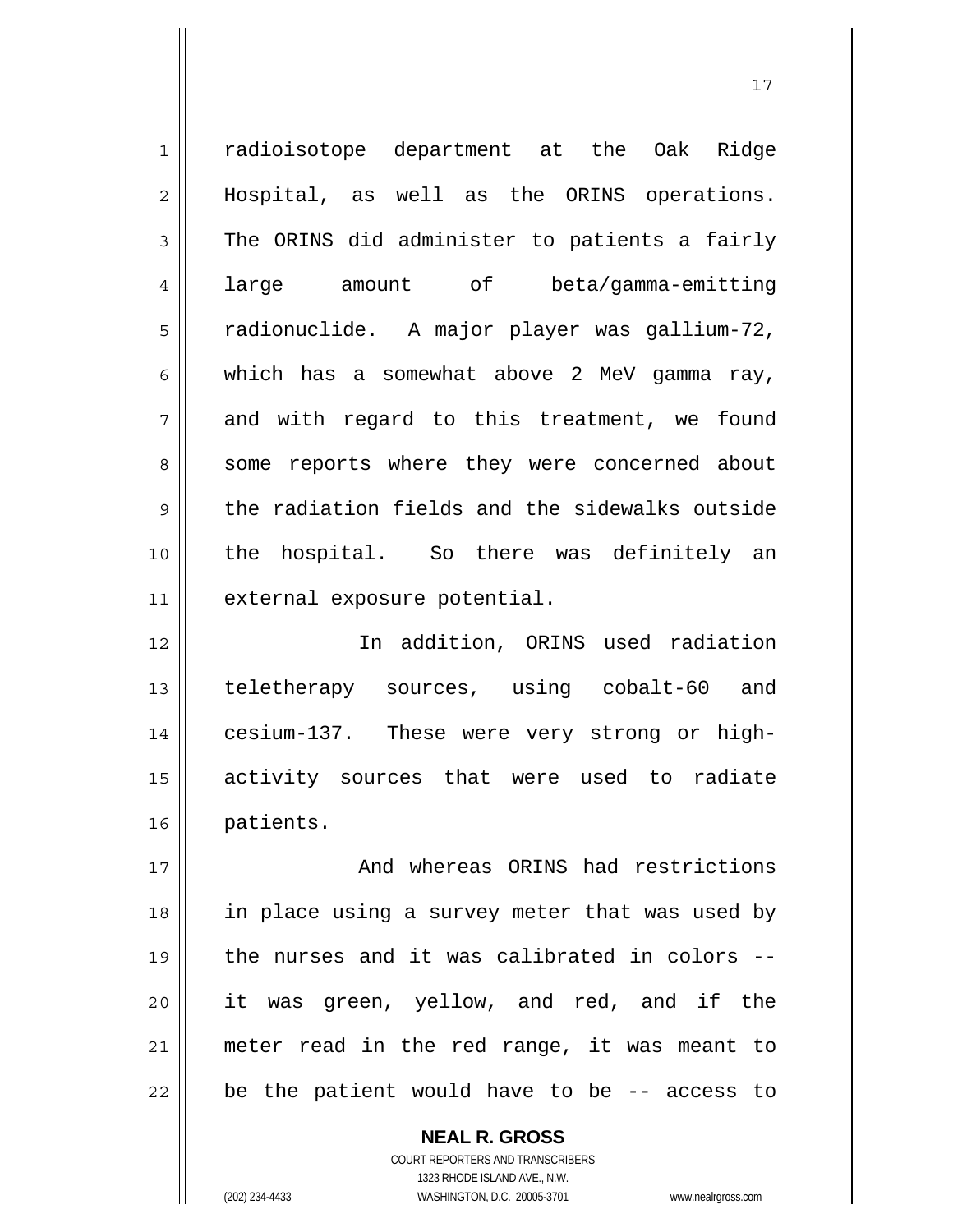radioisotope department at the Oak Ridge Hospital, as well as the ORINS operations. The ORINS did administer to patients a fairly large amount of beta/gamma-emitting radionuclide. A major player was gallium-72, which has a somewhat above 2 MeV gamma ray, and with regard to this treatment, we found some reports where they were concerned about the radiation fields and the sidewalks outside the hospital. So there was definitely an external exposure potential.

In addition, ORINS used radiation teletherapy sources, using cobalt-60 and cesium-137. These were very strong or high-activity sources that were used to radiate patients.

And whereas ORINS had restrictions in place using a survey meter that was used by the nurses and it was calibrated in colors -- it was green, yellow, and red, and if the meter read in the red range, it was meant to be the patient would have to be -- access to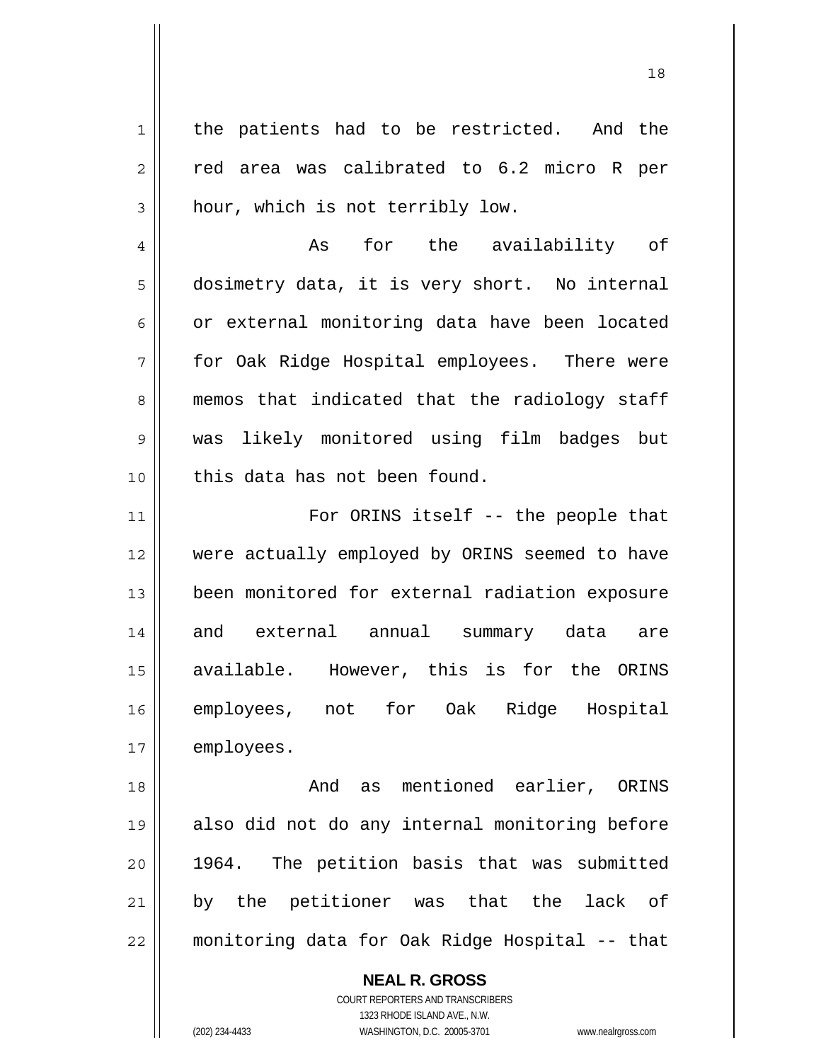the patients had to be restricted. And the red area was calibrated to 6.2 micro R per hour, which is not terribly low.

As for the availability of dosimetry data, it is very short. No internal or external monitoring data have been located for Oak Ridge Hospital employees. There were memos that indicated that the radiology staff was likely monitored using film badges but this data has not been found.

For ORINS itself -- the people that were actually employed by ORINS seemed to have been monitored for external radiation exposure and external annual summary data are available. However, this is for the ORINS employees, not for Oak Ridge Hospital employees.

And as mentioned earlier, ORINS also did not do any internal monitoring before 1964. The petition basis that was submitted by the petitioner was that the lack of monitoring data for Oak Ridge Hospital -- that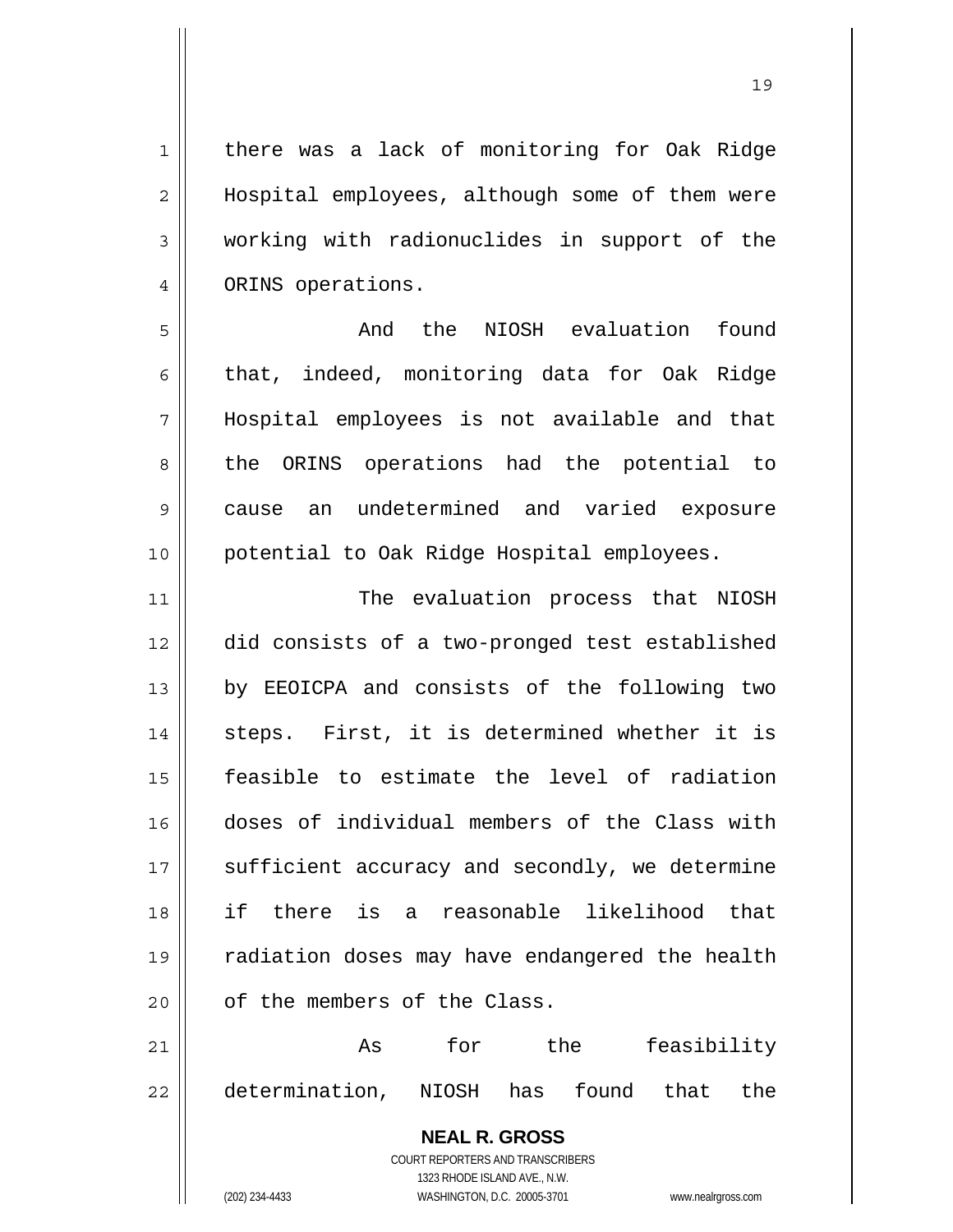there was a lack of monitoring for Oak Ridge Hospital employees, although some of them were working with radionuclides in support of the ORINS operations.

And the NIOSH evaluation found that, indeed, monitoring data for Oak Ridge Hospital employees is not available and that the ORINS operations had the potential to cause an undetermined and varied exposure potential to Oak Ridge Hospital employees.

The evaluation process that NIOSH did consists of a two-pronged test established by EEOICPA and consists of the following two steps. First, it is determined whether it is feasible to estimate the level of radiation doses of individual members of the Class with sufficient accuracy and secondly, we determine if there is a reasonable likelihood that radiation doses may have endangered the health of the members of the Class.

As for the feasibility determination, NIOSH has found that the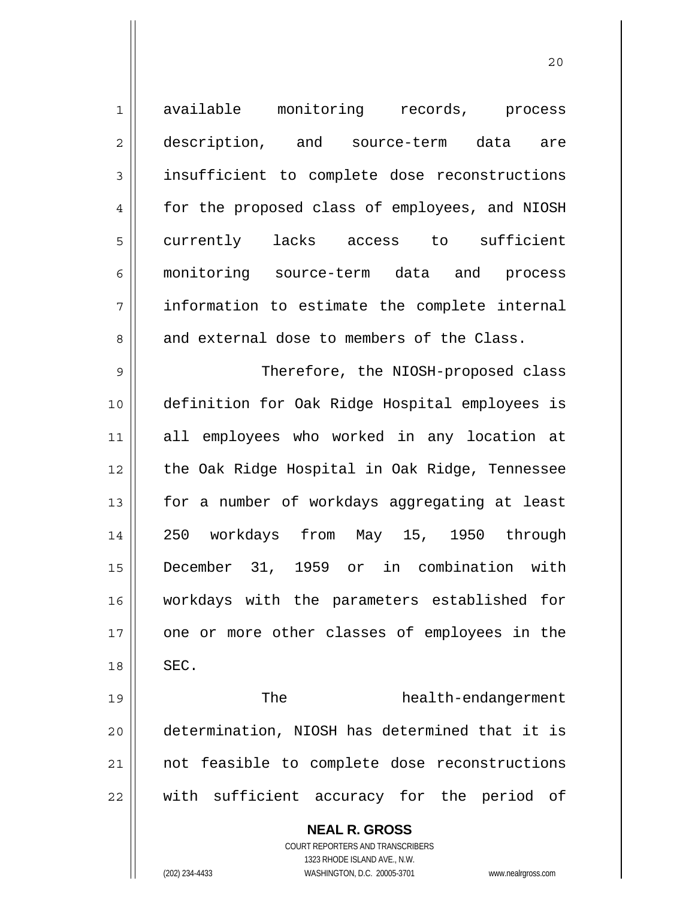available monitoring records, process description, and source-term data are insufficient to complete dose reconstructions for the proposed class of employees, and NIOSH currently lacks access to sufficient monitoring source-term data and process information to estimate the complete internal and external dose to members of the Class.

Therefore, the NIOSH-proposed class definition for Oak Ridge Hospital employees is all employees who worked in any location at the Oak Ridge Hospital in Oak Ridge, Tennessee for a number of workdays aggregating at least 250 workdays from May 15, 1950 through December 31, 1959 or in combination with workdays with the parameters established for one or more other classes of employees in the SEC.

The health-endangerment determination, NIOSH has determined that it is not feasible to complete dose reconstructions with sufficient accuracy for the period of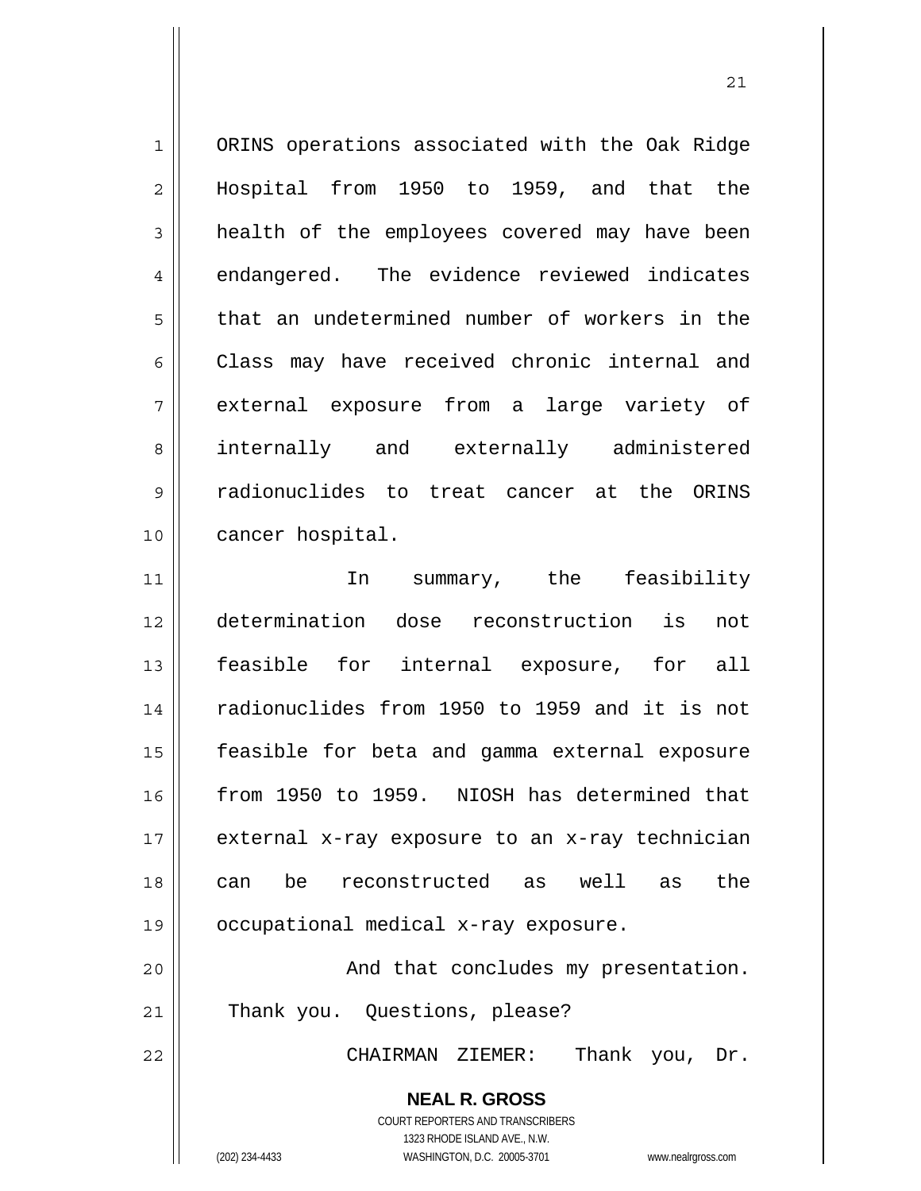ORINS operations associated with the Oak Ridge Hospital from 1950 to 1959, and that the health of the employees covered may have been endangered. The evidence reviewed indicates that an undetermined number of workers in the Class may have received chronic internal and external exposure from a large variety of internally and externally administered radionuclides to treat cancer at the ORINS cancer hospital.

In summary, the feasibility determination dose reconstruction is not feasible for internal exposure, for all radionuclides from 1950 to 1959 and it is not feasible for beta and gamma external exposure from 1950 to 1959. NIOSH has determined that external x-ray exposure to an x-ray technician can be reconstructed as well as the occupational medical x-ray exposure.

And that concludes my presentation. Thank you. Questions, please?

CHAIRMAN ZIEMER: Thank you, Dr.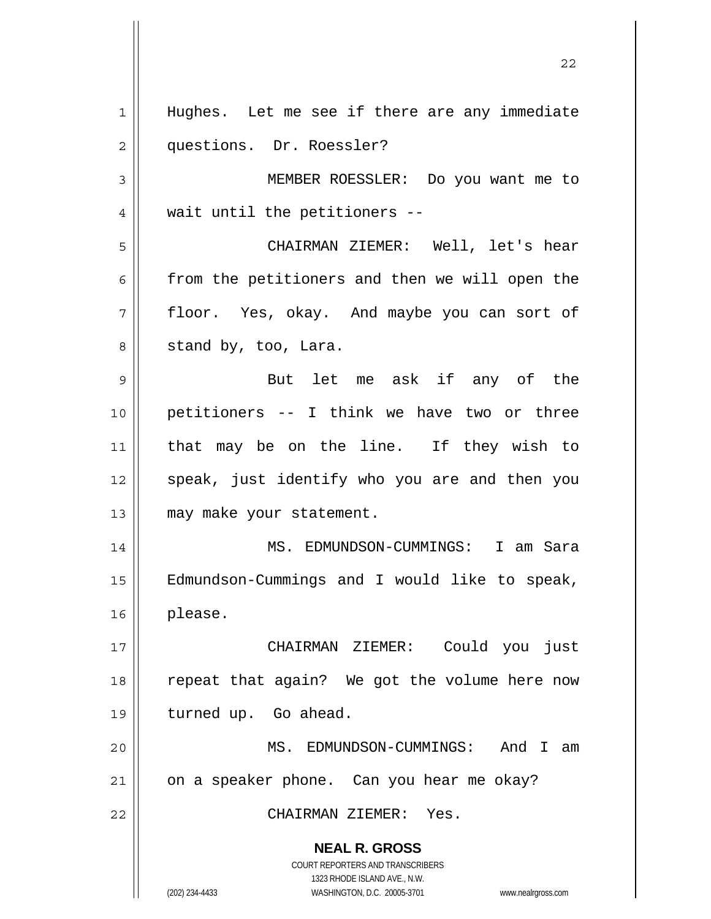Hughes. Let me see if there are any immediate questions. Dr. Roessler?

MEMBER ROESSLER: Do you want me to wait until the petitioners --

CHAIRMAN ZIEMER: Well, let's hear from the petitioners and then we will open the floor. Yes, okay. And maybe you can sort of stand by, too, Lara.

But let me ask if any of the petitioners -- I think we have two or three that may be on the line. If they wish to speak, just identify who you are and then you may make your statement.

MS. EDMUNDSON-CUMMINGS: I am Sara Edmundson-Cummings and I would like to speak, please.

CHAIRMAN ZIEMER: Could you just repeat that again? We got the volume here now turned up. Go ahead.

MS. EDMUNDSON-CUMMINGS: And I am on a speaker phone. Can you hear me okay?

CHAIRMAN ZIEMER: Yes.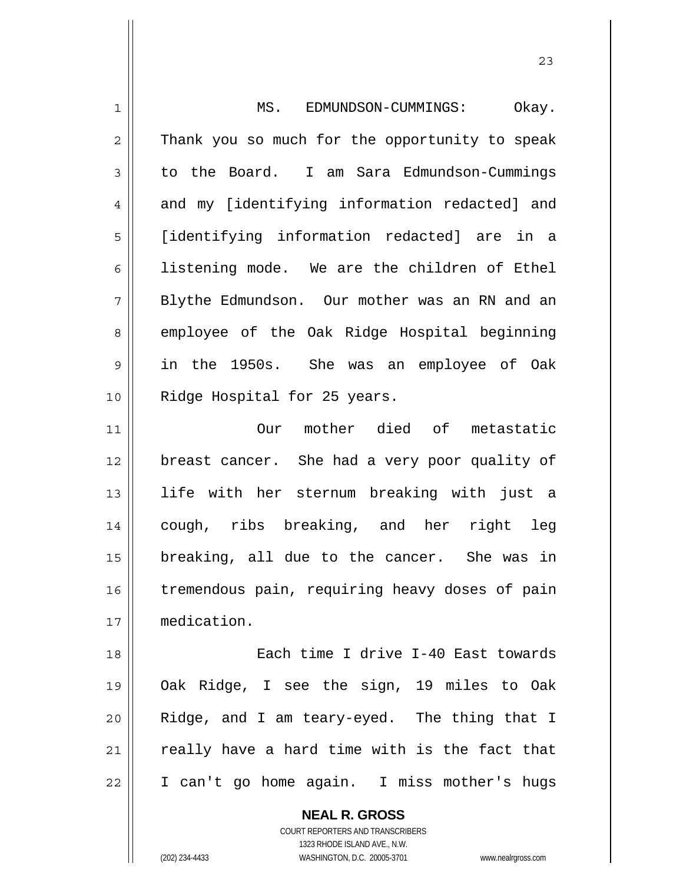MS. EDMUNDSON-CUMMINGS: Okay. Thank you so much for the opportunity to speak to the Board. I am Sara Edmundson-Cummings and my [identifying information redacted] and [identifying information redacted] are in a listening mode. We are the children of Ethel Blythe Edmundson. Our mother was an RN and an employee of the Oak Ridge Hospital beginning in the 1950s. She was an employee of Oak Ridge Hospital for 25 years.

Our mother died of metastatic breast cancer. She had a very poor quality of life with her sternum breaking with just a cough, ribs breaking, and her right leg breaking, all due to the cancer. She was in tremendous pain, requiring heavy doses of pain medication.

Each time I drive I-40 East towards Oak Ridge, I see the sign, 19 miles to Oak Ridge, and I am teary-eyed. The thing that I really have a hard time with is the fact that I can't go home again. I miss mother's hugs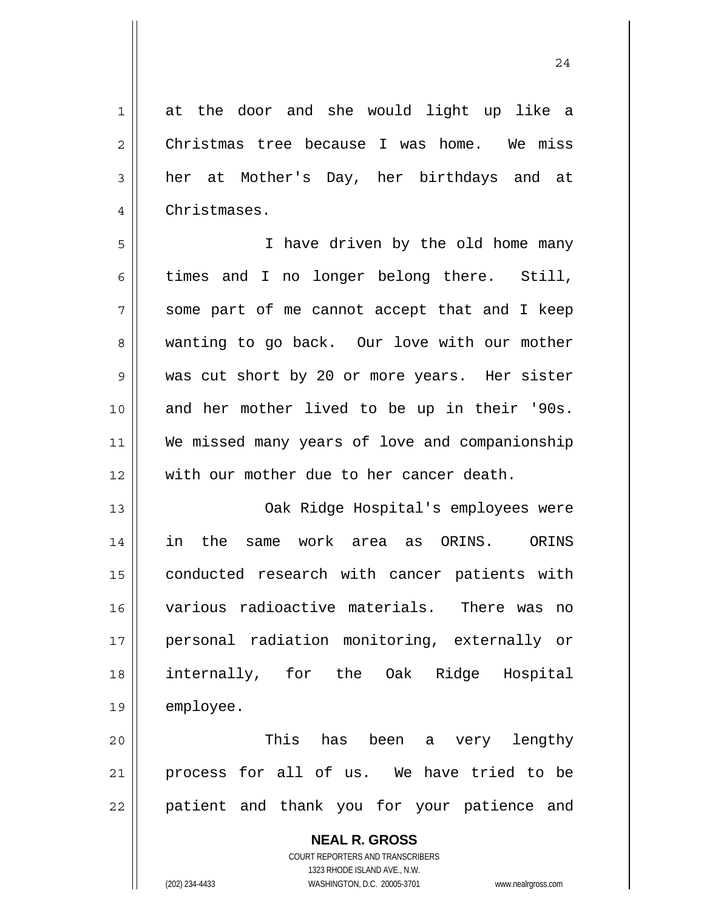at the door and she would light up like a Christmas tree because I was home. We miss her at Mother's Day, her birthdays and at Christmases.

I have driven by the old home many times and I no longer belong there. Still, some part of me cannot accept that and I keep wanting to go back. Our love with our mother was cut short by 20 or more years. Her sister and her mother lived to be up in their '90s. We missed many years of love and companionship with our mother due to her cancer death.

Oak Ridge Hospital's employees were in the same work area as ORINS. ORINS conducted research with cancer patients with various radioactive materials. There was no personal radiation monitoring, externally or internally, for the Oak Ridge Hospital employee.

This has been a very lengthy process for all of us. We have tried to be patient and thank you for your patience and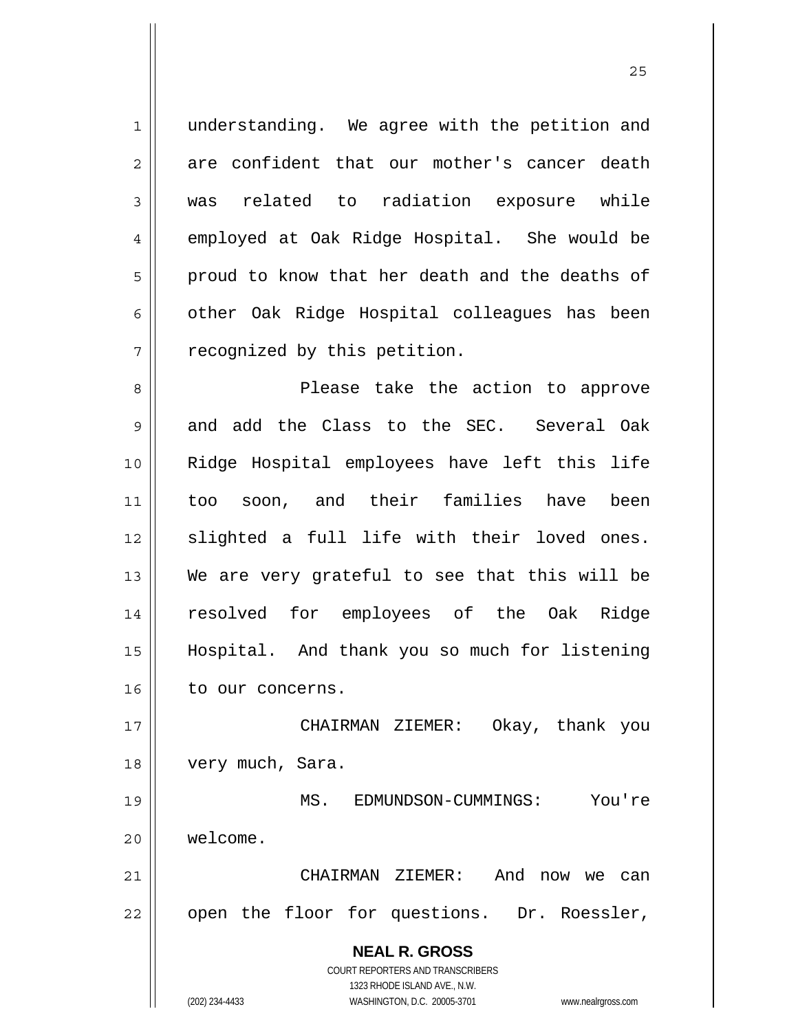understanding. We agree with the petition and are confident that our mother's cancer death was related to radiation exposure while employed at Oak Ridge Hospital. She would be proud to know that her death and the deaths of other Oak Ridge Hospital colleagues has been recognized by this petition.

Please take the action to approve and add the Class to the SEC. Several Oak Ridge Hospital employees have left this life too soon, and their families have been slighted a full life with their loved ones. We are very grateful to see that this will be resolved for employees of the Oak Ridge Hospital. And thank you so much for listening to our concerns.

CHAIRMAN ZIEMER: Okay, thank you very much, Sara.

MS. EDMUNDSON-CUMMINGS: You're welcome.

CHAIRMAN ZIEMER: And now we can open the floor for questions. Dr. Roessler,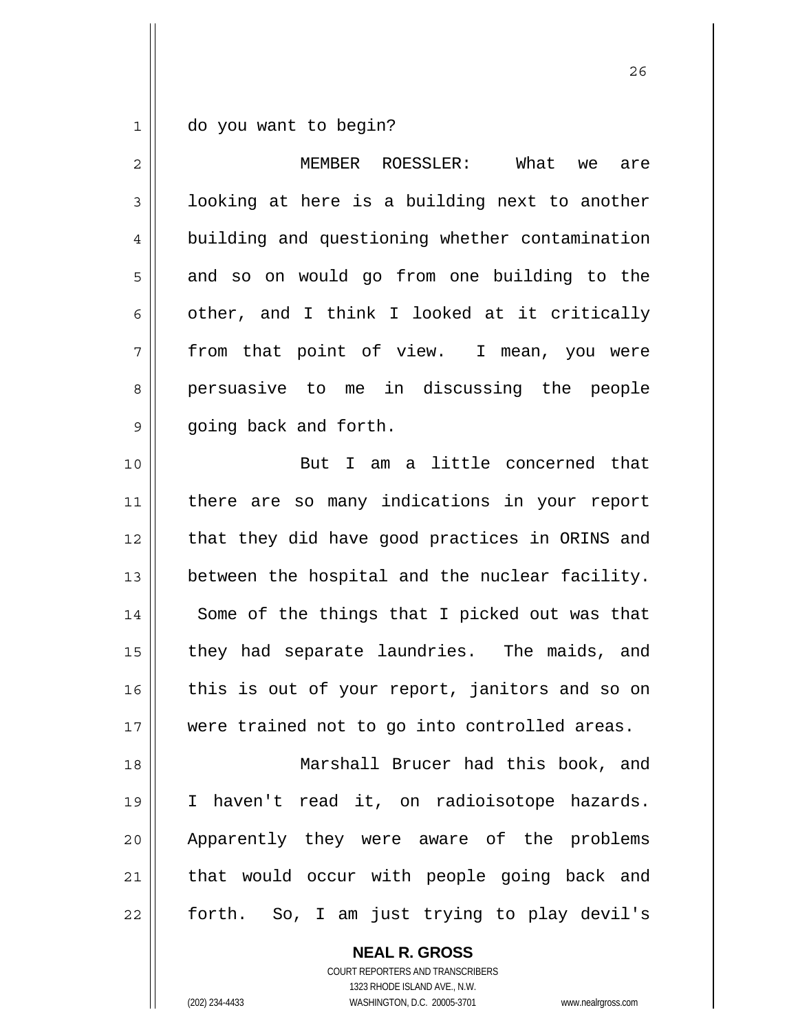do you want to begin?

MEMBER ROESSLER: What we are looking at here is a building next to another building and questioning whether contamination and so on would go from one building to the other, and I think I looked at it critically from that point of view. I mean, you were persuasive to me in discussing the people going back and forth.

But I am a little concerned that there are so many indications in your report that they did have good practices in ORINS and between the hospital and the nuclear facility. Some of the things that I picked out was that they had separate laundries. The maids, and this is out of your report, janitors and so on were trained not to go into controlled areas.

Marshall Brucer had this book, and I haven't read it, on radioisotope hazards. Apparently they were aware of the problems that would occur with people going back and forth. So, I am just trying to play devil's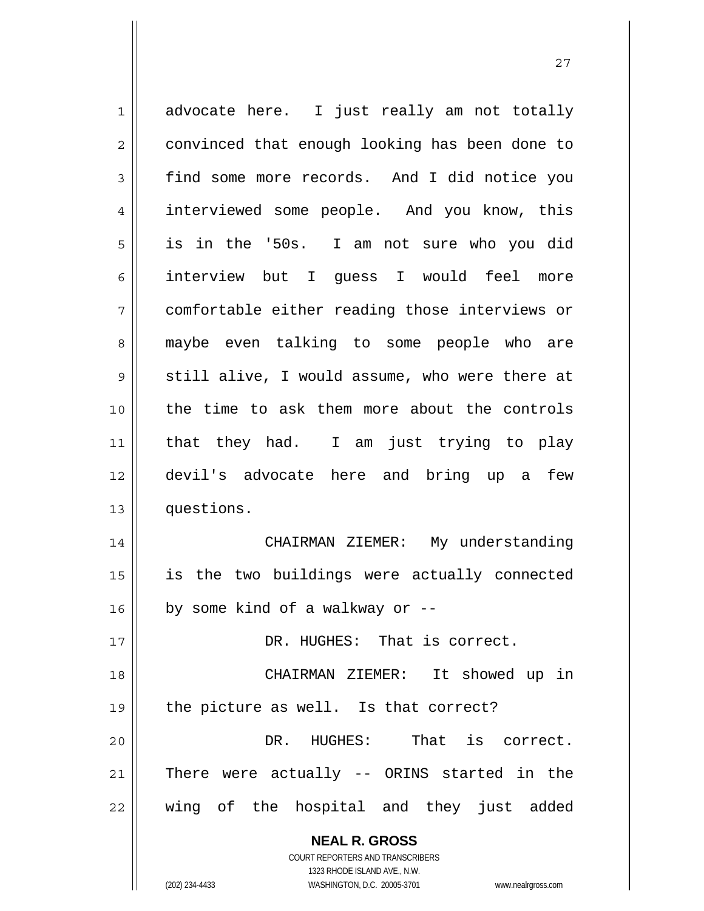advocate here. I just really am not totally convinced that enough looking has been done to find some more records. And I did notice you interviewed some people. And you know, this is in the '50s. I am not sure who you did interview but I guess I would feel more comfortable either reading those interviews or maybe even talking to some people who are still alive, I would assume, who were there at the time to ask them more about the controls that they had. I am just trying to play devil's advocate here and bring up a few questions.

CHAIRMAN ZIEMER: My understanding is the two buildings were actually connected by some kind of a walkway or --

DR. HUGHES: That is correct.

CHAIRMAN ZIEMER: It showed up in the picture as well. Is that correct?

DR. HUGHES: That is correct. There were actually -- ORINS started in the wing of the hospital and they just added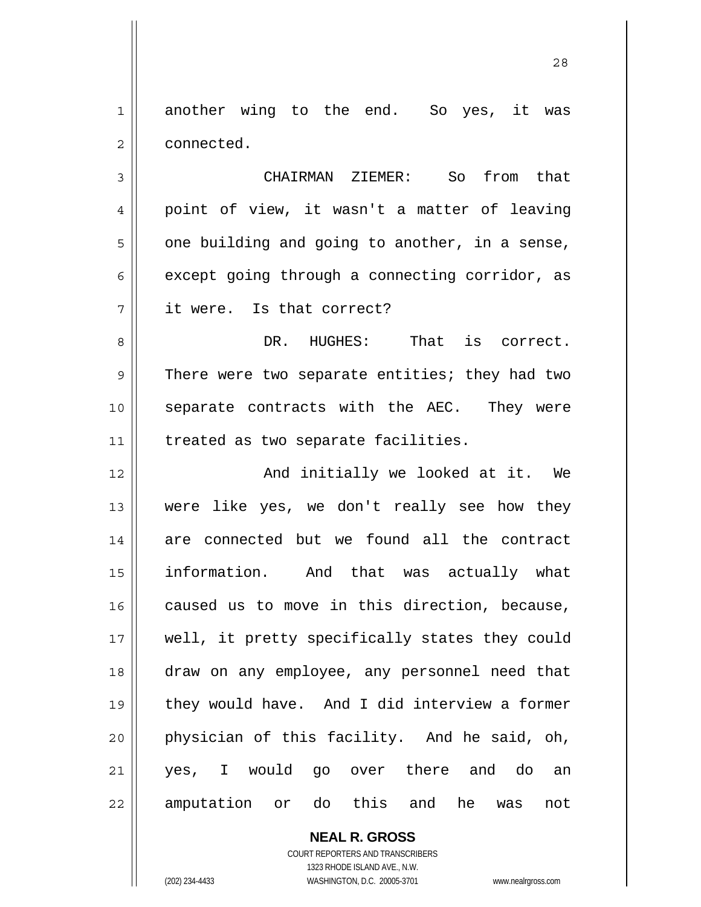another wing to the end. So yes, it was connected.

CHAIRMAN ZIEMER: So from that point of view, it wasn't a matter of leaving one building and going to another, in a sense, except going through a connecting corridor, as it were. Is that correct?

DR. HUGHES: That is correct. There were two separate entities; they had two separate contracts with the AEC. They were treated as two separate facilities.

And initially we looked at it. We were like yes, we don't really see how they are connected but we found all the contract information. And that was actually what caused us to move in this direction, because, well, it pretty specifically states they could draw on any employee, any personnel need that they would have. And I did interview a former physician of this facility. And he said, oh, yes, I would go over there and do an amputation or do this and he was not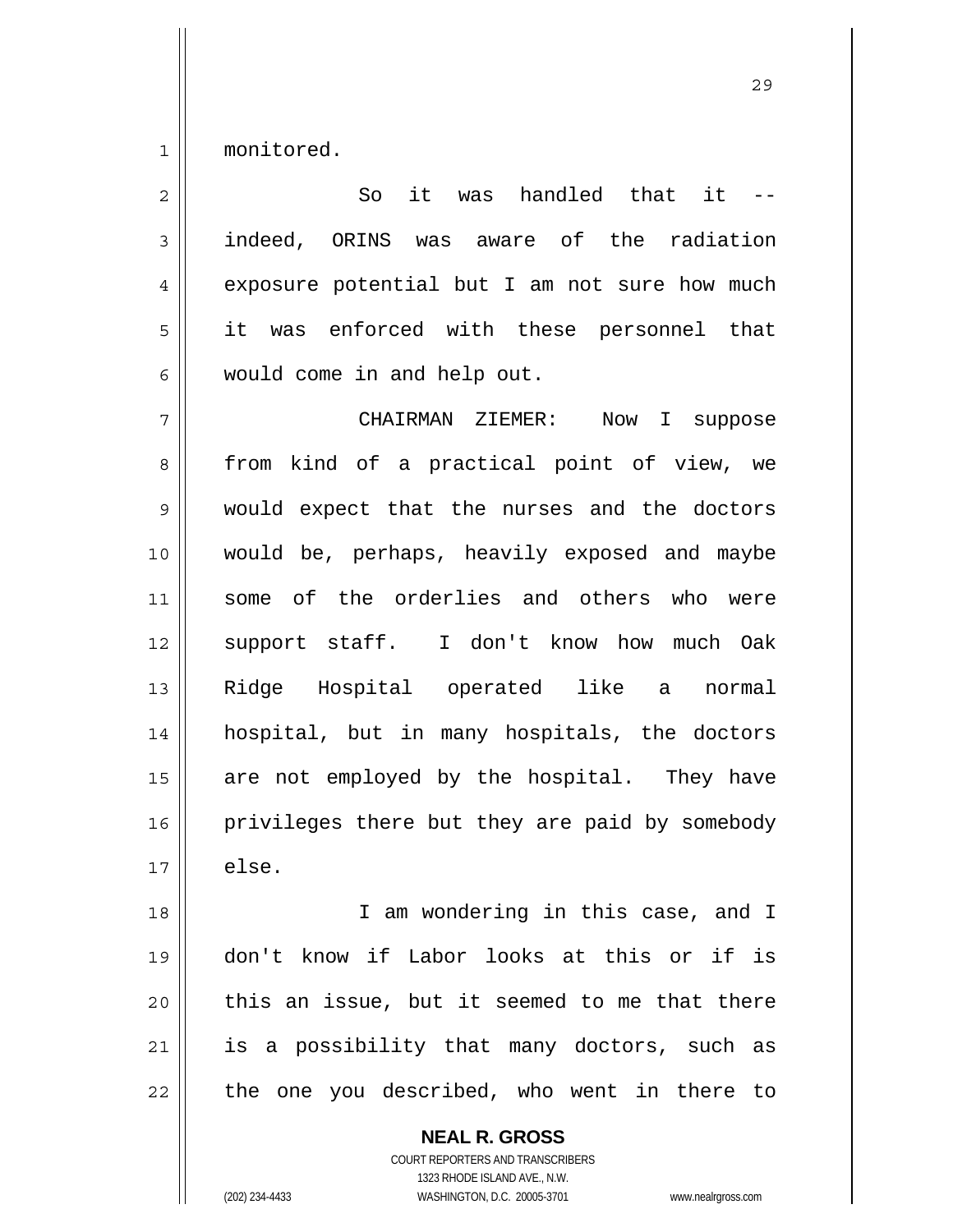monitored.

So it was handled that it -- indeed, ORINS was aware of the radiation exposure potential but I am not sure how much it was enforced with these personnel that would come in and help out.

CHAIRMAN ZIEMER: Now I suppose from kind of a practical point of view, we would expect that the nurses and the doctors would be, perhaps, heavily exposed and maybe some of the orderlies and others who were support staff. I don't know how much Oak Ridge Hospital operated like a normal hospital, but in many hospitals, the doctors are not employed by the hospital. They have privileges there but they are paid by somebody else.

I am wondering in this case, and I don't know if Labor looks at this or if is this an issue, but it seemed to me that there is a possibility that many doctors, such as the one you described, who went in there to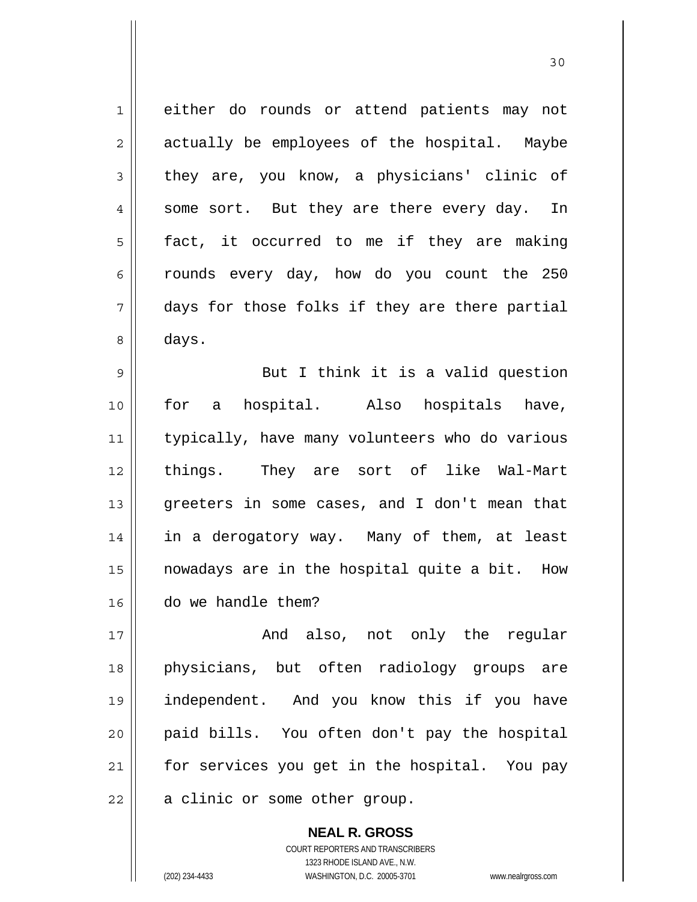either do rounds or attend patients may not actually be employees of the hospital. Maybe they are, you know, a physicians' clinic of some sort. But they are there every day. In fact, it occurred to me if they are making rounds every day, how do you count the 250 days for those folks if they are there partial days.

But I think it is a valid question for a hospital. Also hospitals have, typically, have many volunteers who do various things. They are sort of like Wal-Mart greeters in some cases, and I don't mean that in a derogatory way. Many of them, at least nowadays are in the hospital quite a bit. How do we handle them?

And also, not only the regular physicians, but often radiology groups are independent. And you know this if you have paid bills. You often don't pay the hospital for services you get in the hospital. You pay a clinic or some other group.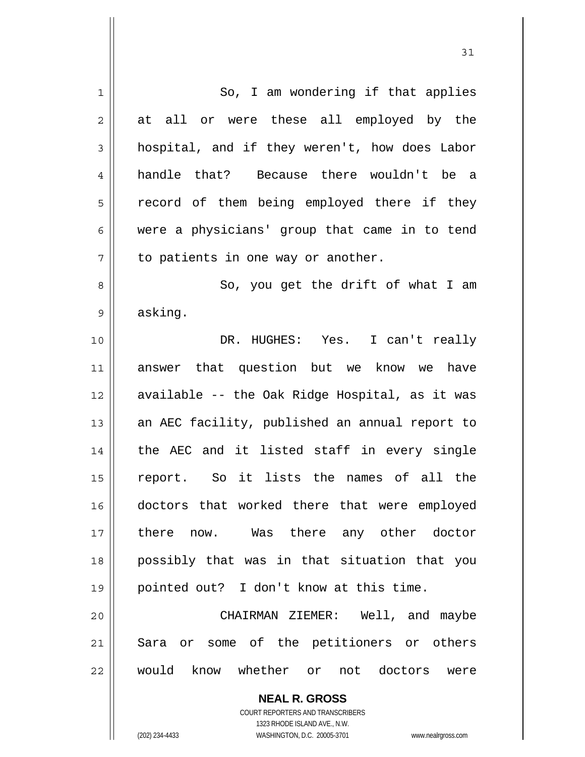So, I am wondering if that applies at all or were these all employed by the hospital, and if they weren't, how does Labor handle that? Because there wouldn't be a record of them being employed there if they were a physicians' group that came in to tend to patients in one way or another.

So, you get the drift of what I am asking.

DR. HUGHES: Yes. I can't really answer that question but we know we have available -- the Oak Ridge Hospital, as it was an AEC facility, published an annual report to the AEC and it listed staff in every single report. So it lists the names of all the doctors that worked there that were employed there now. Was there any other doctor possibly that was in that situation that you pointed out? I don't know at this time.

CHAIRMAN ZIEMER: Well, and maybe Sara or some of the petitioners or others would know whether or not doctors were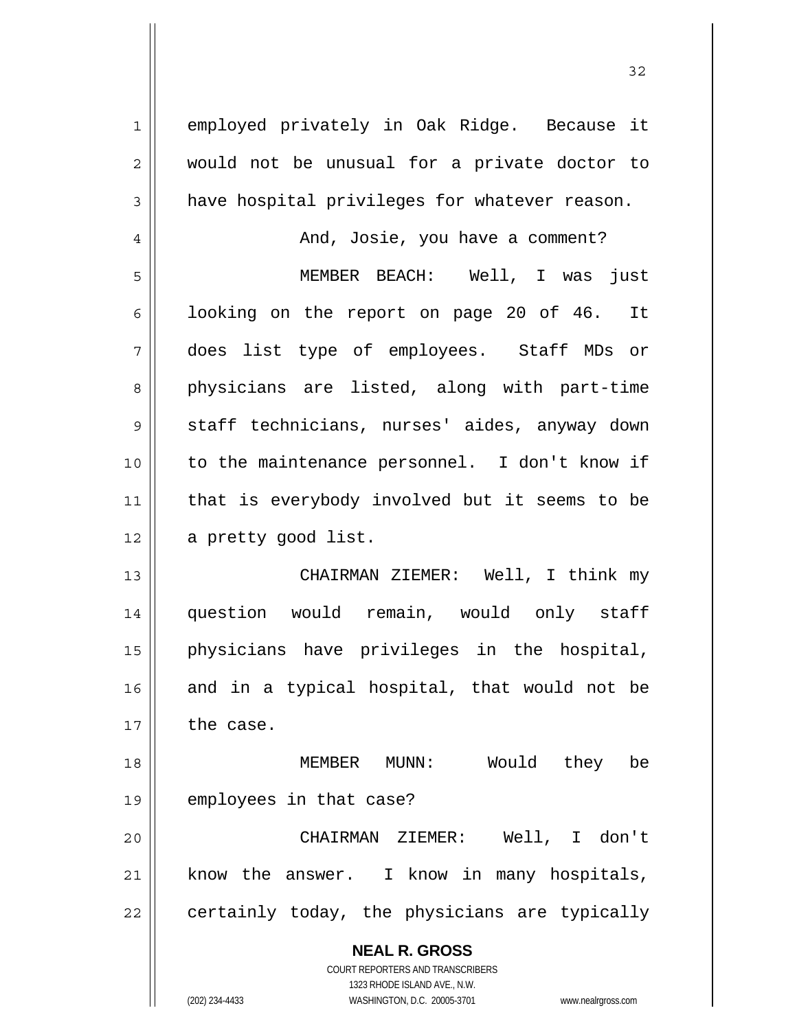employed privately in Oak Ridge. Because it would not be unusual for a private doctor to have hospital privileges for whatever reason.

And, Josie, you have a comment?

MEMBER BEACH: Well, I was just looking on the report on page 20 of 46. It does list type of employees. Staff MDs or physicians are listed, along with part-time staff technicians, nurses' aides, anyway down to the maintenance personnel. I don't know if that is everybody involved but it seems to be a pretty good list.

CHAIRMAN ZIEMER: Well, I think my question would remain, would only staff physicians have privileges in the hospital, and in a typical hospital, that would not be the case.

MEMBER MUNN: Would they be employees in that case?

CHAIRMAN ZIEMER: Well, I don't know the answer. I know in many hospitals, certainly today, the physicians are typically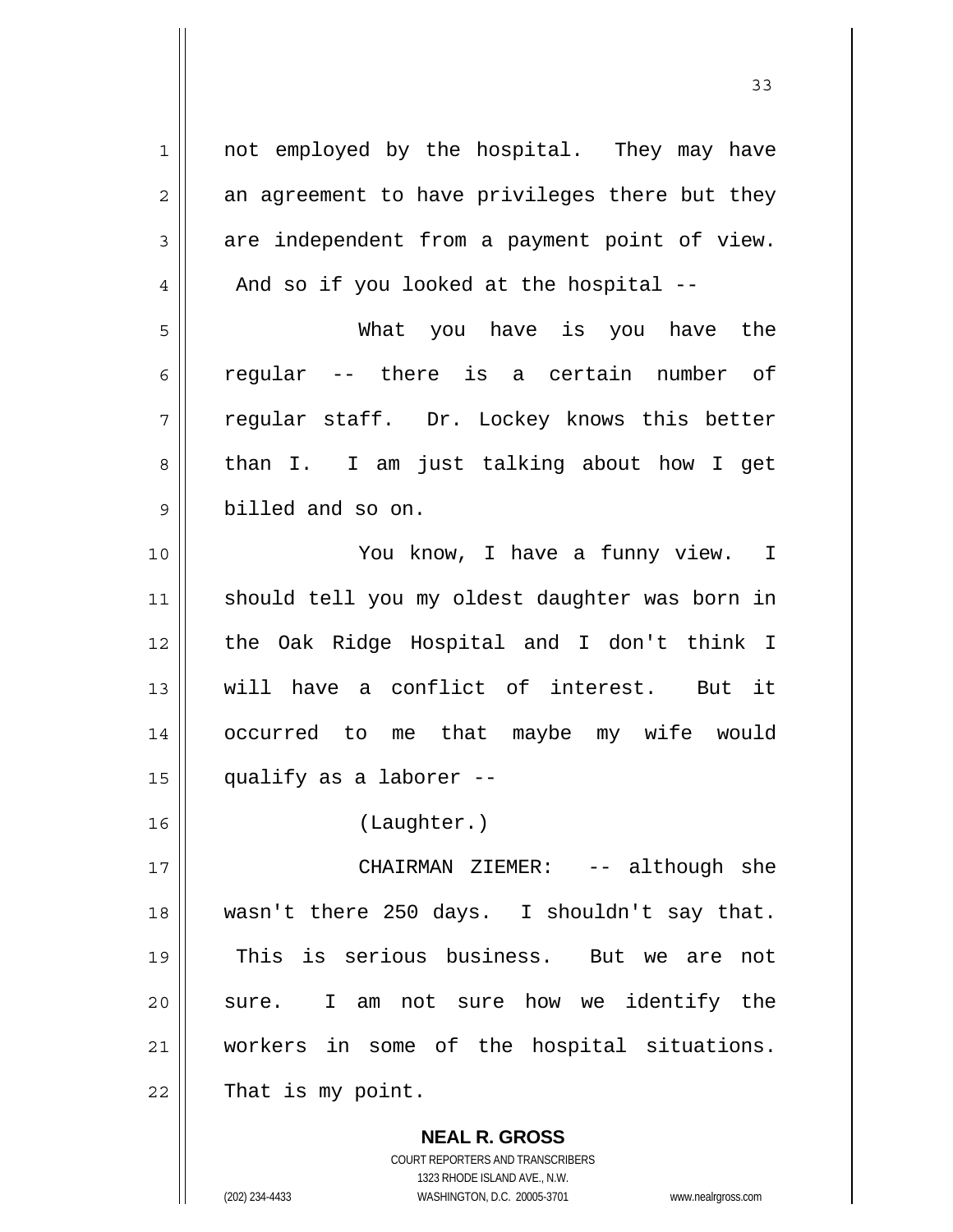not employed by the hospital. They may have an agreement to have privileges there but they are independent from a payment point of view. And so if you looked at the hospital --

What you have is you have the regular -- there is a certain number of regular staff. Dr. Lockey knows this better than I. I am just talking about how I get billed and so on.

You know, I have a funny view. I should tell you my oldest daughter was born in the Oak Ridge Hospital and I don't think I will have a conflict of interest. But it occurred to me that maybe my wife would qualify as a laborer --

(Laughter.)

CHAIRMAN ZIEMER: -- although she wasn't there 250 days. I shouldn't say that. This is serious business. But we are not sure. I am not sure how we identify the workers in some of the hospital situations. That is my point.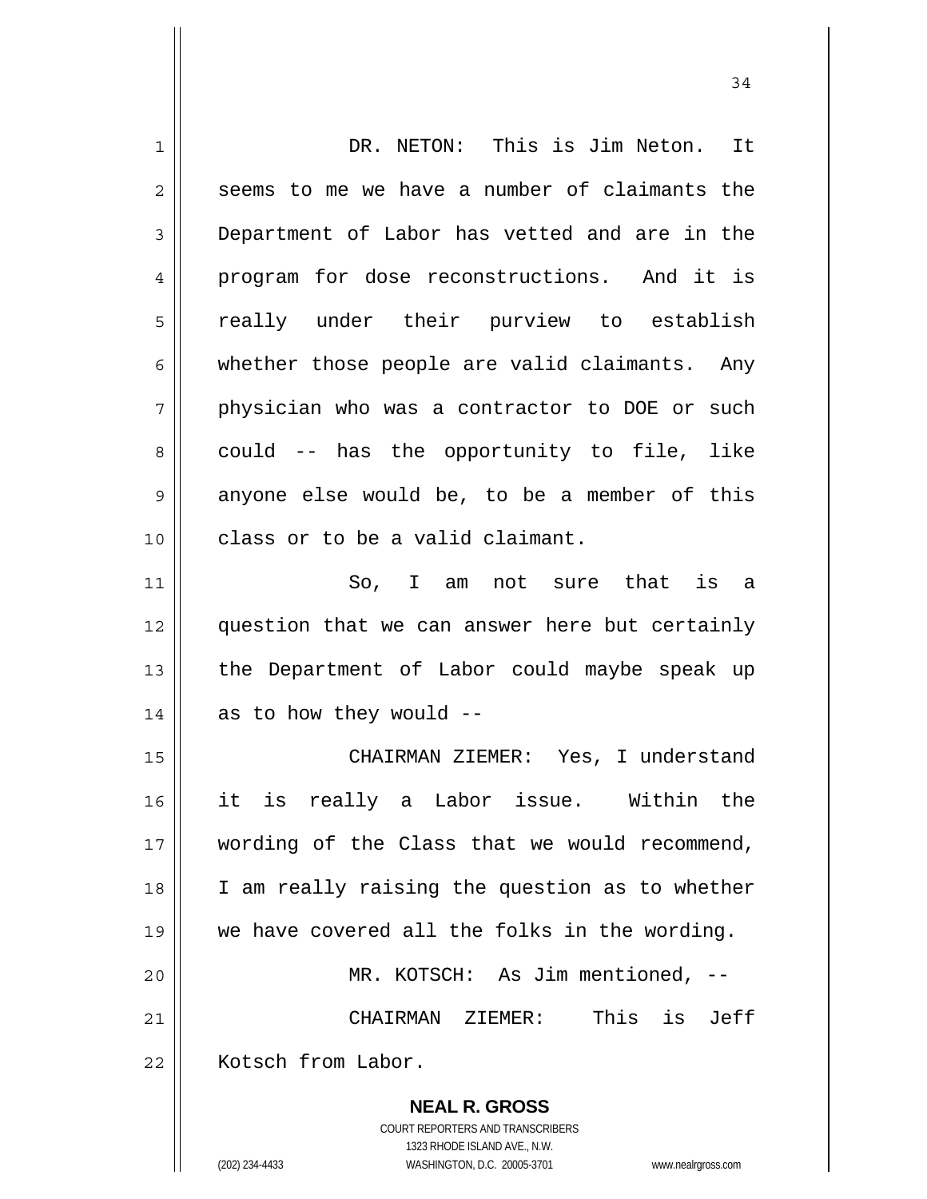DR. NETON: This is Jim Neton. It seems to me we have a number of claimants the Department of Labor has vetted and are in the program for dose reconstructions. And it is really under their purview to establish whether those people are valid claimants. Any physician who was a contractor to DOE or such could -- has the opportunity to file, like anyone else would be, to be a member of this class or to be a valid claimant.

So, I am not sure that is a question that we can answer here but certainly the Department of Labor could maybe speak up as to how they would --

CHAIRMAN ZIEMER: Yes, I understand it is really a Labor issue. Within the wording of the Class that we would recommend, I am really raising the question as to whether we have covered all the folks in the wording.

MR. KOTSCH: As Jim mentioned, --

CHAIRMAN ZIEMER: This is Jeff Kotsch from Labor.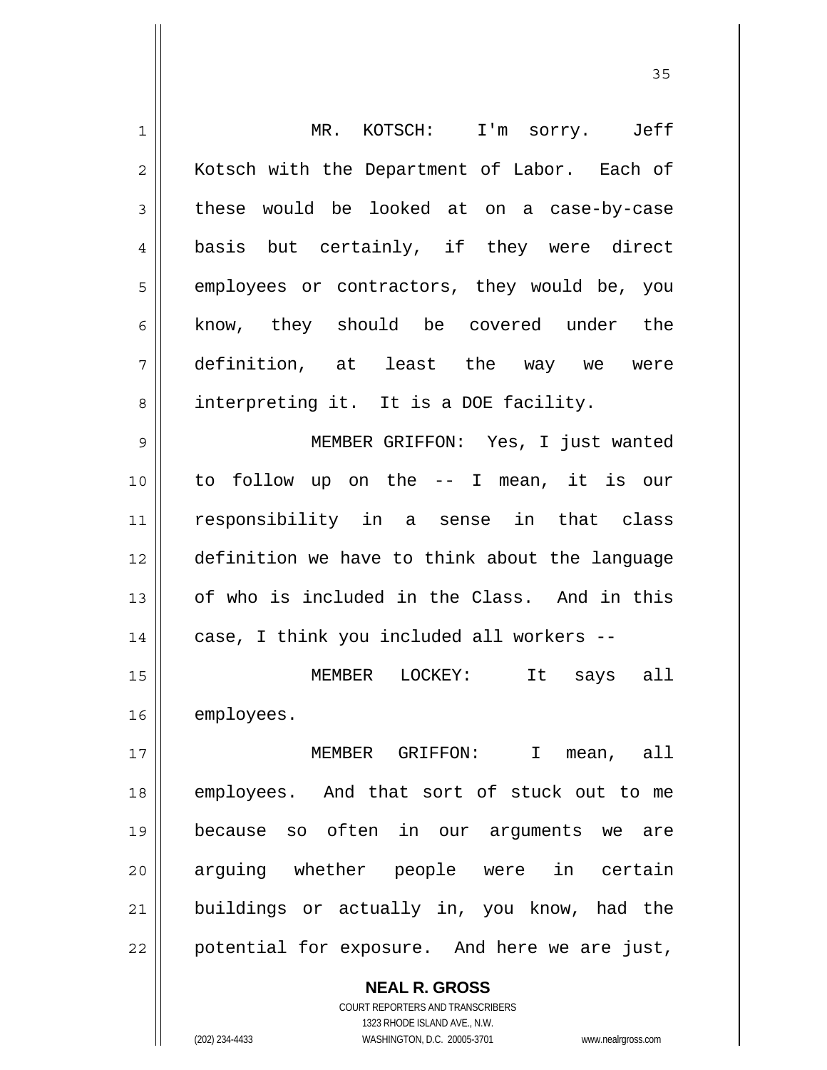MR. KOTSCH: I'm sorry. Jeff Kotsch with the Department of Labor. Each of these would be looked at on a case-by-case basis but certainly, if they were direct employees or contractors, they would be, you know, they should be covered under the definition, at least the way we were interpreting it. It is a DOE facility.

MEMBER GRIFFON: Yes, I just wanted to follow up on the -- I mean, it is our responsibility in a sense in that class definition we have to think about the language of who is included in the Class. And in this case, I think you included all workers --

MEMBER LOCKEY: It says all employees.

MEMBER GRIFFON: I mean, all employees. And that sort of stuck out to me because so often in our arguments we are arguing whether people were in certain buildings or actually in, you know, had the potential for exposure. And here we are just,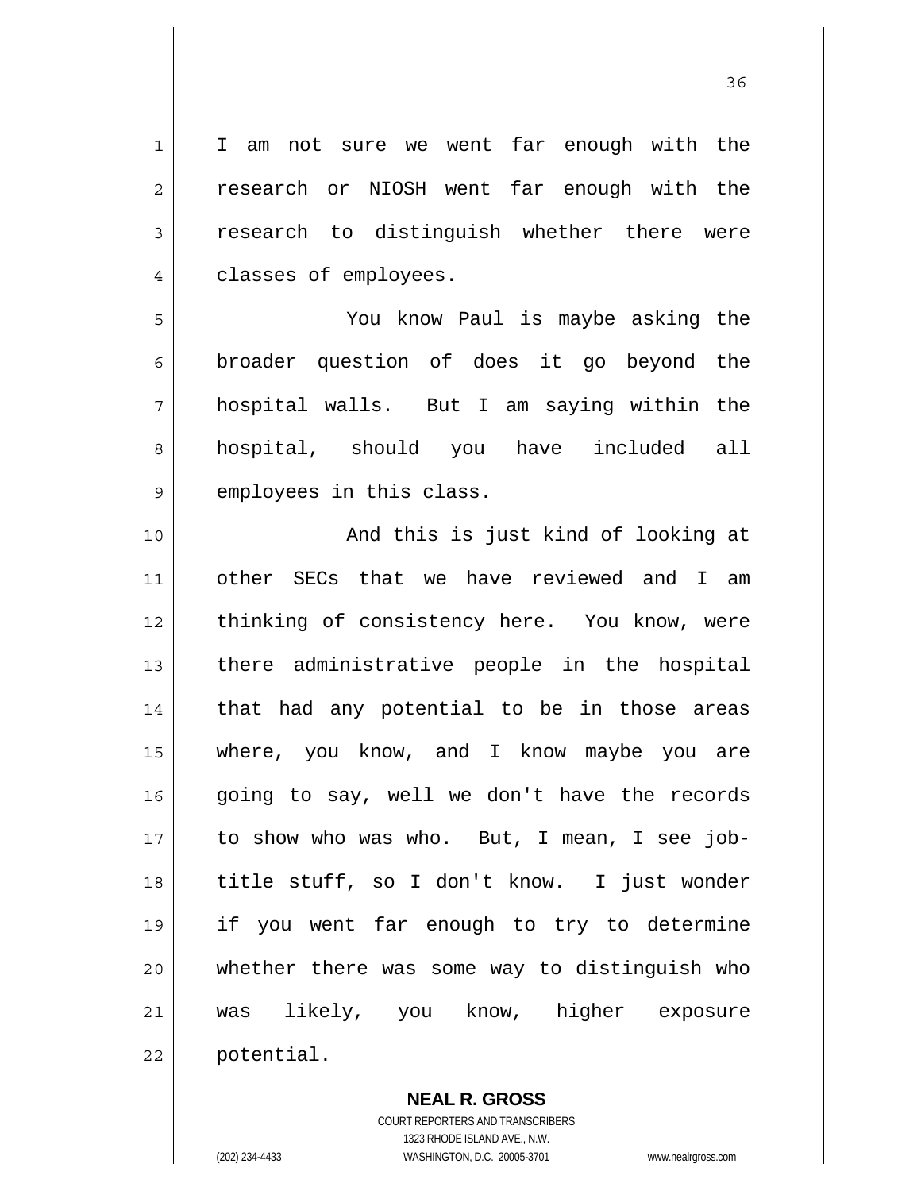I am not sure we went far enough with the research or NIOSH went far enough with the research to distinguish whether there were classes of employees.

You know Paul is maybe asking the broader question of does it go beyond the hospital walls. But I am saying within the hospital, should you have included all employees in this class.

And this is just kind of looking at other SECs that we have reviewed and I am thinking of consistency here. You know, were there administrative people in the hospital that had any potential to be in those areas where, you know, and I know maybe you are going to say, well we don't have the records to show who was who. But, I mean, I see job-title stuff, so I don't know. I just wonder if you went far enough to try to determine whether there was some way to distinguish who was likely, you know, higher exposure potential.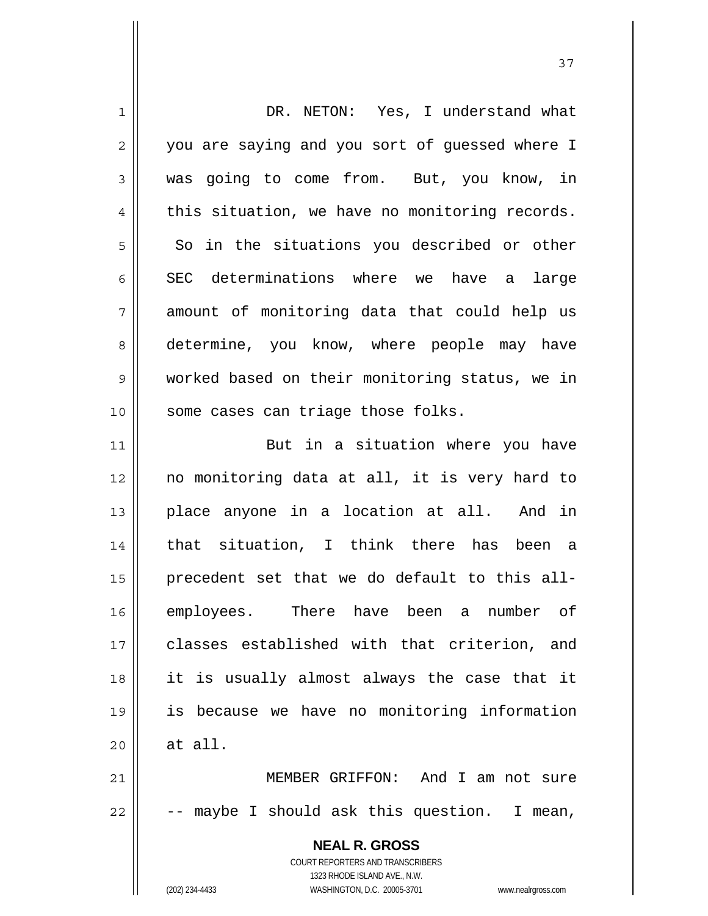DR. NETON: Yes, I understand what you are saying and you sort of guessed where I was going to come from. But, you know, in this situation, we have no monitoring records. So in the situations you described or other SEC determinations where we have a large amount of monitoring data that could help us determine, you know, where people may have worked based on their monitoring status, we in some cases can triage those folks.

But in a situation where you have no monitoring data at all, it is very hard to place anyone in a location at all. And in that situation, I think there has been a precedent set that we do default to this all-employees. There have been a number of classes established with that criterion, and it is usually almost always the case that it is because we have no monitoring information at all.

MEMBER GRIFFON: And I am not sure -- maybe I should ask this question. I mean,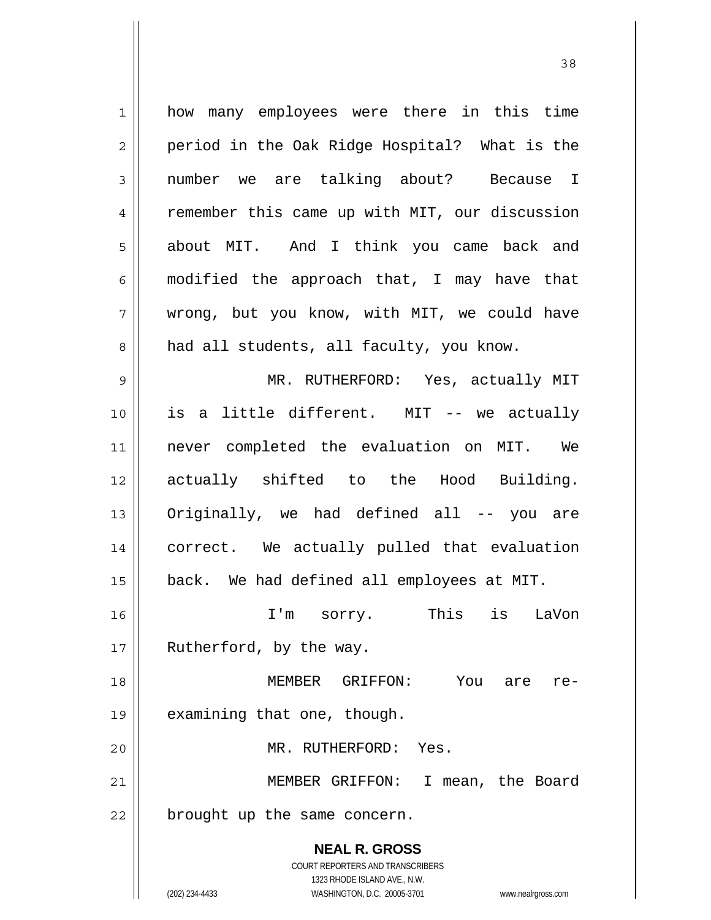how many employees were there in this time period in the Oak Ridge Hospital? What is the number we are talking about? Because I remember this came up with MIT, our discussion about MIT. And I think you came back and modified the approach that, I may have that wrong, but you know, with MIT, we could have had all students, all faculty, you know.

MR. RUTHERFORD: Yes, actually MIT is a little different. MIT -- we actually never completed the evaluation on MIT. We actually shifted to the Hood Building. Originally, we had defined all -- you are correct. We actually pulled that evaluation back. We had defined all employees at MIT.

I'm sorry. This is LaVon Rutherford, by the way.

MEMBER GRIFFON: You are re-examining that one, though.

MR. RUTHERFORD: Yes.

MEMBER GRIFFON: I mean, the Board brought up the same concern.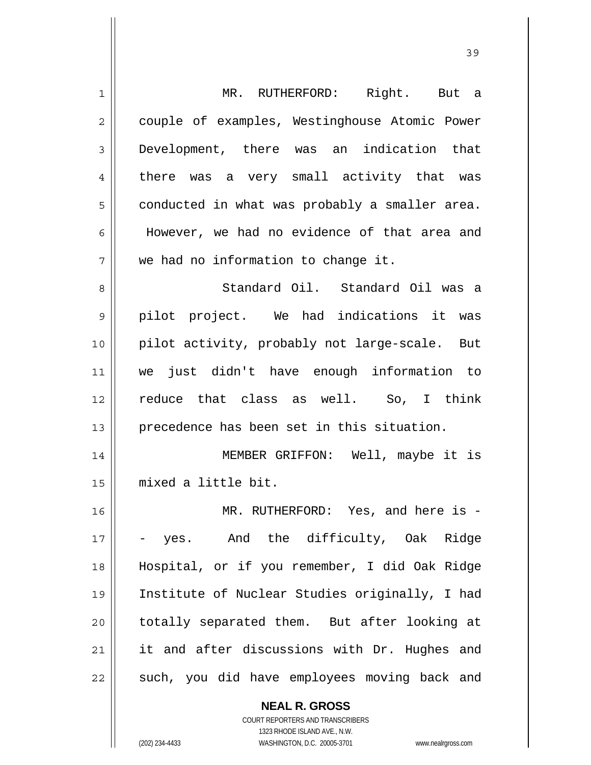MR. RUTHERFORD: Right. But a couple of examples, Westinghouse Atomic Power Development, there was an indication that there was a very small activity that was conducted in what was probably a smaller area. However, we had no evidence of that area and we had no information to change it.

Standard Oil. Standard Oil was a pilot project. We had indications it was pilot activity, probably not large-scale. But we just didn't have enough information to reduce that class as well. So, I think precedence has been set in this situation.

MEMBER GRIFFON: Well, maybe it is mixed a little bit.

MR. RUTHERFORD: Yes, and here is -- yes. And the difficulty, Oak Ridge Hospital, or if you remember, I did Oak Ridge Institute of Nuclear Studies originally, I had totally separated them. But after looking at it and after discussions with Dr. Hughes and such, you did have employees moving back and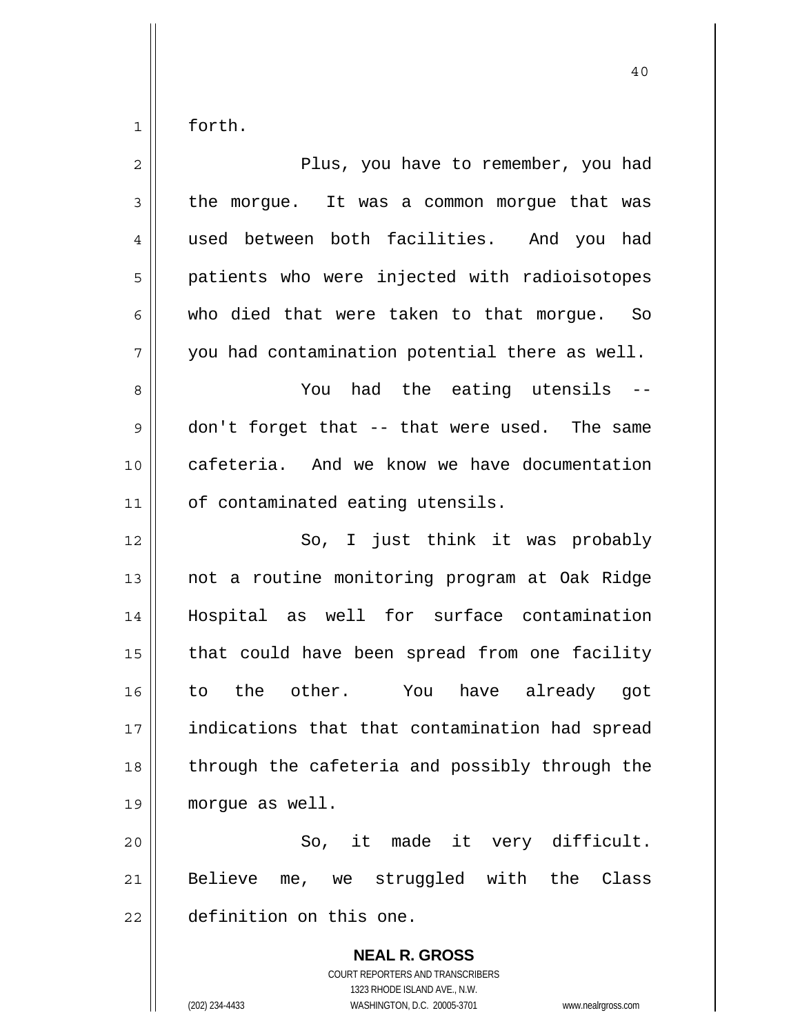forth.

Plus, you have to remember, you had the morgue. It was a common morgue that was used between both facilities. And you had patients who were injected with radioisotopes who died that were taken to that morgue. So you had contamination potential there as well.

You had the eating utensils -- don't forget that -- that were used. The same cafeteria. And we know we have documentation of contaminated eating utensils.

So, I just think it was probably not a routine monitoring program at Oak Ridge Hospital as well for surface contamination that could have been spread from one facility to the other. You have already got indications that that contamination had spread through the cafeteria and possibly through the morgue as well.

So, it made it very difficult. Believe me, we struggled with the Class definition on this one.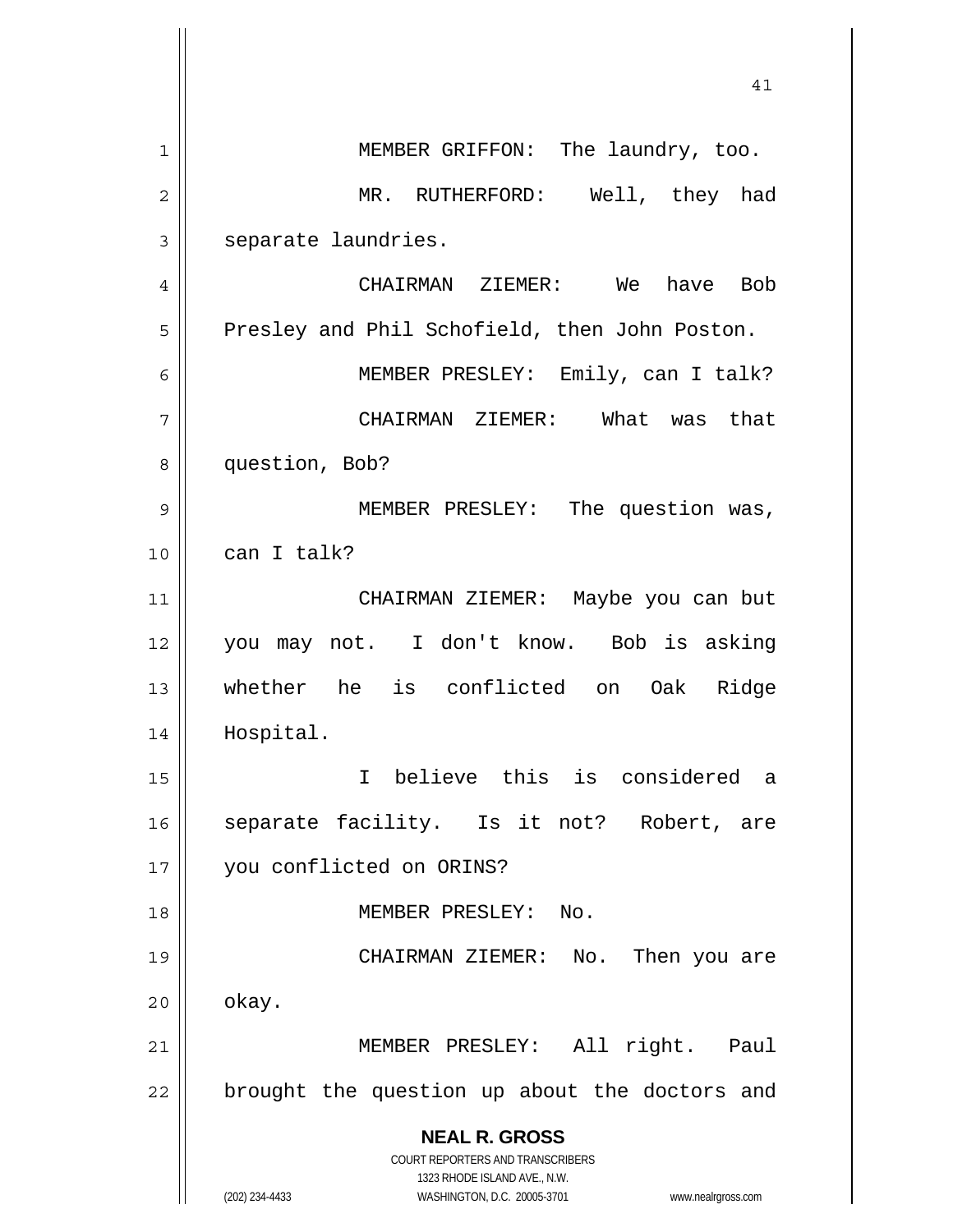MEMBER GRIFFON: The laundry, too.

MR. RUTHERFORD: Well, they had separate laundries.

CHAIRMAN ZIEMER: We have Bob Presley and Phil Schofield, then John Poston.

MEMBER PRESLEY: Emily, can I talk?

CHAIRMAN ZIEMER: What was that question, Bob?

MEMBER PRESLEY: The question was, can I talk?

CHAIRMAN ZIEMER: Maybe you can but you may not. I don't know. Bob is asking whether he is conflicted on Oak Ridge Hospital.

I believe this is considered a separate facility. Is it not? Robert, are you conflicted on ORINS?

MEMBER PRESLEY: No.

CHAIRMAN ZIEMER: No. Then you are okay.

MEMBER PRESLEY: All right. Paul brought the question up about the doctors and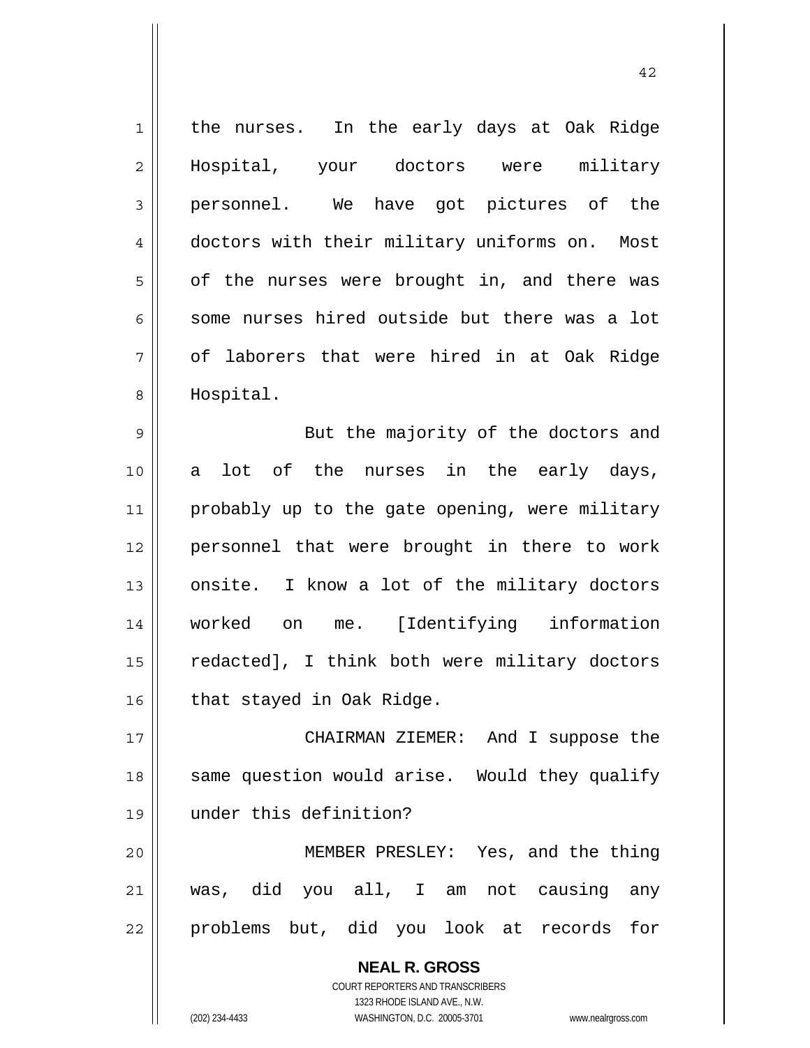the nurses. In the early days at Oak Ridge Hospital, your doctors were military personnel. We have got pictures of the doctors with their military uniforms on. Most of the nurses were brought in, and there was some nurses hired outside but there was a lot of laborers that were hired in at Oak Ridge Hospital.

But the majority of the doctors and a lot of the nurses in the early days, probably up to the gate opening, were military personnel that were brought in there to work onsite. I know a lot of the military doctors worked on me. [Identifying information redacted], I think both were military doctors that stayed in Oak Ridge.

CHAIRMAN ZIEMER: And I suppose the same question would arise. Would they qualify under this definition?

MEMBER PRESLEY: Yes, and the thing was, did you all, I am not causing any problems but, did you look at records for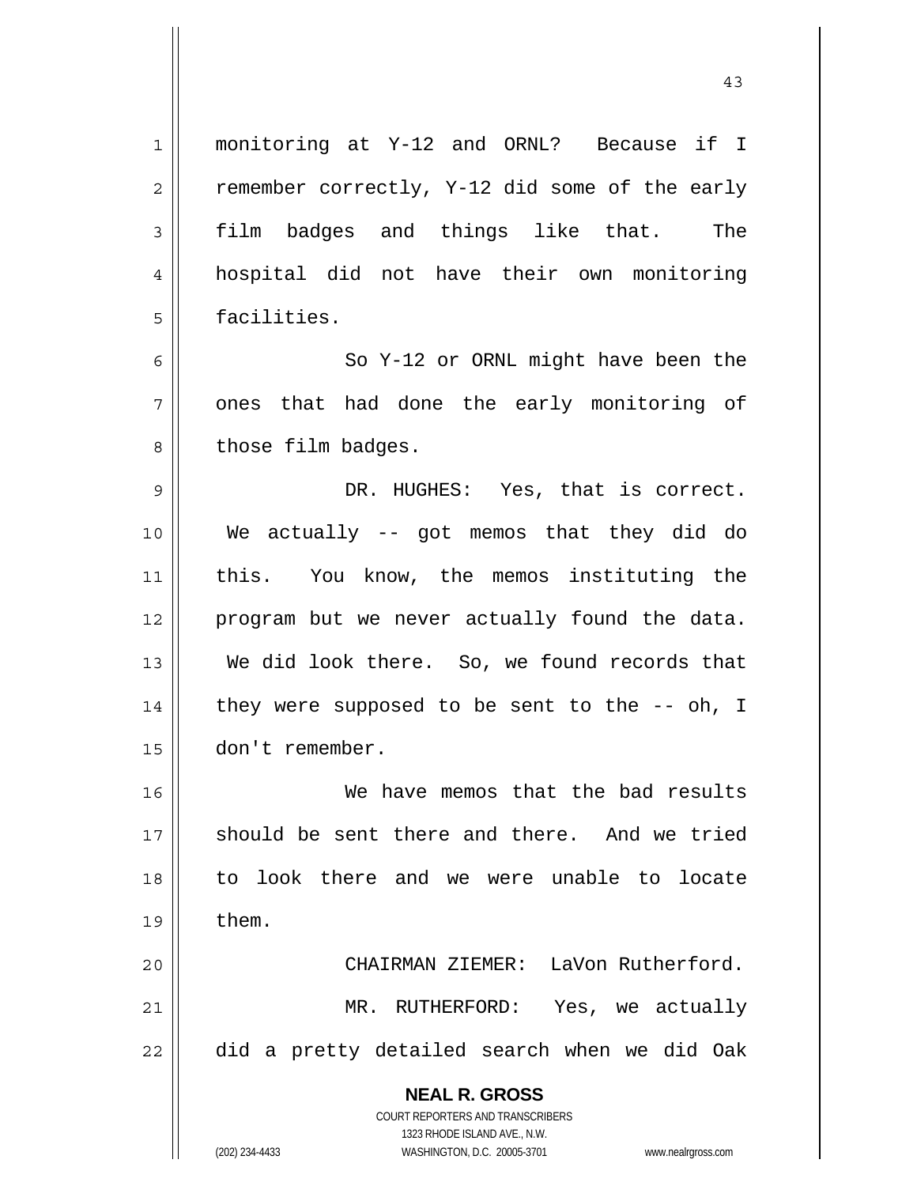monitoring at Y-12 and ORNL? Because if I remember correctly, Y-12 did some of the early film badges and things like that. The hospital did not have their own monitoring facilities.

So Y-12 or ORNL might have been the ones that had done the early monitoring of those film badges.

DR. HUGHES: Yes, that is correct. We actually -- got memos that they did do this. You know, the memos instituting the program but we never actually found the data. We did look there. So, we found records that they were supposed to be sent to the -- oh, I don't remember.

We have memos that the bad results should be sent there and there. And we tried to look there and we were unable to locate them.

CHAIRMAN ZIEMER: LaVon Rutherford.

MR. RUTHERFORD: Yes, we actually did a pretty detailed search when we did Oak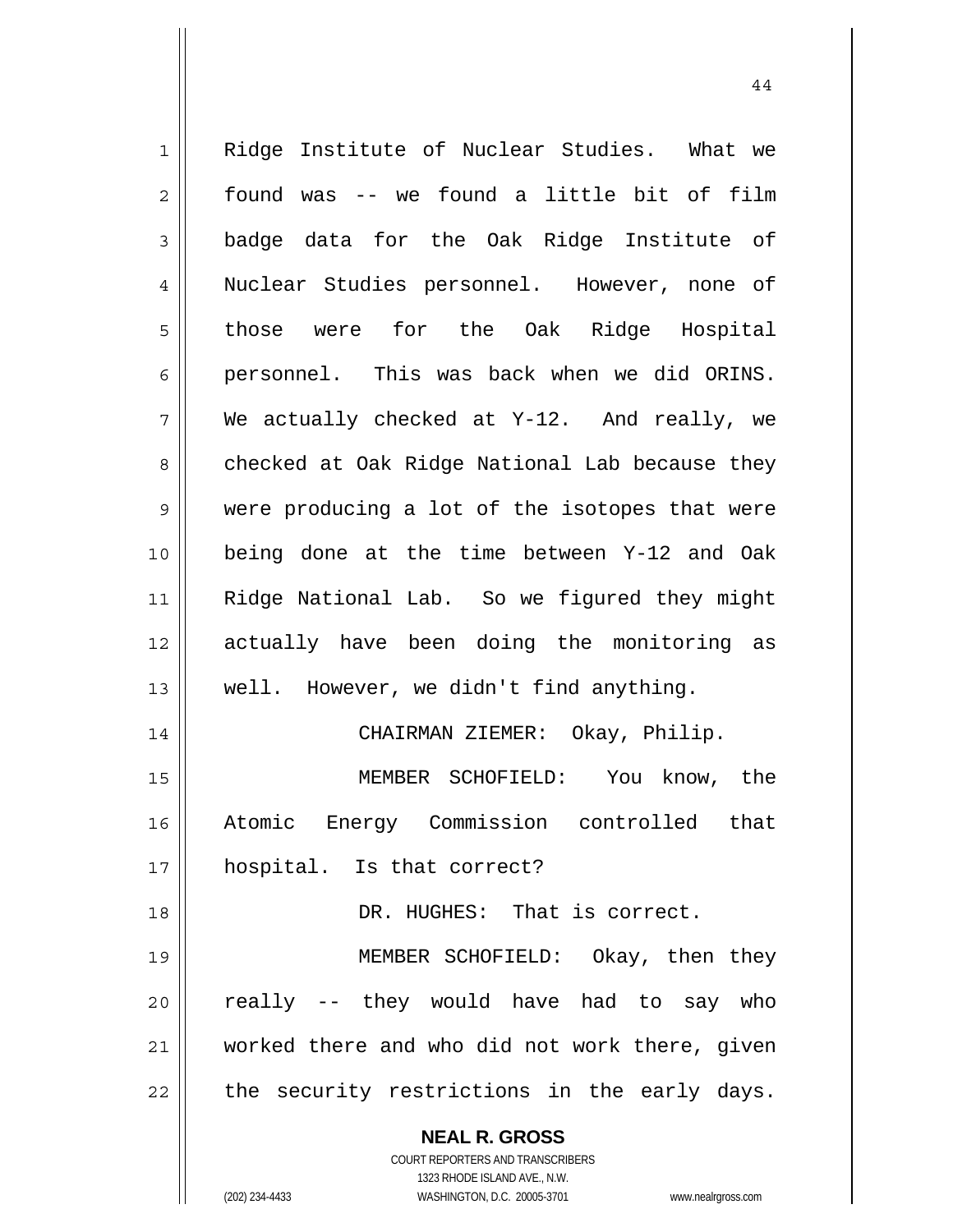Ridge Institute of Nuclear Studies. What we found was -- we found a little bit of film badge data for the Oak Ridge Institute of Nuclear Studies personnel. However, none of those were for the Oak Ridge Hospital personnel. This was back when we did ORINS. We actually checked at Y-12. And really, we checked at Oak Ridge National Lab because they were producing a lot of the isotopes that were being done at the time between Y-12 and Oak Ridge National Lab. So we figured they might actually have been doing the monitoring as well. However, we didn't find anything.

CHAIRMAN ZIEMER: Okay, Philip.

MEMBER SCHOFIELD: You know, the Atomic Energy Commission controlled that hospital. Is that correct?

DR. HUGHES: That is correct.

MEMBER SCHOFIELD: Okay, then they really -- they would have had to say who worked there and who did not work there, given the security restrictions in the early days.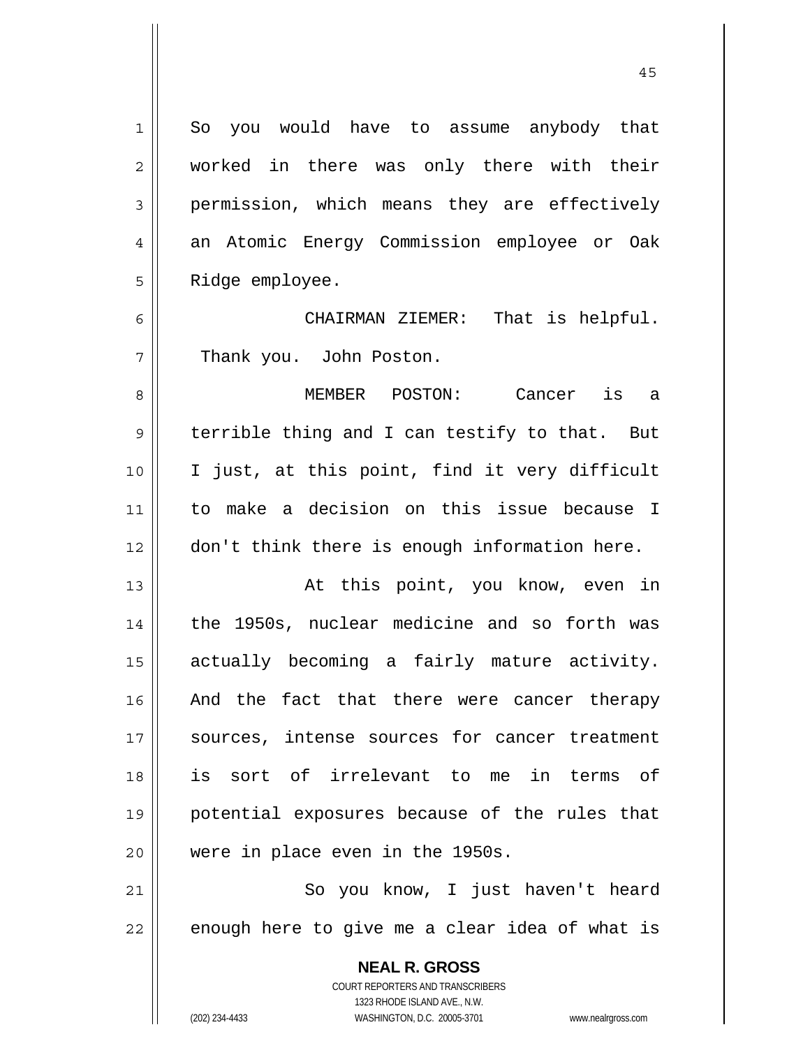So you would have to assume anybody that worked in there was only there with their permission, which means they are effectively an Atomic Energy Commission employee or Oak Ridge employee.

CHAIRMAN ZIEMER: That is helpful. Thank you. John Poston.

MEMBER POSTON: Cancer is a terrible thing and I can testify to that. But I just, at this point, find it very difficult to make a decision on this issue because I don't think there is enough information here.

At this point, you know, even in the 1950s, nuclear medicine and so forth was actually becoming a fairly mature activity. And the fact that there were cancer therapy sources, intense sources for cancer treatment is sort of irrelevant to me in terms of potential exposures because of the rules that were in place even in the 1950s.

So you know, I just haven't heard enough here to give me a clear idea of what is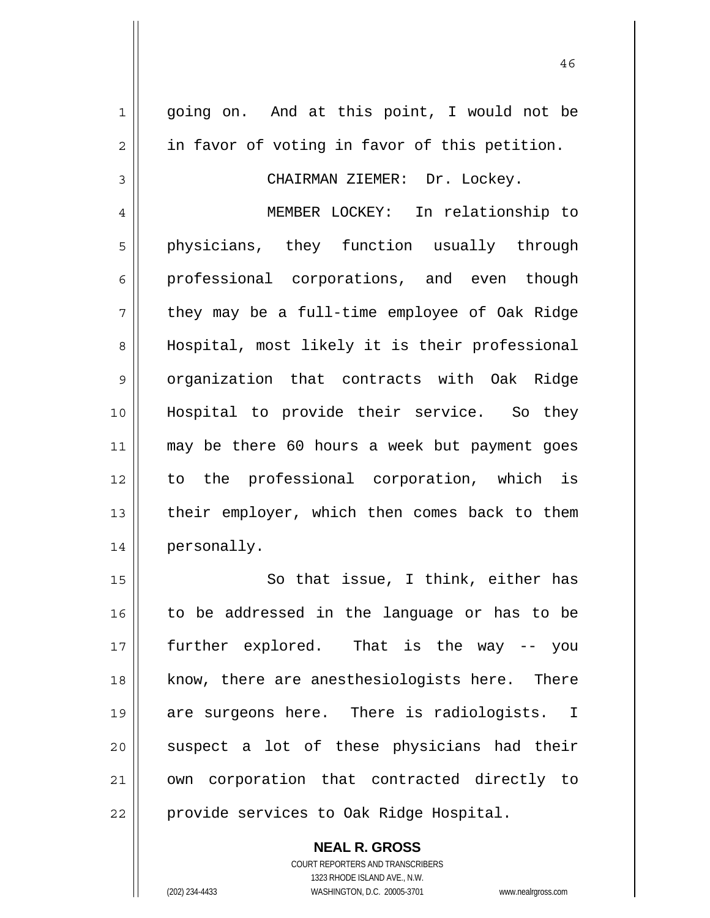going on. And at this point, I would not be in favor of voting in favor of this petition.

CHAIRMAN ZIEMER: Dr. Lockey.

MEMBER LOCKEY: In relationship to physicians, they function usually through professional corporations, and even though they may be a full-time employee of Oak Ridge Hospital, most likely it is their professional organization that contracts with Oak Ridge Hospital to provide their service. So they may be there 60 hours a week but payment goes to the professional corporation, which is their employer, which then comes back to them personally.

So that issue, I think, either has to be addressed in the language or has to be further explored. That is the way -- you know, there are anesthesiologists here. There are surgeons here. There is radiologists. I suspect a lot of these physicians had their own corporation that contracted directly to provide services to Oak Ridge Hospital.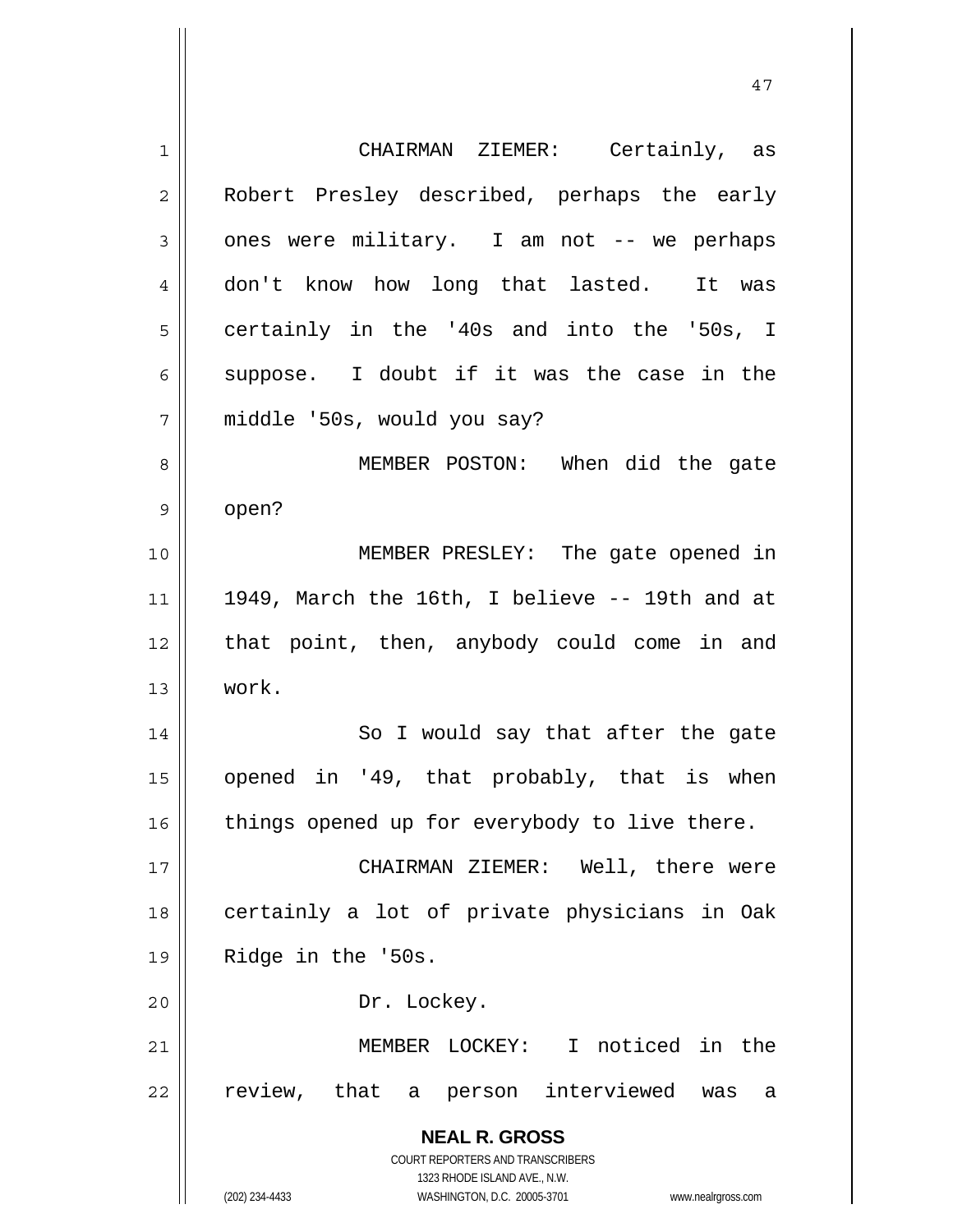CHAIRMAN ZIEMER: Certainly, as Robert Presley described, perhaps the early ones were military. I am not -- we perhaps don't know how long that lasted. It was certainly in the '40s and into the '50s, I suppose. I doubt if it was the case in the middle '50s, would you say?

MEMBER POSTON: When did the gate open?

MEMBER PRESLEY: The gate opened in 1949, March the 16th, I believe -- 19th and at that point, then, anybody could come in and work.

So I would say that after the gate opened in '49, that probably, that is when things opened up for everybody to live there.

CHAIRMAN ZIEMER: Well, there were certainly a lot of private physicians in Oak Ridge in the '50s.

Dr. Lockey.

MEMBER LOCKEY: I noticed in the review, that a person interviewed was a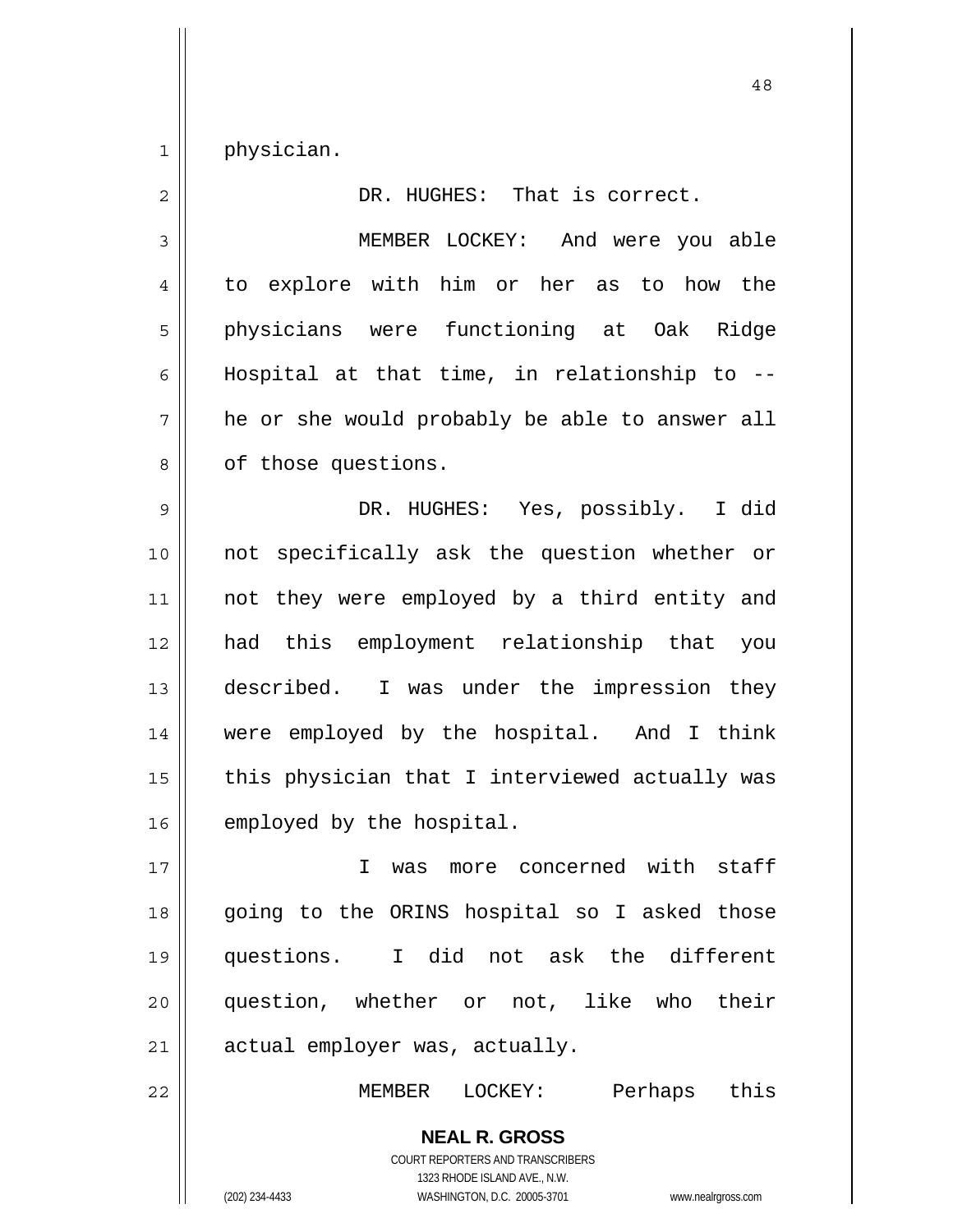physician.

DR. HUGHES: That is correct.

MEMBER LOCKEY: And were you able to explore with him or her as to how the physicians were functioning at Oak Ridge Hospital at that time, in relationship to -- he or she would probably be able to answer all of those questions.

DR. HUGHES: Yes, possibly. I did not specifically ask the question whether or not they were employed by a third entity and had this employment relationship that you described. I was under the impression they were employed by the hospital. And I think this physician that I interviewed actually was employed by the hospital.

I was more concerned with staff going to the ORINS hospital so I asked those questions. I did not ask the different question, whether or not, like who their actual employer was, actually.

MEMBER LOCKEY: Perhaps this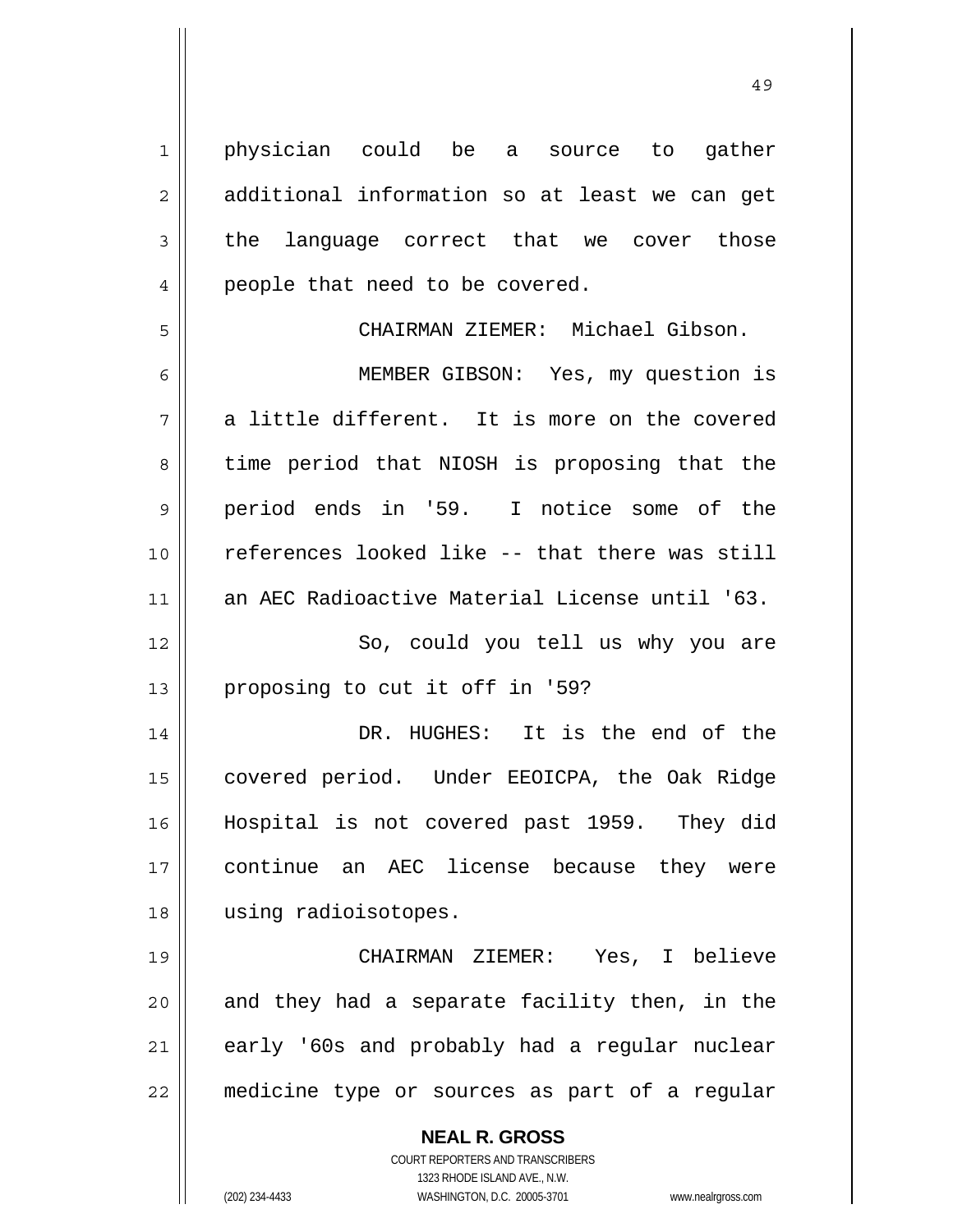physician could be a source to gather additional information so at least we can get the language correct that we cover those people that need to be covered.

CHAIRMAN ZIEMER: Michael Gibson.

MEMBER GIBSON: Yes, my question is a little different. It is more on the covered time period that NIOSH is proposing that the period ends in '59. I notice some of the references looked like -- that there was still an AEC Radioactive Material License until '63.

So, could you tell us why you are proposing to cut it off in '59?

DR. HUGHES: It is the end of the covered period. Under EEOICPA, the Oak Ridge Hospital is not covered past 1959. They did continue an AEC license because they were using radioisotopes.

CHAIRMAN ZIEMER: Yes, I believe and they had a separate facility then, in the early '60s and probably had a regular nuclear medicine type or sources as part of a regular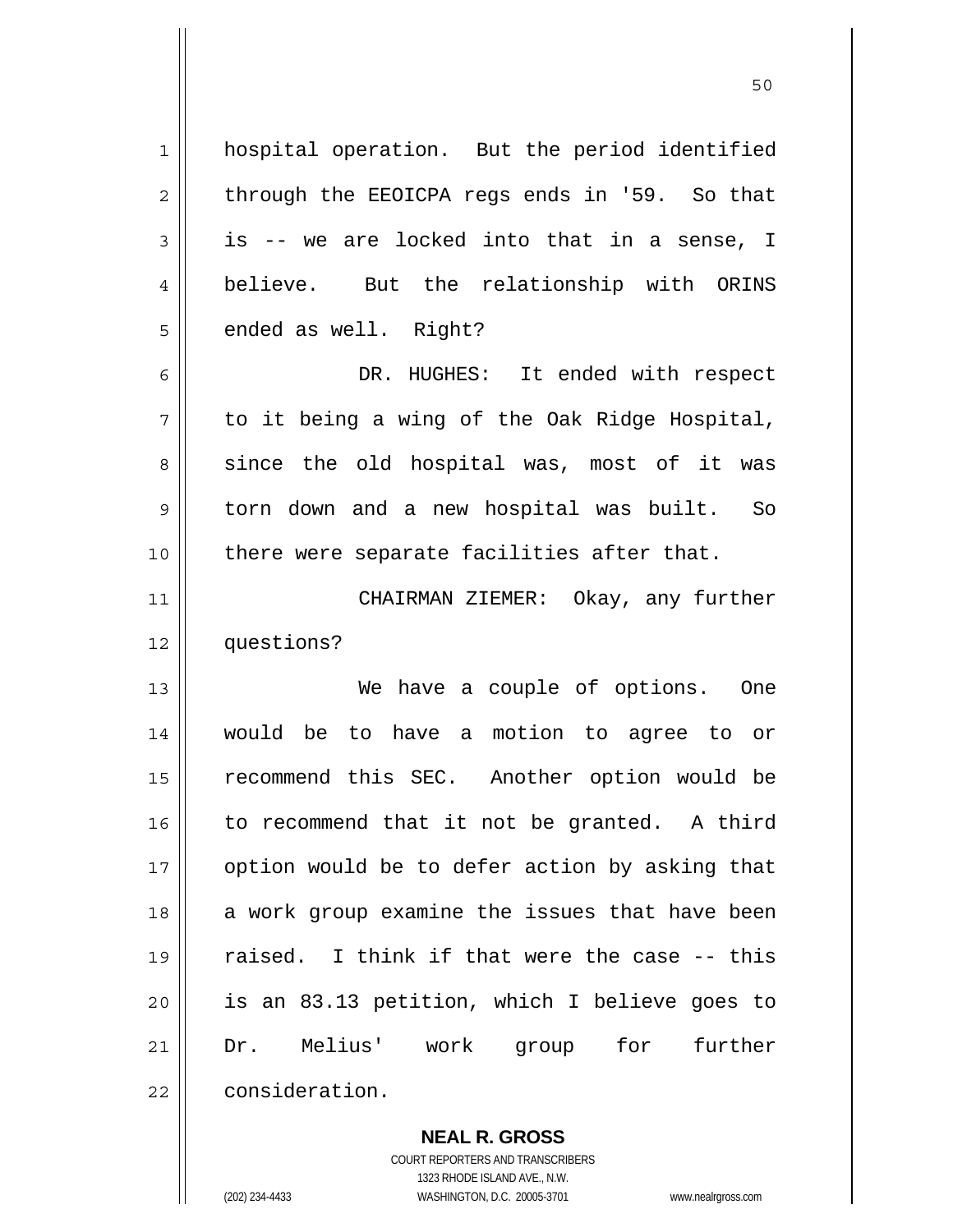hospital operation. But the period identified through the EEOICPA regs ends in '59. So that is -- we are locked into that in a sense, I believe. But the relationship with ORINS ended as well. Right?

DR. HUGHES: It ended with respect to it being a wing of the Oak Ridge Hospital, since the old hospital was, most of it was torn down and a new hospital was built. So there were separate facilities after that.

CHAIRMAN ZIEMER: Okay, any further questions?

We have a couple of options. One would be to have a motion to agree to or recommend this SEC. Another option would be to recommend that it not be granted. A third option would be to defer action by asking that a work group examine the issues that have been raised. I think if that were the case -- this is an 83.13 petition, which I believe goes to Dr. Melius' work group for further consideration.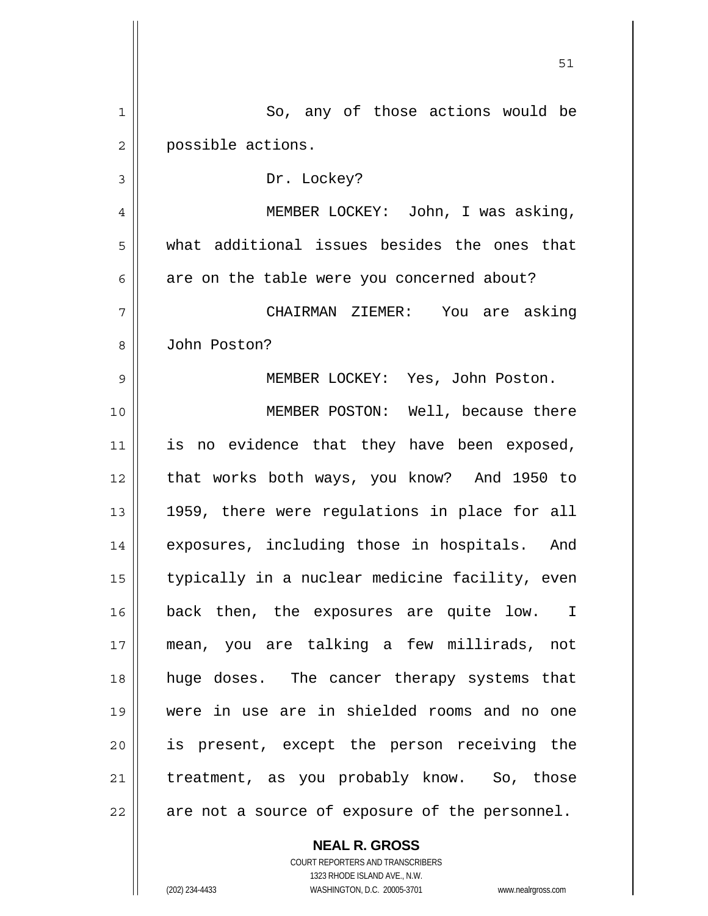So, any of those actions would be possible actions.

Dr. Lockey?

MEMBER LOCKEY: John, I was asking, what additional issues besides the ones that are on the table were you concerned about?

CHAIRMAN ZIEMER: You are asking John Poston?

MEMBER LOCKEY: Yes, John Poston.

MEMBER POSTON: Well, because there is no evidence that they have been exposed, that works both ways, you know? And 1950 to 1959, there were regulations in place for all exposures, including those in hospitals. And typically in a nuclear medicine facility, even back then, the exposures are quite low. I mean, you are talking a few millirads, not huge doses. The cancer therapy systems that were in use are in shielded rooms and no one is present, except the person receiving the treatment, as you probably know. So, those are not a source of exposure of the personnel.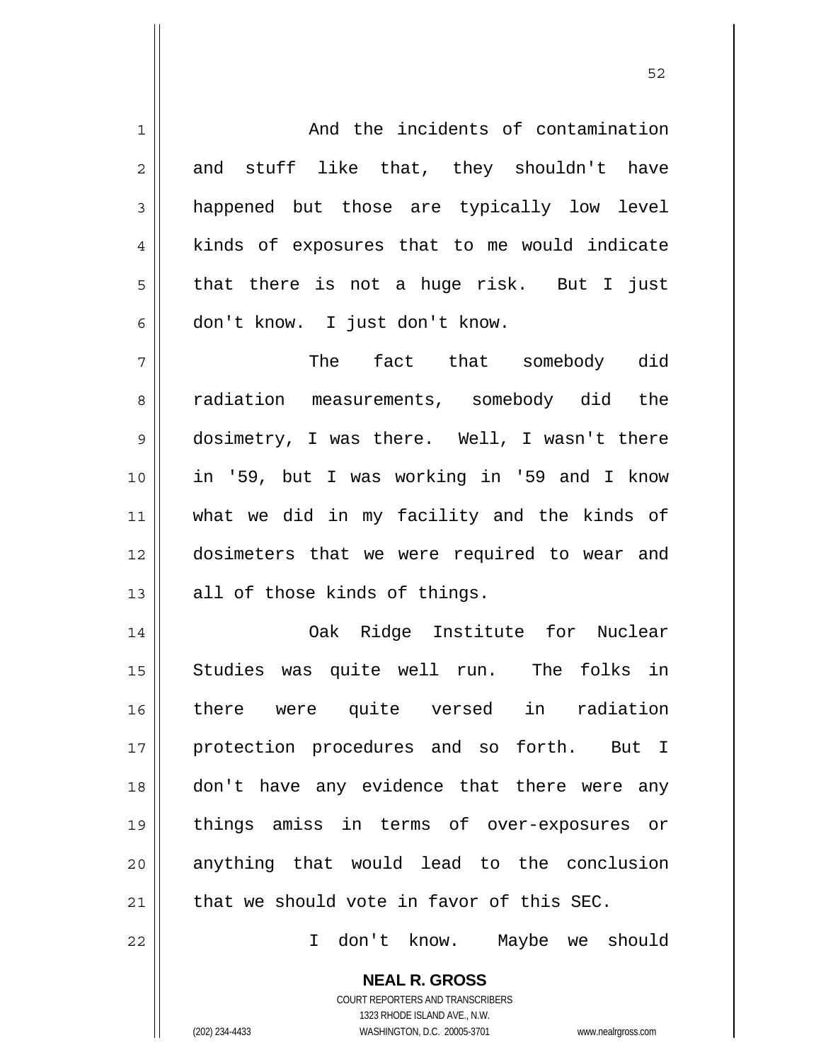And the incidents of contamination and stuff like that, they shouldn't have happened but those are typically low level kinds of exposures that to me would indicate that there is not a huge risk. But I just don't know. I just don't know.

The fact that somebody did radiation measurements, somebody did the dosimetry, I was there. Well, I wasn't there in '59, but I was working in '59 and I know what we did in my facility and the kinds of dosimeters that we were required to wear and all of those kinds of things.

Oak Ridge Institute for Nuclear Studies was quite well run. The folks in there were quite versed in radiation protection procedures and so forth. But I don't have any evidence that there were any things amiss in terms of over-exposures or anything that would lead to the conclusion that we should vote in favor of this SEC.

I don't know. Maybe we should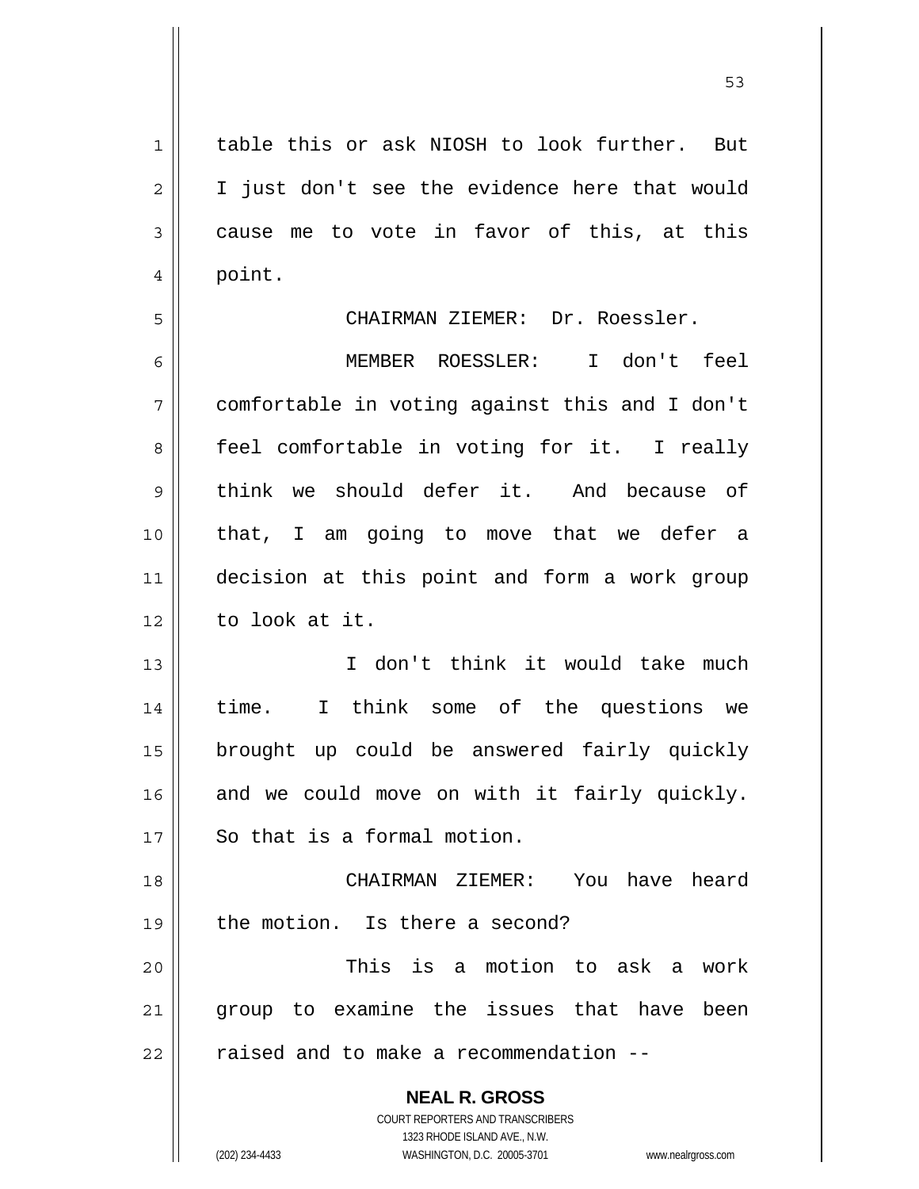table this or ask NIOSH to look further. But I just don't see the evidence here that would cause me to vote in favor of this, at this point.

CHAIRMAN ZIEMER: Dr. Roessler.

MEMBER ROESSLER: I don't feel comfortable in voting against this and I don't feel comfortable in voting for it. I really think we should defer it. And because of that, I am going to move that we defer a decision at this point and form a work group to look at it.

I don't think it would take much time. I think some of the questions we brought up could be answered fairly quickly and we could move on with it fairly quickly. So that is a formal motion.

CHAIRMAN ZIEMER: You have heard the motion. Is there a second?

This is a motion to ask a work group to examine the issues that have been raised and to make a recommendation --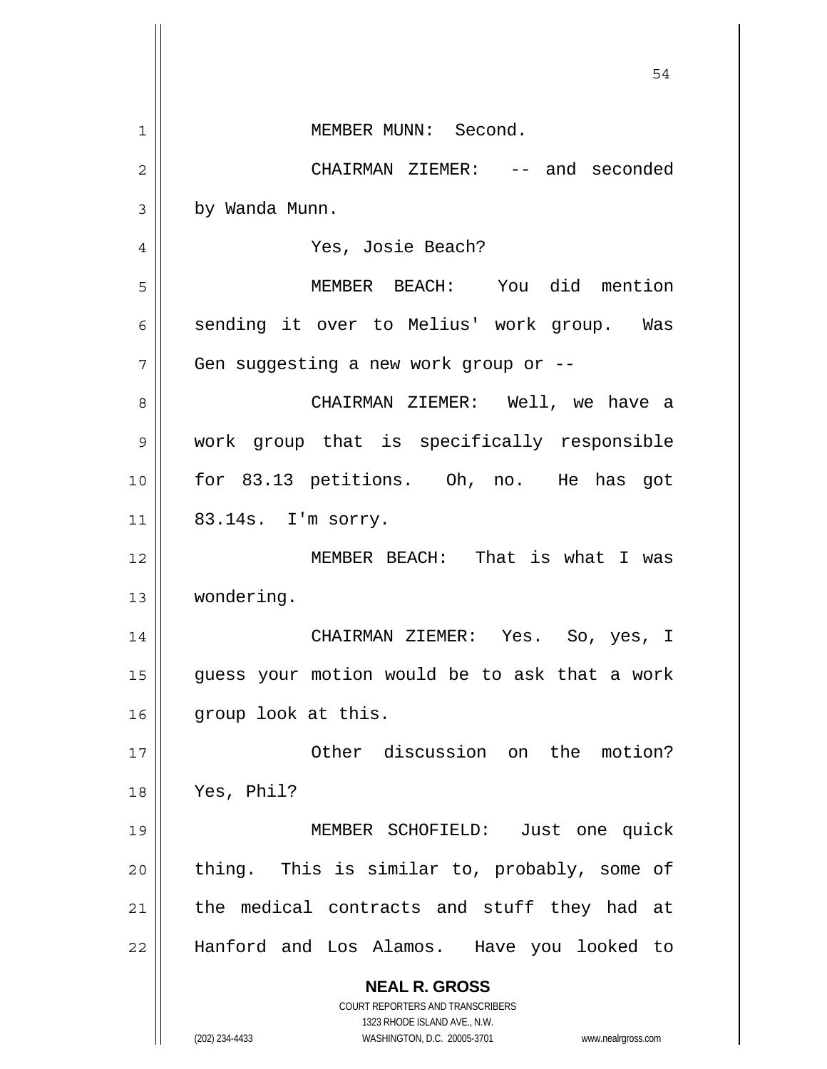MEMBER MUNN: Second.

CHAIRMAN ZIEMER: -- and seconded by Wanda Munn.

Yes, Josie Beach?

MEMBER BEACH: You did mention sending it over to Melius' work group. Was Gen suggesting a new work group or --

CHAIRMAN ZIEMER: Well, we have a work group that is specifically responsible for 83.13 petitions. Oh, no. He has got 83.14s. I'm sorry.

MEMBER BEACH: That is what I was wondering.

CHAIRMAN ZIEMER: Yes. So, yes, I guess your motion would be to ask that a work group look at this.

Other discussion on the motion? Yes, Phil?

MEMBER SCHOFIELD: Just one quick thing. This is similar to, probably, some of the medical contracts and stuff they had at Hanford and Los Alamos. Have you looked to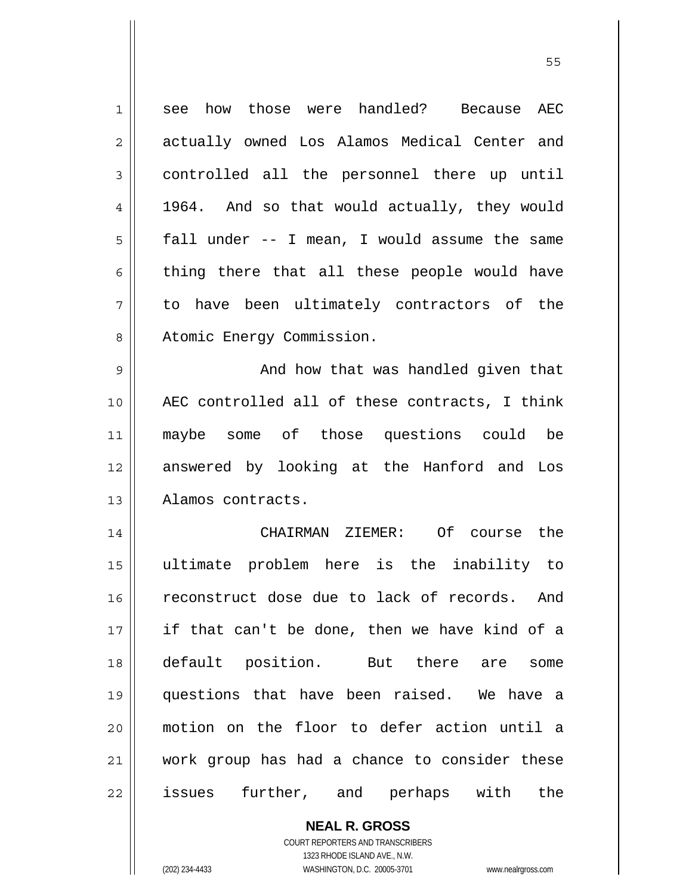see how those were handled? Because AEC actually owned Los Alamos Medical Center and controlled all the personnel there up until 1964. And so that would actually, they would fall under -- I mean, I would assume the same thing there that all these people would have to have been ultimately contractors of the Atomic Energy Commission.

And how that was handled given that AEC controlled all of these contracts, I think maybe some of those questions could be answered by looking at the Hanford and Los Alamos contracts.

CHAIRMAN ZIEMER: Of course the ultimate problem here is the inability to reconstruct dose due to lack of records. And if that can't be done, then we have kind of a default position. But there are some questions that have been raised. We have a motion on the floor to defer action until a work group has had a chance to consider these issues further, and perhaps with the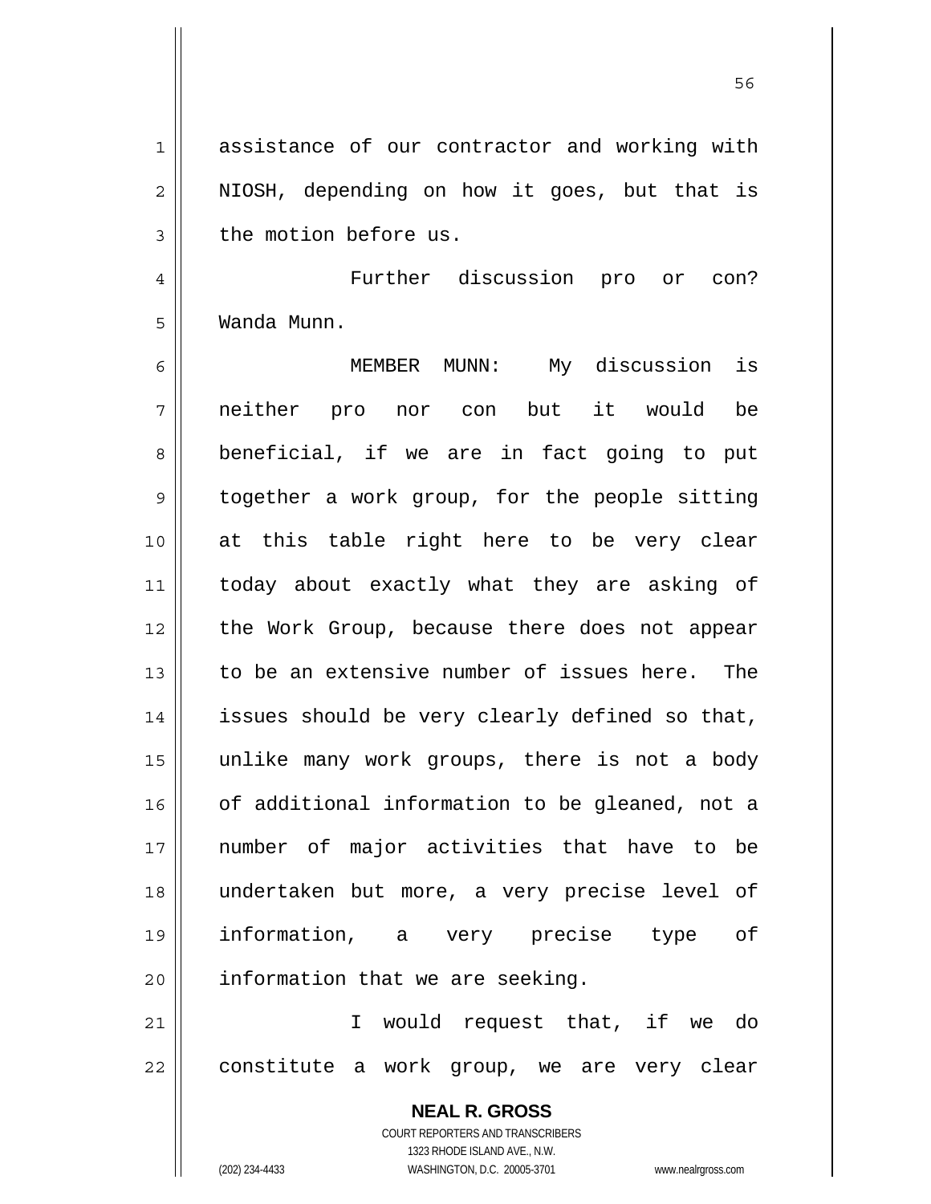assistance of our contractor and working with NIOSH, depending on how it goes, but that is the motion before us.

Further discussion pro or con? Wanda Munn.

MEMBER MUNN: My discussion is neither pro nor con but it would be beneficial, if we are in fact going to put together a work group, for the people sitting at this table right here to be very clear today about exactly what they are asking of the Work Group, because there does not appear to be an extensive number of issues here. The issues should be very clearly defined so that, unlike many work groups, there is not a body of additional information to be gleaned, not a number of major activities that have to be undertaken but more, a very precise level of information, a very precise type of information that we are seeking.

I would request that, if we do constitute a work group, we are very clear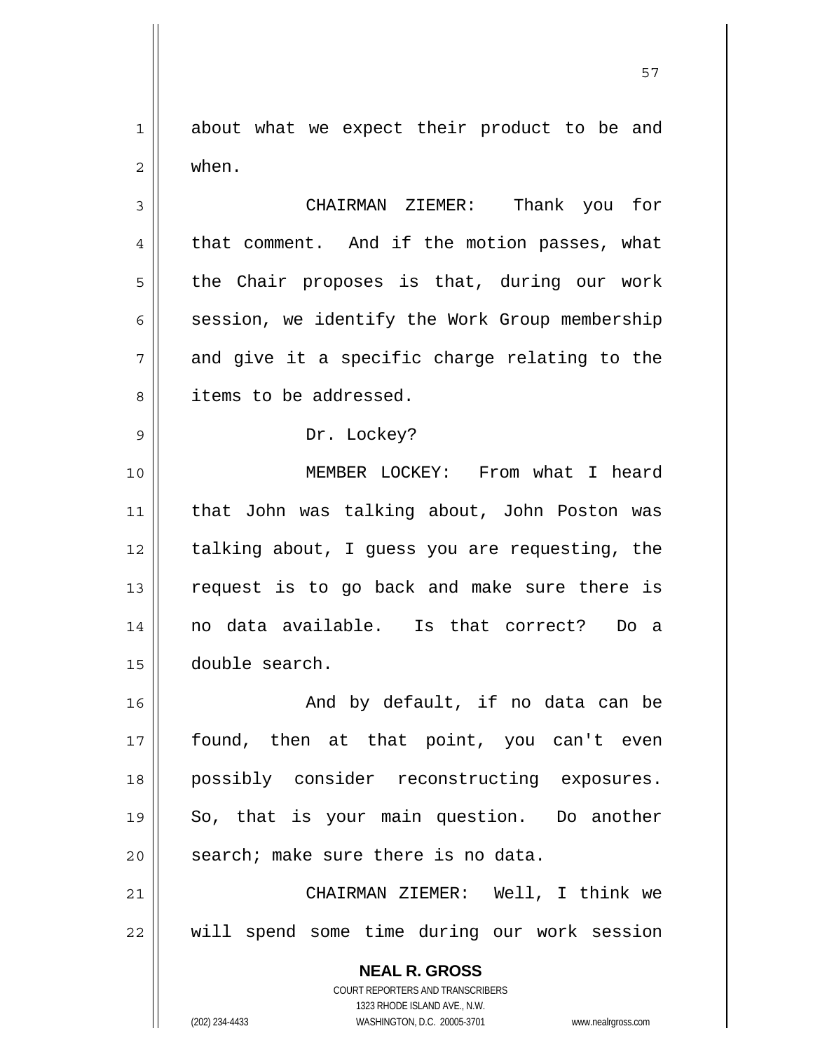about what we expect their product to be and when.

CHAIRMAN ZIEMER: Thank you for that comment. And if the motion passes, what the Chair proposes is that, during our work session, we identify the Work Group membership and give it a specific charge relating to the items to be addressed.

Dr. Lockey?

MEMBER LOCKEY: From what I heard that John was talking about, John Poston was talking about, I guess you are requesting, the request is to go back and make sure there is no data available. Is that correct? Do a double search.

And by default, if no data can be found, then at that point, you can't even possibly consider reconstructing exposures. So, that is your main question. Do another search; make sure there is no data.

CHAIRMAN ZIEMER: Well, I think we will spend some time during our work session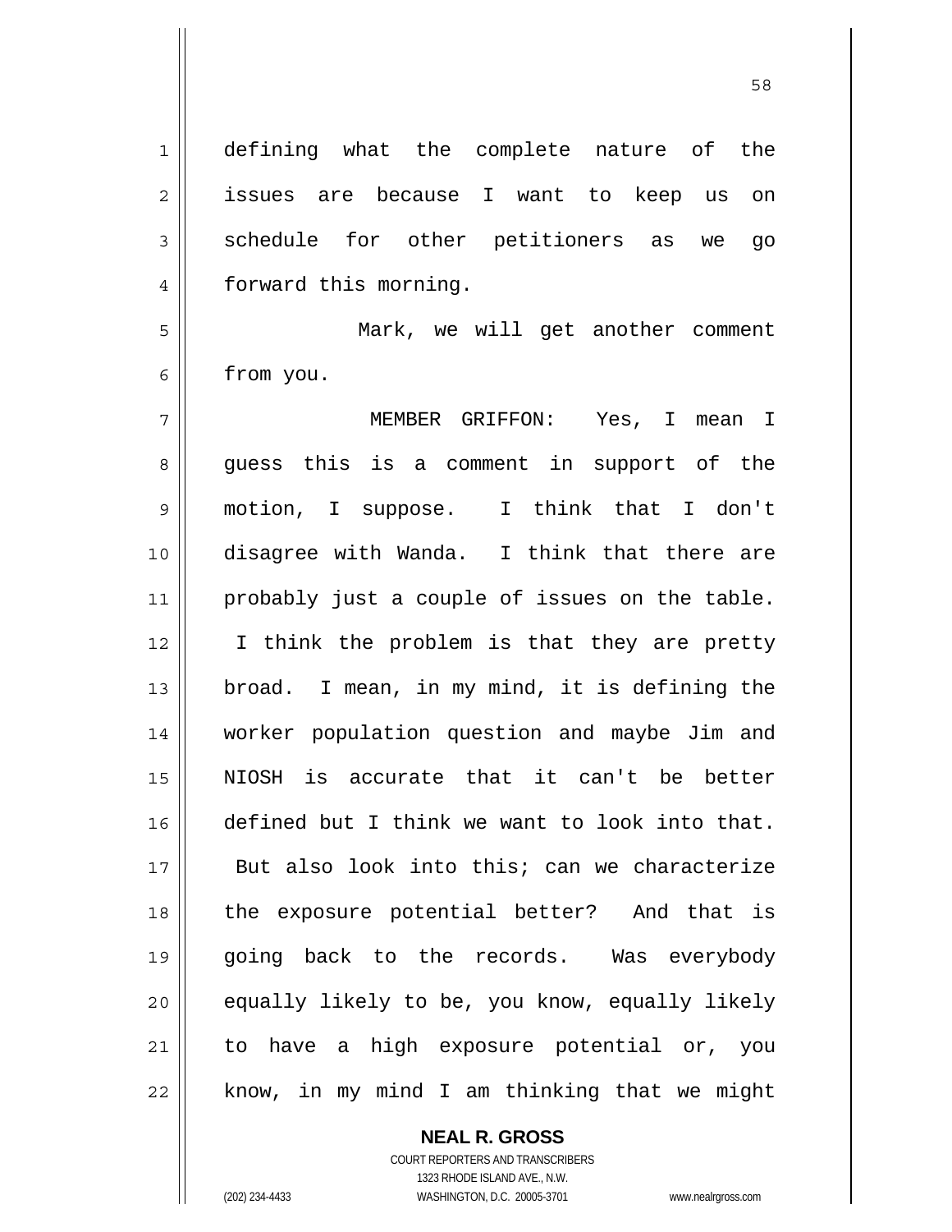defining what the complete nature of the issues are because I want to keep us on schedule for other petitioners as we go forward this morning.

Mark, we will get another comment from you.

MEMBER GRIFFON: Yes, I mean I guess this is a comment in support of the motion, I suppose. I think that I don't disagree with Wanda. I think that there are probably just a couple of issues on the table. I think the problem is that they are pretty broad. I mean, in my mind, it is defining the worker population question and maybe Jim and NIOSH is accurate that it can't be better defined but I think we want to look into that. But also look into this; can we characterize the exposure potential better? And that is going back to the records. Was everybody equally likely to be, you know, equally likely to have a high exposure potential or, you know, in my mind I am thinking that we might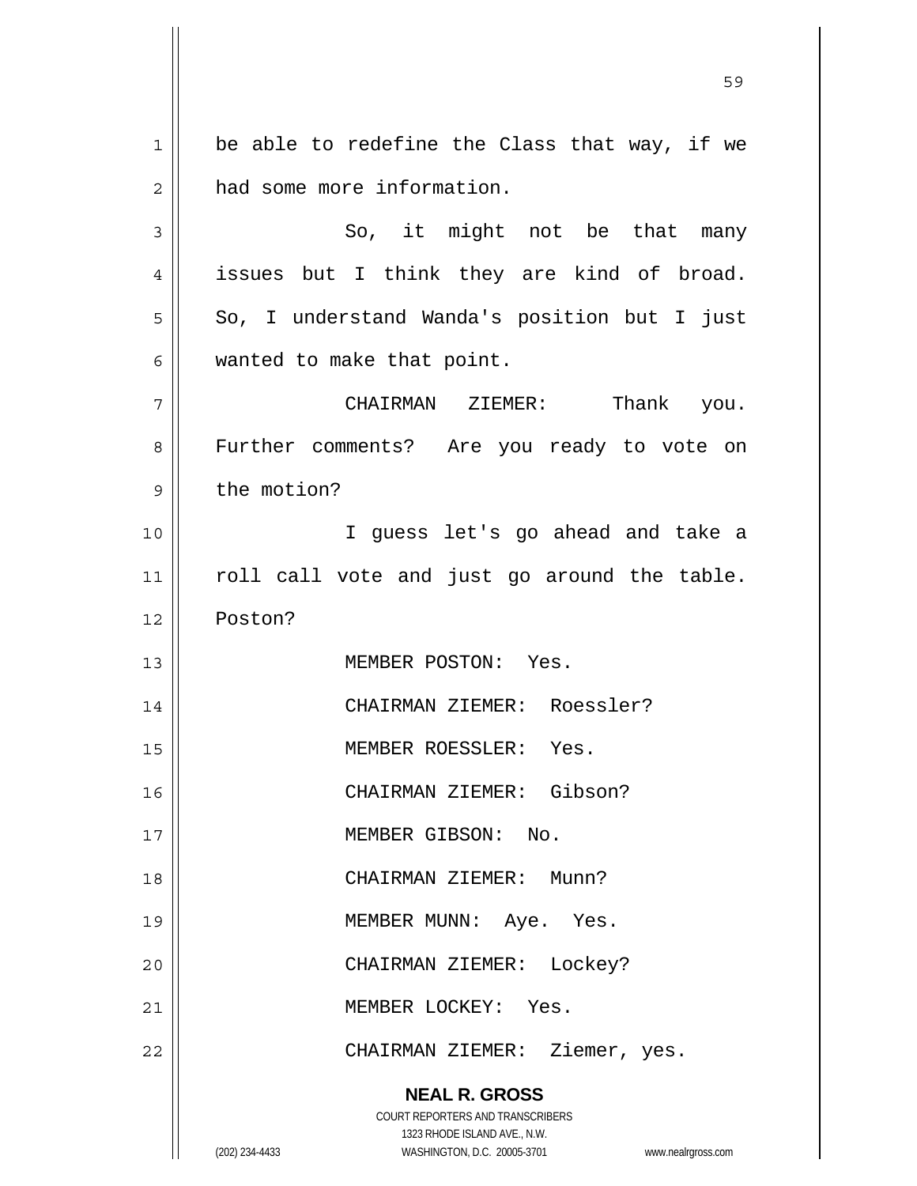be able to redefine the Class that way, if we had some more information.

So, it might not be that many issues but I think they are kind of broad. So, I understand Wanda's position but I just wanted to make that point.

CHAIRMAN ZIEMER: Thank you. Further comments? Are you ready to vote on the motion?

I guess let's go ahead and take a roll call vote and just go around the table. Poston?

MEMBER POSTON: Yes.

CHAIRMAN ZIEMER: Roessler?

MEMBER ROESSLER: Yes.

CHAIRMAN ZIEMER: Gibson?

MEMBER GIBSON: No.

CHAIRMAN ZIEMER: Munn?

MEMBER MUNN: Aye. Yes.

CHAIRMAN ZIEMER: Lockey?

MEMBER LOCKEY: Yes.

CHAIRMAN ZIEMER: Ziemer, yes.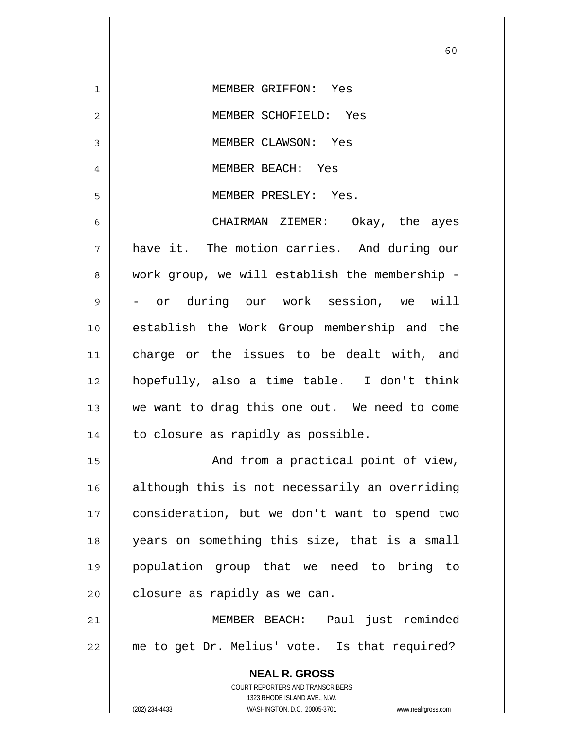MEMBER GRIFFON: Yes

MEMBER SCHOFIELD: Yes

MEMBER CLAWSON: Yes

MEMBER BEACH: Yes

MEMBER PRESLEY: Yes.

CHAIRMAN ZIEMER: Okay, the ayes have it. The motion carries. And during our work group, we will establish the membership -- or during our work session, we will establish the Work Group membership and the charge or the issues to be dealt with, and hopefully, also a time table. I don't think we want to drag this one out. We need to come to closure as rapidly as possible.

And from a practical point of view, although this is not necessarily an overriding consideration, but we don't want to spend two years on something this size, that is a small population group that we need to bring to closure as rapidly as we can.

MEMBER BEACH: Paul just reminded me to get Dr. Melius' vote. Is that required?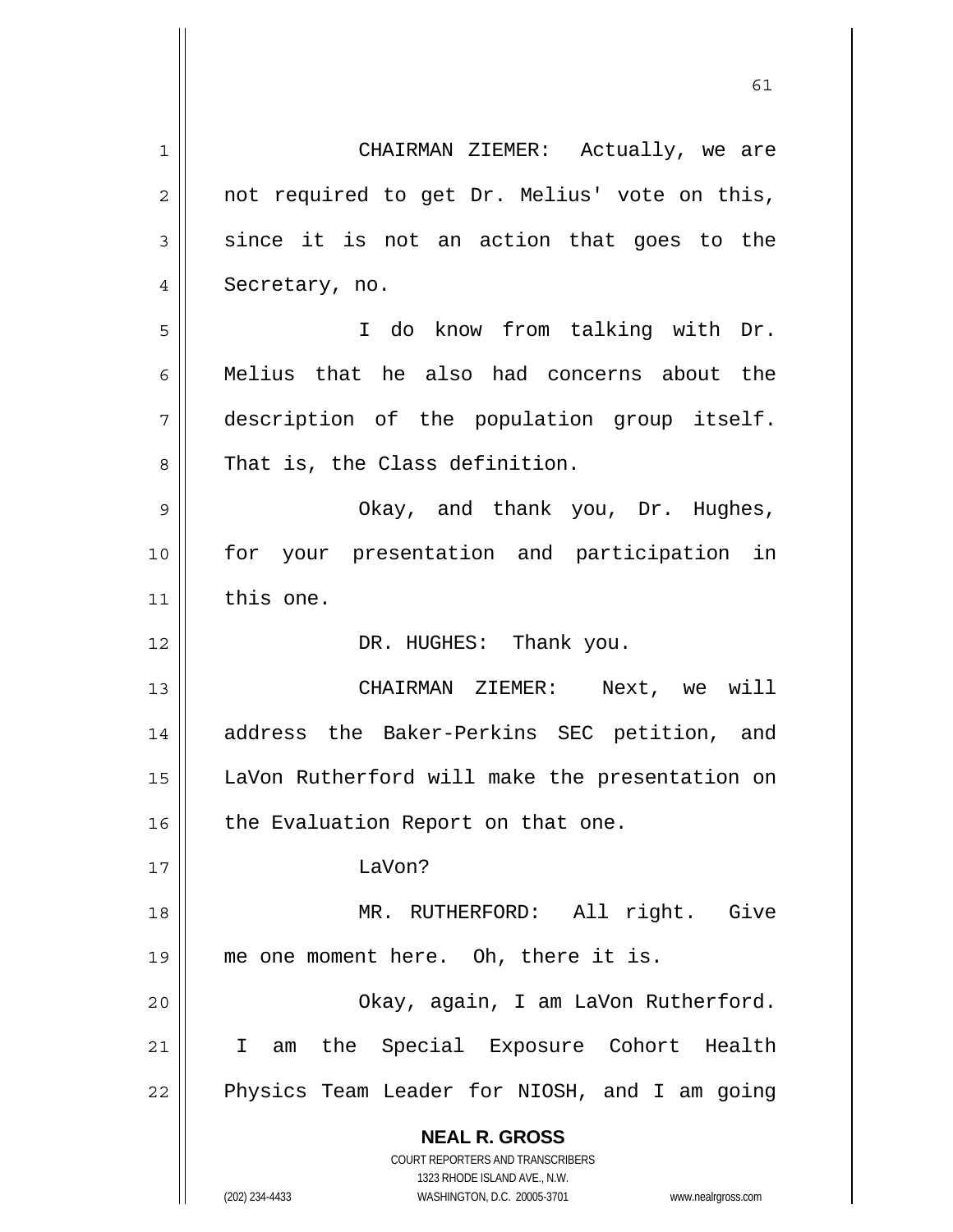CHAIRMAN ZIEMER: Actually, we are not required to get Dr. Melius' vote on this, since it is not an action that goes to the Secretary, no.

I do know from talking with Dr. Melius that he also had concerns about the description of the population group itself. That is, the Class definition.

Okay, and thank you, Dr. Hughes, for your presentation and participation in this one.

DR. HUGHES: Thank you.

CHAIRMAN ZIEMER: Next, we will address the Baker-Perkins SEC petition, and LaVon Rutherford will make the presentation on the Evaluation Report on that one.

LaVon?

MR. RUTHERFORD: All right. Give me one moment here. Oh, there it is.

Okay, again, I am LaVon Rutherford. I am the Special Exposure Cohort Health Physics Team Leader for NIOSH, and I am going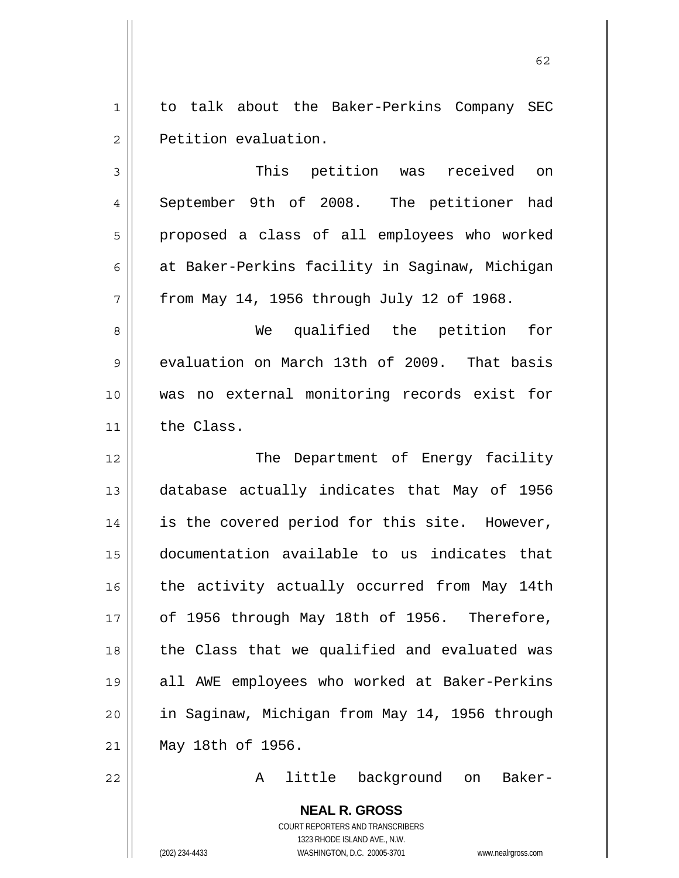to talk about the Baker-Perkins Company SEC Petition evaluation.

This petition was received on September 9th of 2008. The petitioner had proposed a class of all employees who worked at Baker-Perkins facility in Saginaw, Michigan from May 14, 1956 through July 12 of 1968.

We qualified the petition for evaluation on March 13th of 2009. That basis was no external monitoring records exist for the Class.

The Department of Energy facility database actually indicates that May of 1956 is the covered period for this site. However, documentation available to us indicates that the activity actually occurred from May 14th of 1956 through May 18th of 1956. Therefore, the Class that we qualified and evaluated was all AWE employees who worked at Baker-Perkins in Saginaw, Michigan from May 14, 1956 through May 18th of 1956.

A little background on Baker-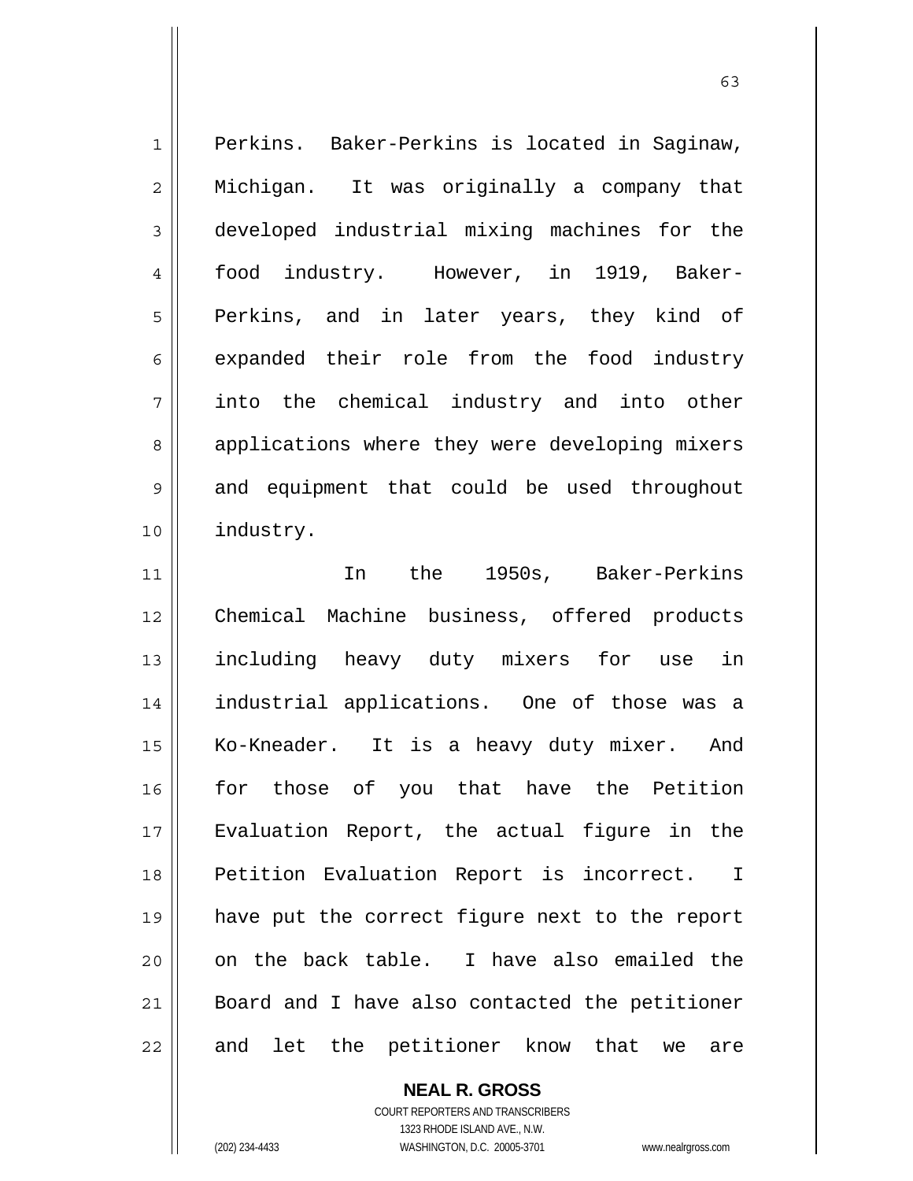Perkins. Baker-Perkins is located in Saginaw, Michigan. It was originally a company that developed industrial mixing machines for the food industry. However, in 1919, Baker-Perkins, and in later years, they kind of expanded their role from the food industry into the chemical industry and into other applications where they were developing mixers and equipment that could be used throughout industry.

In the 1950s, Baker-Perkins Chemical Machine business, offered products including heavy duty mixers for use in industrial applications. One of those was a Ko-Kneader. It is a heavy duty mixer. And for those of you that have the Petition Evaluation Report, the actual figure in the Petition Evaluation Report is incorrect. I have put the correct figure next to the report on the back table. I have also emailed the Board and I have also contacted the petitioner and let the petitioner know that we are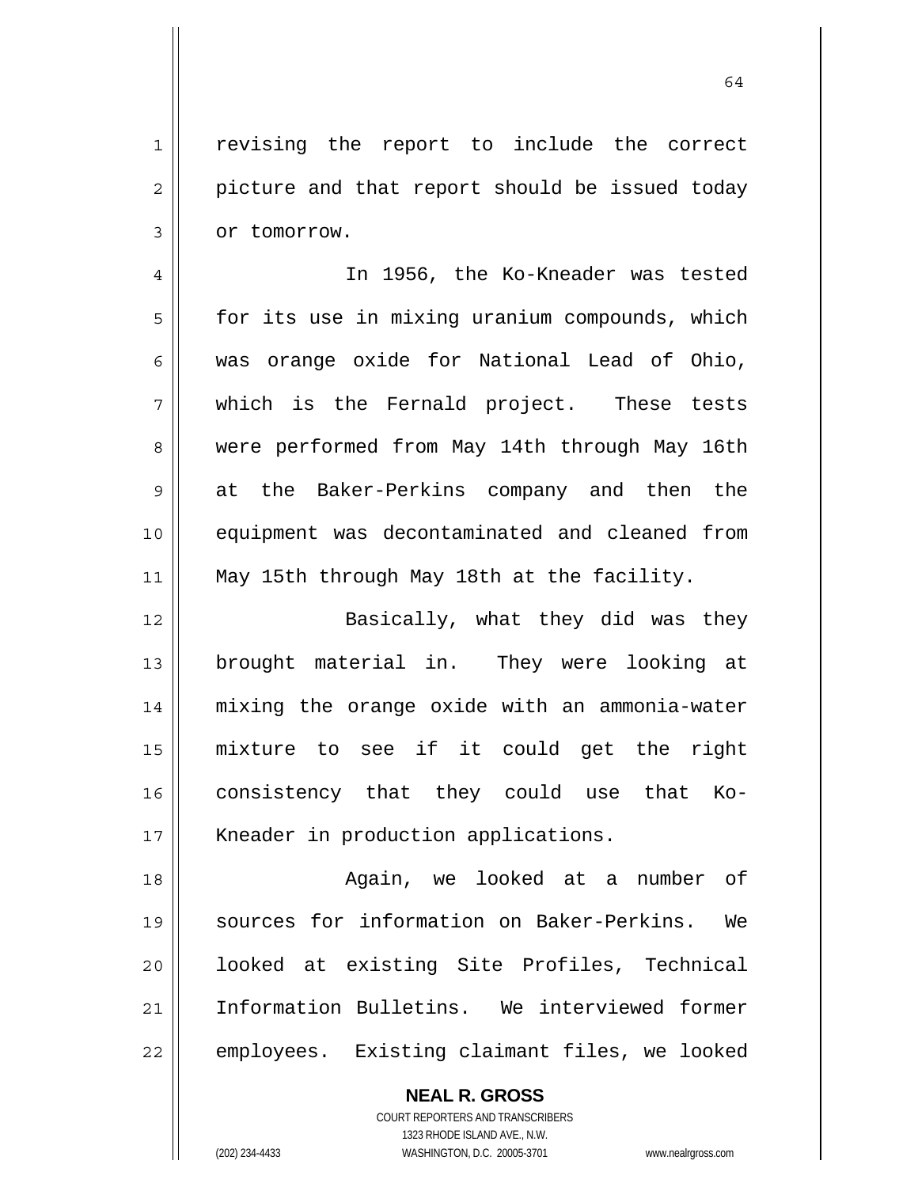revising the report to include the correct picture and that report should be issued today or tomorrow.

In 1956, the Ko-Kneader was tested for its use in mixing uranium compounds, which was orange oxide for National Lead of Ohio, which is the Fernald project. These tests were performed from May 14th through May 16th at the Baker-Perkins company and then the equipment was decontaminated and cleaned from May 15th through May 18th at the facility.

Basically, what they did was they brought material in. They were looking at mixing the orange oxide with an ammonia-water mixture to see if it could get the right consistency that they could use that Ko-Kneader in production applications.

Again, we looked at a number of sources for information on Baker-Perkins. We looked at existing Site Profiles, Technical Information Bulletins. We interviewed former employees. Existing claimant files, we looked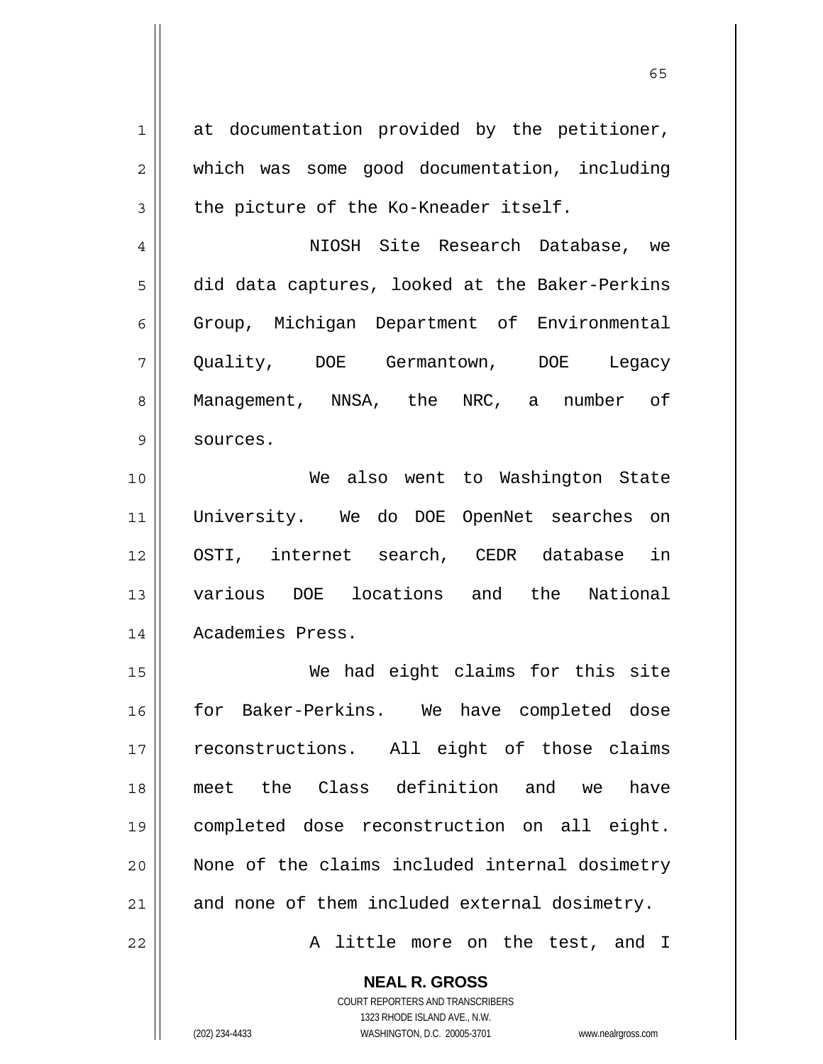at documentation provided by the petitioner, which was some good documentation, including the picture of the Ko-Kneader itself.

NIOSH Site Research Database, we did data captures, looked at the Baker-Perkins Group, Michigan Department of Environmental Quality, DOE Germantown, DOE Legacy Management, NNSA, the NRC, a number of sources.

We also went to Washington State University. We do DOE OpenNet searches on OSTI, internet search, CEDR database in various DOE locations and the National Academies Press.

We had eight claims for this site for Baker-Perkins. We have completed dose reconstructions. All eight of those claims meet the Class definition and we have completed dose reconstruction on all eight. None of the claims included internal dosimetry and none of them included external dosimetry.

A little more on the test, and I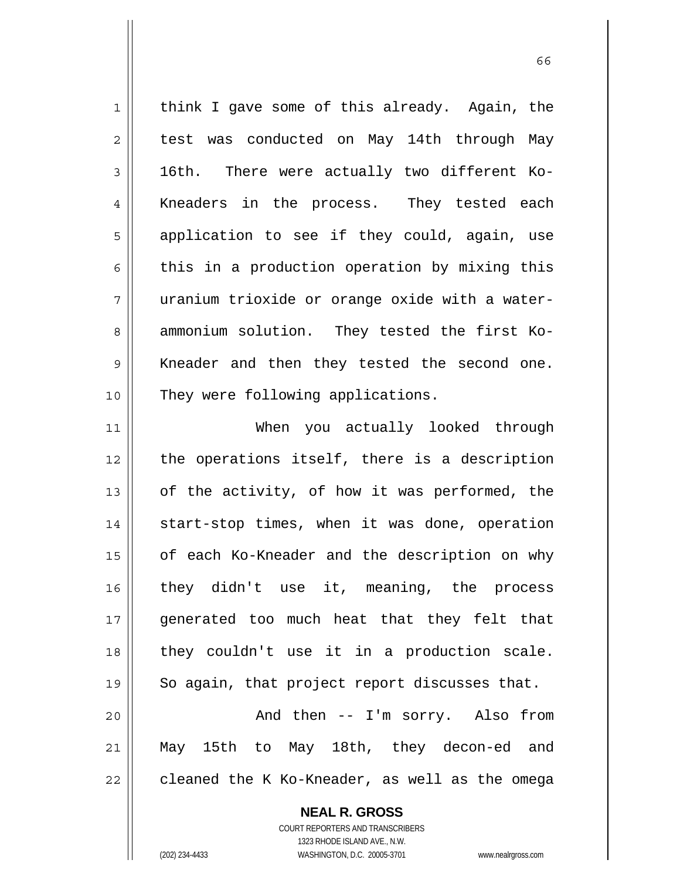think I gave some of this already. Again, the test was conducted on May 14th through May 16th. There were actually two different Ko-Kneaders in the process. They tested each application to see if they could, again, use this in a production operation by mixing this uranium trioxide or orange oxide with a water-ammonium solution. They tested the first Ko-Kneader and then they tested the second one. They were following applications.

When you actually looked through the operations itself, there is a description of the activity, of how it was performed, the start-stop times, when it was done, operation of each Ko-Kneader and the description on why they didn't use it, meaning, the process generated too much heat that they felt that they couldn't use it in a production scale. So again, that project report discusses that.

And then -- I'm sorry. Also from May 15th to May 18th, they decon-ed and cleaned the K Ko-Kneader, as well as the omega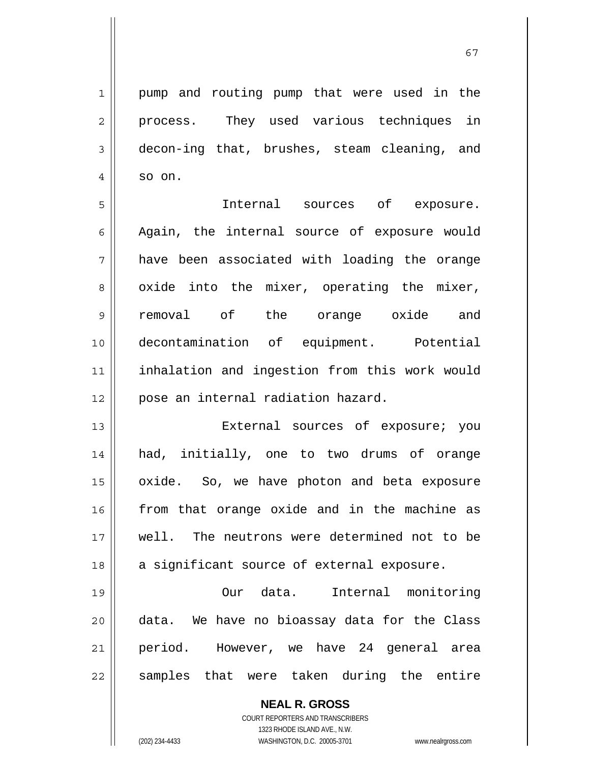pump and routing pump that were used in the process. They used various techniques in decon-ing that, brushes, steam cleaning, and so on.

Internal sources of exposure. Again, the internal source of exposure would have been associated with loading the orange oxide into the mixer, operating the mixer, removal of the orange oxide and decontamination of equipment. Potential inhalation and ingestion from this work would pose an internal radiation hazard.

External sources of exposure; you had, initially, one to two drums of orange oxide. So, we have photon and beta exposure from that orange oxide and in the machine as well. The neutrons were determined not to be a significant source of external exposure.

Our data. Internal monitoring data. We have no bioassay data for the Class period. However, we have 24 general area samples that were taken during the entire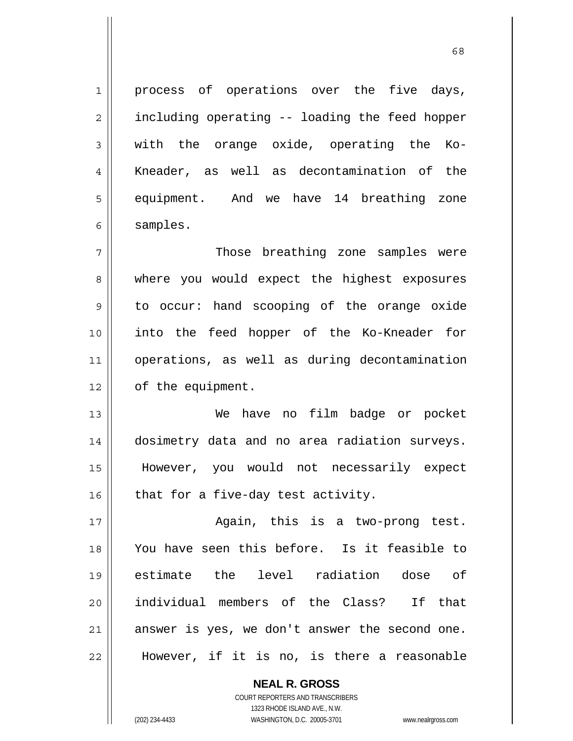process of operations over the five days, including operating -- loading the feed hopper with the orange oxide, operating the Ko-Kneader, as well as decontamination of the equipment. And we have 14 breathing zone samples.

Those breathing zone samples were where you would expect the highest exposures to occur: hand scooping of the orange oxide into the feed hopper of the Ko-Kneader for operations, as well as during decontamination of the equipment.

We have no film badge or pocket dosimetry data and no area radiation surveys. However, you would not necessarily expect that for a five-day test activity.

Again, this is a two-prong test. You have seen this before. Is it feasible to estimate the level radiation dose of individual members of the Class? If that answer is yes, we don't answer the second one. However, if it is no, is there a reasonable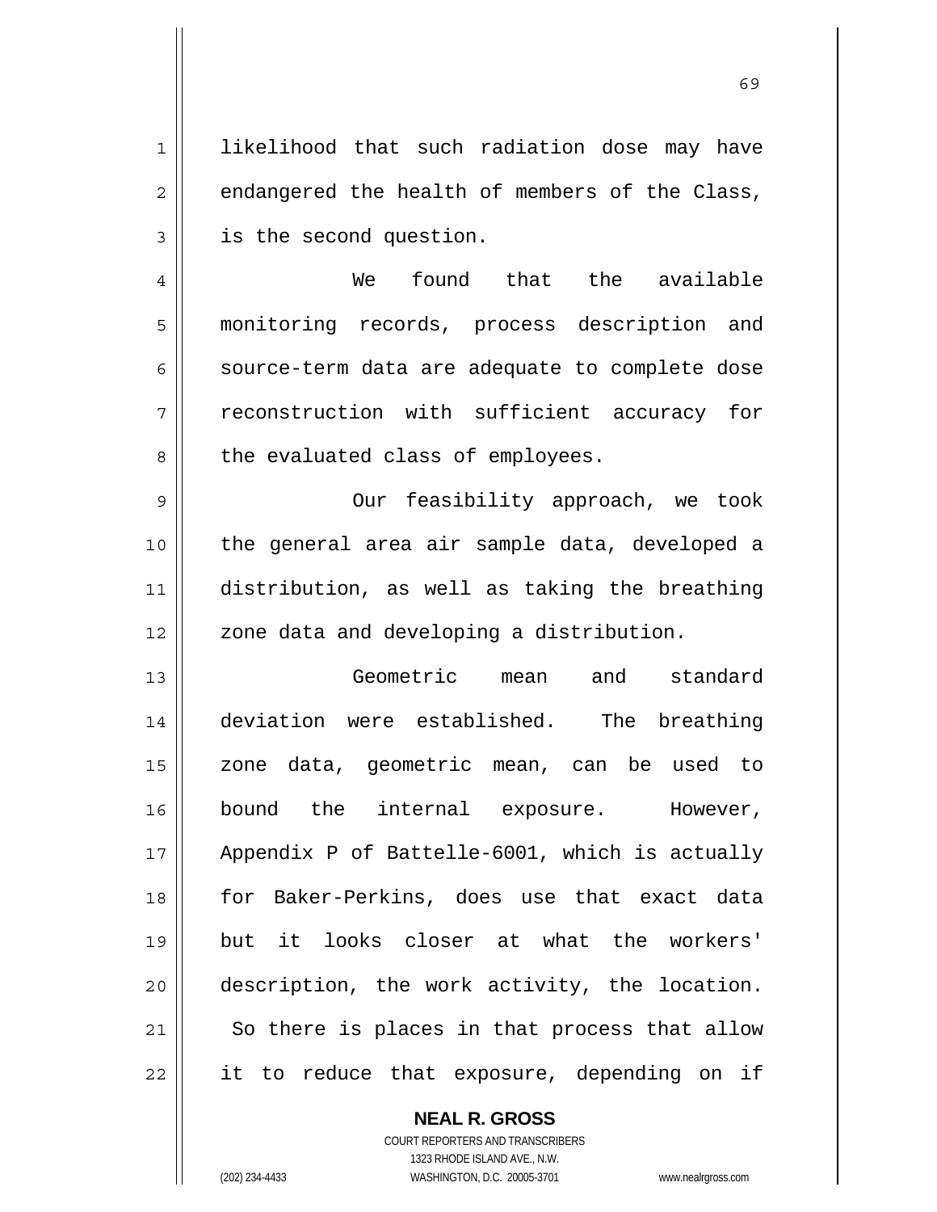likelihood that such radiation dose may have endangered the health of members of the Class, is the second question.

We found that the available monitoring records, process description and source-term data are adequate to complete dose reconstruction with sufficient accuracy for the evaluated class of employees.

Our feasibility approach, we took the general area air sample data, developed a distribution, as well as taking the breathing zone data and developing a distribution.

Geometric mean and standard deviation were established. The breathing zone data, geometric mean, can be used to bound the internal exposure. However, Appendix P of Battelle-6001, which is actually for Baker-Perkins, does use that exact data but it looks closer at what the workers' description, the work activity, the location. So there is places in that process that allow it to reduce that exposure, depending on if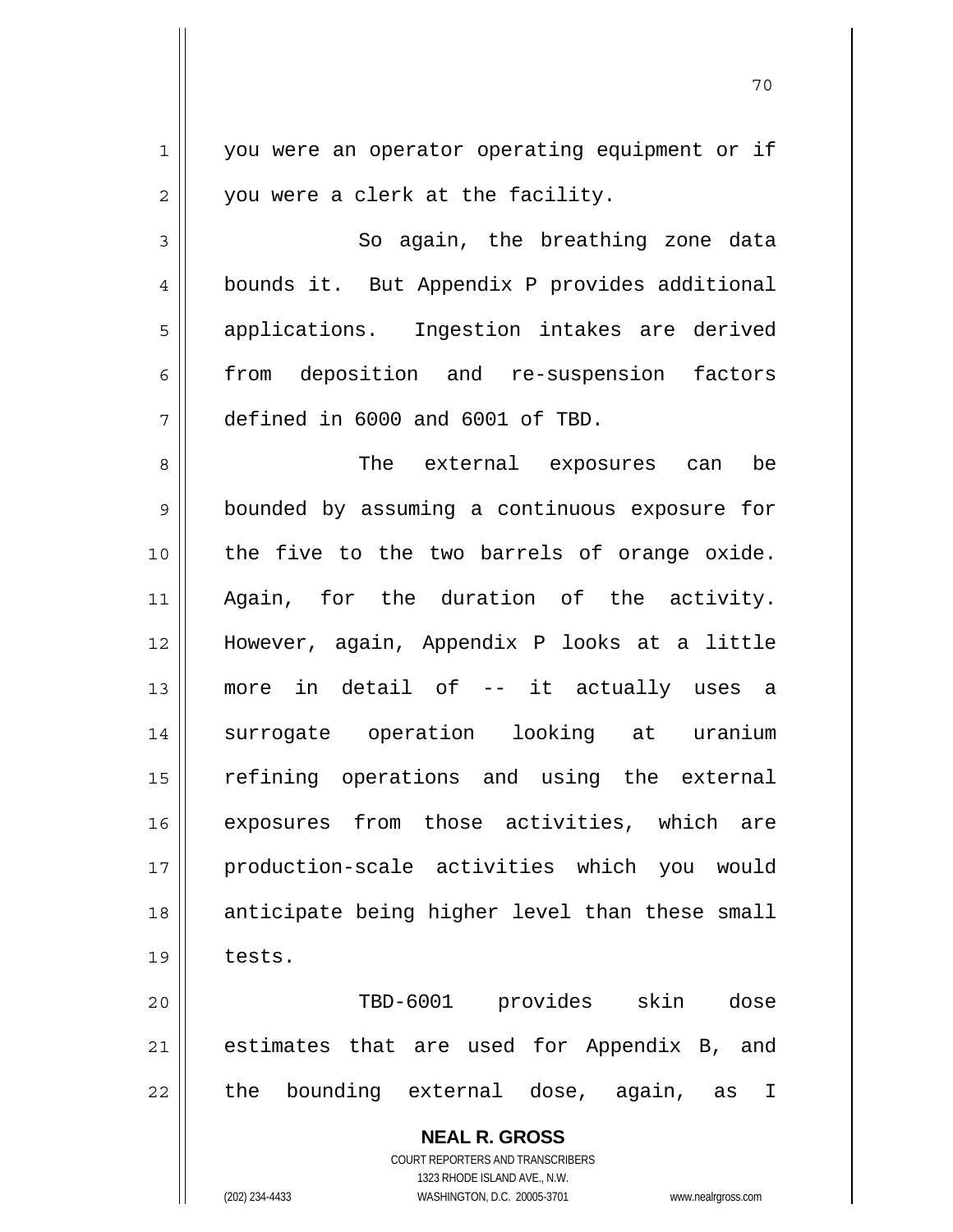you were an operator operating equipment or if you were a clerk at the facility.

So again, the breathing zone data bounds it. But Appendix P provides additional applications. Ingestion intakes are derived from deposition and re-suspension factors defined in 6000 and 6001 of TBD.

The external exposures can be bounded by assuming a continuous exposure for the five to the two barrels of orange oxide. Again, for the duration of the activity. However, again, Appendix P looks at a little more in detail of -- it actually uses a surrogate operation looking at uranium refining operations and using the external exposures from those activities, which are production-scale activities which you would anticipate being higher level than these small tests.

TBD-6001 provides skin dose estimates that are used for Appendix B, and the bounding external dose, again, as I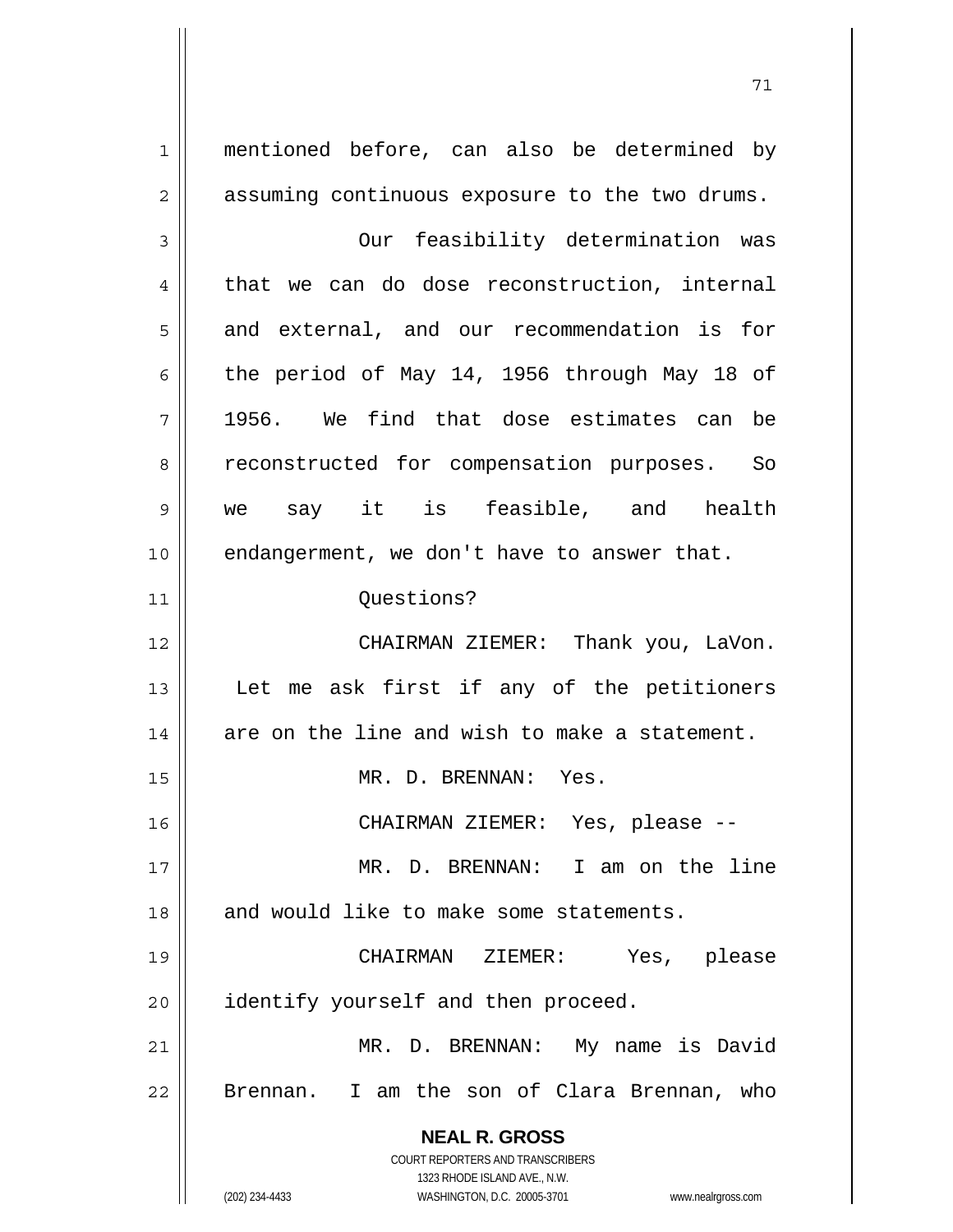mentioned before, can also be determined by assuming continuous exposure to the two drums.

Our feasibility determination was that we can do dose reconstruction, internal and external, and our recommendation is for the period of May 14, 1956 through May 18 of 1956. We find that dose estimates can be reconstructed for compensation purposes. So we say it is feasible, and health endangerment, we don't have to answer that.

Questions?

CHAIRMAN ZIEMER: Thank you, LaVon. Let me ask first if any of the petitioners are on the line and wish to make a statement.

MR. D. BRENNAN: Yes.

CHAIRMAN ZIEMER: Yes, please --

MR. D. BRENNAN: I am on the line and would like to make some statements.

CHAIRMAN ZIEMER: Yes, please identify yourself and then proceed.

MR. D. BRENNAN: My name is David Brennan. I am the son of Clara Brennan, who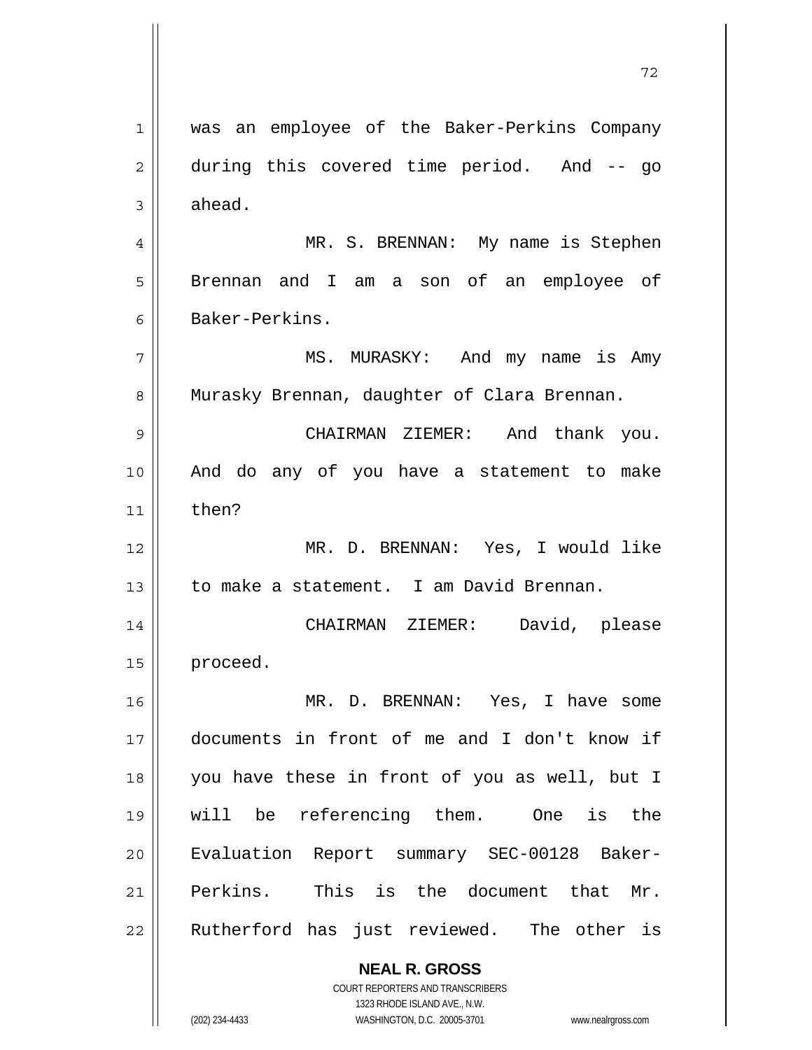was an employee of the Baker-Perkins Company during this covered time period. And -- go ahead.

MR. S. BRENNAN: My name is Stephen Brennan and I am a son of an employee of Baker-Perkins.

MS. MURASKY: And my name is Amy Murasky Brennan, daughter of Clara Brennan.

CHAIRMAN ZIEMER: And thank you. And do any of you have a statement to make then?

MR. D. BRENNAN: Yes, I would like to make a statement. I am David Brennan.

CHAIRMAN ZIEMER: David, please proceed.

MR. D. BRENNAN: Yes, I have some documents in front of me and I don't know if you have these in front of you as well, but I will be referencing them. One is the Evaluation Report summary SEC-00128 Baker-Perkins. This is the document that Mr. Rutherford has just reviewed. The other is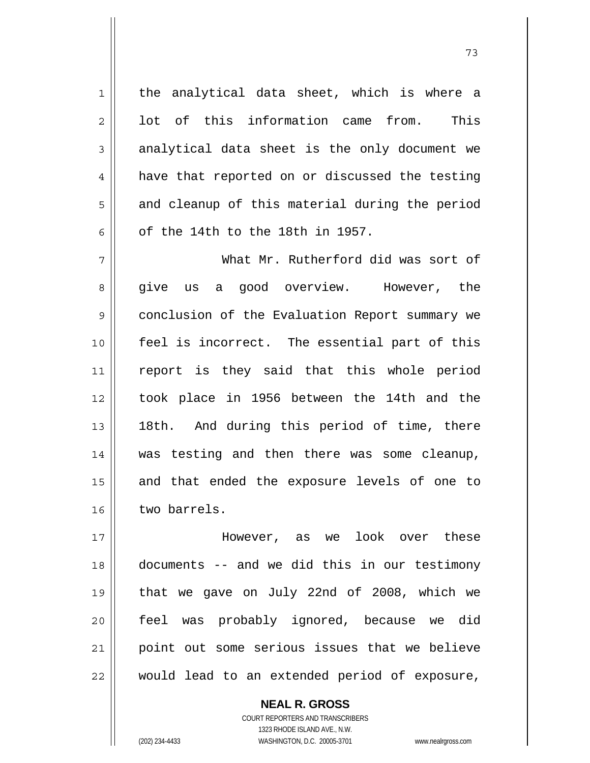the analytical data sheet, which is where a lot of this information came from. This analytical data sheet is the only document we have that reported on or discussed the testing and cleanup of this material during the period of the 14th to the 18th in 1957.

What Mr. Rutherford did was sort of give us a good overview. However, the conclusion of the Evaluation Report summary we feel is incorrect. The essential part of this report is they said that this whole period took place in 1956 between the 14th and the 18th. And during this period of time, there was testing and then there was some cleanup, and that ended the exposure levels of one to two barrels.

However, as we look over these documents -- and we did this in our testimony that we gave on July 22nd of 2008, which we feel was probably ignored, because we did point out some serious issues that we believe would lead to an extended period of exposure,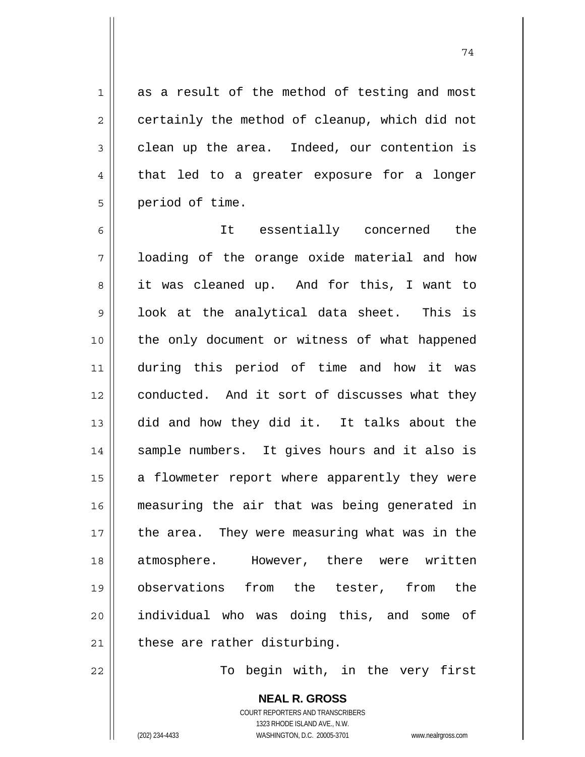as a result of the method of testing and most certainly the method of cleanup, which did not clean up the area. Indeed, our contention is that led to a greater exposure for a longer period of time.

It essentially concerned the loading of the orange oxide material and how it was cleaned up. And for this, I want to look at the analytical data sheet. This is the only document or witness of what happened during this period of time and how it was conducted. And it sort of discusses what they did and how they did it. It talks about the sample numbers. It gives hours and it also is a flowmeter report where apparently they were measuring the air that was being generated in the area. They were measuring what was in the atmosphere. However, there were written observations from the tester, from the individual who was doing this, and some of these are rather disturbing.

To begin with, in the very first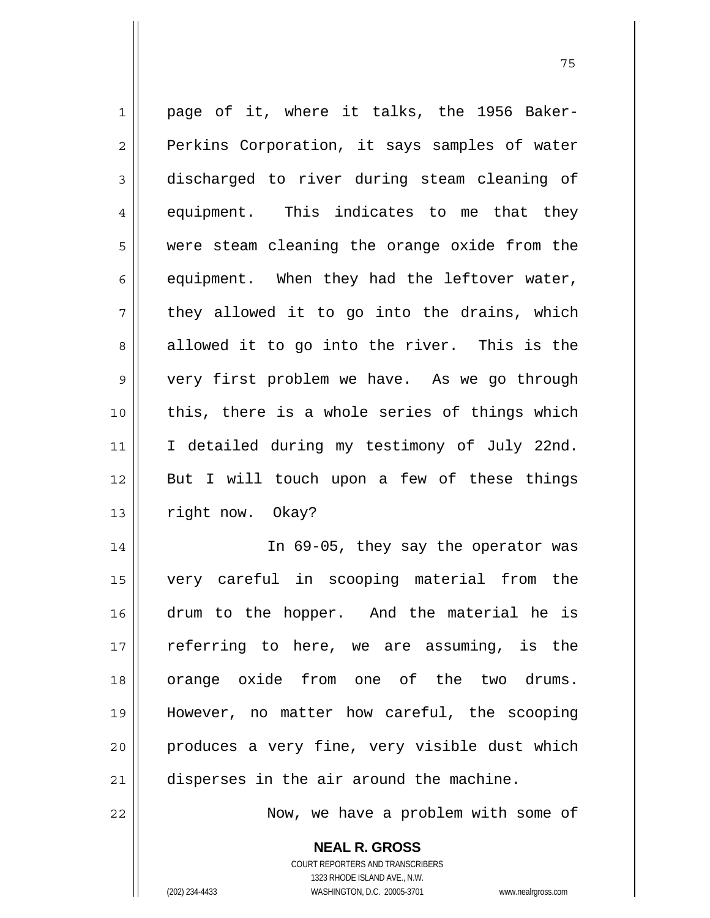page of it, where it talks, the 1956 Baker-Perkins Corporation, it says samples of water discharged to river during steam cleaning of equipment. This indicates to me that they were steam cleaning the orange oxide from the equipment. When they had the leftover water, they allowed it to go into the drains, which allowed it to go into the river. This is the very first problem we have. As we go through this, there is a whole series of things which I detailed during my testimony of July 22nd. But I will touch upon a few of these things right now. Okay?

In 69-05, they say the operator was very careful in scooping material from the drum to the hopper. And the material he is referring to here, we are assuming, is the orange oxide from one of the two drums. However, no matter how careful, the scooping produces a very fine, very visible dust which disperses in the air around the machine.

Now, we have a problem with some of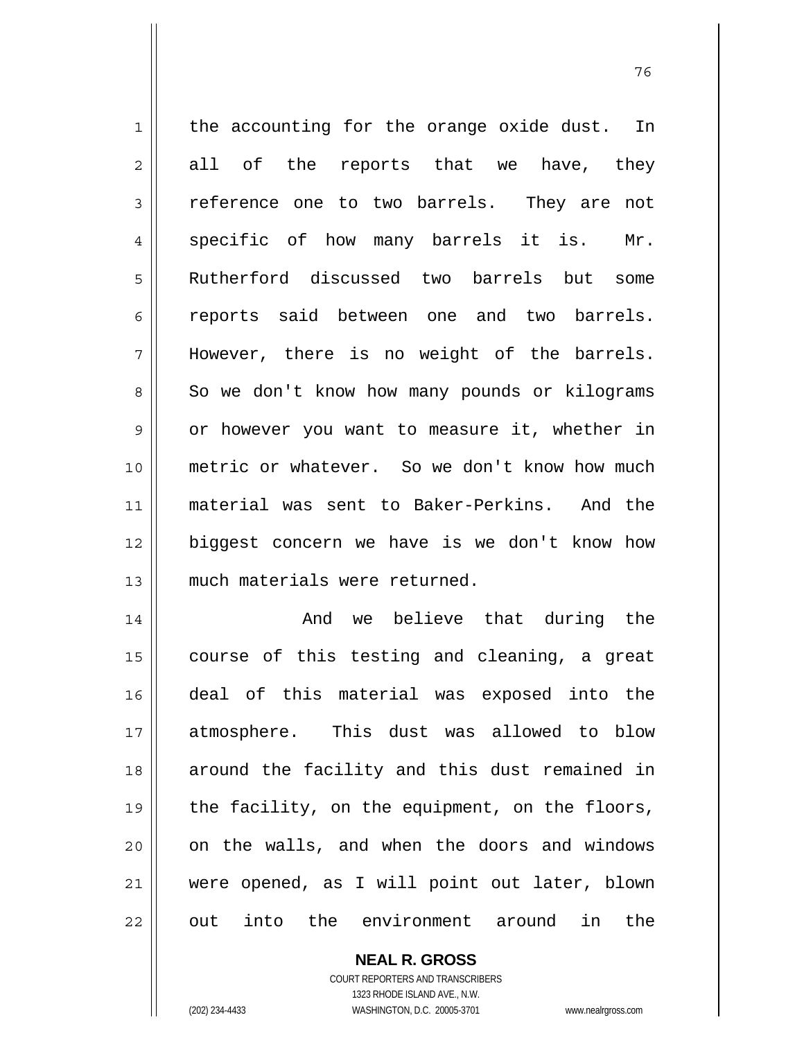the accounting for the orange oxide dust. In all of the reports that we have, they reference one to two barrels. They are not specific of how many barrels it is. Mr. Rutherford discussed two barrels but some reports said between one and two barrels. However, there is no weight of the barrels. So we don't know how many pounds or kilograms or however you want to measure it, whether in metric or whatever. So we don't know how much material was sent to Baker-Perkins. And the biggest concern we have is we don't know how much materials were returned.

And we believe that during the course of this testing and cleaning, a great deal of this material was exposed into the atmosphere. This dust was allowed to blow around the facility and this dust remained in the facility, on the equipment, on the floors, on the walls, and when the doors and windows were opened, as I will point out later, blown out into the environment around in the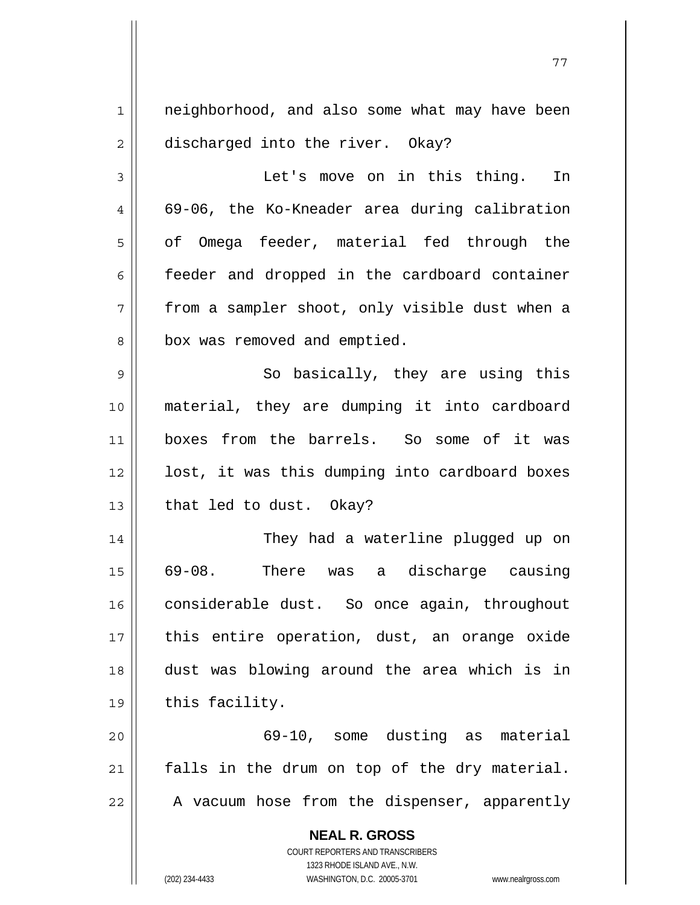neighborhood, and also some what may have been discharged into the river. Okay?

Let's move on in this thing. In 69-06, the Ko-Kneader area during calibration of Omega feeder, material fed through the feeder and dropped in the cardboard container from a sampler shoot, only visible dust when a box was removed and emptied.

So basically, they are using this material, they are dumping it into cardboard boxes from the barrels. So some of it was lost, it was this dumping into cardboard boxes that led to dust. Okay?

They had a waterline plugged up on 69-08. There was a discharge causing considerable dust. So once again, throughout this entire operation, dust, an orange oxide dust was blowing around the area which is in this facility.

69-10, some dusting as material falls in the drum on top of the dry material. A vacuum hose from the dispenser, apparently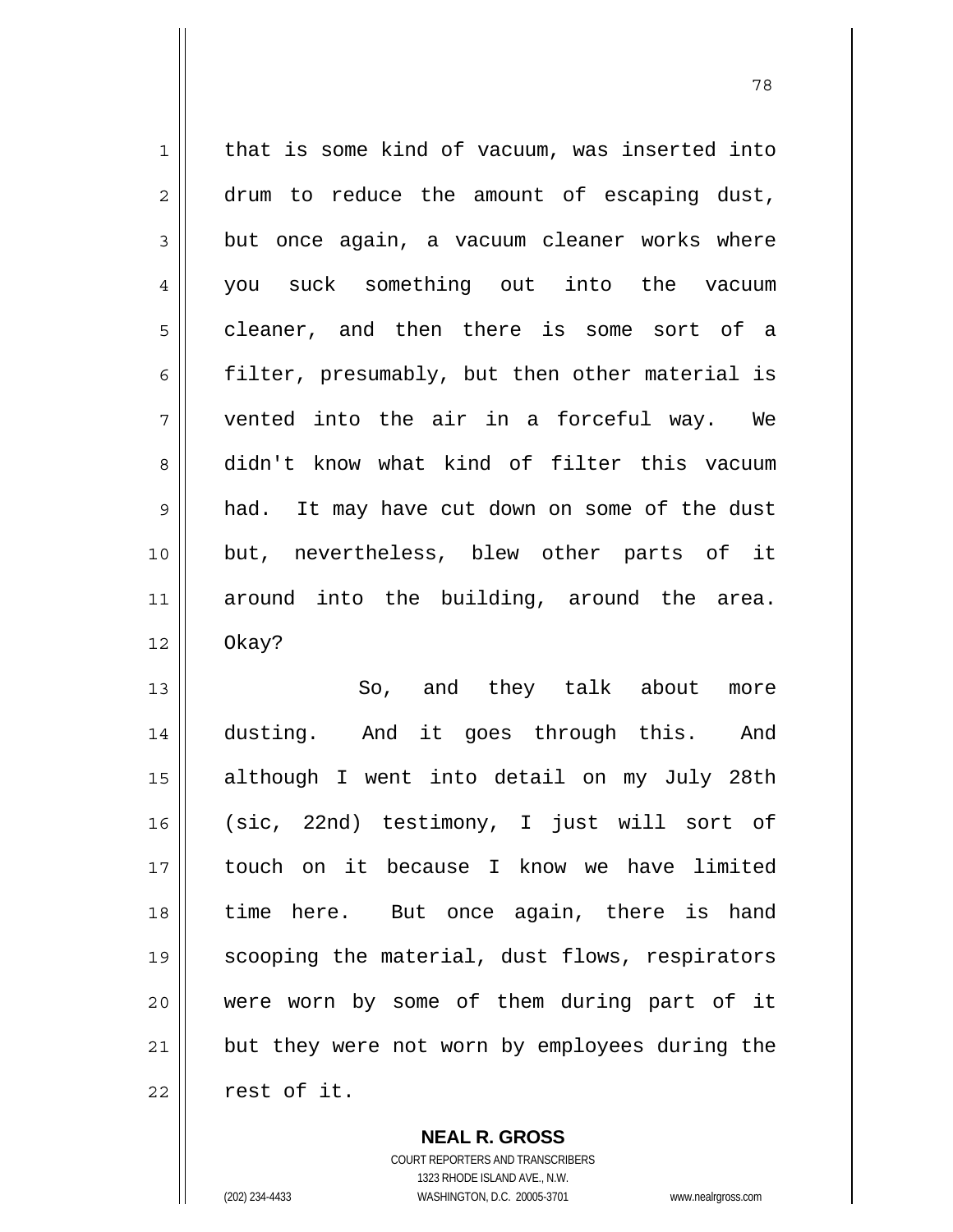that is some kind of vacuum, was inserted into drum to reduce the amount of escaping dust, but once again, a vacuum cleaner works where you suck something out into the vacuum cleaner, and then there is some sort of a filter, presumably, but then other material is vented into the air in a forceful way. We didn't know what kind of filter this vacuum had. It may have cut down on some of the dust but, nevertheless, blew other parts of it around into the building, around the area. Okay?

So, and they talk about more dusting. And it goes through this. And although I went into detail on my July 28th (sic, 22nd) testimony, I just will sort of touch on it because I know we have limited time here. But once again, there is hand scooping the material, dust flows, respirators were worn by some of them during part of it but they were not worn by employees during the rest of it.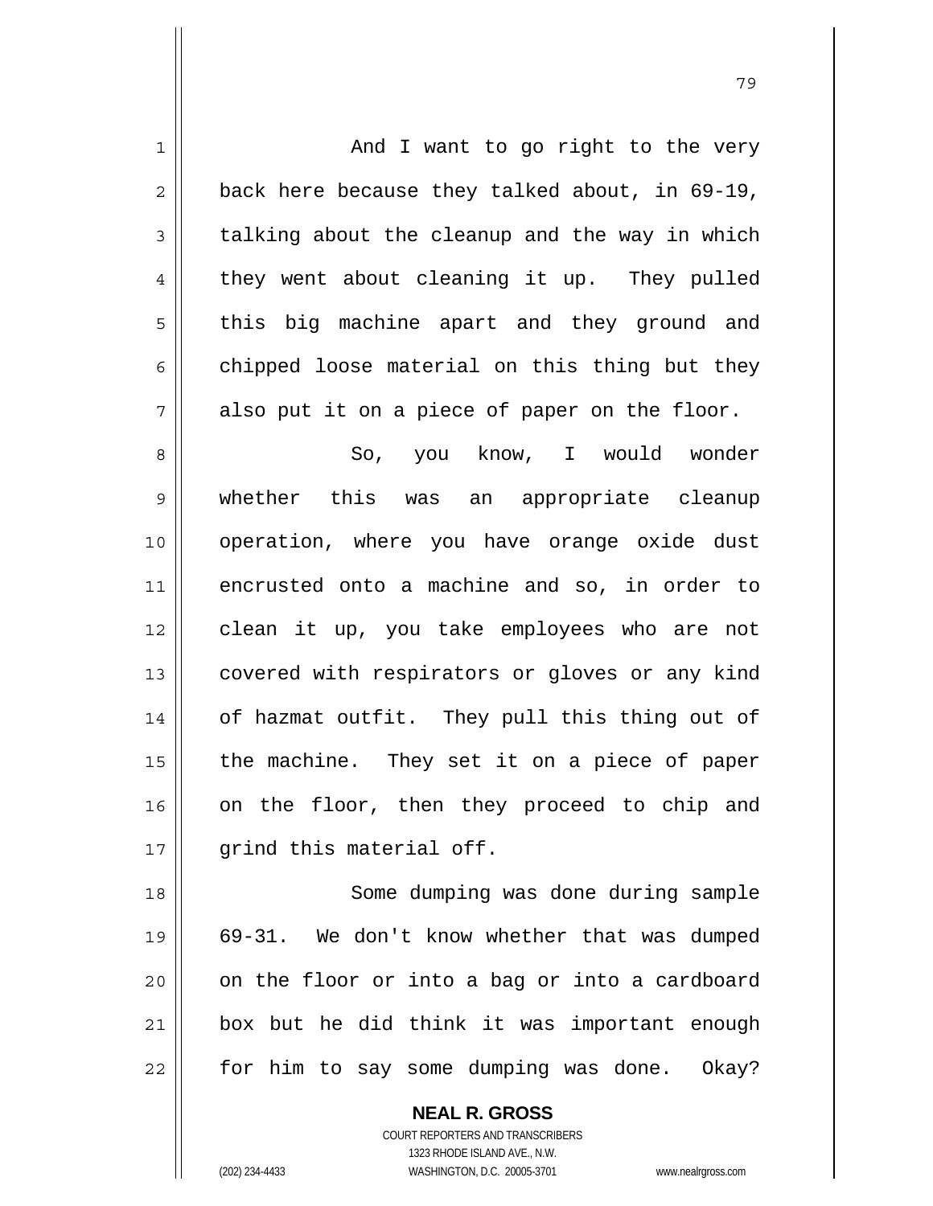And I want to go right to the very back here because they talked about, in 69-19, talking about the cleanup and the way in which they went about cleaning it up. They pulled this big machine apart and they ground and chipped loose material on this thing but they also put it on a piece of paper on the floor.

So, you know, I would wonder whether this was an appropriate cleanup operation, where you have orange oxide dust encrusted onto a machine and so, in order to clean it up, you take employees who are not covered with respirators or gloves or any kind of hazmat outfit. They pull this thing out of the machine. They set it on a piece of paper on the floor, then they proceed to chip and grind this material off.

Some dumping was done during sample 69-31. We don't know whether that was dumped on the floor or into a bag or into a cardboard box but he did think it was important enough for him to say some dumping was done. Okay?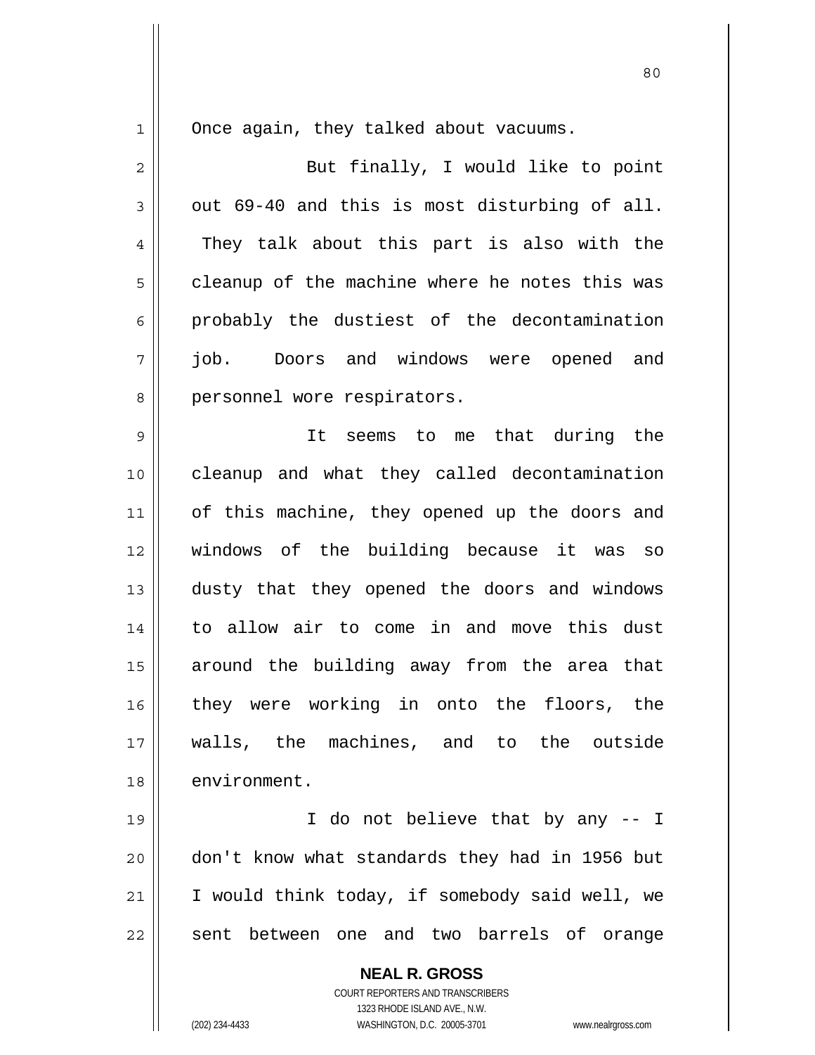Once again, they talked about vacuums.

But finally, I would like to point out 69-40 and this is most disturbing of all. They talk about this part is also with the cleanup of the machine where he notes this was probably the dustiest of the decontamination job. Doors and windows were opened and personnel wore respirators.

It seems to me that during the cleanup and what they called decontamination of this machine, they opened up the doors and windows of the building because it was so dusty that they opened the doors and windows to allow air to come in and move this dust around the building away from the area that they were working in onto the floors, the walls, the machines, and to the outside environment.

I do not believe that by any -- I don't know what standards they had in 1956 but I would think today, if somebody said well, we sent between one and two barrels of orange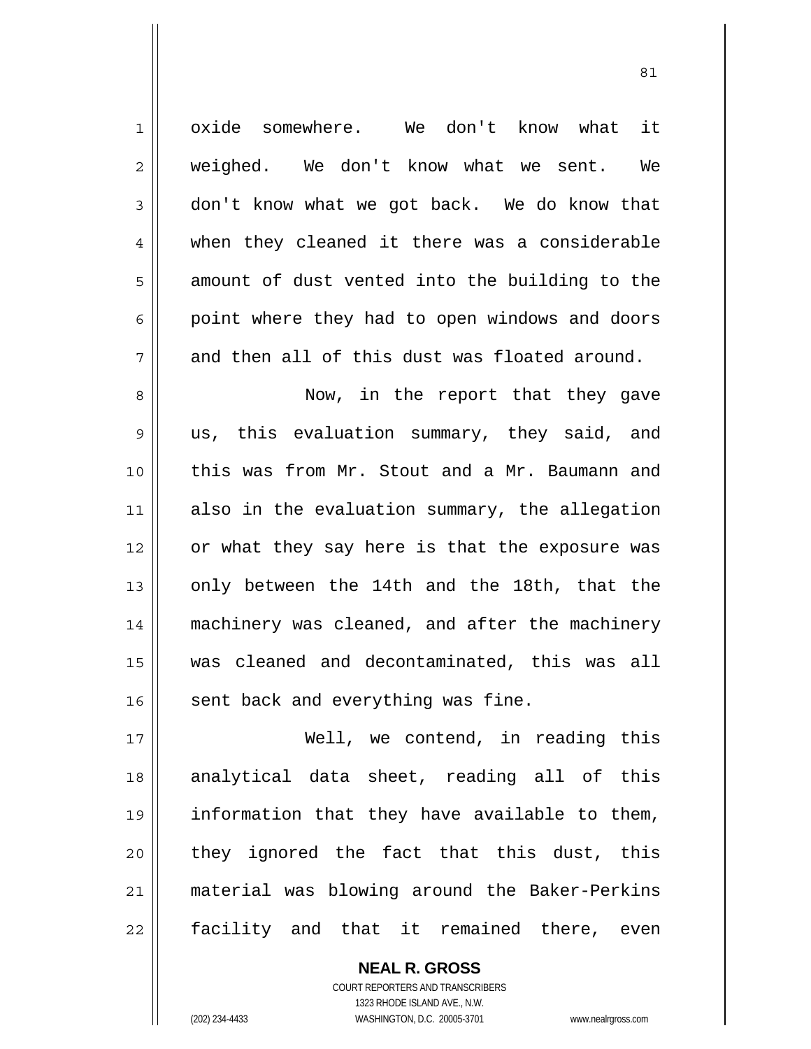oxide somewhere. We don't know what it weighed. We don't know what we sent. We don't know what we got back. We do know that when they cleaned it there was a considerable amount of dust vented into the building to the point where they had to open windows and doors and then all of this dust was floated around.

Now, in the report that they gave us, this evaluation summary, they said, and this was from Mr. Stout and a Mr. Baumann and also in the evaluation summary, the allegation or what they say here is that the exposure was only between the 14th and the 18th, that the machinery was cleaned, and after the machinery was cleaned and decontaminated, this was all sent back and everything was fine.

Well, we contend, in reading this analytical data sheet, reading all of this information that they have available to them, they ignored the fact that this dust, this material was blowing around the Baker-Perkins facility and that it remained there, even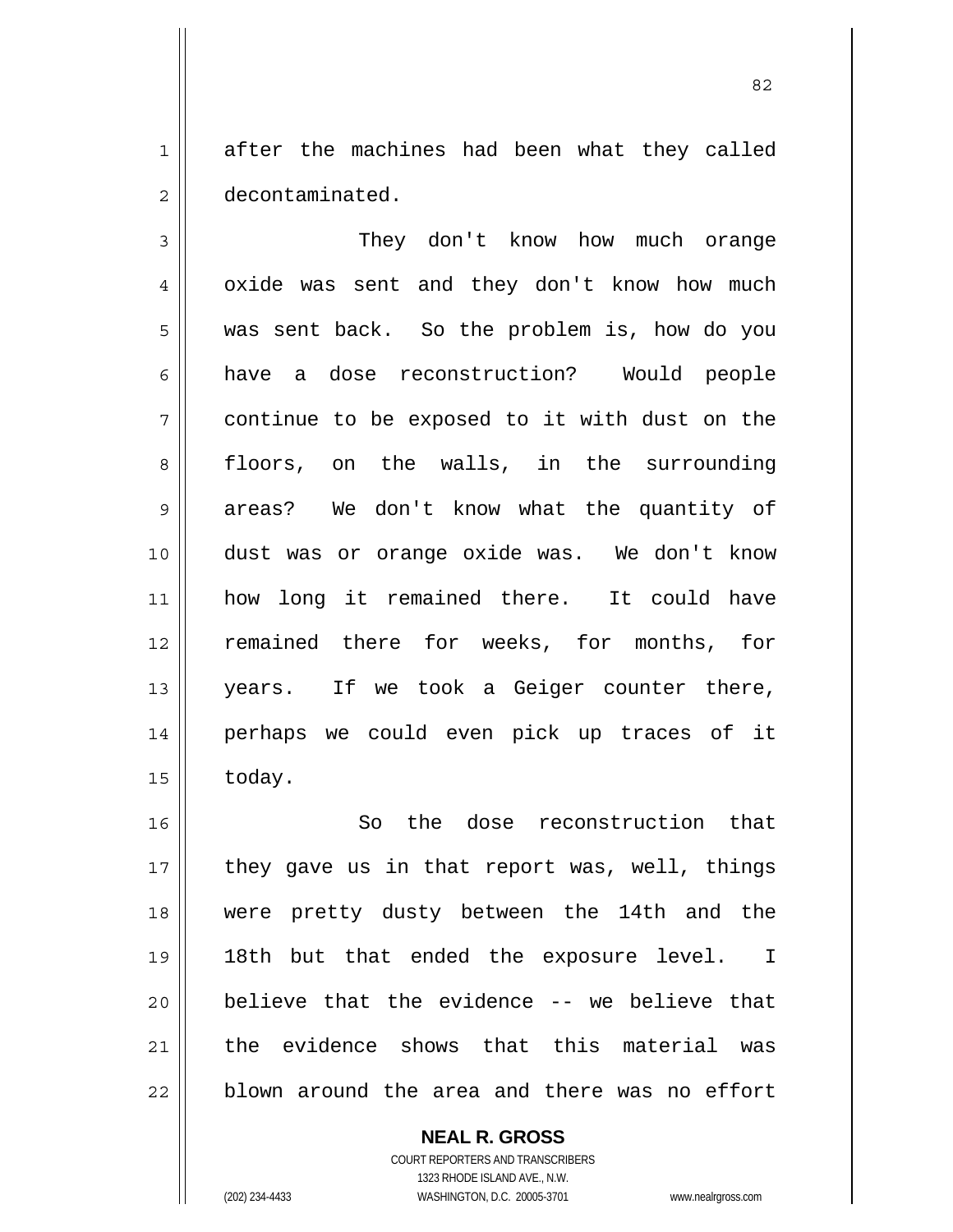after the machines had been what they called decontaminated.

They don't know how much orange oxide was sent and they don't know how much was sent back. So the problem is, how do you have a dose reconstruction? Would people continue to be exposed to it with dust on the floors, on the walls, in the surrounding areas? We don't know what the quantity of dust was or orange oxide was. We don't know how long it remained there. It could have remained there for weeks, for months, for years. If we took a Geiger counter there, perhaps we could even pick up traces of it today.

So the dose reconstruction that they gave us in that report was, well, things were pretty dusty between the 14th and the 18th but that ended the exposure level. I believe that the evidence -- we believe that the evidence shows that this material was blown around the area and there was no effort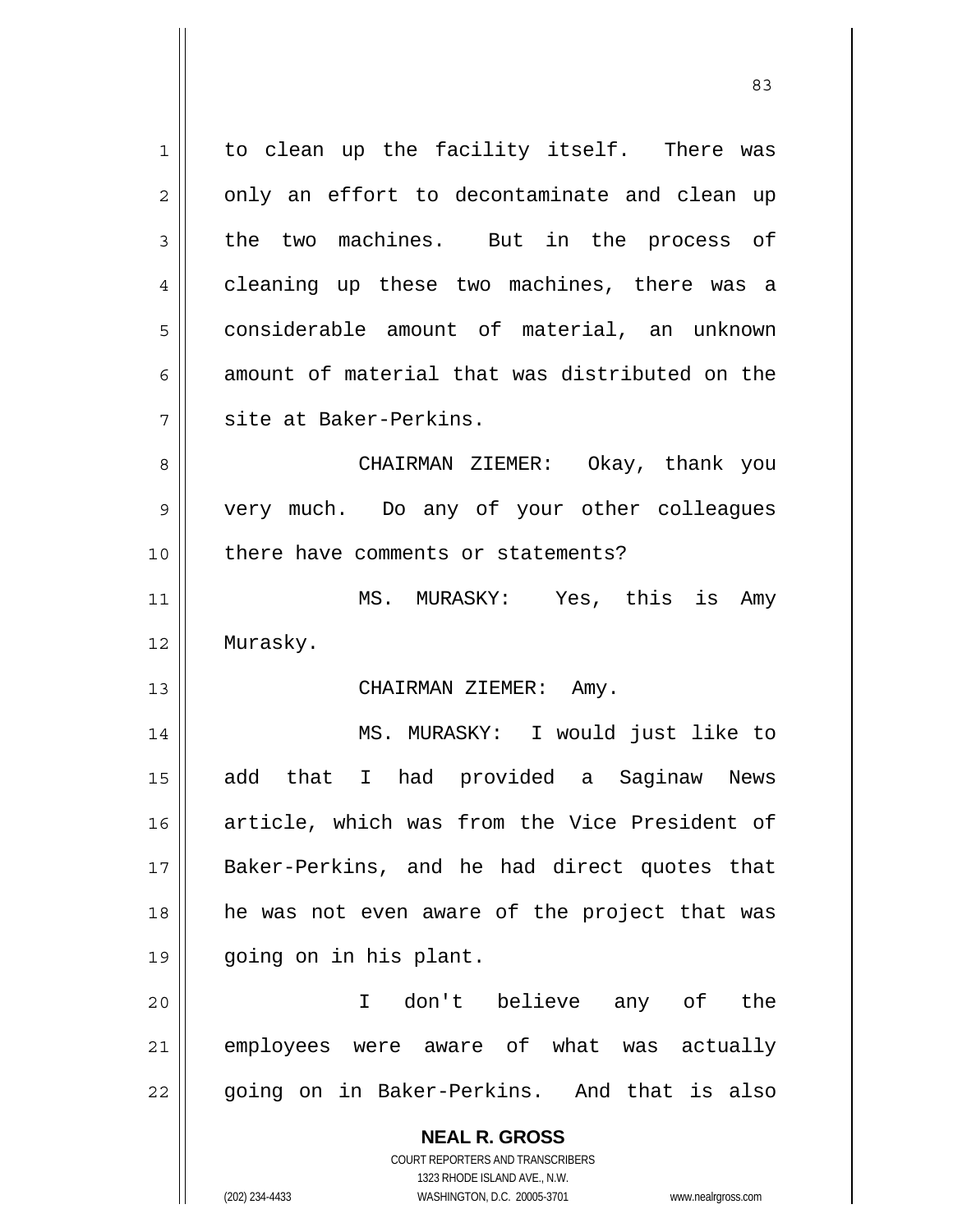to clean up the facility itself. There was only an effort to decontaminate and clean up the two machines. But in the process of cleaning up these two machines, there was a considerable amount of material, an unknown amount of material that was distributed on the site at Baker-Perkins.

CHAIRMAN ZIEMER: Okay, thank you very much. Do any of your other colleagues there have comments or statements?

MS. MURASKY: Yes, this is Amy Murasky.

CHAIRMAN ZIEMER: Amy.

MS. MURASKY: I would just like to add that I had provided a Saginaw News article, which was from the Vice President of Baker-Perkins, and he had direct quotes that he was not even aware of the project that was going on in his plant.

I don't believe any of the employees were aware of what was actually going on in Baker-Perkins. And that is also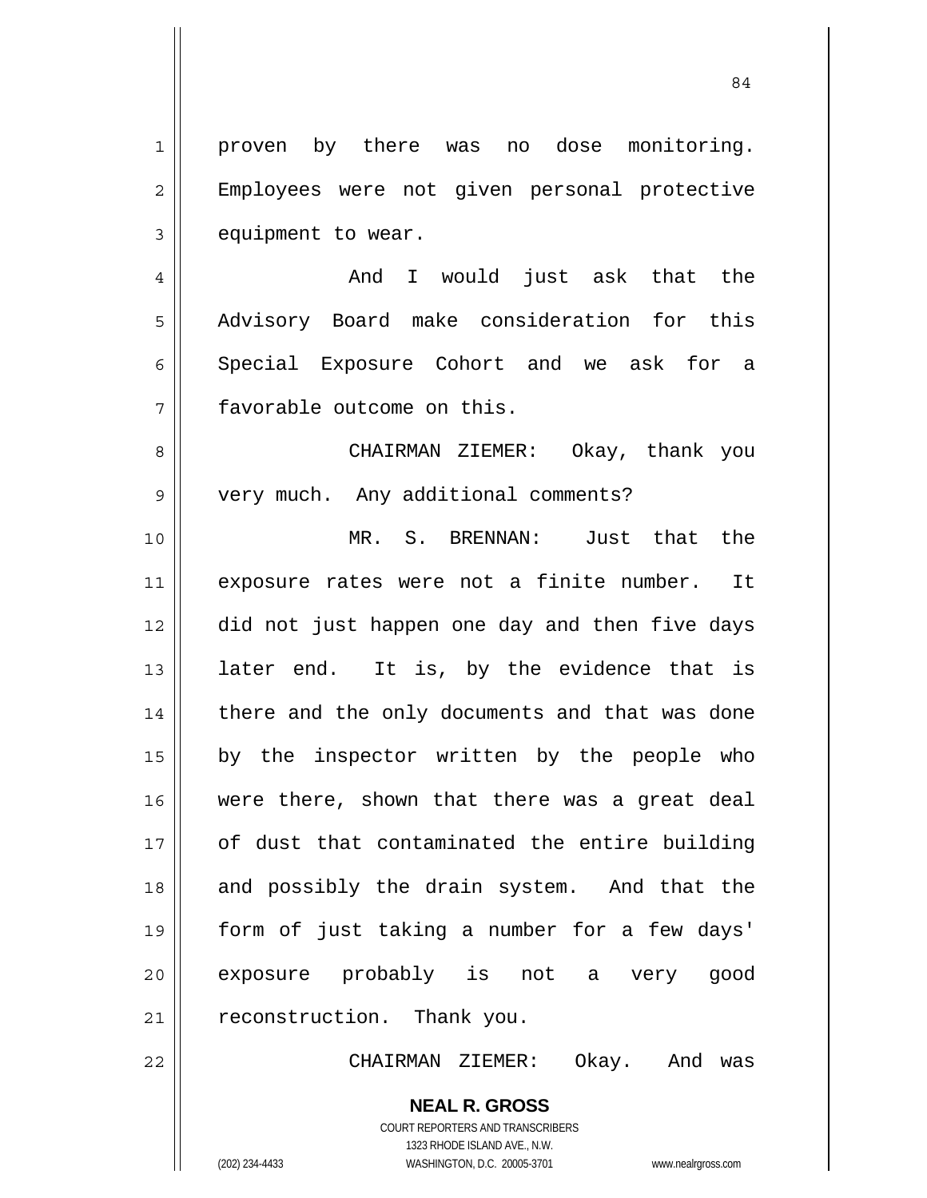proven by there was no dose monitoring. Employees were not given personal protective equipment to wear.

And I would just ask that the Advisory Board make consideration for this Special Exposure Cohort and we ask for a favorable outcome on this.

CHAIRMAN ZIEMER: Okay, thank you very much. Any additional comments?

MR. S. BRENNAN: Just that the exposure rates were not a finite number. It did not just happen one day and then five days later end. It is, by the evidence that is there and the only documents and that was done by the inspector written by the people who were there, shown that there was a great deal of dust that contaminated the entire building and possibly the drain system. And that the form of just taking a number for a few days' exposure probably is not a very good reconstruction. Thank you.

CHAIRMAN ZIEMER: Okay. And was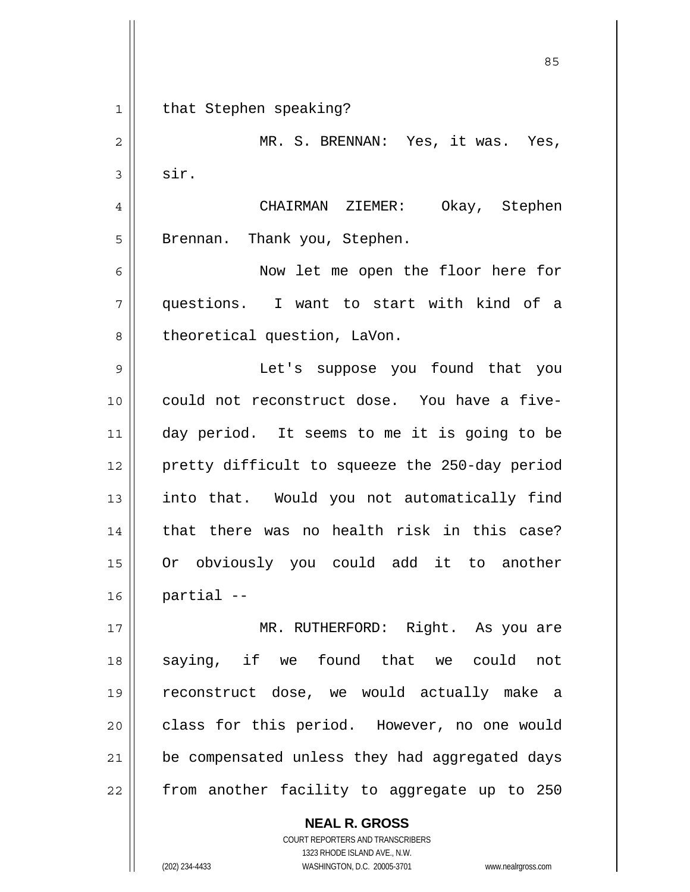that Stephen speaking?

MR. S. BRENNAN: Yes, it was. Yes, sir.

CHAIRMAN ZIEMER: Okay, Stephen Brennan. Thank you, Stephen.

Now let me open the floor here for questions. I want to start with kind of a theoretical question, LaVon.

Let's suppose you found that you could not reconstruct dose. You have a five-day period. It seems to me it is going to be pretty difficult to squeeze the 250-day period into that. Would you not automatically find that there was no health risk in this case? Or obviously you could add it to another partial --

MR. RUTHERFORD: Right. As you are saying, if we found that we could not reconstruct dose, we would actually make a class for this period. However, no one would be compensated unless they had aggregated days from another facility to aggregate up to 250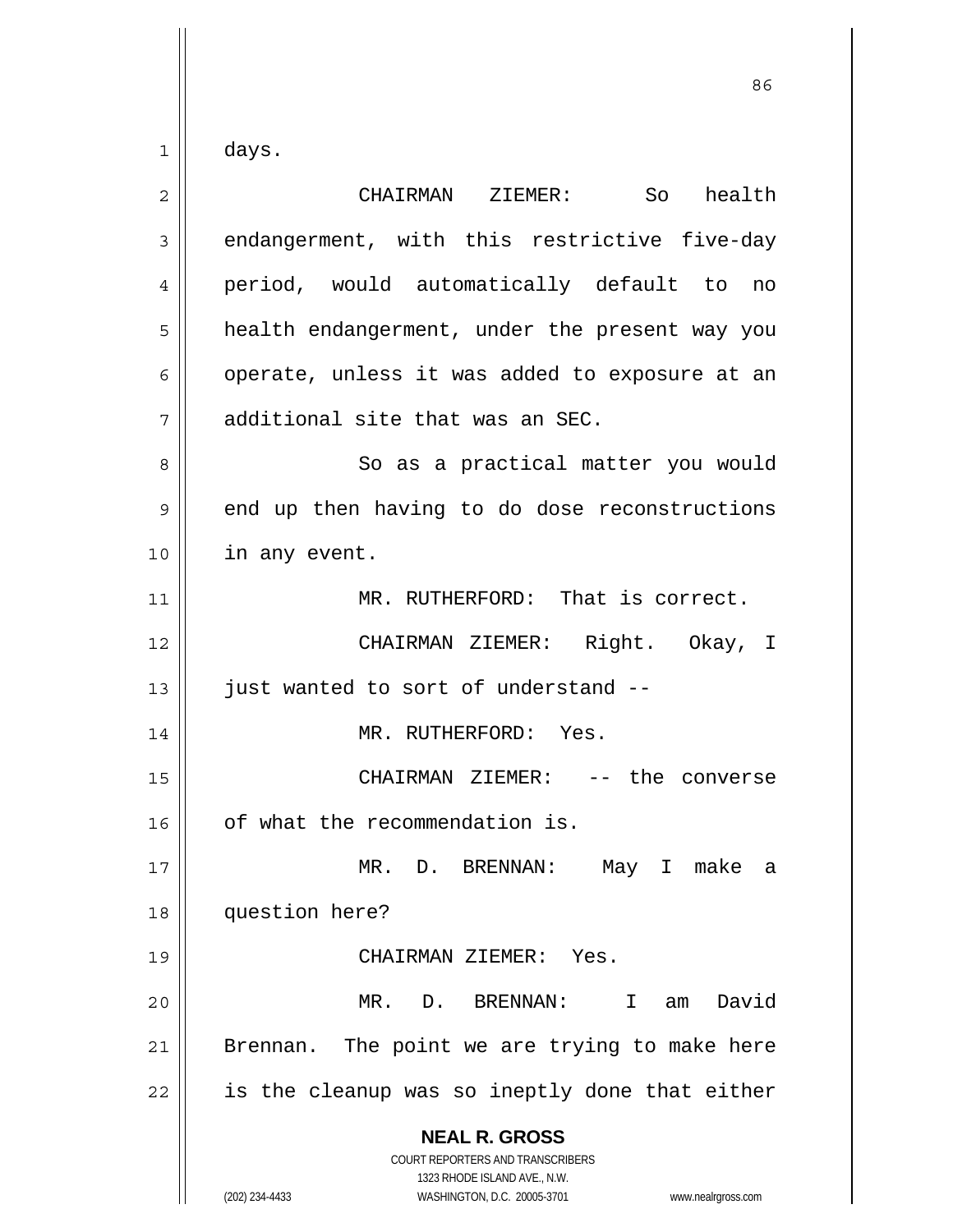days.

CHAIRMAN ZIEMER: So health endangerment, with this restrictive five-day period, would automatically default to no health endangerment, under the present way you operate, unless it was added to exposure at an additional site that was an SEC.

So as a practical matter you would end up then having to do dose reconstructions in any event.

MR. RUTHERFORD: That is correct.

CHAIRMAN ZIEMER: Right. Okay, I just wanted to sort of understand --

MR. RUTHERFORD: Yes.

CHAIRMAN ZIEMER: -- the converse of what the recommendation is.

MR. D. BRENNAN: May I make a question here?

CHAIRMAN ZIEMER: Yes.

MR. D. BRENNAN: I am David Brennan. The point we are trying to make here is the cleanup was so ineptly done that either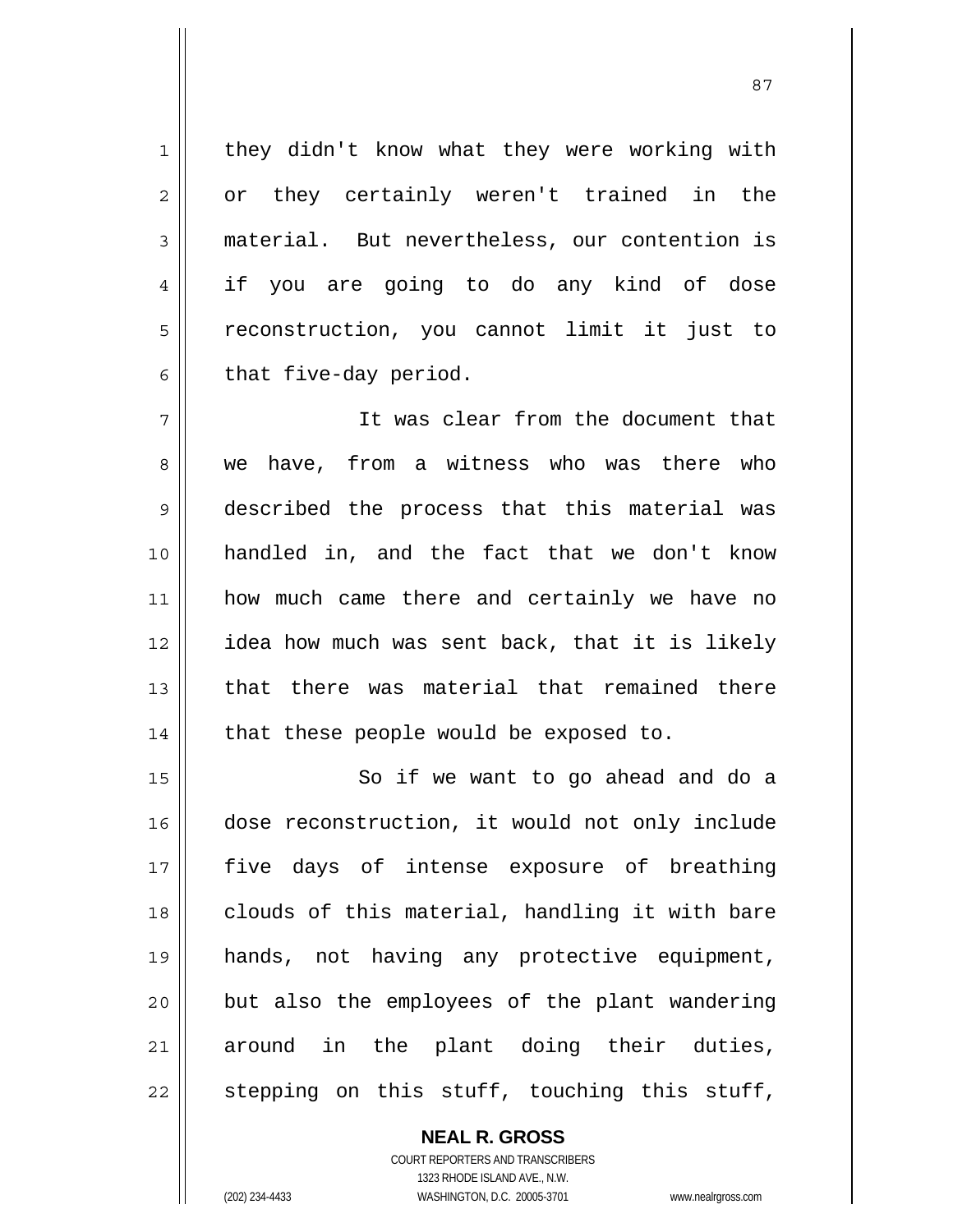they didn't know what they were working with or they certainly weren't trained in the material. But nevertheless, our contention is if you are going to do any kind of dose reconstruction, you cannot limit it just to that five-day period.

It was clear from the document that we have, from a witness who was there who described the process that this material was handled in, and the fact that we don't know how much came there and certainly we have no idea how much was sent back, that it is likely that there was material that remained there that these people would be exposed to.

So if we want to go ahead and do a dose reconstruction, it would not only include five days of intense exposure of breathing clouds of this material, handling it with bare hands, not having any protective equipment, but also the employees of the plant wandering around in the plant doing their duties, stepping on this stuff, touching this stuff,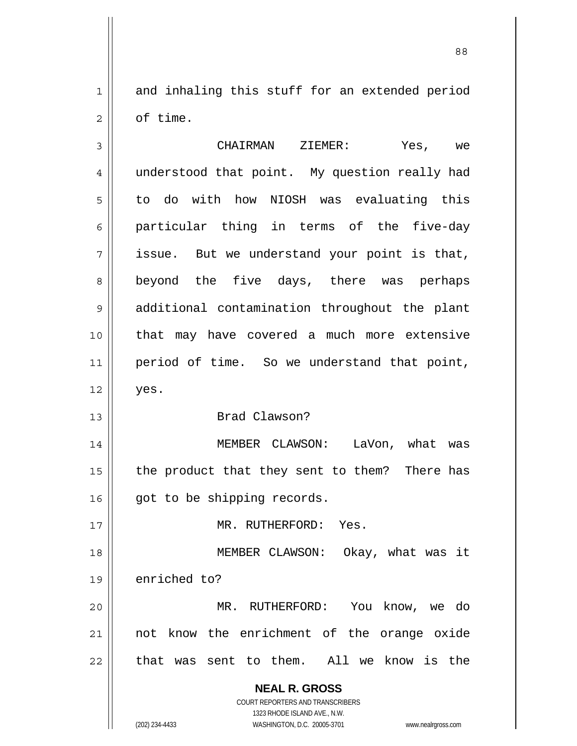and inhaling this stuff for an extended period of time.

CHAIRMAN ZIEMER: Yes, we understood that point. My question really had to do with how NIOSH was evaluating this particular thing in terms of the five-day issue. But we understand your point is that, beyond the five days, there was perhaps additional contamination throughout the plant that may have covered a much more extensive period of time. So we understand that point, yes.

Brad Clawson?

MEMBER CLAWSON: LaVon, what was the product that they sent to them? There has got to be shipping records.

MR. RUTHERFORD: Yes.

MEMBER CLAWSON: Okay, what was it enriched to?

MR. RUTHERFORD: You know, we do not know the enrichment of the orange oxide that was sent to them. All we know is the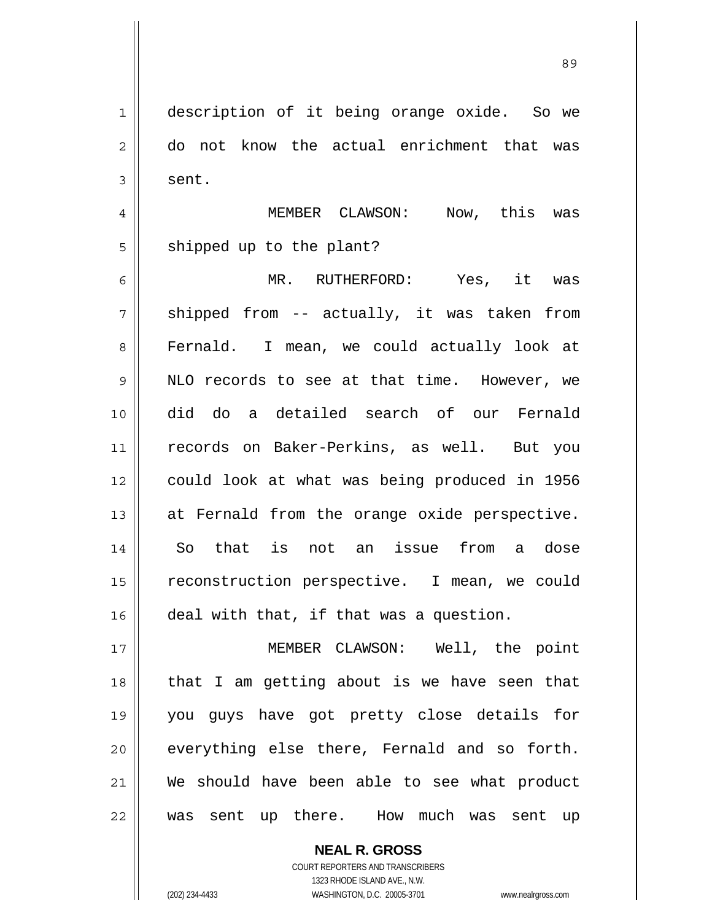description of it being orange oxide. So we do not know the actual enrichment that was sent.

MEMBER CLAWSON: Now, this was shipped up to the plant?

MR. RUTHERFORD: Yes, it was shipped from -- actually, it was taken from Fernald. I mean, we could actually look at NLO records to see at that time. However, we did do a detailed search of our Fernald records on Baker-Perkins, as well. But you could look at what was being produced in 1956 at Fernald from the orange oxide perspective. So that is not an issue from a dose reconstruction perspective. I mean, we could deal with that, if that was a question.

MEMBER CLAWSON: Well, the point that I am getting about is we have seen that you guys have got pretty close details for everything else there, Fernald and so forth. We should have been able to see what product was sent up there. How much was sent up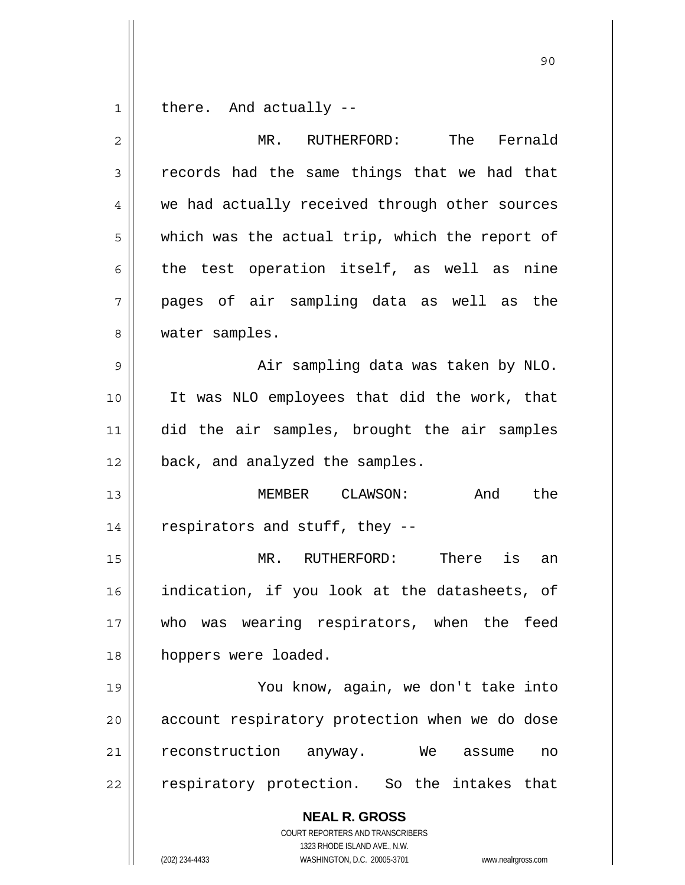there. And actually --

MR. RUTHERFORD: The Fernald records had the same things that we had that we had actually received through other sources which was the actual trip, which the report of the test operation itself, as well as nine pages of air sampling data as well as the water samples.

Air sampling data was taken by NLO. It was NLO employees that did the work, that did the air samples, brought the air samples back, and analyzed the samples.

MEMBER CLAWSON: And the respirators and stuff, they --

MR. RUTHERFORD: There is an indication, if you look at the datasheets, of who was wearing respirators, when the feed hoppers were loaded.

You know, again, we don't take into account respiratory protection when we do dose reconstruction anyway. We assume no respiratory protection. So the intakes that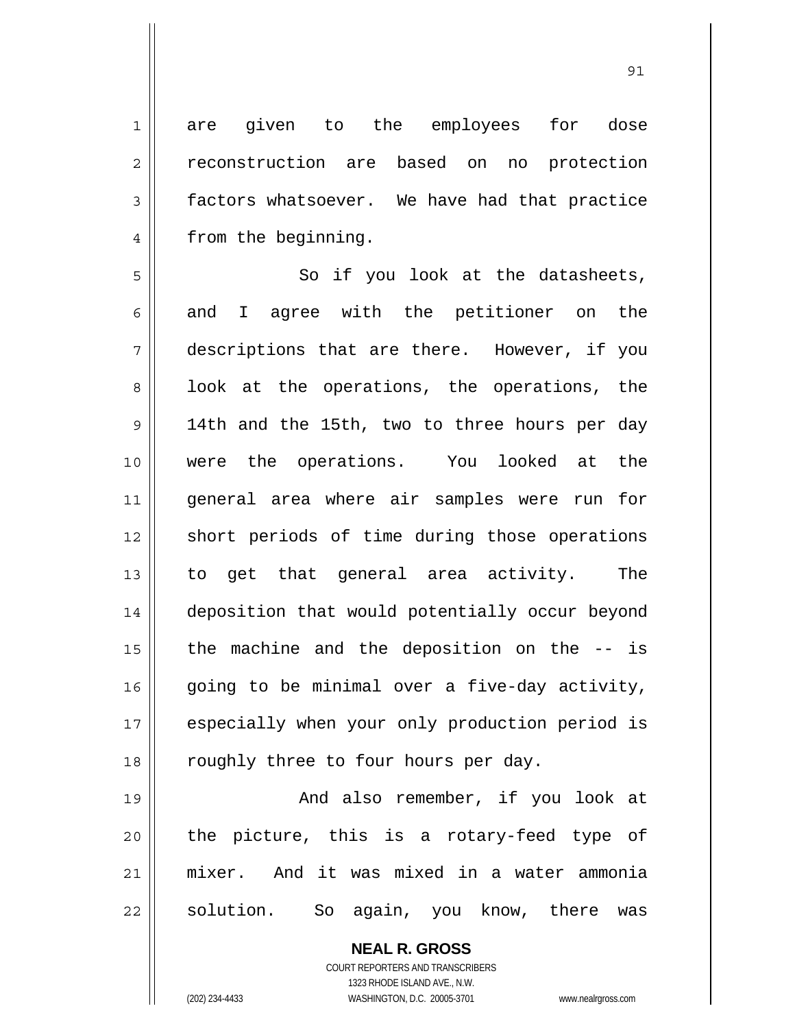are given to the employees for dose reconstruction are based on no protection factors whatsoever. We have had that practice from the beginning.

So if you look at the datasheets, and I agree with the petitioner on the descriptions that are there. However, if you look at the operations, the operations, the 14th and the 15th, two to three hours per day were the operations. You looked at the general area where air samples were run for short periods of time during those operations to get that general area activity. The deposition that would potentially occur beyond the machine and the deposition on the -- is going to be minimal over a five-day activity, especially when your only production period is roughly three to four hours per day.

And also remember, if you look at the picture, this is a rotary-feed type of mixer. And it was mixed in a water ammonia solution. So again, you know, there was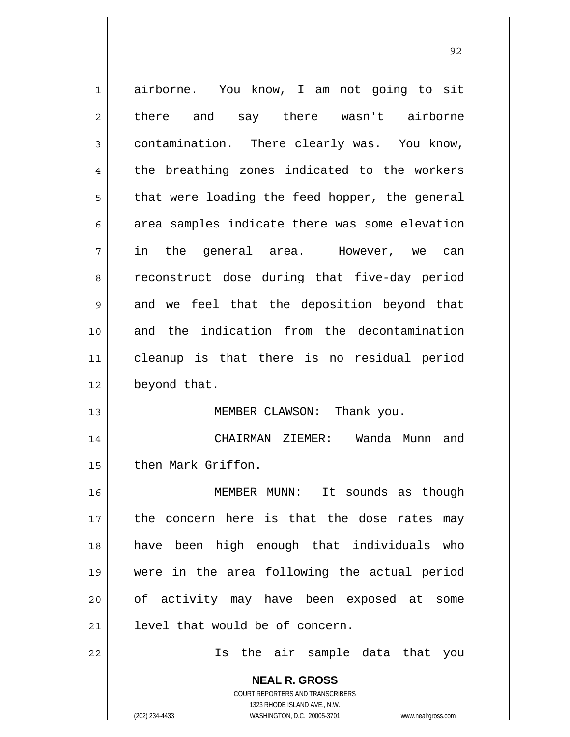airborne. You know, I am not going to sit there and say there wasn't airborne contamination. There clearly was. You know, the breathing zones indicated to the workers that were loading the feed hopper, the general area samples indicate there was some elevation in the general area. However, we can reconstruct dose during that five-day period and we feel that the deposition beyond that and the indication from the decontamination cleanup is that there is no residual period beyond that.

MEMBER CLAWSON: Thank you.

CHAIRMAN ZIEMER: Wanda Munn and then Mark Griffon.

MEMBER MUNN: It sounds as though the concern here is that the dose rates may have been high enough that individuals who were in the area following the actual period of activity may have been exposed at some level that would be of concern.

Is the air sample data that you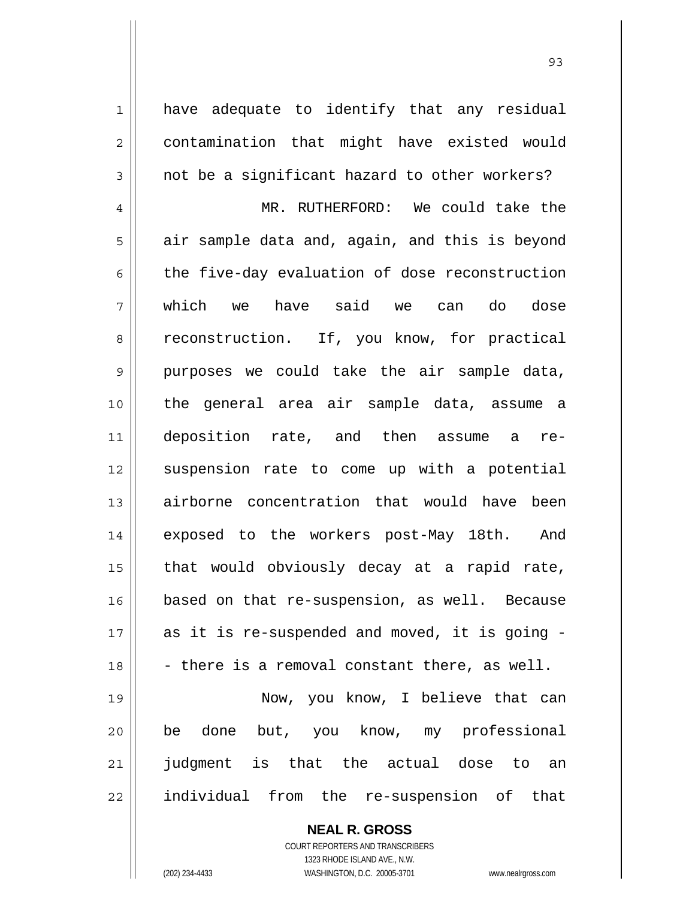have adequate to identify that any residual contamination that might have existed would not be a significant hazard to other workers?

MR. RUTHERFORD: We could take the air sample data and, again, and this is beyond the five-day evaluation of dose reconstruction which we have said we can do dose reconstruction. If, you know, for practical purposes we could take the air sample data, the general area air sample data, assume a deposition rate, and then assume a re-suspension rate to come up with a potential airborne concentration that would have been exposed to the workers post-May 18th. And that would obviously decay at a rapid rate, based on that re-suspension, as well. Because as it is re-suspended and moved, it is going -- there is a removal constant there, as well.

Now, you know, I believe that can be done but, you know, my professional judgment is that the actual dose to an individual from the re-suspension of that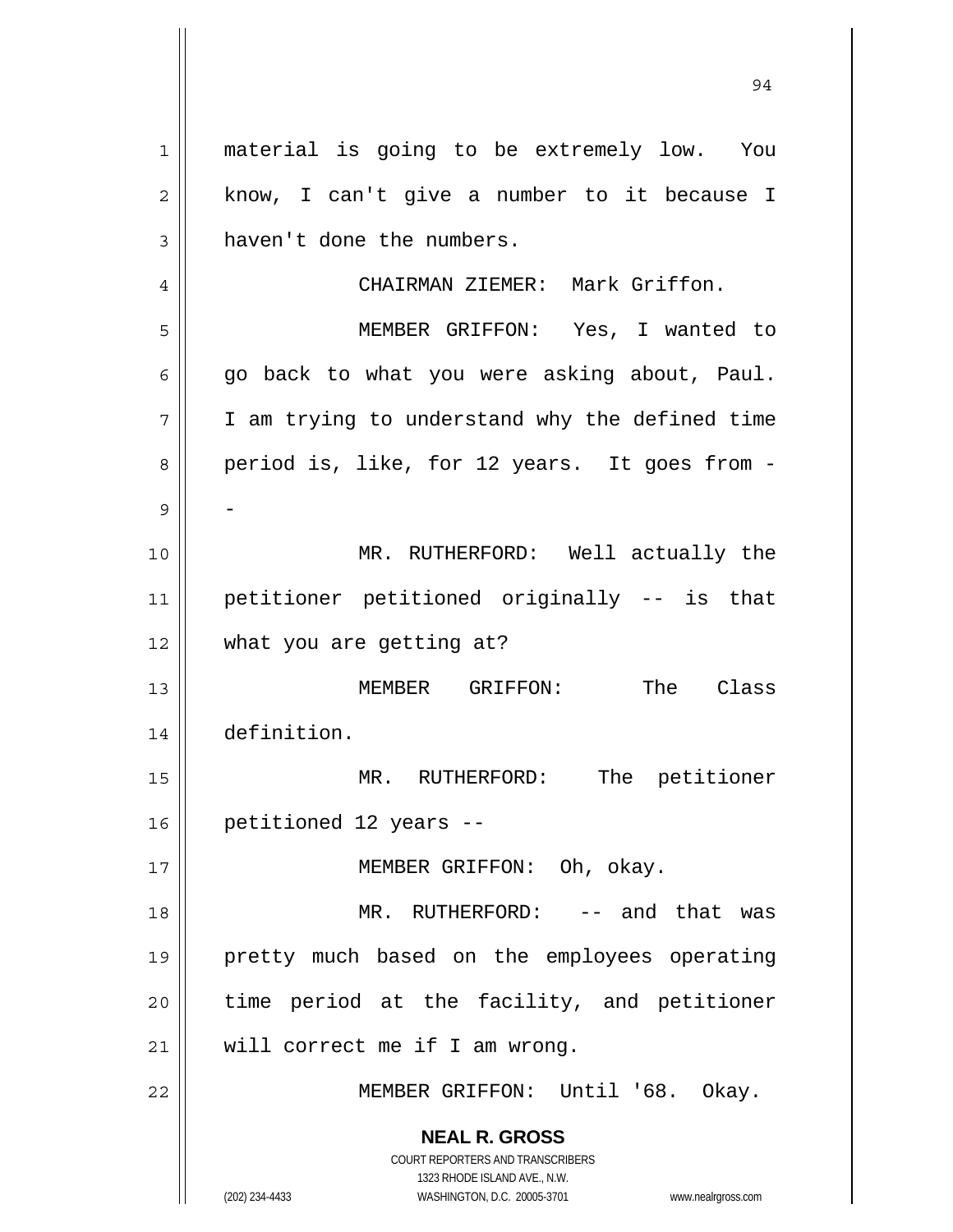material is going to be extremely low. You know, I can't give a number to it because I haven't done the numbers.

CHAIRMAN ZIEMER: Mark Griffon.

MEMBER GRIFFON: Yes, I wanted to go back to what you were asking about, Paul. I am trying to understand why the defined time period is, like, for 12 years. It goes from --

MR. RUTHERFORD: Well actually the petitioner petitioned originally -- is that what you are getting at?

MEMBER GRIFFON: The Class definition.

MR. RUTHERFORD: The petitioner petitioned 12 years --

MEMBER GRIFFON: Oh, okay.

MR. RUTHERFORD: -- and that was pretty much based on the employees operating time period at the facility, and petitioner will correct me if I am wrong.

MEMBER GRIFFON: Until '68. Okay.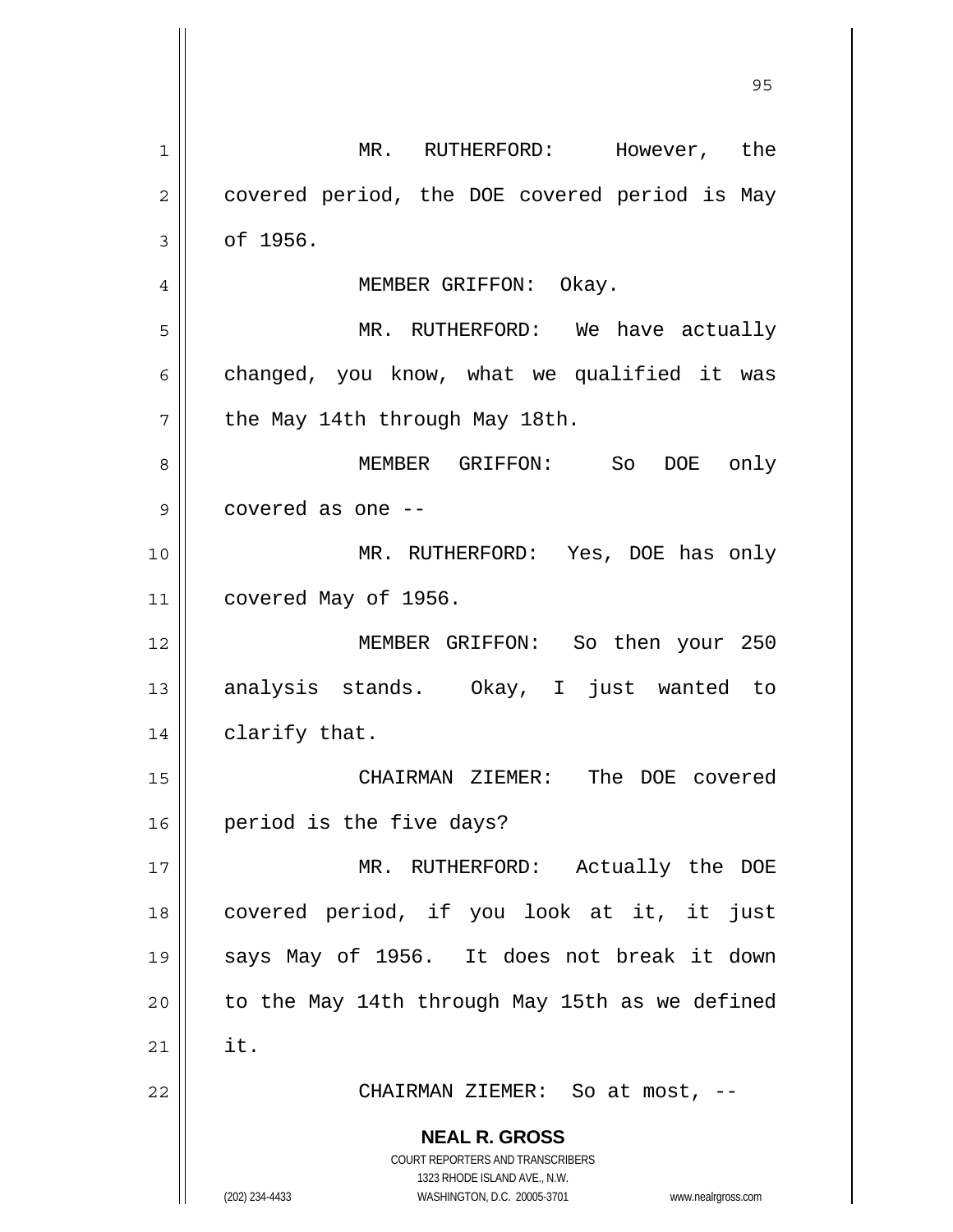MR. RUTHERFORD: However, the covered period, the DOE covered period is May of 1956.

MEMBER GRIFFON: Okay.

MR. RUTHERFORD: We have actually changed, you know, what we qualified it was the May 14th through May 18th.

MEMBER GRIFFON: So DOE only covered as one --

MR. RUTHERFORD: Yes, DOE has only covered May of 1956.

MEMBER GRIFFON: So then your 250 analysis stands. Okay, I just wanted to clarify that.

CHAIRMAN ZIEMER: The DOE covered period is the five days?

MR. RUTHERFORD: Actually the DOE covered period, if you look at it, it just says May of 1956. It does not break it down to the May 14th through May 15th as we defined it.

CHAIRMAN ZIEMER: So at most, --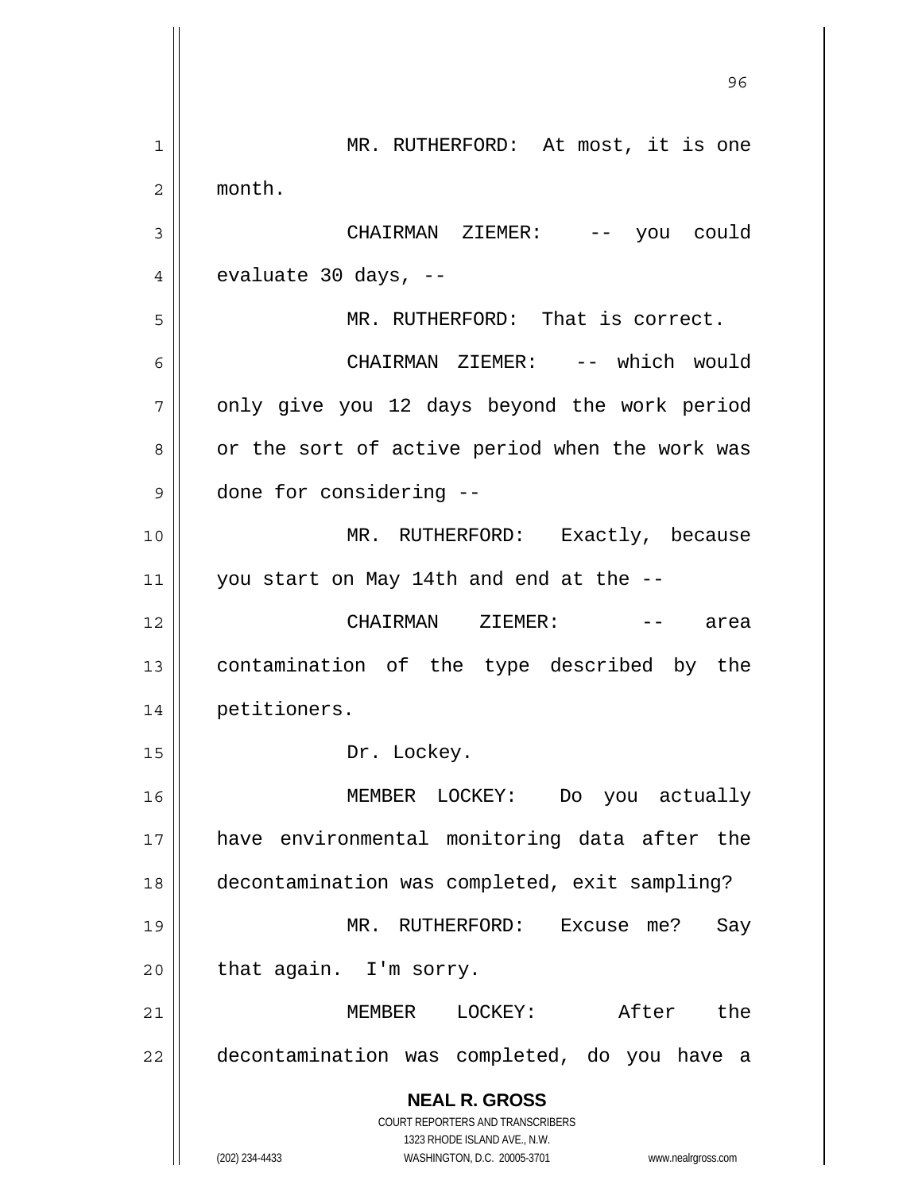MR. RUTHERFORD: At most, it is one month.

CHAIRMAN ZIEMER: -- you could evaluate 30 days, --

MR. RUTHERFORD: That is correct.

CHAIRMAN ZIEMER: -- which would only give you 12 days beyond the work period or the sort of active period when the work was done for considering --

MR. RUTHERFORD: Exactly, because you start on May 14th and end at the --

CHAIRMAN ZIEMER: -- area contamination of the type described by the petitioners.

Dr. Lockey.

MEMBER LOCKEY: Do you actually have environmental monitoring data after the decontamination was completed, exit sampling?

MR. RUTHERFORD: Excuse me? Say that again. I'm sorry.

MEMBER LOCKEY: After the decontamination was completed, do you have a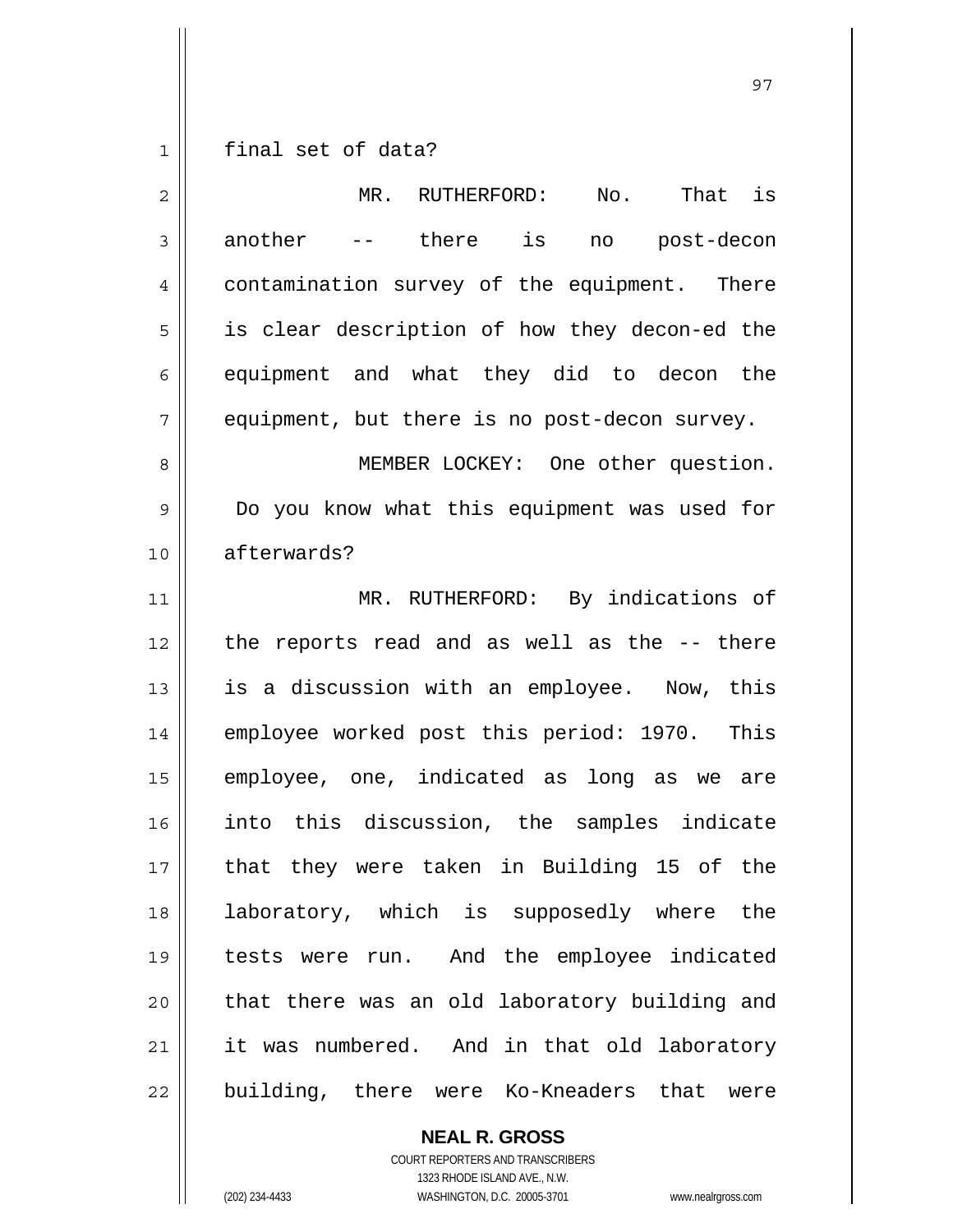final set of data?

MR. RUTHERFORD: No. That is another -- there is no post-decon contamination survey of the equipment. There is clear description of how they decon-ed the equipment and what they did to decon the equipment, but there is no post-decon survey.

MEMBER LOCKEY: One other question. Do you know what this equipment was used for afterwards?

MR. RUTHERFORD: By indications of the reports read and as well as the -- there is a discussion with an employee. Now, this employee worked post this period: 1970. This employee, one, indicated as long as we are into this discussion, the samples indicate that they were taken in Building 15 of the laboratory, which is supposedly where the tests were run. And the employee indicated that there was an old laboratory building and it was numbered. And in that old laboratory building, there were Ko-Kneaders that were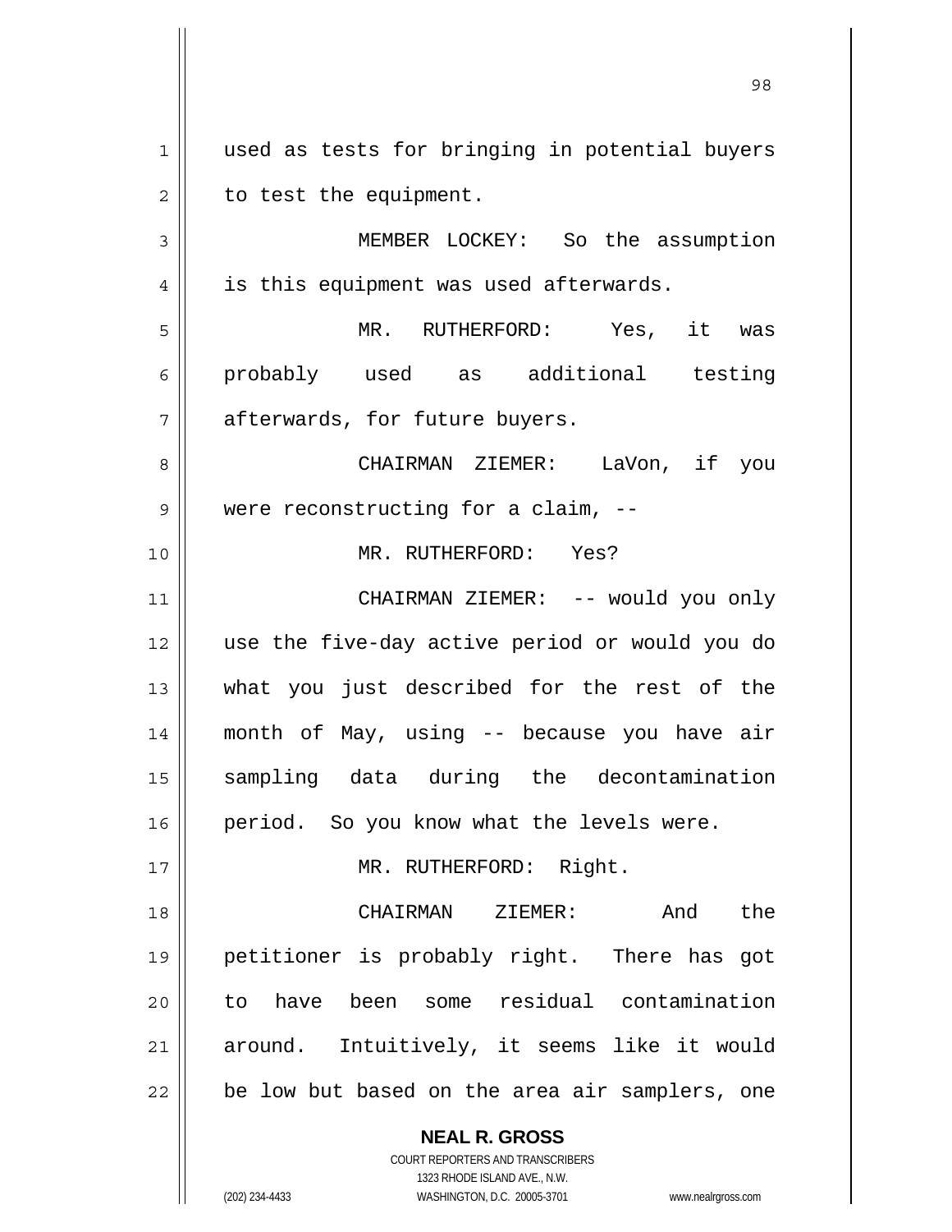used as tests for bringing in potential buyers to test the equipment.

MEMBER LOCKEY: So the assumption is this equipment was used afterwards.

MR. RUTHERFORD: Yes, it was probably used as additional testing afterwards, for future buyers.

CHAIRMAN ZIEMER: LaVon, if you were reconstructing for a claim, --

MR. RUTHERFORD: Yes?

CHAIRMAN ZIEMER: -- would you only use the five-day active period or would you do what you just described for the rest of the month of May, using -- because you have air sampling data during the decontamination period. So you know what the levels were.

MR. RUTHERFORD: Right.

CHAIRMAN ZIEMER: And the petitioner is probably right. There has got to have been some residual contamination around. Intuitively, it seems like it would be low but based on the area air samplers, one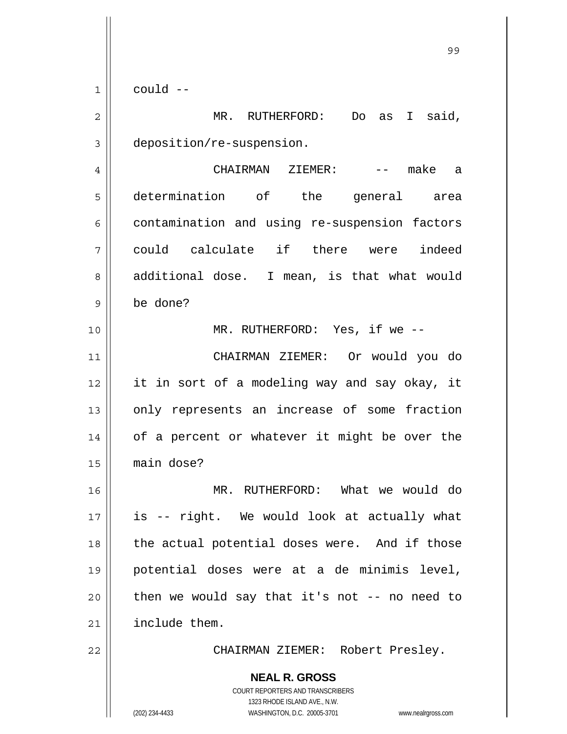could --

MR. RUTHERFORD: Do as I said, deposition/re-suspension.

CHAIRMAN ZIEMER: -- make a determination of the general area contamination and using re-suspension factors could calculate if there were indeed additional dose. I mean, is that what would be done?

MR. RUTHERFORD: Yes, if we --

CHAIRMAN ZIEMER: Or would you do it in sort of a modeling way and say okay, it only represents an increase of some fraction of a percent or whatever it might be over the main dose?

MR. RUTHERFORD: What we would do is -- right. We would look at actually what the actual potential doses were. And if those potential doses were at a de minimis level, then we would say that it's not -- no need to include them.

CHAIRMAN ZIEMER: Robert Presley.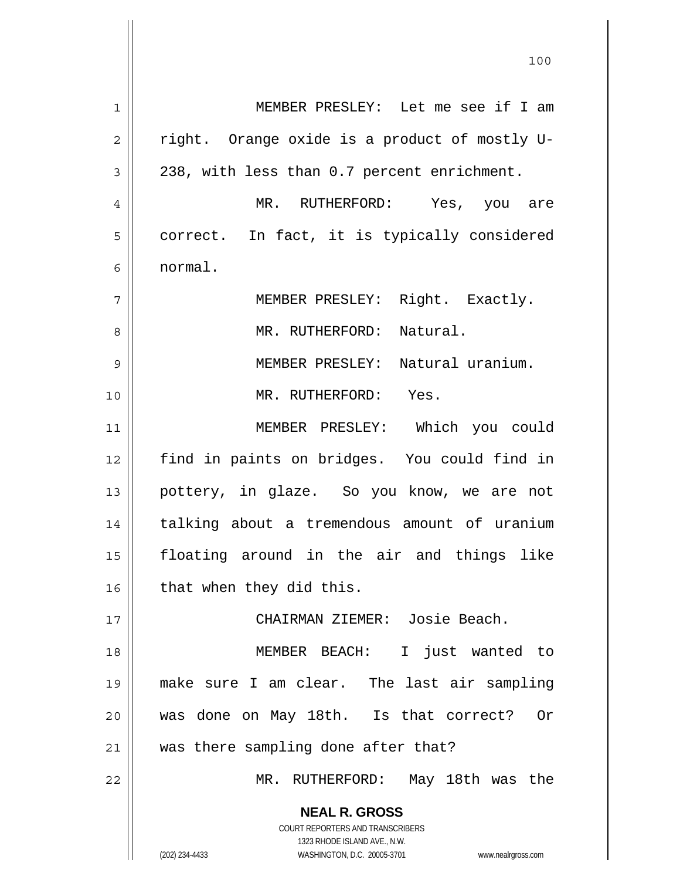MEMBER PRESLEY: Let me see if I am right. Orange oxide is a product of mostly U-238, with less than 0.7 percent enrichment.

MR. RUTHERFORD: Yes, you are correct. In fact, it is typically considered normal.

MEMBER PRESLEY: Right. Exactly.

MR. RUTHERFORD: Natural.

MEMBER PRESLEY: Natural uranium.

MR. RUTHERFORD: Yes.

MEMBER PRESLEY: Which you could find in paints on bridges. You could find in pottery, in glaze. So you know, we are not talking about a tremendous amount of uranium floating around in the air and things like that when they did this.

CHAIRMAN ZIEMER: Josie Beach.

MEMBER BEACH: I just wanted to make sure I am clear. The last air sampling was done on May 18th. Is that correct? Or was there sampling done after that?

MR. RUTHERFORD: May 18th was the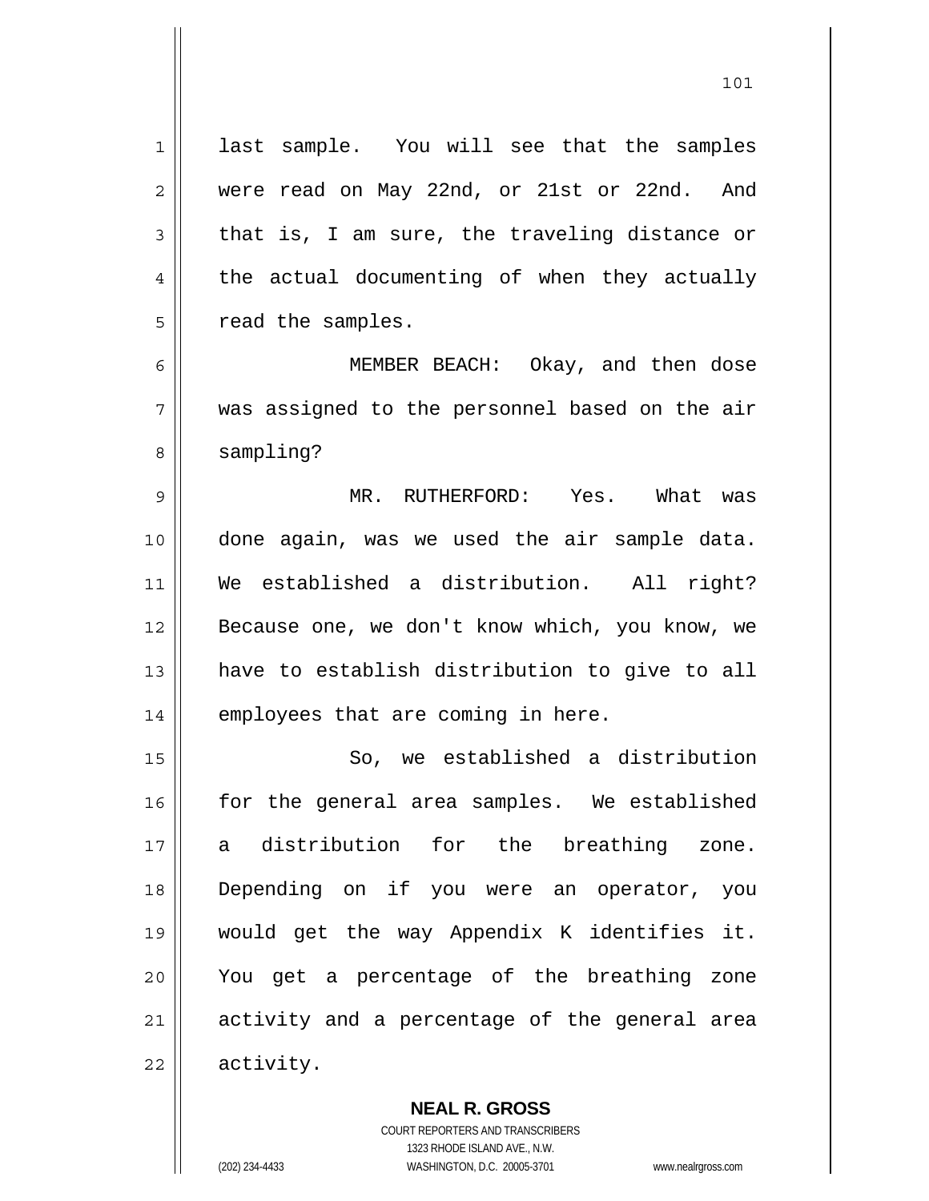last sample. You will see that the samples were read on May 22nd, or 21st or 22nd. And that is, I am sure, the traveling distance or the actual documenting of when they actually read the samples.

MEMBER BEACH: Okay, and then dose was assigned to the personnel based on the air sampling?

MR. RUTHERFORD: Yes. What was done again, was we used the air sample data. We established a distribution. All right? Because one, we don't know which, you know, we have to establish distribution to give to all employees that are coming in here.

So, we established a distribution for the general area samples. We established a distribution for the breathing zone. Depending on if you were an operator, you would get the way Appendix K identifies it. You get a percentage of the breathing zone activity and a percentage of the general area activity.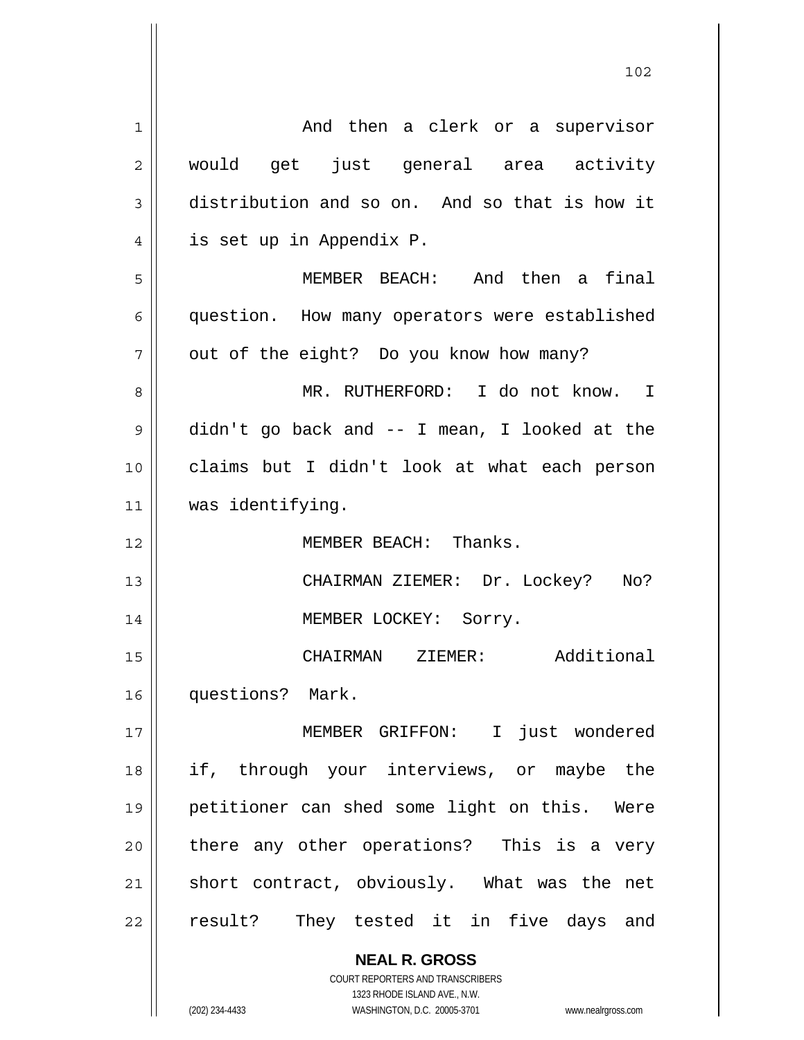And then a clerk or a supervisor would get just general area activity distribution and so on. And so that is how it is set up in Appendix P.

MEMBER BEACH: And then a final question. How many operators were established out of the eight? Do you know how many?

MR. RUTHERFORD: I do not know. I didn't go back and -- I mean, I looked at the claims but I didn't look at what each person was identifying.

MEMBER BEACH: Thanks.

CHAIRMAN ZIEMER: Dr. Lockey? No?

MEMBER LOCKEY: Sorry.

CHAIRMAN ZIEMER: Additional questions? Mark.

MEMBER GRIFFON: I just wondered if, through your interviews, or maybe the petitioner can shed some light on this. Were there any other operations? This is a very short contract, obviously. What was the net result? They tested it in five days and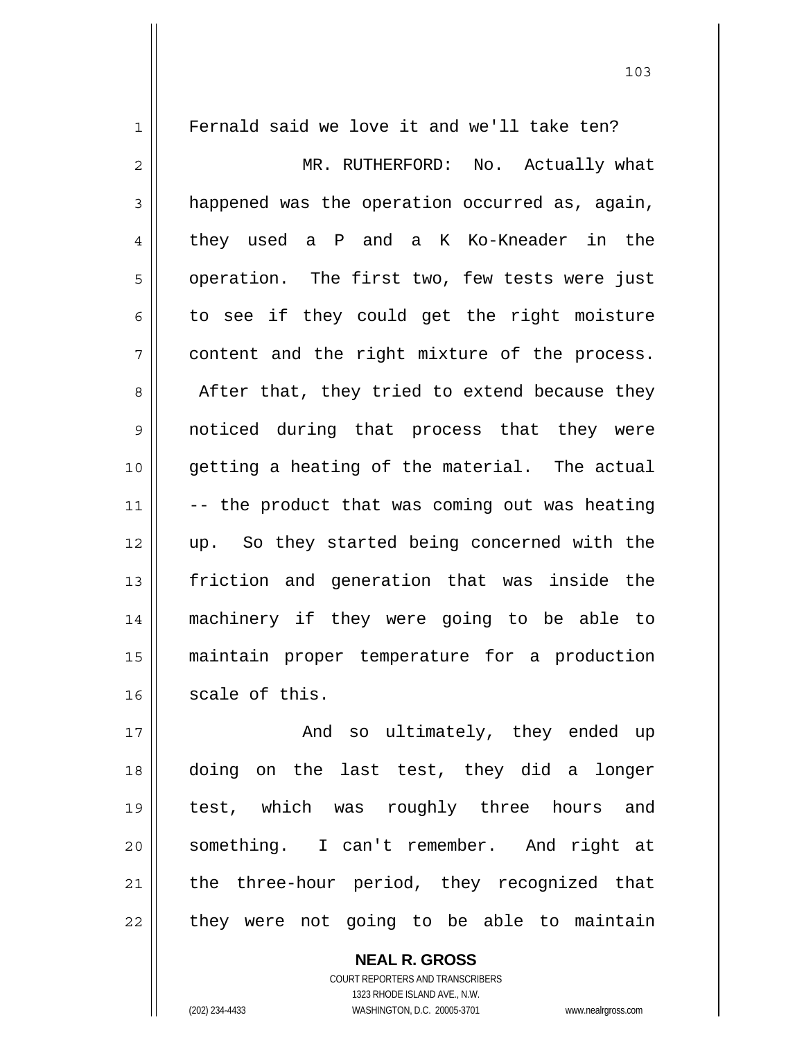Fernald said we love it and we'll take ten?

MR. RUTHERFORD: No. Actually what happened was the operation occurred as, again, they used a P and a K Ko-Kneader in the operation. The first two, few tests were just to see if they could get the right moisture content and the right mixture of the process. After that, they tried to extend because they noticed during that process that they were getting a heating of the material. The actual -- the product that was coming out was heating up. So they started being concerned with the friction and generation that was inside the machinery if they were going to be able to maintain proper temperature for a production scale of this.

And so ultimately, they ended up doing on the last test, they did a longer test, which was roughly three hours and something. I can't remember. And right at the three-hour period, they recognized that they were not going to be able to maintain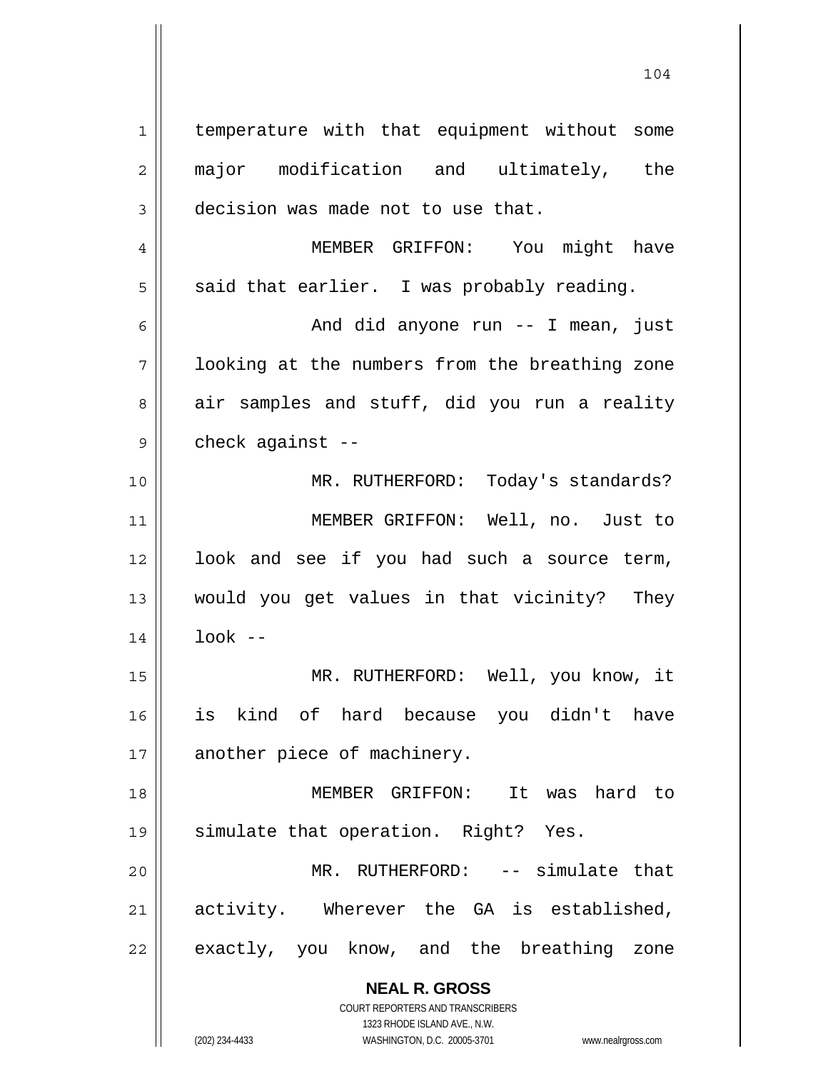temperature with that equipment without some major modification and ultimately, the decision was made not to use that.

MEMBER GRIFFON: You might have said that earlier. I was probably reading.

And did anyone run -- I mean, just looking at the numbers from the breathing zone air samples and stuff, did you run a reality check against --

MR. RUTHERFORD: Today's standards?

MEMBER GRIFFON: Well, no. Just to look and see if you had such a source term, would you get values in that vicinity? They look --

MR. RUTHERFORD: Well, you know, it is kind of hard because you didn't have another piece of machinery.

MEMBER GRIFFON: It was hard to simulate that operation. Right? Yes.

MR. RUTHERFORD: -- simulate that activity. Wherever the GA is established, exactly, you know, and the breathing zone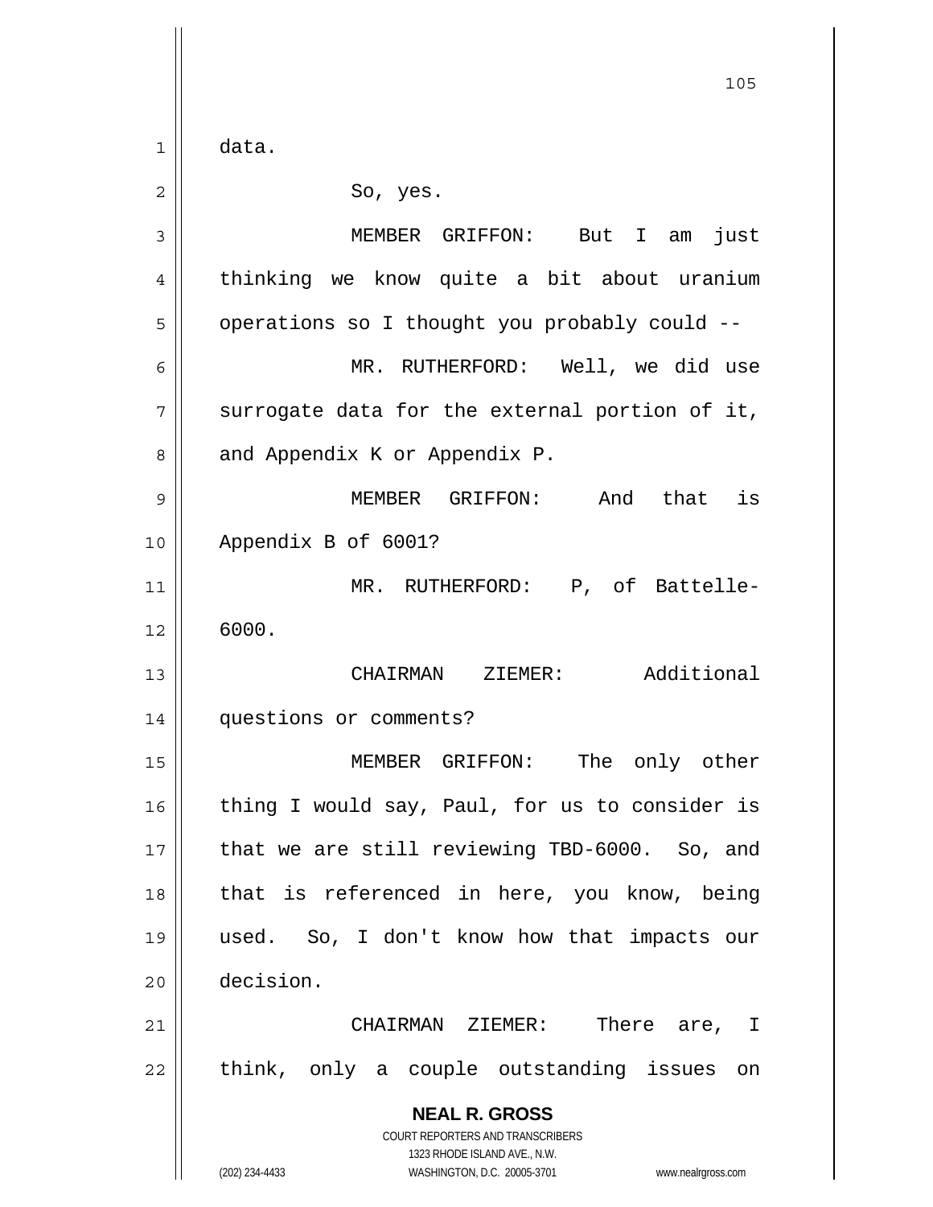data.

So, yes.

MEMBER GRIFFON: But I am just thinking we know quite a bit about uranium operations so I thought you probably could --

MR. RUTHERFORD: Well, we did use surrogate data for the external portion of it, and Appendix K or Appendix P.

MEMBER GRIFFON: And that is Appendix B of 6001?

MR. RUTHERFORD: P, of Battelle-6000.

CHAIRMAN ZIEMER: Additional questions or comments?

MEMBER GRIFFON: The only other thing I would say, Paul, for us to consider is that we are still reviewing TBD-6000. So, and that is referenced in here, you know, being used. So, I don't know how that impacts our decision.

CHAIRMAN ZIEMER: There are, I think, only a couple outstanding issues on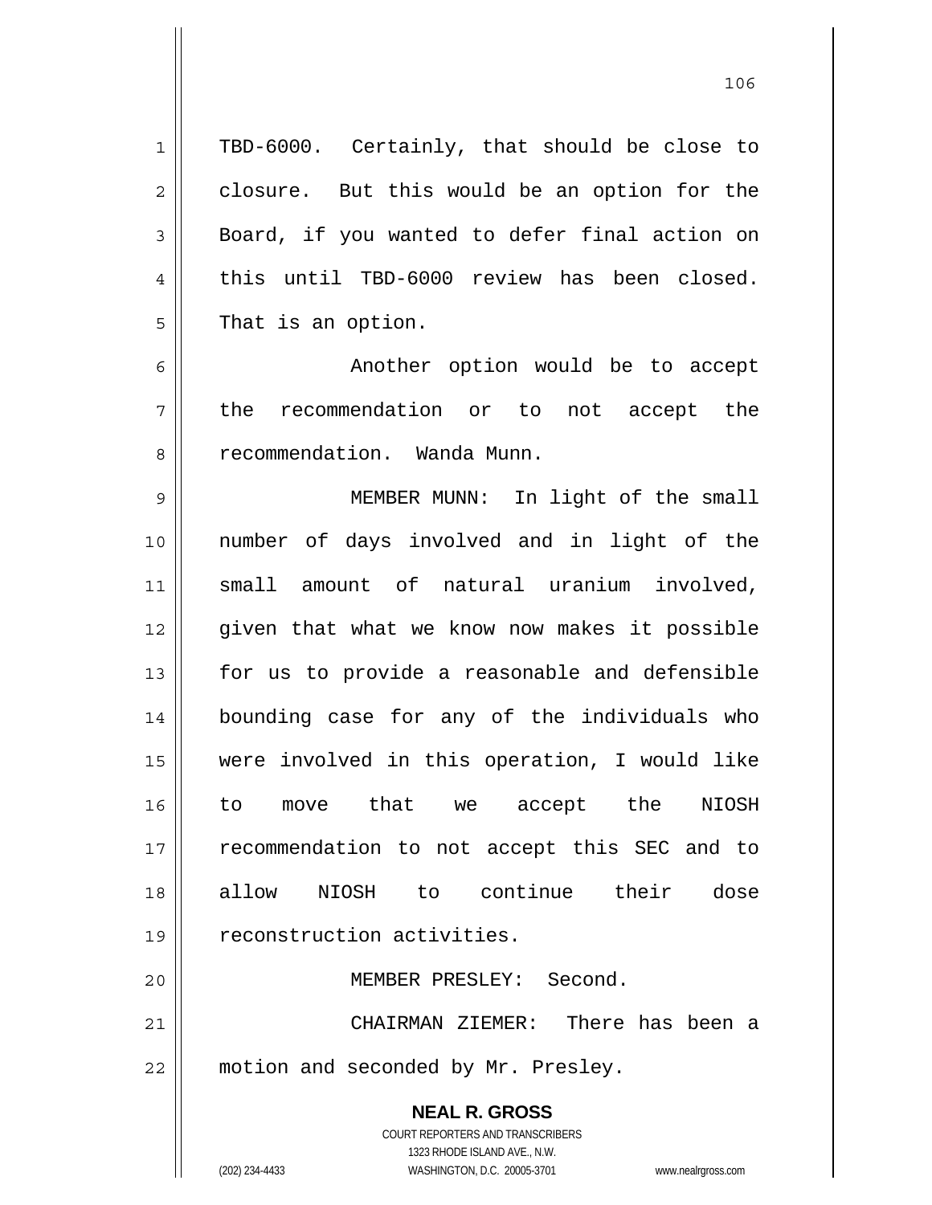TBD-6000. Certainly, that should be close to closure. But this would be an option for the Board, if you wanted to defer final action on this until TBD-6000 review has been closed. That is an option.

Another option would be to accept the recommendation or to not accept the recommendation. Wanda Munn.

MEMBER MUNN: In light of the small number of days involved and in light of the small amount of natural uranium involved, given that what we know now makes it possible for us to provide a reasonable and defensible bounding case for any of the individuals who were involved in this operation, I would like to move that we accept the NIOSH recommendation to not accept this SEC and to allow NIOSH to continue their dose reconstruction activities.

MEMBER PRESLEY: Second.

CHAIRMAN ZIEMER: There has been a motion and seconded by Mr. Presley.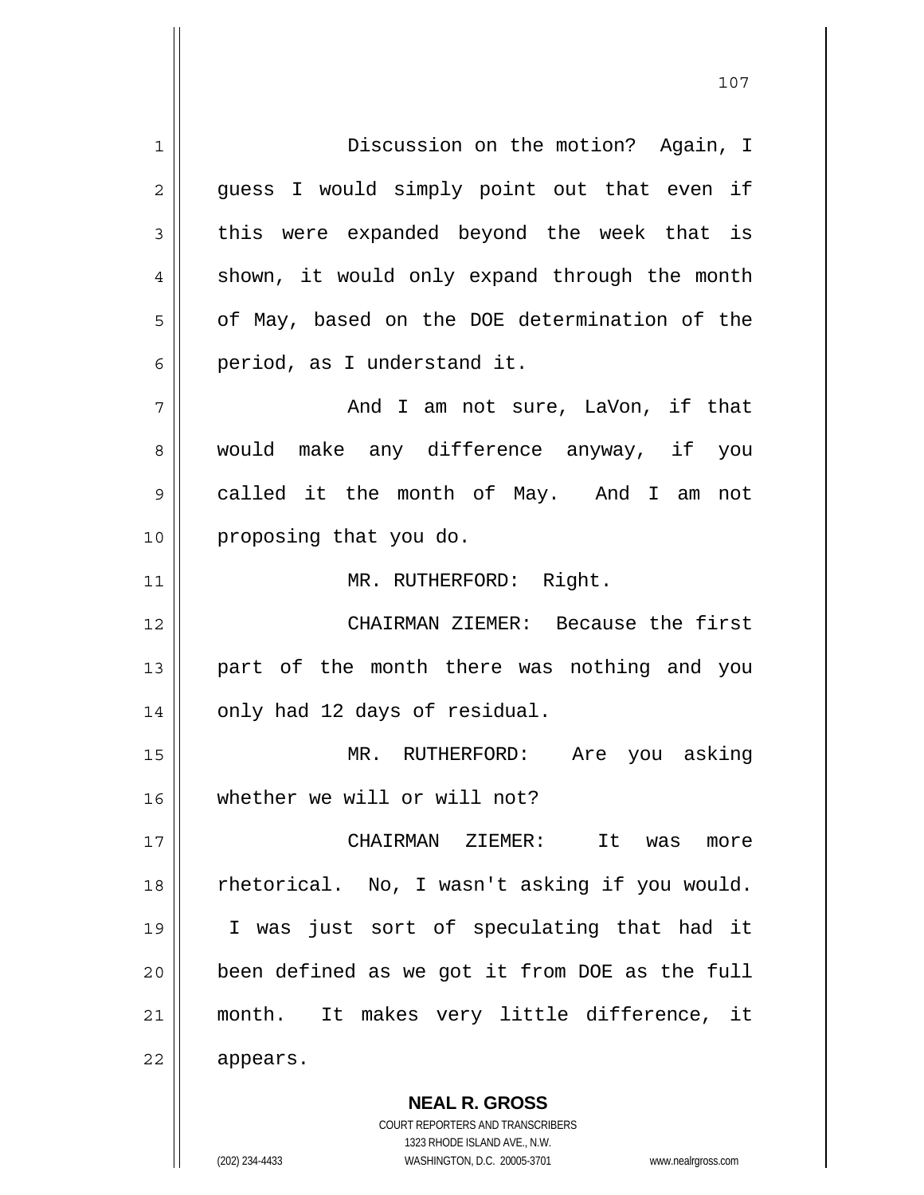Discussion on the motion? Again, I guess I would simply point out that even if this were expanded beyond the week that is shown, it would only expand through the month of May, based on the DOE determination of the period, as I understand it.

And I am not sure, LaVon, if that would make any difference anyway, if you called it the month of May. And I am not proposing that you do.

MR. RUTHERFORD: Right.

CHAIRMAN ZIEMER: Because the first part of the month there was nothing and you only had 12 days of residual.

MR. RUTHERFORD: Are you asking whether we will or will not?

CHAIRMAN ZIEMER: It was more rhetorical. No, I wasn't asking if you would. I was just sort of speculating that had it been defined as we got it from DOE as the full month. It makes very little difference, it appears.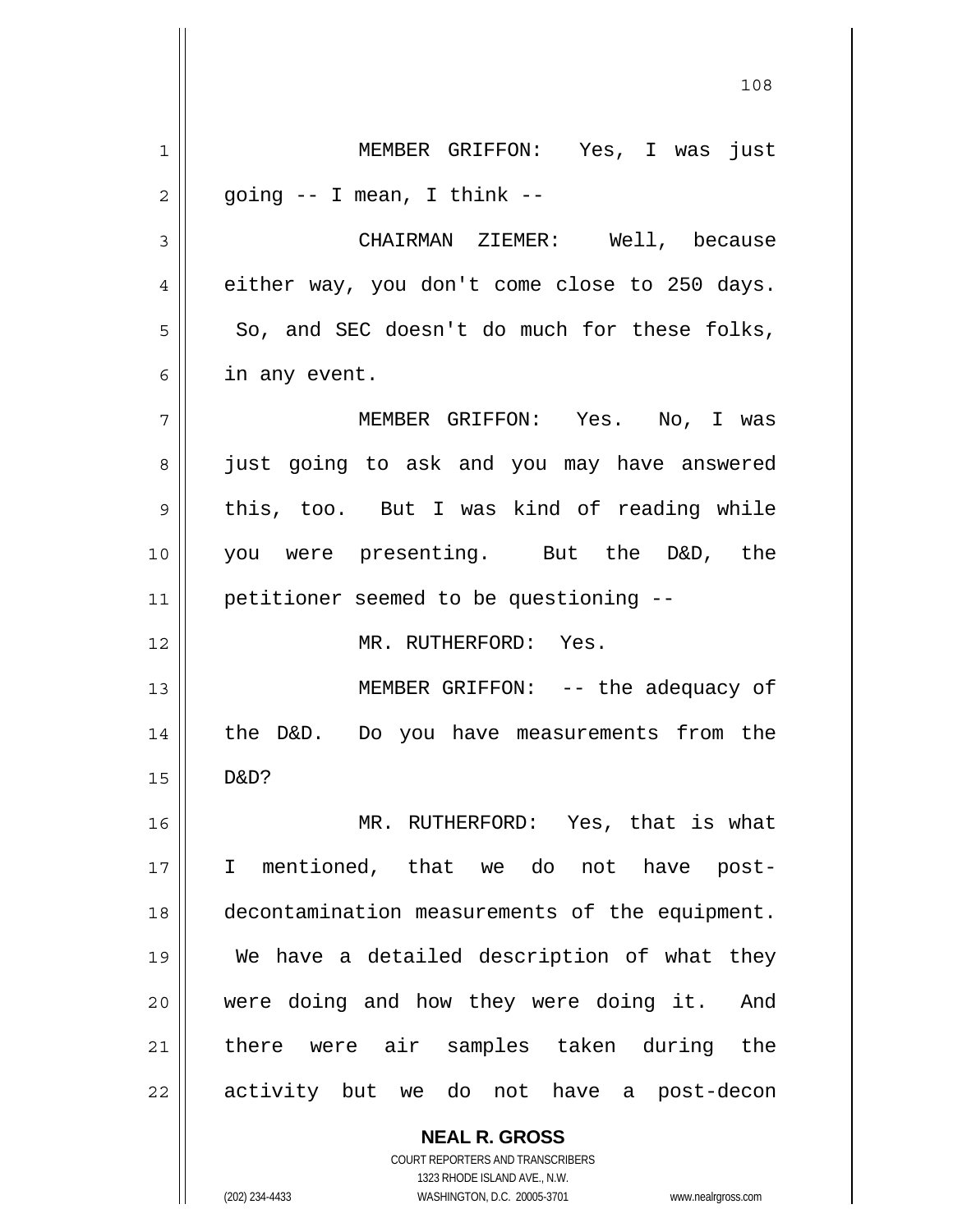MEMBER GRIFFON: Yes, I was just going -- I mean, I think --

CHAIRMAN ZIEMER: Well, because either way, you don't come close to 250 days. So, and SEC doesn't do much for these folks, in any event.

MEMBER GRIFFON: Yes. No, I was just going to ask and you may have answered this, too. But I was kind of reading while you were presenting. But the D&D, the petitioner seemed to be questioning --

MR. RUTHERFORD: Yes.

MEMBER GRIFFON: -- the adequacy of the D&D. Do you have measurements from the D&D?

MR. RUTHERFORD: Yes, that is what I mentioned, that we do not have post-decontamination measurements of the equipment. We have a detailed description of what they were doing and how they were doing it. And there were air samples taken during the activity but we do not have a post-decon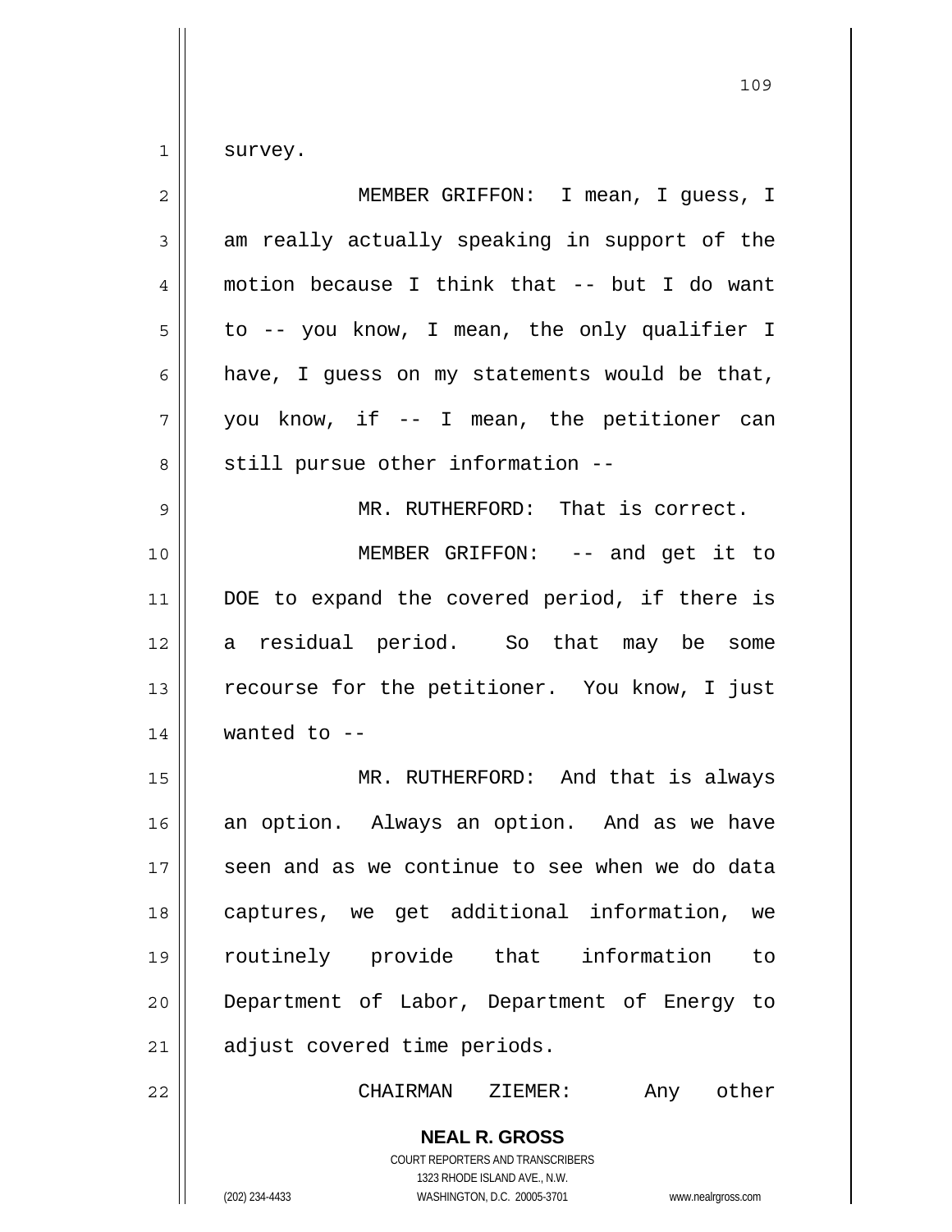survey.

MEMBER GRIFFON: I mean, I guess, I am really actually speaking in support of the motion because I think that -- but I do want to -- you know, I mean, the only qualifier I have, I guess on my statements would be that, you know, if -- I mean, the petitioner can still pursue other information --

MR. RUTHERFORD: That is correct.

MEMBER GRIFFON: -- and get it to DOE to expand the covered period, if there is a residual period. So that may be some recourse for the petitioner. You know, I just wanted to --

MR. RUTHERFORD: And that is always an option. Always an option. And as we have seen and as we continue to see when we do data captures, we get additional information, we routinely provide that information to Department of Labor, Department of Energy to adjust covered time periods.

CHAIRMAN ZIEMER: Any other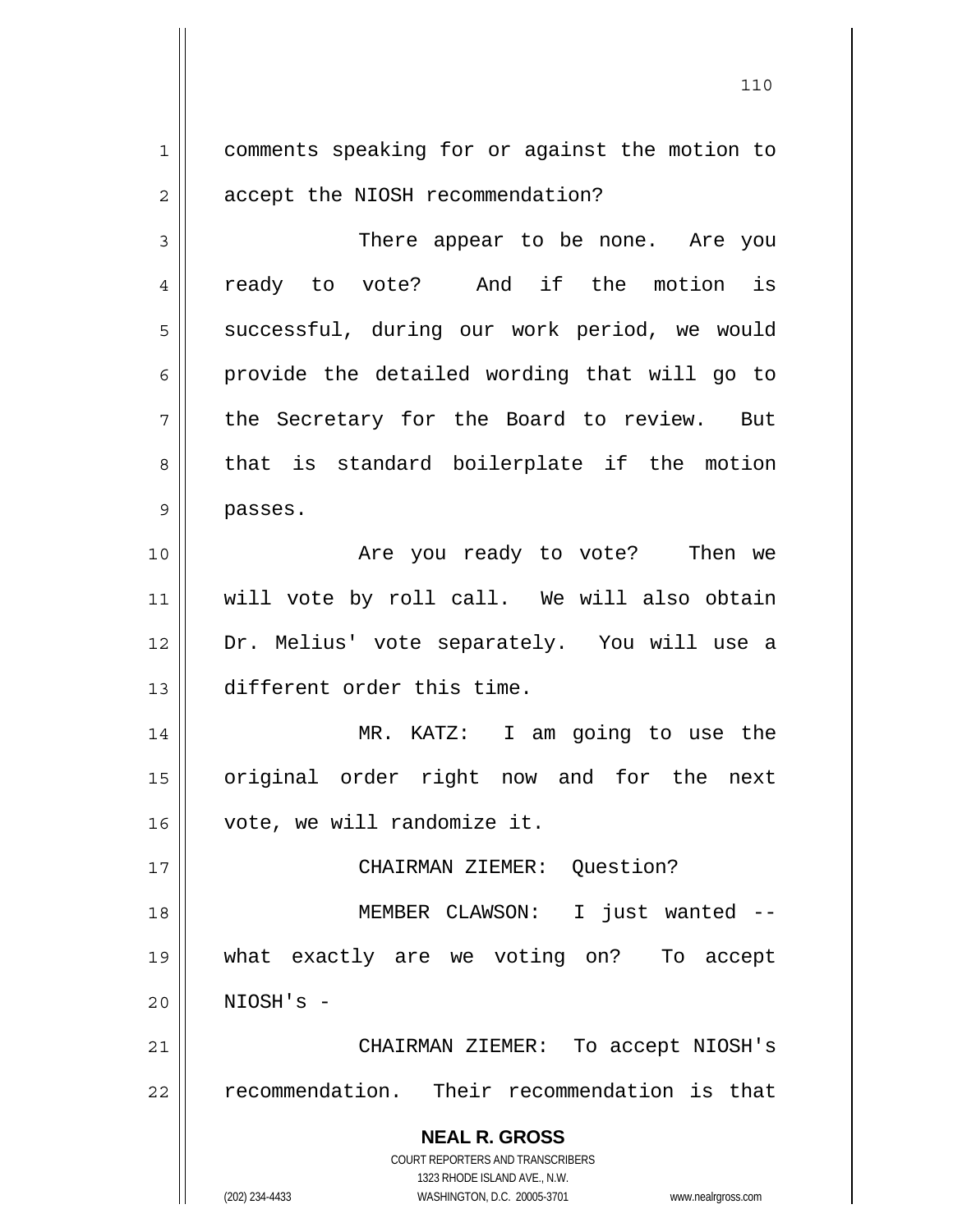comments speaking for or against the motion to accept the NIOSH recommendation?

There appear to be none. Are you ready to vote? And if the motion is successful, during our work period, we would provide the detailed wording that will go to the Secretary for the Board to review. But that is standard boilerplate if the motion passes.

Are you ready to vote? Then we will vote by roll call. We will also obtain Dr. Melius' vote separately. You will use a different order this time.

MR. KATZ: I am going to use the original order right now and for the next vote, we will randomize it.

CHAIRMAN ZIEMER: Question?

MEMBER CLAWSON: I just wanted -- what exactly are we voting on? To accept NIOSH's -

CHAIRMAN ZIEMER: To accept NIOSH's recommendation. Their recommendation is that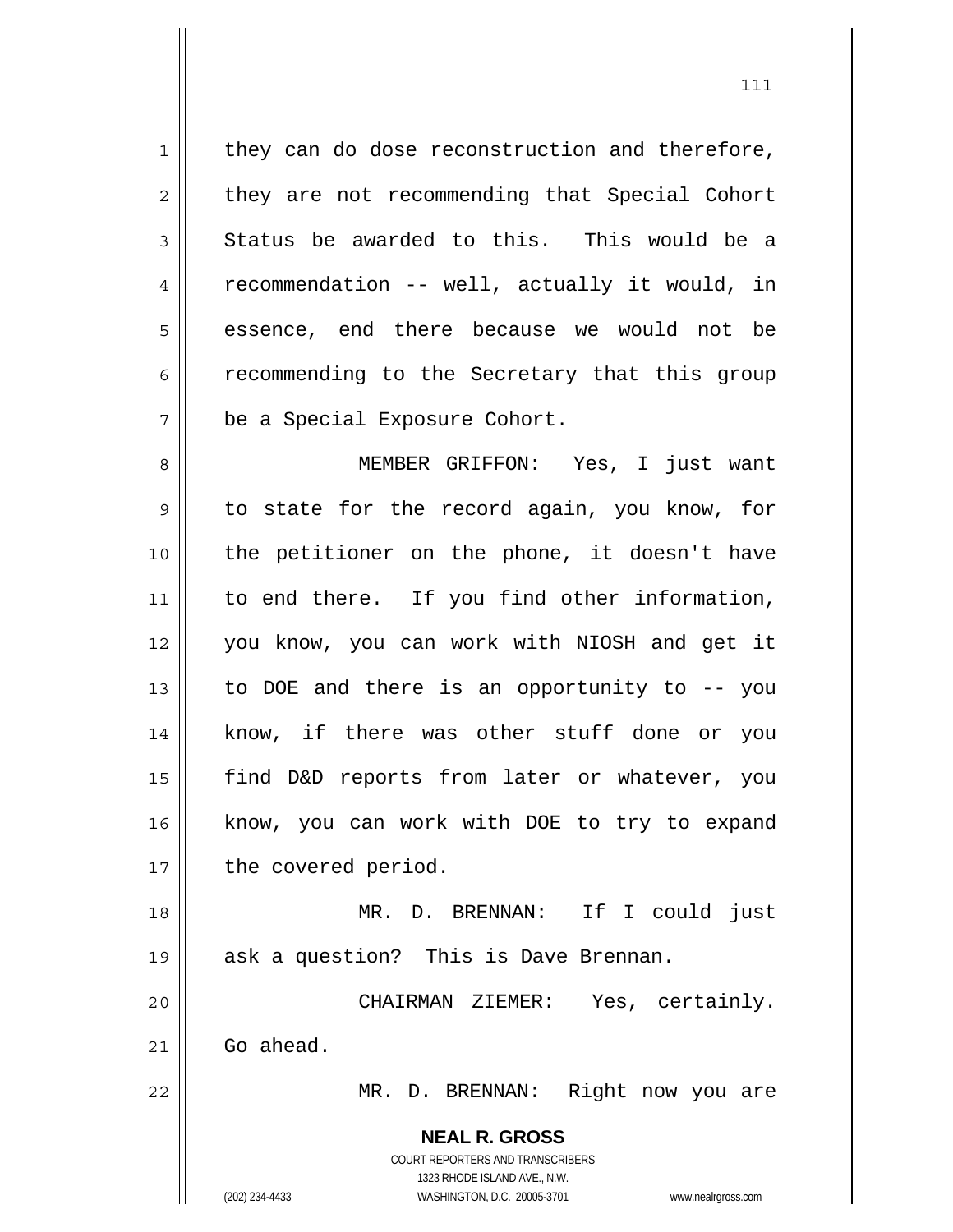they can do dose reconstruction and therefore, they are not recommending that Special Cohort Status be awarded to this. This would be a recommendation -- well, actually it would, in essence, end there because we would not be recommending to the Secretary that this group be a Special Exposure Cohort.

MEMBER GRIFFON: Yes, I just want to state for the record again, you know, for the petitioner on the phone, it doesn't have to end there. If you find other information, you know, you can work with NIOSH and get it to DOE and there is an opportunity to -- you know, if there was other stuff done or you find D&D reports from later or whatever, you know, you can work with DOE to try to expand the covered period.

MR. D. BRENNAN: If I could just ask a question? This is Dave Brennan.

CHAIRMAN ZIEMER: Yes, certainly. Go ahead.

MR. D. BRENNAN: Right now you are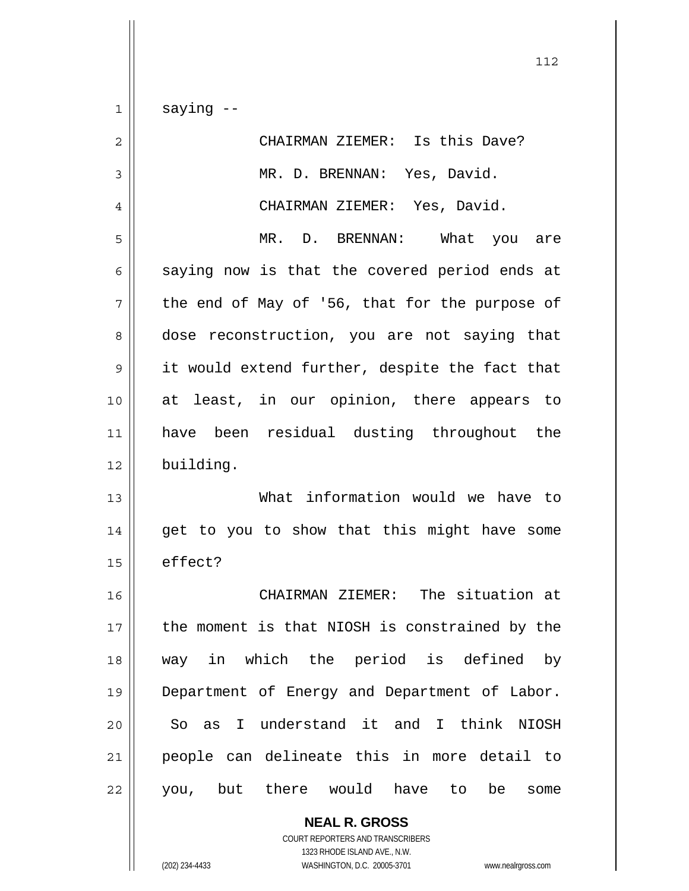saying --

CHAIRMAN ZIEMER: Is this Dave?

MR. D. BRENNAN: Yes, David.

CHAIRMAN ZIEMER: Yes, David.

MR. D. BRENNAN: What you are saying now is that the covered period ends at the end of May of '56, that for the purpose of dose reconstruction, you are not saying that it would extend further, despite the fact that at least, in our opinion, there appears to have been residual dusting throughout the building.

What information would we have to get to you to show that this might have some effect?

CHAIRMAN ZIEMER: The situation at the moment is that NIOSH is constrained by the way in which the period is defined by Department of Energy and Department of Labor. So as I understand it and I think NIOSH people can delineate this in more detail to you, but there would have to be some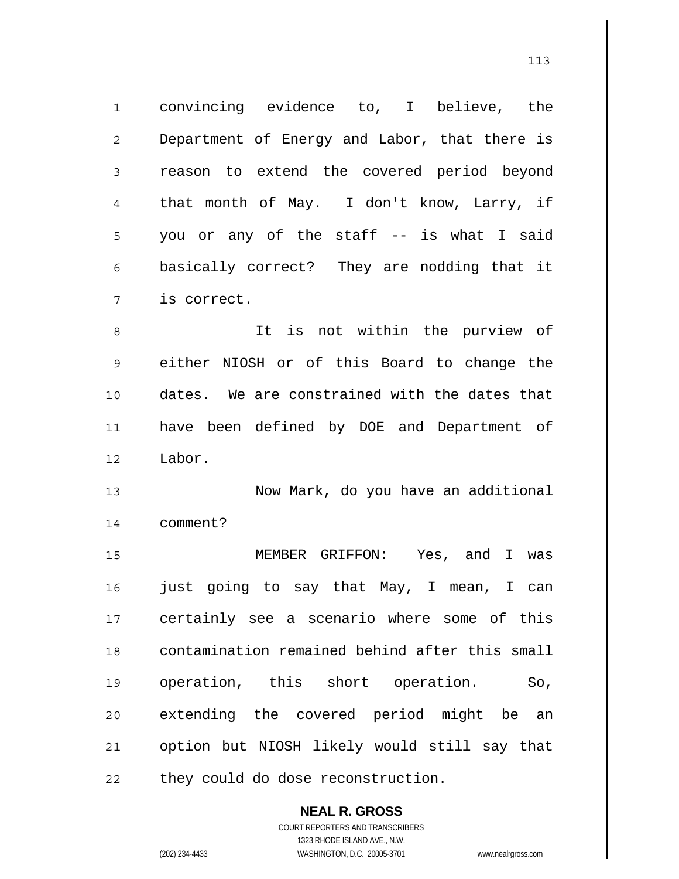convincing evidence to, I believe, the Department of Energy and Labor, that there is reason to extend the covered period beyond that month of May. I don't know, Larry, if you or any of the staff -- is what I said basically correct? They are nodding that it is correct.

It is not within the purview of either NIOSH or of this Board to change the dates. We are constrained with the dates that have been defined by DOE and Department of Labor.

Now Mark, do you have an additional comment?

MEMBER GRIFFON: Yes, and I was just going to say that May, I mean, I can certainly see a scenario where some of this contamination remained behind after this small operation, this short operation. So, extending the covered period might be an option but NIOSH likely would still say that they could do dose reconstruction.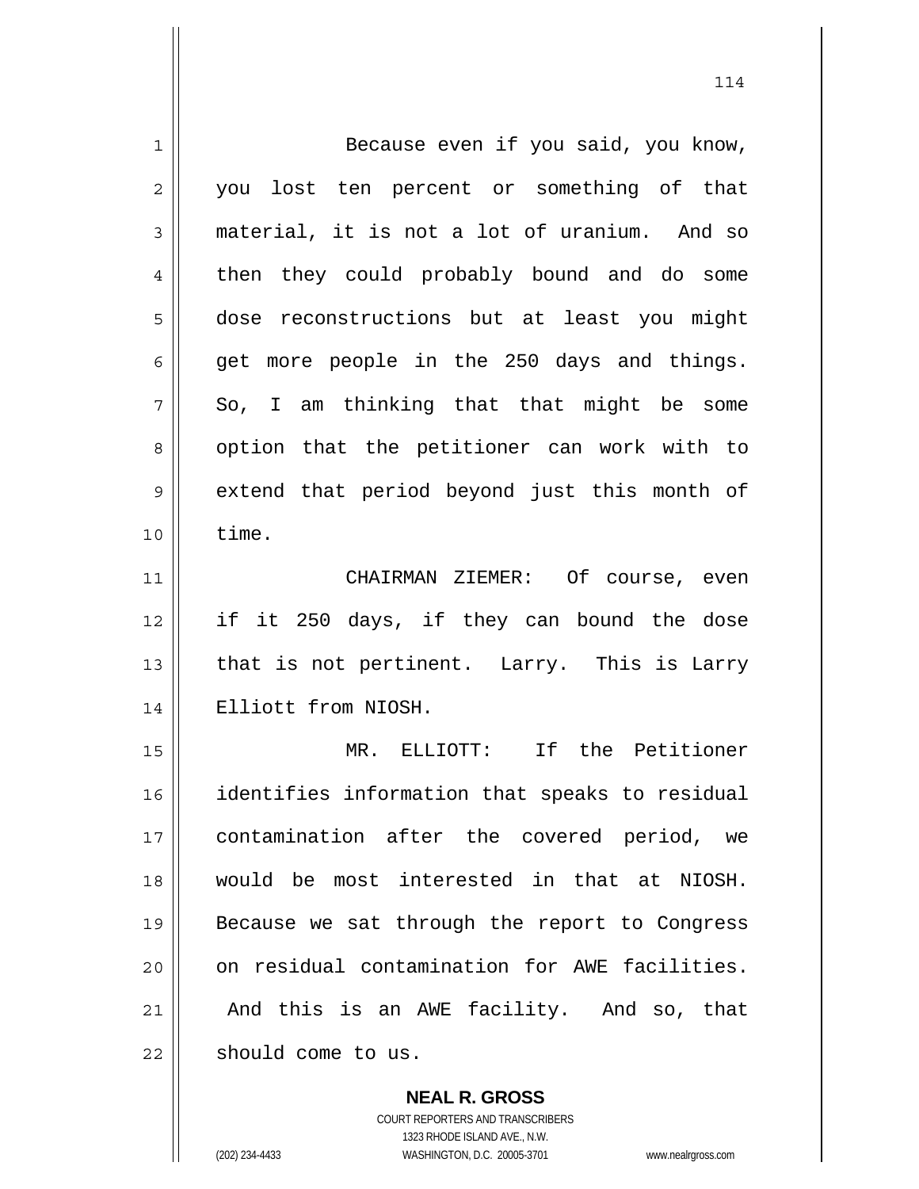Because even if you said, you know, you lost ten percent or something of that material, it is not a lot of uranium. And so then they could probably bound and do some dose reconstructions but at least you might get more people in the 250 days and things. So, I am thinking that that might be some option that the petitioner can work with to extend that period beyond just this month of time.

CHAIRMAN ZIEMER: Of course, even if it 250 days, if they can bound the dose that is not pertinent. Larry. This is Larry Elliott from NIOSH.

MR. ELLIOTT: If the Petitioner identifies information that speaks to residual contamination after the covered period, we would be most interested in that at NIOSH. Because we sat through the report to Congress on residual contamination for AWE facilities. And this is an AWE facility. And so, that should come to us.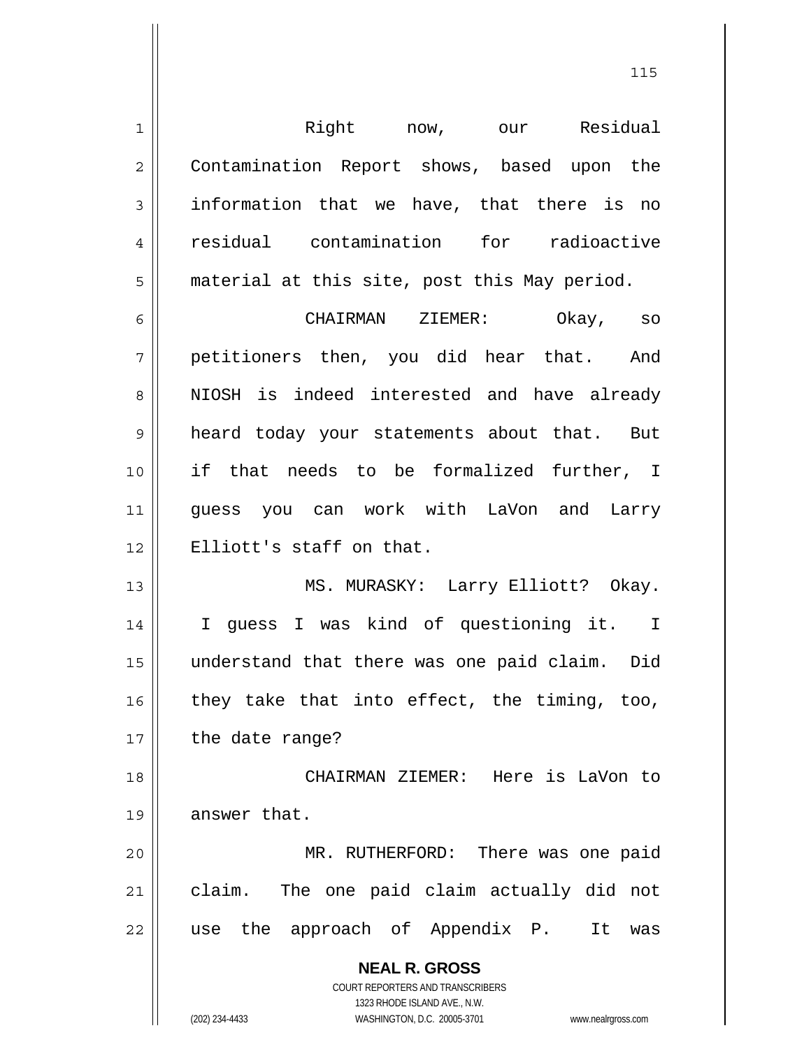Right now, our Residual Contamination Report shows, based upon the information that we have, that there is no residual contamination for radioactive material at this site, post this May period.

CHAIRMAN ZIEMER: Okay, so petitioners then, you did hear that. And NIOSH is indeed interested and have already heard today your statements about that. But if that needs to be formalized further, I guess you can work with LaVon and Larry Elliott's staff on that.

MS. MURASKY: Larry Elliott? Okay. I guess I was kind of questioning it. I understand that there was one paid claim. Did they take that into effect, the timing, too, the date range?

CHAIRMAN ZIEMER: Here is LaVon to answer that.

MR. RUTHERFORD: There was one paid claim. The one paid claim actually did not use the approach of Appendix P. It was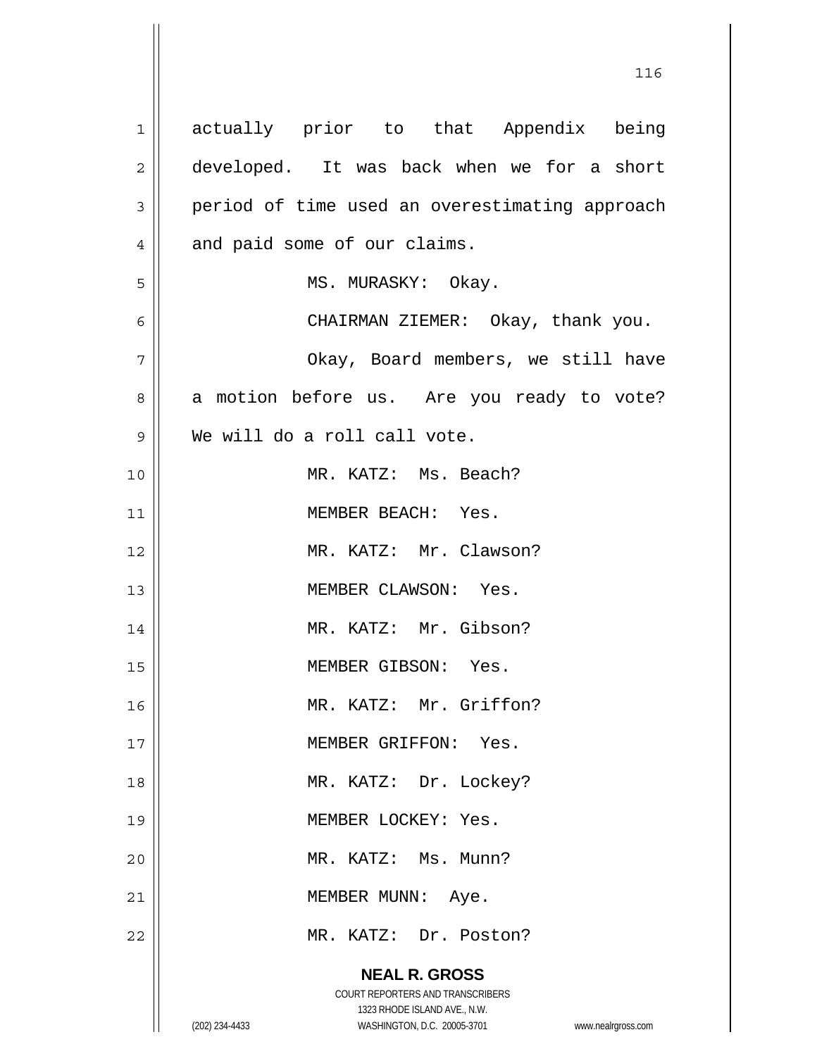actually prior to that Appendix being developed. It was back when we for a short period of time used an overestimating approach and paid some of our claims.

MS. MURASKY: Okay.

CHAIRMAN ZIEMER: Okay, thank you.

Okay, Board members, we still have a motion before us. Are you ready to vote? We will do a roll call vote.

MR. KATZ: Ms. Beach?

MEMBER BEACH: Yes.

MR. KATZ: Mr. Clawson?

MEMBER CLAWSON: Yes.

MR. KATZ: Mr. Gibson?

MEMBER GIBSON: Yes.

MR. KATZ: Mr. Griffon?

MEMBER GRIFFON: Yes.

MR. KATZ: Dr. Lockey?

MEMBER LOCKEY: Yes.

MR. KATZ: Ms. Munn?

MEMBER MUNN: Aye.

MR. KATZ: Dr. Poston?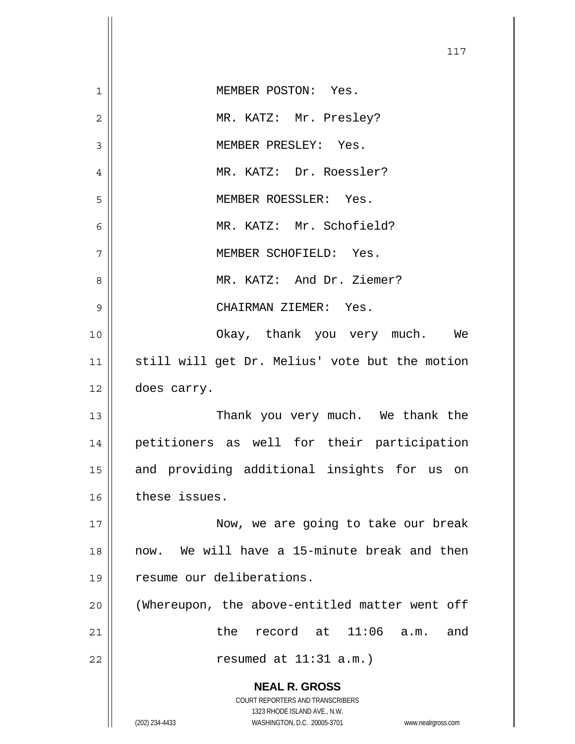MEMBER POSTON: Yes.

MR. KATZ: Mr. Presley?

MEMBER PRESLEY: Yes.

MR. KATZ: Dr. Roessler?

MEMBER ROESSLER: Yes.

MR. KATZ: Mr. Schofield?

MEMBER SCHOFIELD: Yes.

MR. KATZ: And Dr. Ziemer?

CHAIRMAN ZIEMER: Yes.

Okay, thank you very much. We still will get Dr. Melius' vote but the motion does carry.

Thank you very much. We thank the petitioners as well for their participation and providing additional insights for us on these issues.

Now, we are going to take our break now. We will have a 15-minute break and then resume our deliberations.

(Whereupon, the above-entitled matter went off the record at 11:06 a.m. and resumed at 11:31 a.m.)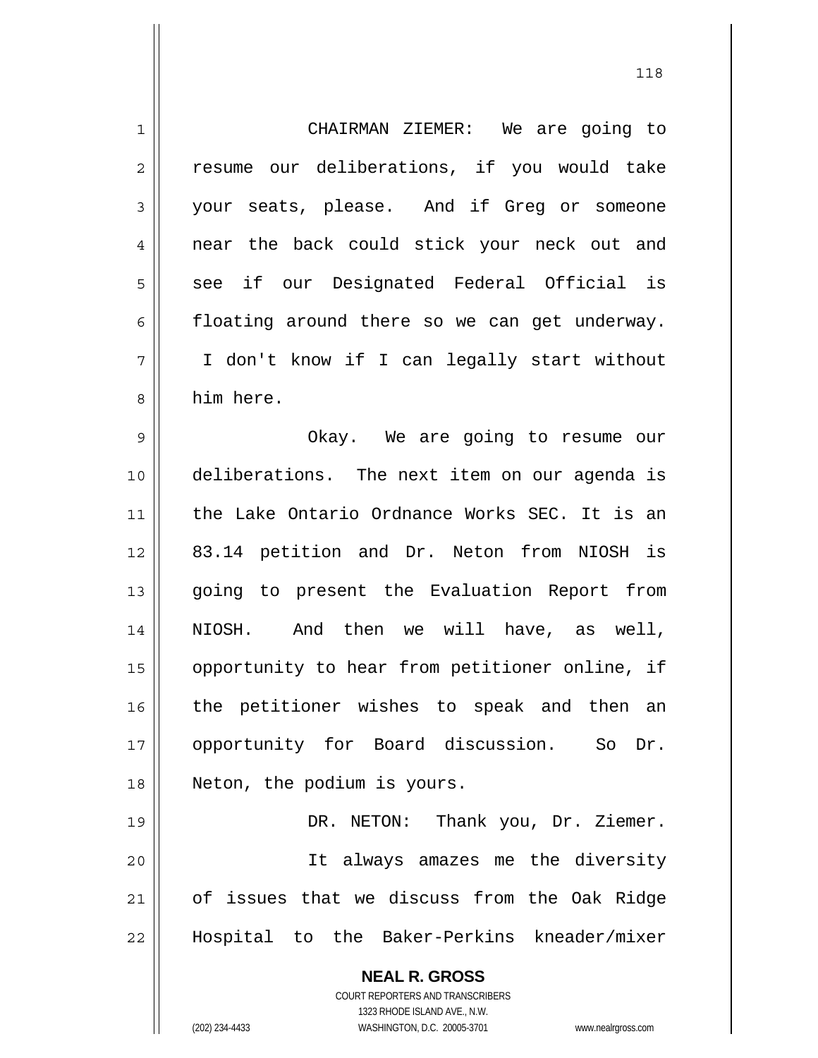CHAIRMAN ZIEMER: We are going to resume our deliberations, if you would take your seats, please. And if Greg or someone near the back could stick your neck out and see if our Designated Federal Official is floating around there so we can get underway. I don't know if I can legally start without him here.

Okay. We are going to resume our deliberations. The next item on our agenda is the Lake Ontario Ordnance Works SEC. It is an 83.14 petition and Dr. Neton from NIOSH is going to present the Evaluation Report from NIOSH. And then we will have, as well, opportunity to hear from petitioner online, if the petitioner wishes to speak and then an opportunity for Board discussion. So Dr. Neton, the podium is yours.

DR. NETON: Thank you, Dr. Ziemer.

It always amazes me the diversity of issues that we discuss from the Oak Ridge Hospital to the Baker-Perkins kneader/mixer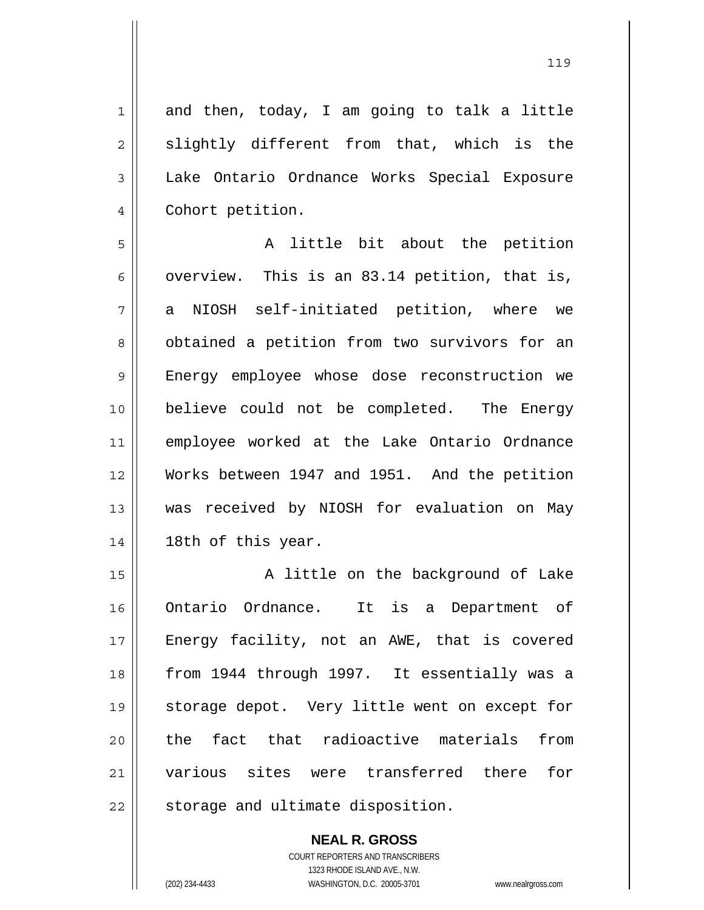and then, today, I am going to talk a little slightly different from that, which is the Lake Ontario Ordnance Works Special Exposure Cohort petition.

A little bit about the petition overview. This is an 83.14 petition, that is, a NIOSH self-initiated petition, where we obtained a petition from two survivors for an Energy employee whose dose reconstruction we believe could not be completed. The Energy employee worked at the Lake Ontario Ordnance Works between 1947 and 1951. And the petition was received by NIOSH for evaluation on May 18th of this year.

A little on the background of Lake Ontario Ordnance. It is a Department of Energy facility, not an AWE, that is covered from 1944 through 1997. It essentially was a storage depot. Very little went on except for the fact that radioactive materials from various sites were transferred there for storage and ultimate disposition.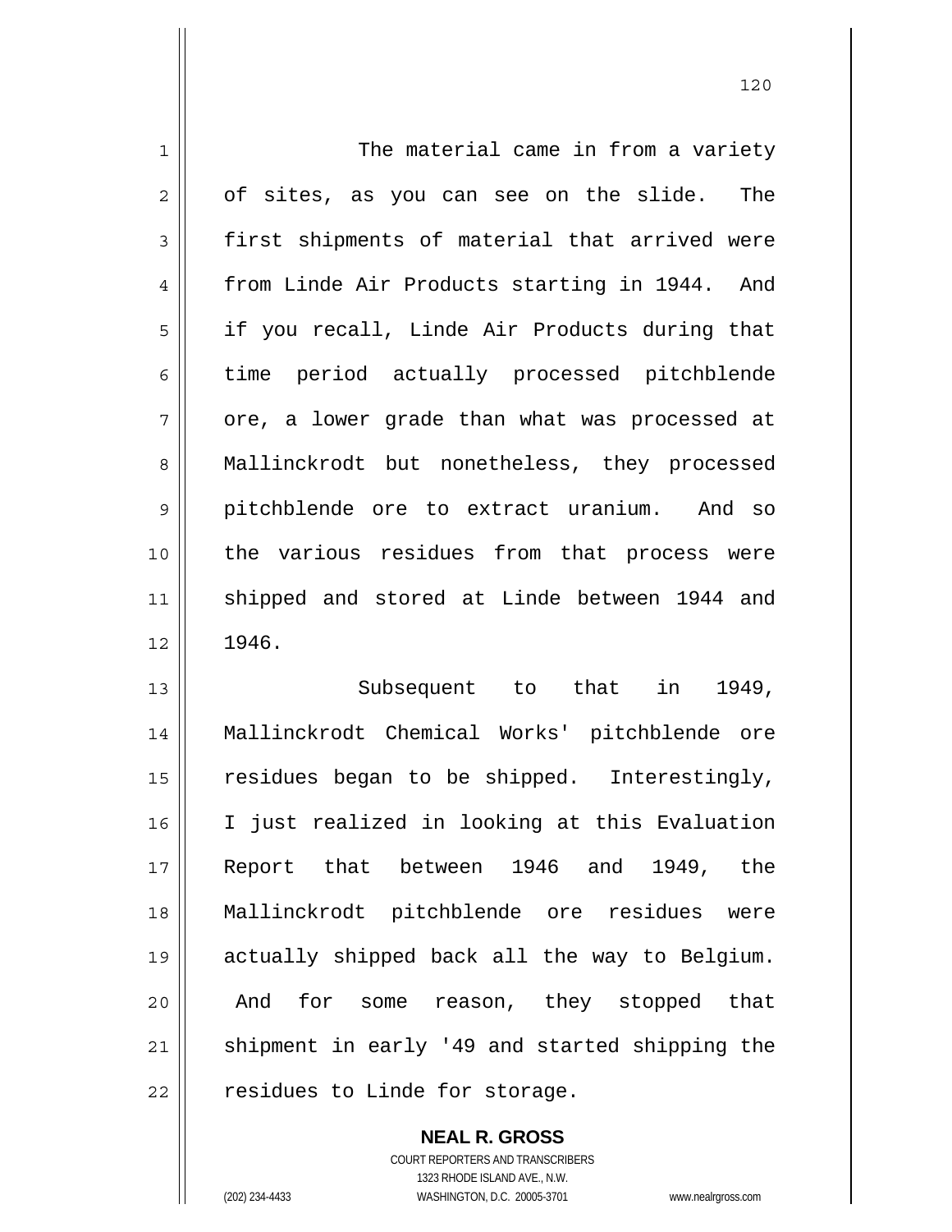The material came in from a variety of sites, as you can see on the slide. The first shipments of material that arrived were from Linde Air Products starting in 1944. And if you recall, Linde Air Products during that time period actually processed pitchblende ore, a lower grade than what was processed at Mallinckrodt but nonetheless, they processed pitchblende ore to extract uranium. And so the various residues from that process were shipped and stored at Linde between 1944 and 1946.

Subsequent to that in 1949, Mallinckrodt Chemical Works' pitchblende ore residues began to be shipped. Interestingly, I just realized in looking at this Evaluation Report that between 1946 and 1949, the Mallinckrodt pitchblende ore residues were actually shipped back all the way to Belgium. And for some reason, they stopped that shipment in early '49 and started shipping the residues to Linde for storage.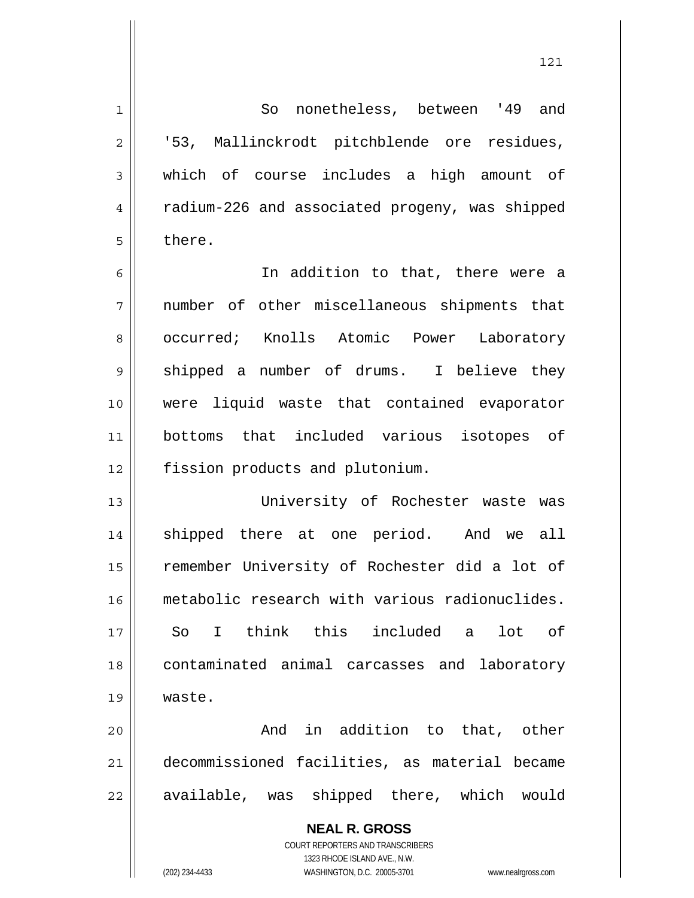So nonetheless, between '49 and '53, Mallinckrodt pitchblende ore residues, which of course includes a high amount of radium-226 and associated progeny, was shipped there.

In addition to that, there were a number of other miscellaneous shipments that occurred; Knolls Atomic Power Laboratory shipped a number of drums. I believe they were liquid waste that contained evaporator bottoms that included various isotopes of fission products and plutonium.

University of Rochester waste was shipped there at one period. And we all remember University of Rochester did a lot of metabolic research with various radionuclides. So I think this included a lot of contaminated animal carcasses and laboratory waste.

And in addition to that, other decommissioned facilities, as material became available, was shipped there, which would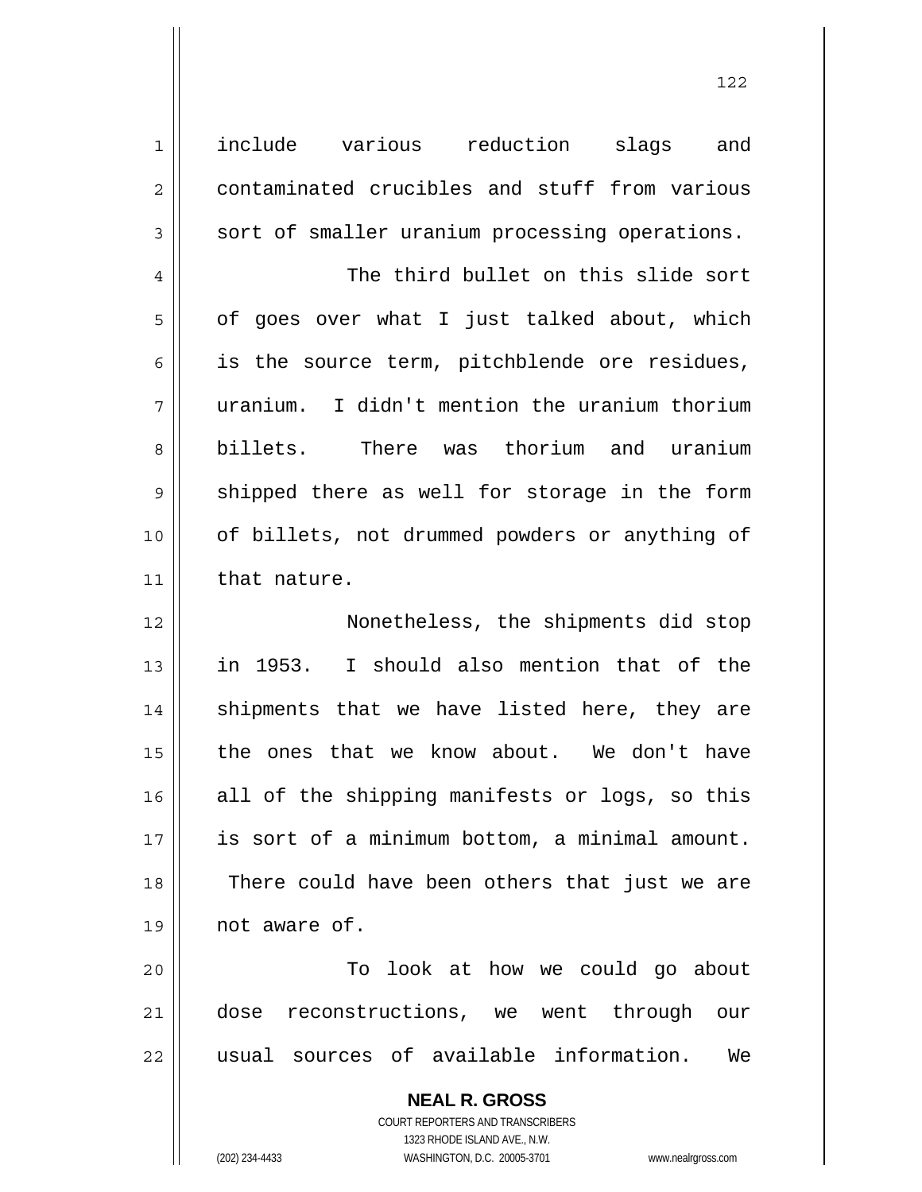include various reduction slags and contaminated crucibles and stuff from various sort of smaller uranium processing operations.

The third bullet on this slide sort of goes over what I just talked about, which is the source term, pitchblende ore residues, uranium. I didn't mention the uranium thorium billets. There was thorium and uranium shipped there as well for storage in the form of billets, not drummed powders or anything of that nature.

Nonetheless, the shipments did stop in 1953. I should also mention that of the shipments that we have listed here, they are the ones that we know about. We don't have all of the shipping manifests or logs, so this is sort of a minimum bottom, a minimal amount. There could have been others that just we are not aware of.

To look at how we could go about dose reconstructions, we went through our usual sources of available information. We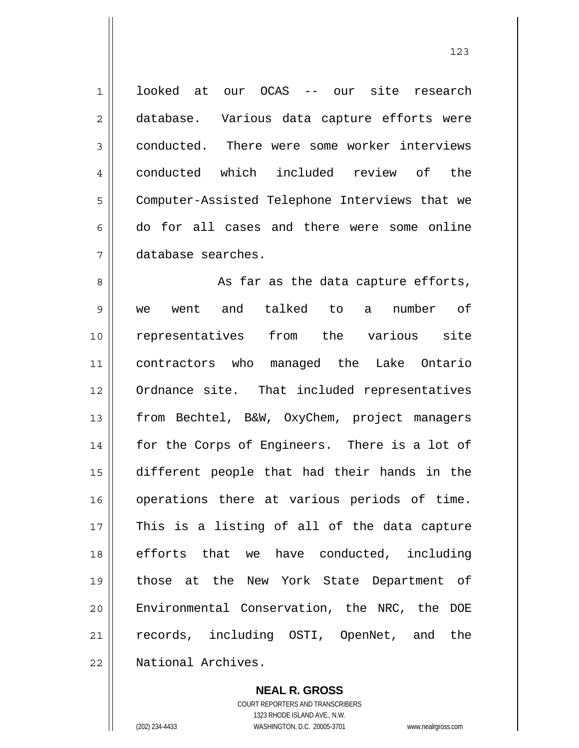looked at our OCAS -- our site research database. Various data capture efforts were conducted. There were some worker interviews conducted which included review of the Computer-Assisted Telephone Interviews that we do for all cases and there were some online database searches.

As far as the data capture efforts, we went and talked to a number of representatives from the various site contractors who managed the Lake Ontario Ordnance site. That included representatives from Bechtel, B&W, OxyChem, project managers for the Corps of Engineers. There is a lot of different people that had their hands in the operations there at various periods of time. This is a listing of all of the data capture efforts that we have conducted, including those at the New York State Department of Environmental Conservation, the NRC, the DOE records, including OSTI, OpenNet, and the National Archives.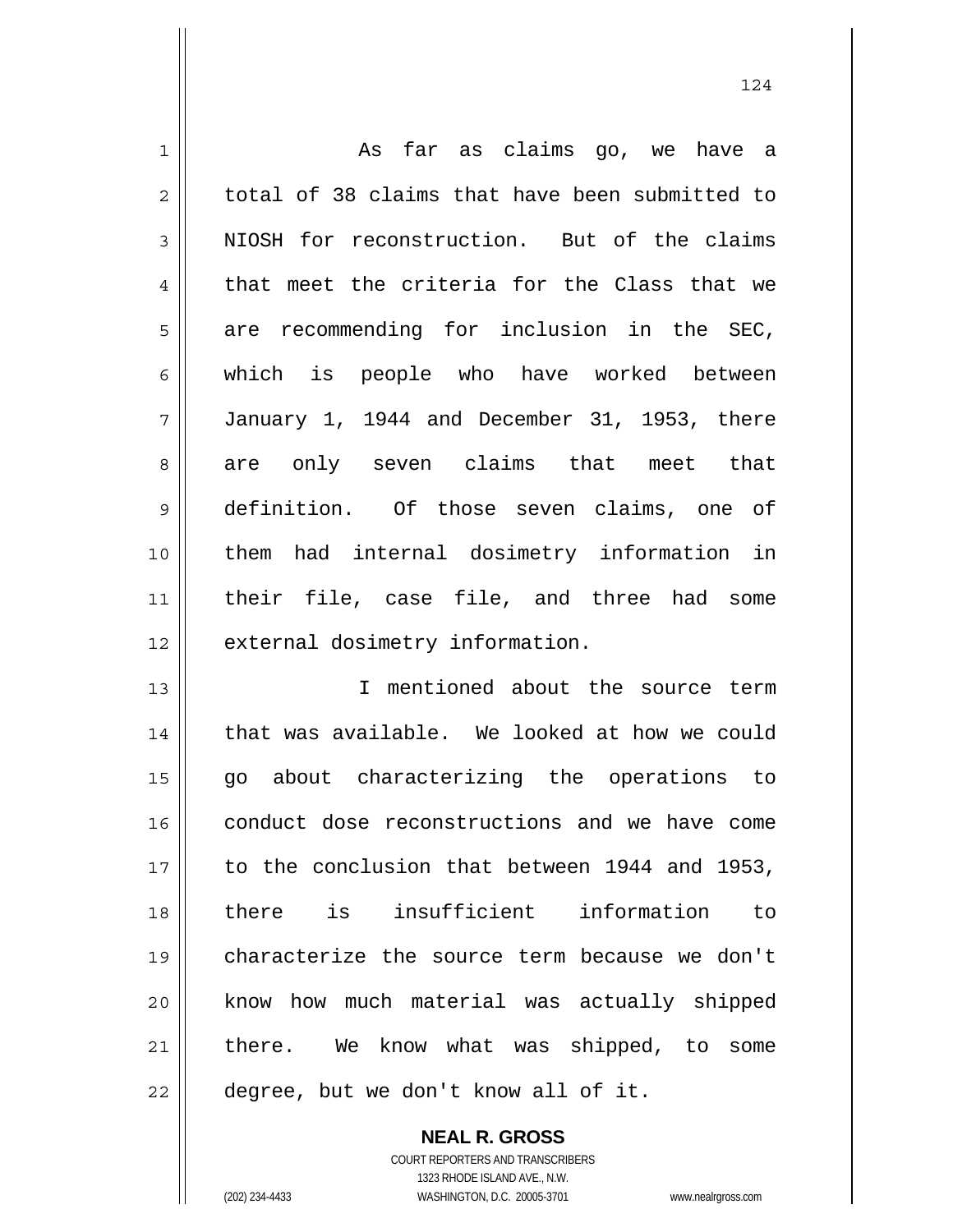As far as claims go, we have a total of 38 claims that have been submitted to NIOSH for reconstruction. But of the claims that meet the criteria for the Class that we are recommending for inclusion in the SEC, which is people who have worked between January 1, 1944 and December 31, 1953, there are only seven claims that meet that definition. Of those seven claims, one of them had internal dosimetry information in their file, case file, and three had some external dosimetry information.

I mentioned about the source term that was available. We looked at how we could go about characterizing the operations to conduct dose reconstructions and we have come to the conclusion that between 1944 and 1953, there is insufficient information to characterize the source term because we don't know how much material was actually shipped there. We know what was shipped, to some degree, but we don't know all of it.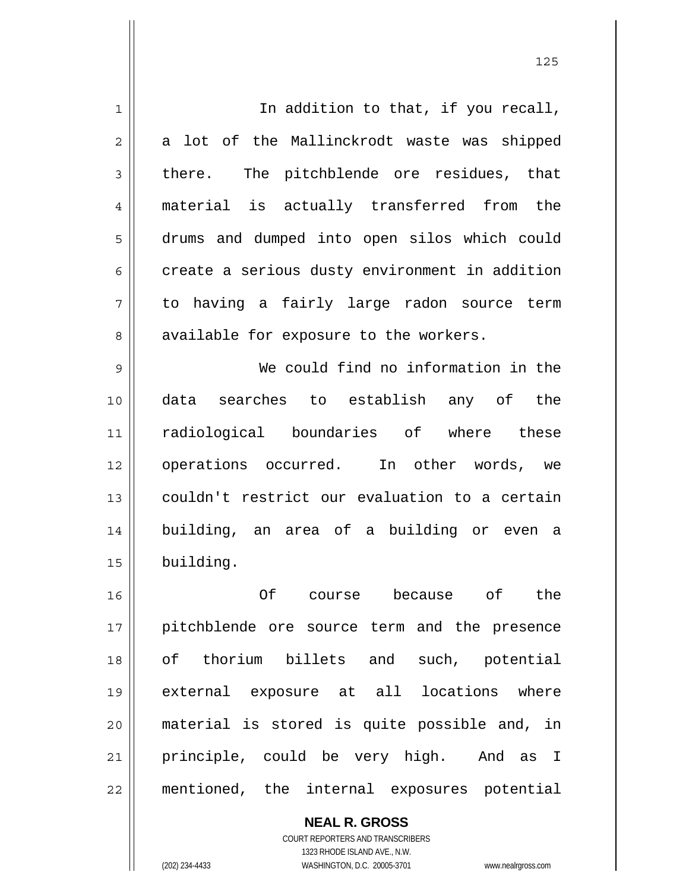In addition to that, if you recall, a lot of the Mallinckrodt waste was shipped there. The pitchblende ore residues, that material is actually transferred from the drums and dumped into open silos which could create a serious dusty environment in addition to having a fairly large radon source term available for exposure to the workers.

We could find no information in the data searches to establish any of the radiological boundaries of where these operations occurred. In other words, we couldn't restrict our evaluation to a certain building, an area of a building or even a building.

Of course because of the pitchblende ore source term and the presence of thorium billets and such, potential external exposure at all locations where material is stored is quite possible and, in principle, could be very high. And as I mentioned, the internal exposures potential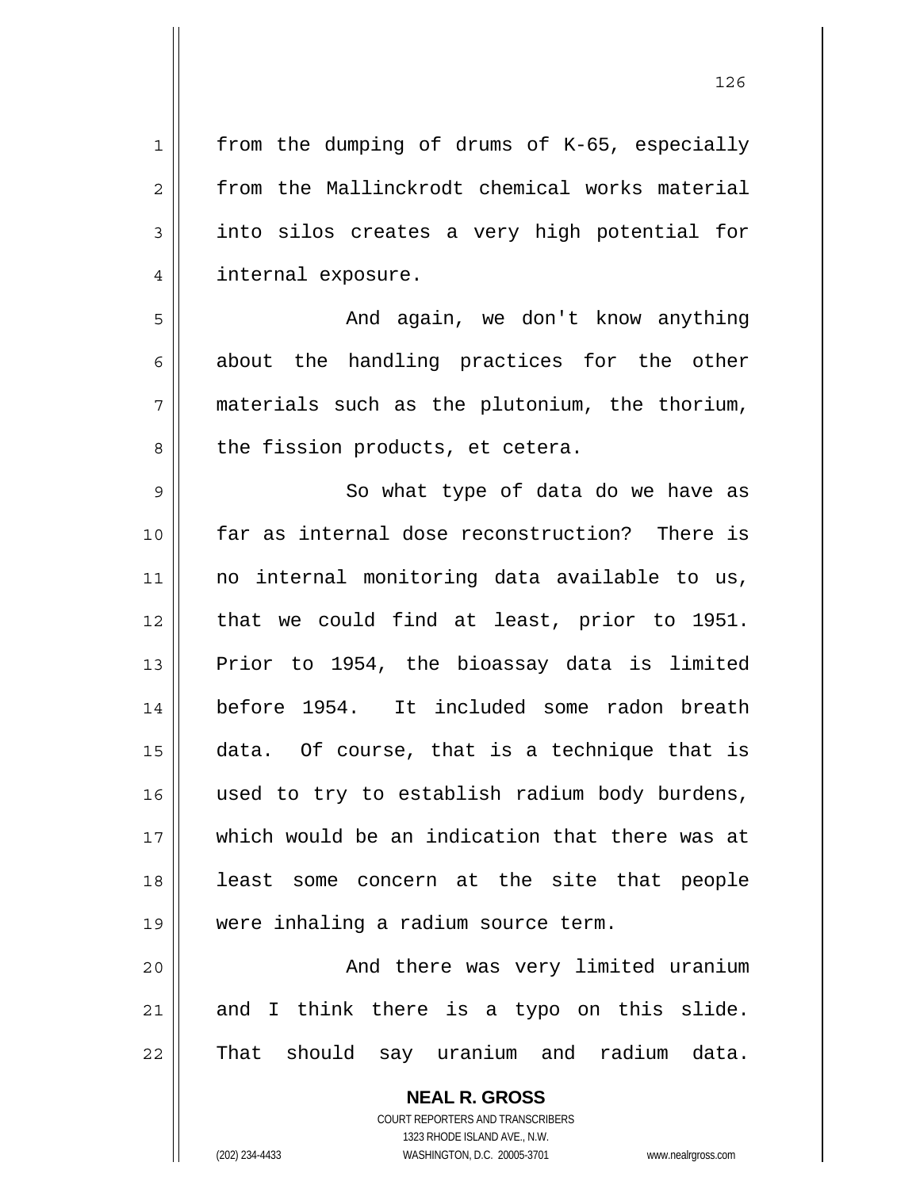from the dumping of drums of K-65, especially from the Mallinckrodt chemical works material into silos creates a very high potential for internal exposure.

And again, we don't know anything about the handling practices for the other materials such as the plutonium, the thorium, the fission products, et cetera.

So what type of data do we have as far as internal dose reconstruction? There is no internal monitoring data available to us, that we could find at least, prior to 1951. Prior to 1954, the bioassay data is limited before 1954. It included some radon breath data. Of course, that is a technique that is used to try to establish radium body burdens, which would be an indication that there was at least some concern at the site that people were inhaling a radium source term.

And there was very limited uranium and I think there is a typo on this slide. That should say uranium and radium data.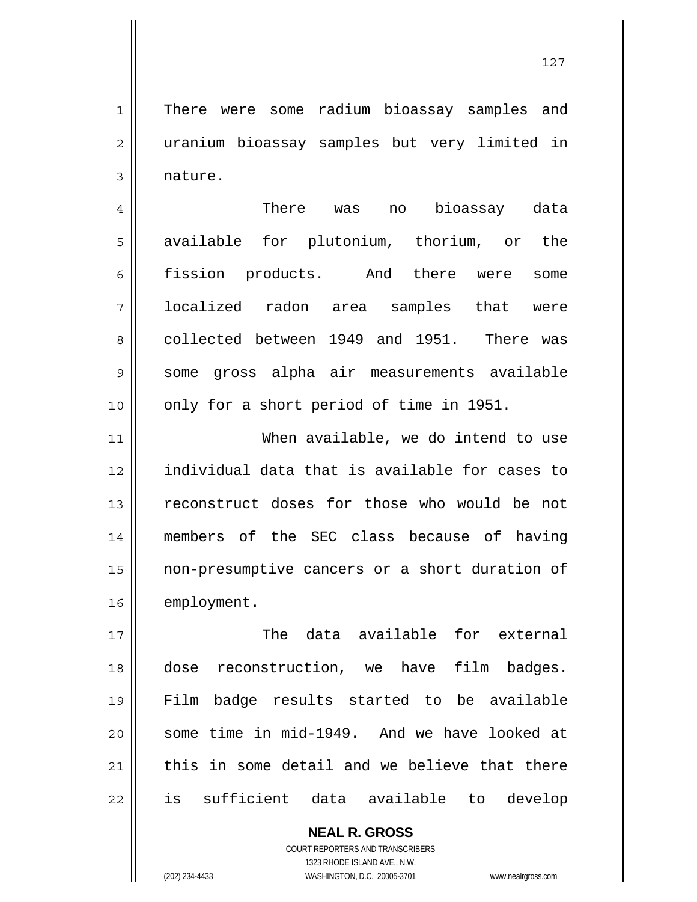There were some radium bioassay samples and uranium bioassay samples but very limited in nature.

There was no bioassay data available for plutonium, thorium, or the fission products. And there were some localized radon area samples that were collected between 1949 and 1951. There was some gross alpha air measurements available only for a short period of time in 1951.

When available, we do intend to use individual data that is available for cases to reconstruct doses for those who would be not members of the SEC class because of having non-presumptive cancers or a short duration of employment.

The data available for external dose reconstruction, we have film badges. Film badge results started to be available some time in mid-1949. And we have looked at this in some detail and we believe that there is sufficient data available to develop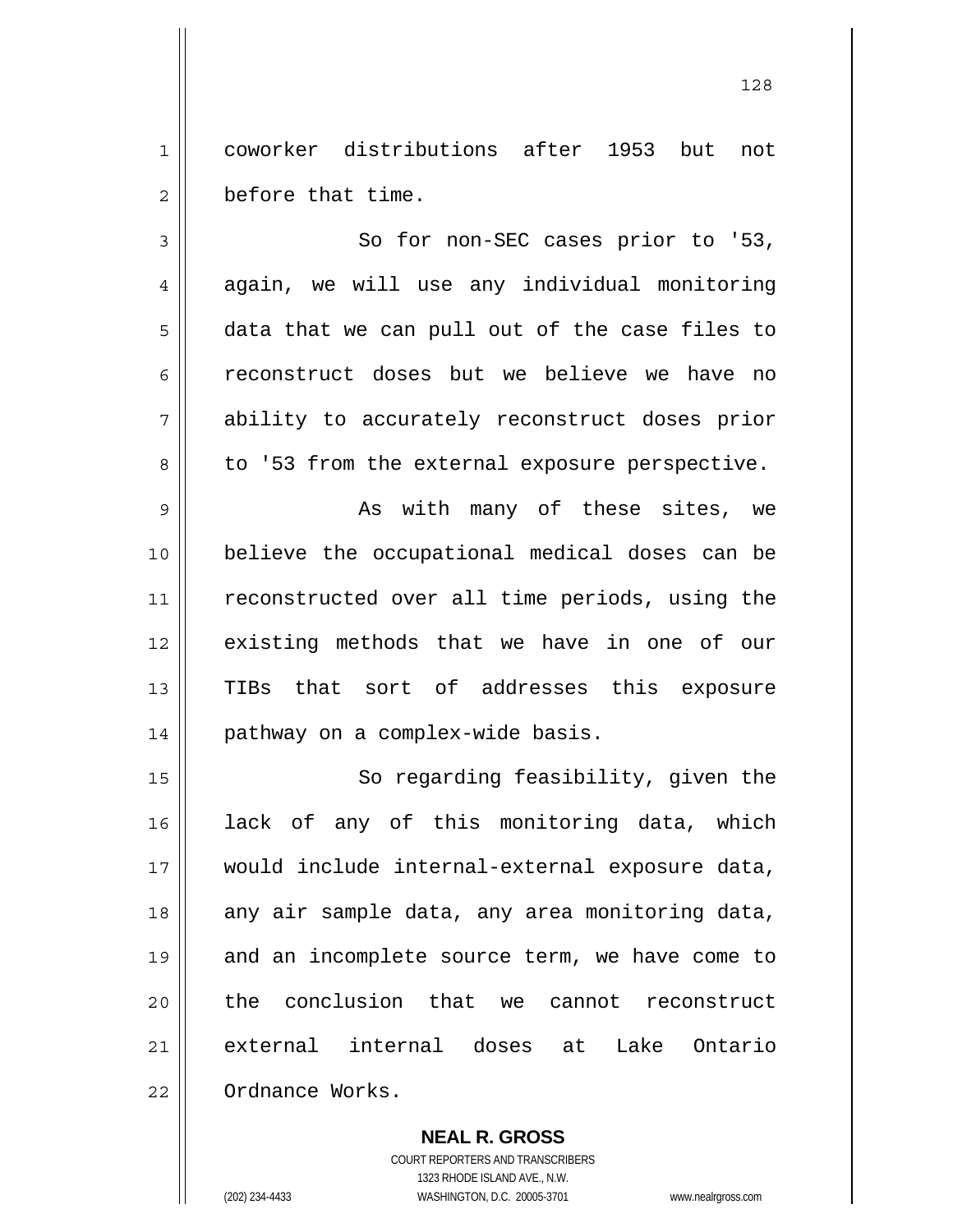coworker distributions after 1953 but not before that time.

So for non-SEC cases prior to '53, again, we will use any individual monitoring data that we can pull out of the case files to reconstruct doses but we believe we have no ability to accurately reconstruct doses prior to '53 from the external exposure perspective.

As with many of these sites, we believe the occupational medical doses can be reconstructed over all time periods, using the existing methods that we have in one of our TIBs that sort of addresses this exposure pathway on a complex-wide basis.

So regarding feasibility, given the lack of any of this monitoring data, which would include internal-external exposure data, any air sample data, any area monitoring data, and an incomplete source term, we have come to the conclusion that we cannot reconstruct external internal doses at Lake Ontario Ordnance Works.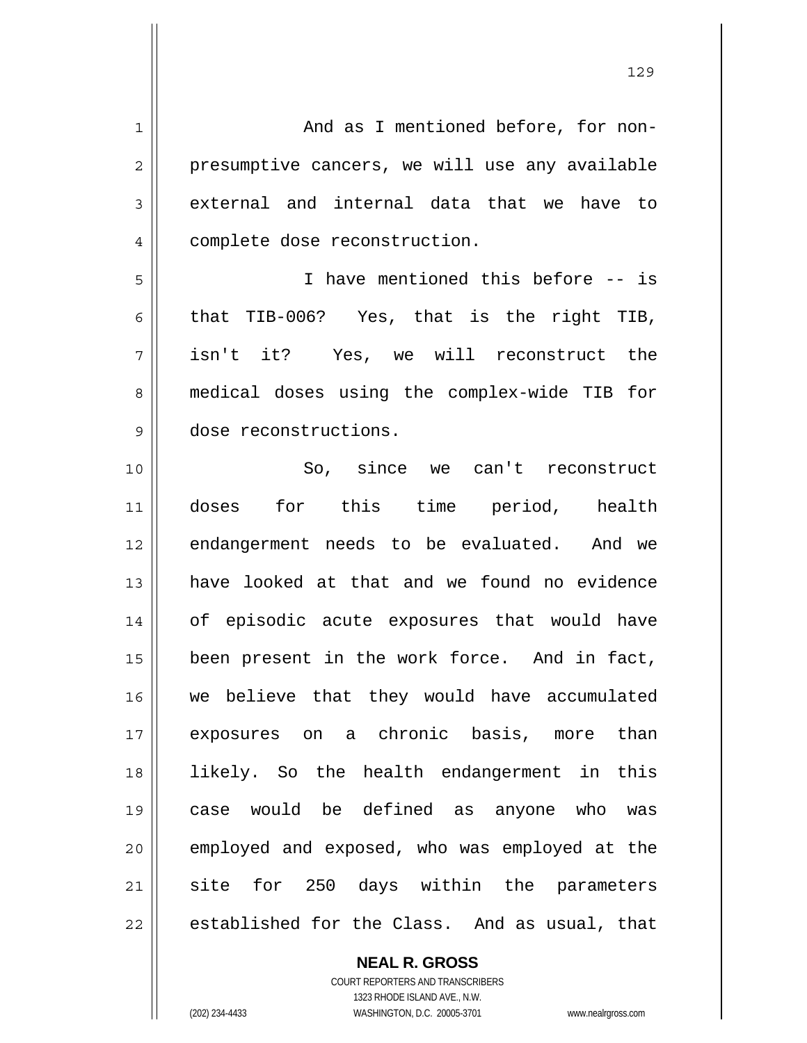And as I mentioned before, for non-presumptive cancers, we will use any available external and internal data that we have to complete dose reconstruction.

I have mentioned this before -- is that TIB-006? Yes, that is the right TIB, isn't it? Yes, we will reconstruct the medical doses using the complex-wide TIB for dose reconstructions.

So, since we can't reconstruct doses for this time period, health endangerment needs to be evaluated. And we have looked at that and we found no evidence of episodic acute exposures that would have been present in the work force. And in fact, we believe that they would have accumulated exposures on a chronic basis, more than likely. So the health endangerment in this case would be defined as anyone who was employed and exposed, who was employed at the site for 250 days within the parameters established for the Class. And as usual, that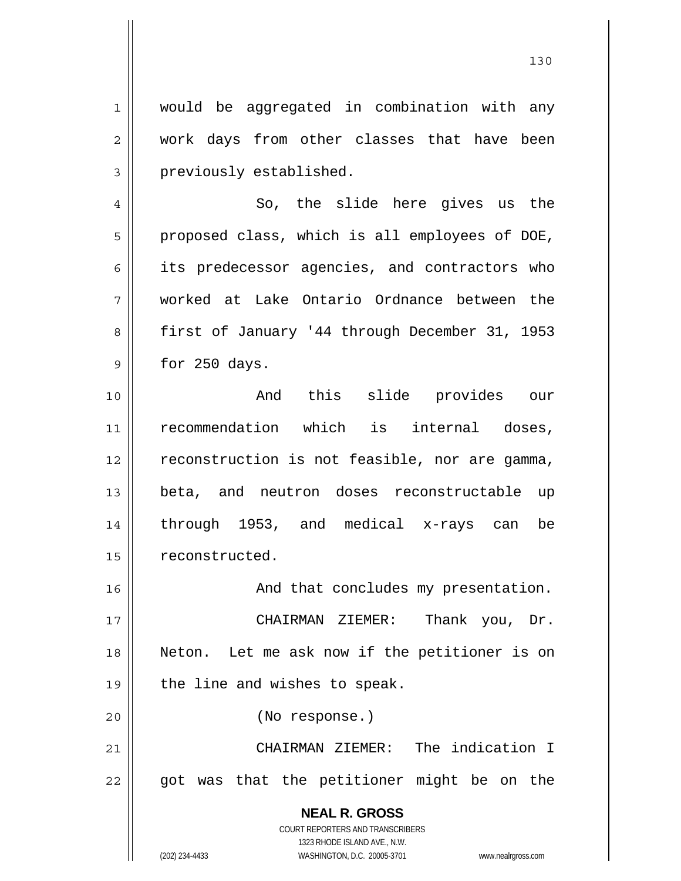would be aggregated in combination with any work days from other classes that have been previously established.

So, the slide here gives us the proposed class, which is all employees of DOE, its predecessor agencies, and contractors who worked at Lake Ontario Ordnance between the first of January '44 through December 31, 1953 for 250 days.

And this slide provides our recommendation which is internal doses, reconstruction is not feasible, nor are gamma, beta, and neutron doses reconstructable up through 1953, and medical x-rays can be reconstructed.

And that concludes my presentation.

CHAIRMAN ZIEMER: Thank you, Dr. Neton. Let me ask now if the petitioner is on the line and wishes to speak.

(No response.)

CHAIRMAN ZIEMER: The indication I got was that the petitioner might be on the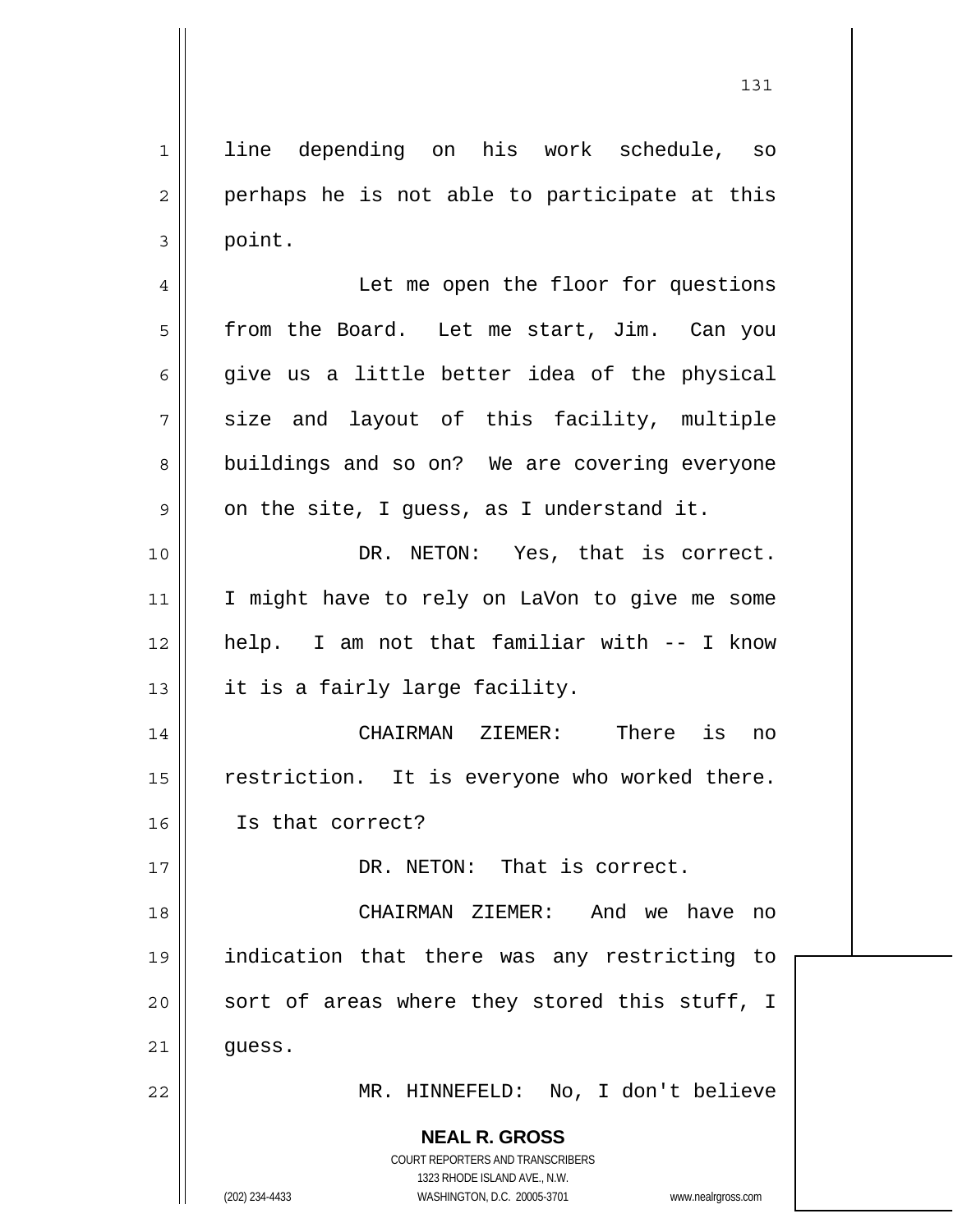line depending on his work schedule, so perhaps he is not able to participate at this point.

Let me open the floor for questions from the Board. Let me start, Jim. Can you give us a little better idea of the physical size and layout of this facility, multiple buildings and so on? We are covering everyone on the site, I guess, as I understand it.

DR. NETON: Yes, that is correct. I might have to rely on LaVon to give me some help. I am not that familiar with -- I know it is a fairly large facility.

CHAIRMAN ZIEMER: There is no restriction. It is everyone who worked there. Is that correct?

DR. NETON: That is correct.

CHAIRMAN ZIEMER: And we have no indication that there was any restricting to sort of areas where they stored this stuff, I guess.

MR. HINNEFELD: No, I don't believe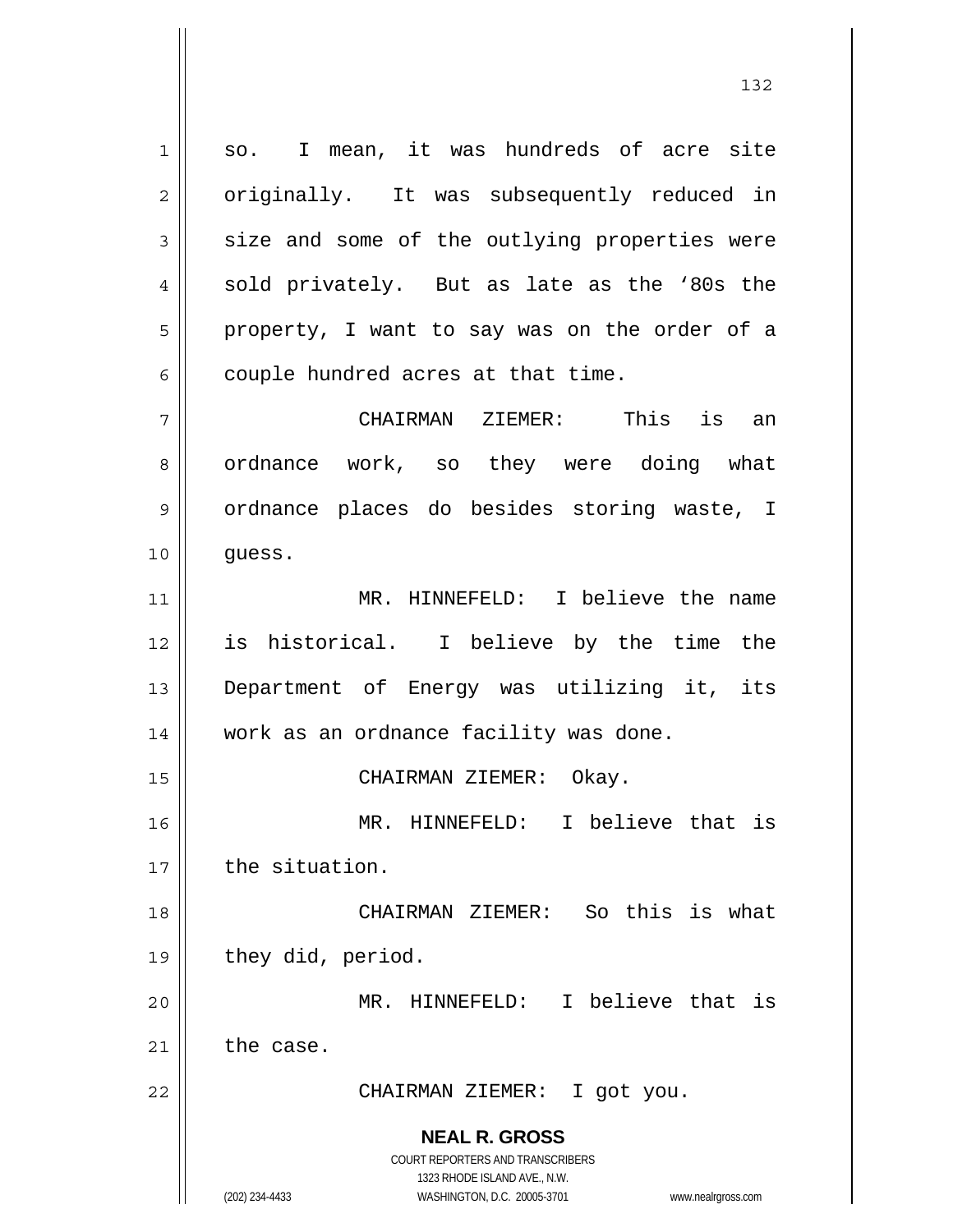so. I mean, it was hundreds of acre site originally. It was subsequently reduced in size and some of the outlying properties were sold privately. But as late as the '80s the property, I want to say was on the order of a couple hundred acres at that time.

CHAIRMAN ZIEMER: This is an ordnance work, so they were doing what ordnance places do besides storing waste, I guess.

MR. HINNEFELD: I believe the name is historical. I believe by the time the Department of Energy was utilizing it, its work as an ordnance facility was done.

CHAIRMAN ZIEMER: Okay.

MR. HINNEFELD: I believe that is the situation.

CHAIRMAN ZIEMER: So this is what they did, period.

MR. HINNEFELD: I believe that is the case.

CHAIRMAN ZIEMER: I got you.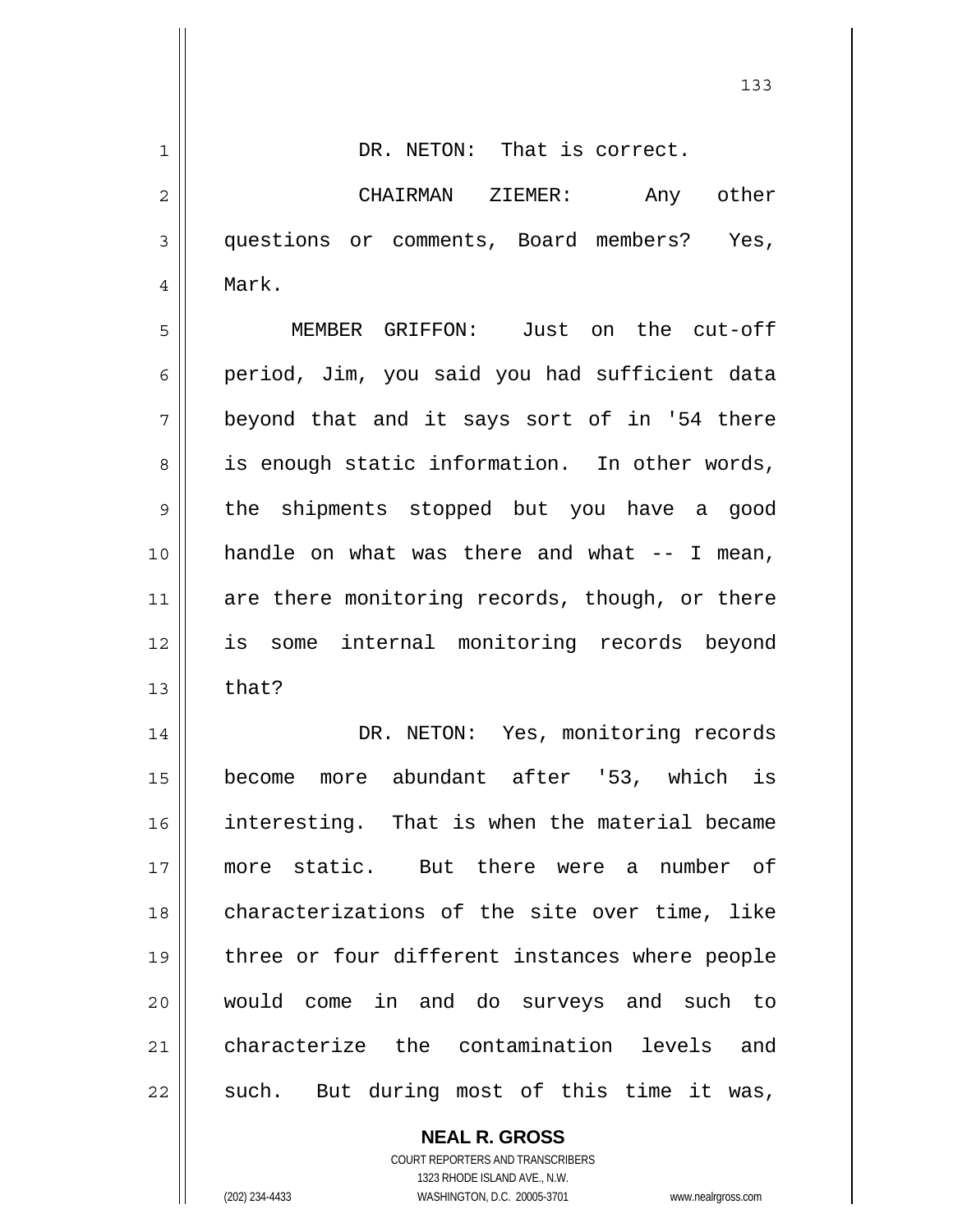DR. NETON: That is correct.

CHAIRMAN ZIEMER: Any other questions or comments, Board members? Yes, Mark.

MEMBER GRIFFON: Just on the cut-off period, Jim, you said you had sufficient data beyond that and it says sort of in '54 there is enough static information. In other words, the shipments stopped but you have a good handle on what was there and what -- I mean, are there monitoring records, though, or there is some internal monitoring records beyond that?

DR. NETON: Yes, monitoring records become more abundant after '53, which is interesting. That is when the material became more static. But there were a number of characterizations of the site over time, like three or four different instances where people would come in and do surveys and such to characterize the contamination levels and such. But during most of this time it was,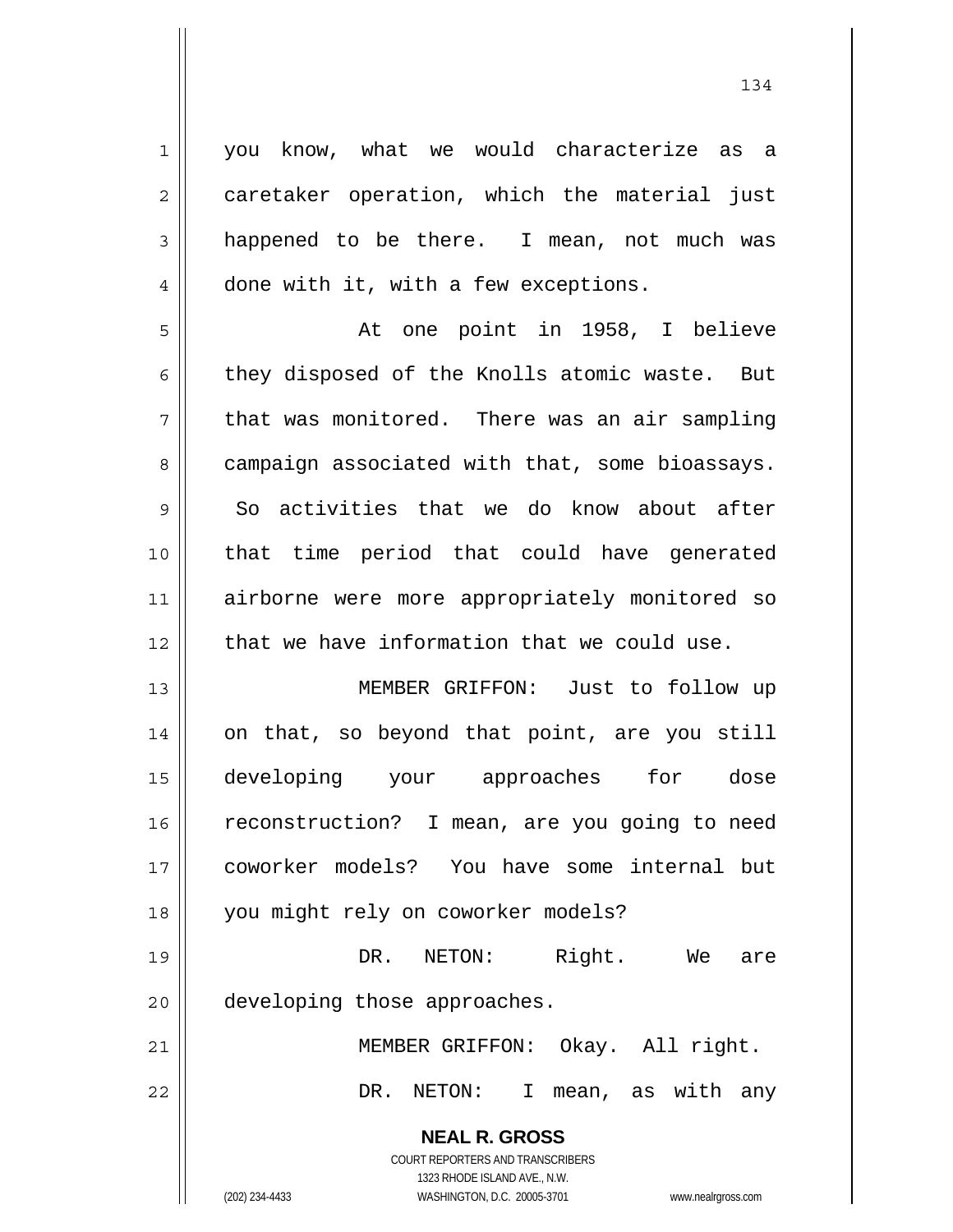you know, what we would characterize as a caretaker operation, which the material just happened to be there. I mean, not much was done with it, with a few exceptions.

At one point in 1958, I believe they disposed of the Knolls atomic waste. But that was monitored. There was an air sampling campaign associated with that, some bioassays. So activities that we do know about after that time period that could have generated airborne were more appropriately monitored so that we have information that we could use.

MEMBER GRIFFON: Just to follow up on that, so beyond that point, are you still developing your approaches for dose reconstruction? I mean, are you going to need coworker models? You have some internal but you might rely on coworker models?

DR. NETON: Right. We are developing those approaches.

MEMBER GRIFFON: Okay. All right.

DR. NETON: I mean, as with any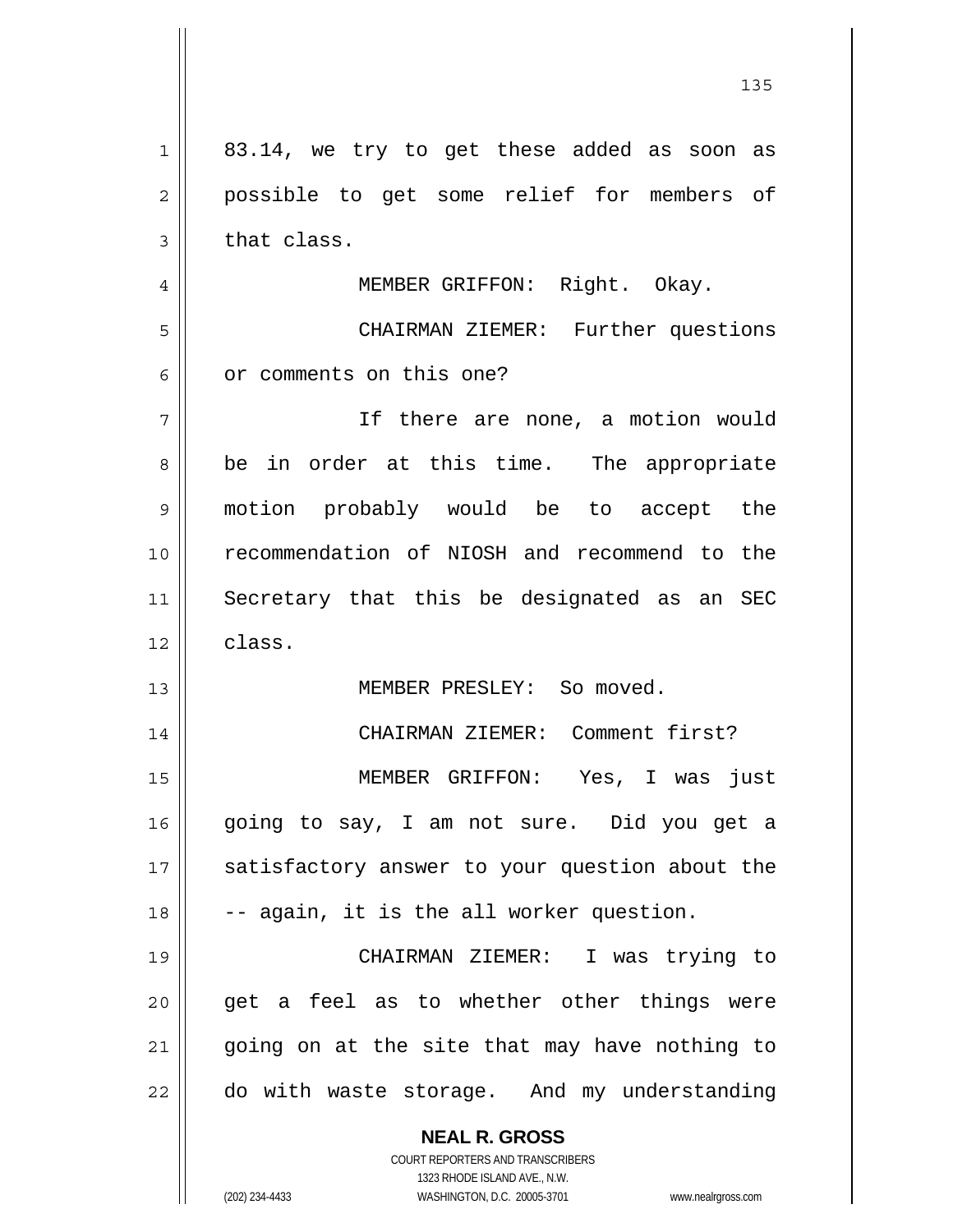83.14, we try to get these added as soon as possible to get some relief for members of that class.

MEMBER GRIFFON: Right. Okay.

CHAIRMAN ZIEMER: Further questions or comments on this one?

If there are none, a motion would be in order at this time. The appropriate motion probably would be to accept the recommendation of NIOSH and recommend to the Secretary that this be designated as an SEC class.

MEMBER PRESLEY: So moved.

CHAIRMAN ZIEMER: Comment first?

MEMBER GRIFFON: Yes, I was just going to say, I am not sure. Did you get a satisfactory answer to your question about the -- again, it is the all worker question.

CHAIRMAN ZIEMER: I was trying to get a feel as to whether other things were going on at the site that may have nothing to do with waste storage. And my understanding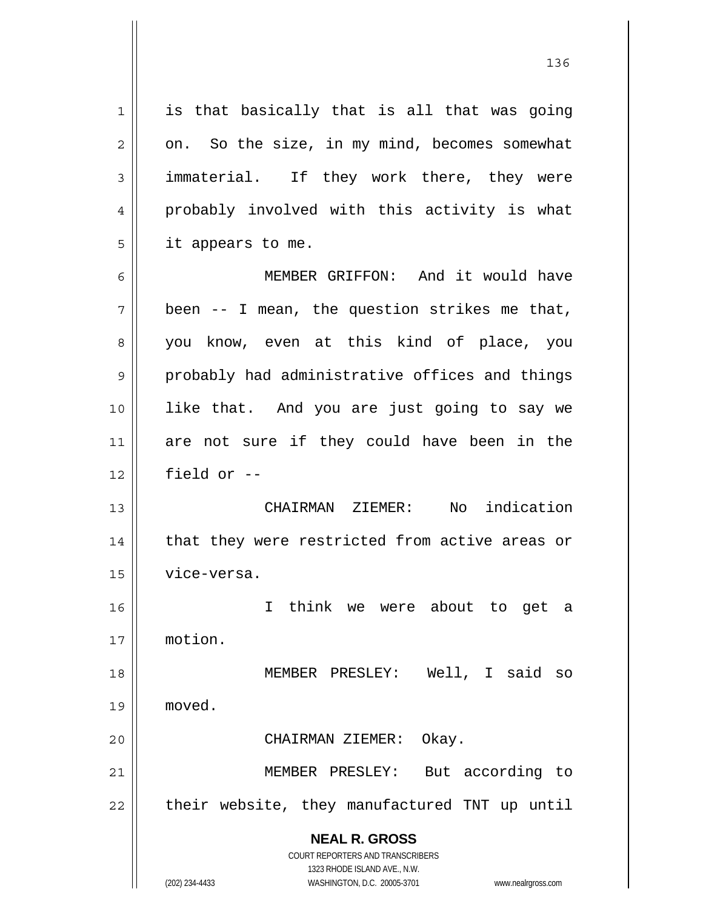is that basically that is all that was going on. So the size, in my mind, becomes somewhat immaterial. If they work there, they were probably involved with this activity is what it appears to me.

MEMBER GRIFFON: And it would have been -- I mean, the question strikes me that, you know, even at this kind of place, you probably had administrative offices and things like that. And you are just going to say we are not sure if they could have been in the field or --

CHAIRMAN ZIEMER: No indication that they were restricted from active areas or vice-versa.

I think we were about to get a motion.

MEMBER PRESLEY: Well, I said so moved.

CHAIRMAN ZIEMER: Okay.

MEMBER PRESLEY: But according to their website, they manufactured TNT up until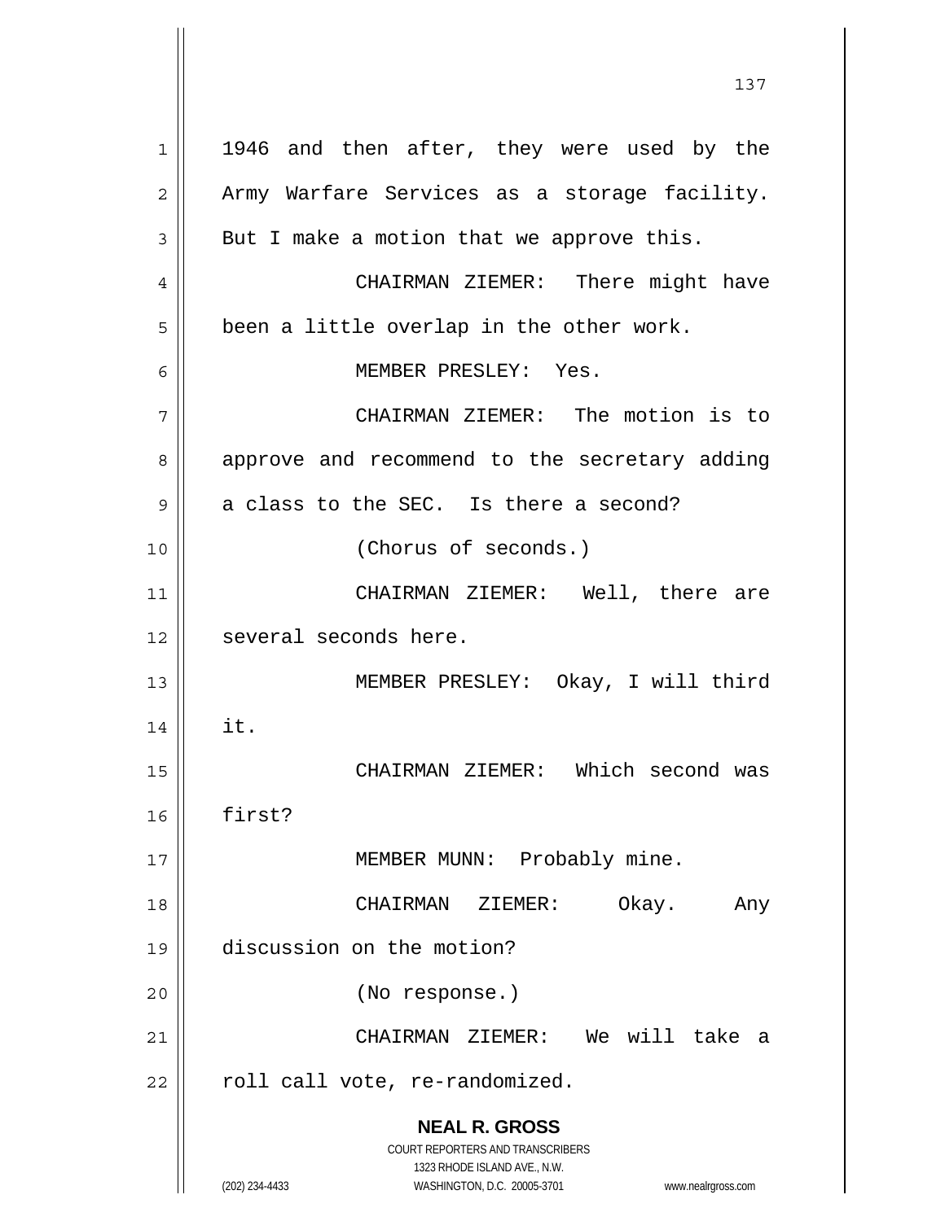1946 and then after, they were used by the Army Warfare Services as a storage facility. But I make a motion that we approve this.

CHAIRMAN ZIEMER: There might have been a little overlap in the other work.

MEMBER PRESLEY: Yes.

CHAIRMAN ZIEMER: The motion is to approve and recommend to the secretary adding a class to the SEC. Is there a second?

(Chorus of seconds.)

CHAIRMAN ZIEMER: Well, there are several seconds here.

MEMBER PRESLEY: Okay, I will third it.

CHAIRMAN ZIEMER: Which second was first?

MEMBER MUNN: Probably mine.

CHAIRMAN ZIEMER: Okay. Any discussion on the motion?

(No response.)

CHAIRMAN ZIEMER: We will take a roll call vote, re-randomized.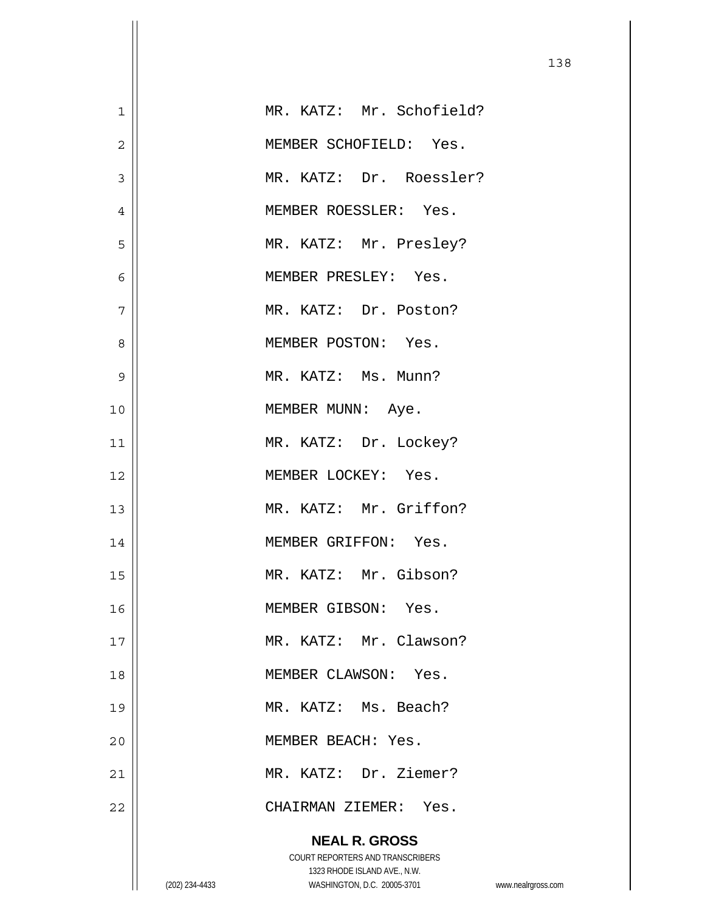MR. KATZ: Mr. Schofield?

MEMBER SCHOFIELD: Yes.

MR. KATZ: Dr. Roessler?

MEMBER ROESSLER: Yes.

MR. KATZ: Mr. Presley?

MEMBER PRESLEY: Yes.

MR. KATZ: Dr. Poston?

MEMBER POSTON: Yes.

MR. KATZ: Ms. Munn?

MEMBER MUNN: Aye.

MR. KATZ: Dr. Lockey?

MEMBER LOCKEY: Yes.

MR. KATZ: Mr. Griffon?

MEMBER GRIFFON: Yes.

MR. KATZ: Mr. Gibson?

MEMBER GIBSON: Yes.

MR. KATZ: Mr. Clawson?

MEMBER CLAWSON: Yes.

MR. KATZ: Ms. Beach?

MEMBER BEACH: Yes.

MR. KATZ: Dr. Ziemer?

CHAIRMAN ZIEMER: Yes.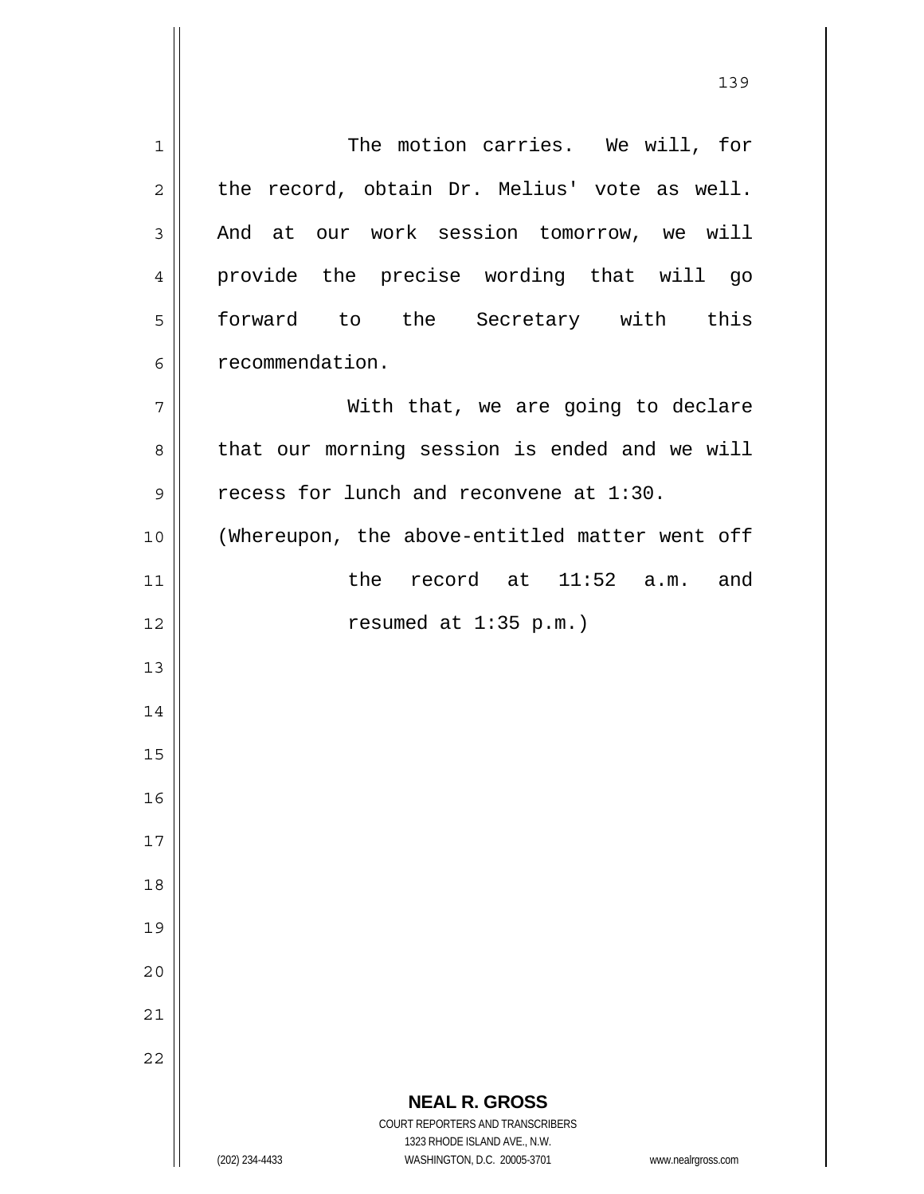The motion carries. We will, for the record, obtain Dr. Melius' vote as well. And at our work session tomorrow, we will provide the precise wording that will go forward to the Secretary with this recommendation.

With that, we are going to declare that our morning session is ended and we will recess for lunch and reconvene at 1:30.

(Whereupon, the above-entitled matter went off the record at 11:52 a.m. and resumed at 1:35 p.m.)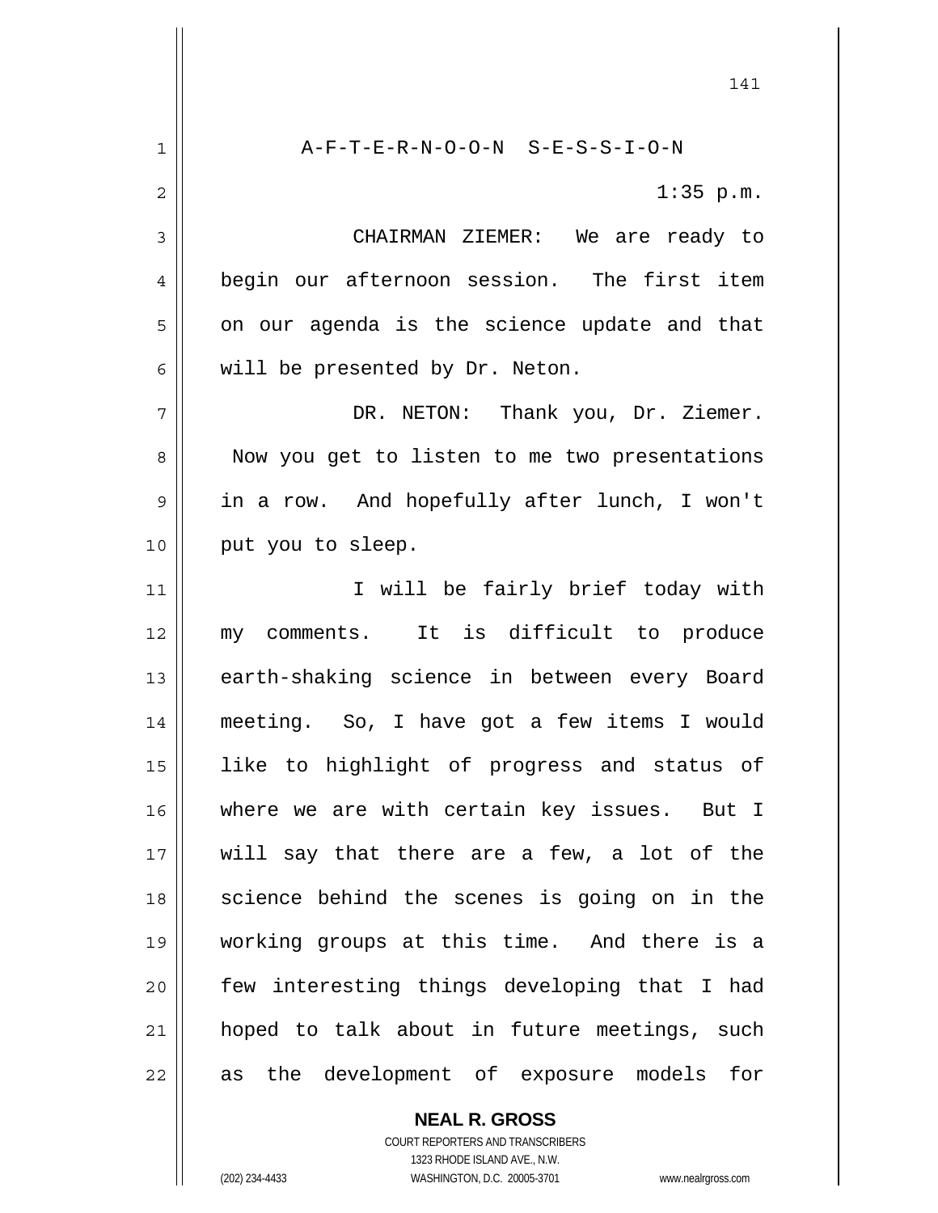A-F-T-E-R-N-O-O-N S-E-S-S-I-O-N

1:35 p.m.

CHAIRMAN ZIEMER: We are ready to begin our afternoon session. The first item on our agenda is the science update and that will be presented by Dr. Neton.

DR. NETON: Thank you, Dr. Ziemer. Now you get to listen to me two presentations in a row. And hopefully after lunch, I won't put you to sleep.

I will be fairly brief today with my comments. It is difficult to produce earth-shaking science in between every Board meeting. So, I have got a few items I would like to highlight of progress and status of where we are with certain key issues. But I will say that there are a few, a lot of the science behind the scenes is going on in the working groups at this time. And there is a few interesting things developing that I had hoped to talk about in future meetings, such as the development of exposure models for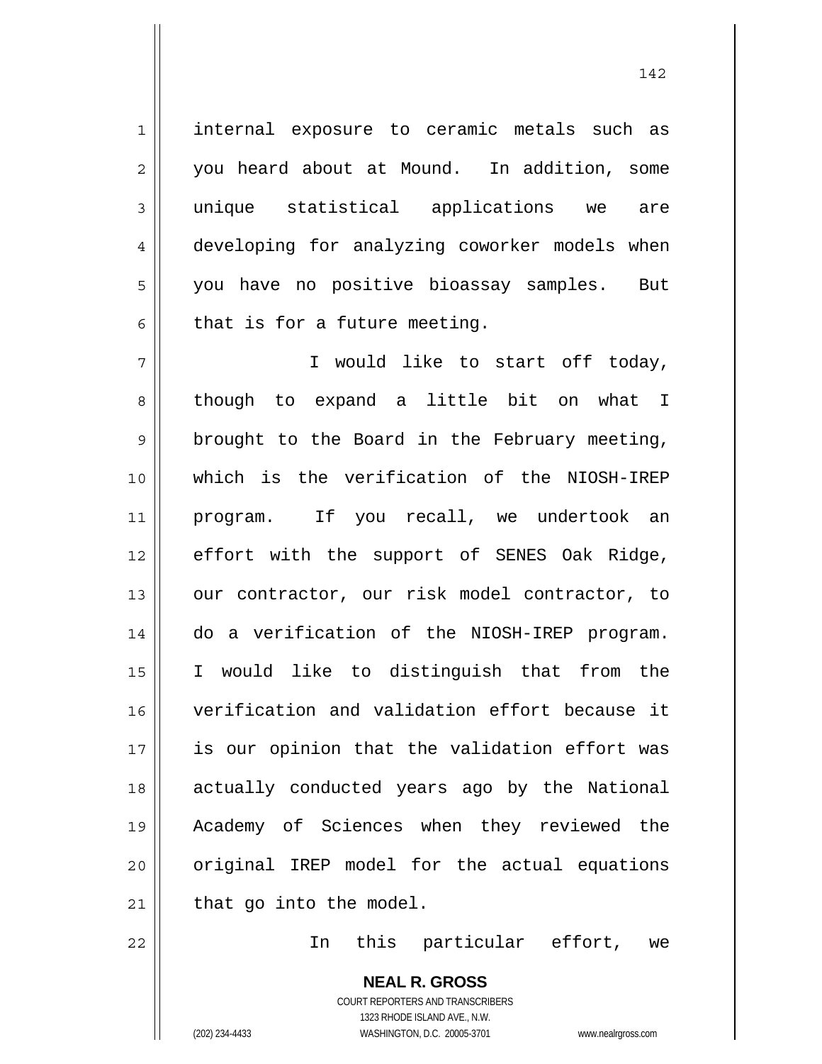internal exposure to ceramic metals such as you heard about at Mound. In addition, some unique statistical applications we are developing for analyzing coworker models when you have no positive bioassay samples. But that is for a future meeting.

I would like to start off today, though to expand a little bit on what I brought to the Board in the February meeting, which is the verification of the NIOSH-IREP program. If you recall, we undertook an effort with the support of SENES Oak Ridge, our contractor, our risk model contractor, to do a verification of the NIOSH-IREP program. I would like to distinguish that from the verification and validation effort because it is our opinion that the validation effort was actually conducted years ago by the National Academy of Sciences when they reviewed the original IREP model for the actual equations that go into the model.

In this particular effort, we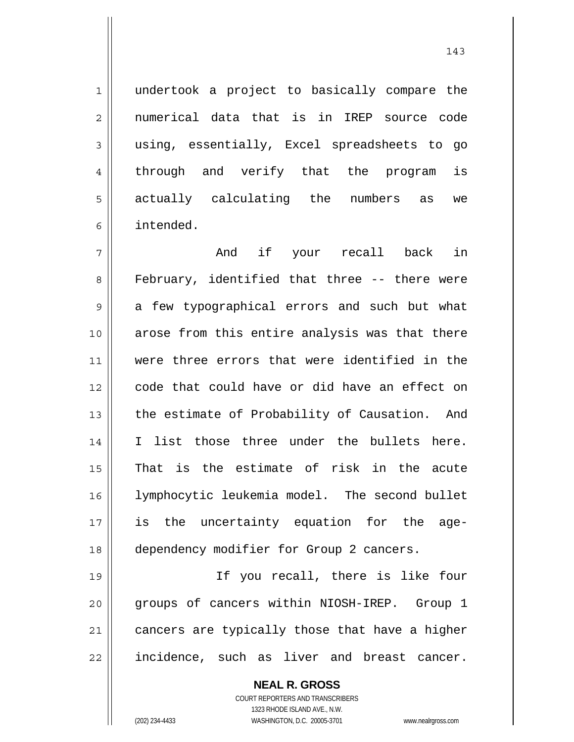undertook a project to basically compare the numerical data that is in IREP source code using, essentially, Excel spreadsheets to go through and verify that the program is actually calculating the numbers as we intended.

And if your recall back in February, identified that three -- there were a few typographical errors and such but what arose from this entire analysis was that there were three errors that were identified in the code that could have or did have an effect on the estimate of Probability of Causation. And I list those three under the bullets here. That is the estimate of risk in the acute lymphocytic leukemia model. The second bullet is the uncertainty equation for the age-dependency modifier for Group 2 cancers.

If you recall, there is like four groups of cancers within NIOSH-IREP. Group 1 cancers are typically those that have a higher incidence, such as liver and breast cancer.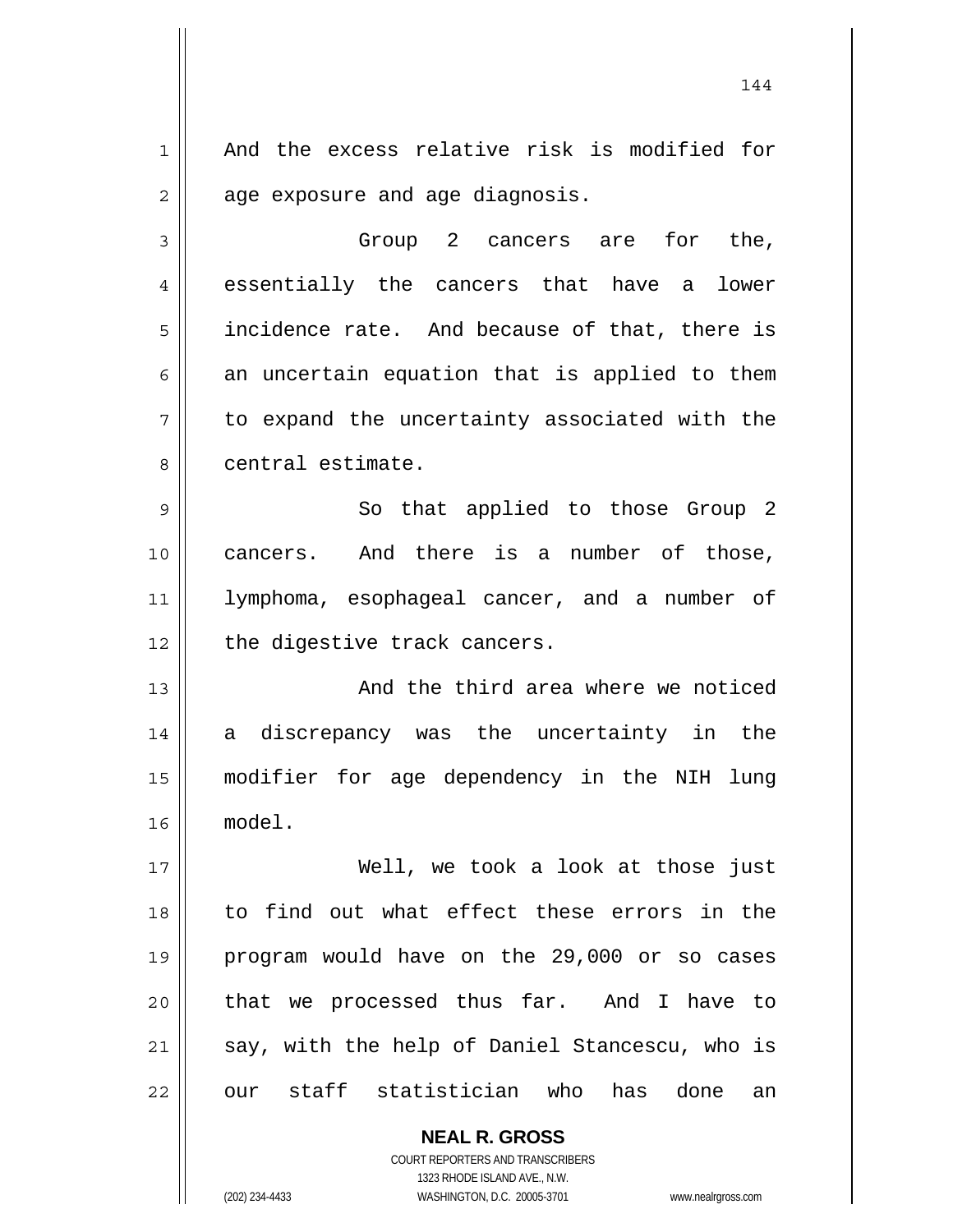And the excess relative risk is modified for age exposure and age diagnosis.

Group 2 cancers are for the, essentially the cancers that have a lower incidence rate. And because of that, there is an uncertain equation that is applied to them to expand the uncertainty associated with the central estimate.

So that applied to those Group 2 cancers. And there is a number of those, lymphoma, esophageal cancer, and a number of the digestive track cancers.

And the third area where we noticed a discrepancy was the uncertainty in the modifier for age dependency in the NIH lung model.

Well, we took a look at those just to find out what effect these errors in the program would have on the 29,000 or so cases that we processed thus far. And I have to say, with the help of Daniel Stancescu, who is our staff statistician who has done an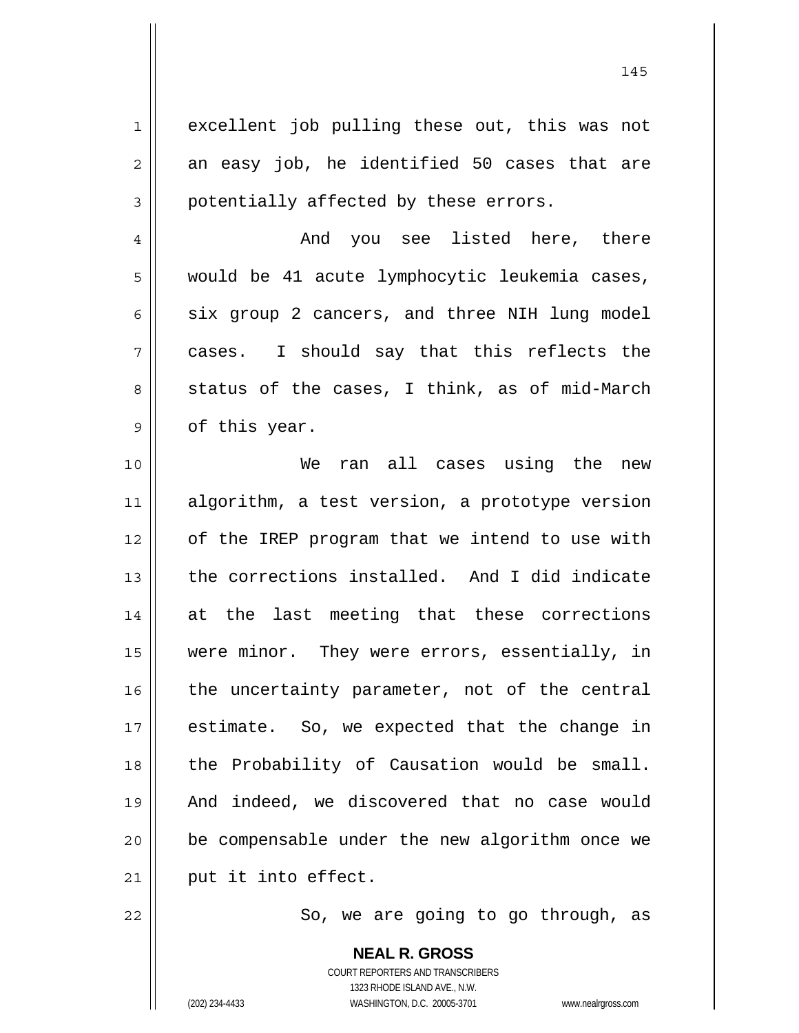excellent job pulling these out, this was not an easy job, he identified 50 cases that are potentially affected by these errors.

And you see listed here, there would be 41 acute lymphocytic leukemia cases, six group 2 cancers, and three NIH lung model cases. I should say that this reflects the status of the cases, I think, as of mid-March of this year.

We ran all cases using the new algorithm, a test version, a prototype version of the IREP program that we intend to use with the corrections installed. And I did indicate at the last meeting that these corrections were minor. They were errors, essentially, in the uncertainty parameter, not of the central estimate. So, we expected that the change in the Probability of Causation would be small. And indeed, we discovered that no case would be compensable under the new algorithm once we put it into effect.

So, we are going to go through, as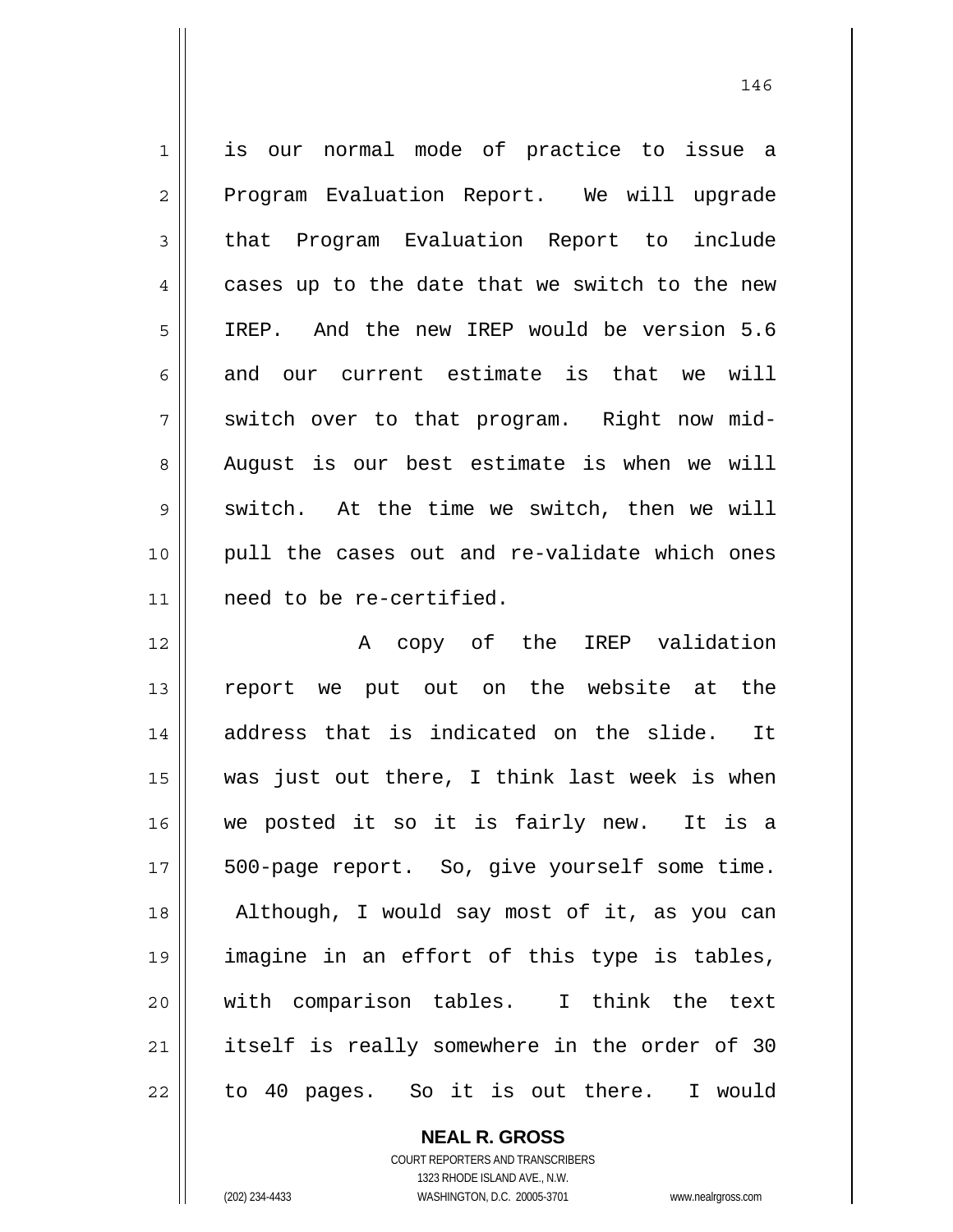is our normal mode of practice to issue a Program Evaluation Report. We will upgrade that Program Evaluation Report to include cases up to the date that we switch to the new IREP. And the new IREP would be version 5.6 and our current estimate is that we will switch over to that program. Right now mid-August is our best estimate is when we will switch. At the time we switch, then we will pull the cases out and re-validate which ones need to be re-certified.

A copy of the IREP validation report we put out on the website at the address that is indicated on the slide. It was just out there, I think last week is when we posted it so it is fairly new. It is a 500-page report. So, give yourself some time. Although, I would say most of it, as you can imagine in an effort of this type is tables, with comparison tables. I think the text itself is really somewhere in the order of 30 to 40 pages. So it is out there. I would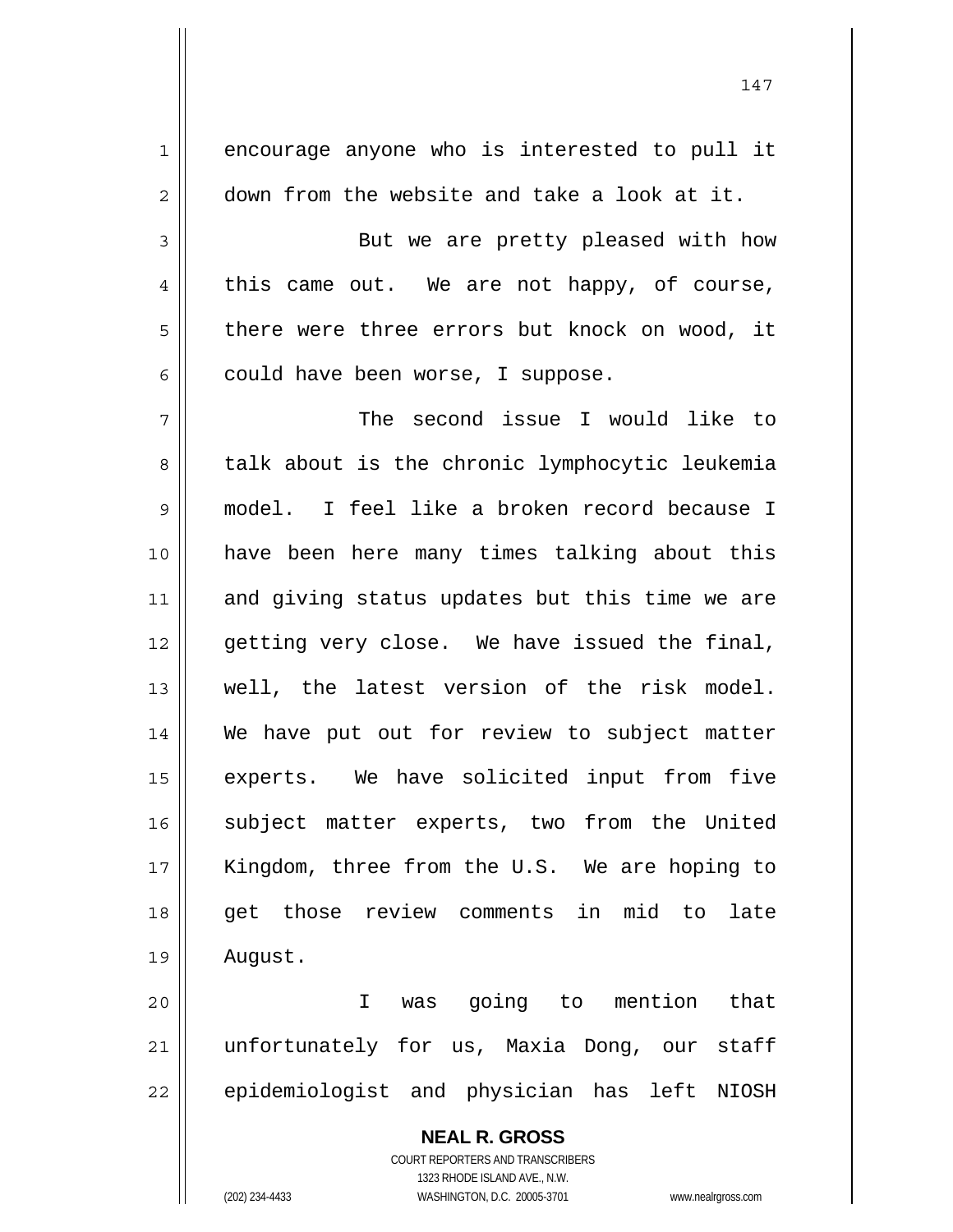encourage anyone who is interested to pull it down from the website and take a look at it.

But we are pretty pleased with how this came out. We are not happy, of course, there were three errors but knock on wood, it could have been worse, I suppose.

The second issue I would like to talk about is the chronic lymphocytic leukemia model. I feel like a broken record because I have been here many times talking about this and giving status updates but this time we are getting very close. We have issued the final, well, the latest version of the risk model. We have put out for review to subject matter experts. We have solicited input from five subject matter experts, two from the United Kingdom, three from the U.S. We are hoping to get those review comments in mid to late August.

I was going to mention that unfortunately for us, Maxia Dong, our staff epidemiologist and physician has left NIOSH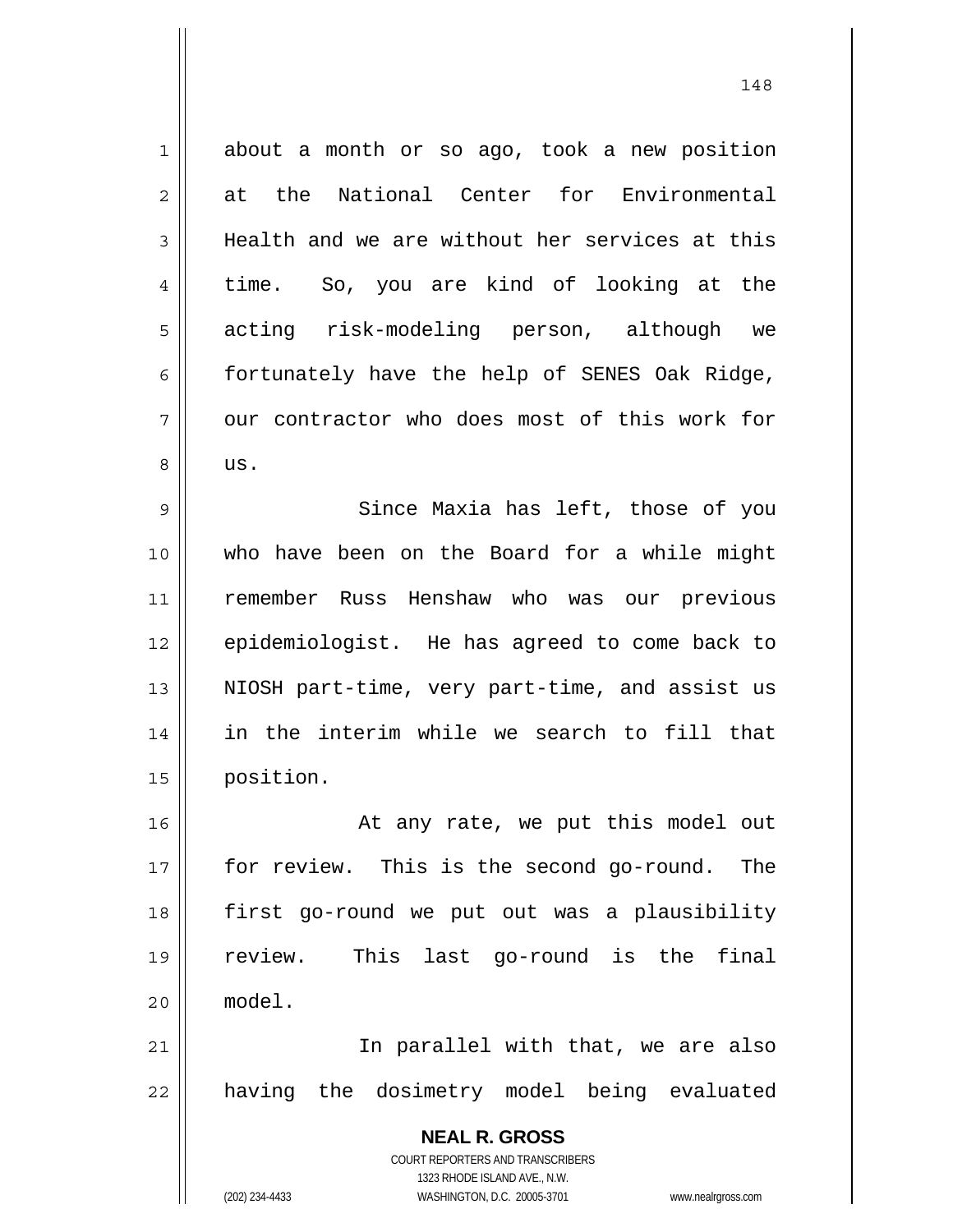about a month or so ago, took a new position at the National Center for Environmental Health and we are without her services at this time. So, you are kind of looking at the acting risk-modeling person, although we fortunately have the help of SENES Oak Ridge, our contractor who does most of this work for us.

Since Maxia has left, those of you who have been on the Board for a while might remember Russ Henshaw who was our previous epidemiologist. He has agreed to come back to NIOSH part-time, very part-time, and assist us in the interim while we search to fill that position.

At any rate, we put this model out for review. This is the second go-round. The first go-round we put out was a plausibility review. This last go-round is the final model.

In parallel with that, we are also having the dosimetry model being evaluated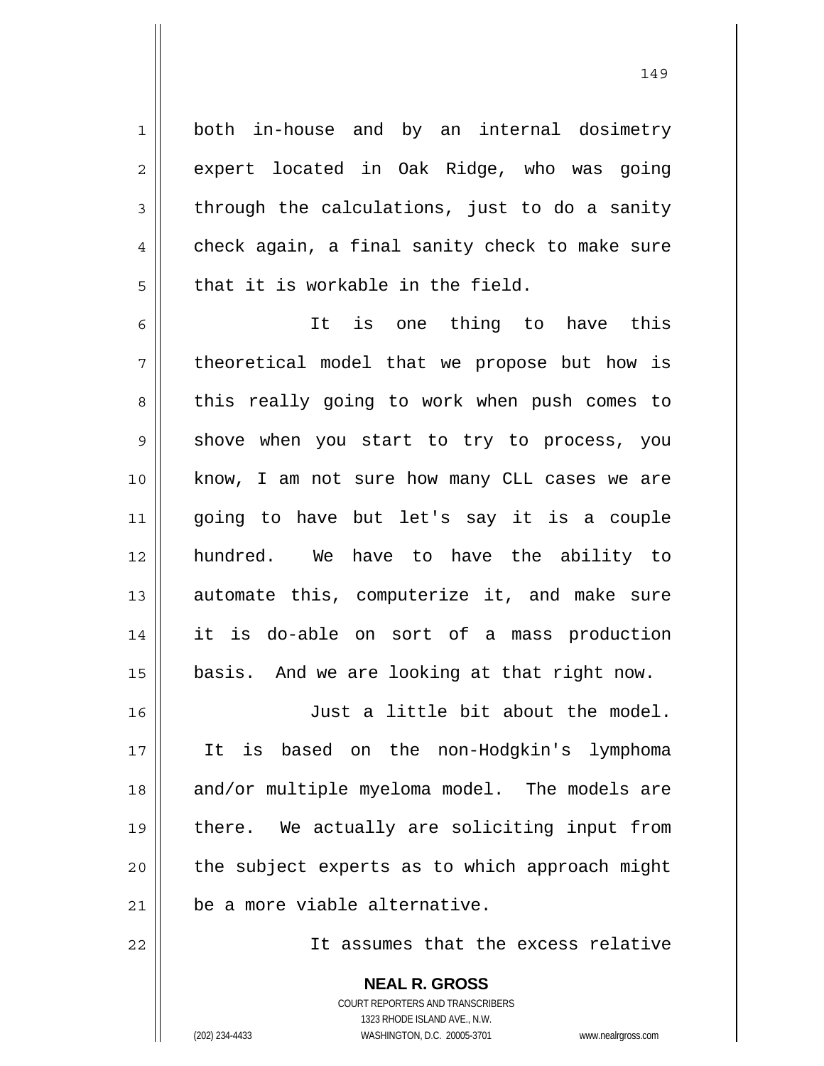both in-house and by an internal dosimetry expert located in Oak Ridge, who was going through the calculations, just to do a sanity check again, a final sanity check to make sure that it is workable in the field.

It is one thing to have this theoretical model that we propose but how is this really going to work when push comes to shove when you start to try to process, you know, I am not sure how many CLL cases we are going to have but let's say it is a couple hundred. We have to have the ability to automate this, computerize it, and make sure it is do-able on sort of a mass production basis. And we are looking at that right now.

Just a little bit about the model. It is based on the non-Hodgkin's lymphoma and/or multiple myeloma model. The models are there. We actually are soliciting input from the subject experts as to which approach might be a more viable alternative.

It assumes that the excess relative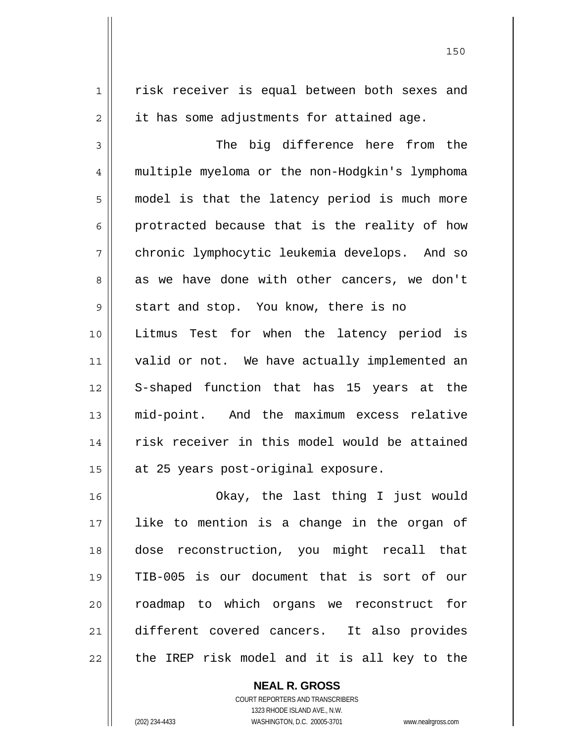risk receiver is equal between both sexes and it has some adjustments for attained age.

The big difference here from the multiple myeloma or the non-Hodgkin's lymphoma model is that the latency period is much more protracted because that is the reality of how chronic lymphocytic leukemia develops. And so as we have done with other cancers, we don't start and stop. You know, there is no Litmus Test for when the latency period is valid or not. We have actually implemented an S-shaped function that has 15 years at the mid-point. And the maximum excess relative risk receiver in this model would be attained at 25 years post-original exposure.

Okay, the last thing I just would like to mention is a change in the organ of dose reconstruction, you might recall that TIB-005 is our document that is sort of our roadmap to which organs we reconstruct for different covered cancers. It also provides the IREP risk model and it is all key to the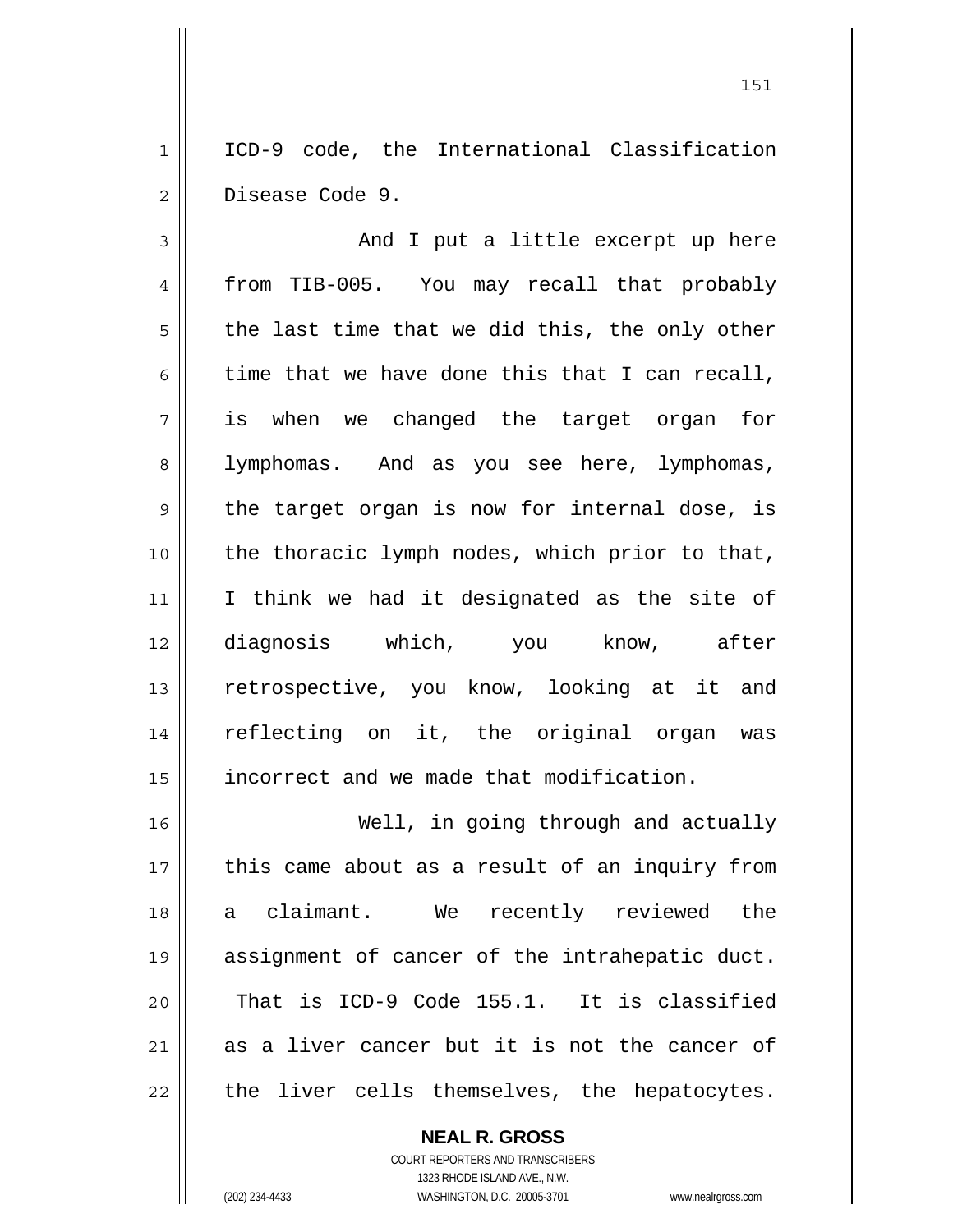ICD-9 code, the International Classification Disease Code 9.

And I put a little excerpt up here from TIB-005. You may recall that probably the last time that we did this, the only other time that we have done this that I can recall, is when we changed the target organ for lymphomas. And as you see here, lymphomas, the target organ is now for internal dose, is the thoracic lymph nodes, which prior to that, I think we had it designated as the site of diagnosis which, you know, after retrospective, you know, looking at it and reflecting on it, the original organ was incorrect and we made that modification.

Well, in going through and actually this came about as a result of an inquiry from a claimant. We recently reviewed the assignment of cancer of the intrahepatic duct. That is ICD-9 Code 155.1. It is classified as a liver cancer but it is not the cancer of the liver cells themselves, the hepatocytes.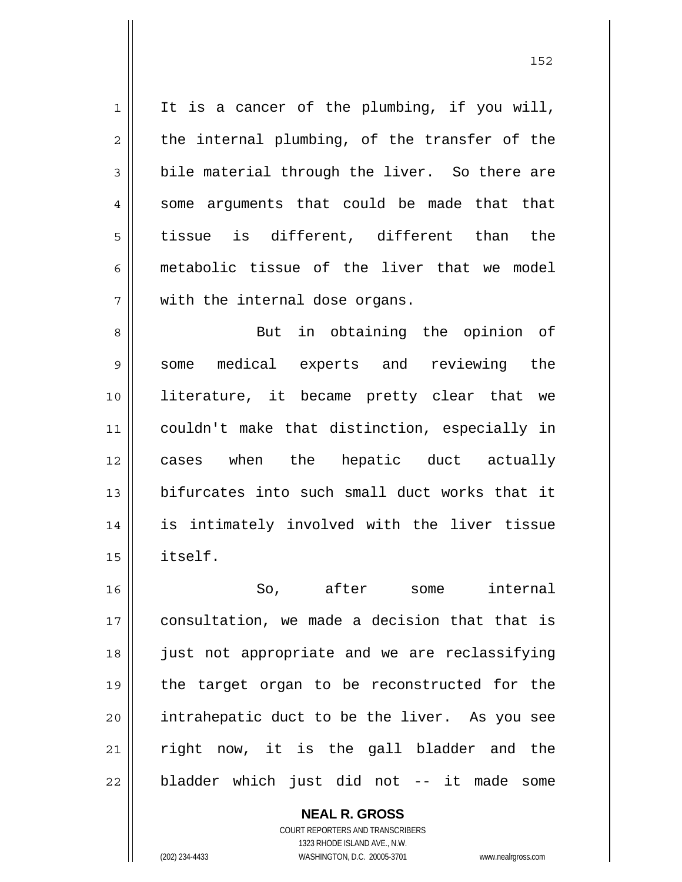It is a cancer of the plumbing, if you will, the internal plumbing, of the transfer of the bile material through the liver. So there are some arguments that could be made that that tissue is different, different than the metabolic tissue of the liver that we model with the internal dose organs.

But in obtaining the opinion of some medical experts and reviewing the literature, it became pretty clear that we couldn't make that distinction, especially in cases when the hepatic duct actually bifurcates into such small duct works that it is intimately involved with the liver tissue itself.

So, after some internal consultation, we made a decision that that is just not appropriate and we are reclassifying the target organ to be reconstructed for the intrahepatic duct to be the liver. As you see right now, it is the gall bladder and the bladder which just did not -- it made some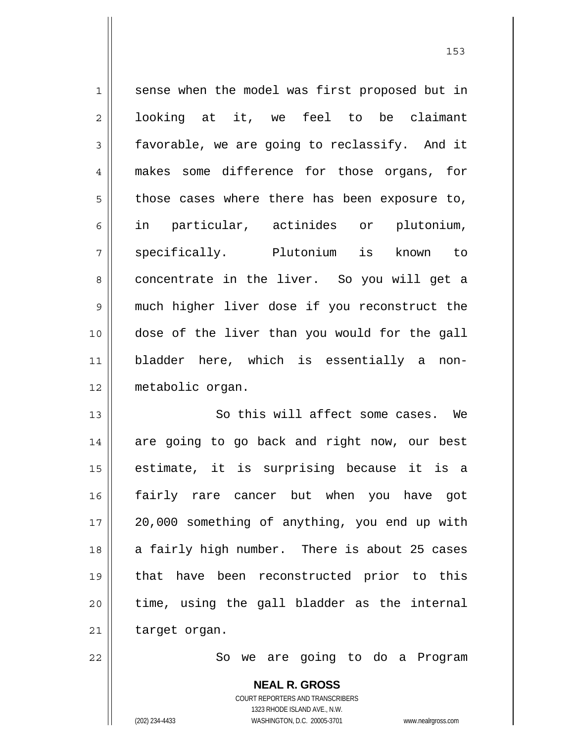sense when the model was first proposed but in looking at it, we feel to be claimant favorable, we are going to reclassify. And it makes some difference for those organs, for those cases where there has been exposure to, in particular, actinides or plutonium, specifically. Plutonium is known to concentrate in the liver. So you will get a much higher liver dose if you reconstruct the dose of the liver than you would for the gall bladder here, which is essentially a non-metabolic organ.

So this will affect some cases. We are going to go back and right now, our best estimate, it is surprising because it is a fairly rare cancer but when you have got 20,000 something of anything, you end up with a fairly high number. There is about 25 cases that have been reconstructed prior to this time, using the gall bladder as the internal target organ.

So we are going to do a Program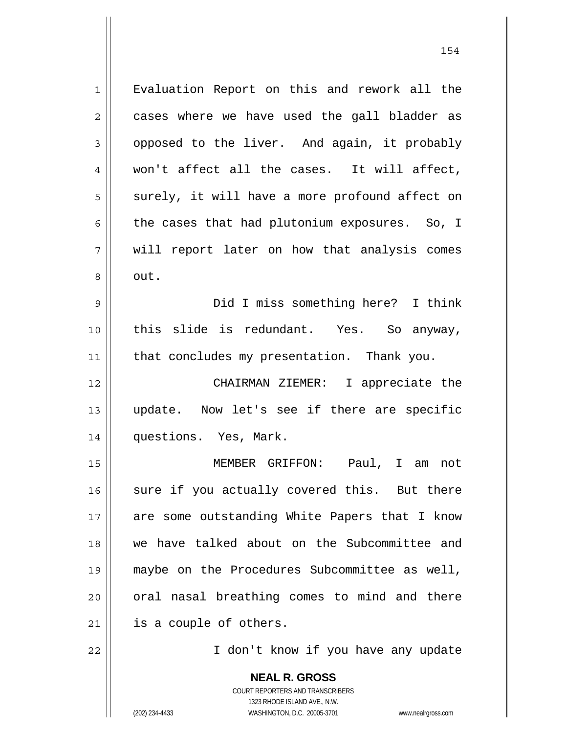Evaluation Report on this and rework all the cases where we have used the gall bladder as opposed to the liver. And again, it probably won't affect all the cases. It will affect, surely, it will have a more profound affect on the cases that had plutonium exposures. So, I will report later on how that analysis comes out.

Did I miss something here? I think this slide is redundant. Yes. So anyway, that concludes my presentation. Thank you.

CHAIRMAN ZIEMER: I appreciate the update. Now let's see if there are specific questions. Yes, Mark.

MEMBER GRIFFON: Paul, I am not sure if you actually covered this. But there are some outstanding White Papers that I know we have talked about on the Subcommittee and maybe on the Procedures Subcommittee as well, oral nasal breathing comes to mind and there is a couple of others.

I don't know if you have any update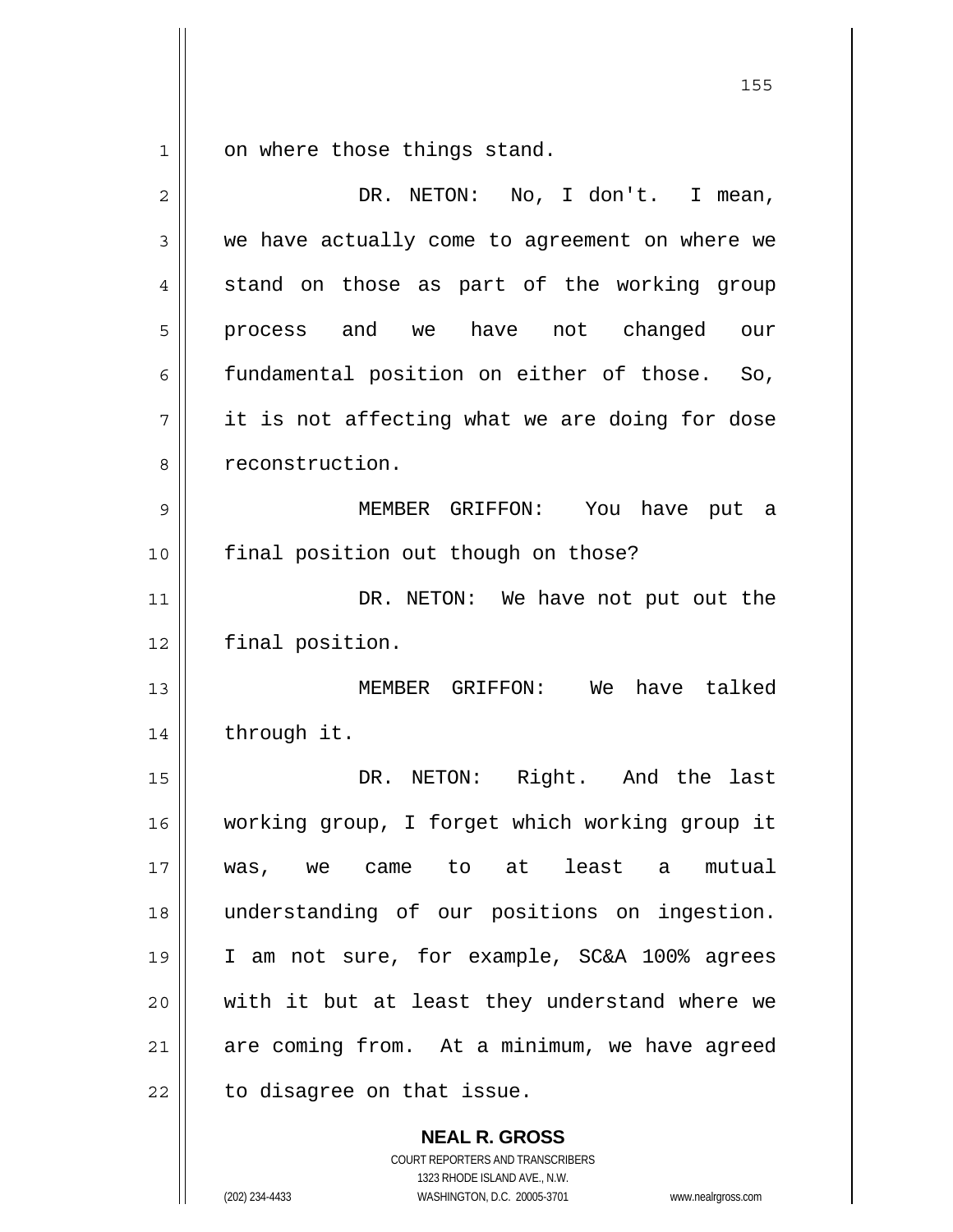on where those things stand.

DR. NETON: No, I don't. I mean, we have actually come to agreement on where we stand on those as part of the working group process and we have not changed our fundamental position on either of those. So, it is not affecting what we are doing for dose reconstruction.

MEMBER GRIFFON: You have put a final position out though on those?

DR. NETON: We have not put out the final position.

MEMBER GRIFFON: We have talked through it.

DR. NETON: Right. And the last working group, I forget which working group it was, we came to at least a mutual understanding of our positions on ingestion. I am not sure, for example, SC&A 100% agrees with it but at least they understand where we are coming from. At a minimum, we have agreed to disagree on that issue.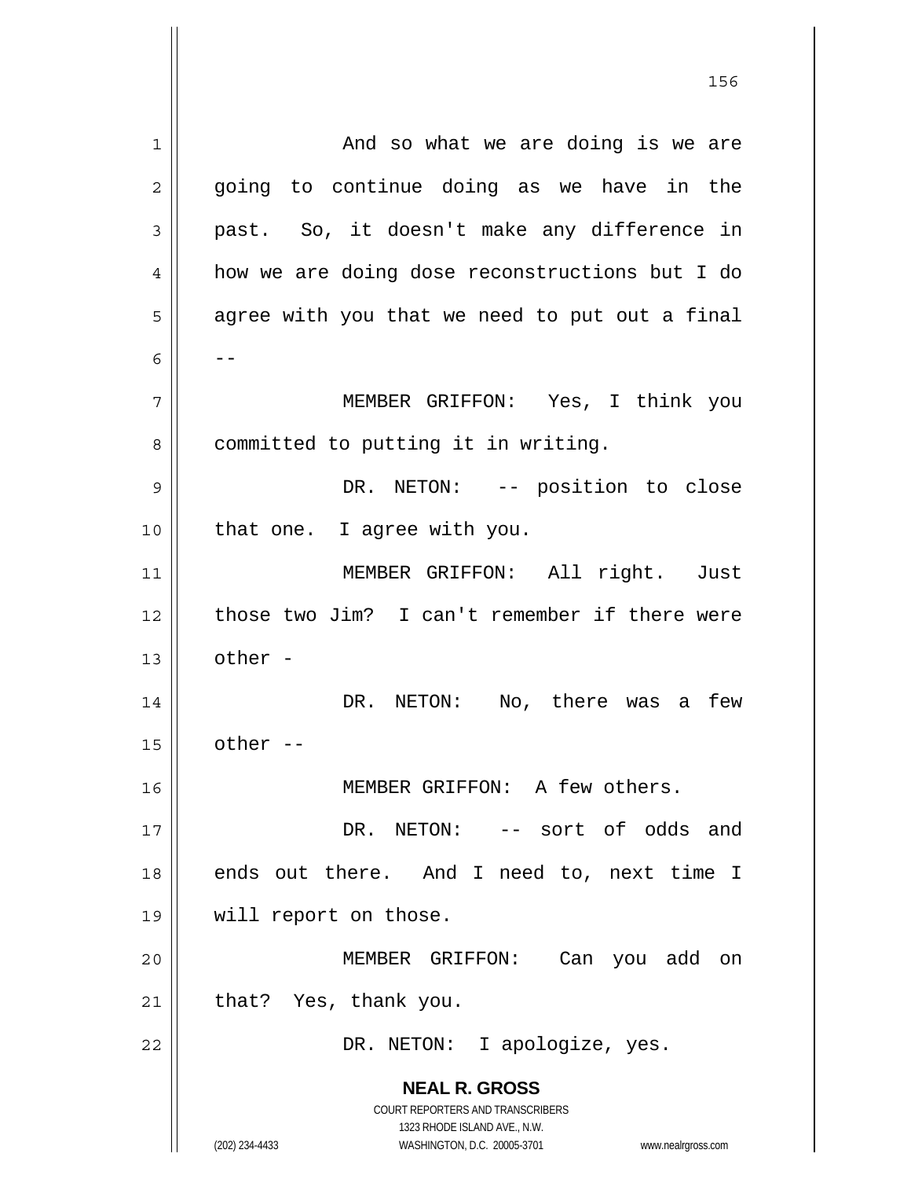And so what we are doing is we are going to continue doing as we have in the past. So, it doesn't make any difference in how we are doing dose reconstructions but I do agree with you that we need to put out a final --

MEMBER GRIFFON: Yes, I think you committed to putting it in writing.

DR. NETON: -- position to close that one. I agree with you.

MEMBER GRIFFON: All right. Just those two Jim? I can't remember if there were other -

DR. NETON: No, there was a few other --

MEMBER GRIFFON: A few others.

DR. NETON: -- sort of odds and ends out there. And I need to, next time I will report on those.

MEMBER GRIFFON: Can you add on that? Yes, thank you.

DR. NETON: I apologize, yes.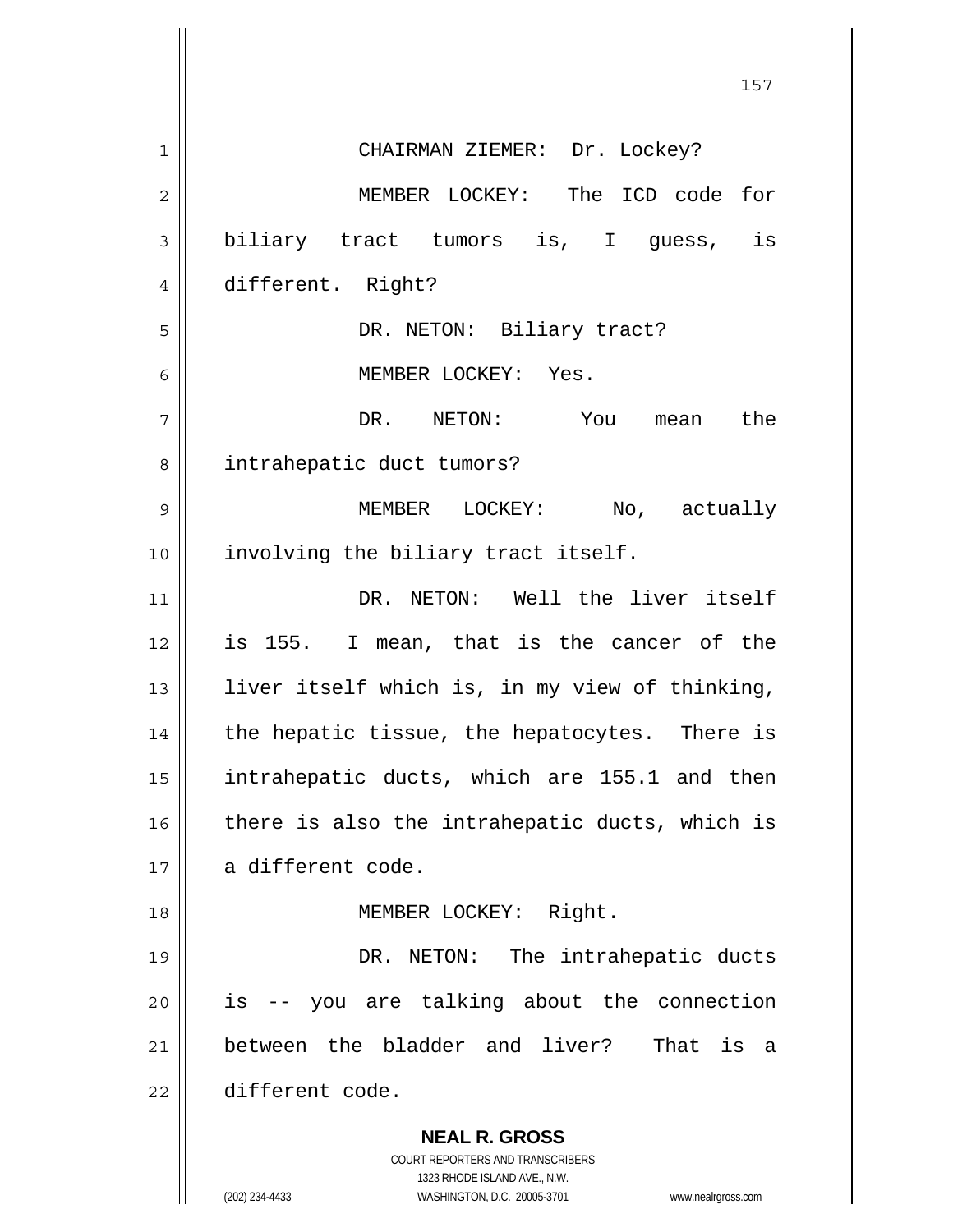CHAIRMAN ZIEMER: Dr. Lockey?

MEMBER LOCKEY: The ICD code for biliary tract tumors is, I guess, is different. Right?

DR. NETON: Biliary tract?

MEMBER LOCKEY: Yes.

DR. NETON: You mean the intrahepatic duct tumors?

MEMBER LOCKEY: No, actually involving the biliary tract itself.

DR. NETON: Well the liver itself is 155. I mean, that is the cancer of the liver itself which is, in my view of thinking, the hepatic tissue, the hepatocytes. There is intrahepatic ducts, which are 155.1 and then there is also the intrahepatic ducts, which is a different code.

MEMBER LOCKEY: Right.

DR. NETON: The intrahepatic ducts is -- you are talking about the connection between the bladder and liver? That is a different code.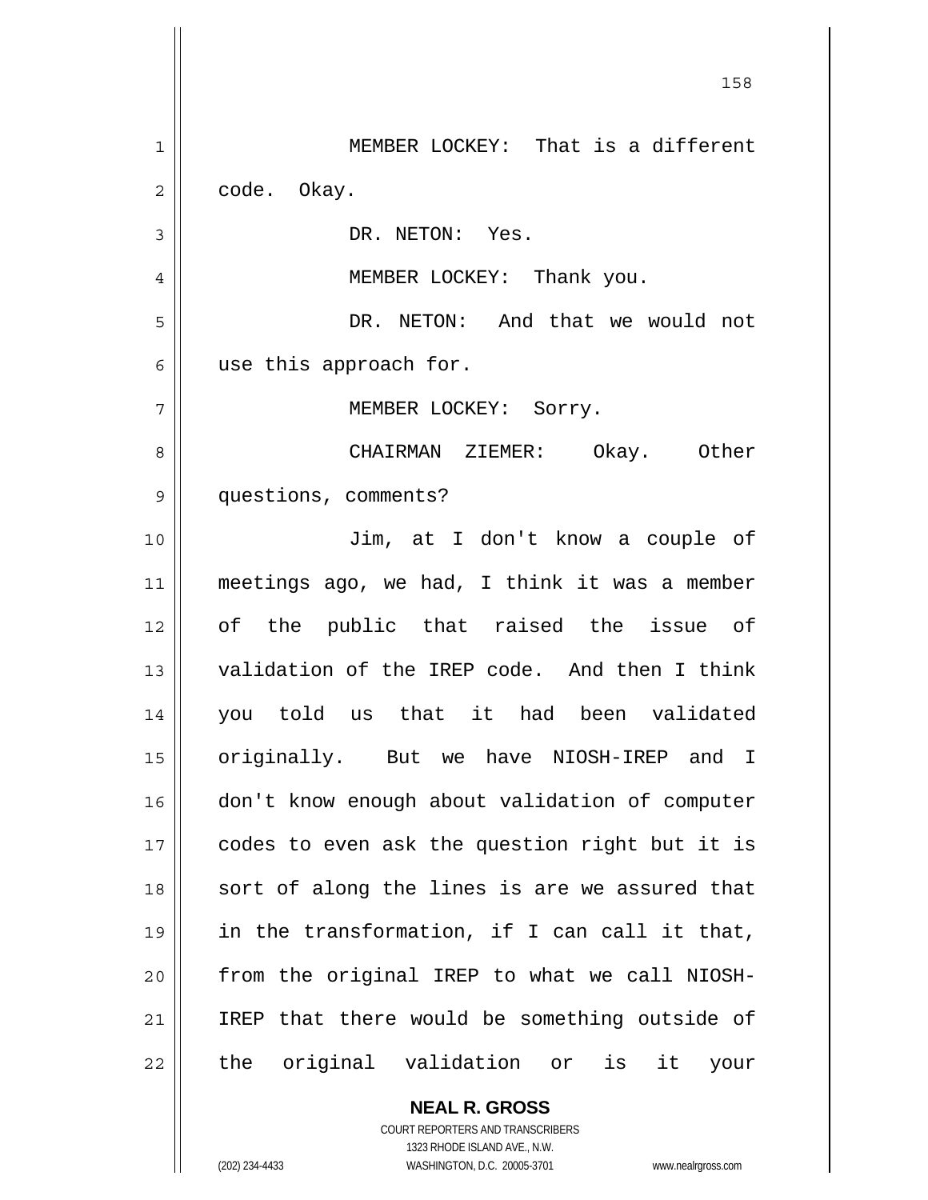MEMBER LOCKEY: That is a different code. Okay.

DR. NETON: Yes.

MEMBER LOCKEY: Thank you.

DR. NETON: And that we would not use this approach for.

MEMBER LOCKEY: Sorry.

CHAIRMAN ZIEMER: Okay. Other questions, comments?

Jim, at I don't know a couple of meetings ago, we had, I think it was a member of the public that raised the issue of validation of the IREP code. And then I think you told us that it had been validated originally. But we have NIOSH-IREP and I don't know enough about validation of computer codes to even ask the question right but it is sort of along the lines is are we assured that in the transformation, if I can call it that, from the original IREP to what we call NIOSH-IREP that there would be something outside of the original validation or is it your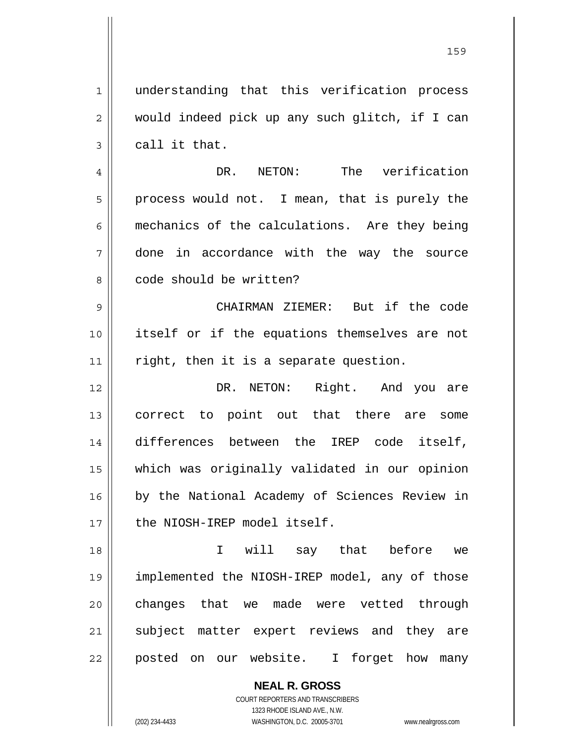understanding that this verification process would indeed pick up any such glitch, if I can call it that.

DR. NETON: The verification process would not. I mean, that is purely the mechanics of the calculations. Are they being done in accordance with the way the source code should be written?

CHAIRMAN ZIEMER: But if the code itself or if the equations themselves are not right, then it is a separate question.

DR. NETON: Right. And you are correct to point out that there are some differences between the IREP code itself, which was originally validated in our opinion by the National Academy of Sciences Review in the NIOSH-IREP model itself.

I will say that before we implemented the NIOSH-IREP model, any of those changes that we made were vetted through subject matter expert reviews and they are posted on our website. I forget how many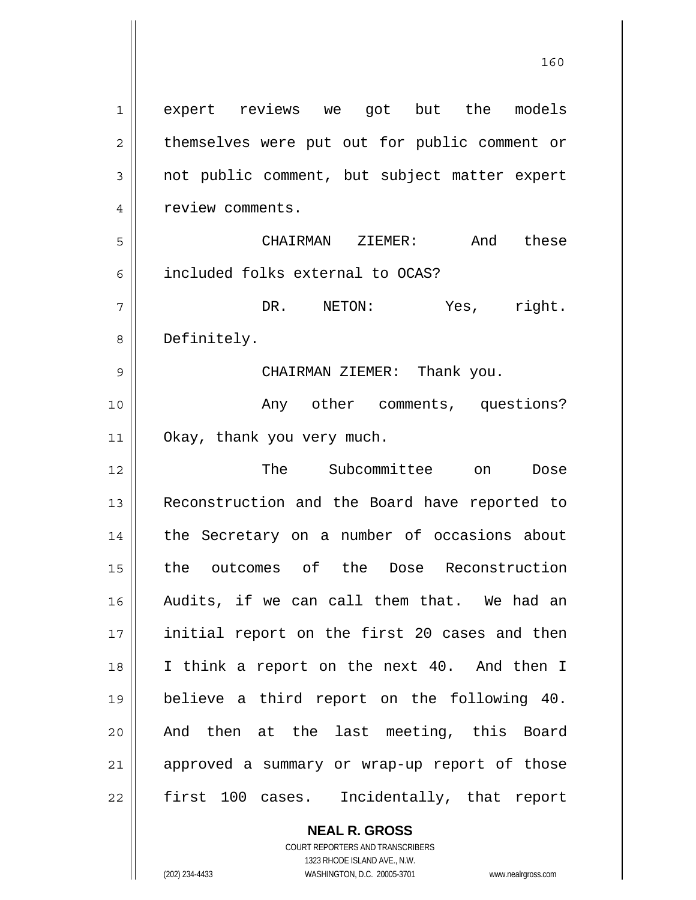expert reviews we got but the models themselves were put out for public comment or not public comment, but subject matter expert review comments.

CHAIRMAN ZIEMER: And these included folks external to OCAS?

DR. NETON: Yes, right. Definitely.

CHAIRMAN ZIEMER: Thank you.

Any other comments, questions? Okay, thank you very much.

The Subcommittee on Dose Reconstruction and the Board have reported to the Secretary on a number of occasions about the outcomes of the Dose Reconstruction Audits, if we can call them that. We had an initial report on the first 20 cases and then I think a report on the next 40. And then I believe a third report on the following 40. And then at the last meeting, this Board approved a summary or wrap-up report of those first 100 cases. Incidentally, that report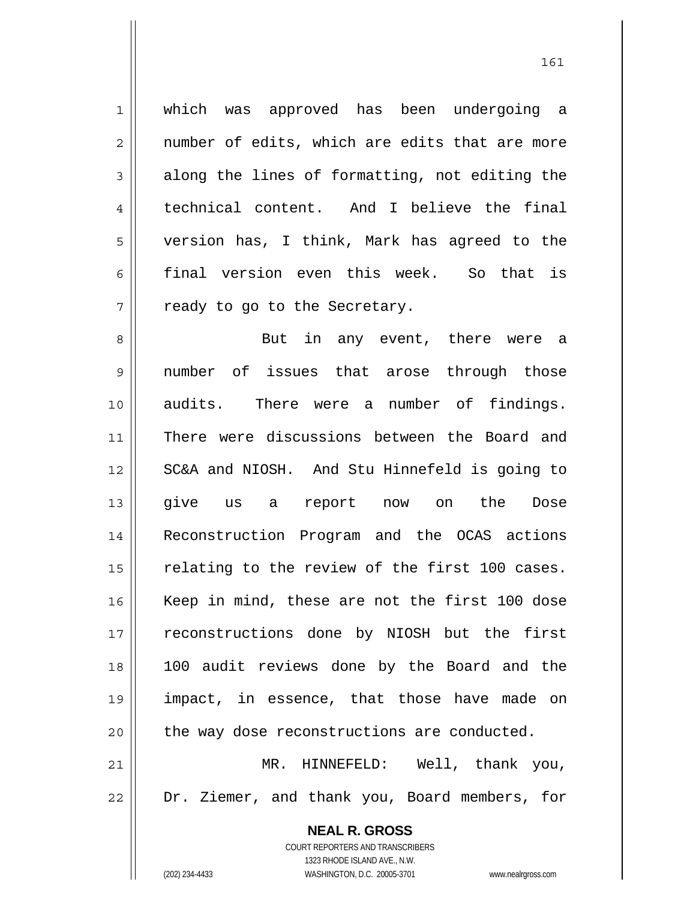which was approved has been undergoing a number of edits, which are edits that are more along the lines of formatting, not editing the technical content. And I believe the final version has, I think, Mark has agreed to the final version even this week. So that is ready to go to the Secretary.

But in any event, there were a number of issues that arose through those audits. There were a number of findings. There were discussions between the Board and SC&A and NIOSH. And Stu Hinnefeld is going to give us a report now on the Dose Reconstruction Program and the OCAS actions relating to the review of the first 100 cases. Keep in mind, these are not the first 100 dose reconstructions done by NIOSH but the first 100 audit reviews done by the Board and the impact, in essence, that those have made on the way dose reconstructions are conducted.

MR. HINNEFELD: Well, thank you, Dr. Ziemer, and thank you, Board members, for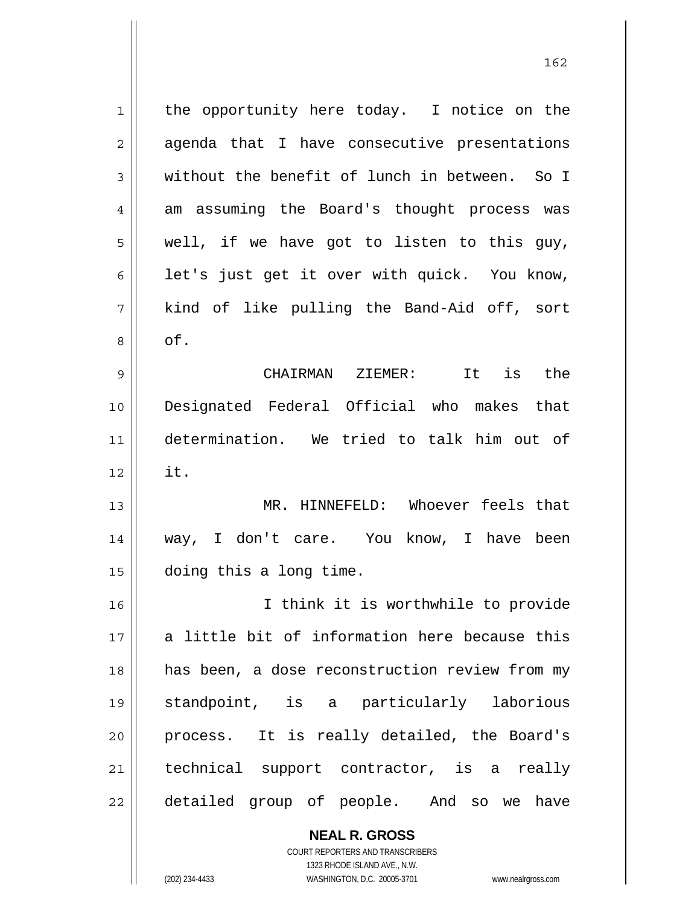the opportunity here today. I notice on the agenda that I have consecutive presentations without the benefit of lunch in between. So I am assuming the Board's thought process was well, if we have got to listen to this guy, let's just get it over with quick. You know, kind of like pulling the Band-Aid off, sort of.

CHAIRMAN ZIEMER: It is the Designated Federal Official who makes that determination. We tried to talk him out of it.

MR. HINNEFELD: Whoever feels that way, I don't care. You know, I have been doing this a long time.

I think it is worthwhile to provide a little bit of information here because this has been, a dose reconstruction review from my standpoint, is a particularly laborious process. It is really detailed, the Board's technical support contractor, is a really detailed group of people. And so we have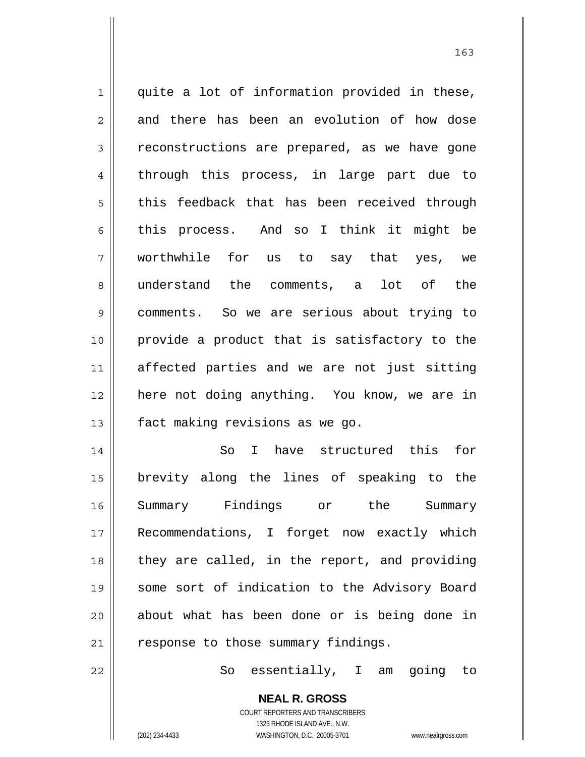quite a lot of information provided in these, and there has been an evolution of how dose reconstructions are prepared, as we have gone through this process, in large part due to this feedback that has been received through this process. And so I think it might be worthwhile for us to say that yes, we understand the comments, a lot of the comments. So we are serious about trying to provide a product that is satisfactory to the affected parties and we are not just sitting here not doing anything. You know, we are in fact making revisions as we go.

So I have structured this for brevity along the lines of speaking to the Summary Findings or the Summary Recommendations, I forget now exactly which they are called, in the report, and providing some sort of indication to the Advisory Board about what has been done or is being done in response to those summary findings.

So essentially, I am going to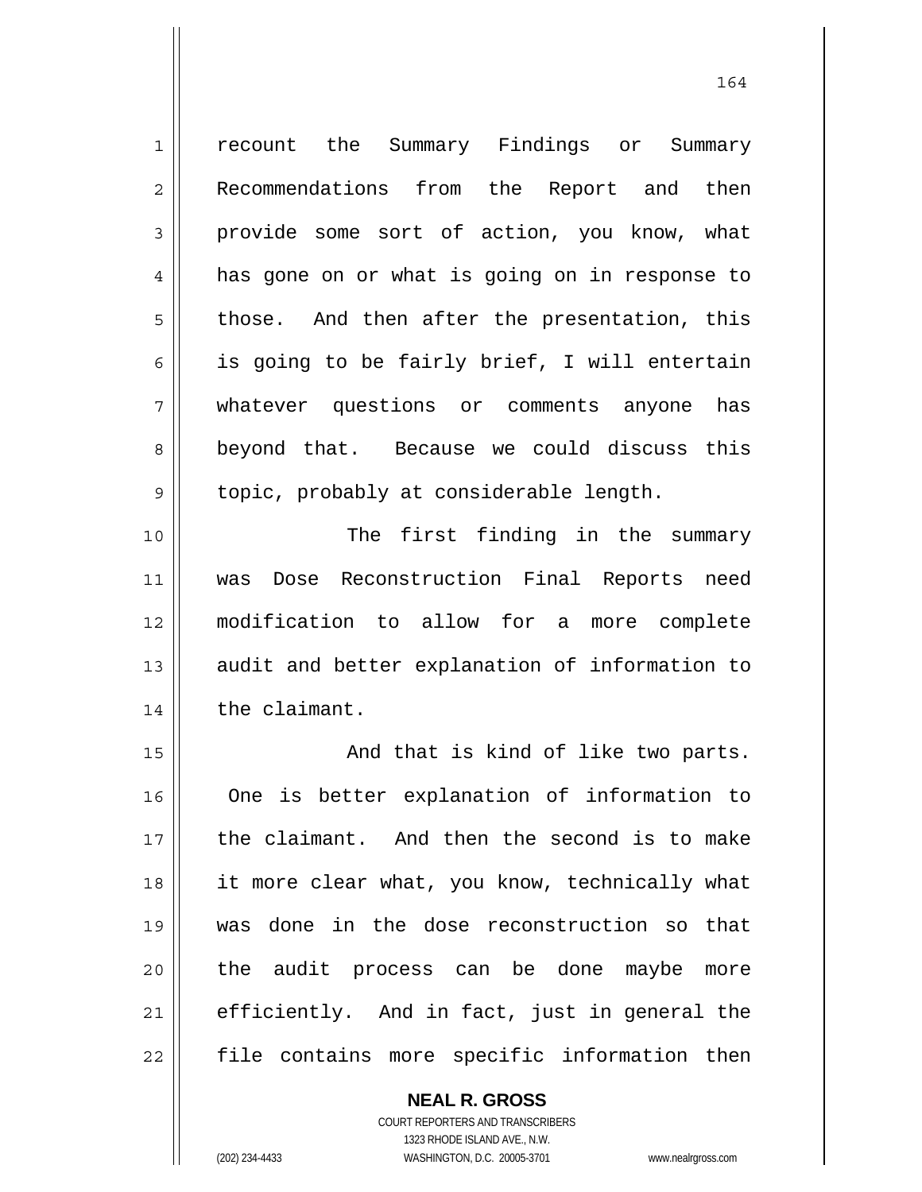recount the Summary Findings or Summary Recommendations from the Report and then provide some sort of action, you know, what has gone on or what is going on in response to those. And then after the presentation, this is going to be fairly brief, I will entertain whatever questions or comments anyone has beyond that. Because we could discuss this topic, probably at considerable length.

The first finding in the summary was Dose Reconstruction Final Reports need modification to allow for a more complete audit and better explanation of information to the claimant.

And that is kind of like two parts. One is better explanation of information to the claimant. And then the second is to make it more clear what, you know, technically what was done in the dose reconstruction so that the audit process can be done maybe more efficiently. And in fact, just in general the file contains more specific information then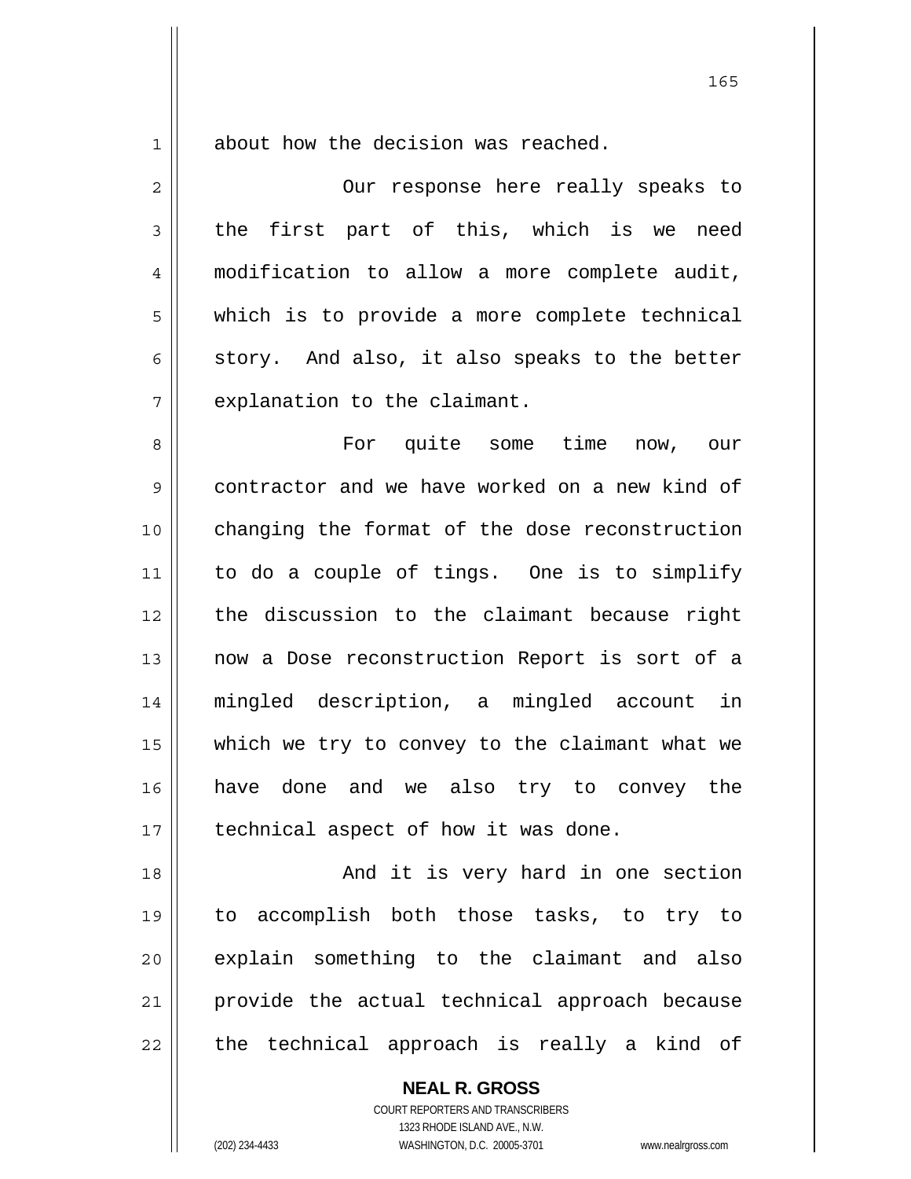about how the decision was reached.

Our response here really speaks to the first part of this, which is we need modification to allow a more complete audit, which is to provide a more complete technical story. And also, it also speaks to the better explanation to the claimant.

For quite some time now, our contractor and we have worked on a new kind of changing the format of the dose reconstruction to do a couple of tings. One is to simplify the discussion to the claimant because right now a Dose reconstruction Report is sort of a mingled description, a mingled account in which we try to convey to the claimant what we have done and we also try to convey the technical aspect of how it was done.

And it is very hard in one section to accomplish both those tasks, to try to explain something to the claimant and also provide the actual technical approach because the technical approach is really a kind of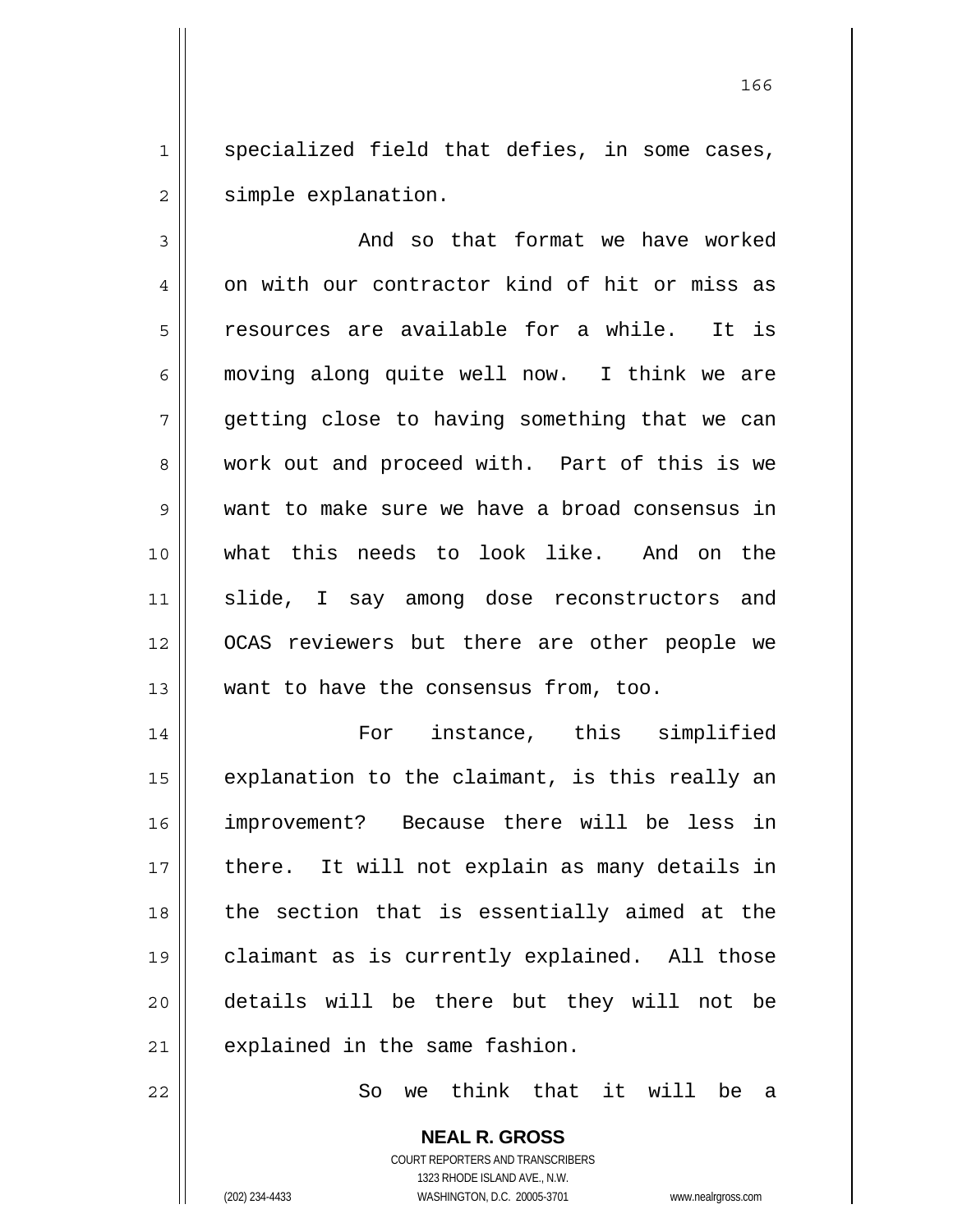specialized field that defies, in some cases, simple explanation.

And so that format we have worked on with our contractor kind of hit or miss as resources are available for a while. It is moving along quite well now. I think we are getting close to having something that we can work out and proceed with. Part of this is we want to make sure we have a broad consensus in what this needs to look like. And on the slide, I say among dose reconstructors and OCAS reviewers but there are other people we want to have the consensus from, too.

For instance, this simplified explanation to the claimant, is this really an improvement? Because there will be less in there. It will not explain as many details in the section that is essentially aimed at the claimant as is currently explained. All those details will be there but they will not be explained in the same fashion.

So we think that it will be a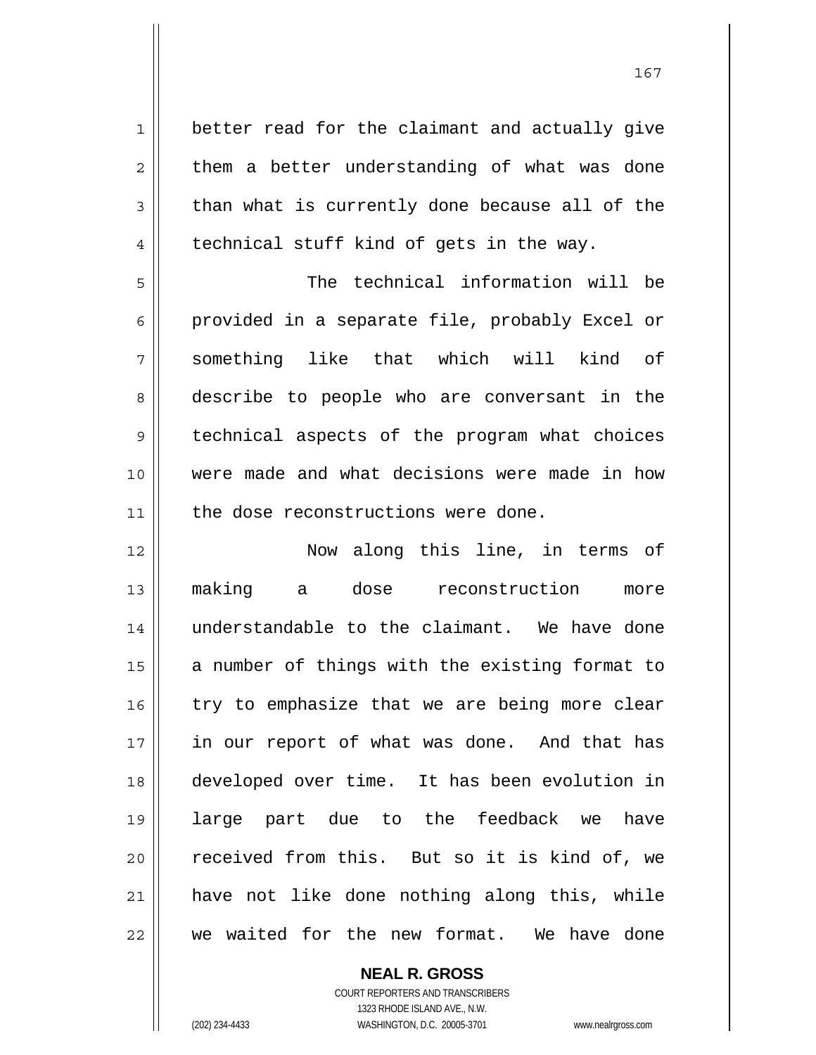better read for the claimant and actually give them a better understanding of what was done than what is currently done because all of the technical stuff kind of gets in the way.

The technical information will be provided in a separate file, probably Excel or something like that which will kind of describe to people who are conversant in the technical aspects of the program what choices were made and what decisions were made in how the dose reconstructions were done.

Now along this line, in terms of making a dose reconstruction more understandable to the claimant. We have done a number of things with the existing format to try to emphasize that we are being more clear in our report of what was done. And that has developed over time. It has been evolution in large part due to the feedback we have received from this. But so it is kind of, we have not like done nothing along this, while we waited for the new format. We have done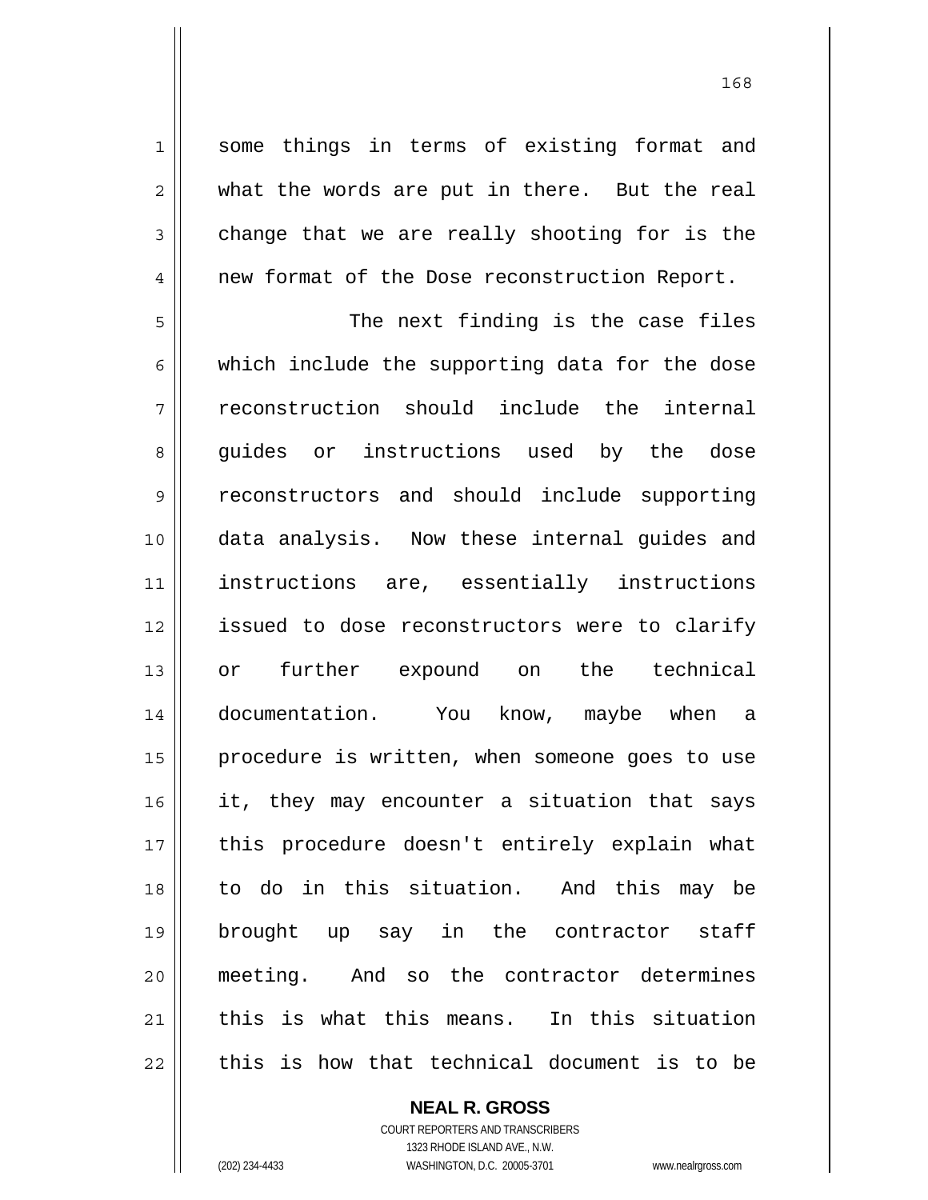some things in terms of existing format and what the words are put in there. But the real change that we are really shooting for is the new format of the Dose reconstruction Report.

The next finding is the case files which include the supporting data for the dose reconstruction should include the internal guides or instructions used by the dose reconstructors and should include supporting data analysis. Now these internal guides and instructions are, essentially instructions issued to dose reconstructors were to clarify or further expound on the technical documentation. You know, maybe when a procedure is written, when someone goes to use it, they may encounter a situation that says this procedure doesn't entirely explain what to do in this situation. And this may be brought up say in the contractor staff meeting. And so the contractor determines this is what this means. In this situation this is how that technical document is to be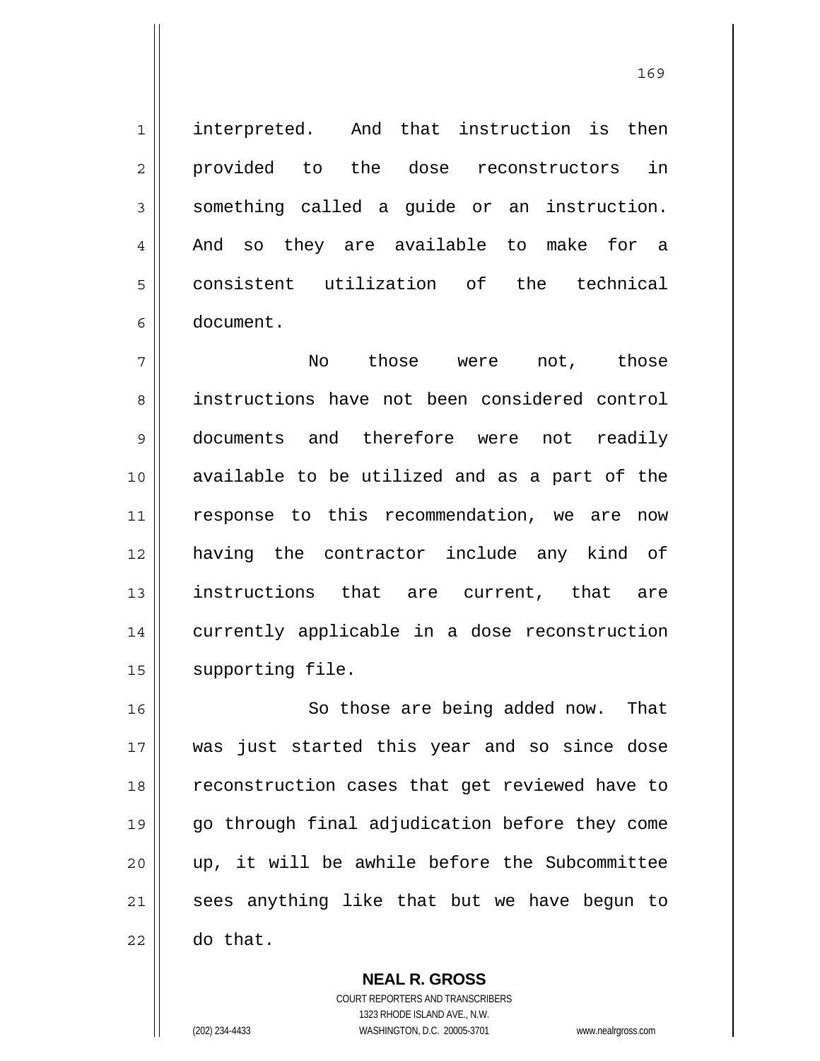interpreted. And that instruction is then provided to the dose reconstructors in something called a guide or an instruction. And so they are available to make for a consistent utilization of the technical document.

No those were not, those instructions have not been considered control documents and therefore were not readily available to be utilized and as a part of the response to this recommendation, we are now having the contractor include any kind of instructions that are current, that are currently applicable in a dose reconstruction supporting file.

So those are being added now. That was just started this year and so since dose reconstruction cases that get reviewed have to go through final adjudication before they come up, it will be awhile before the Subcommittee sees anything like that but we have begun to do that.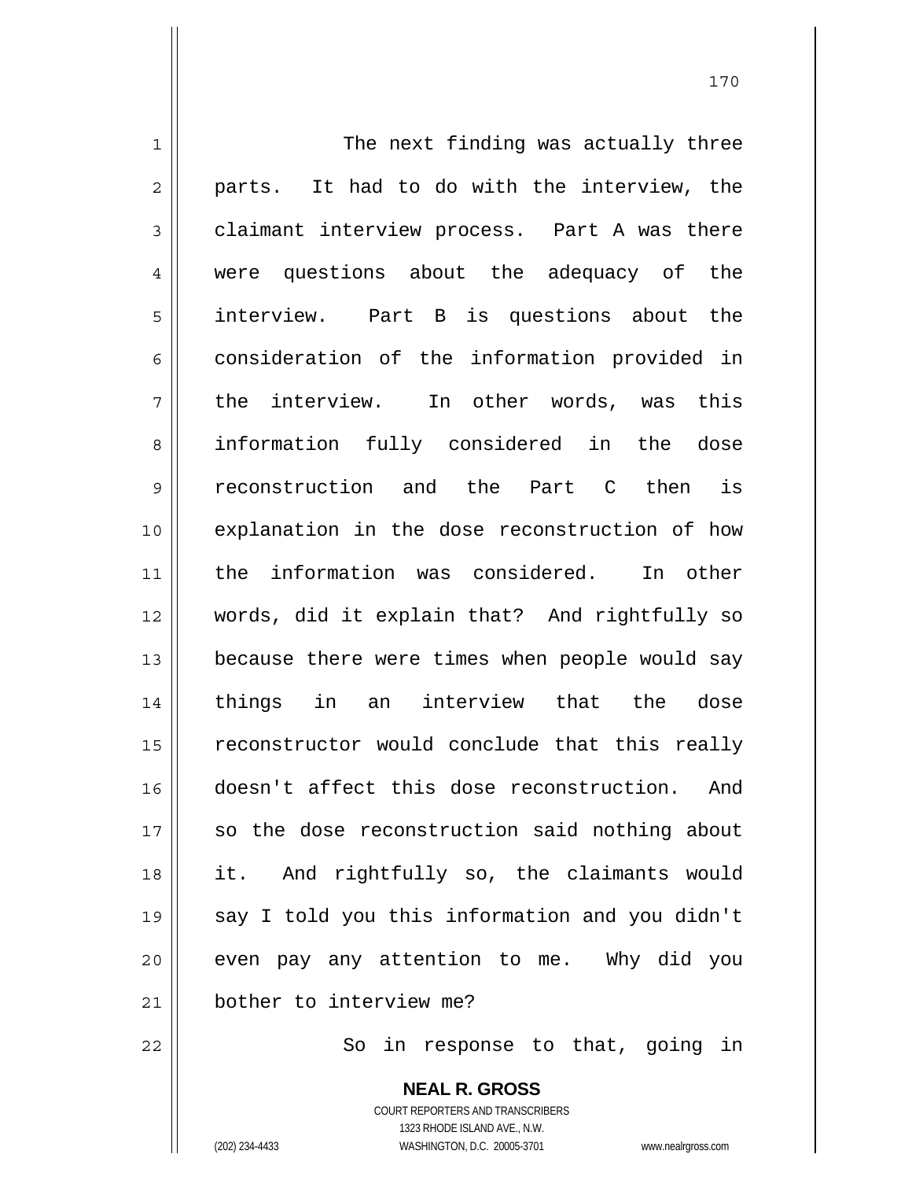The next finding was actually three parts. It had to do with the interview, the claimant interview process. Part A was there were questions about the adequacy of the interview. Part B is questions about the consideration of the information provided in the interview. In other words, was this information fully considered in the dose reconstruction and the Part C then is explanation in the dose reconstruction of how the information was considered. In other words, did it explain that? And rightfully so because there were times when people would say things in an interview that the dose reconstructor would conclude that this really doesn't affect this dose reconstruction. And so the dose reconstruction said nothing about it. And rightfully so, the claimants would say I told you this information and you didn't even pay any attention to me. Why did you bother to interview me?

So in response to that, going in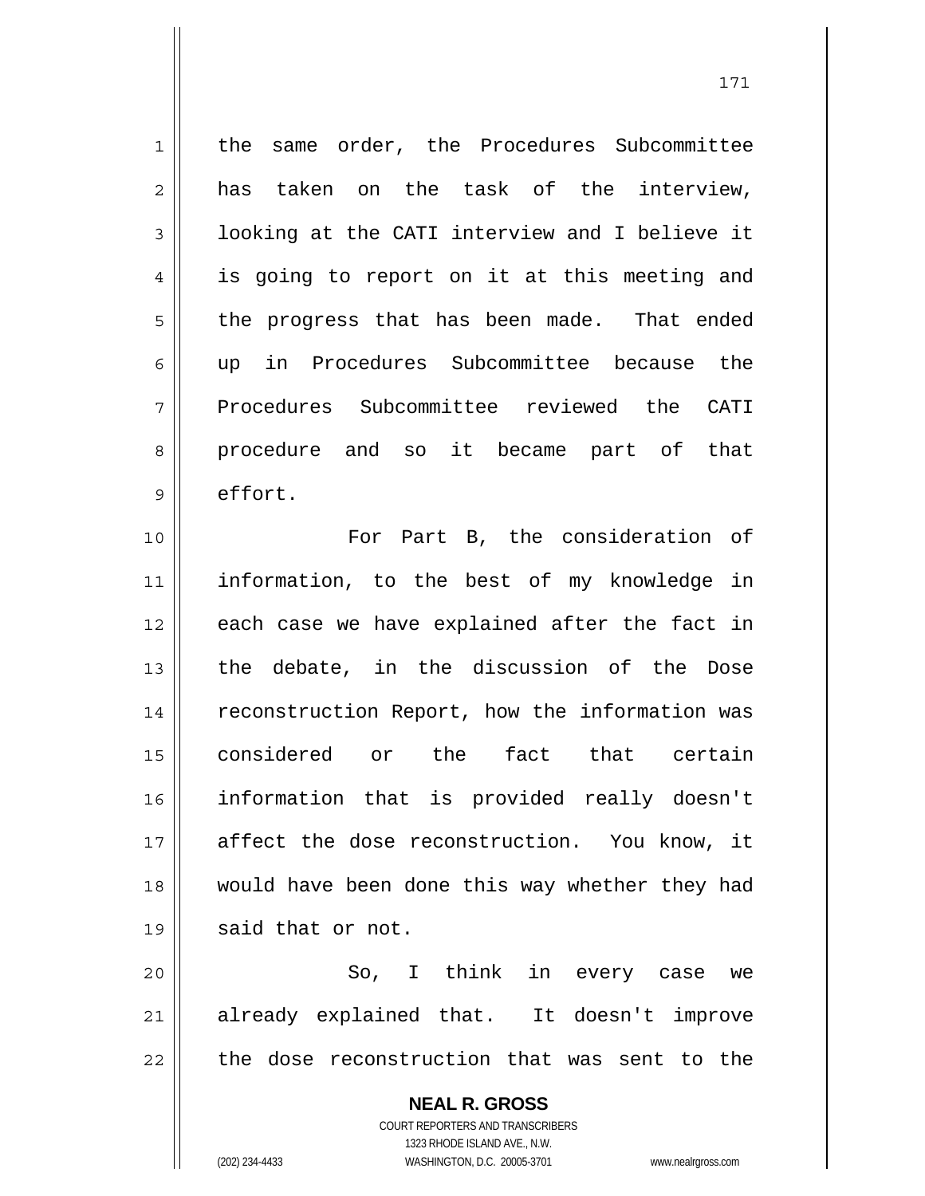the same order, the Procedures Subcommittee has taken on the task of the interview, looking at the CATI interview and I believe it is going to report on it at this meeting and the progress that has been made. That ended up in Procedures Subcommittee because the Procedures Subcommittee reviewed the CATI procedure and so it became part of that effort.

For Part B, the consideration of information, to the best of my knowledge in each case we have explained after the fact in the debate, in the discussion of the Dose reconstruction Report, how the information was considered or the fact that certain information that is provided really doesn't affect the dose reconstruction. You know, it would have been done this way whether they had said that or not.

So, I think in every case we already explained that. It doesn't improve the dose reconstruction that was sent to the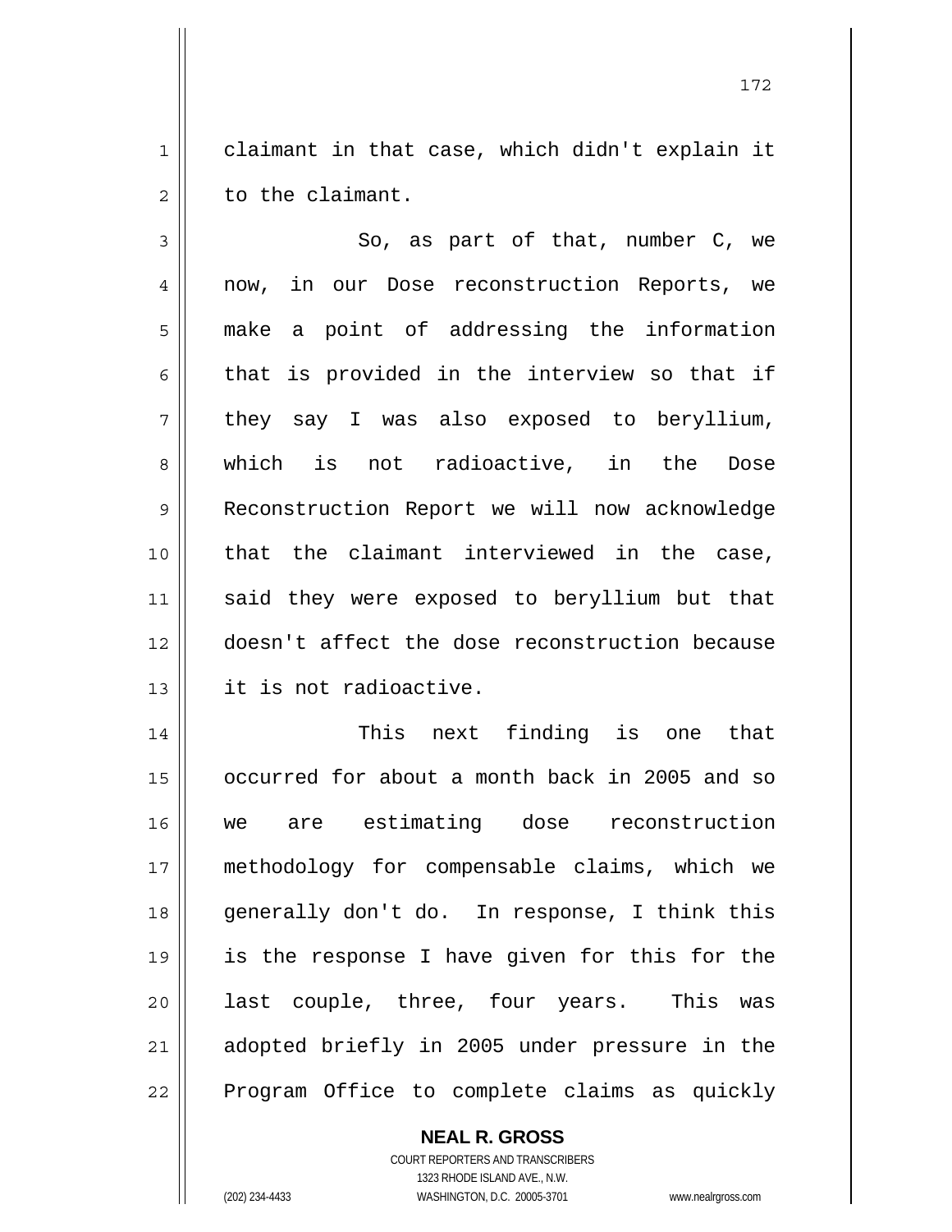claimant in that case, which didn't explain it to the claimant.

So, as part of that, number C, we now, in our Dose reconstruction Reports, we make a point of addressing the information that is provided in the interview so that if they say I was also exposed to beryllium, which is not radioactive, in the Dose Reconstruction Report we will now acknowledge that the claimant interviewed in the case, said they were exposed to beryllium but that doesn't affect the dose reconstruction because it is not radioactive.

This next finding is one that occurred for about a month back in 2005 and so we are estimating dose reconstruction methodology for compensable claims, which we generally don't do. In response, I think this is the response I have given for this for the last couple, three, four years. This was adopted briefly in 2005 under pressure in the Program Office to complete claims as quickly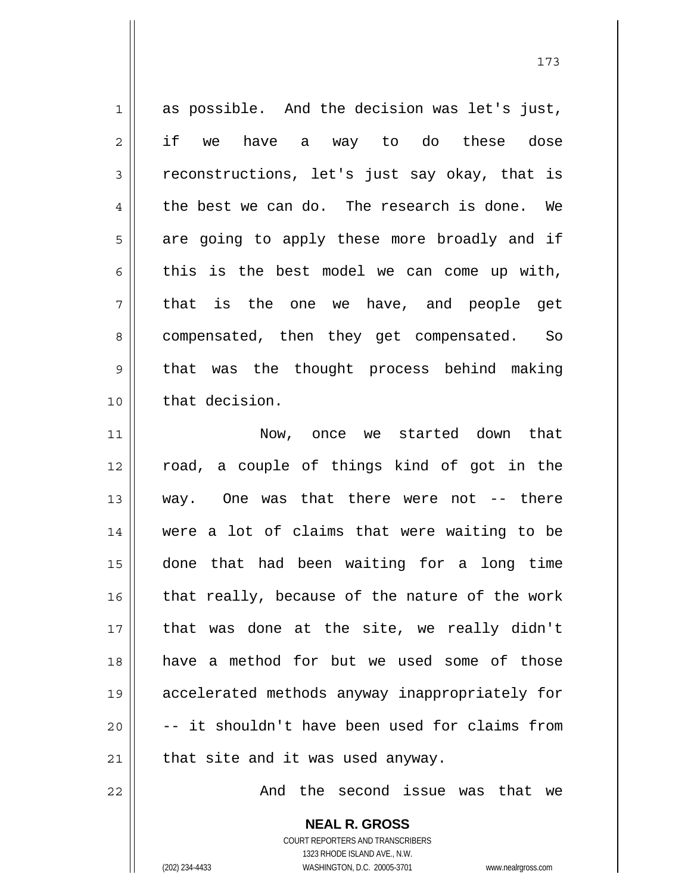as possible. And the decision was let's just, if we have a way to do these dose reconstructions, let's just say okay, that is the best we can do. The research is done. We are going to apply these more broadly and if this is the best model we can come up with, that is the one we have, and people get compensated, then they get compensated. So that was the thought process behind making that decision.

Now, once we started down that road, a couple of things kind of got in the way. One was that there were not -- there were a lot of claims that were waiting to be done that had been waiting for a long time that really, because of the nature of the work that was done at the site, we really didn't have a method for but we used some of those accelerated methods anyway inappropriately for -- it shouldn't have been used for claims from that site and it was used anyway.

And the second issue was that we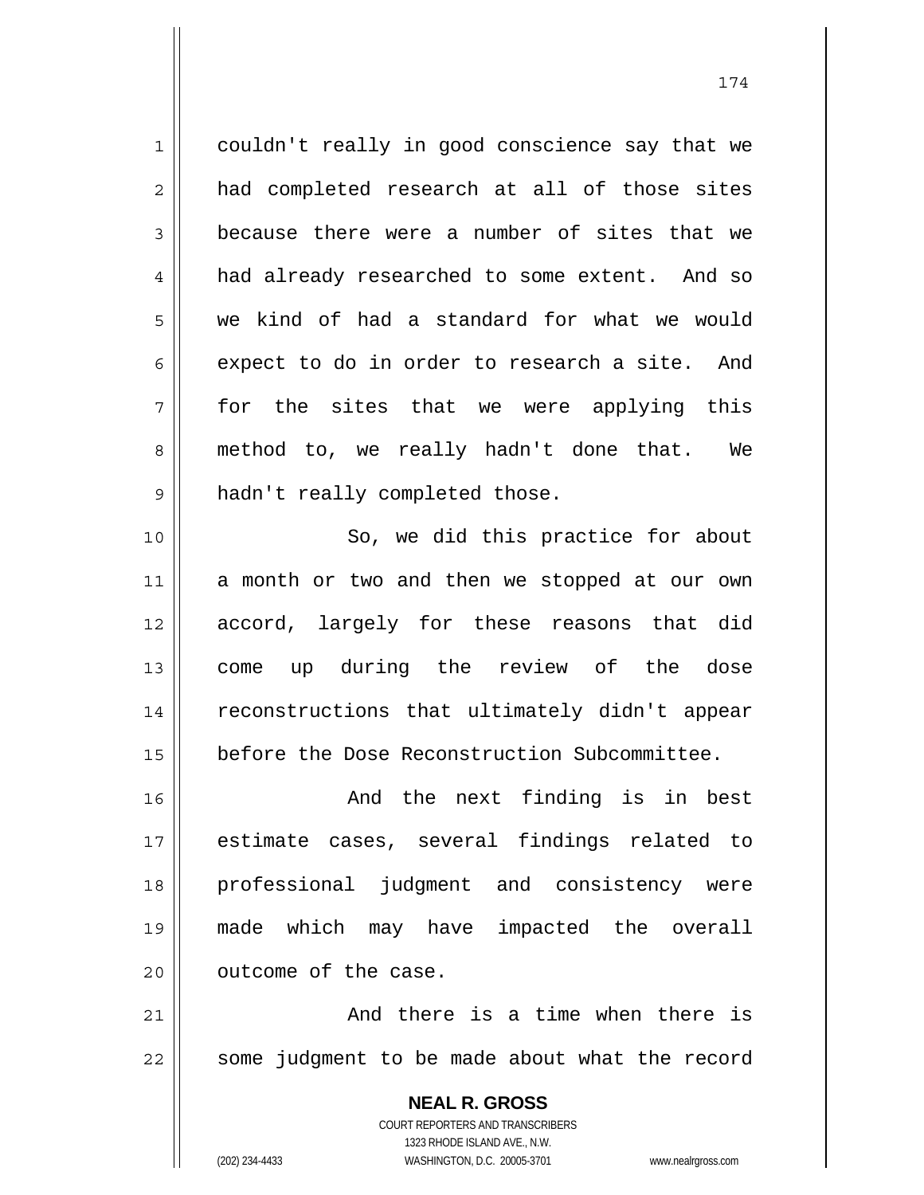couldn't really in good conscience say that we had completed research at all of those sites because there were a number of sites that we had already researched to some extent. And so we kind of had a standard for what we would expect to do in order to research a site. And for the sites that we were applying this method to, we really hadn't done that. We hadn't really completed those.

So, we did this practice for about a month or two and then we stopped at our own accord, largely for these reasons that did come up during the review of the dose reconstructions that ultimately didn't appear before the Dose Reconstruction Subcommittee.

And the next finding is in best estimate cases, several findings related to professional judgment and consistency were made which may have impacted the overall outcome of the case.

And there is a time when there is some judgment to be made about what the record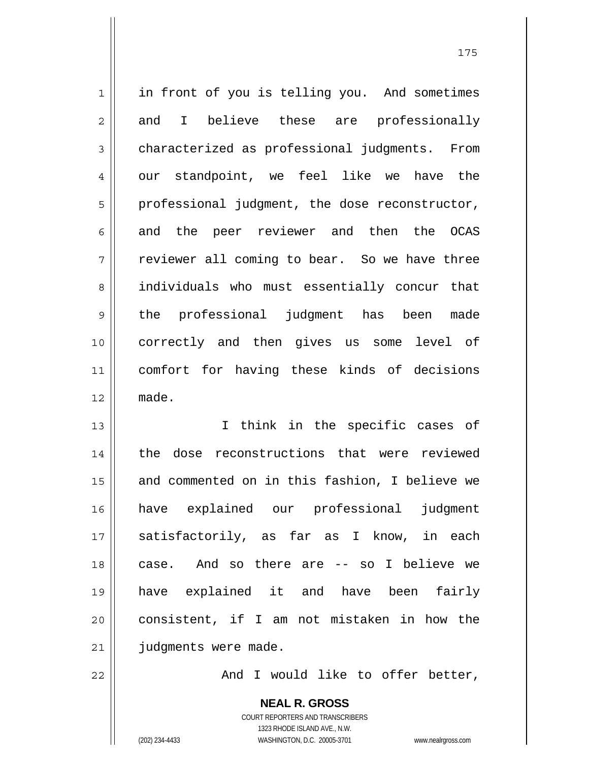in front of you is telling you. And sometimes and I believe these are professionally characterized as professional judgments. From our standpoint, we feel like we have the professional judgment, the dose reconstructor, and the peer reviewer and then the OCAS reviewer all coming to bear. So we have three individuals who must essentially concur that the professional judgment has been made correctly and then gives us some level of comfort for having these kinds of decisions made.

I think in the specific cases of the dose reconstructions that were reviewed and commented on in this fashion, I believe we have explained our professional judgment satisfactorily, as far as I know, in each case. And so there are -- so I believe we have explained it and have been fairly consistent, if I am not mistaken in how the judgments were made.

And I would like to offer better,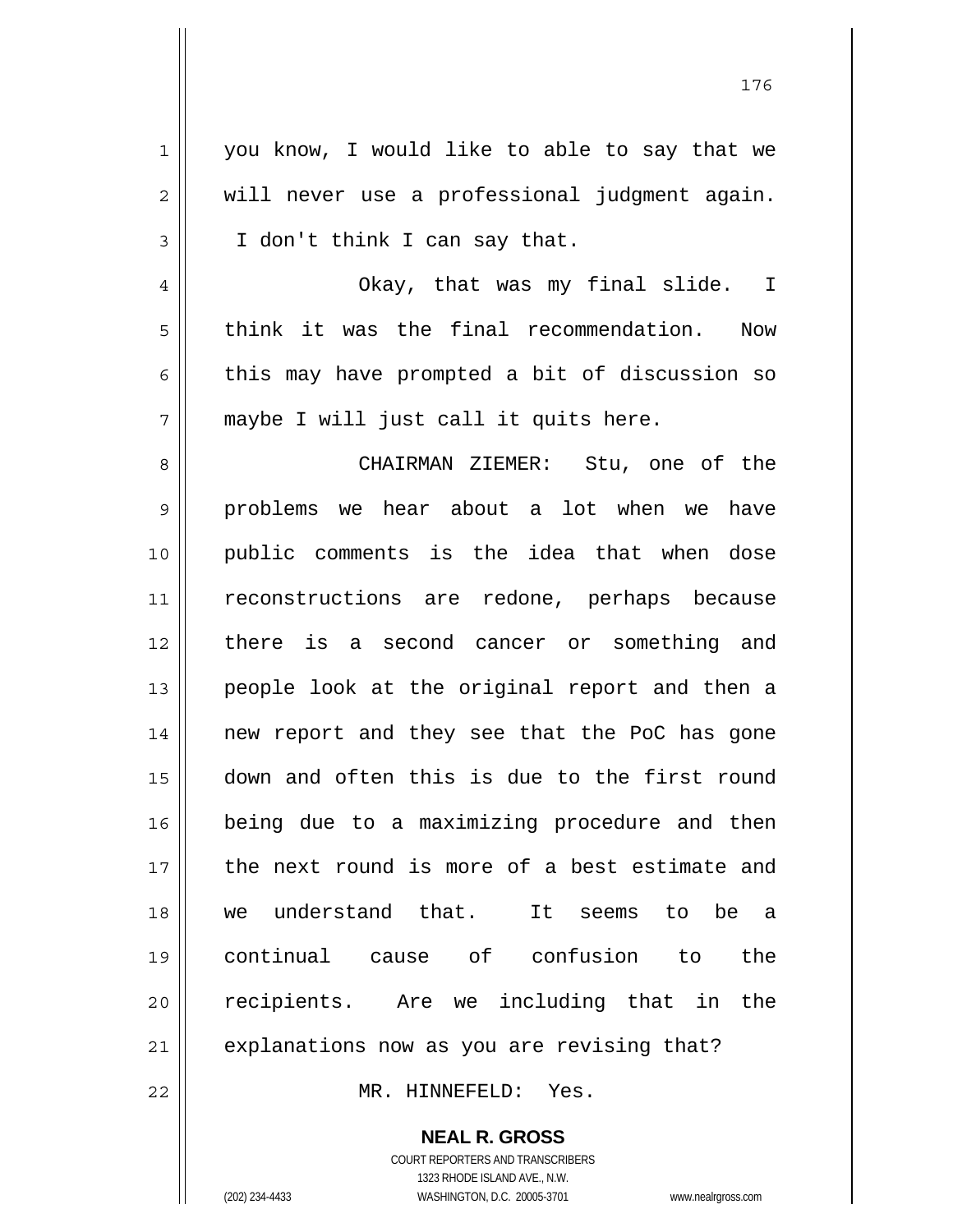you know, I would like to able to say that we will never use a professional judgment again. I don't think I can say that.

Okay, that was my final slide. I think it was the final recommendation. Now this may have prompted a bit of discussion so maybe I will just call it quits here.

CHAIRMAN ZIEMER: Stu, one of the problems we hear about a lot when we have public comments is the idea that when dose reconstructions are redone, perhaps because there is a second cancer or something and people look at the original report and then a new report and they see that the PoC has gone down and often this is due to the first round being due to a maximizing procedure and then the next round is more of a best estimate and we understand that. It seems to be a continual cause of confusion to the recipients. Are we including that in the explanations now as you are revising that?

MR. HINNEFELD: Yes.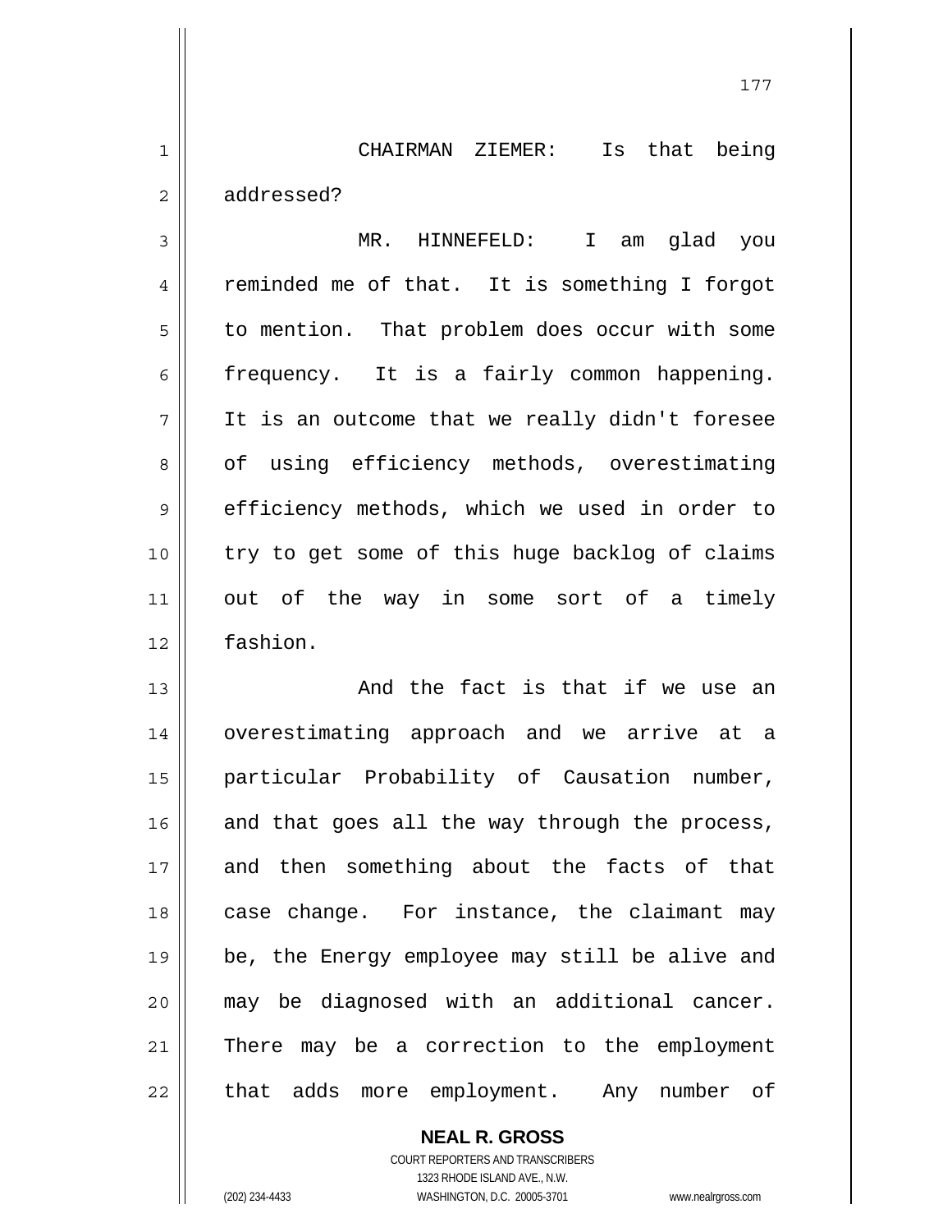CHAIRMAN ZIEMER: Is that being addressed?

MR. HINNEFELD: I am glad you reminded me of that. It is something I forgot to mention. That problem does occur with some frequency. It is a fairly common happening. It is an outcome that we really didn't foresee of using efficiency methods, overestimating efficiency methods, which we used in order to try to get some of this huge backlog of claims out of the way in some sort of a timely fashion.

And the fact is that if we use an overestimating approach and we arrive at a particular Probability of Causation number, and that goes all the way through the process, and then something about the facts of that case change. For instance, the claimant may be, the Energy employee may still be alive and may be diagnosed with an additional cancer. There may be a correction to the employment that adds more employment. Any number of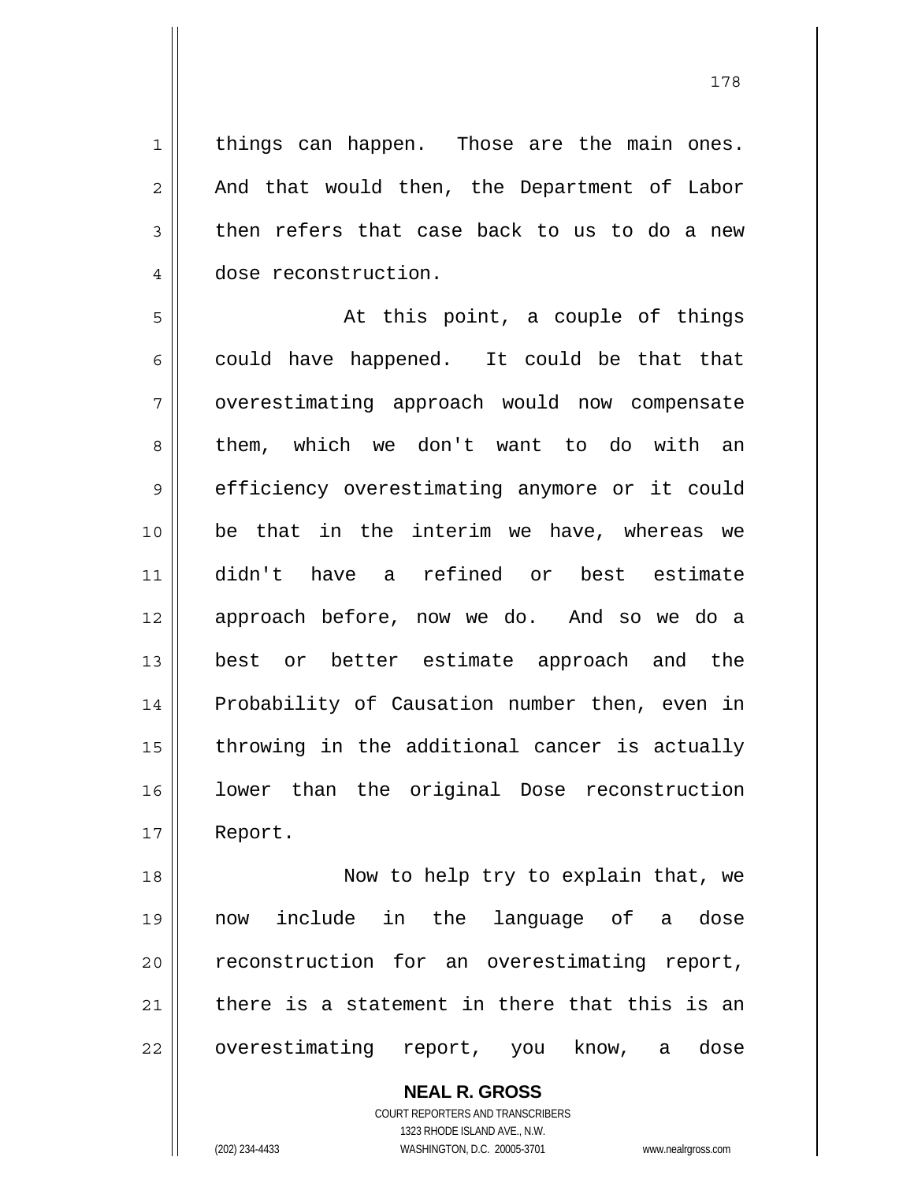things can happen. Those are the main ones. And that would then, the Department of Labor then refers that case back to us to do a new dose reconstruction.

At this point, a couple of things could have happened. It could be that that overestimating approach would now compensate them, which we don't want to do with an efficiency overestimating anymore or it could be that in the interim we have, whereas we didn't have a refined or best estimate approach before, now we do. And so we do a best or better estimate approach and the Probability of Causation number then, even in throwing in the additional cancer is actually lower than the original Dose reconstruction Report.

Now to help try to explain that, we now include in the language of a dose reconstruction for an overestimating report, there is a statement in there that this is an overestimating report, you know, a dose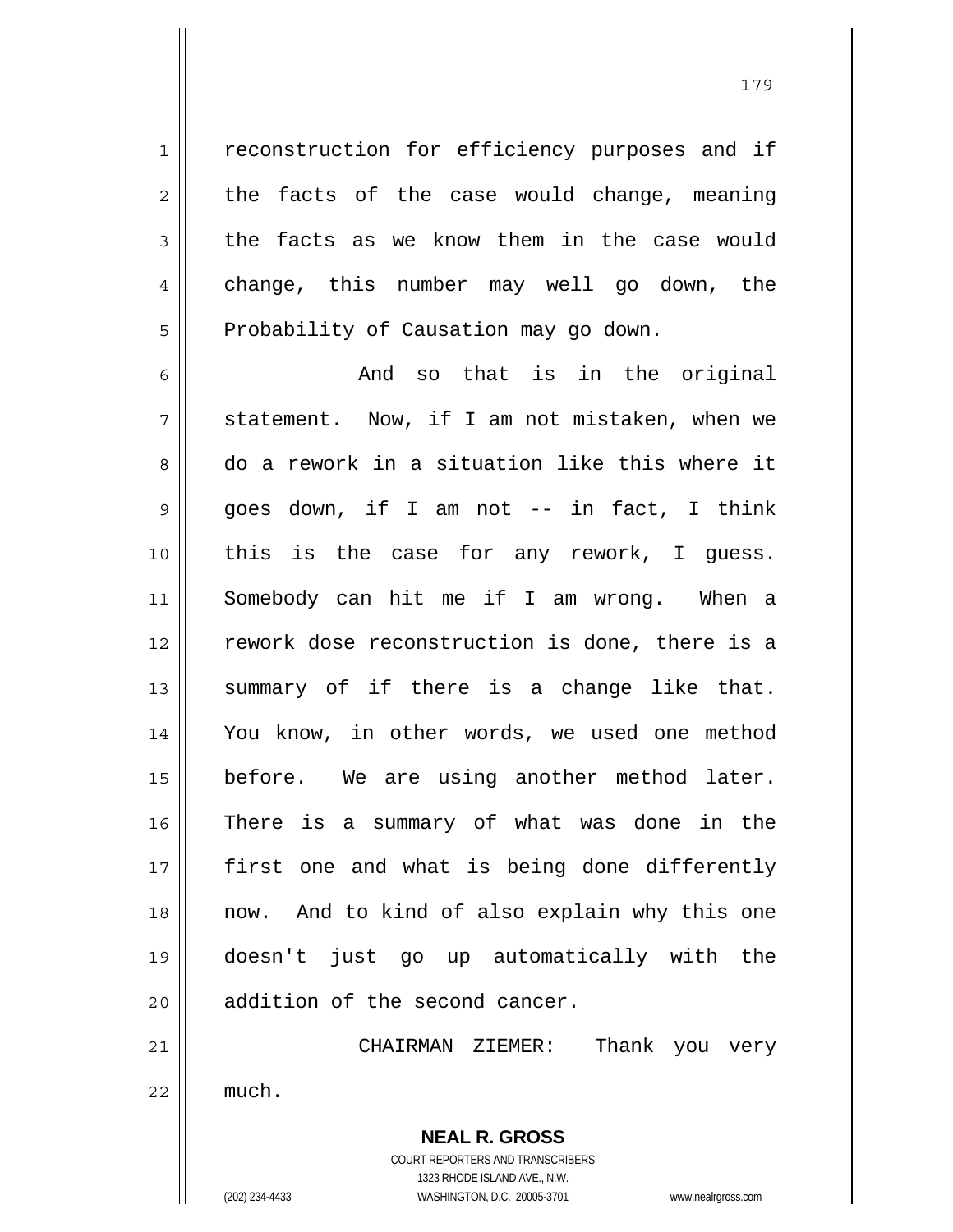reconstruction for efficiency purposes and if the facts of the case would change, meaning the facts as we know them in the case would change, this number may well go down, the Probability of Causation may go down.

And so that is in the original statement. Now, if I am not mistaken, when we do a rework in a situation like this where it goes down, if I am not -- in fact, I think this is the case for any rework, I guess. Somebody can hit me if I am wrong. When a rework dose reconstruction is done, there is a summary of if there is a change like that. You know, in other words, we used one method before. We are using another method later. There is a summary of what was done in the first one and what is being done differently now. And to kind of also explain why this one doesn't just go up automatically with the addition of the second cancer.

CHAIRMAN ZIEMER: Thank you very much.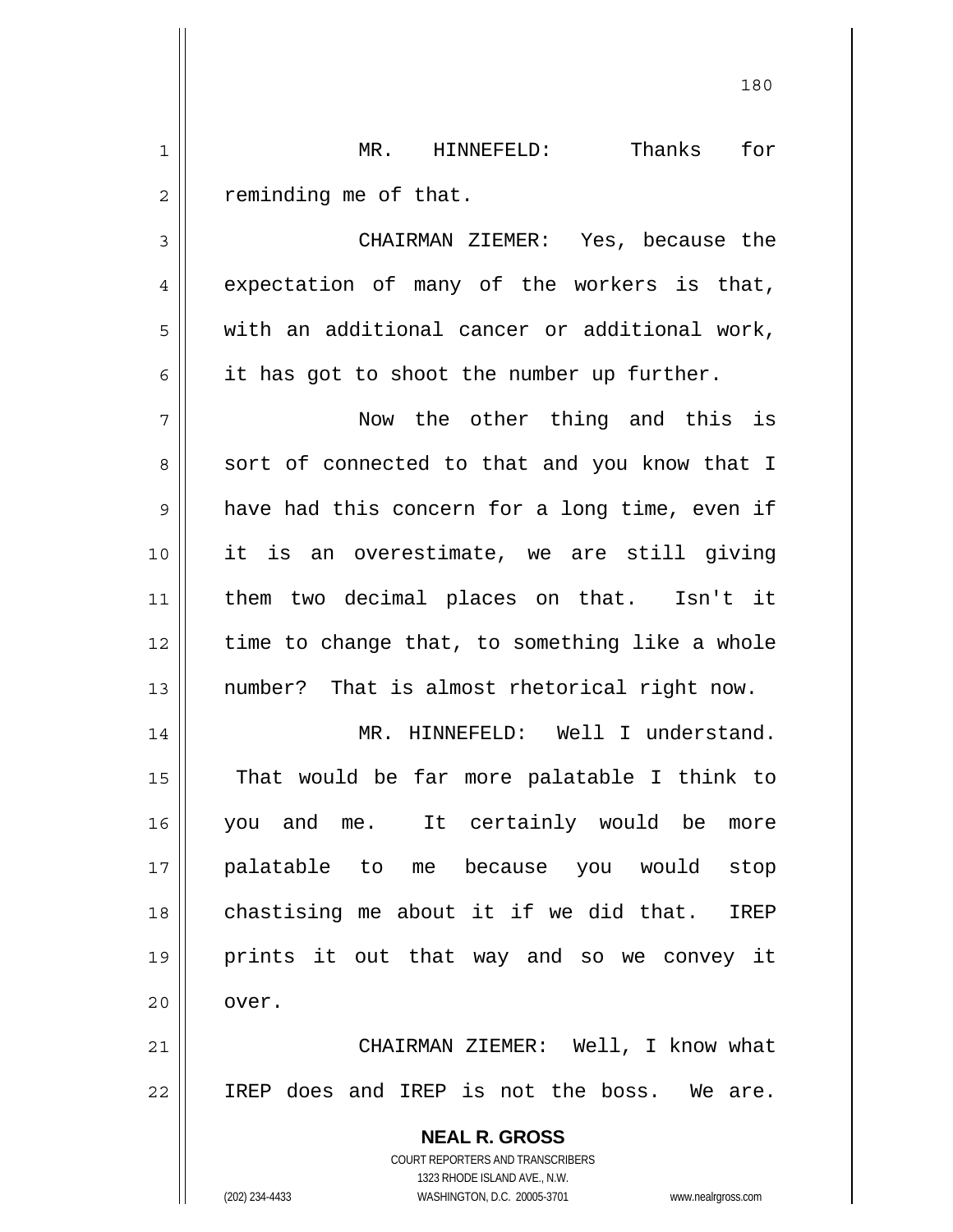MR. HINNEFELD: Thanks for reminding me of that.

CHAIRMAN ZIEMER: Yes, because the expectation of many of the workers is that, with an additional cancer or additional work, it has got to shoot the number up further.

Now the other thing and this is sort of connected to that and you know that I have had this concern for a long time, even if it is an overestimate, we are still giving them two decimal places on that. Isn't it time to change that, to something like a whole number? That is almost rhetorical right now.

MR. HINNEFELD: Well I understand. That would be far more palatable I think to you and me. It certainly would be more palatable to me because you would stop chastising me about it if we did that. IREP prints it out that way and so we convey it over.

CHAIRMAN ZIEMER: Well, I know what IREP does and IREP is not the boss. We are.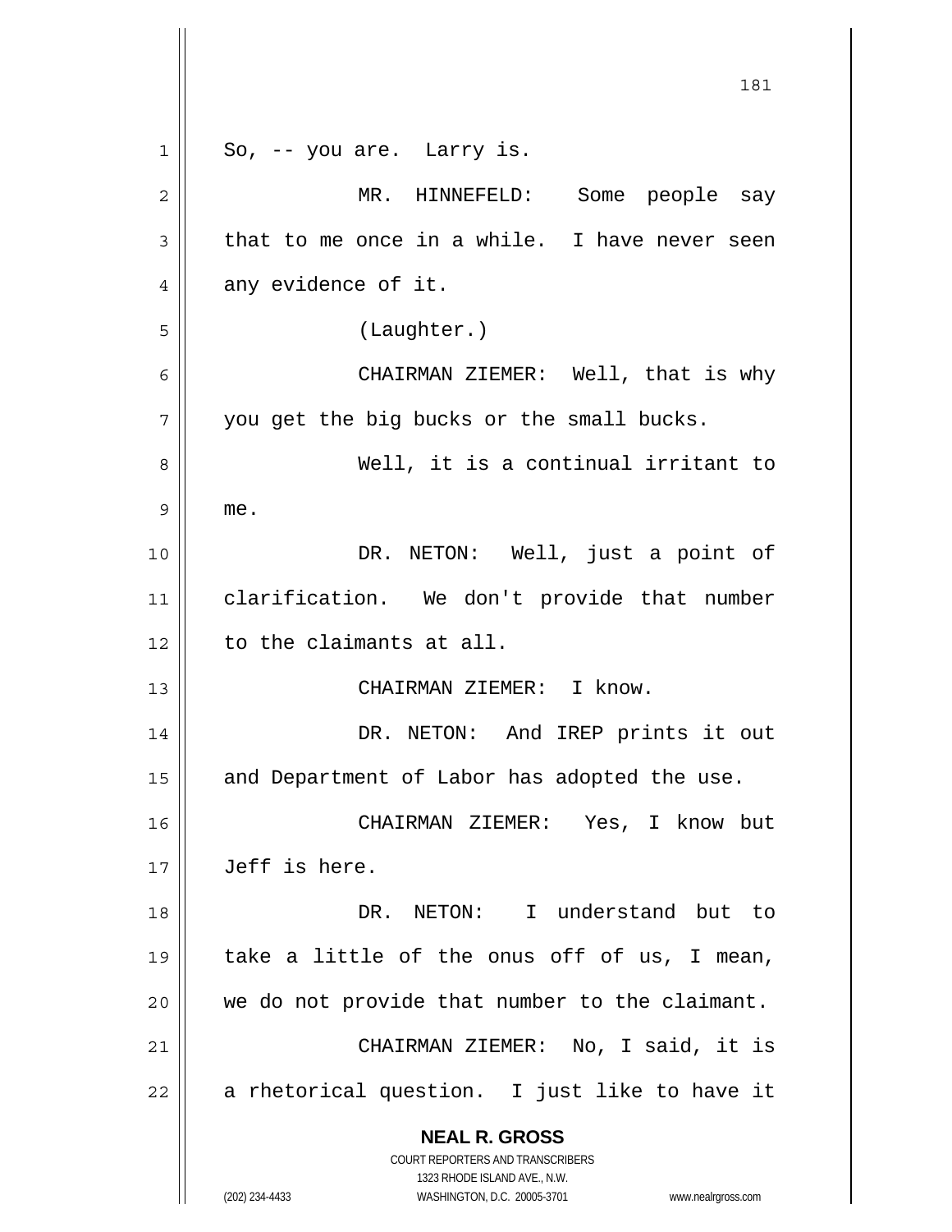So, -- you are. Larry is.

MR. HINNEFELD: Some people say that to me once in a while. I have never seen any evidence of it.

(Laughter.)

CHAIRMAN ZIEMER: Well, that is why you get the big bucks or the small bucks.

Well, it is a continual irritant to me.

DR. NETON: Well, just a point of clarification. We don't provide that number to the claimants at all.

CHAIRMAN ZIEMER: I know.

DR. NETON: And IREP prints it out and Department of Labor has adopted the use.

CHAIRMAN ZIEMER: Yes, I know but Jeff is here.

DR. NETON: I understand but to take a little of the onus off of us, I mean, we do not provide that number to the claimant.

CHAIRMAN ZIEMER: No, I said, it is a rhetorical question. I just like to have it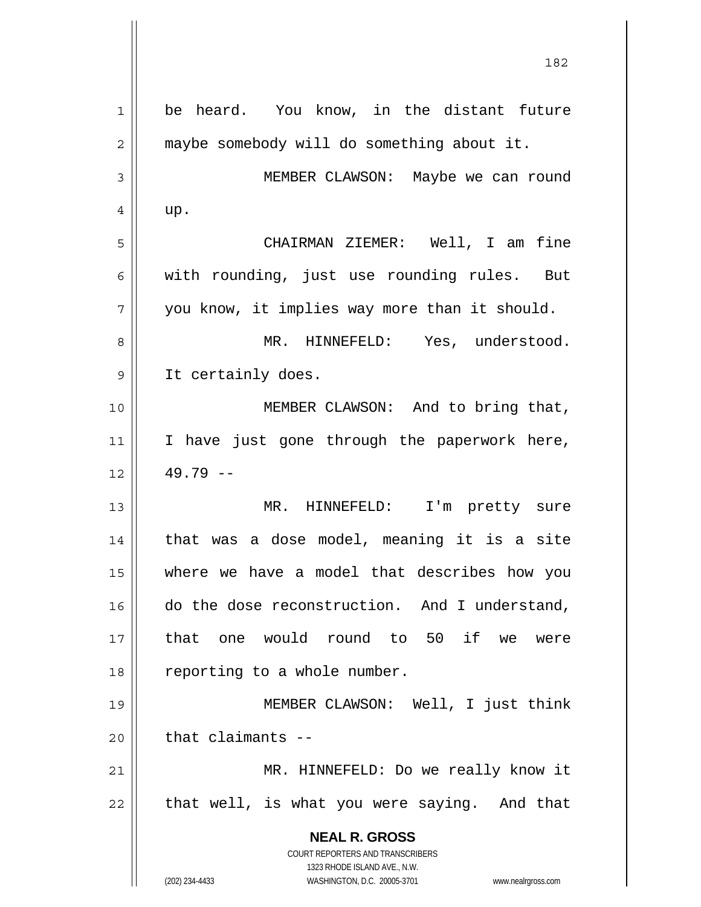be heard. You know, in the distant future maybe somebody will do something about it.

MEMBER CLAWSON: Maybe we can round up.

CHAIRMAN ZIEMER: Well, I am fine with rounding, just use rounding rules. But you know, it implies way more than it should.

MR. HINNEFELD: Yes, understood. It certainly does.

MEMBER CLAWSON: And to bring that, I have just gone through the paperwork here, 49.79 --

MR. HINNEFELD: I'm pretty sure that was a dose model, meaning it is a site where we have a model that describes how you do the dose reconstruction. And I understand, that one would round to 50 if we were reporting to a whole number.

MEMBER CLAWSON: Well, I just think that claimants --

MR. HINNEFELD: Do we really know it that well, is what you were saying. And that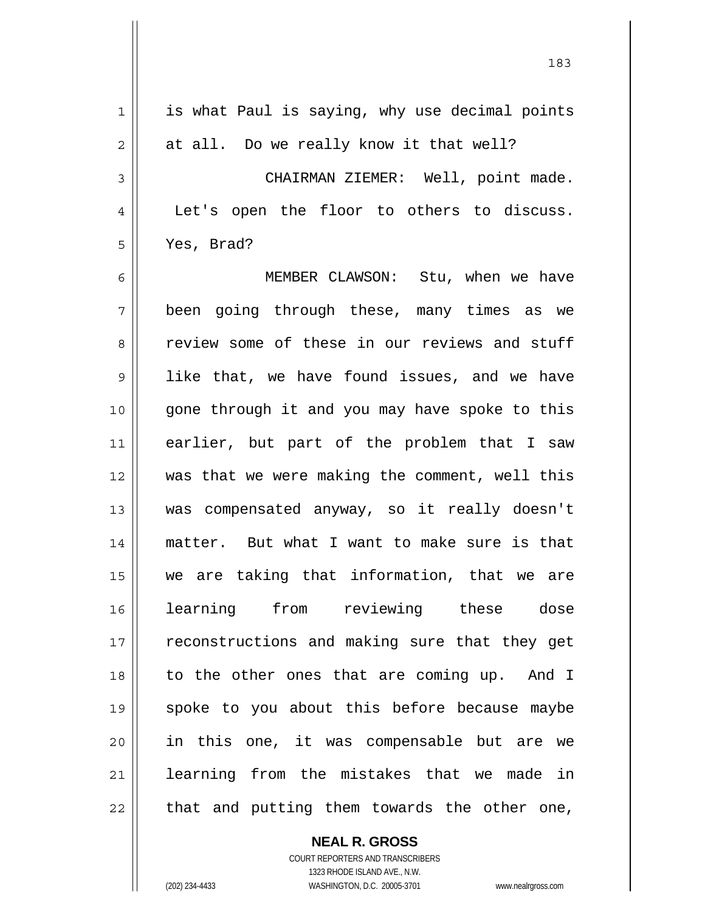is what Paul is saying, why use decimal points at all. Do we really know it that well?

CHAIRMAN ZIEMER: Well, point made. Let's open the floor to others to discuss. Yes, Brad?

MEMBER CLAWSON: Stu, when we have been going through these, many times as we review some of these in our reviews and stuff like that, we have found issues, and we have gone through it and you may have spoke to this earlier, but part of the problem that I saw was that we were making the comment, well this was compensated anyway, so it really doesn't matter. But what I want to make sure is that we are taking that information, that we are learning from reviewing these dose reconstructions and making sure that they get to the other ones that are coming up. And I spoke to you about this before because maybe in this one, it was compensable but are we learning from the mistakes that we made in that and putting them towards the other one,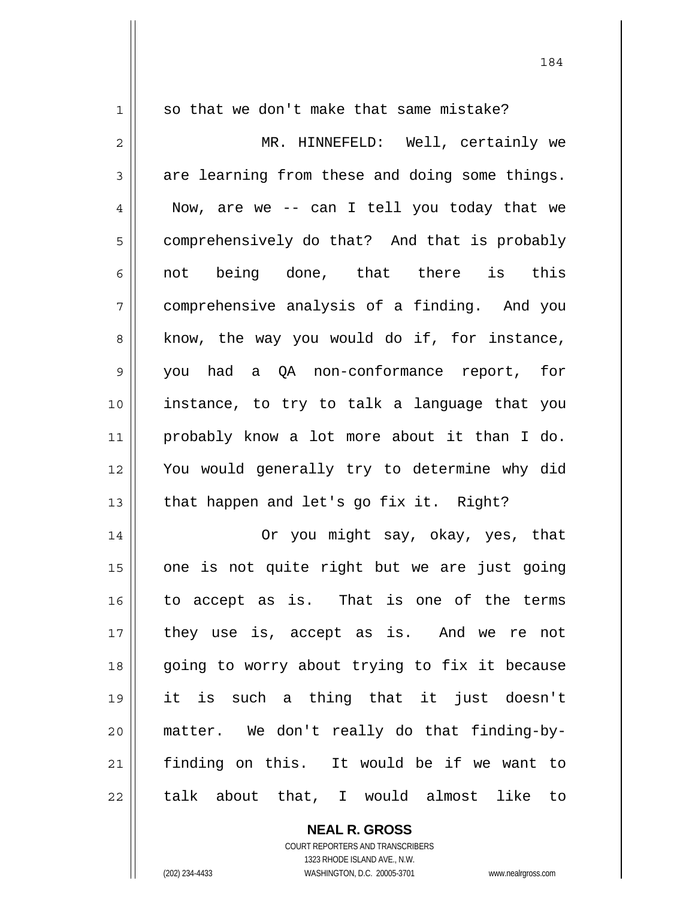so that we don't make that same mistake?

MR. HINNEFELD: Well, certainly we are learning from these and doing some things. Now, are we -- can I tell you today that we comprehensively do that? And that is probably not being done, that there is this comprehensive analysis of a finding. And you know, the way you would do if, for instance, you had a QA non-conformance report, for instance, to try to talk a language that you probably know a lot more about it than I do. You would generally try to determine why did that happen and let's go fix it. Right?

Or you might say, okay, yes, that one is not quite right but we are just going to accept as is. That is one of the terms they use is, accept as is. And we re not going to worry about trying to fix it because it is such a thing that it just doesn't matter. We don't really do that finding-by-finding on this. It would be if we want to talk about that, I would almost like to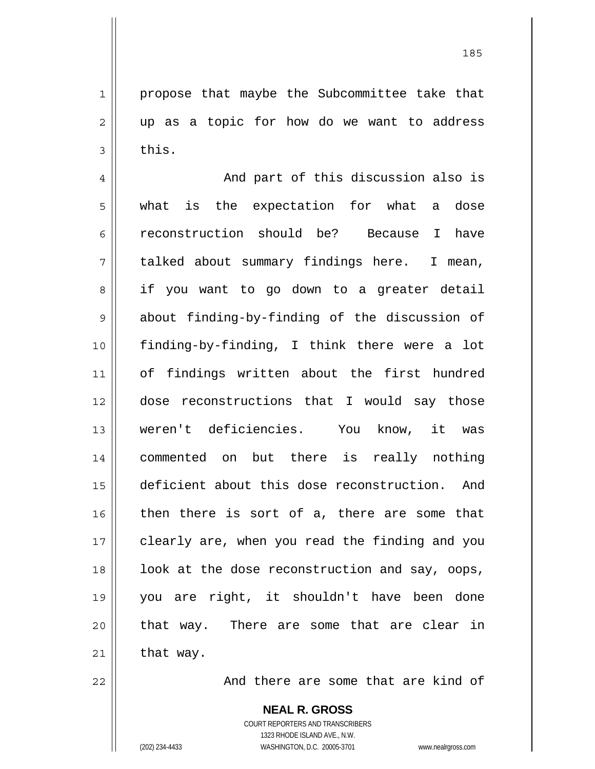propose that maybe the Subcommittee take that up as a topic for how do we want to address this.

And part of this discussion also is what is the expectation for what a dose reconstruction should be? Because I have talked about summary findings here. I mean, if you want to go down to a greater detail about finding-by-finding of the discussion of finding-by-finding, I think there were a lot of findings written about the first hundred dose reconstructions that I would say those weren't deficiencies. You know, it was commented on but there is really nothing deficient about this dose reconstruction. And then there is sort of a, there are some that clearly are, when you read the finding and you look at the dose reconstruction and say, oops, you are right, it shouldn't have been done that way. There are some that are clear in that way.

And there are some that are kind of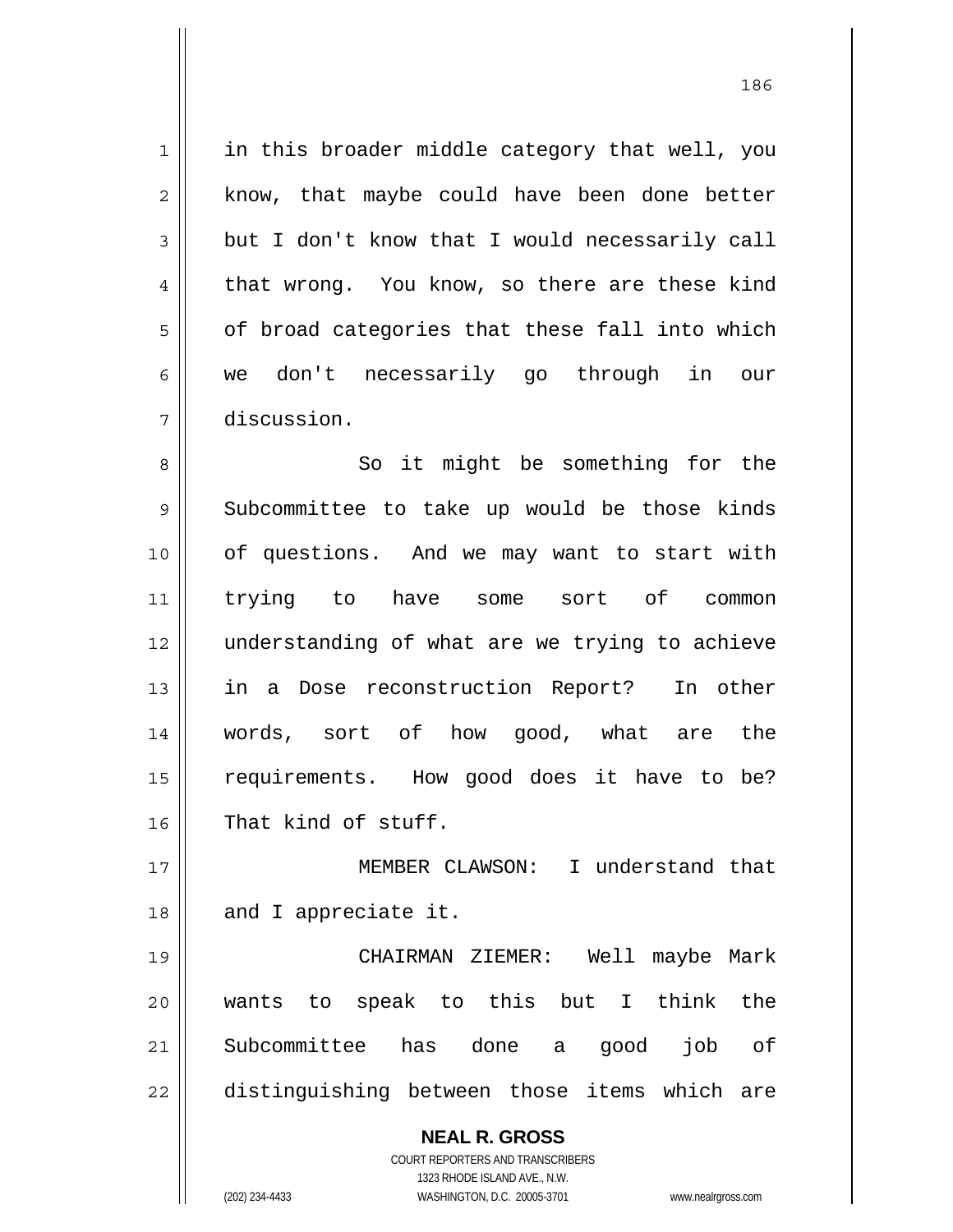in this broader middle category that well, you know, that maybe could have been done better but I don't know that I would necessarily call that wrong. You know, so there are these kind of broad categories that these fall into which we don't necessarily go through in our discussion.

So it might be something for the Subcommittee to take up would be those kinds of questions. And we may want to start with trying to have some sort of common understanding of what are we trying to achieve in a Dose reconstruction Report? In other words, sort of how good, what are the requirements. How good does it have to be? That kind of stuff.

MEMBER CLAWSON: I understand that and I appreciate it.

CHAIRMAN ZIEMER: Well maybe Mark wants to speak to this but I think the Subcommittee has done a good job of distinguishing between those items which are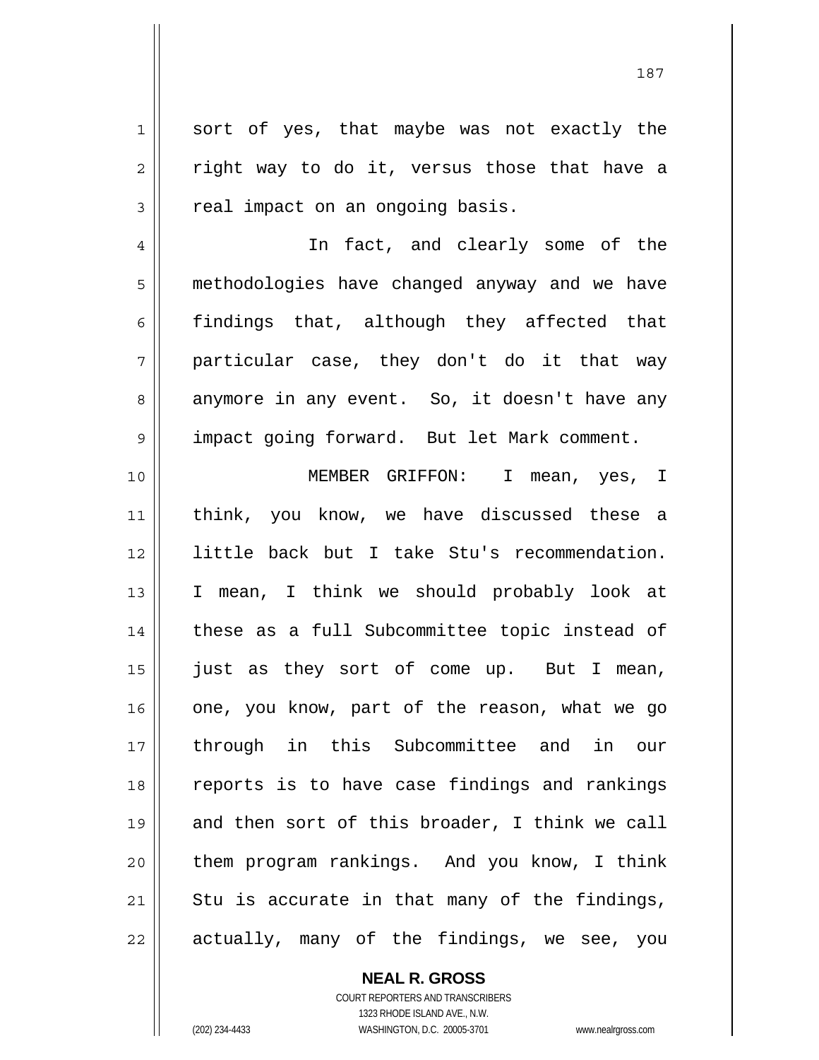sort of yes, that maybe was not exactly the right way to do it, versus those that have a real impact on an ongoing basis.

In fact, and clearly some of the methodologies have changed anyway and we have findings that, although they affected that particular case, they don't do it that way anymore in any event. So, it doesn't have any impact going forward. But let Mark comment.

MEMBER GRIFFON: I mean, yes, I think, you know, we have discussed these a little back but I take Stu's recommendation. I mean, I think we should probably look at these as a full Subcommittee topic instead of just as they sort of come up. But I mean, one, you know, part of the reason, what we go through in this Subcommittee and in our reports is to have case findings and rankings and then sort of this broader, I think we call them program rankings. And you know, I think Stu is accurate in that many of the findings, actually, many of the findings, we see, you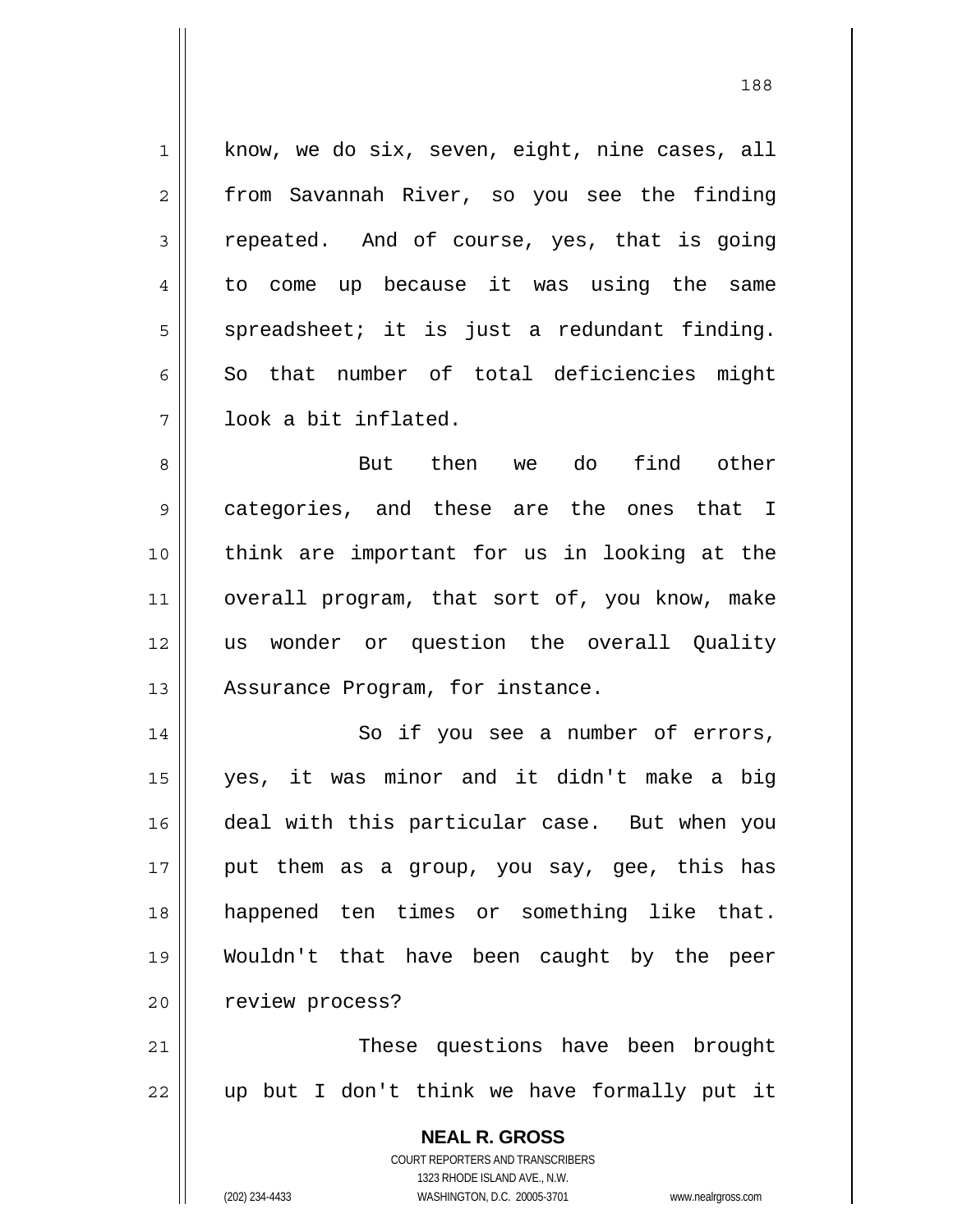know, we do six, seven, eight, nine cases, all from Savannah River, so you see the finding repeated. And of course, yes, that is going to come up because it was using the same spreadsheet; it is just a redundant finding. So that number of total deficiencies might look a bit inflated.

But then we do find other categories, and these are the ones that I think are important for us in looking at the overall program, that sort of, you know, make us wonder or question the overall Quality Assurance Program, for instance.

So if you see a number of errors, yes, it was minor and it didn't make a big deal with this particular case. But when you put them as a group, you say, gee, this has happened ten times or something like that. Wouldn't that have been caught by the peer review process?

These questions have been brought up but I don't think we have formally put it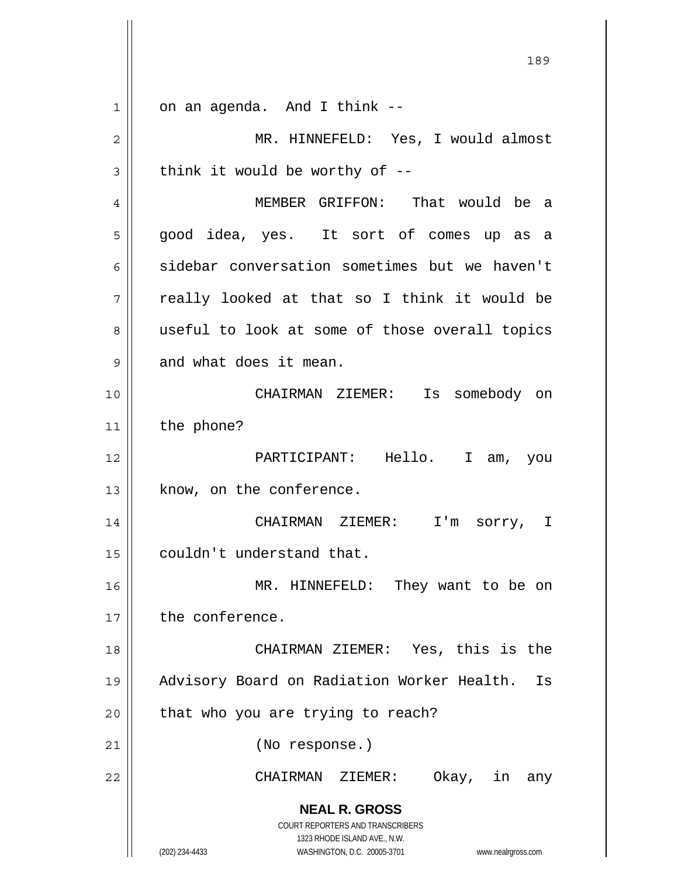on an agenda. And I think --

MR. HINNEFELD: Yes, I would almost think it would be worthy of --

MEMBER GRIFFON: That would be a good idea, yes. It sort of comes up as a sidebar conversation sometimes but we haven't really looked at that so I think it would be useful to look at some of those overall topics and what does it mean.

CHAIRMAN ZIEMER: Is somebody on the phone?

PARTICIPANT: Hello. I am, you know, on the conference.

CHAIRMAN ZIEMER: I'm sorry, I couldn't understand that.

MR. HINNEFELD: They want to be on the conference.

CHAIRMAN ZIEMER: Yes, this is the Advisory Board on Radiation Worker Health. Is that who you are trying to reach?

(No response.)

CHAIRMAN ZIEMER: Okay, in any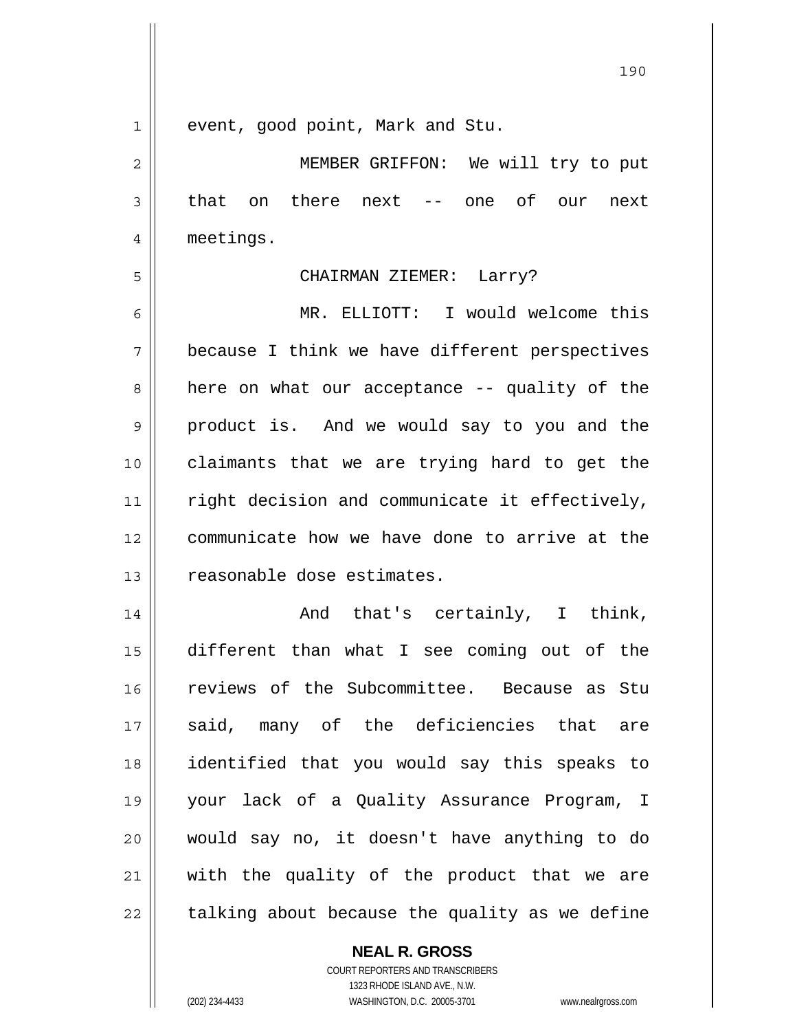event, good point, Mark and Stu.

MEMBER GRIFFON: We will try to put that on there next -- one of our next meetings.

CHAIRMAN ZIEMER: Larry?

MR. ELLIOTT: I would welcome this because I think we have different perspectives here on what our acceptance -- quality of the product is. And we would say to you and the claimants that we are trying hard to get the right decision and communicate it effectively, communicate how we have done to arrive at the reasonable dose estimates.

And that's certainly, I think, different than what I see coming out of the reviews of the Subcommittee. Because as Stu said, many of the deficiencies that are identified that you would say this speaks to your lack of a Quality Assurance Program, I would say no, it doesn't have anything to do with the quality of the product that we are talking about because the quality as we define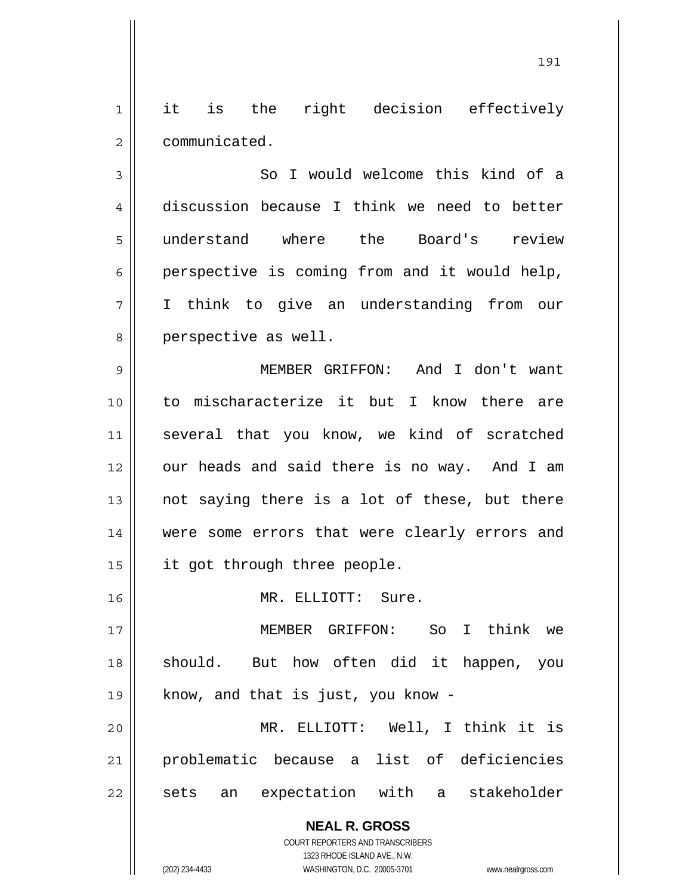it is the right decision effectively communicated.

So I would welcome this kind of a discussion because I think we need to better understand where the Board's review perspective is coming from and it would help, I think to give an understanding from our perspective as well.

MEMBER GRIFFON: And I don't want to mischaracterize it but I know there are several that you know, we kind of scratched our heads and said there is no way. And I am not saying there is a lot of these, but there were some errors that were clearly errors and it got through three people.

MR. ELLIOTT: Sure.

MEMBER GRIFFON: So I think we should. But how often did it happen, you know, and that is just, you know -

MR. ELLIOTT: Well, I think it is problematic because a list of deficiencies sets an expectation with a stakeholder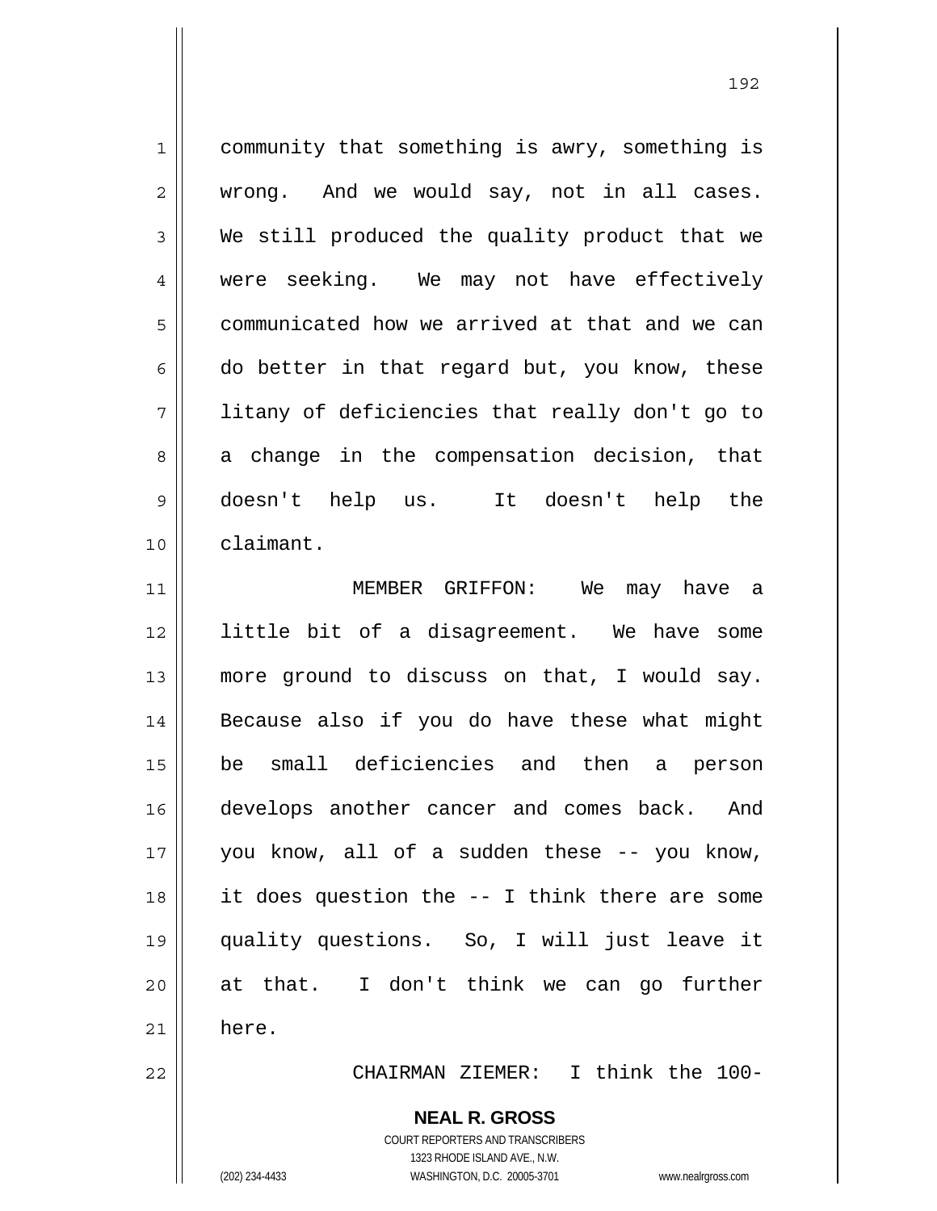community that something is awry, something is wrong. And we would say, not in all cases. We still produced the quality product that we were seeking. We may not have effectively communicated how we arrived at that and we can do better in that regard but, you know, these litany of deficiencies that really don't go to a change in the compensation decision, that doesn't help us. It doesn't help the claimant.

MEMBER GRIFFON: We may have a little bit of a disagreement. We have some more ground to discuss on that, I would say. Because also if you do have these what might be small deficiencies and then a person develops another cancer and comes back. And you know, all of a sudden these -- you know, it does question the -- I think there are some quality questions. So, I will just leave it at that. I don't think we can go further here.

CHAIRMAN ZIEMER: I think the 100-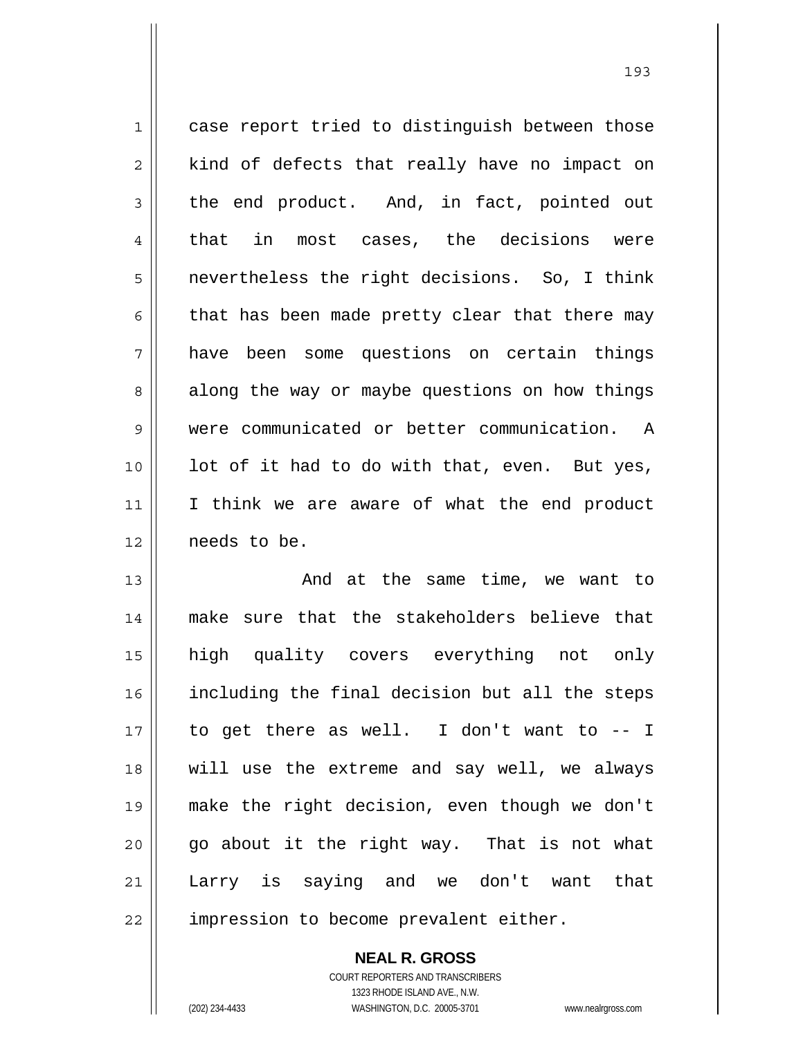case report tried to distinguish between those kind of defects that really have no impact on the end product. And, in fact, pointed out that in most cases, the decisions were nevertheless the right decisions. So, I think that has been made pretty clear that there may have been some questions on certain things along the way or maybe questions on how things were communicated or better communication. A lot of it had to do with that, even. But yes, I think we are aware of what the end product needs to be.

And at the same time, we want to make sure that the stakeholders believe that high quality covers everything not only including the final decision but all the steps to get there as well. I don't want to -- I will use the extreme and say well, we always make the right decision, even though we don't go about it the right way. That is not what Larry is saying and we don't want that impression to become prevalent either.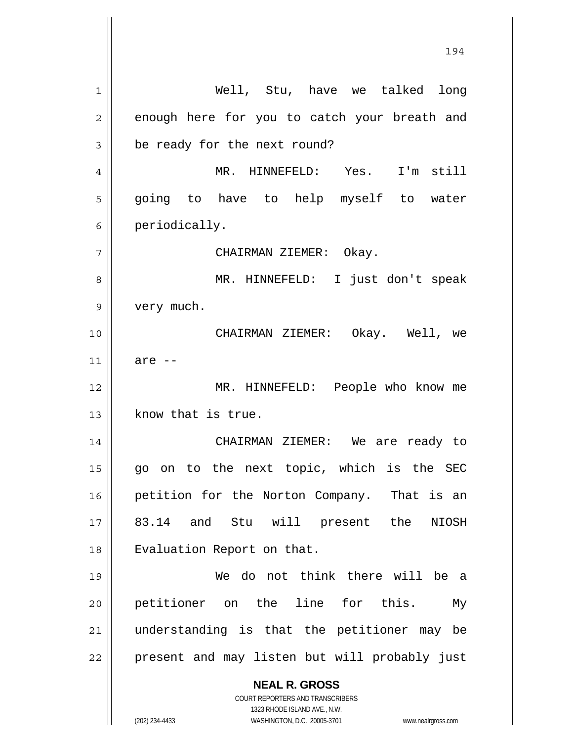Well, Stu, have we talked long enough here for you to catch your breath and be ready for the next round?

MR. HINNEFELD: Yes. I'm still going to have to help myself to water periodically.

CHAIRMAN ZIEMER: Okay.

MR. HINNEFELD: I just don't speak very much.

CHAIRMAN ZIEMER: Okay. Well, we are --

MR. HINNEFELD: People who know me know that is true.

CHAIRMAN ZIEMER: We are ready to go on to the next topic, which is the SEC petition for the Norton Company. That is an 83.14 and Stu will present the NIOSH Evaluation Report on that.

We do not think there will be a petitioner on the line for this. My understanding is that the petitioner may be present and may listen but will probably just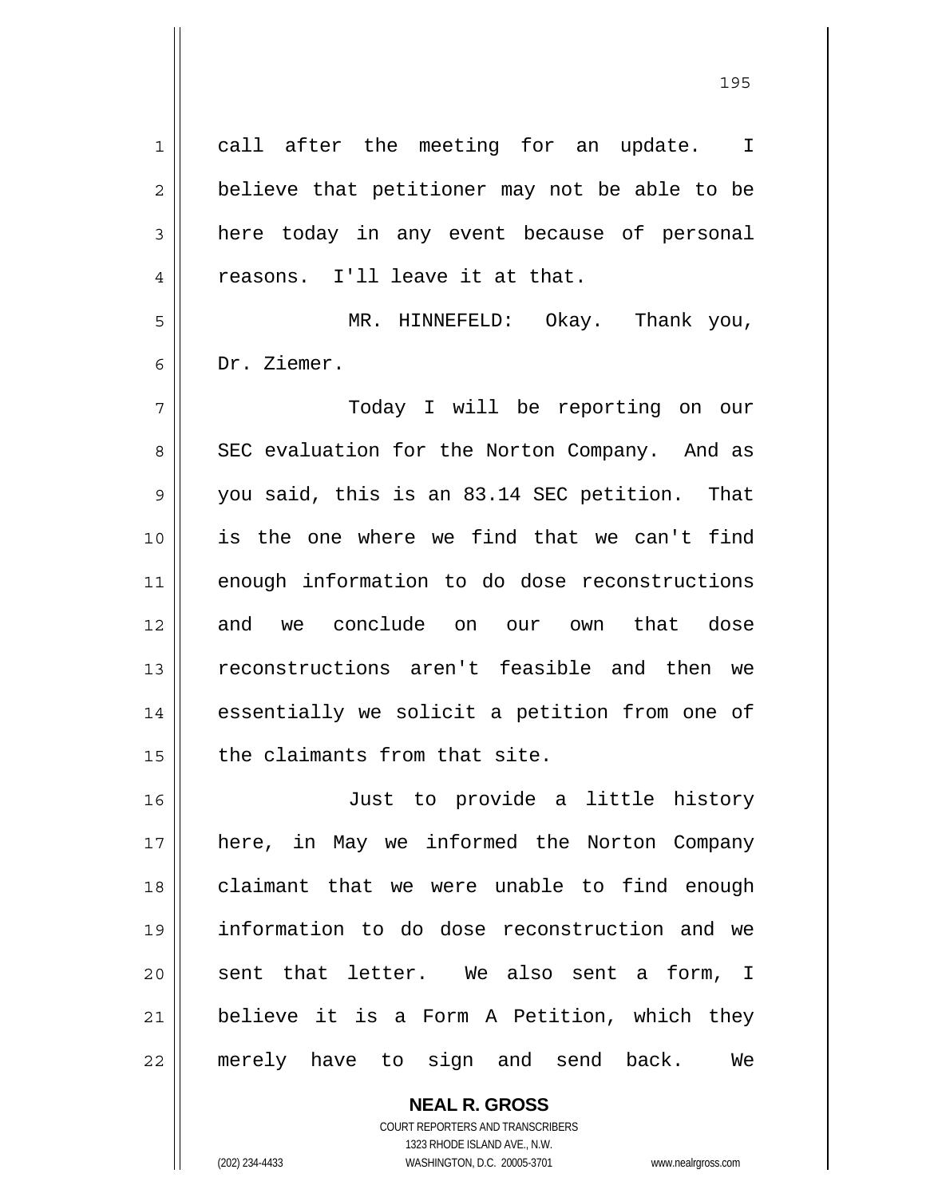call after the meeting for an update. I believe that petitioner may not be able to be here today in any event because of personal reasons. I'll leave it at that.

MR. HINNEFELD: Okay. Thank you, Dr. Ziemer.

Today I will be reporting on our SEC evaluation for the Norton Company. And as you said, this is an 83.14 SEC petition. That is the one where we find that we can't find enough information to do dose reconstructions and we conclude on our own that dose reconstructions aren't feasible and then we essentially we solicit a petition from one of the claimants from that site.

Just to provide a little history here, in May we informed the Norton Company claimant that we were unable to find enough information to do dose reconstruction and we sent that letter. We also sent a form, I believe it is a Form A Petition, which they merely have to sign and send back. We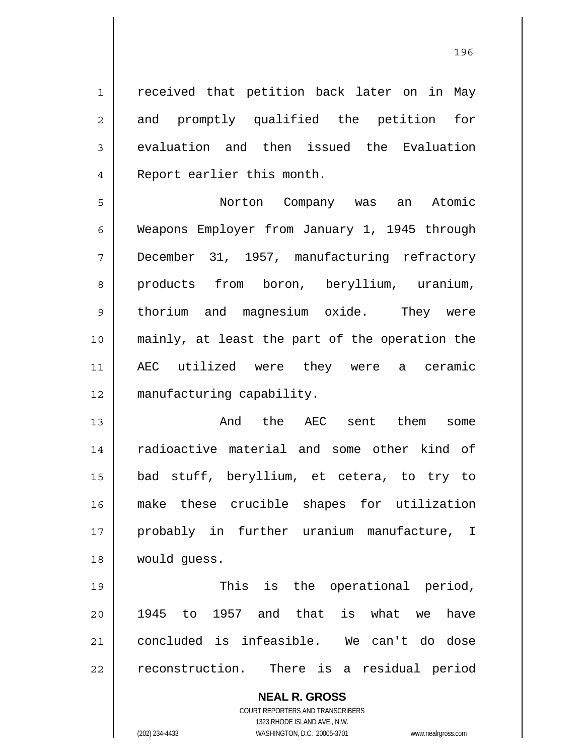received that petition back later on in May and promptly qualified the petition for evaluation and then issued the Evaluation Report earlier this month.

Norton Company was an Atomic Weapons Employer from January 1, 1945 through December 31, 1957, manufacturing refractory products from boron, beryllium, uranium, thorium and magnesium oxide. They were mainly, at least the part of the operation the AEC utilized were they were a ceramic manufacturing capability.

And the AEC sent them some radioactive material and some other kind of bad stuff, beryllium, et cetera, to try to make these crucible shapes for utilization probably in further uranium manufacture, I would guess.

This is the operational period, 1945 to 1957 and that is what we have concluded is infeasible. We can't do dose reconstruction. There is a residual period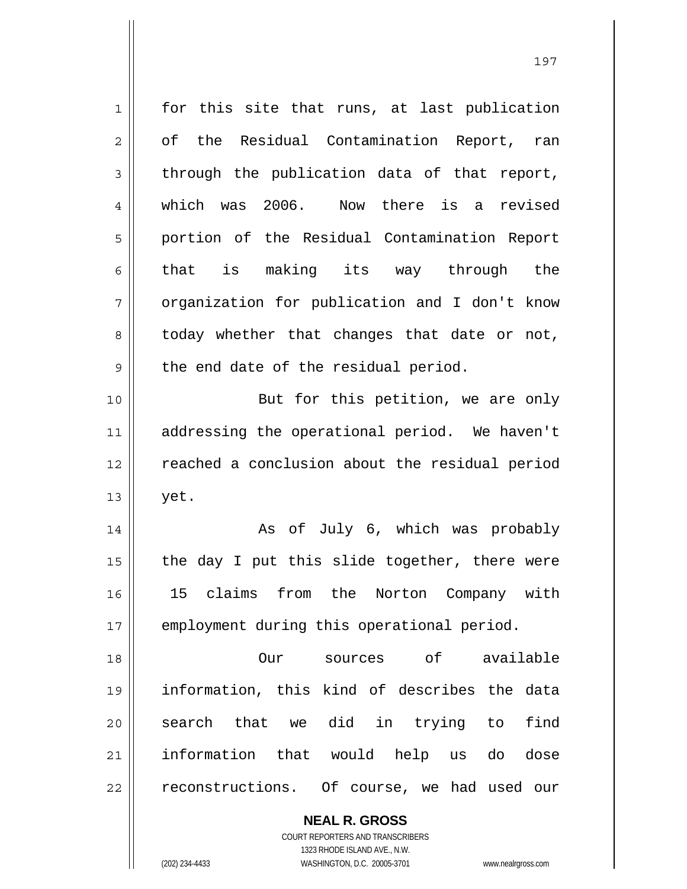for this site that runs, at last publication of the Residual Contamination Report, ran through the publication data of that report, which was 2006. Now there is a revised portion of the Residual Contamination Report that is making its way through the organization for publication and I don't know today whether that changes that date or not, the end date of the residual period.

But for this petition, we are only addressing the operational period. We haven't reached a conclusion about the residual period yet.

As of July 6, which was probably the day I put this slide together, there were 15 claims from the Norton Company with employment during this operational period.

Our sources of available information, this kind of describes the data search that we did in trying to find information that would help us do dose reconstructions. Of course, we had used our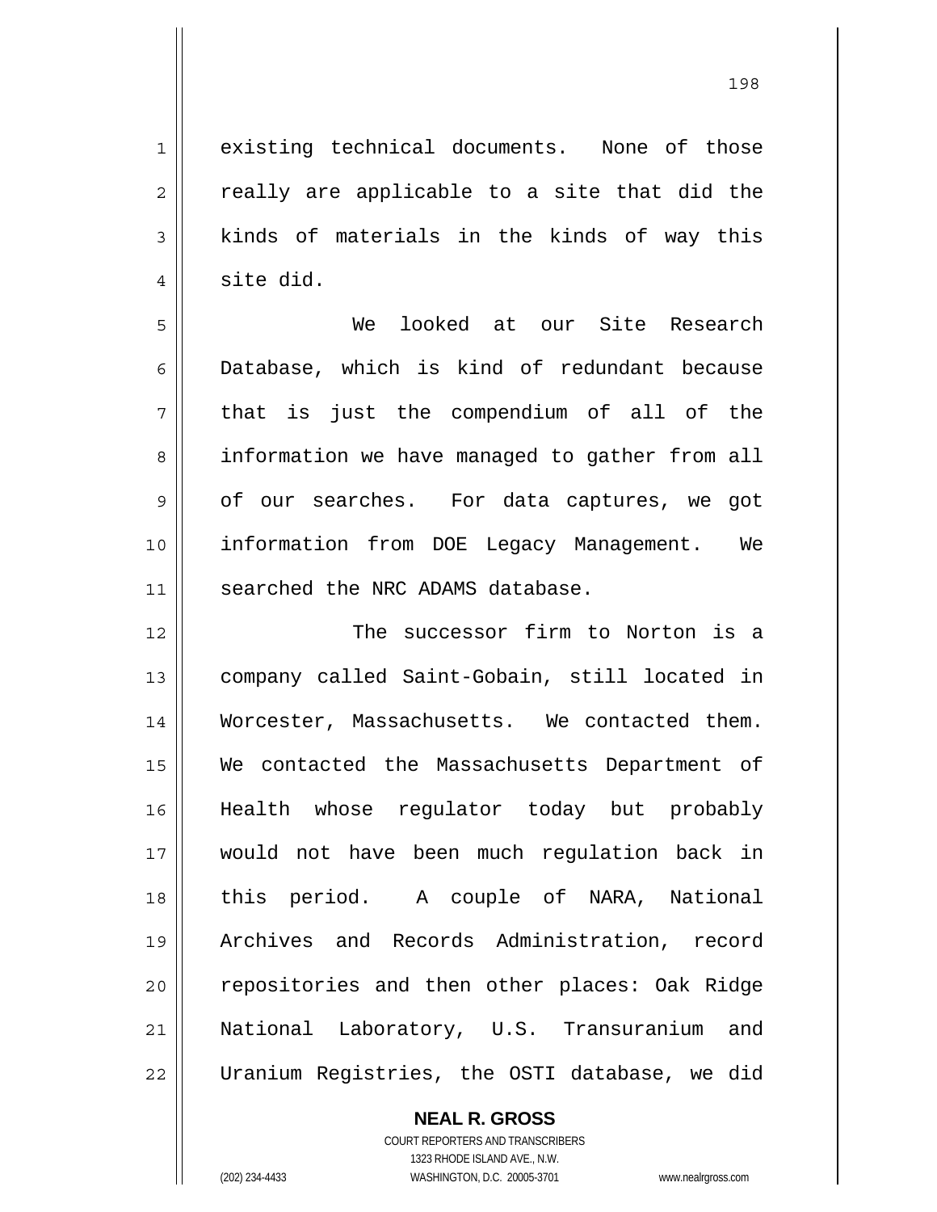existing technical documents. None of those really are applicable to a site that did the kinds of materials in the kinds of way this site did.

We looked at our Site Research Database, which is kind of redundant because that is just the compendium of all of the information we have managed to gather from all of our searches. For data captures, we got information from DOE Legacy Management. We searched the NRC ADAMS database.

The successor firm to Norton is a company called Saint-Gobain, still located in Worcester, Massachusetts. We contacted them. We contacted the Massachusetts Department of Health whose regulator today but probably would not have been much regulation back in this period. A couple of NARA, National Archives and Records Administration, record repositories and then other places: Oak Ridge National Laboratory, U.S. Transuranium and Uranium Registries, the OSTI database, we did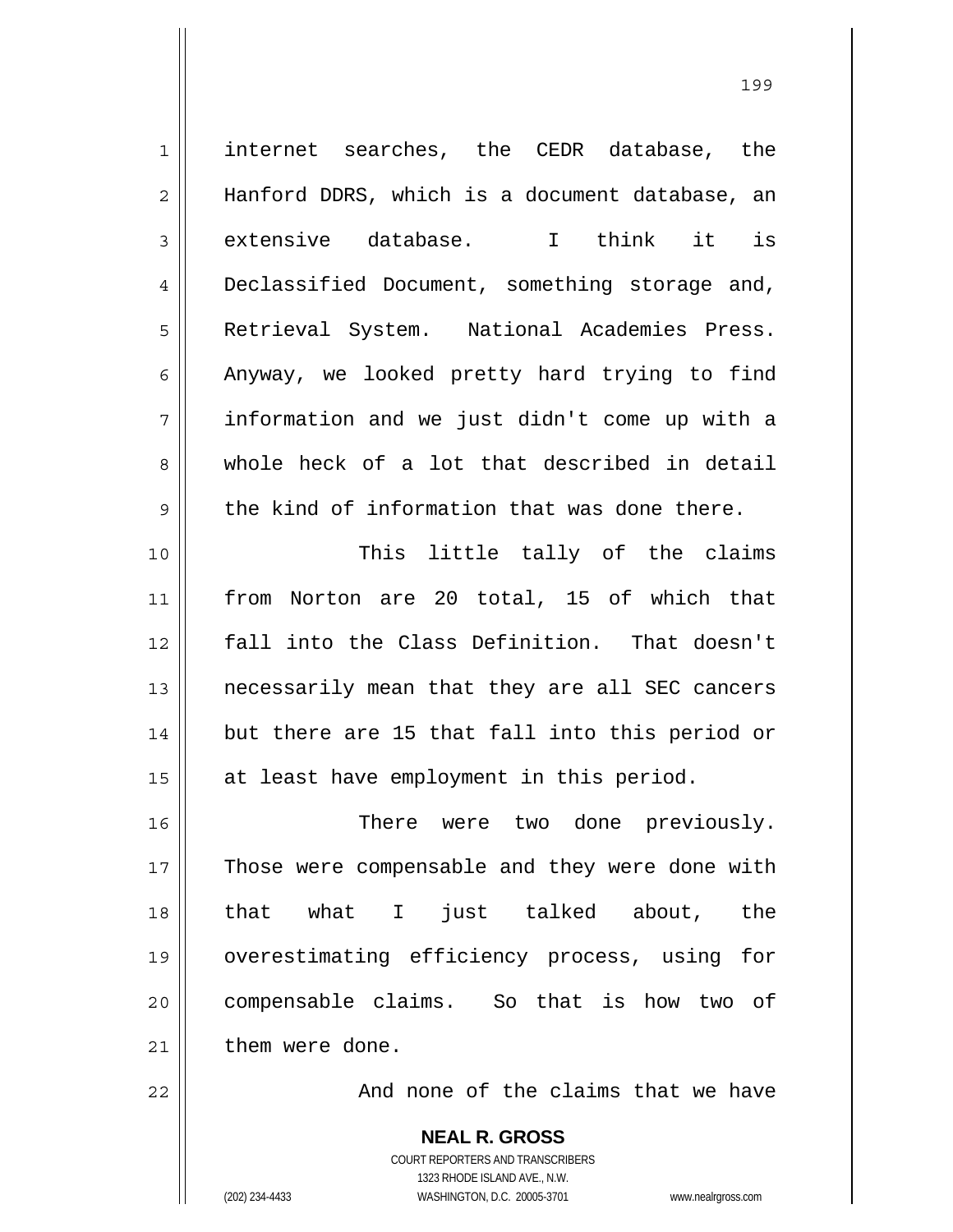internet searches, the CEDR database, the Hanford DDRS, which is a document database, an extensive database. I think it is Declassified Document, something storage and, Retrieval System. National Academies Press. Anyway, we looked pretty hard trying to find information and we just didn't come up with a whole heck of a lot that described in detail the kind of information that was done there.

This little tally of the claims from Norton are 20 total, 15 of which that fall into the Class Definition. That doesn't necessarily mean that they are all SEC cancers but there are 15 that fall into this period or at least have employment in this period.

There were two done previously. Those were compensable and they were done with that what I just talked about, the overestimating efficiency process, using for compensable claims. So that is how two of them were done.

And none of the claims that we have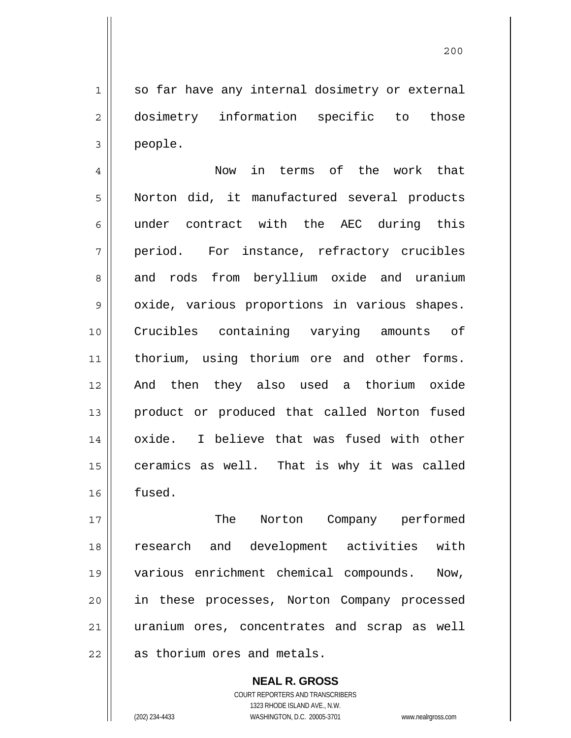so far have any internal dosimetry or external dosimetry information specific to those people.

Now in terms of the work that Norton did, it manufactured several products under contract with the AEC during this period. For instance, refractory crucibles and rods from beryllium oxide and uranium oxide, various proportions in various shapes. Crucibles containing varying amounts of thorium, using thorium ore and other forms. And then they also used a thorium oxide product or produced that called Norton fused oxide. I believe that was fused with other ceramics as well. That is why it was called fused.

The Norton Company performed research and development activities with various enrichment chemical compounds. Now, in these processes, Norton Company processed uranium ores, concentrates and scrap as well as thorium ores and metals.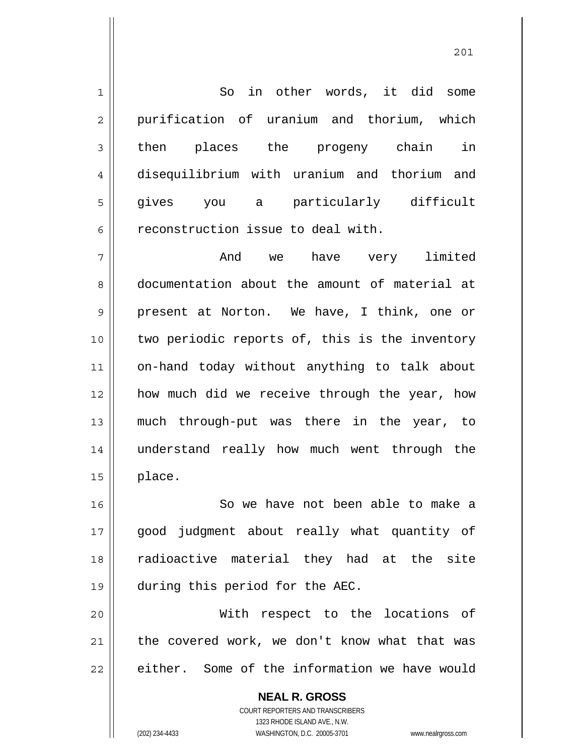So in other words, it did some purification of uranium and thorium, which then places the progeny chain in disequilibrium with uranium and thorium and gives you a particularly difficult reconstruction issue to deal with.

And we have very limited documentation about the amount of material at present at Norton. We have, I think, one or two periodic reports of, this is the inventory on-hand today without anything to talk about how much did we receive through the year, how much through-put was there in the year, to understand really how much went through the place.

So we have not been able to make a good judgment about really what quantity of radioactive material they had at the site during this period for the AEC.

With respect to the locations of the covered work, we don't know what that was either. Some of the information we have would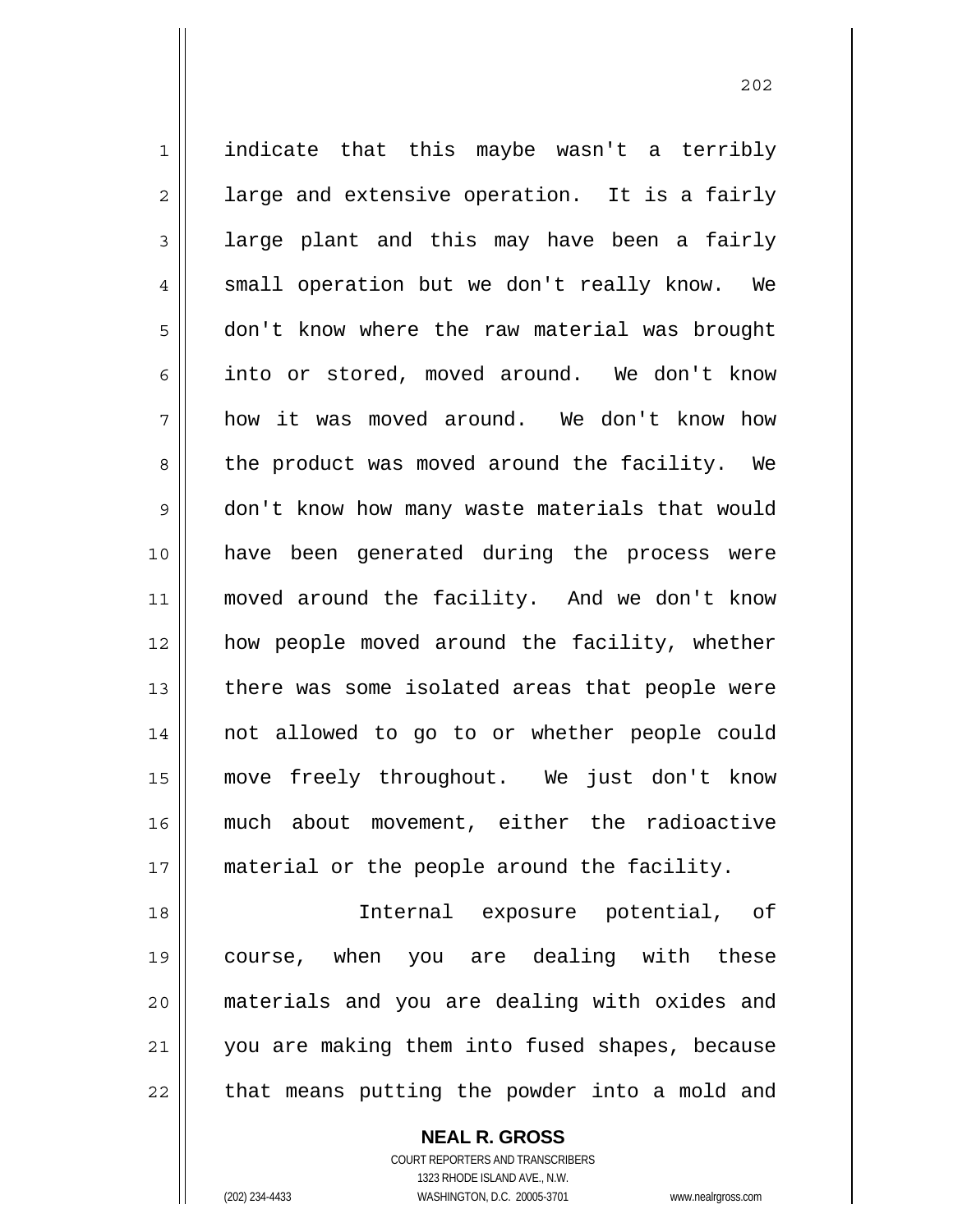indicate that this maybe wasn't a terribly large and extensive operation. It is a fairly large plant and this may have been a fairly small operation but we don't really know. We don't know where the raw material was brought into or stored, moved around. We don't know how it was moved around. We don't know how the product was moved around the facility. We don't know how many waste materials that would have been generated during the process were moved around the facility. And we don't know how people moved around the facility, whether there was some isolated areas that people were not allowed to go to or whether people could move freely throughout. We just don't know much about movement, either the radioactive material or the people around the facility.

Internal exposure potential, of course, when you are dealing with these materials and you are dealing with oxides and you are making them into fused shapes, because that means putting the powder into a mold and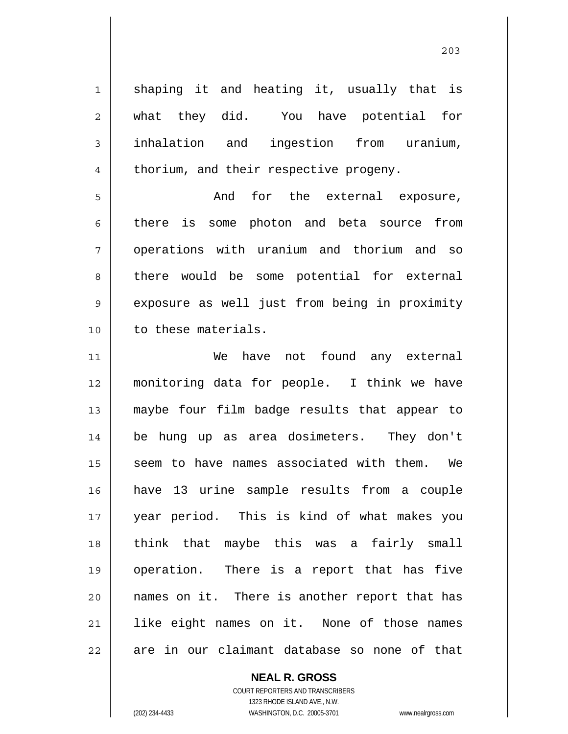shaping it and heating it, usually that is what they did. You have potential for inhalation and ingestion from uranium, thorium, and their respective progeny.

And for the external exposure, there is some photon and beta source from operations with uranium and thorium and so there would be some potential for external exposure as well just from being in proximity to these materials.

We have not found any external monitoring data for people. I think we have maybe four film badge results that appear to be hung up as area dosimeters. They don't seem to have names associated with them. We have 13 urine sample results from a couple year period. This is kind of what makes you think that maybe this was a fairly small operation. There is a report that has five names on it. There is another report that has like eight names on it. None of those names are in our claimant database so none of that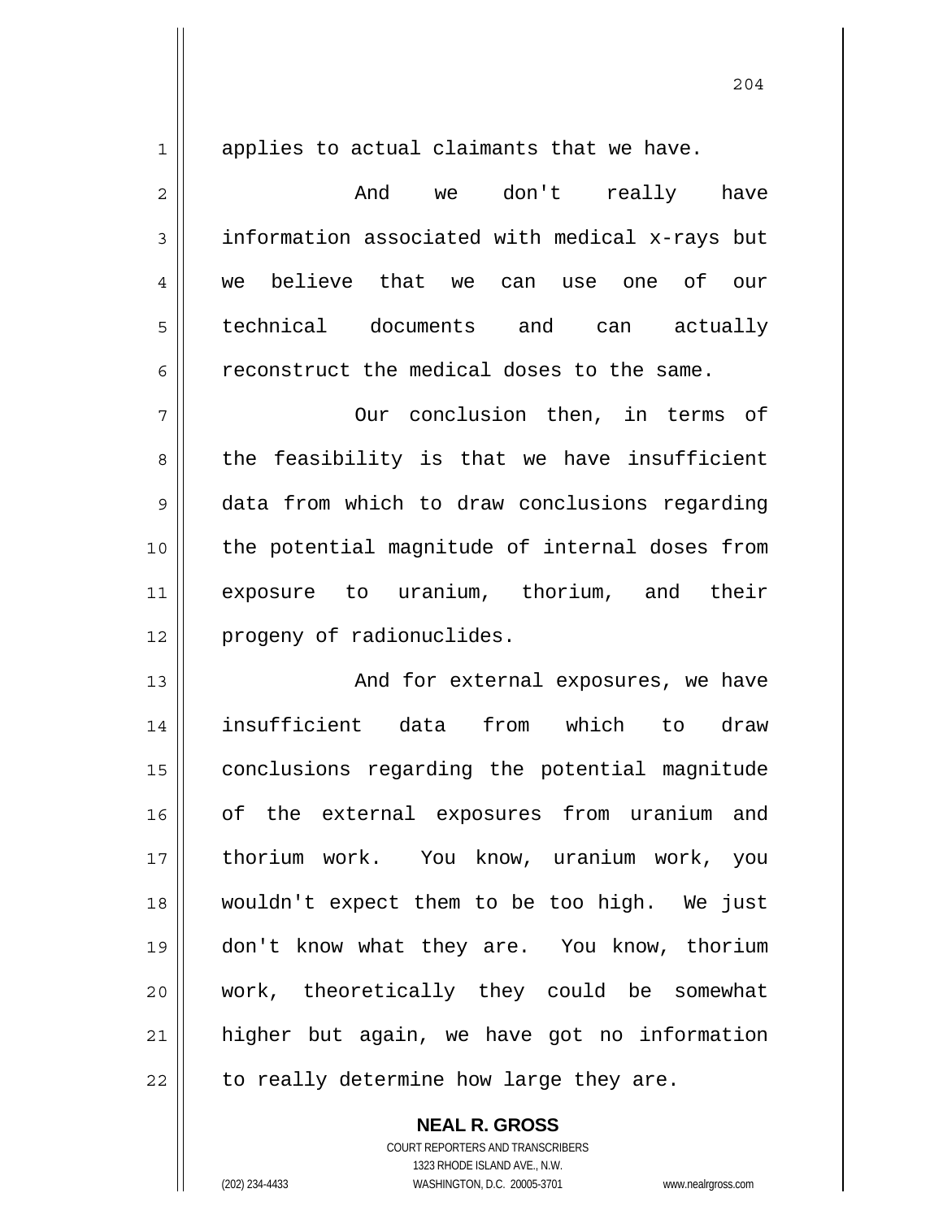applies to actual claimants that we have.

And we don't really have information associated with medical x-rays but we believe that we can use one of our technical documents and can actually reconstruct the medical doses to the same.

Our conclusion then, in terms of the feasibility is that we have insufficient data from which to draw conclusions regarding the potential magnitude of internal doses from exposure to uranium, thorium, and their progeny of radionuclides.

And for external exposures, we have insufficient data from which to draw conclusions regarding the potential magnitude of the external exposures from uranium and thorium work. You know, uranium work, you wouldn't expect them to be too high. We just don't know what they are. You know, thorium work, theoretically they could be somewhat higher but again, we have got no information to really determine how large they are.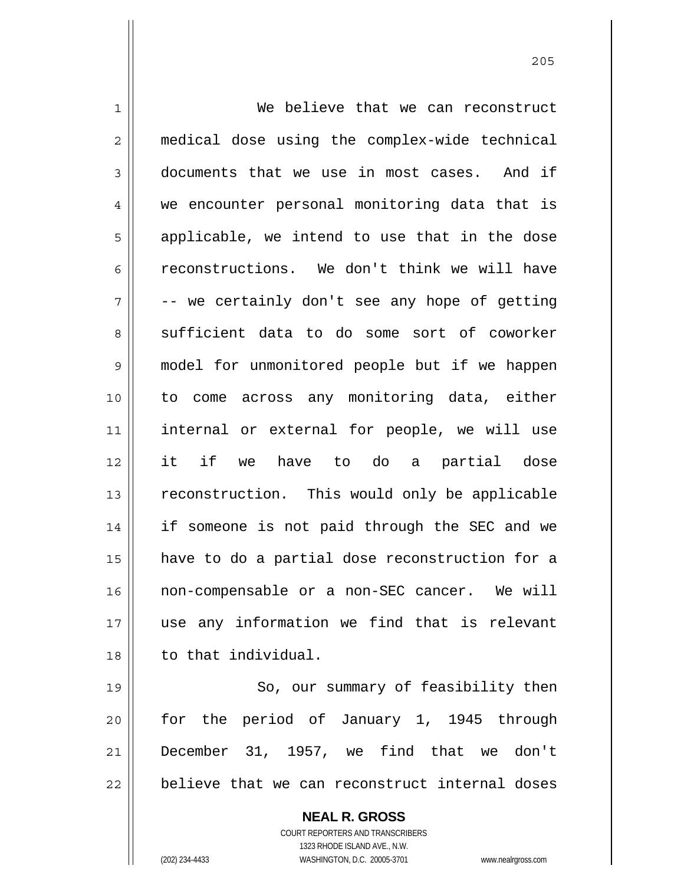We believe that we can reconstruct medical dose using the complex-wide technical documents that we use in most cases. And if we encounter personal monitoring data that is applicable, we intend to use that in the dose reconstructions. We don't think we will have -- we certainly don't see any hope of getting sufficient data to do some sort of coworker model for unmonitored people but if we happen to come across any monitoring data, either internal or external for people, we will use it if we have to do a partial dose reconstruction. This would only be applicable if someone is not paid through the SEC and we have to do a partial dose reconstruction for a non-compensable or a non-SEC cancer. We will use any information we find that is relevant to that individual.

So, our summary of feasibility then for the period of January 1, 1945 through December 31, 1957, we find that we don't believe that we can reconstruct internal doses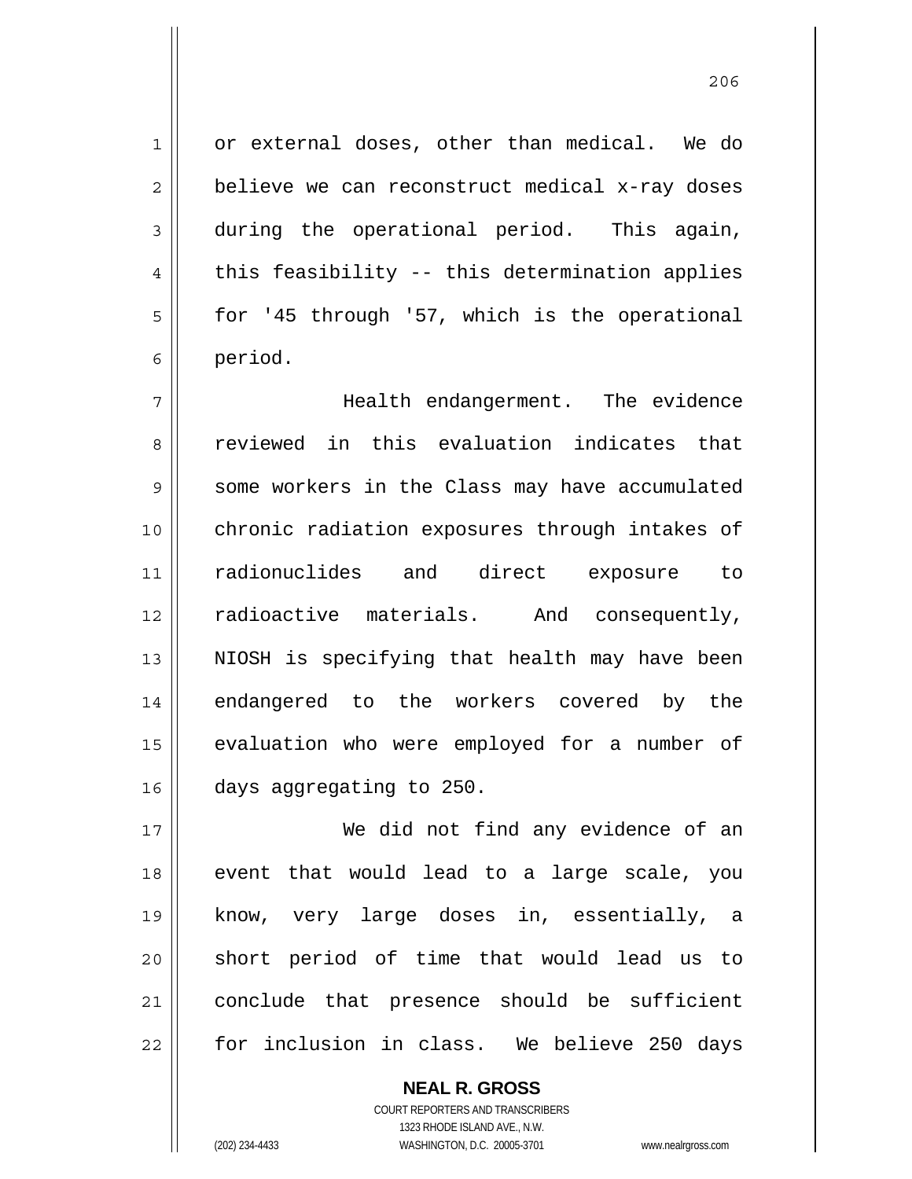or external doses, other than medical. We do believe we can reconstruct medical x-ray doses during the operational period. This again, this feasibility -- this determination applies for '45 through '57, which is the operational period.

Health endangerment. The evidence reviewed in this evaluation indicates that some workers in the Class may have accumulated chronic radiation exposures through intakes of radionuclides and direct exposure to radioactive materials. And consequently, NIOSH is specifying that health may have been endangered to the workers covered by the evaluation who were employed for a number of days aggregating to 250.

We did not find any evidence of an event that would lead to a large scale, you know, very large doses in, essentially, a short period of time that would lead us to conclude that presence should be sufficient for inclusion in class. We believe 250 days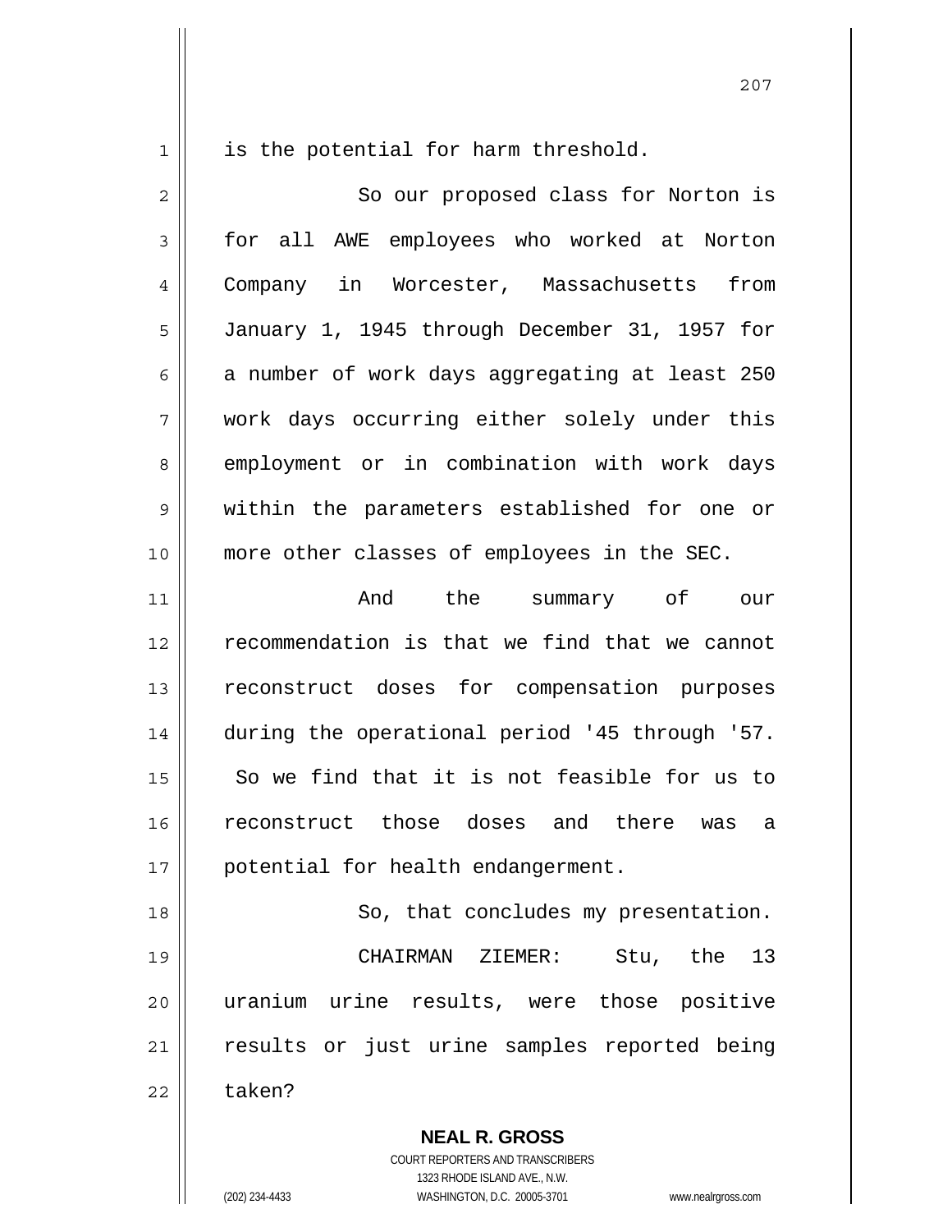is the potential for harm threshold.

So our proposed class for Norton is for all AWE employees who worked at Norton Company in Worcester, Massachusetts from January 1, 1945 through December 31, 1957 for a number of work days aggregating at least 250 work days occurring either solely under this employment or in combination with work days within the parameters established for one or more other classes of employees in the SEC.

And the summary of our recommendation is that we find that we cannot reconstruct doses for compensation purposes during the operational period '45 through '57. So we find that it is not feasible for us to reconstruct those doses and there was a potential for health endangerment.

So, that concludes my presentation.

CHAIRMAN ZIEMER: Stu, the 13 uranium urine results, were those positive results or just urine samples reported being taken?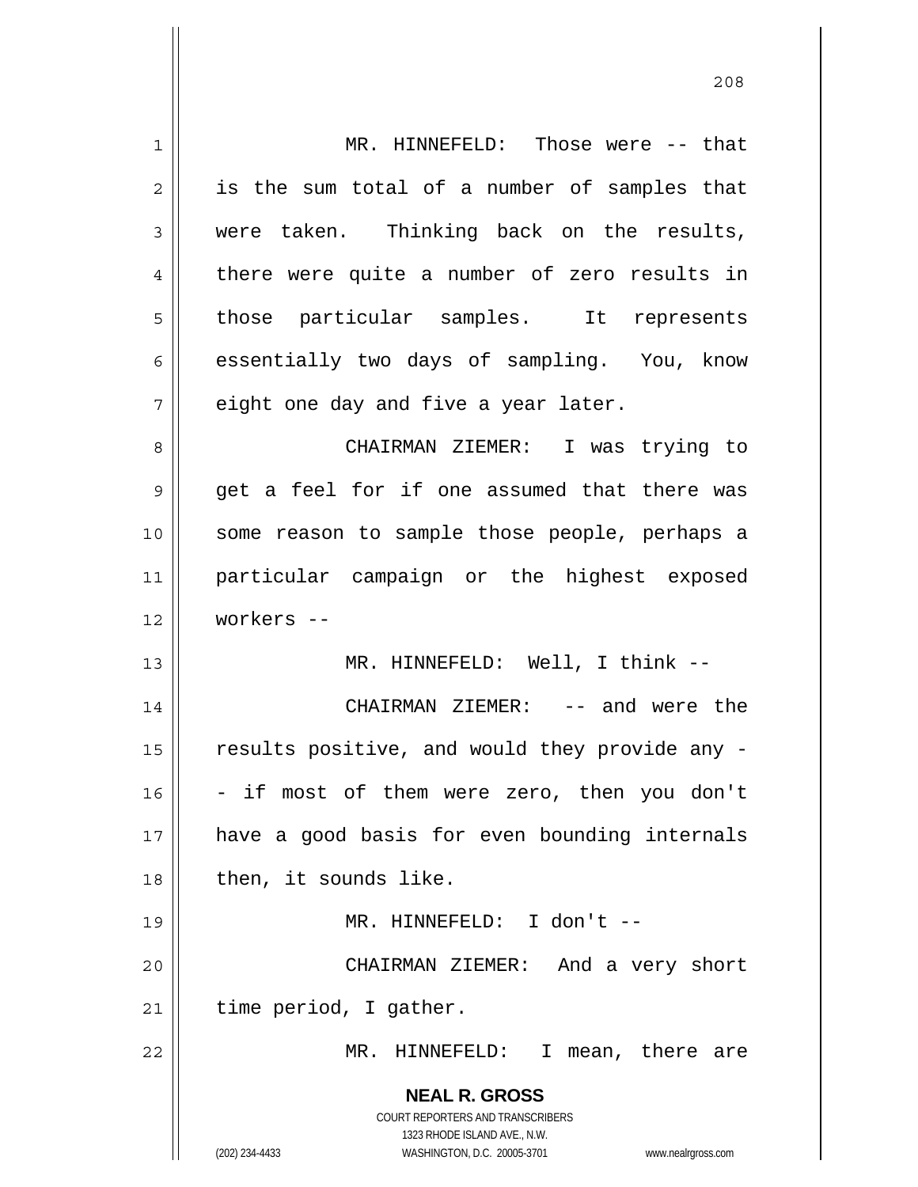MR. HINNEFELD: Those were -- that is the sum total of a number of samples that were taken. Thinking back on the results, there were quite a number of zero results in those particular samples. It represents essentially two days of sampling. You, know eight one day and five a year later.

CHAIRMAN ZIEMER: I was trying to get a feel for if one assumed that there was some reason to sample those people, perhaps a particular campaign or the highest exposed workers --

MR. HINNEFELD: Well, I think --

CHAIRMAN ZIEMER: -- and were the results positive, and would they provide any -- if most of them were zero, then you don't have a good basis for even bounding internals then, it sounds like.

MR. HINNEFELD: I don't --

CHAIRMAN ZIEMER: And a very short time period, I gather.

MR. HINNEFELD: I mean, there are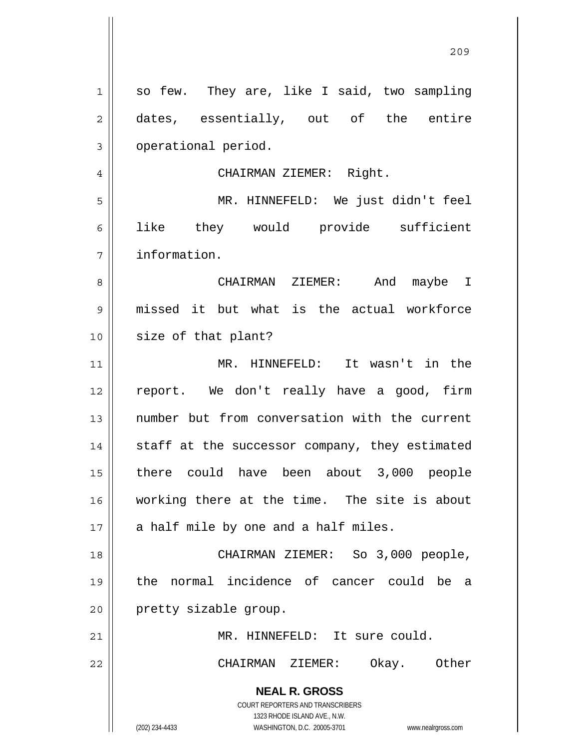so few. They are, like I said, two sampling dates, essentially, out of the entire operational period.

CHAIRMAN ZIEMER: Right.

MR. HINNEFELD: We just didn't feel like they would provide sufficient information.

CHAIRMAN ZIEMER: And maybe I missed it but what is the actual workforce size of that plant?

MR. HINNEFELD: It wasn't in the report. We don't really have a good, firm number but from conversation with the current staff at the successor company, they estimated there could have been about 3,000 people working there at the time. The site is about a half mile by one and a half miles.

CHAIRMAN ZIEMER: So 3,000 people, the normal incidence of cancer could be a pretty sizable group.

MR. HINNEFELD: It sure could.

CHAIRMAN ZIEMER: Okay. Other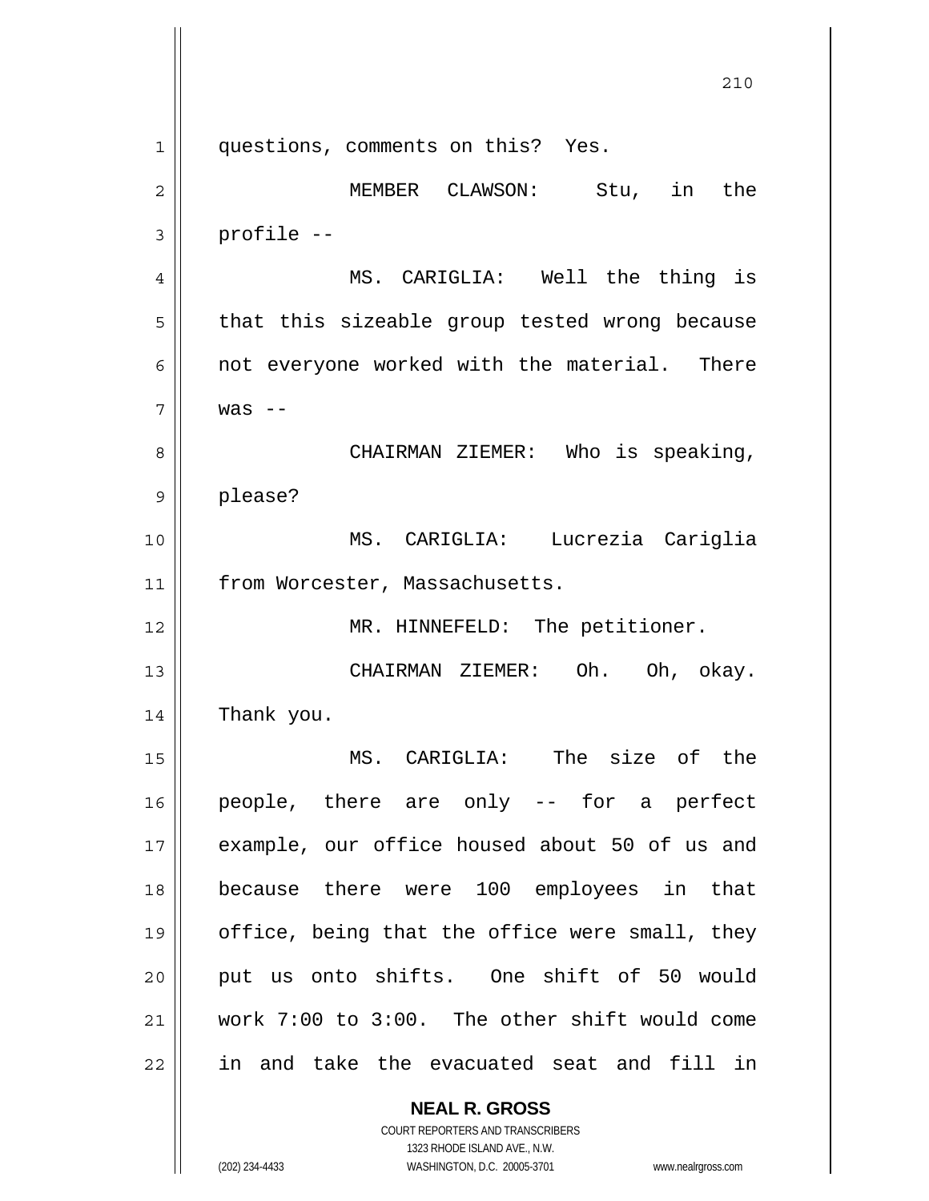questions, comments on this? Yes.

MEMBER CLAWSON: Stu, in the profile --

MS. CARIGLIA: Well the thing is that this sizeable group tested wrong because not everyone worked with the material. There was --

CHAIRMAN ZIEMER: Who is speaking, please?

MS. CARIGLIA: Lucrezia Cariglia from Worcester, Massachusetts.

MR. HINNEFELD: The petitioner.

CHAIRMAN ZIEMER: Oh. Oh, okay. Thank you.

MS. CARIGLIA: The size of the people, there are only -- for a perfect example, our office housed about 50 of us and because there were 100 employees in that office, being that the office were small, they put us onto shifts. One shift of 50 would work 7:00 to 3:00. The other shift would come in and take the evacuated seat and fill in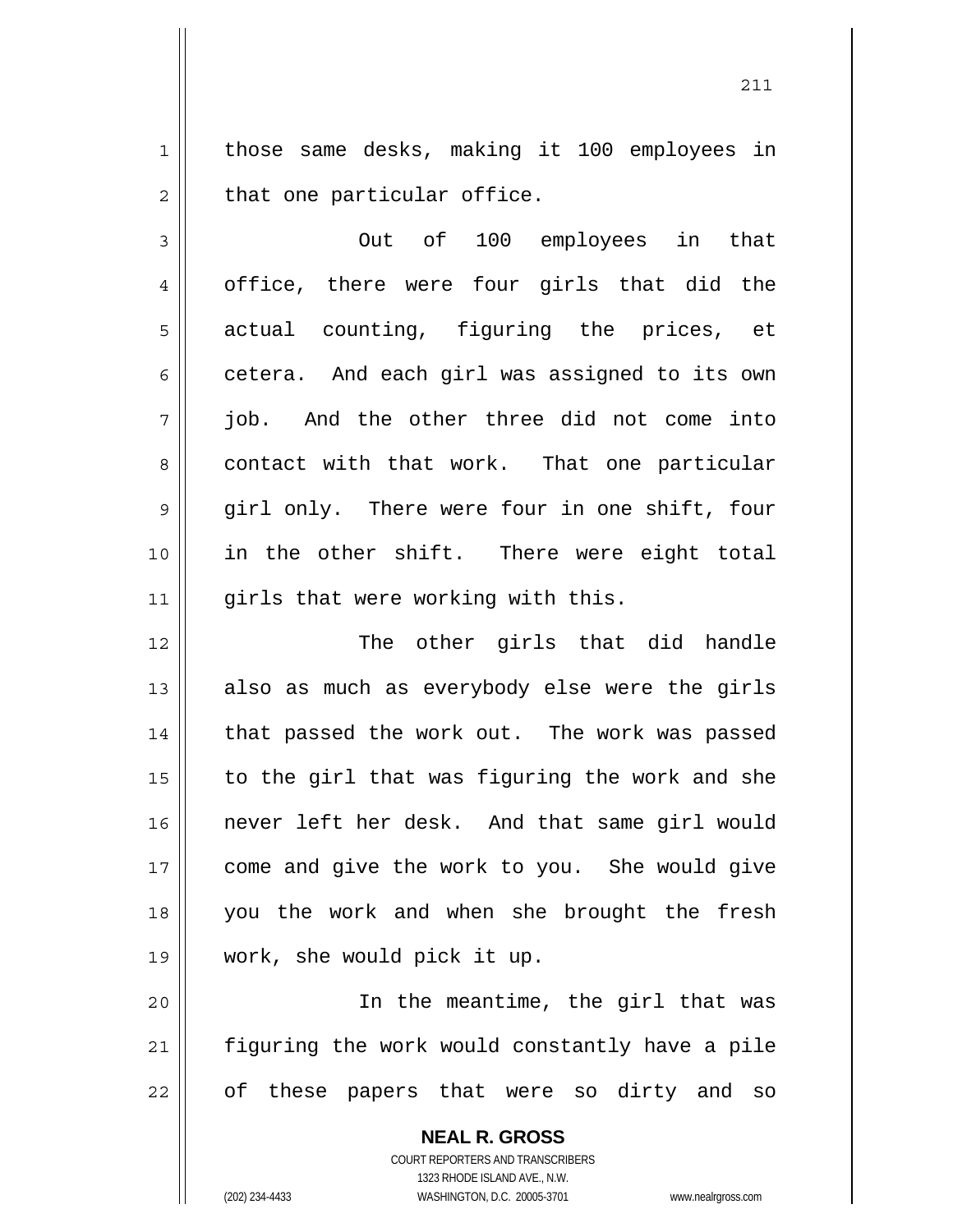those same desks, making it 100 employees in that one particular office.

Out of 100 employees in that office, there were four girls that did the actual counting, figuring the prices, et cetera. And each girl was assigned to its own job. And the other three did not come into contact with that work. That one particular girl only. There were four in one shift, four in the other shift. There were eight total girls that were working with this.

The other girls that did handle also as much as everybody else were the girls that passed the work out. The work was passed to the girl that was figuring the work and she never left her desk. And that same girl would come and give the work to you. She would give you the work and when she brought the fresh work, she would pick it up.

In the meantime, the girl that was figuring the work would constantly have a pile of these papers that were so dirty and so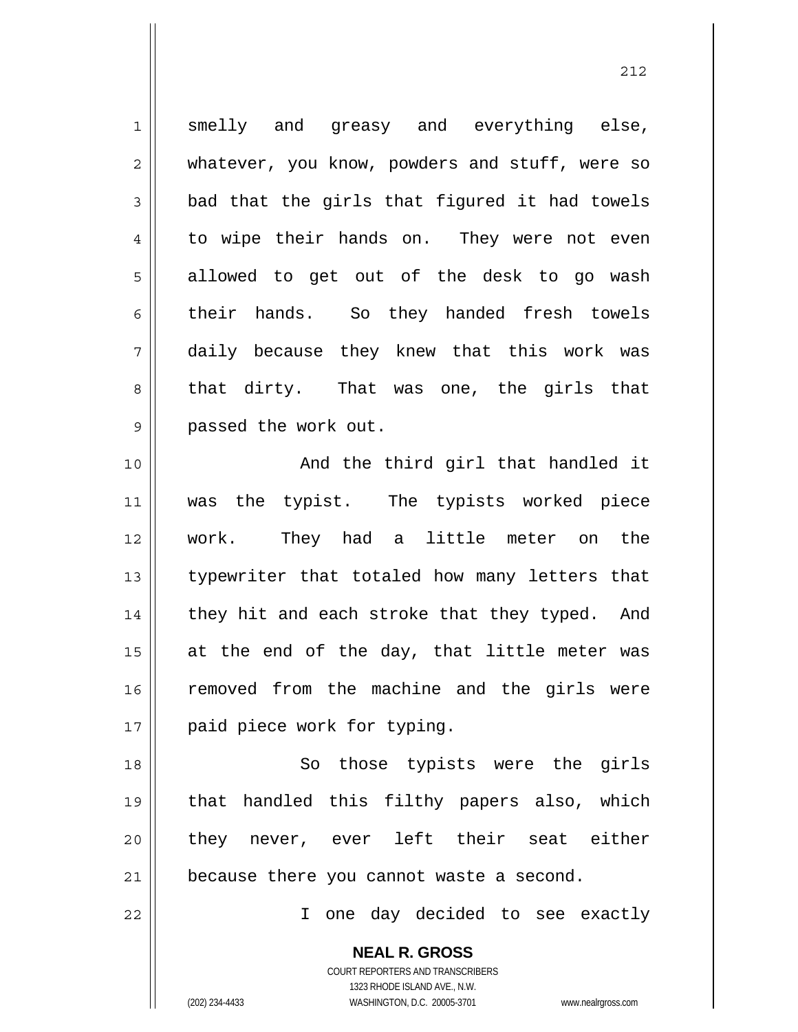smelly and greasy and everything else, whatever, you know, powders and stuff, were so bad that the girls that figured it had towels to wipe their hands on. They were not even allowed to get out of the desk to go wash their hands. So they handed fresh towels daily because they knew that this work was that dirty. That was one, the girls that passed the work out.

And the third girl that handled it was the typist. The typists worked piece work. They had a little meter on the typewriter that totaled how many letters that they hit and each stroke that they typed. And at the end of the day, that little meter was removed from the machine and the girls were paid piece work for typing.

So those typists were the girls that handled this filthy papers also, which they never, ever left their seat either because there you cannot waste a second.

I one day decided to see exactly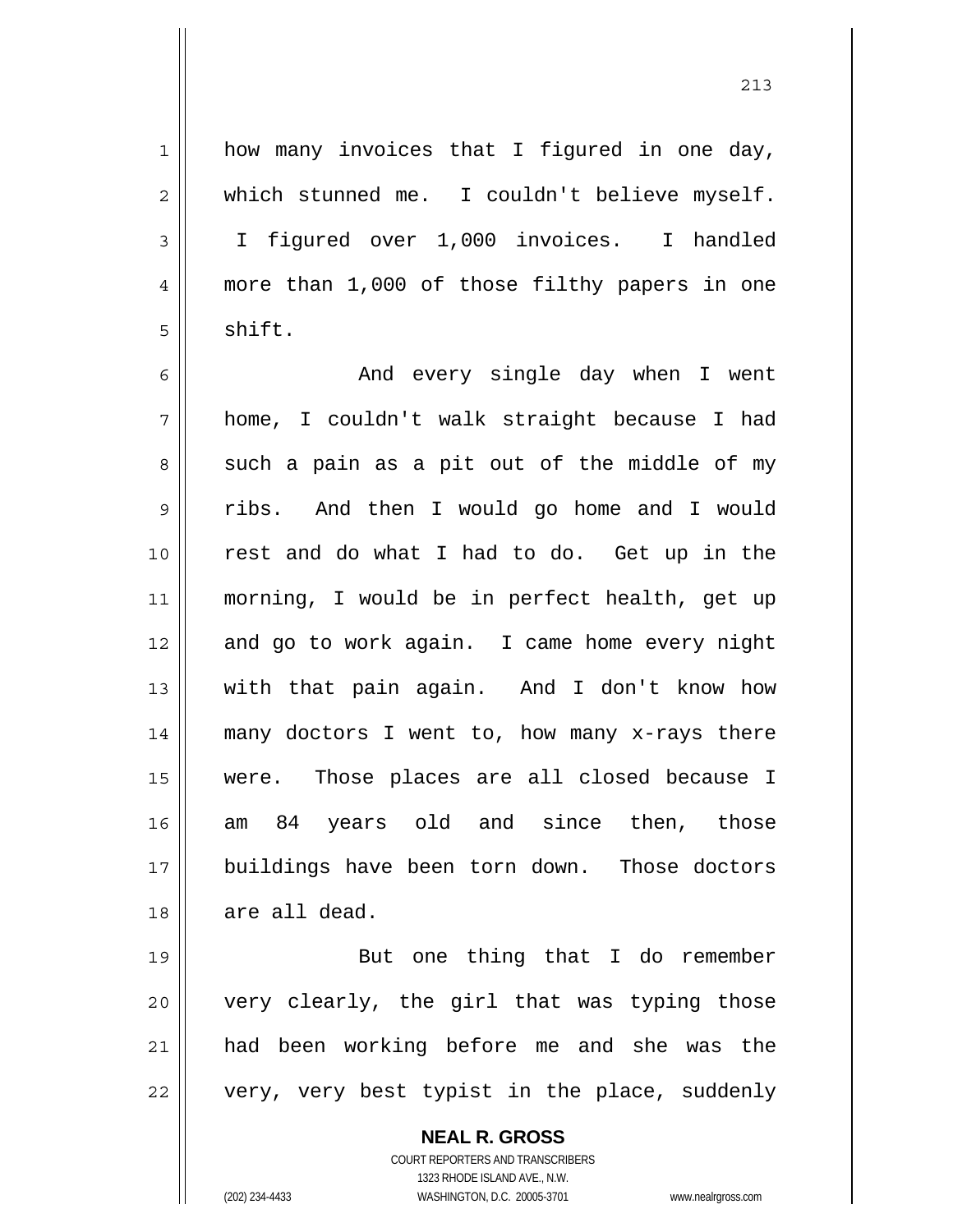how many invoices that I figured in one day, which stunned me. I couldn't believe myself. I figured over 1,000 invoices. I handled more than 1,000 of those filthy papers in one shift.

And every single day when I went home, I couldn't walk straight because I had such a pain as a pit out of the middle of my ribs. And then I would go home and I would rest and do what I had to do. Get up in the morning, I would be in perfect health, get up and go to work again. I came home every night with that pain again. And I don't know how many doctors I went to, how many x-rays there were. Those places are all closed because I am 84 years old and since then, those buildings have been torn down. Those doctors are all dead.

But one thing that I do remember very clearly, the girl that was typing those had been working before me and she was the very, very best typist in the place, suddenly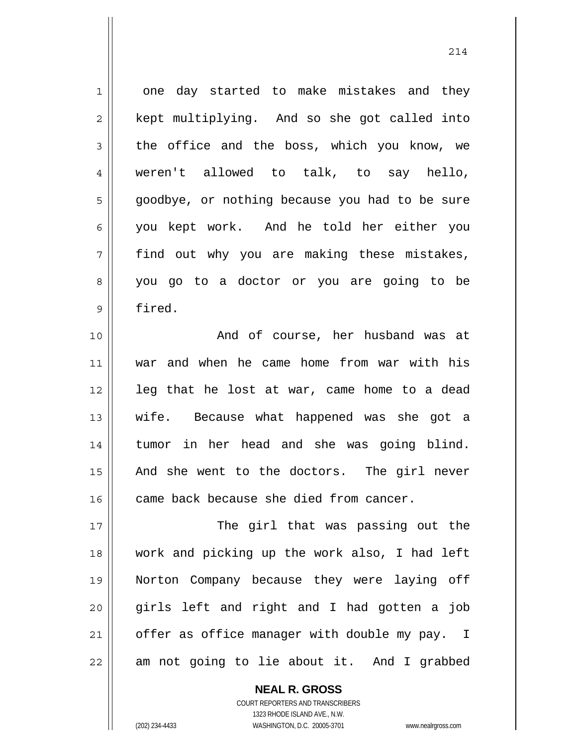one day started to make mistakes and they kept multiplying. And so she got called into the office and the boss, which you know, we weren't allowed to talk, to say hello, goodbye, or nothing because you had to be sure you kept work. And he told her either you find out why you are making these mistakes, you go to a doctor or you are going to be fired.

And of course, her husband was at war and when he came home from war with his leg that he lost at war, came home to a dead wife. Because what happened was she got a tumor in her head and she was going blind. And she went to the doctors. The girl never came back because she died from cancer.

The girl that was passing out the work and picking up the work also, I had left Norton Company because they were laying off girls left and right and I had gotten a job offer as office manager with double my pay. I am not going to lie about it. And I grabbed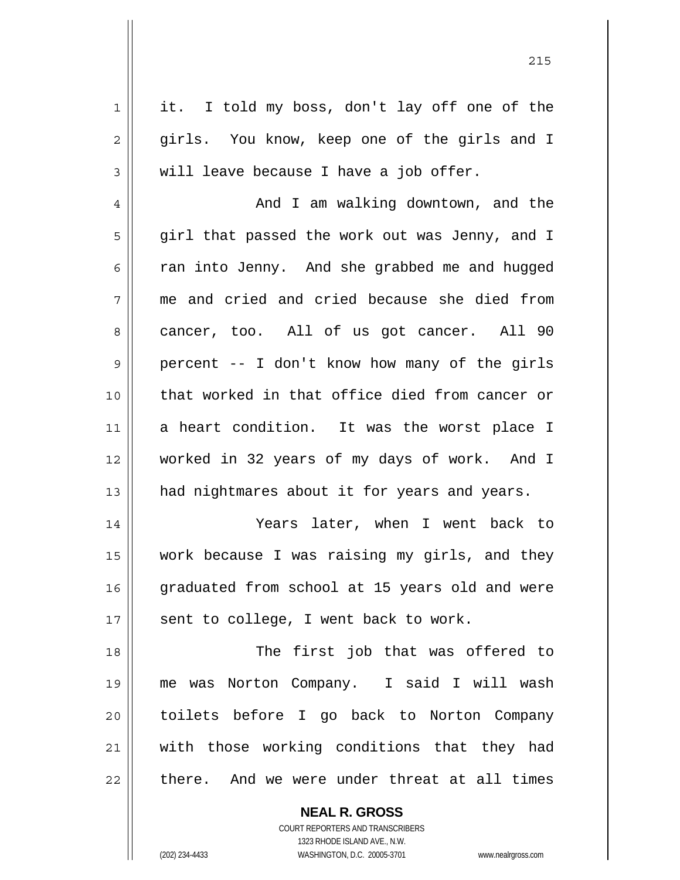it. I told my boss, don't lay off one of the girls. You know, keep one of the girls and I will leave because I have a job offer.

And I am walking downtown, and the girl that passed the work out was Jenny, and I ran into Jenny. And she grabbed me and hugged me and cried and cried because she died from cancer, too. All of us got cancer. All 90 percent -- I don't know how many of the girls that worked in that office died from cancer or a heart condition. It was the worst place I worked in 32 years of my days of work. And I had nightmares about it for years and years.

Years later, when I went back to work because I was raising my girls, and they graduated from school at 15 years old and were sent to college, I went back to work.

The first job that was offered to me was Norton Company. I said I will wash toilets before I go back to Norton Company with those working conditions that they had there. And we were under threat at all times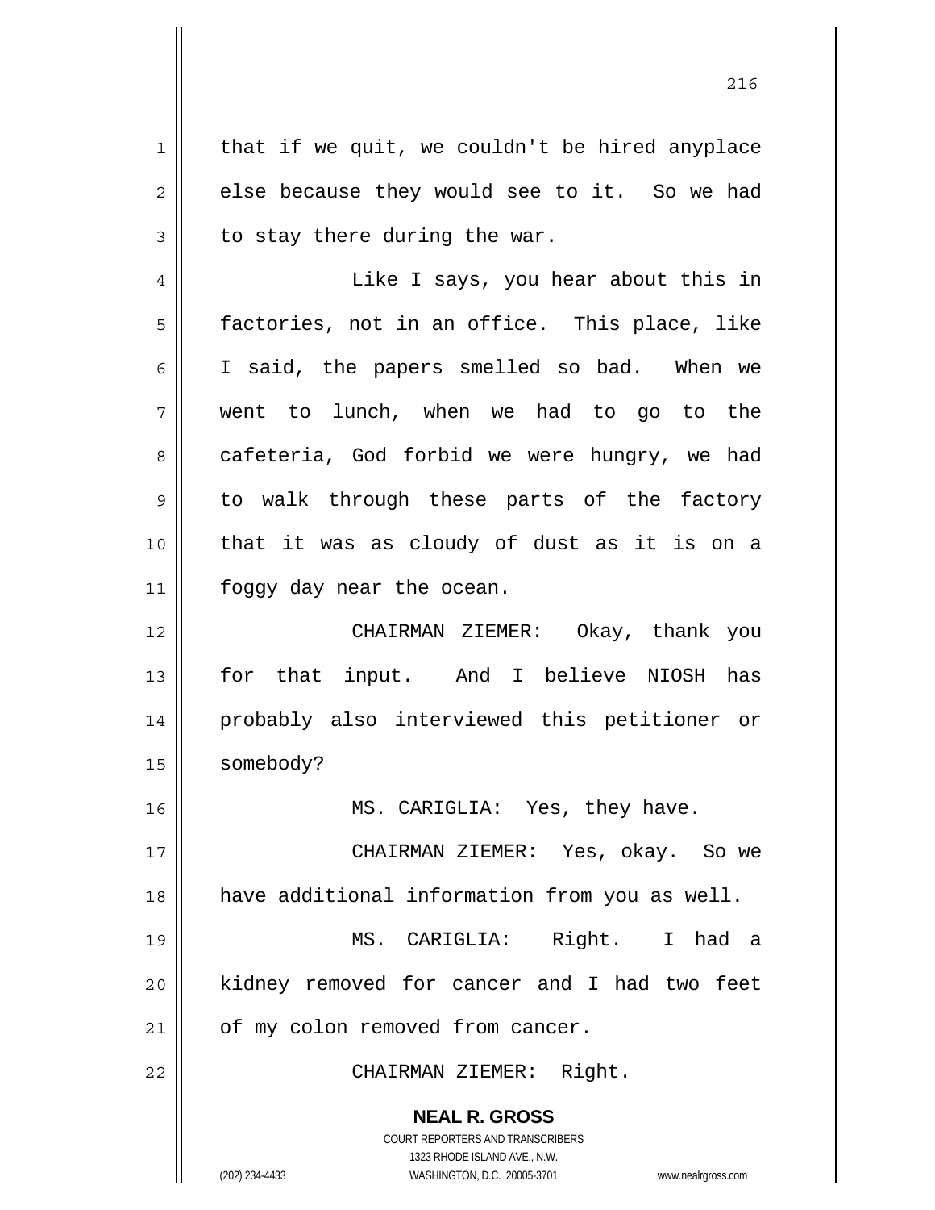that if we quit, we couldn't be hired anyplace else because they would see to it. So we had to stay there during the war.

Like I says, you hear about this in factories, not in an office. This place, like I said, the papers smelled so bad. When we went to lunch, when we had to go to the cafeteria, God forbid we were hungry, we had to walk through these parts of the factory that it was as cloudy of dust as it is on a foggy day near the ocean.

CHAIRMAN ZIEMER: Okay, thank you for that input. And I believe NIOSH has probably also interviewed this petitioner or somebody?

MS. CARIGLIA: Yes, they have.

CHAIRMAN ZIEMER: Yes, okay. So we have additional information from you as well.

MS. CARIGLIA: Right. I had a kidney removed for cancer and I had two feet of my colon removed from cancer.

CHAIRMAN ZIEMER: Right.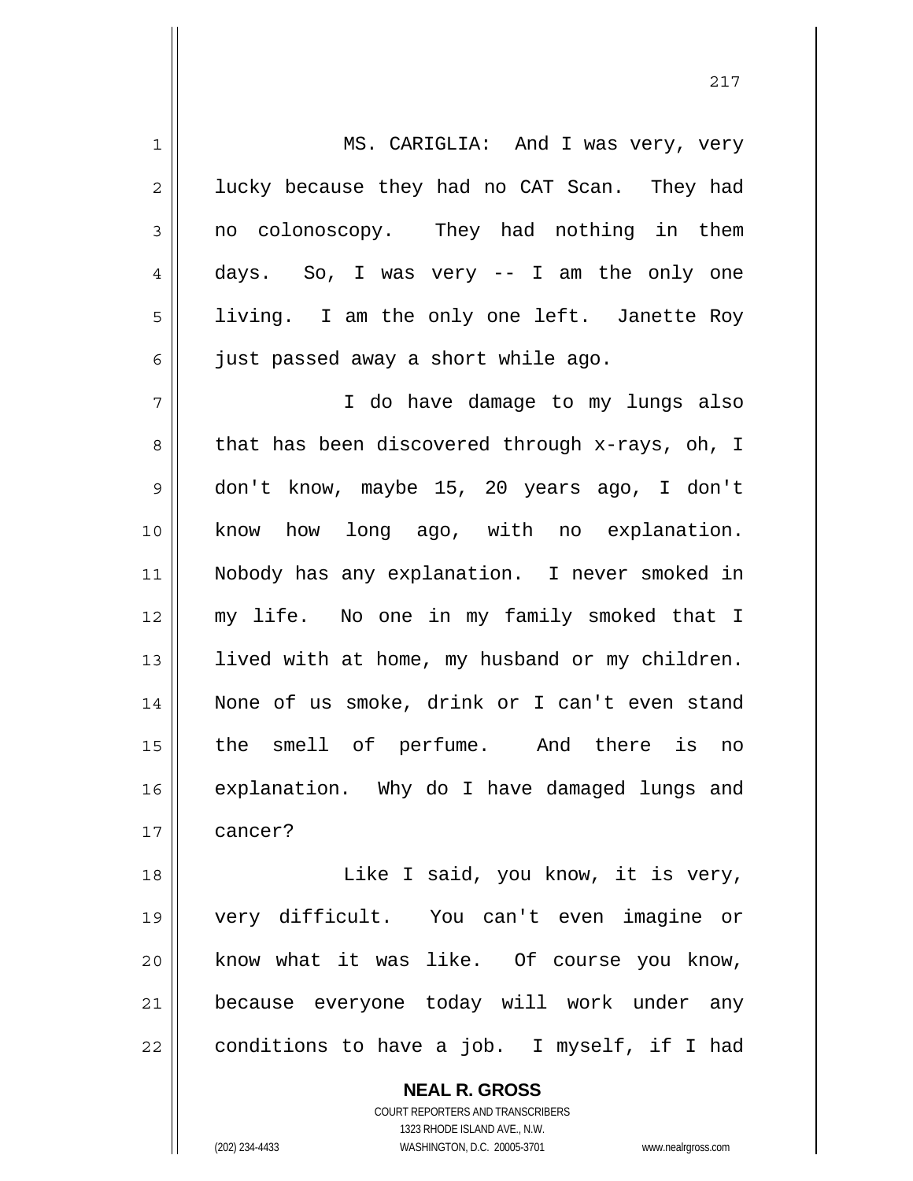MS. CARIGLIA: And I was very, very lucky because they had no CAT Scan. They had no colonoscopy. They had nothing in them days. So, I was very -- I am the only one living. I am the only one left. Janette Roy just passed away a short while ago.

I do have damage to my lungs also that has been discovered through x-rays, oh, I don't know, maybe 15, 20 years ago, I don't know how long ago, with no explanation. Nobody has any explanation. I never smoked in my life. No one in my family smoked that I lived with at home, my husband or my children. None of us smoke, drink or I can't even stand the smell of perfume. And there is no explanation. Why do I have damaged lungs and cancer?

Like I said, you know, it is very, very difficult. You can't even imagine or know what it was like. Of course you know, because everyone today will work under any conditions to have a job. I myself, if I had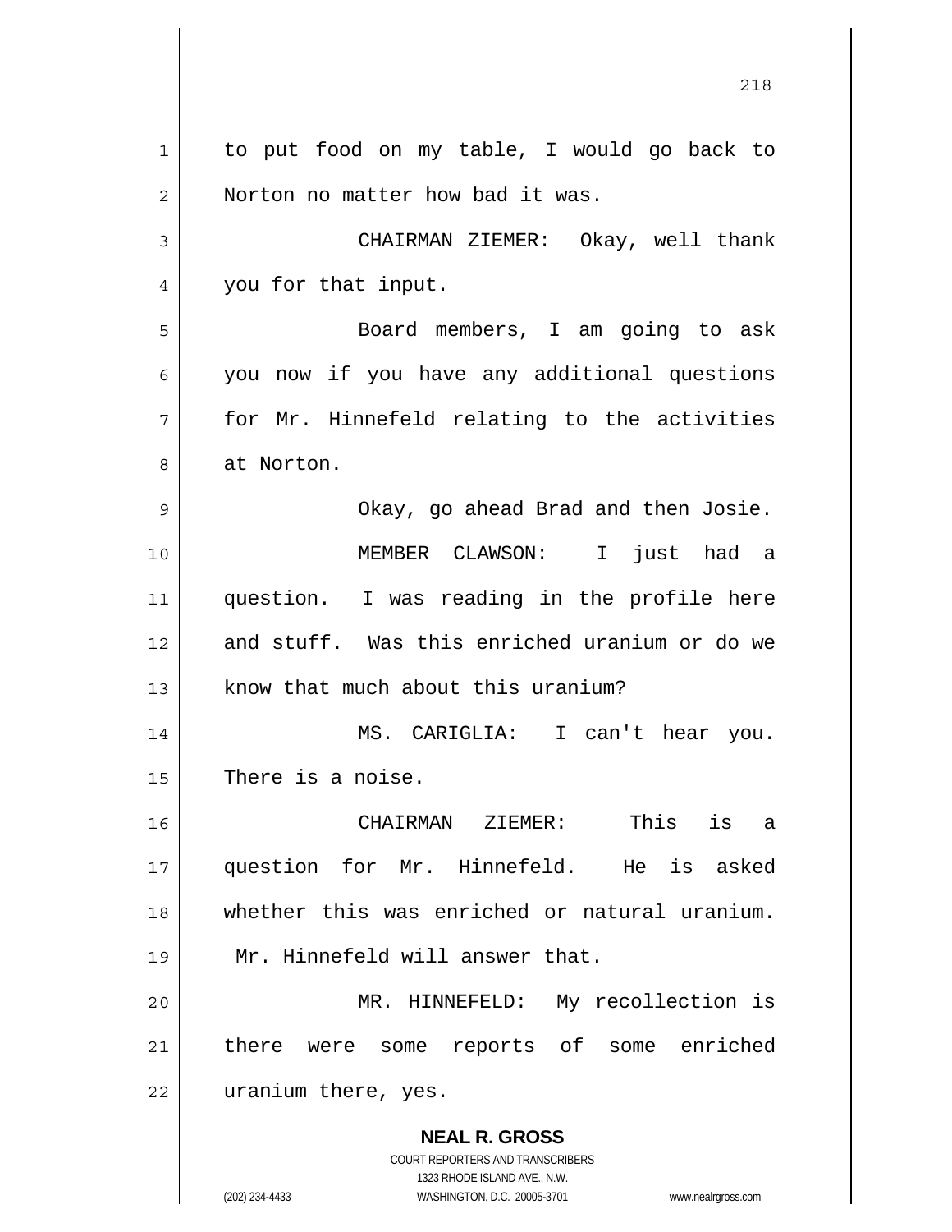to put food on my table, I would go back to Norton no matter how bad it was.

CHAIRMAN ZIEMER: Okay, well thank you for that input.

Board members, I am going to ask you now if you have any additional questions for Mr. Hinnefeld relating to the activities at Norton.

Okay, go ahead Brad and then Josie.

MEMBER CLAWSON: I just had a question. I was reading in the profile here and stuff. Was this enriched uranium or do we know that much about this uranium?

MS. CARIGLIA: I can't hear you. There is a noise.

CHAIRMAN ZIEMER: This is a question for Mr. Hinnefeld. He is asked whether this was enriched or natural uranium. Mr. Hinnefeld will answer that.

MR. HINNEFELD: My recollection is there were some reports of some enriched uranium there, yes.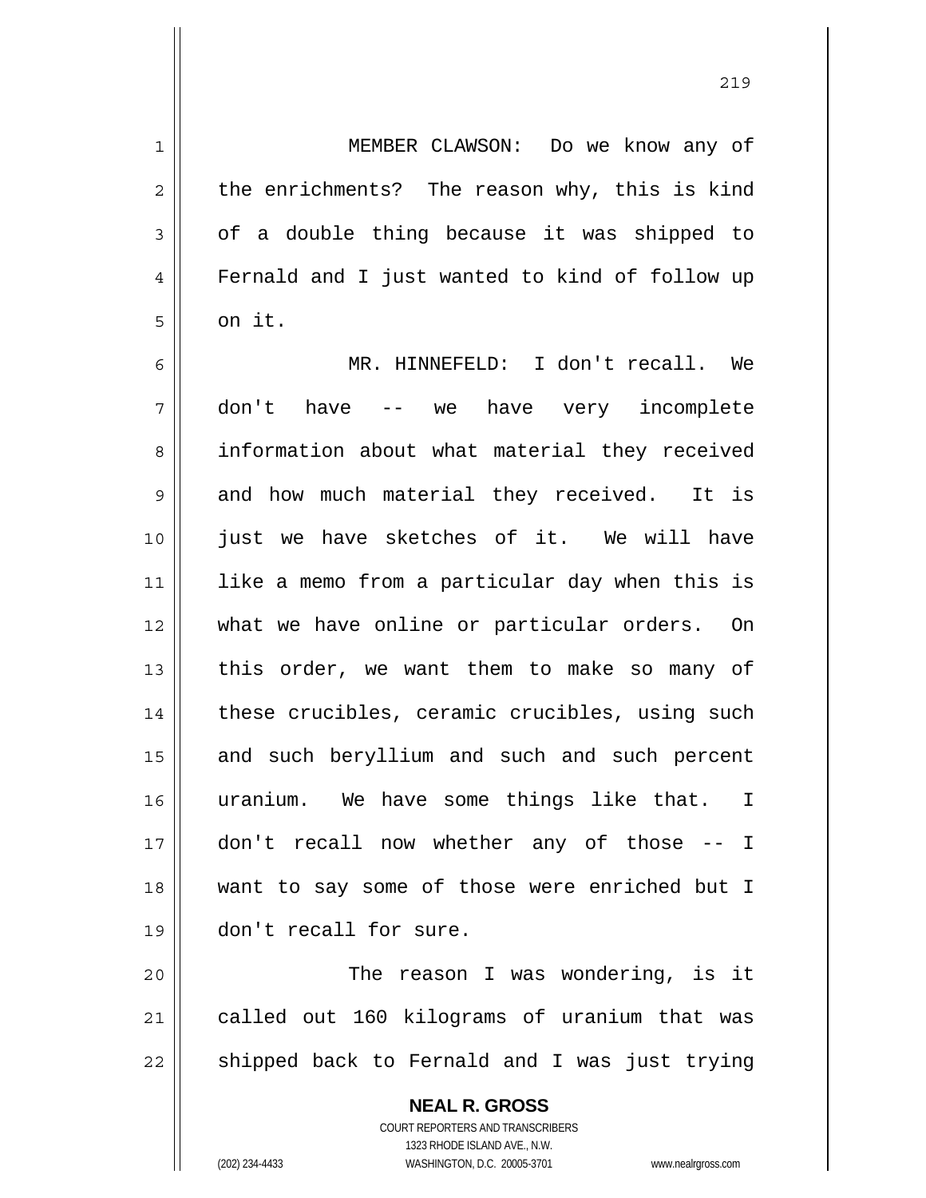MEMBER CLAWSON: Do we know any of the enrichments? The reason why, this is kind of a double thing because it was shipped to Fernald and I just wanted to kind of follow up on it.

MR. HINNEFELD: I don't recall. We don't have -- we have very incomplete information about what material they received and how much material they received. It is just we have sketches of it. We will have like a memo from a particular day when this is what we have online or particular orders. On this order, we want them to make so many of these crucibles, ceramic crucibles, using such and such beryllium and such and such percent uranium. We have some things like that. I don't recall now whether any of those -- I want to say some of those were enriched but I don't recall for sure.

The reason I was wondering, is it called out 160 kilograms of uranium that was shipped back to Fernald and I was just trying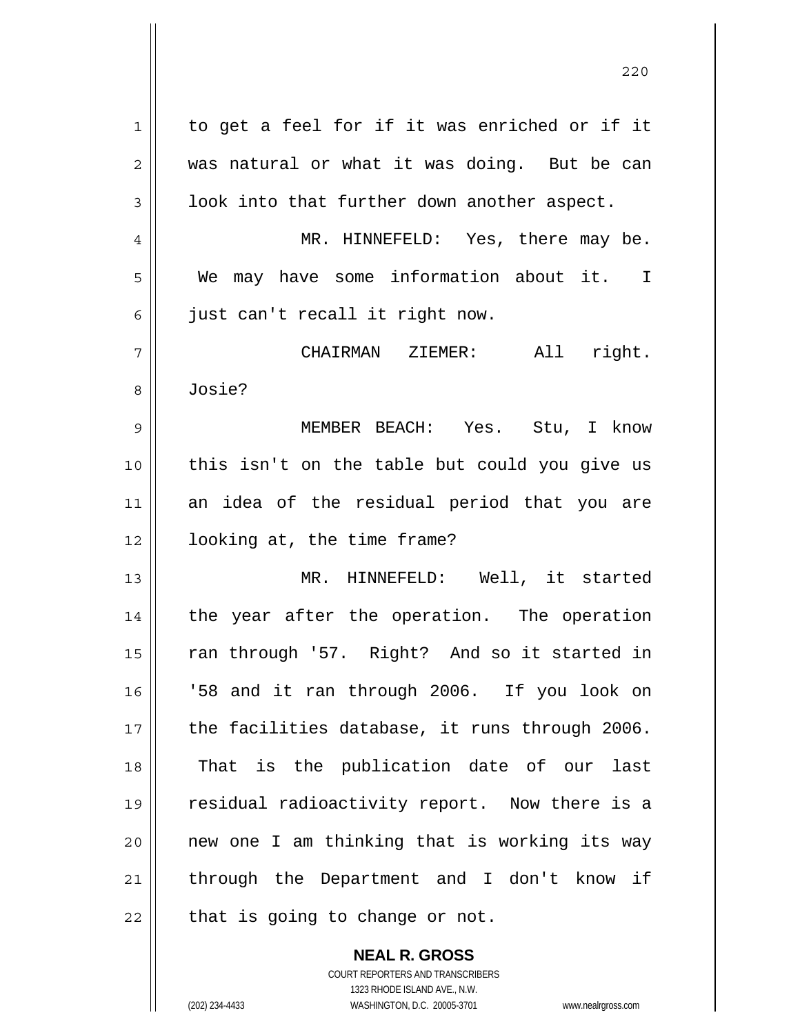to get a feel for if it was enriched or if it was natural or what it was doing. But be can look into that further down another aspect.

MR. HINNEFELD: Yes, there may be. We may have some information about it. I just can't recall it right now.

CHAIRMAN ZIEMER: All right. Josie?

MEMBER BEACH: Yes. Stu, I know this isn't on the table but could you give us an idea of the residual period that you are looking at, the time frame?

MR. HINNEFELD: Well, it started the year after the operation. The operation ran through '57. Right? And so it started in '58 and it ran through 2006. If you look on the facilities database, it runs through 2006. That is the publication date of our last residual radioactivity report. Now there is a new one I am thinking that is working its way through the Department and I don't know if that is going to change or not.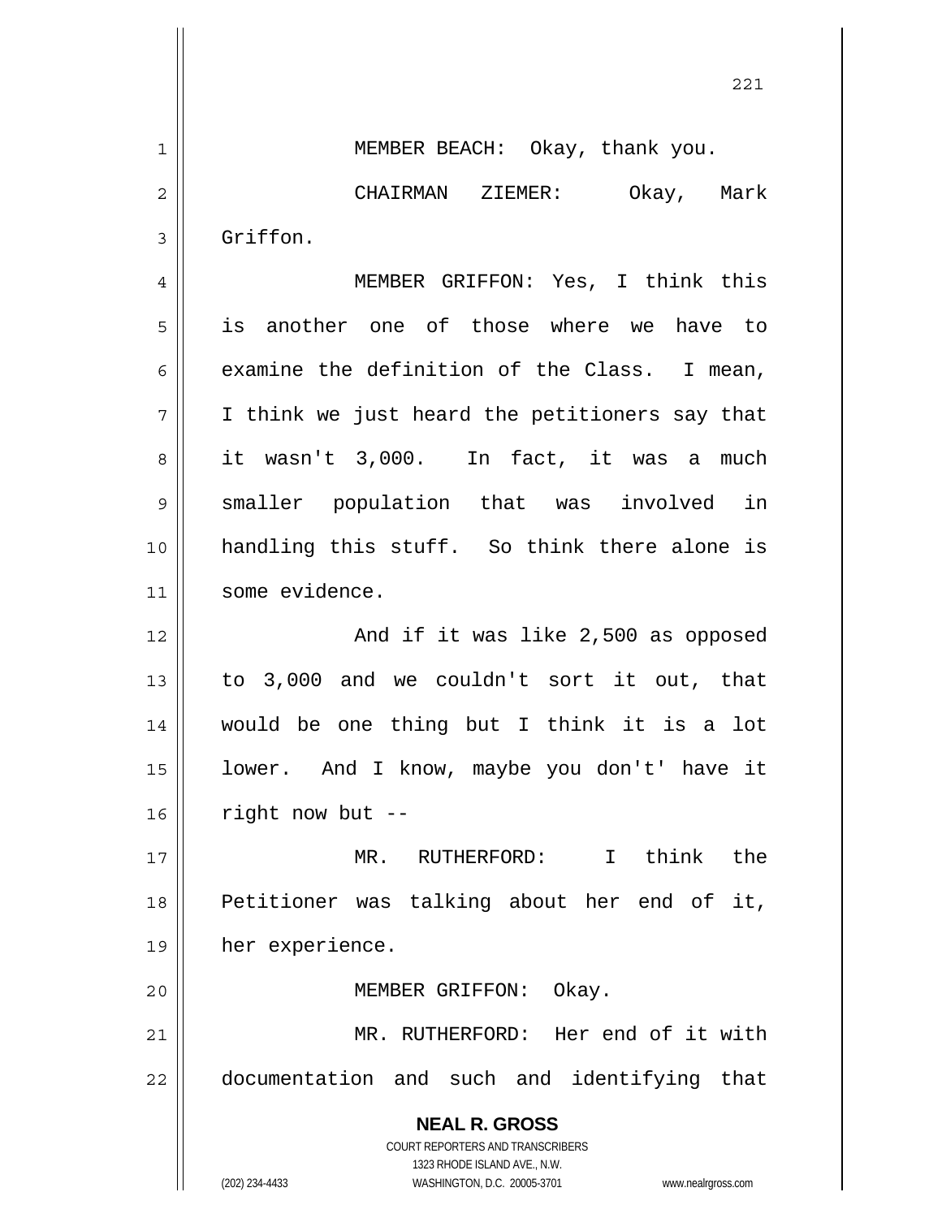MEMBER BEACH: Okay, thank you.

CHAIRMAN ZIEMER: Okay, Mark Griffon.

MEMBER GRIFFON: Yes, I think this is another one of those where we have to examine the definition of the Class. I mean, I think we just heard the petitioners say that it wasn't 3,000. In fact, it was a much smaller population that was involved in handling this stuff. So think there alone is some evidence.

And if it was like 2,500 as opposed to 3,000 and we couldn't sort it out, that would be one thing but I think it is a lot lower. And I know, maybe you don't' have it right now but --

MR. RUTHERFORD: I think the Petitioner was talking about her end of it, her experience.

MEMBER GRIFFON: Okay.

MR. RUTHERFORD: Her end of it with documentation and such and identifying that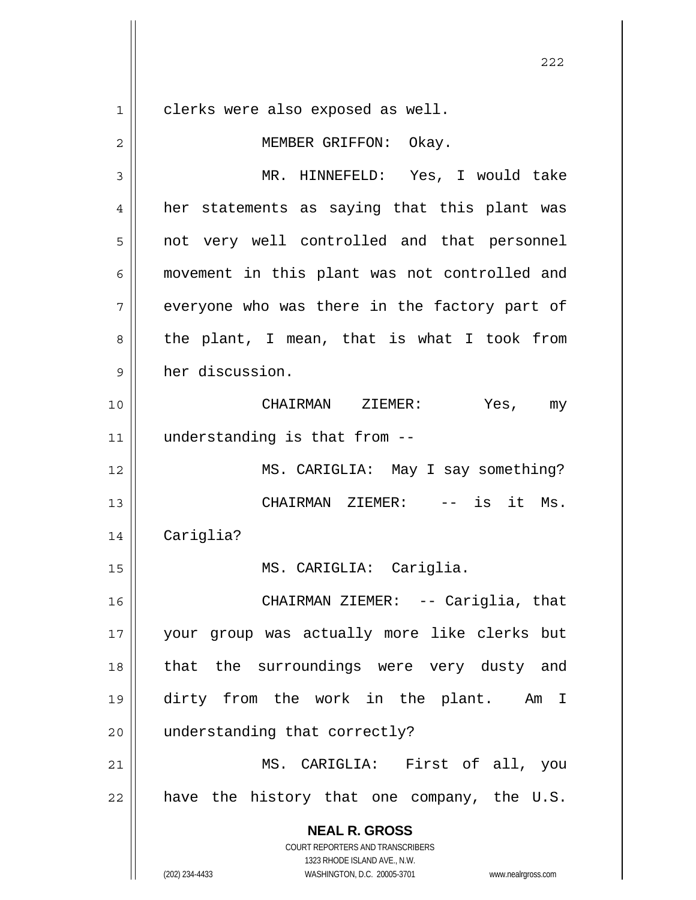clerks were also exposed as well.

MEMBER GRIFFON: Okay.

MR. HINNEFELD: Yes, I would take her statements as saying that this plant was not very well controlled and that personnel movement in this plant was not controlled and everyone who was there in the factory part of the plant, I mean, that is what I took from her discussion.

CHAIRMAN ZIEMER: Yes, my understanding is that from --

MS. CARIGLIA: May I say something?

CHAIRMAN ZIEMER: -- is it Ms. Cariglia?

MS. CARIGLIA: Cariglia.

CHAIRMAN ZIEMER: -- Cariglia, that your group was actually more like clerks but that the surroundings were very dusty and dirty from the work in the plant. Am I understanding that correctly?

MS. CARIGLIA: First of all, you have the history that one company, the U.S.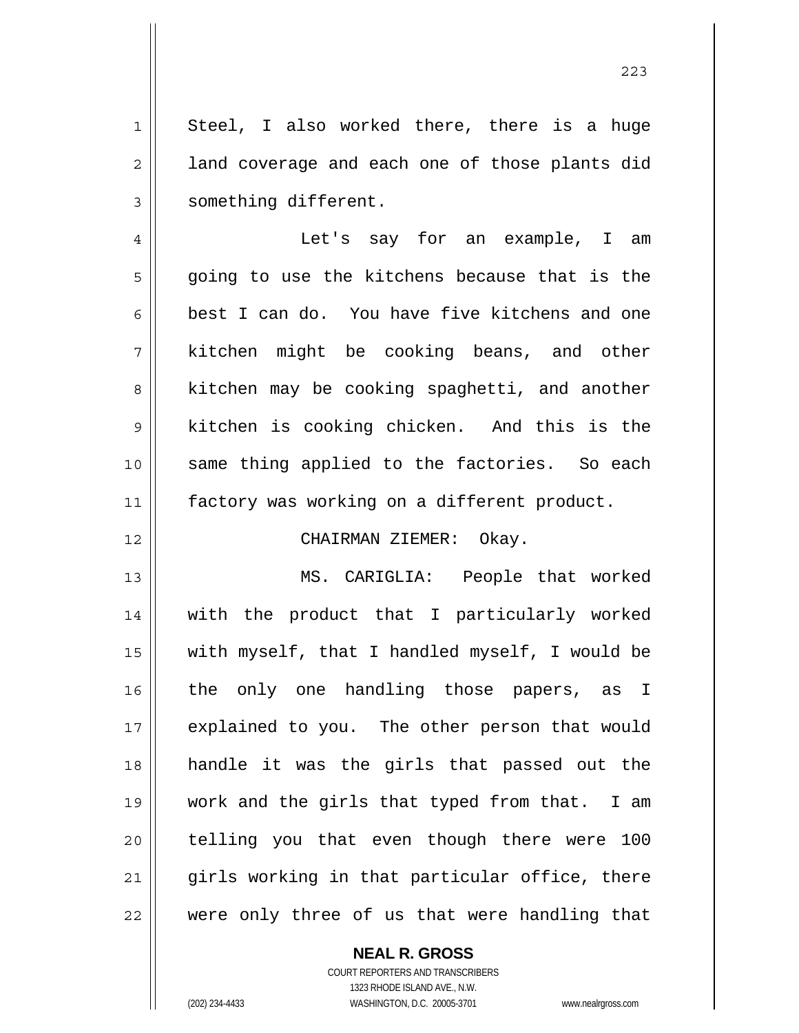Steel, I also worked there, there is a huge land coverage and each one of those plants did something different.

Let's say for an example, I am going to use the kitchens because that is the best I can do. You have five kitchens and one kitchen might be cooking beans, and other kitchen may be cooking spaghetti, and another kitchen is cooking chicken. And this is the same thing applied to the factories. So each factory was working on a different product.

CHAIRMAN ZIEMER: Okay.

MS. CARIGLIA: People that worked with the product that I particularly worked with myself, that I handled myself, I would be the only one handling those papers, as I explained to you. The other person that would handle it was the girls that passed out the work and the girls that typed from that. I am telling you that even though there were 100 girls working in that particular office, there were only three of us that were handling that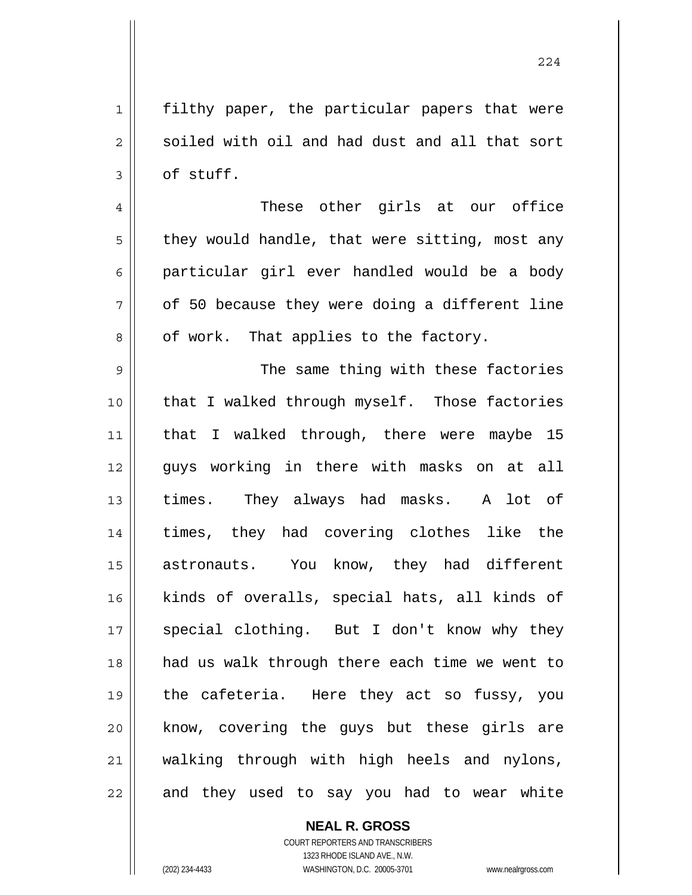filthy paper, the particular papers that were soiled with oil and had dust and all that sort of stuff.

These other girls at our office they would handle, that were sitting, most any particular girl ever handled would be a body of 50 because they were doing a different line of work. That applies to the factory.

The same thing with these factories that I walked through myself. Those factories that I walked through, there were maybe 15 guys working in there with masks on at all times. They always had masks. A lot of times, they had covering clothes like the astronauts. You know, they had different kinds of overalls, special hats, all kinds of special clothing. But I don't know why they had us walk through there each time we went to the cafeteria. Here they act so fussy, you know, covering the guys but these girls are walking through with high heels and nylons, and they used to say you had to wear white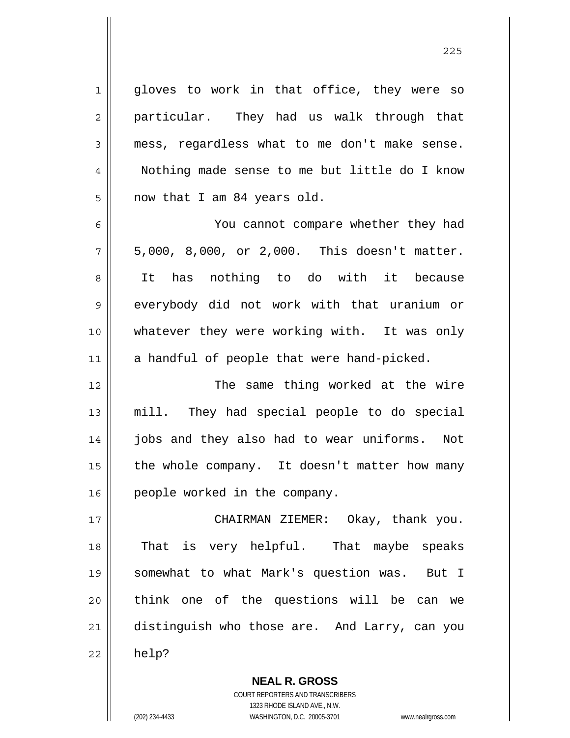gloves to work in that office, they were so particular. They had us walk through that mess, regardless what to me don't make sense. Nothing made sense to me but little do I know now that I am 84 years old.

You cannot compare whether they had 5,000, 8,000, or 2,000. This doesn't matter. It has nothing to do with it because everybody did not work with that uranium or whatever they were working with. It was only a handful of people that were hand-picked.

The same thing worked at the wire mill. They had special people to do special jobs and they also had to wear uniforms. Not the whole company. It doesn't matter how many people worked in the company.

CHAIRMAN ZIEMER: Okay, thank you. That is very helpful. That maybe speaks somewhat to what Mark's question was. But I think one of the questions will be can we distinguish who those are. And Larry, can you help?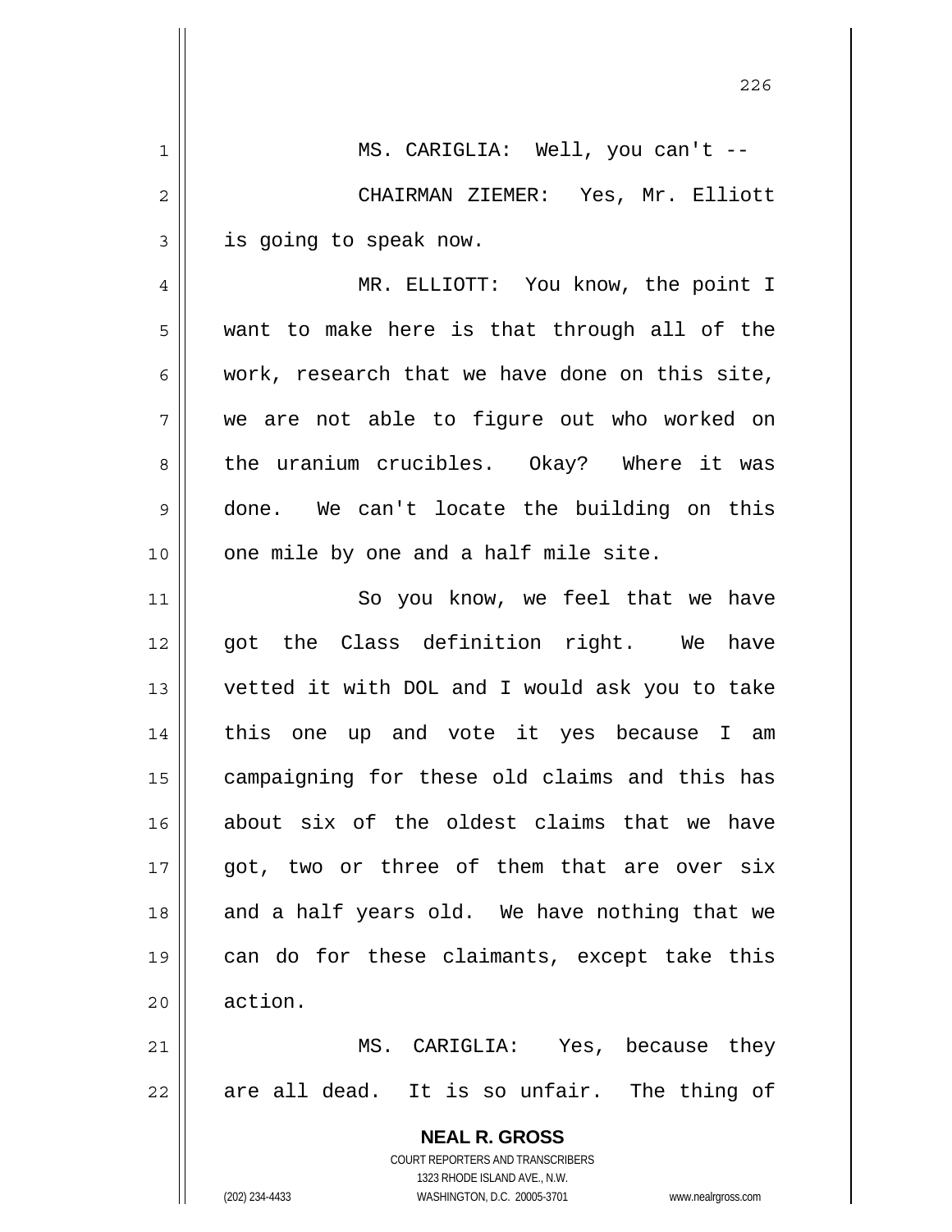MS. CARIGLIA: Well, you can't --

CHAIRMAN ZIEMER: Yes, Mr. Elliott is going to speak now.

MR. ELLIOTT: You know, the point I want to make here is that through all of the work, research that we have done on this site, we are not able to figure out who worked on the uranium crucibles. Okay? Where it was done. We can't locate the building on this one mile by one and a half mile site.

So you know, we feel that we have got the Class definition right. We have vetted it with DOL and I would ask you to take this one up and vote it yes because I am campaigning for these old claims and this has about six of the oldest claims that we have got, two or three of them that are over six and a half years old. We have nothing that we can do for these claimants, except take this action.

MS. CARIGLIA: Yes, because they are all dead. It is so unfair. The thing of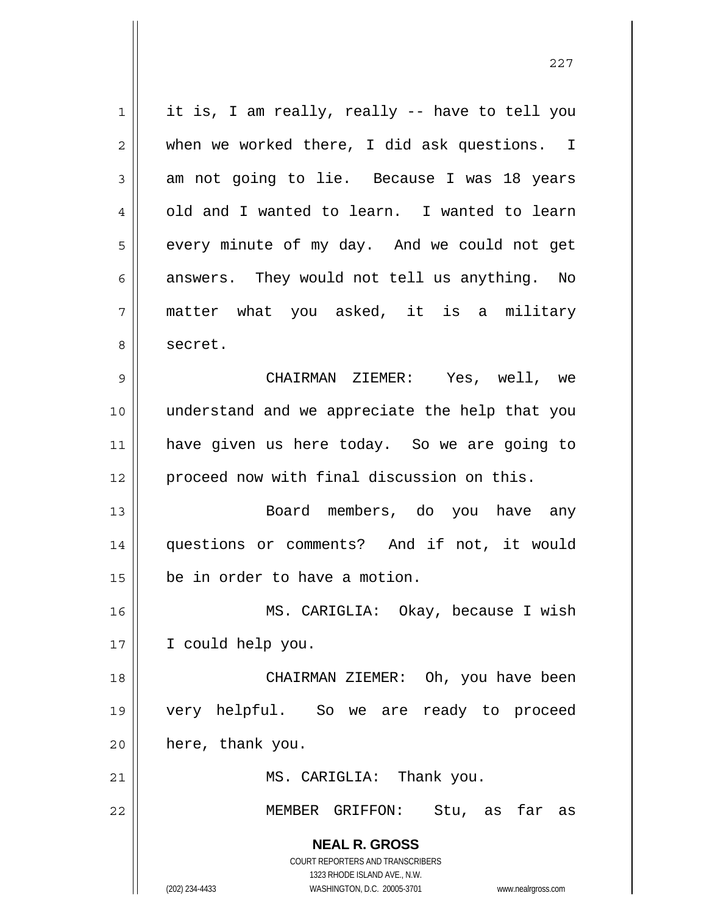it is, I am really, really -- have to tell you when we worked there, I did ask questions. I am not going to lie. Because I was 18 years old and I wanted to learn. I wanted to learn every minute of my day. And we could not get answers. They would not tell us anything. No matter what you asked, it is a military secret.

CHAIRMAN ZIEMER: Yes, well, we understand and we appreciate the help that you have given us here today. So we are going to proceed now with final discussion on this.

Board members, do you have any questions or comments? And if not, it would be in order to have a motion.

MS. CARIGLIA: Okay, because I wish I could help you.

CHAIRMAN ZIEMER: Oh, you have been very helpful. So we are ready to proceed here, thank you.

MS. CARIGLIA: Thank you.

MEMBER GRIFFON: Stu, as far as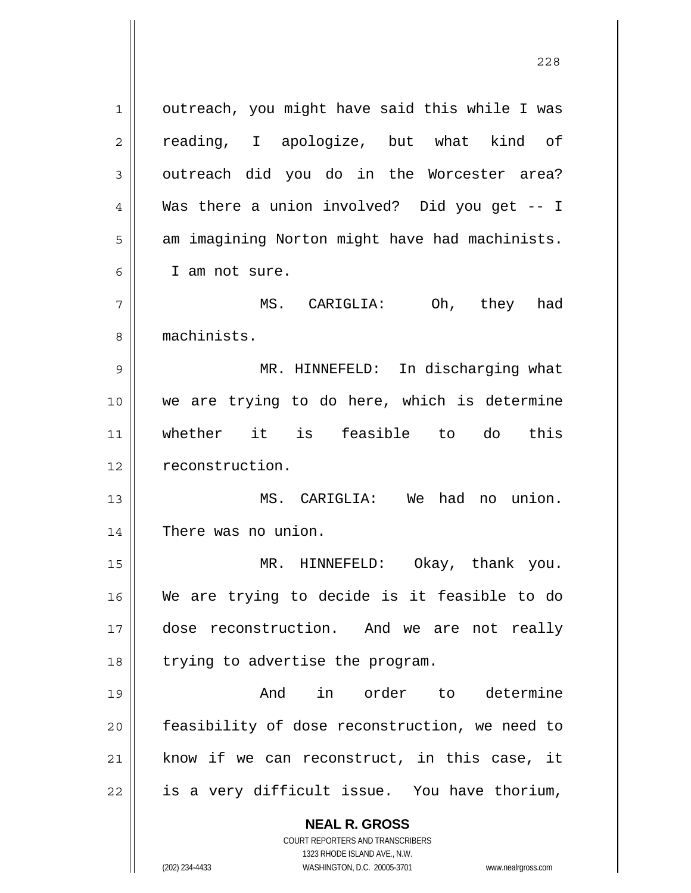outreach, you might have said this while I was reading, I apologize, but what kind of outreach did you do in the Worcester area? Was there a union involved? Did you get -- I am imagining Norton might have had machinists. I am not sure.

MS. CARIGLIA: Oh, they had machinists.

MR. HINNEFELD: In discharging what we are trying to do here, which is determine whether it is feasible to do this reconstruction.

MS. CARIGLIA: We had no union. There was no union.

MR. HINNEFELD: Okay, thank you. We are trying to decide is it feasible to do dose reconstruction. And we are not really trying to advertise the program.

And in order to determine feasibility of dose reconstruction, we need to know if we can reconstruct, in this case, it is a very difficult issue. You have thorium,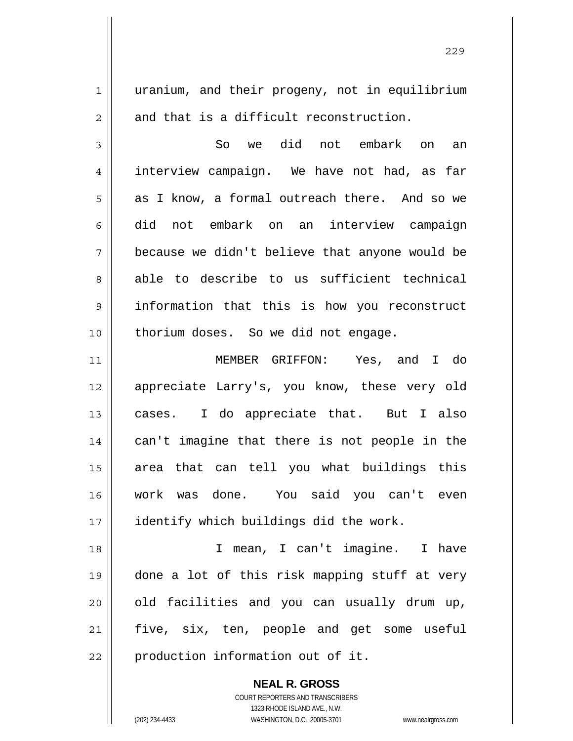uranium, and their progeny, not in equilibrium and that is a difficult reconstruction.

So we did not embark on an interview campaign. We have not had, as far as I know, a formal outreach there. And so we did not embark on an interview campaign because we didn't believe that anyone would be able to describe to us sufficient technical information that this is how you reconstruct thorium doses. So we did not engage.

MEMBER GRIFFON: Yes, and I do appreciate Larry's, you know, these very old cases. I do appreciate that. But I also can't imagine that there is not people in the area that can tell you what buildings this work was done. You said you can't even identify which buildings did the work.

I mean, I can't imagine. I have done a lot of this risk mapping stuff at very old facilities and you can usually drum up, five, six, ten, people and get some useful production information out of it.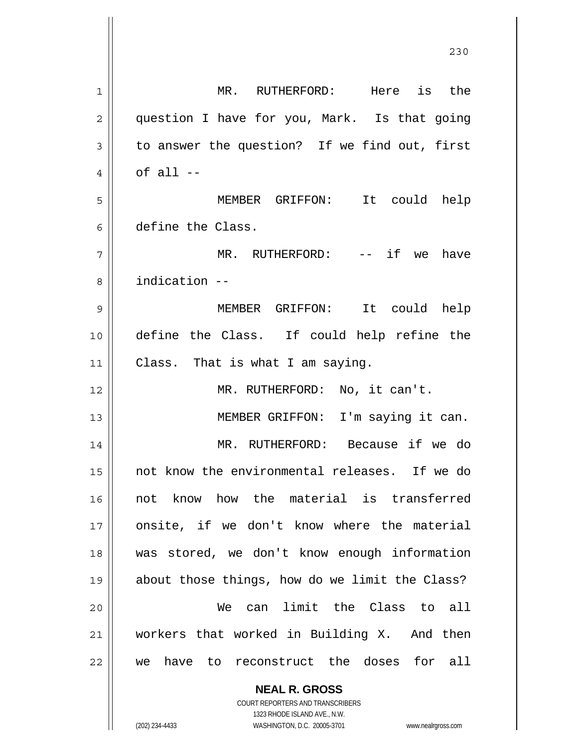MR. RUTHERFORD: Here is the question I have for you, Mark. Is that going to answer the question? If we find out, first of all --

MEMBER GRIFFON: It could help define the Class.

MR. RUTHERFORD: -- if we have indication --

MEMBER GRIFFON: It could help define the Class. If could help refine the Class. That is what I am saying.

MR. RUTHERFORD: No, it can't.

MEMBER GRIFFON: I'm saying it can.

MR. RUTHERFORD: Because if we do not know the environmental releases. If we do not know how the material is transferred onsite, if we don't know where the material was stored, we don't know enough information about those things, how do we limit the Class?

We can limit the Class to all workers that worked in Building X. And then we have to reconstruct the doses for all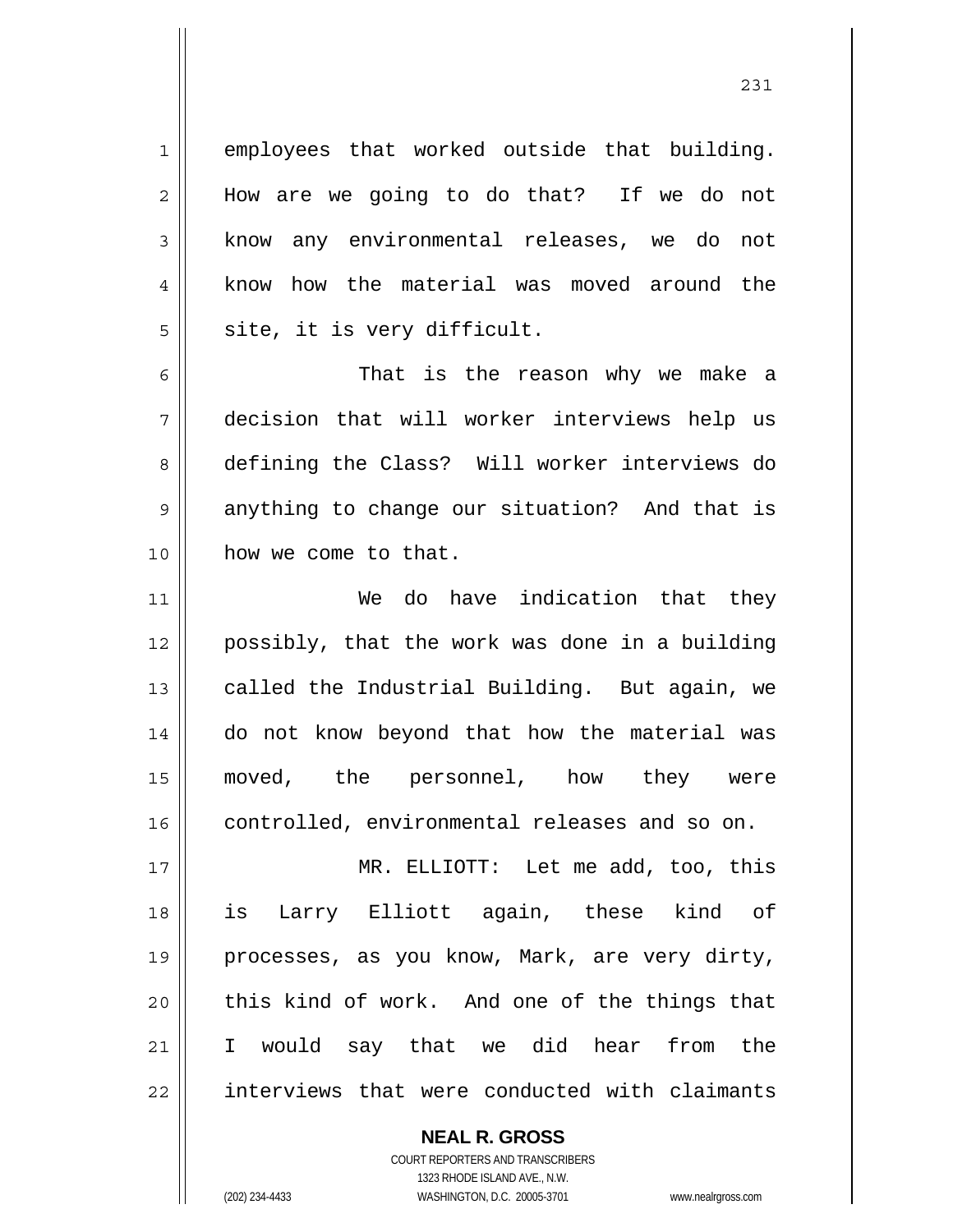employees that worked outside that building. How are we going to do that? If we do not know any environmental releases, we do not know how the material was moved around the site, it is very difficult.

That is the reason why we make a decision that will worker interviews help us defining the Class? Will worker interviews do anything to change our situation? And that is how we come to that.

We do have indication that they possibly, that the work was done in a building called the Industrial Building. But again, we do not know beyond that how the material was moved, the personnel, how they were controlled, environmental releases and so on.

MR. ELLIOTT: Let me add, too, this is Larry Elliott again, these kind of processes, as you know, Mark, are very dirty, this kind of work. And one of the things that I would say that we did hear from the interviews that were conducted with claimants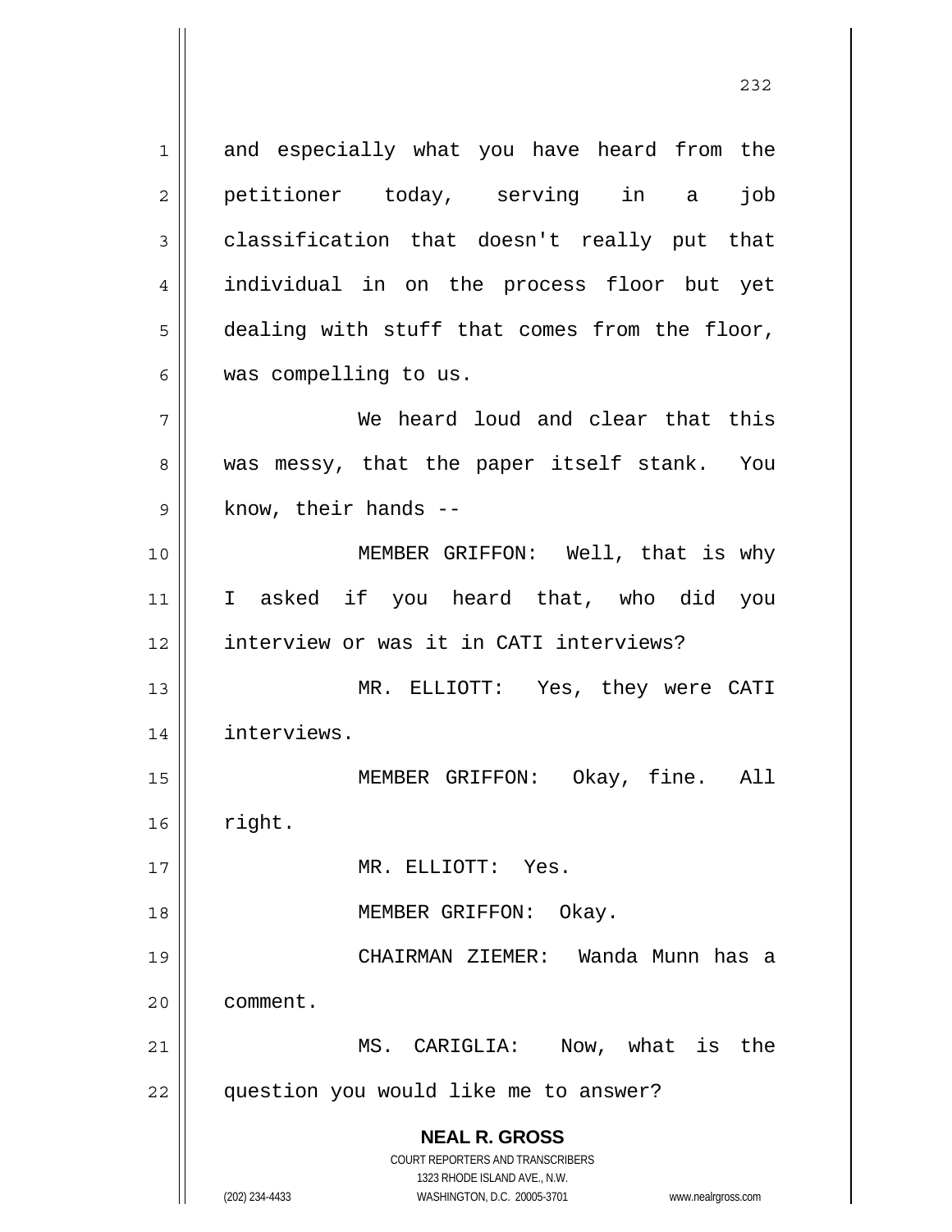and especially what you have heard from the petitioner today, serving in a job classification that doesn't really put that individual in on the process floor but yet dealing with stuff that comes from the floor, was compelling to us.

We heard loud and clear that this was messy, that the paper itself stank. You know, their hands --

MEMBER GRIFFON: Well, that is why I asked if you heard that, who did you interview or was it in CATI interviews?

MR. ELLIOTT: Yes, they were CATI interviews.

MEMBER GRIFFON: Okay, fine. All right.

MR. ELLIOTT: Yes.

MEMBER GRIFFON: Okay.

CHAIRMAN ZIEMER: Wanda Munn has a comment.

MS. CARIGLIA: Now, what is the question you would like me to answer?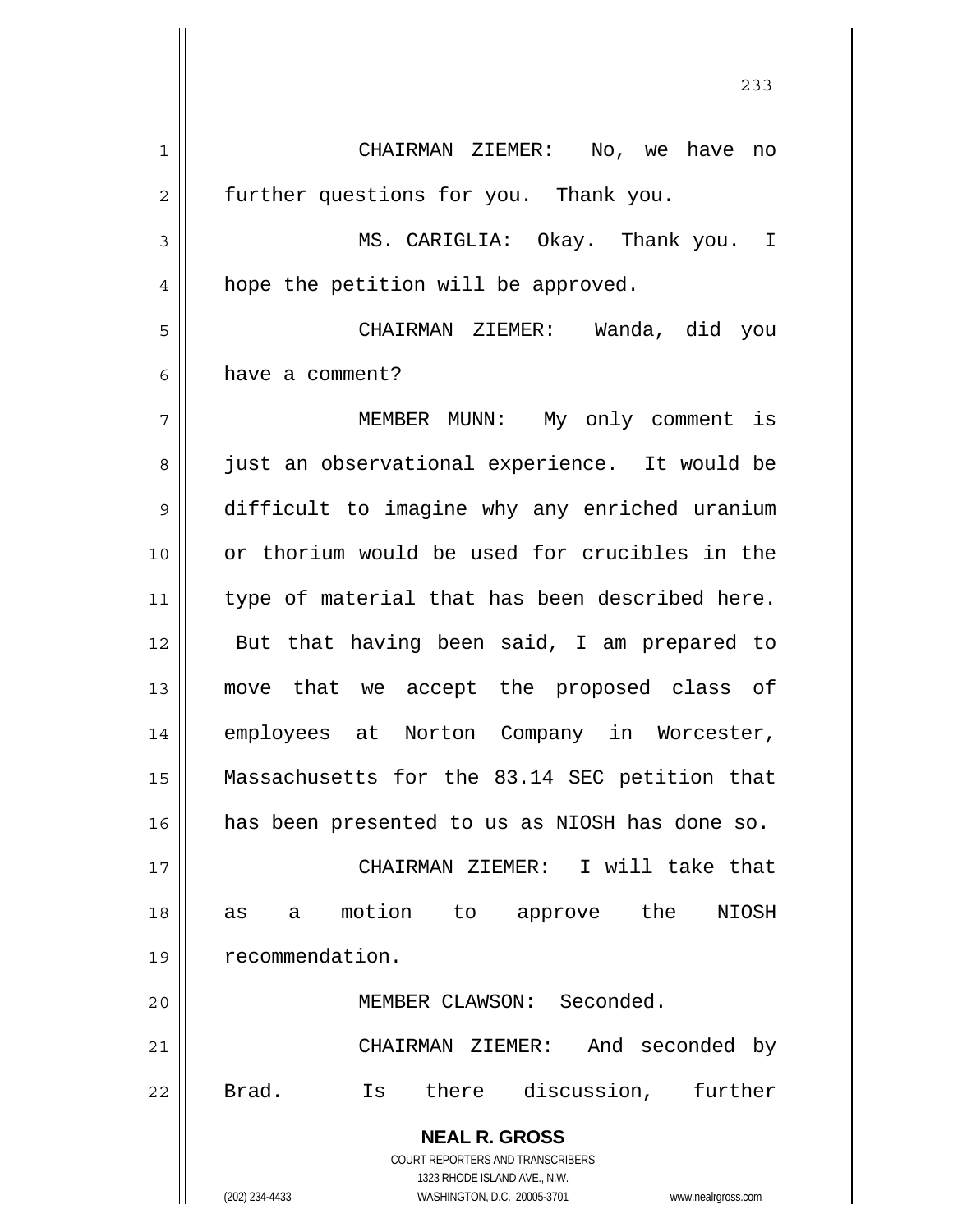CHAIRMAN ZIEMER: No, we have no further questions for you. Thank you.

MS. CARIGLIA: Okay. Thank you. I hope the petition will be approved.

CHAIRMAN ZIEMER: Wanda, did you have a comment?

MEMBER MUNN: My only comment is just an observational experience. It would be difficult to imagine why any enriched uranium or thorium would be used for crucibles in the type of material that has been described here. But that having been said, I am prepared to move that we accept the proposed class of employees at Norton Company in Worcester, Massachusetts for the 83.14 SEC petition that has been presented to us as NIOSH has done so.

CHAIRMAN ZIEMER: I will take that as a motion to approve the NIOSH recommendation.

MEMBER CLAWSON: Seconded.

CHAIRMAN ZIEMER: And seconded by Brad. Is there discussion, further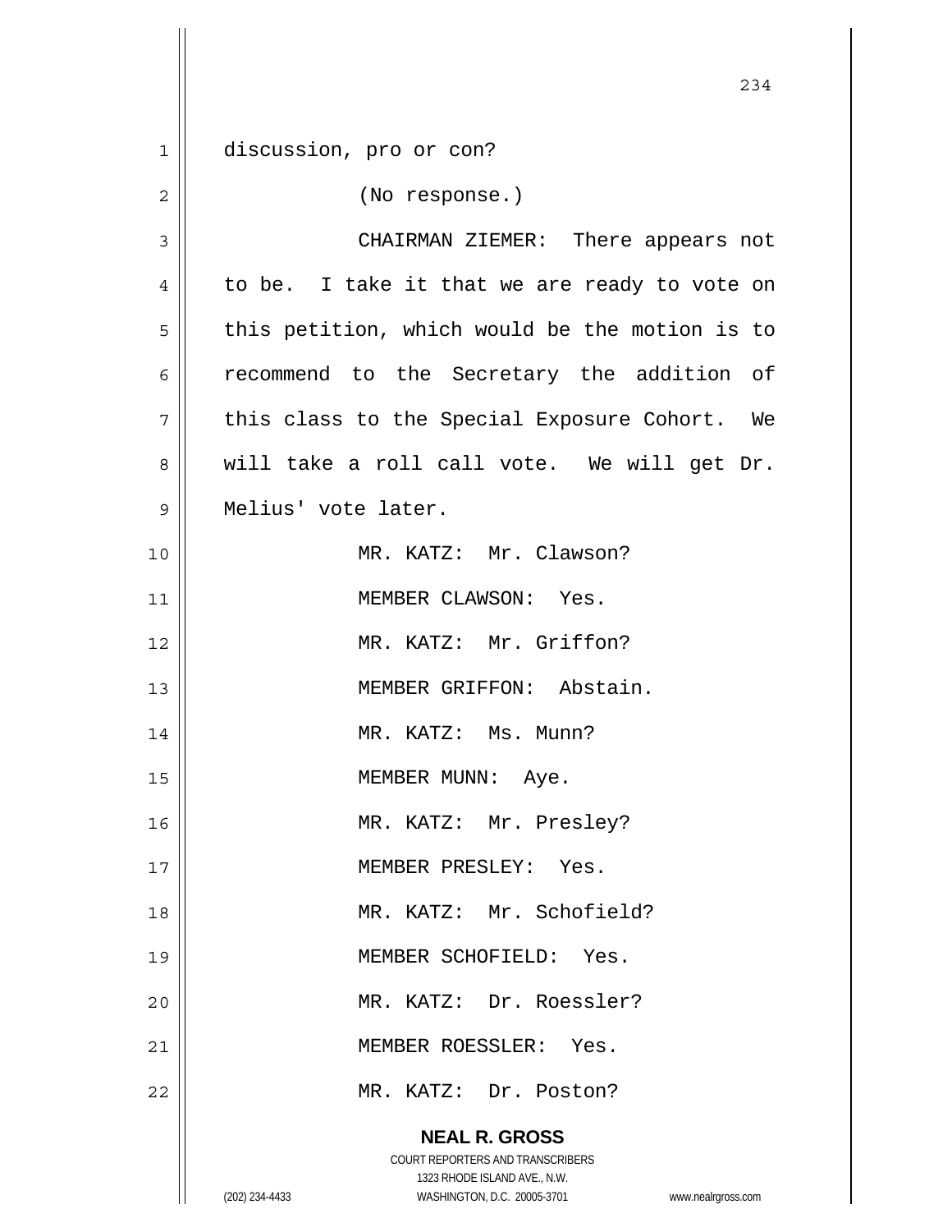discussion, pro or con?

(No response.)

CHAIRMAN ZIEMER: There appears not to be. I take it that we are ready to vote on this petition, which would be the motion is to recommend to the Secretary the addition of this class to the Special Exposure Cohort. We will take a roll call vote. We will get Dr. Melius' vote later.

MR. KATZ: Mr. Clawson?

MEMBER CLAWSON: Yes.

MR. KATZ: Mr. Griffon?

MEMBER GRIFFON: Abstain.

MR. KATZ: Ms. Munn?

MEMBER MUNN: Aye.

MR. KATZ: Mr. Presley?

MEMBER PRESLEY: Yes.

MR. KATZ: Mr. Schofield?

MEMBER SCHOFIELD: Yes.

MR. KATZ: Dr. Roessler?

MEMBER ROESSLER: Yes.

MR. KATZ: Dr. Poston?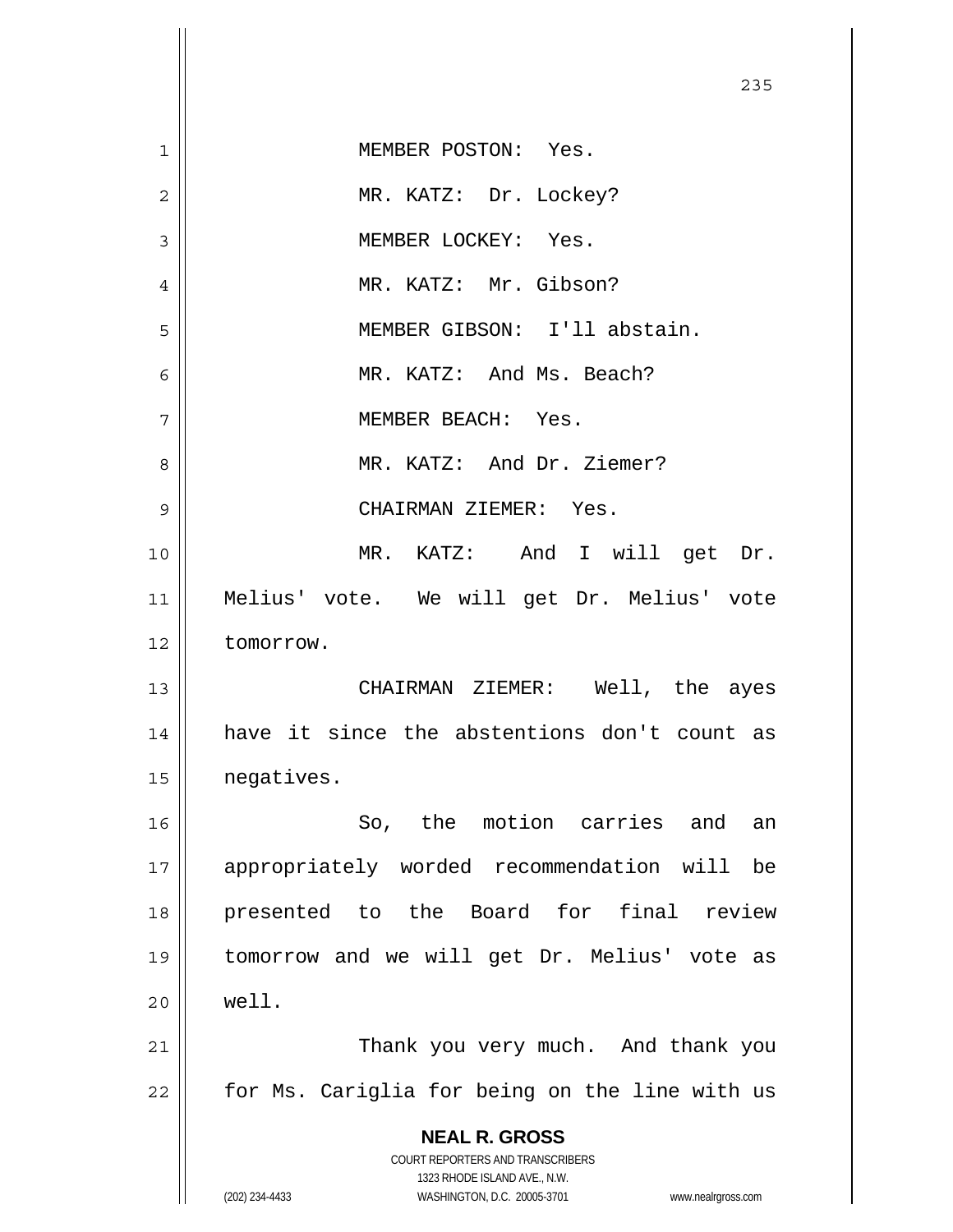MEMBER POSTON: Yes.

MR. KATZ: Dr. Lockey?

MEMBER LOCKEY: Yes.

MR. KATZ: Mr. Gibson?

MEMBER GIBSON: I'll abstain.

MR. KATZ: And Ms. Beach?

MEMBER BEACH: Yes.

MR. KATZ: And Dr. Ziemer?

CHAIRMAN ZIEMER: Yes.

MR. KATZ: And I will get Dr. Melius' vote. We will get Dr. Melius' vote tomorrow.

CHAIRMAN ZIEMER: Well, the ayes have it since the abstentions don't count as negatives.

So, the motion carries and an appropriately worded recommendation will be presented to the Board for final review tomorrow and we will get Dr. Melius' vote as well.

Thank you very much. And thank you for Ms. Cariglia for being on the line with us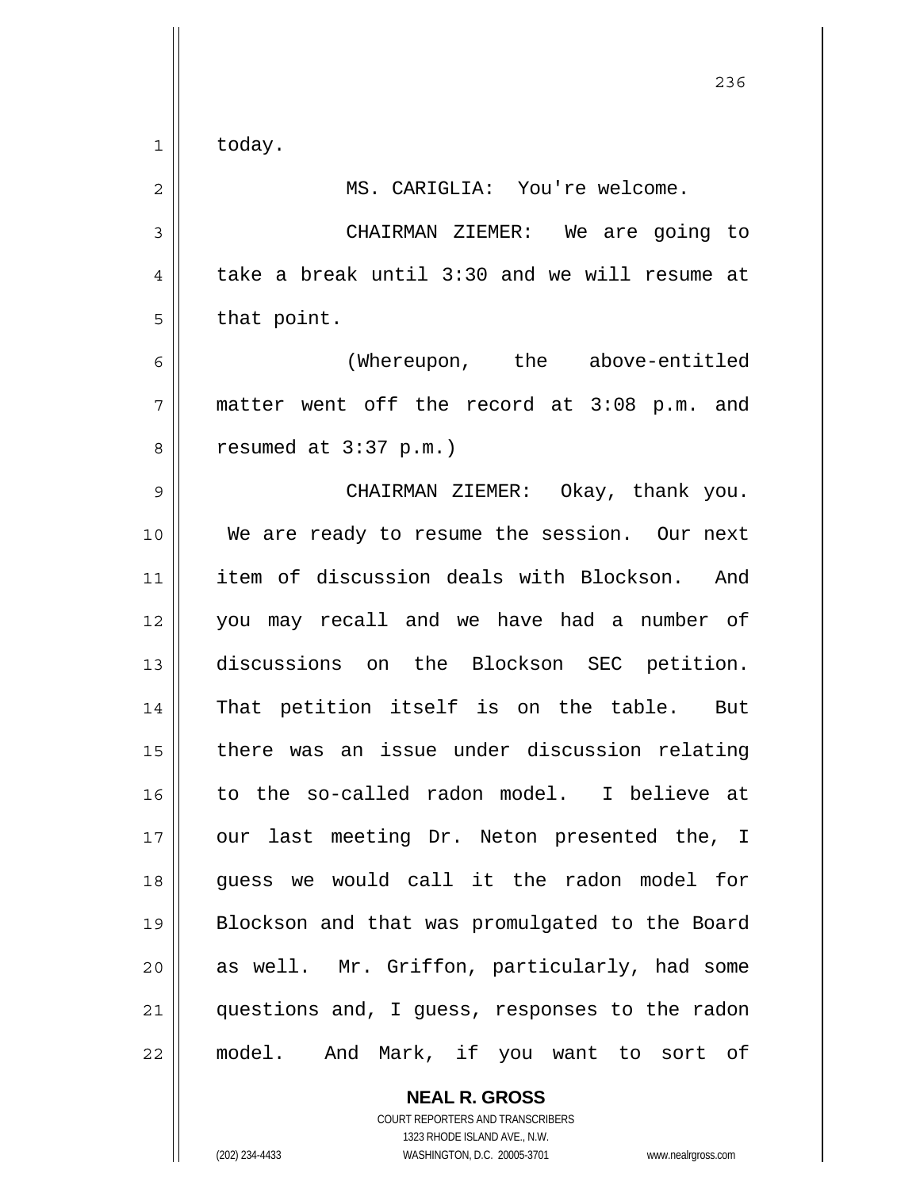today.

MS. CARIGLIA: You're welcome.

CHAIRMAN ZIEMER: We are going to take a break until 3:30 and we will resume at that point.

(Whereupon, the above-entitled matter went off the record at 3:08 p.m. and resumed at 3:37 p.m.)

CHAIRMAN ZIEMER: Okay, thank you. We are ready to resume the session. Our next item of discussion deals with Blockson. And you may recall and we have had a number of discussions on the Blockson SEC petition. That petition itself is on the table. But there was an issue under discussion relating to the so-called radon model. I believe at our last meeting Dr. Neton presented the, I guess we would call it the radon model for Blockson and that was promulgated to the Board as well. Mr. Griffon, particularly, had some questions and, I guess, responses to the radon model. And Mark, if you want to sort of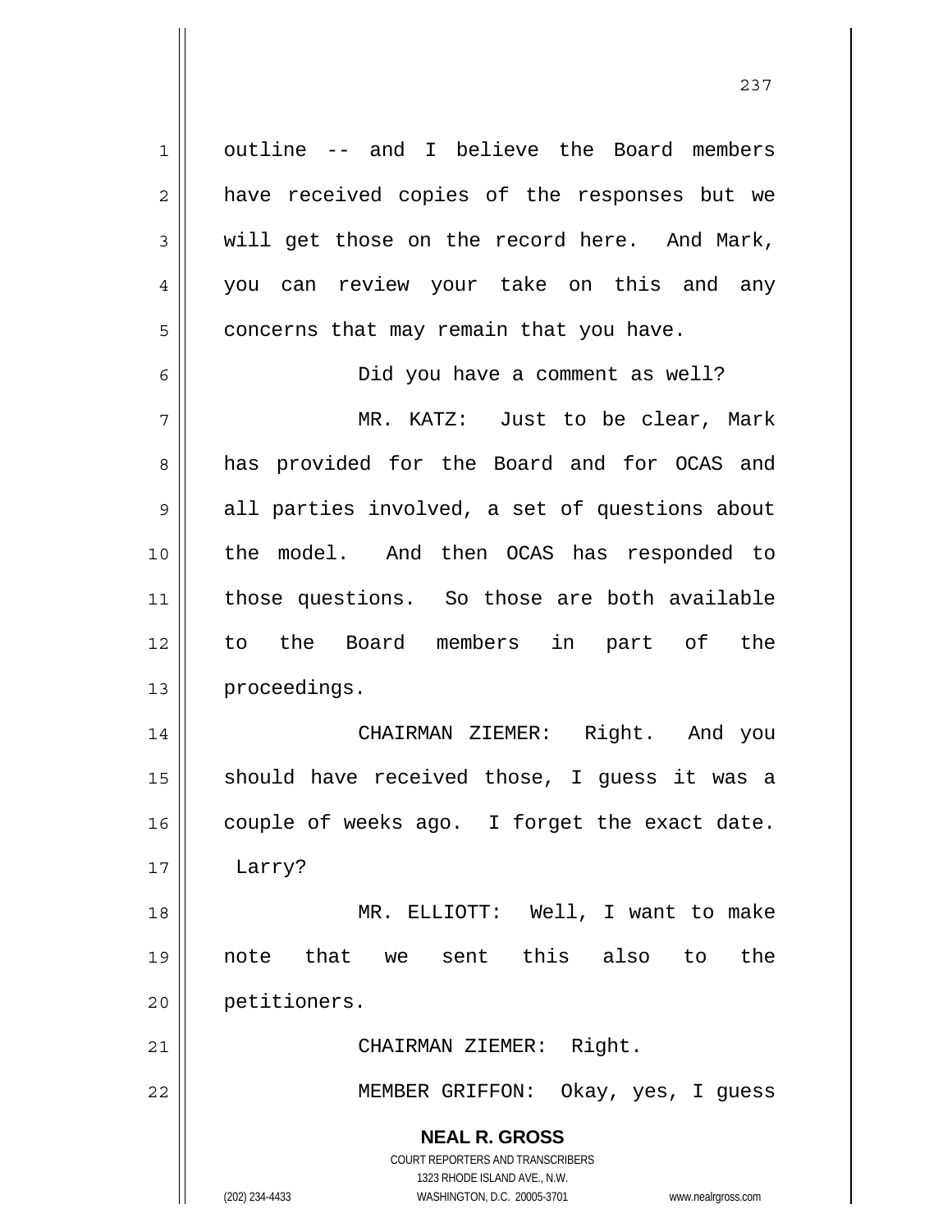outline -- and I believe the Board members have received copies of the responses but we will get those on the record here. And Mark, you can review your take on this and any concerns that may remain that you have.

Did you have a comment as well?

MR. KATZ: Just to be clear, Mark has provided for the Board and for OCAS and all parties involved, a set of questions about the model. And then OCAS has responded to those questions. So those are both available to the Board members in part of the proceedings.

CHAIRMAN ZIEMER: Right. And you should have received those, I guess it was a couple of weeks ago. I forget the exact date. Larry?

MR. ELLIOTT: Well, I want to make note that we sent this also to the petitioners.

CHAIRMAN ZIEMER: Right.

MEMBER GRIFFON: Okay, yes, I guess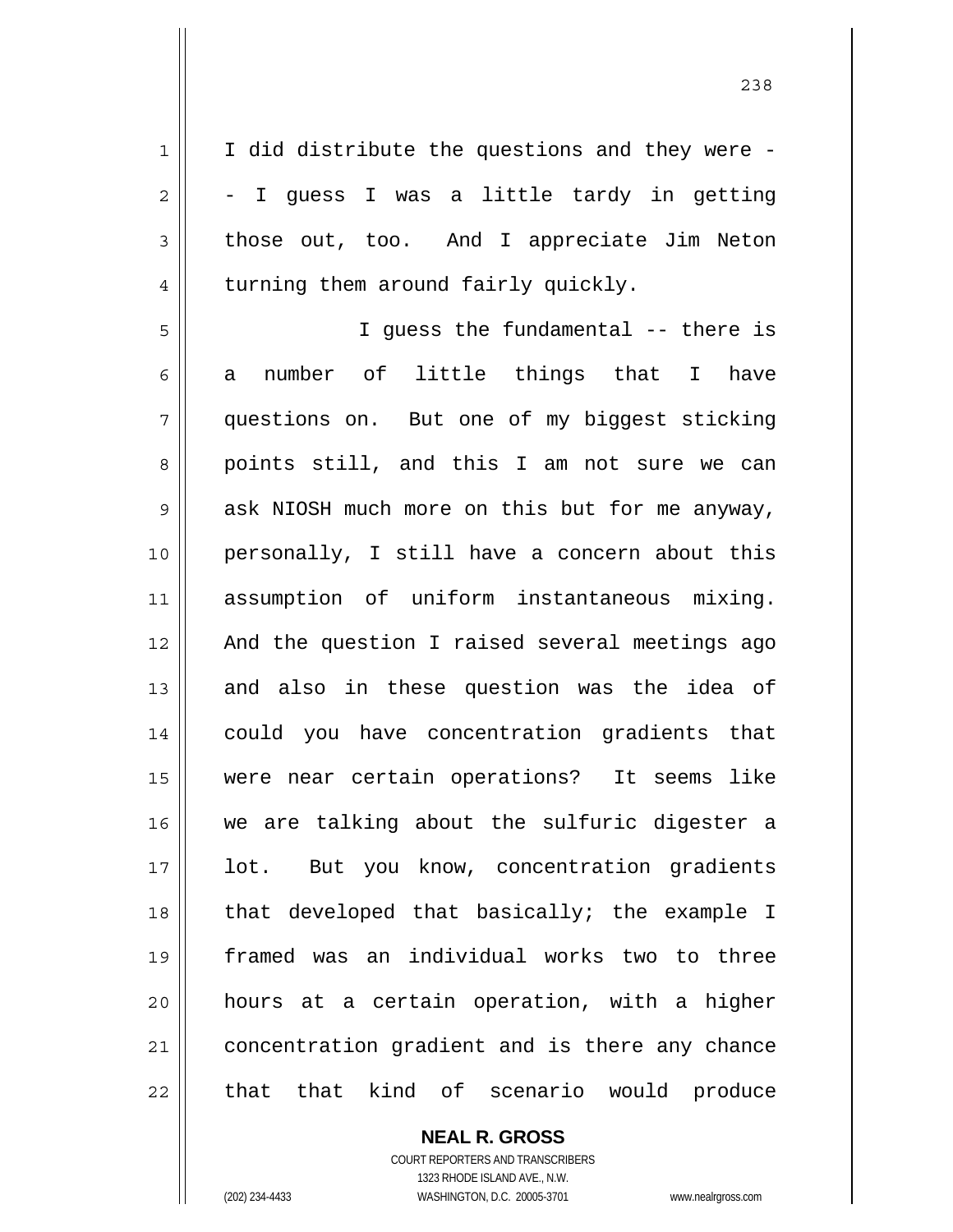I did distribute the questions and they were -- I guess I was a little tardy in getting those out, too. And I appreciate Jim Neton turning them around fairly quickly.

I guess the fundamental -- there is a number of little things that I have questions on. But one of my biggest sticking points still, and this I am not sure we can ask NIOSH much more on this but for me anyway, personally, I still have a concern about this assumption of uniform instantaneous mixing. And the question I raised several meetings ago and also in these question was the idea of could you have concentration gradients that were near certain operations? It seems like we are talking about the sulfuric digester a lot. But you know, concentration gradients that developed that basically; the example I framed was an individual works two to three hours at a certain operation, with a higher concentration gradient and is there any chance that that kind of scenario would produce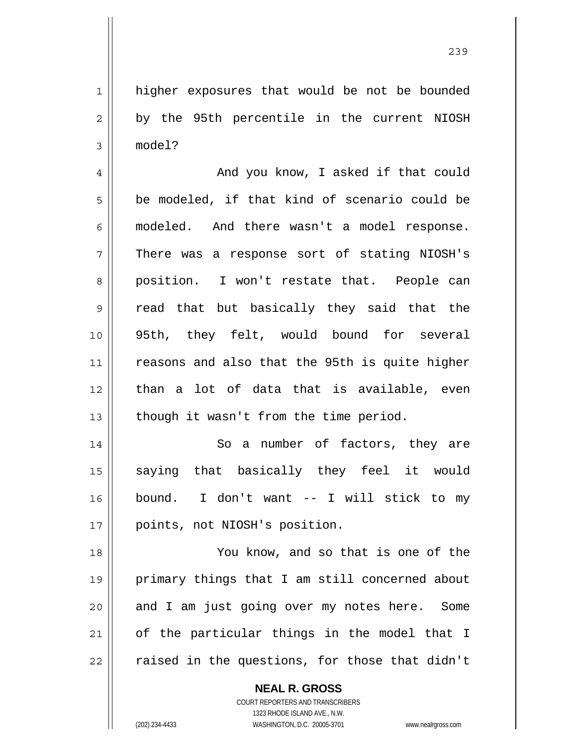higher exposures that would be not be bounded by the 95th percentile in the current NIOSH model?

And you know, I asked if that could be modeled, if that kind of scenario could be modeled. And there wasn't a model response. There was a response sort of stating NIOSH's position. I won't restate that. People can read that but basically they said that the 95th, they felt, would bound for several reasons and also that the 95th is quite higher than a lot of data that is available, even though it wasn't from the time period.

So a number of factors, they are saying that basically they feel it would bound. I don't want -- I will stick to my points, not NIOSH's position.

You know, and so that is one of the primary things that I am still concerned about and I am just going over my notes here. Some of the particular things in the model that I raised in the questions, for those that didn't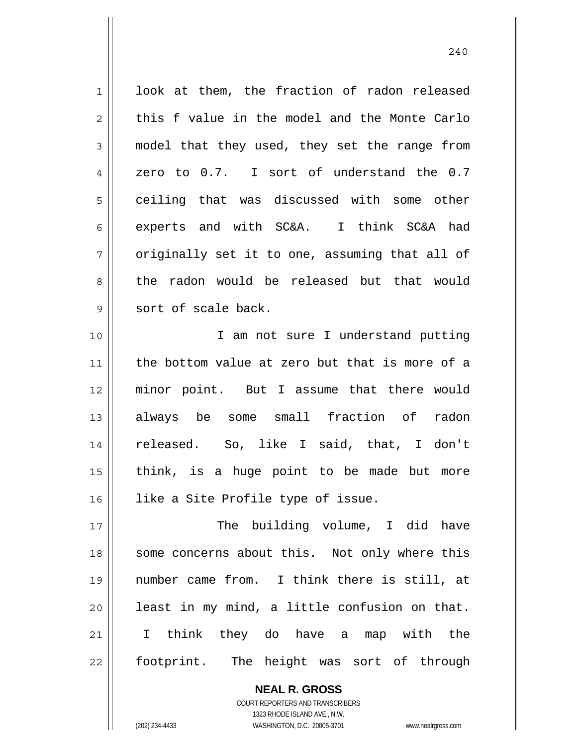look at them, the fraction of radon released this f value in the model and the Monte Carlo model that they used, they set the range from zero to 0.7. I sort of understand the 0.7 ceiling that was discussed with some other experts and with SC&A. I think SC&A had originally set it to one, assuming that all of the radon would be released but that would sort of scale back.

I am not sure I understand putting the bottom value at zero but that is more of a minor point. But I assume that there would always be some small fraction of radon released. So, like I said, that, I don't think, is a huge point to be made but more like a Site Profile type of issue.

The building volume, I did have some concerns about this. Not only where this number came from. I think there is still, at least in my mind, a little confusion on that. I think they do have a map with the footprint. The height was sort of through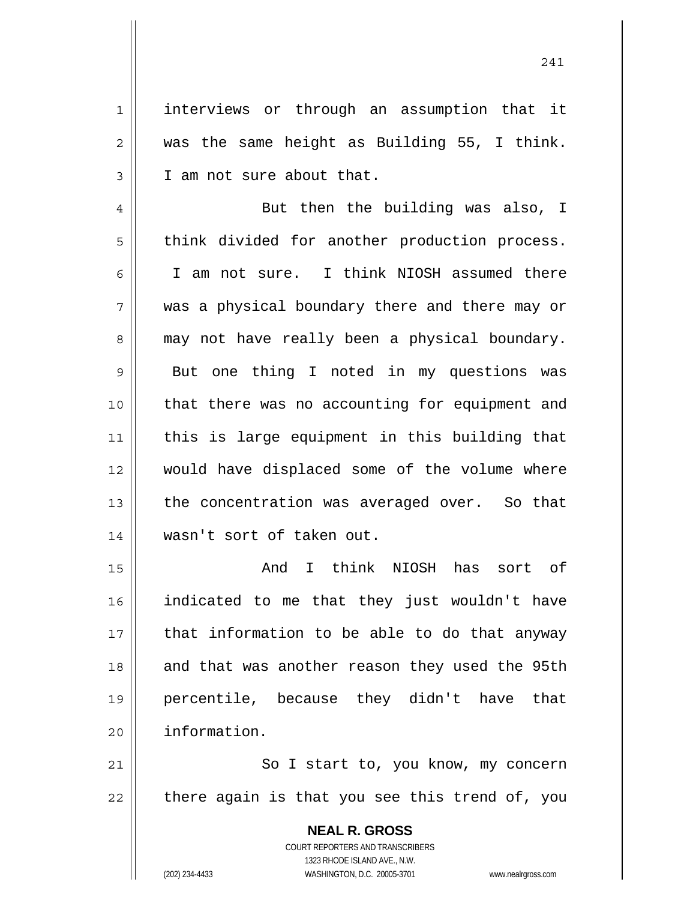interviews or through an assumption that it was the same height as Building 55, I think. I am not sure about that.

But then the building was also, I think divided for another production process. I am not sure. I think NIOSH assumed there was a physical boundary there and there may or may not have really been a physical boundary. But one thing I noted in my questions was that there was no accounting for equipment and this is large equipment in this building that would have displaced some of the volume where the concentration was averaged over. So that wasn't sort of taken out.

And I think NIOSH has sort of indicated to me that they just wouldn't have that information to be able to do that anyway and that was another reason they used the 95th percentile, because they didn't have that information.

So I start to, you know, my concern there again is that you see this trend of, you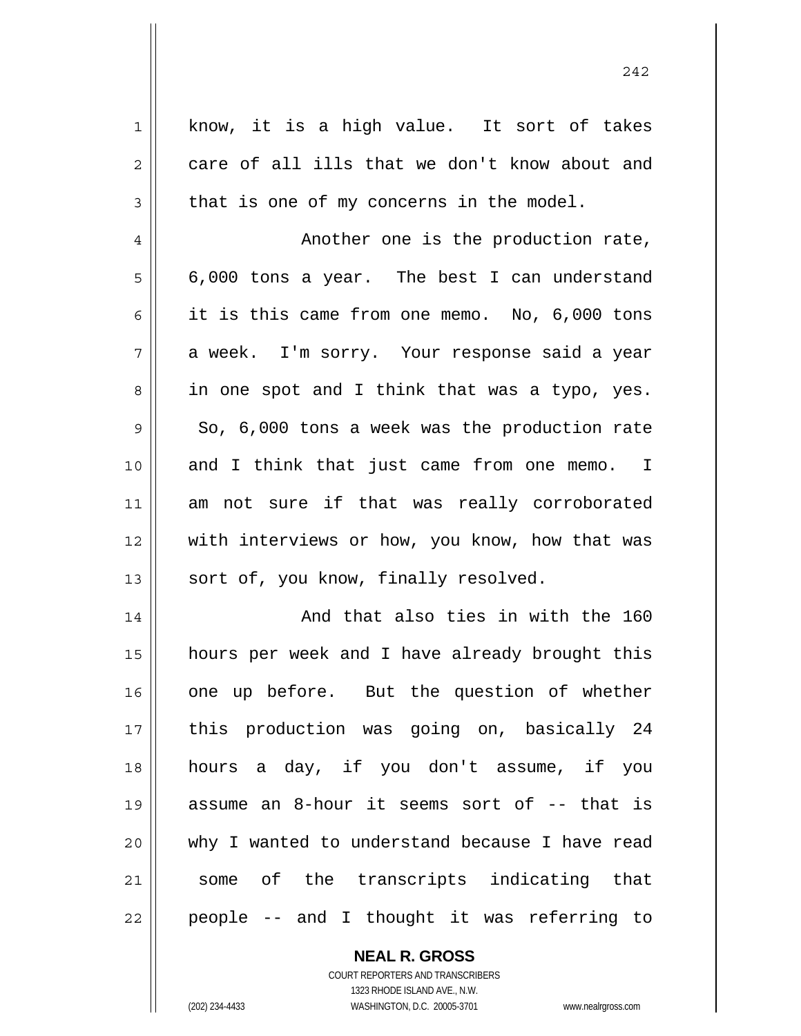know, it is a high value. It sort of takes care of all ills that we don't know about and that is one of my concerns in the model.

Another one is the production rate, 6,000 tons a year. The best I can understand it is this came from one memo. No, 6,000 tons a week. I'm sorry. Your response said a year in one spot and I think that was a typo, yes. So, 6,000 tons a week was the production rate and I think that just came from one memo. I am not sure if that was really corroborated with interviews or how, you know, how that was sort of, you know, finally resolved.

And that also ties in with the 160 hours per week and I have already brought this one up before. But the question of whether this production was going on, basically 24 hours a day, if you don't assume, if you assume an 8-hour it seems sort of -- that is why I wanted to understand because I have read some of the transcripts indicating that people -- and I thought it was referring to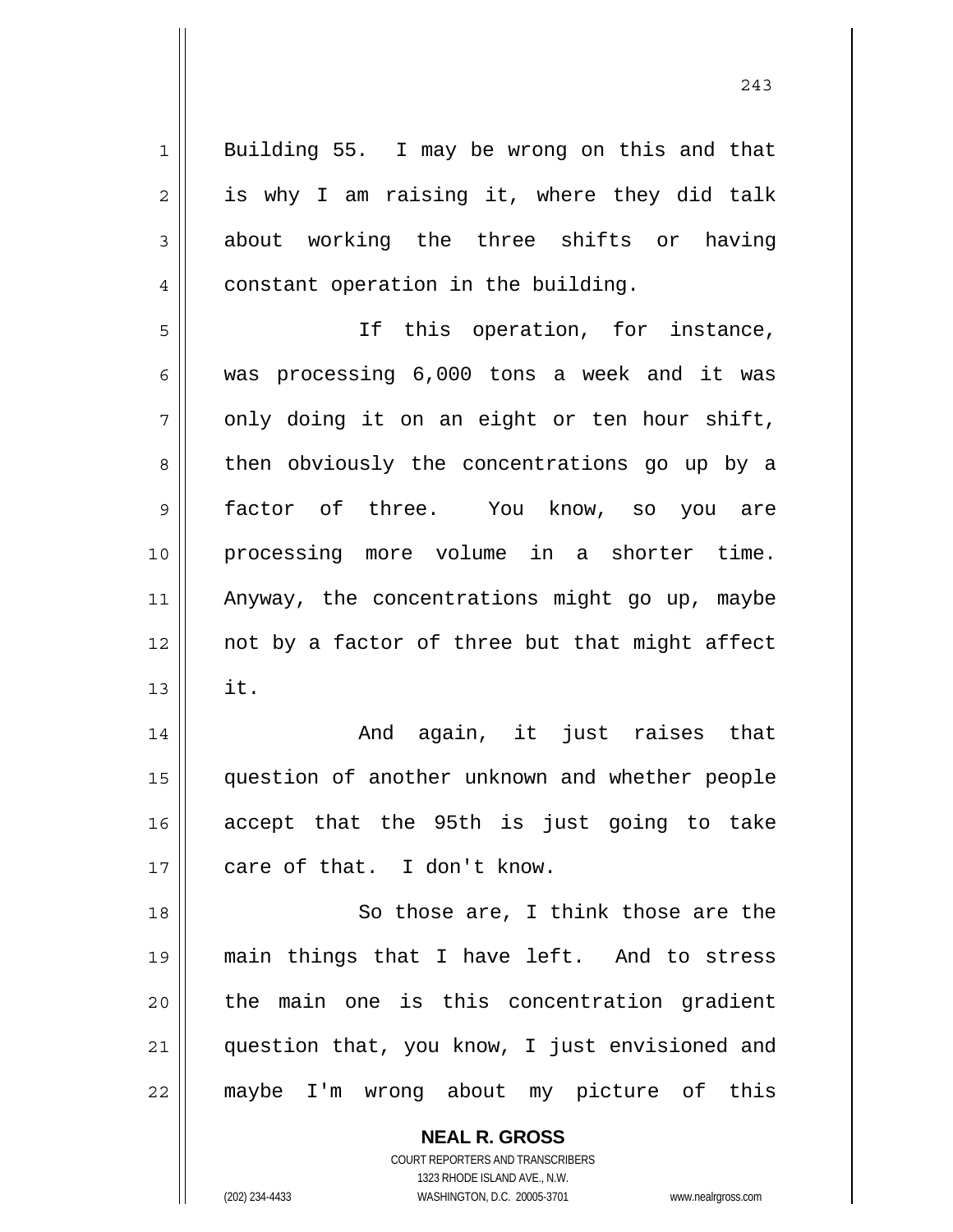Building 55. I may be wrong on this and that is why I am raising it, where they did talk about working the three shifts or having constant operation in the building.

If this operation, for instance, was processing 6,000 tons a week and it was only doing it on an eight or ten hour shift, then obviously the concentrations go up by a factor of three. You know, so you are processing more volume in a shorter time. Anyway, the concentrations might go up, maybe not by a factor of three but that might affect it.

And again, it just raises that question of another unknown and whether people accept that the 95th is just going to take care of that. I don't know.

So those are, I think those are the main things that I have left. And to stress the main one is this concentration gradient question that, you know, I just envisioned and maybe I'm wrong about my picture of this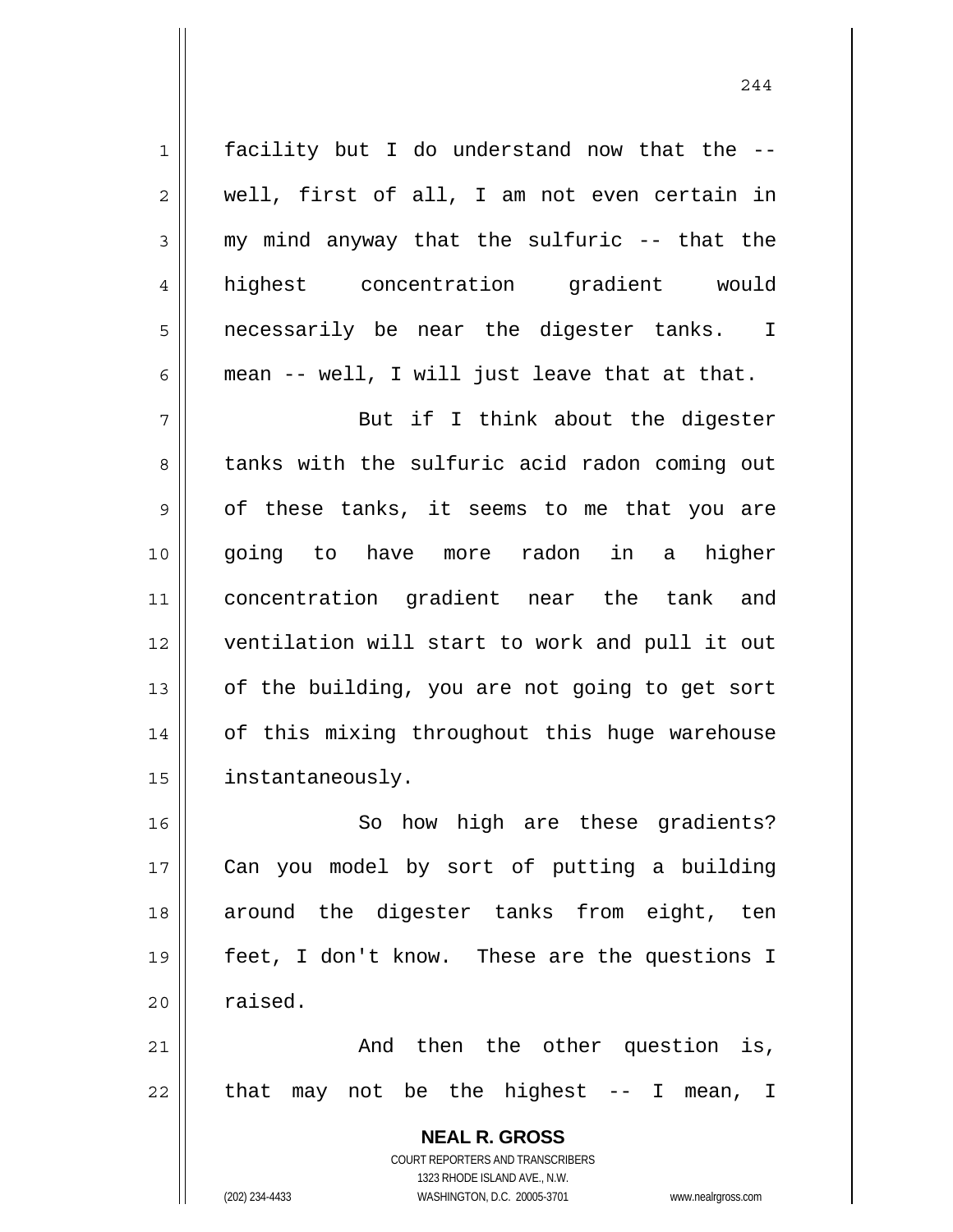facility but I do understand now that the -- well, first of all, I am not even certain in my mind anyway that the sulfuric -- that the highest concentration gradient would necessarily be near the digester tanks. I mean -- well, I will just leave that at that.

But if I think about the digester tanks with the sulfuric acid radon coming out of these tanks, it seems to me that you are going to have more radon in a higher concentration gradient near the tank and ventilation will start to work and pull it out of the building, you are not going to get sort of this mixing throughout this huge warehouse instantaneously.

So how high are these gradients? Can you model by sort of putting a building around the digester tanks from eight, ten feet, I don't know. These are the questions I raised.

And then the other question is, that may not be the highest -- I mean, I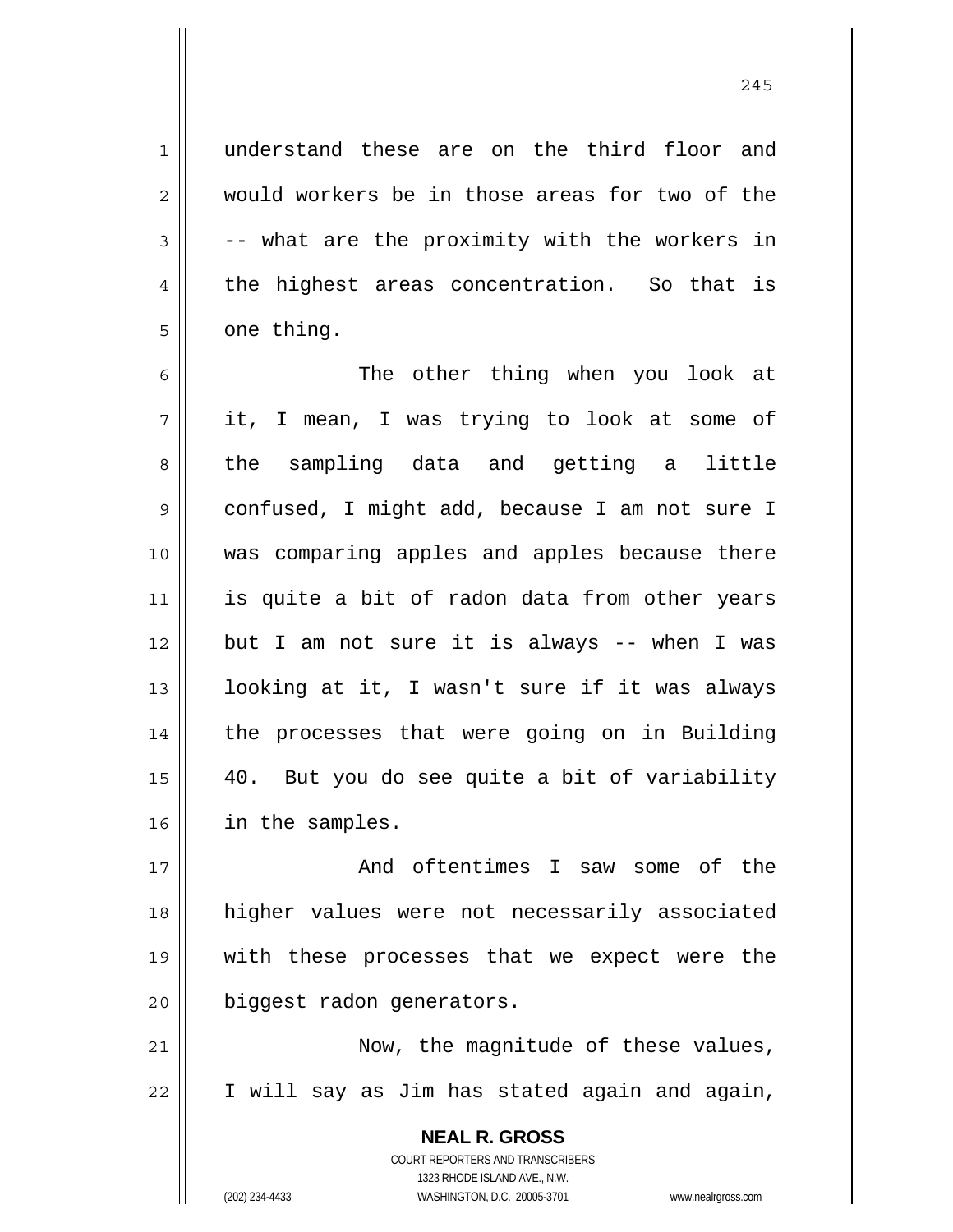understand these are on the third floor and would workers be in those areas for two of the -- what are the proximity with the workers in the highest areas concentration. So that is one thing.

The other thing when you look at it, I mean, I was trying to look at some of the sampling data and getting a little confused, I might add, because I am not sure I was comparing apples and apples because there is quite a bit of radon data from other years but I am not sure it is always -- when I was looking at it, I wasn't sure if it was always the processes that were going on in Building 40. But you do see quite a bit of variability in the samples.

And oftentimes I saw some of the higher values were not necessarily associated with these processes that we expect were the biggest radon generators.

Now, the magnitude of these values, I will say as Jim has stated again and again,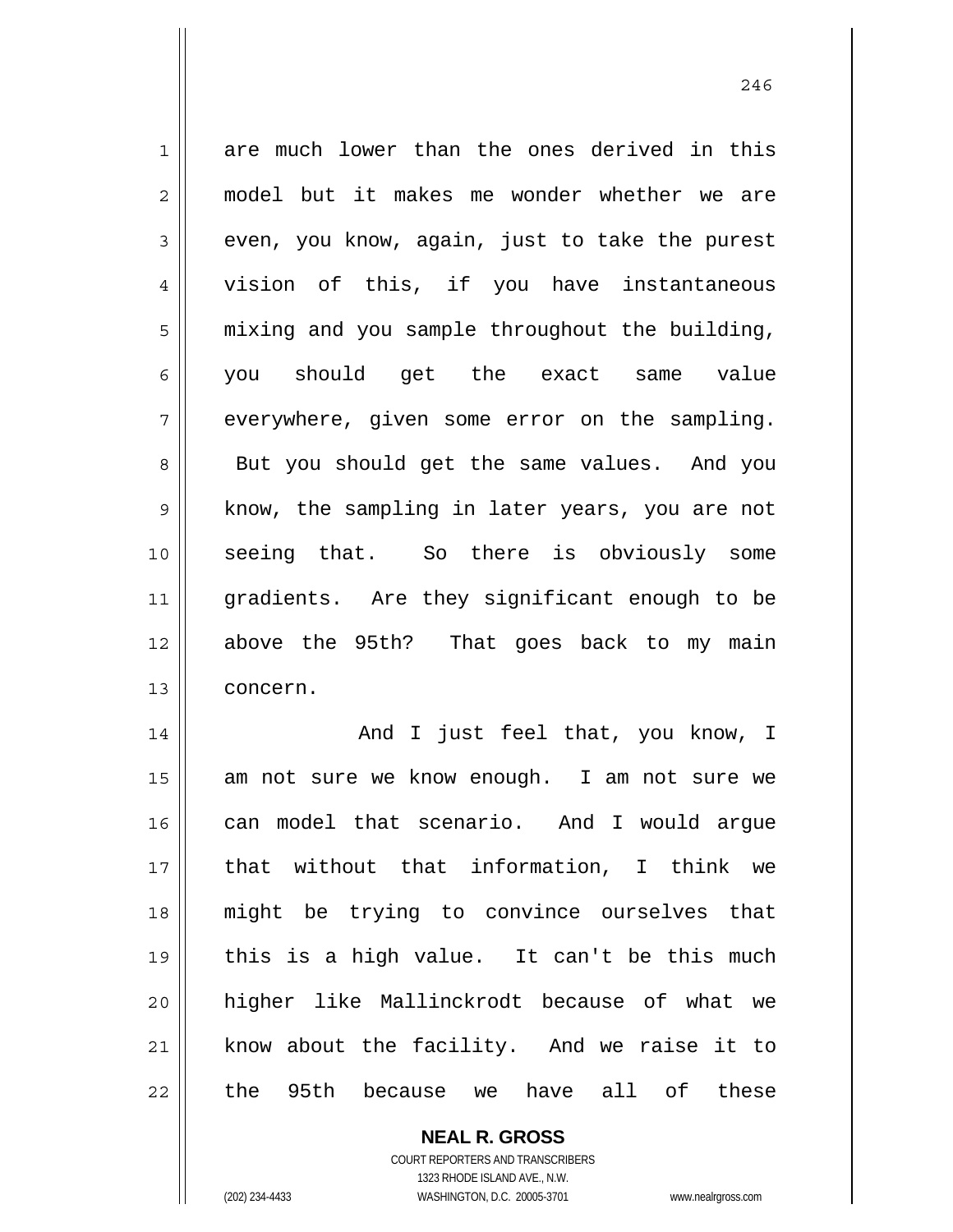are much lower than the ones derived in this model but it makes me wonder whether we are even, you know, again, just to take the purest vision of this, if you have instantaneous mixing and you sample throughout the building, you should get the exact same value everywhere, given some error on the sampling. But you should get the same values. And you know, the sampling in later years, you are not seeing that. So there is obviously some gradients. Are they significant enough to be above the 95th? That goes back to my main concern.

And I just feel that, you know, I am not sure we know enough. I am not sure we can model that scenario. And I would argue that without that information, I think we might be trying to convince ourselves that this is a high value. It can't be this much higher like Mallinckrodt because of what we know about the facility. And we raise it to the 95th because we have all of these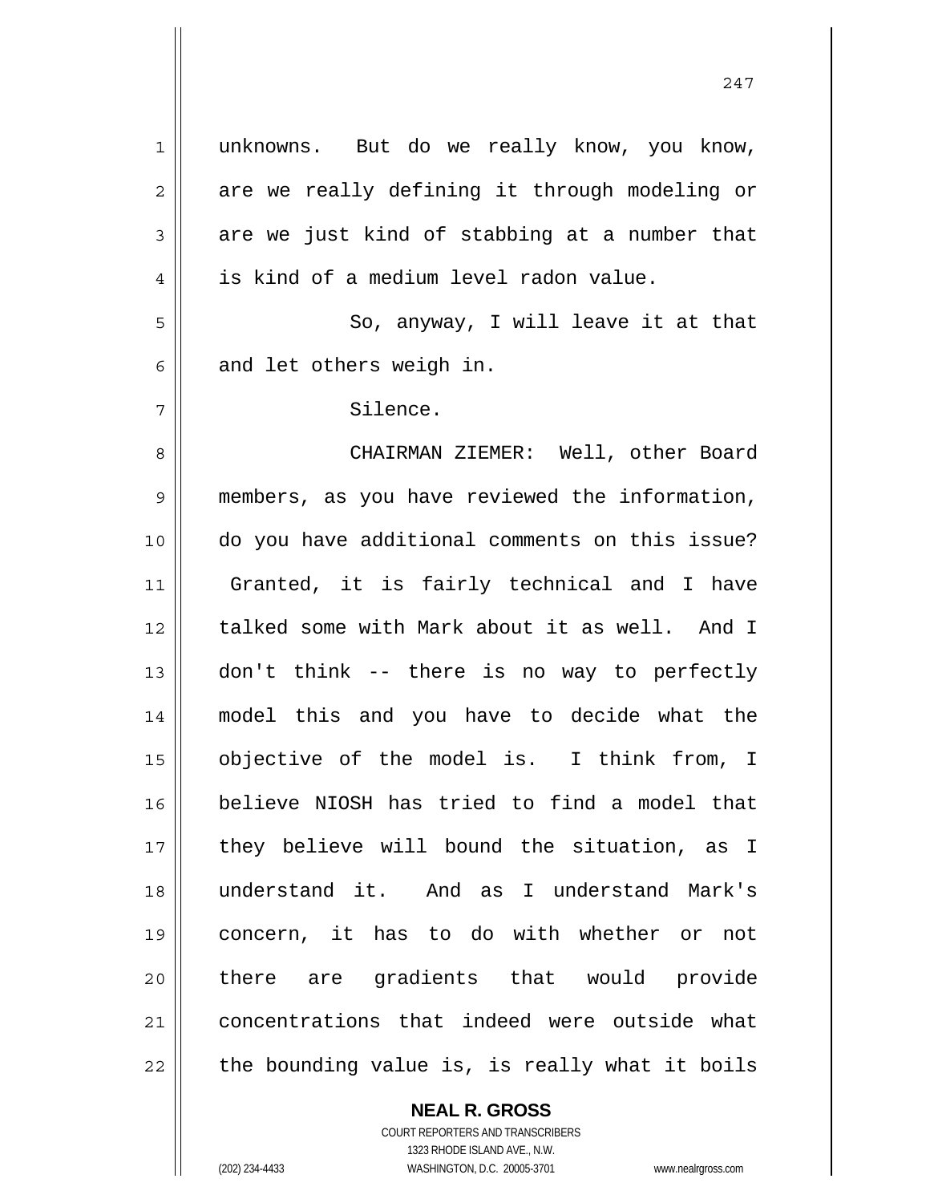unknowns. But do we really know, you know, are we really defining it through modeling or are we just kind of stabbing at a number that is kind of a medium level radon value.

So, anyway, I will leave it at that and let others weigh in.

Silence.

CHAIRMAN ZIEMER: Well, other Board members, as you have reviewed the information, do you have additional comments on this issue? Granted, it is fairly technical and I have talked some with Mark about it as well. And I don't think -- there is no way to perfectly model this and you have to decide what the objective of the model is. I think from, I believe NIOSH has tried to find a model that they believe will bound the situation, as I understand it. And as I understand Mark's concern, it has to do with whether or not there are gradients that would provide concentrations that indeed were outside what the bounding value is, is really what it boils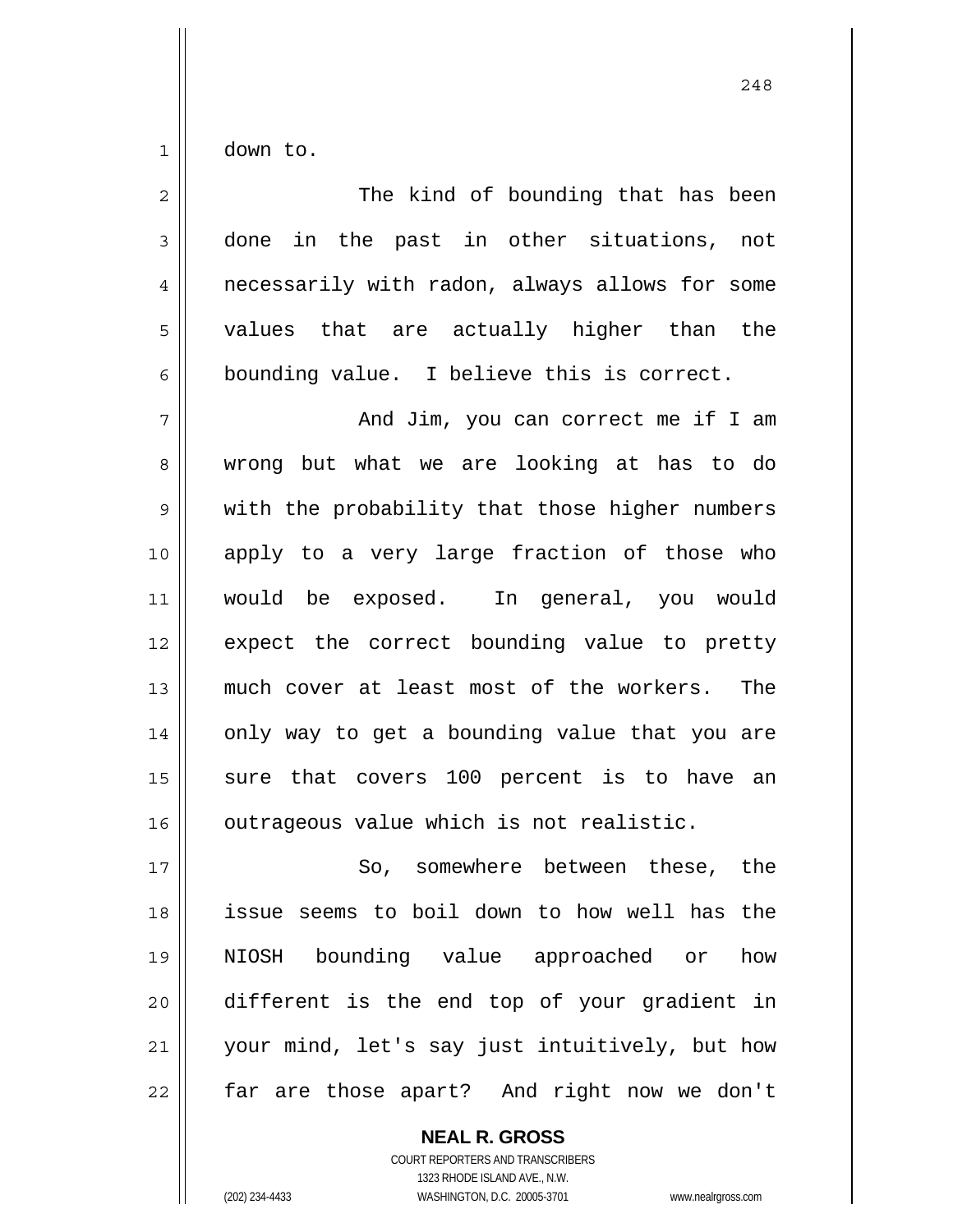down to.

The kind of bounding that has been done in the past in other situations, not necessarily with radon, always allows for some values that are actually higher than the bounding value. I believe this is correct.

And Jim, you can correct me if I am wrong but what we are looking at has to do with the probability that those higher numbers apply to a very large fraction of those who would be exposed. In general, you would expect the correct bounding value to pretty much cover at least most of the workers. The only way to get a bounding value that you are sure that covers 100 percent is to have an outrageous value which is not realistic.

So, somewhere between these, the issue seems to boil down to how well has the NIOSH bounding value approached or how different is the end top of your gradient in your mind, let's say just intuitively, but how far are those apart? And right now we don't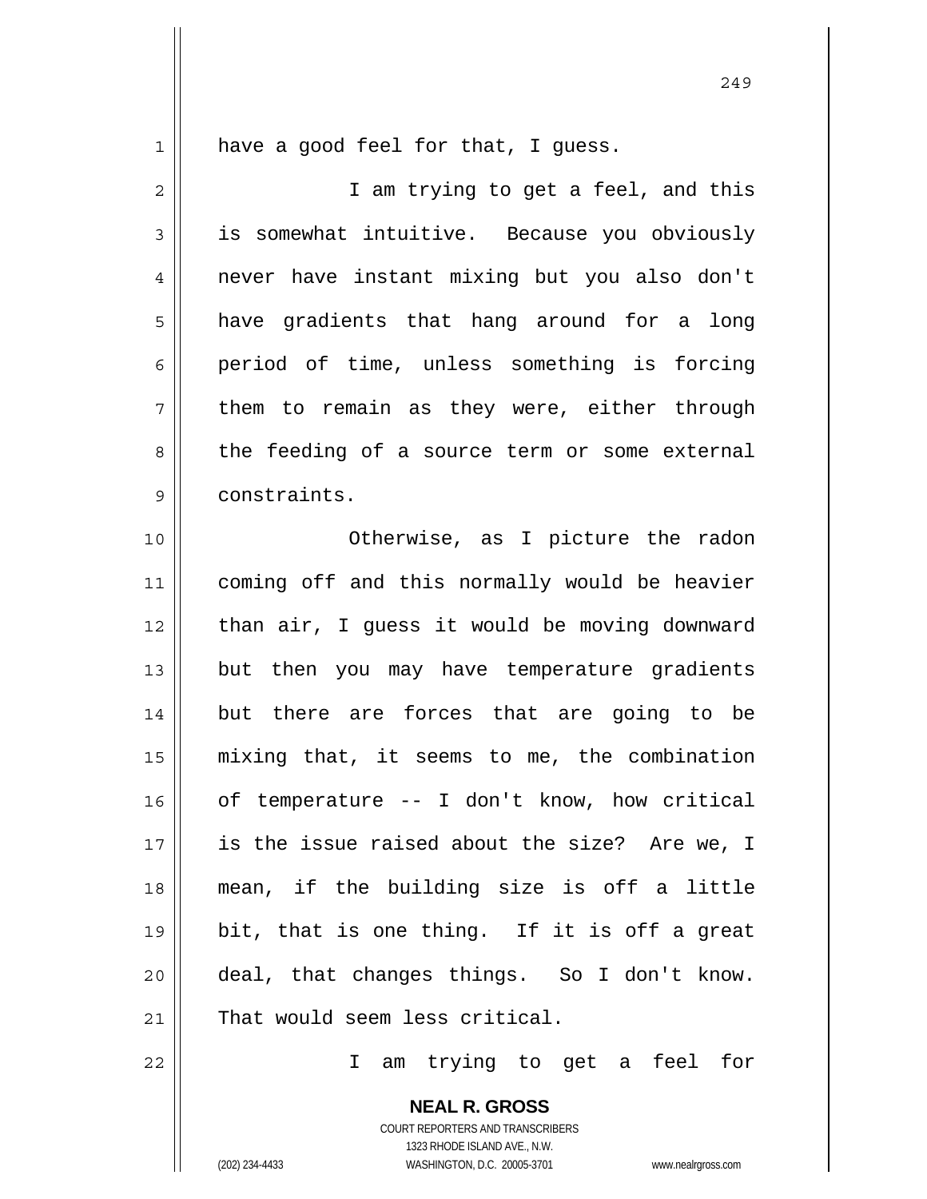have a good feel for that, I guess.

I am trying to get a feel, and this is somewhat intuitive. Because you obviously never have instant mixing but you also don't have gradients that hang around for a long period of time, unless something is forcing them to remain as they were, either through the feeding of a source term or some external constraints.

Otherwise, as I picture the radon coming off and this normally would be heavier than air, I guess it would be moving downward but then you may have temperature gradients but there are forces that are going to be mixing that, it seems to me, the combination of temperature -- I don't know, how critical is the issue raised about the size? Are we, I mean, if the building size is off a little bit, that is one thing. If it is off a great deal, that changes things. So I don't know. That would seem less critical.

I am trying to get a feel for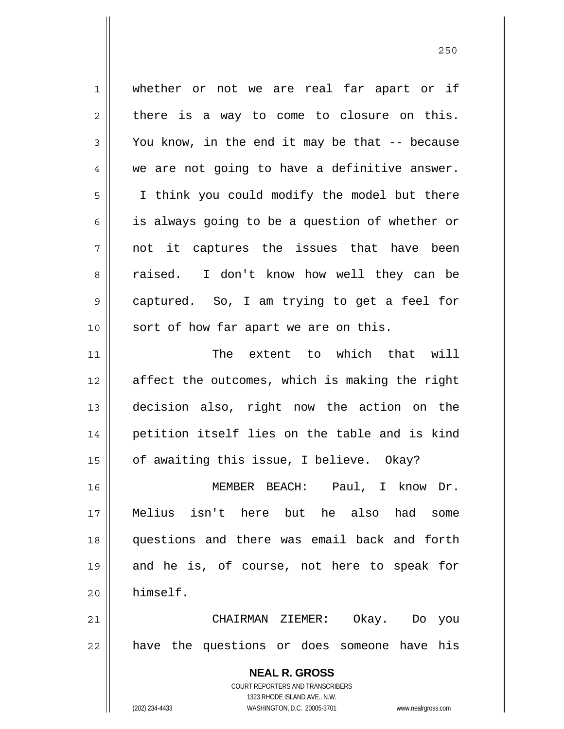whether or not we are real far apart or if there is a way to come to closure on this. You know, in the end it may be that -- because we are not going to have a definitive answer. I think you could modify the model but there is always going to be a question of whether or not it captures the issues that have been raised. I don't know how well they can be captured. So, I am trying to get a feel for sort of how far apart we are on this.

The extent to which that will affect the outcomes, which is making the right decision also, right now the action on the petition itself lies on the table and is kind of awaiting this issue, I believe. Okay?

MEMBER BEACH: Paul, I know Dr. Melius isn't here but he also had some questions and there was email back and forth and he is, of course, not here to speak for himself.

CHAIRMAN ZIEMER: Okay. Do you have the questions or does someone have his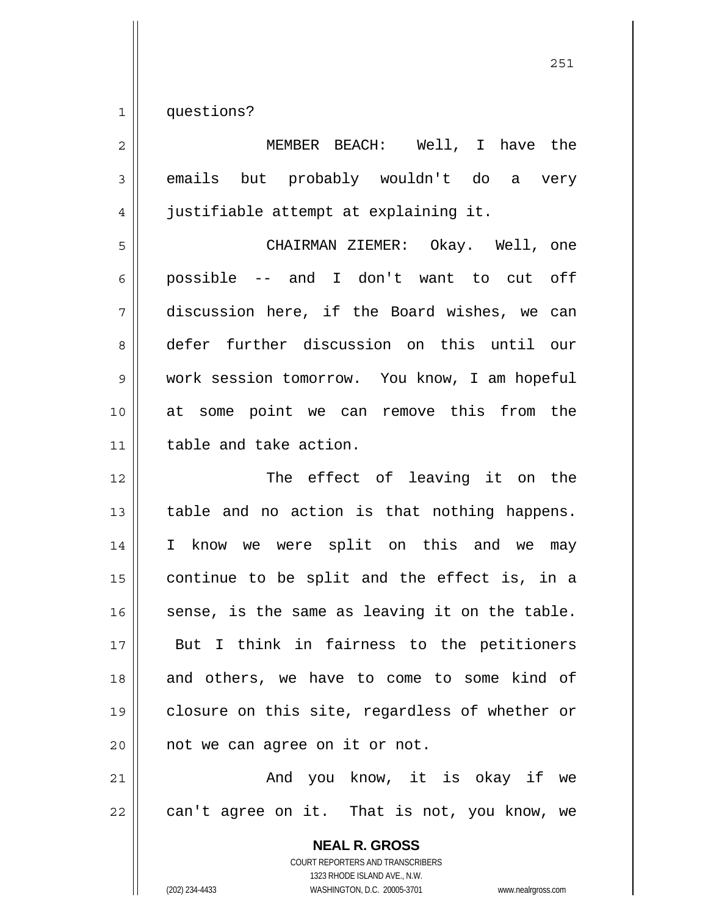questions?

MEMBER BEACH: Well, I have the emails but probably wouldn't do a very justifiable attempt at explaining it.

CHAIRMAN ZIEMER: Okay. Well, one possible -- and I don't want to cut off discussion here, if the Board wishes, we can defer further discussion on this until our work session tomorrow. You know, I am hopeful at some point we can remove this from the table and take action.

The effect of leaving it on the table and no action is that nothing happens. I know we were split on this and we may continue to be split and the effect is, in a sense, is the same as leaving it on the table. But I think in fairness to the petitioners and others, we have to come to some kind of closure on this site, regardless of whether or not we can agree on it or not.

And you know, it is okay if we can't agree on it. That is not, you know, we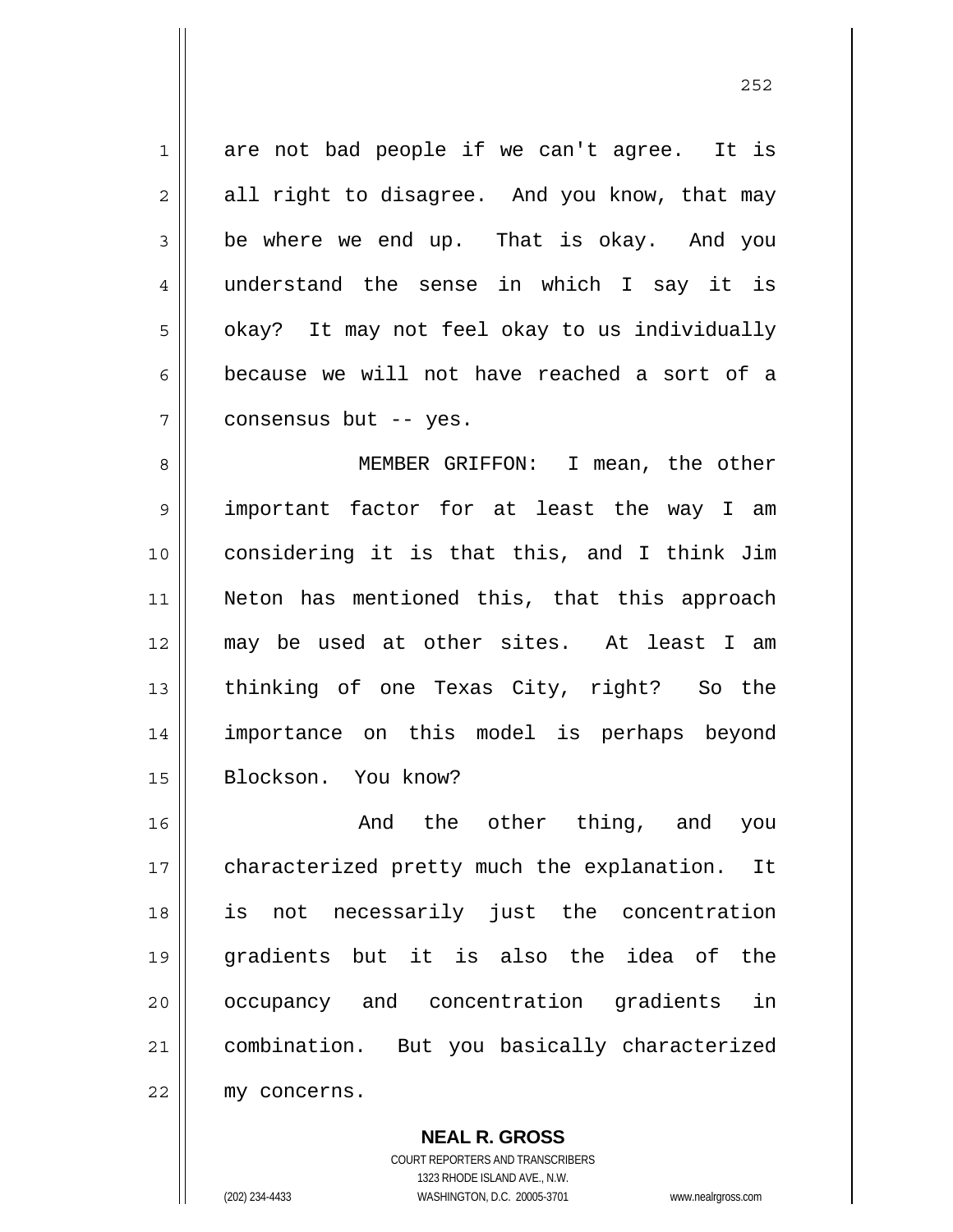are not bad people if we can't agree. It is all right to disagree. And you know, that may be where we end up. That is okay. And you understand the sense in which I say it is okay? It may not feel okay to us individually because we will not have reached a sort of a consensus but -- yes.

MEMBER GRIFFON: I mean, the other important factor for at least the way I am considering it is that this, and I think Jim Neton has mentioned this, that this approach may be used at other sites. At least I am thinking of one Texas City, right? So the importance on this model is perhaps beyond Blockson. You know?

And the other thing, and you characterized pretty much the explanation. It is not necessarily just the concentration gradients but it is also the idea of the occupancy and concentration gradients in combination. But you basically characterized my concerns.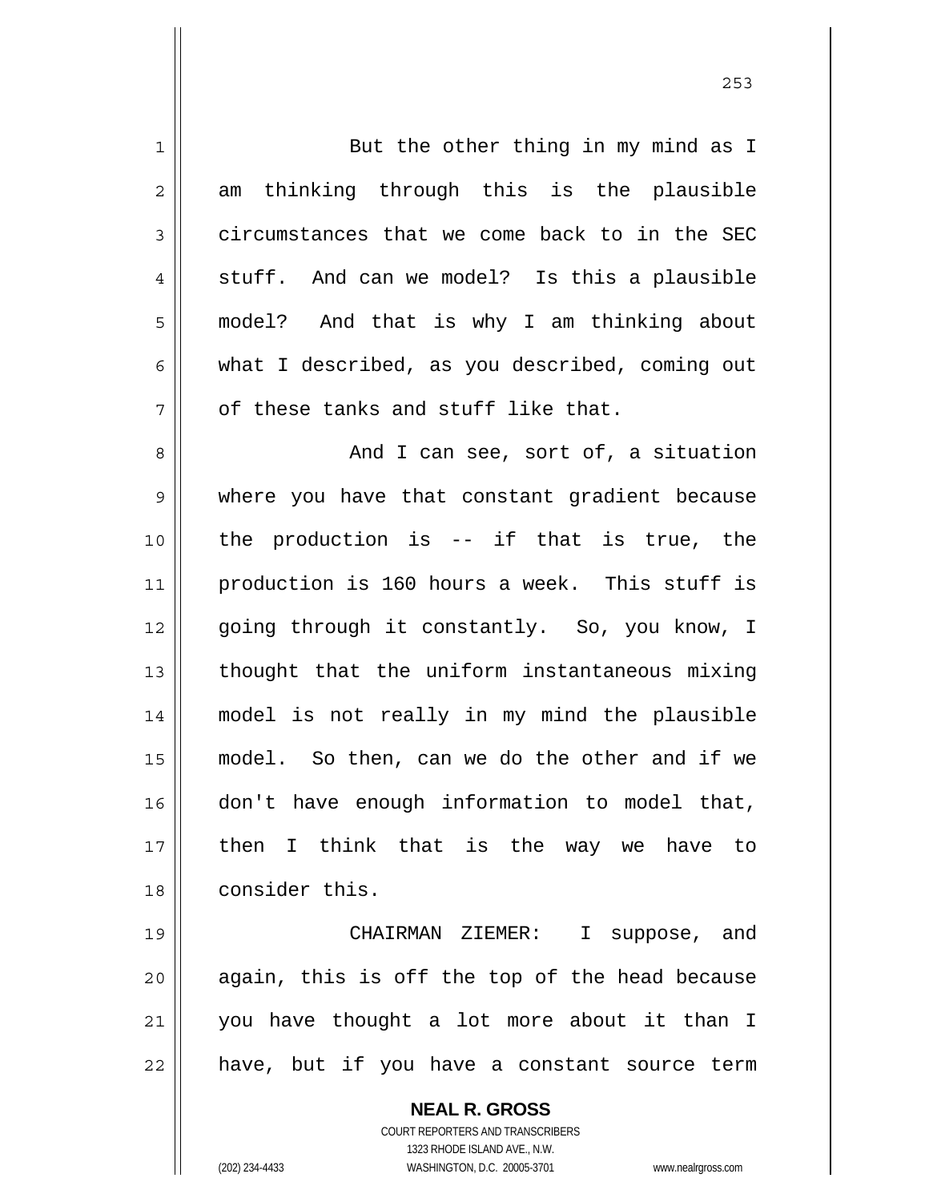But the other thing in my mind as I am thinking through this is the plausible circumstances that we come back to in the SEC stuff. And can we model? Is this a plausible model? And that is why I am thinking about what I described, as you described, coming out of these tanks and stuff like that.

And I can see, sort of, a situation where you have that constant gradient because the production is -- if that is true, the production is 160 hours a week. This stuff is going through it constantly. So, you know, I thought that the uniform instantaneous mixing model is not really in my mind the plausible model. So then, can we do the other and if we don't have enough information to model that, then I think that is the way we have to consider this.

CHAIRMAN ZIEMER: I suppose, and again, this is off the top of the head because you have thought a lot more about it than I have, but if you have a constant source term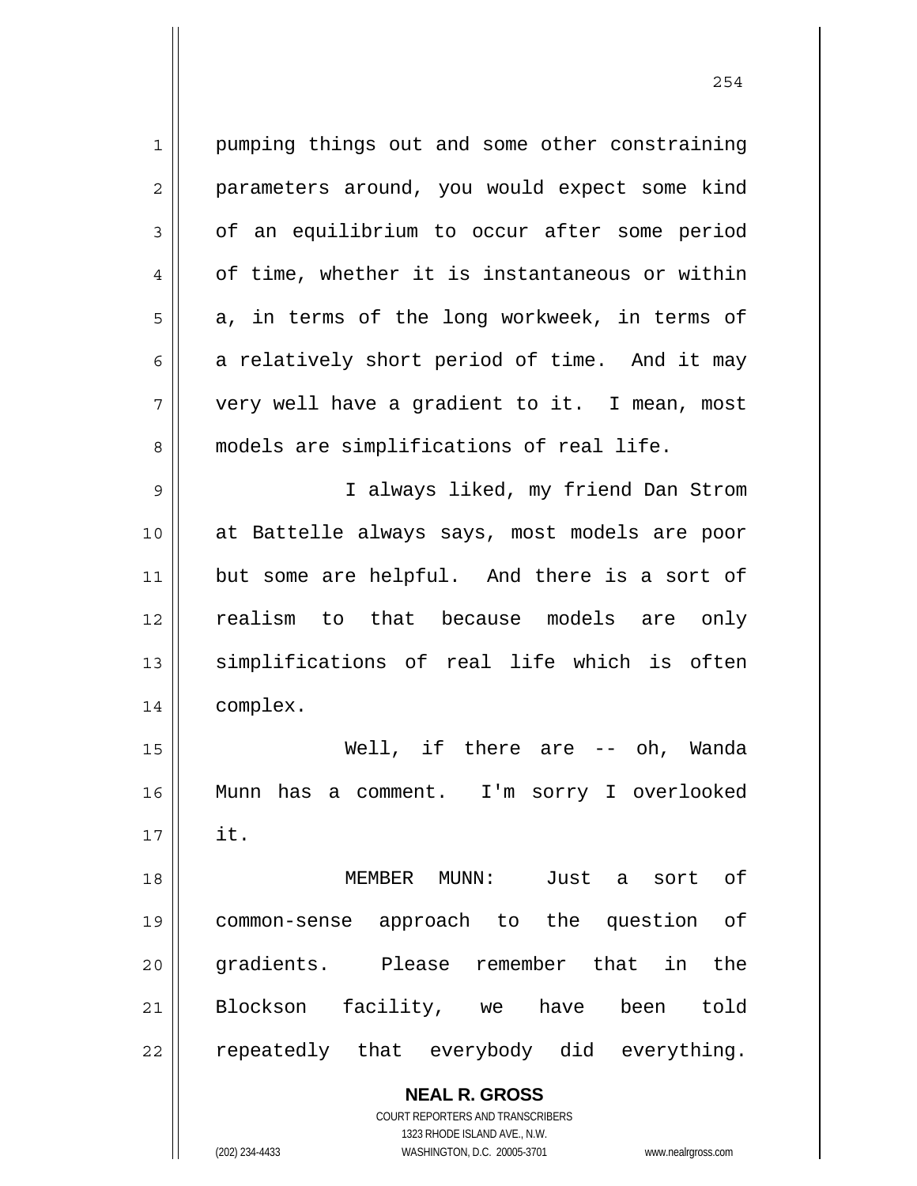pumping things out and some other constraining parameters around, you would expect some kind of an equilibrium to occur after some period of time, whether it is instantaneous or within a, in terms of the long workweek, in terms of a relatively short period of time. And it may very well have a gradient to it. I mean, most models are simplifications of real life.

I always liked, my friend Dan Strom at Battelle always says, most models are poor but some are helpful. And there is a sort of realism to that because models are only simplifications of real life which is often complex.

Well, if there are -- oh, Wanda Munn has a comment. I'm sorry I overlooked it.

MEMBER MUNN: Just a sort of common-sense approach to the question of gradients. Please remember that in the Blockson facility, we have been told repeatedly that everybody did everything.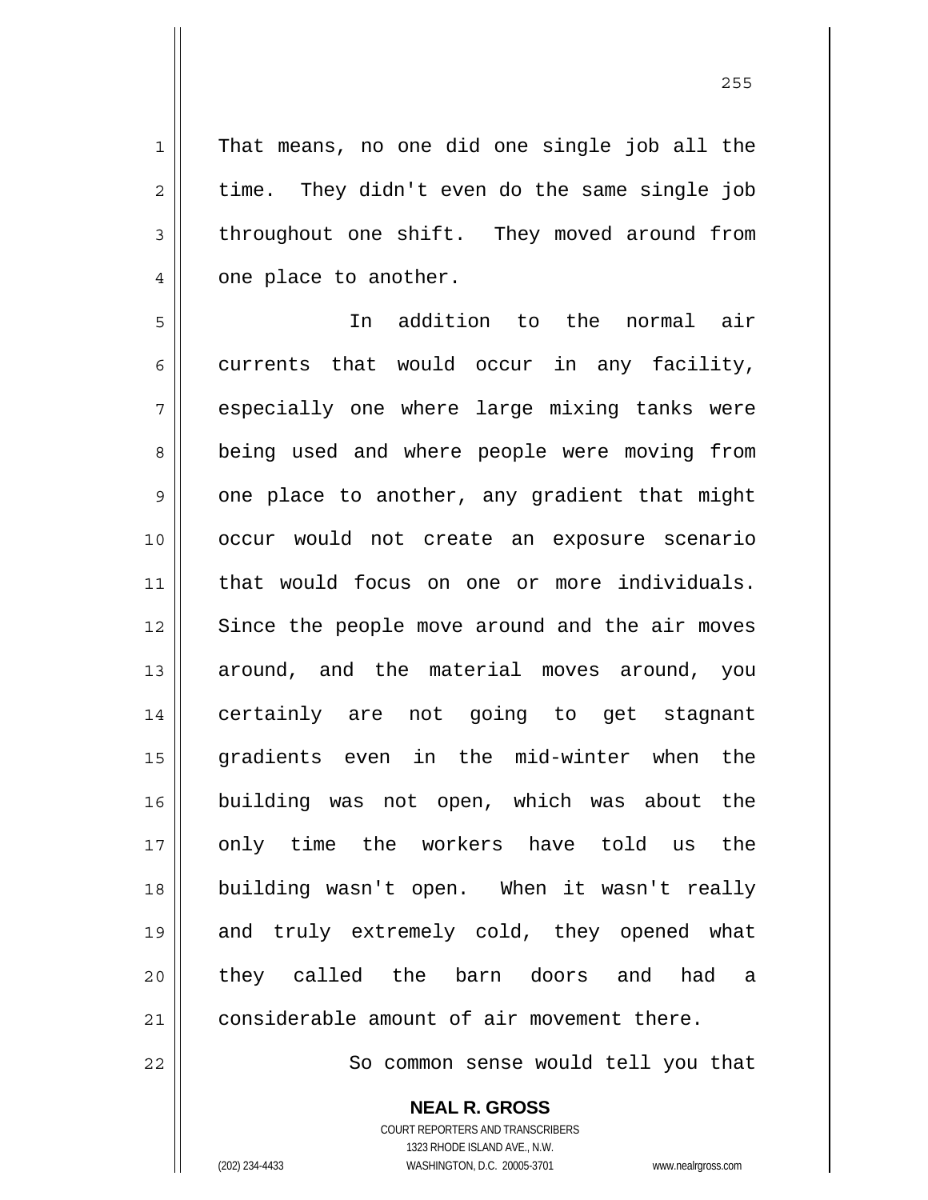That means, no one did one single job all the time. They didn't even do the same single job throughout one shift. They moved around from one place to another.

In addition to the normal air currents that would occur in any facility, especially one where large mixing tanks were being used and where people were moving from one place to another, any gradient that might occur would not create an exposure scenario that would focus on one or more individuals. Since the people move around and the air moves around, and the material moves around, you certainly are not going to get stagnant gradients even in the mid-winter when the building was not open, which was about the only time the workers have told us the building wasn't open. When it wasn't really and truly extremely cold, they opened what they called the barn doors and had a considerable amount of air movement there.

So common sense would tell you that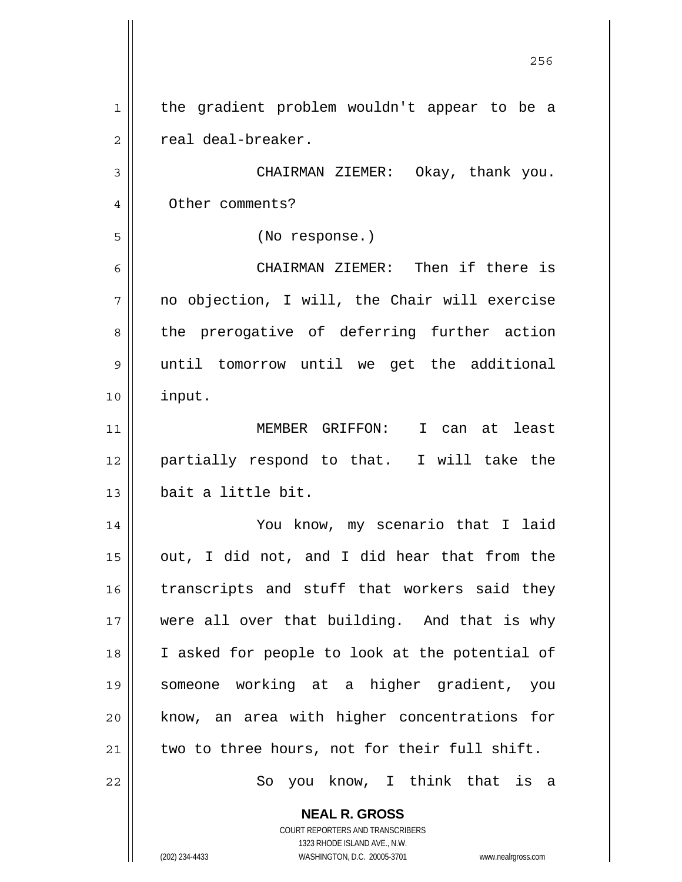the gradient problem wouldn't appear to be a real deal-breaker.

CHAIRMAN ZIEMER: Okay, thank you. Other comments?

(No response.)

CHAIRMAN ZIEMER: Then if there is no objection, I will, the Chair will exercise the prerogative of deferring further action until tomorrow until we get the additional input.

MEMBER GRIFFON: I can at least partially respond to that. I will take the bait a little bit.

You know, my scenario that I laid out, I did not, and I did hear that from the transcripts and stuff that workers said they were all over that building. And that is why I asked for people to look at the potential of someone working at a higher gradient, you know, an area with higher concentrations for two to three hours, not for their full shift.

So you know, I think that is a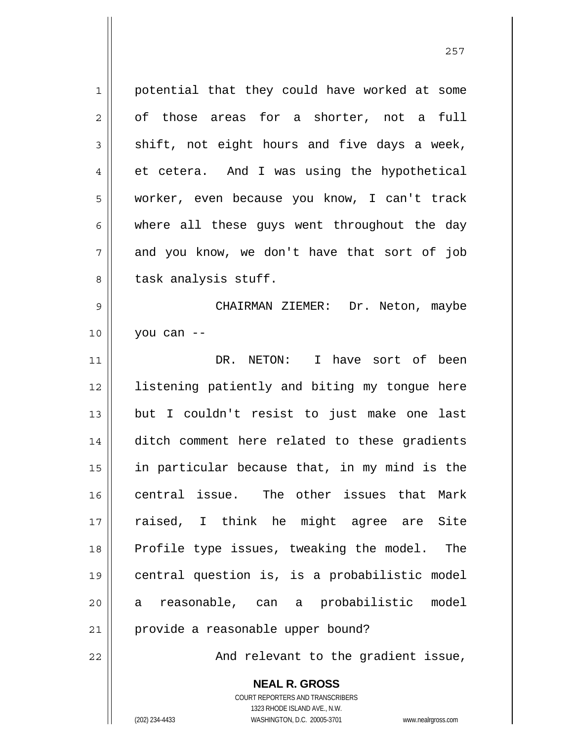potential that they could have worked at some of those areas for a shorter, not a full shift, not eight hours and five days a week, et cetera. And I was using the hypothetical worker, even because you know, I can't track where all these guys went throughout the day and you know, we don't have that sort of job task analysis stuff.

CHAIRMAN ZIEMER: Dr. Neton, maybe you can --

DR. NETON: I have sort of been listening patiently and biting my tongue here but I couldn't resist to just make one last ditch comment here related to these gradients in particular because that, in my mind is the central issue. The other issues that Mark raised, I think he might agree are Site Profile type issues, tweaking the model. The central question is, is a probabilistic model a reasonable, can a probabilistic model provide a reasonable upper bound?

And relevant to the gradient issue,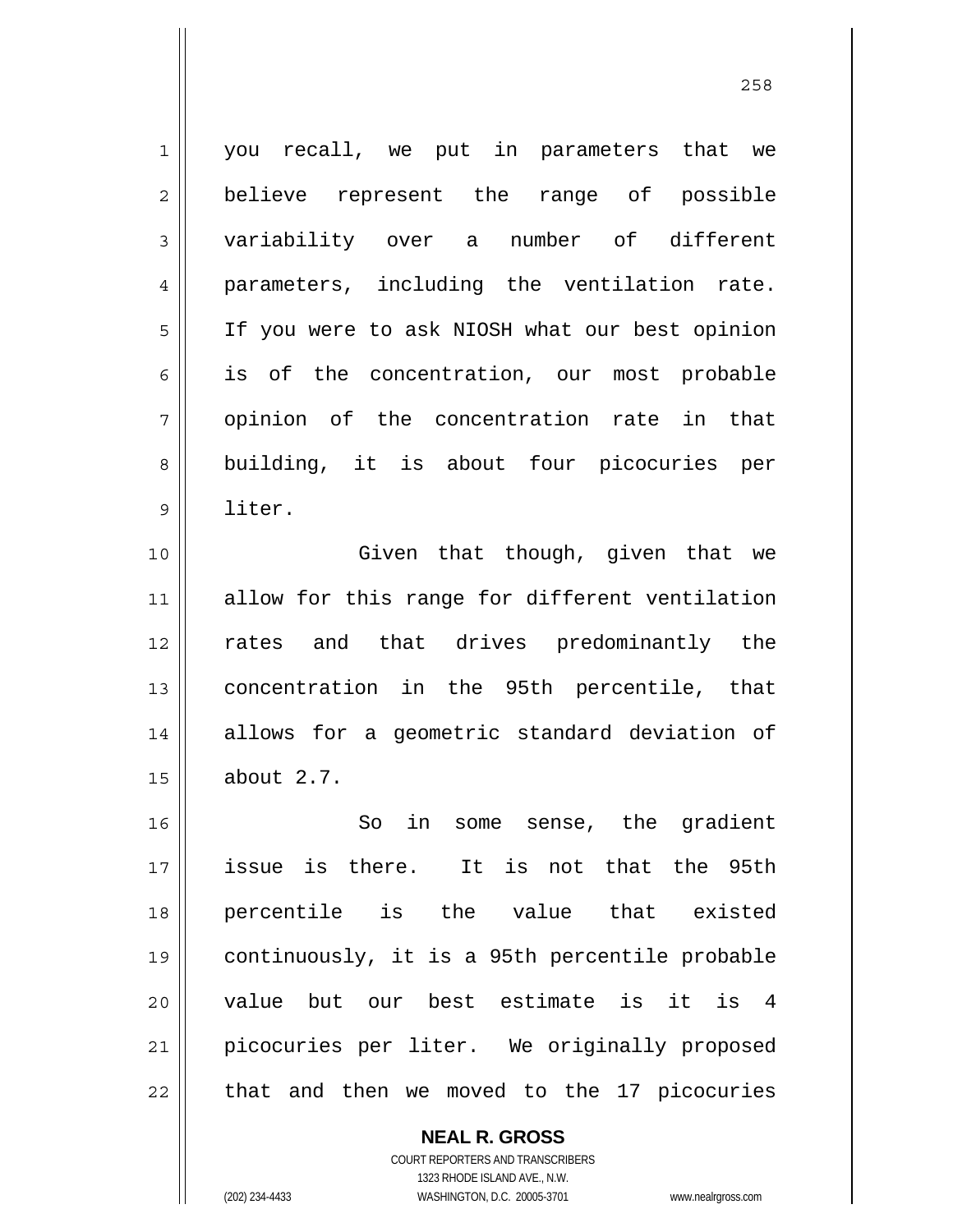you recall, we put in parameters that we believe represent the range of possible variability over a number of different parameters, including the ventilation rate. If you were to ask NIOSH what our best opinion is of the concentration, our most probable opinion of the concentration rate in that building, it is about four picocuries per liter.

Given that though, given that we allow for this range for different ventilation rates and that drives predominantly the concentration in the 95th percentile, that allows for a geometric standard deviation of about 2.7.

So in some sense, the gradient issue is there. It is not that the 95th percentile is the value that existed continuously, it is a 95th percentile probable value but our best estimate is it is 4 picocuries per liter. We originally proposed that and then we moved to the 17 picocuries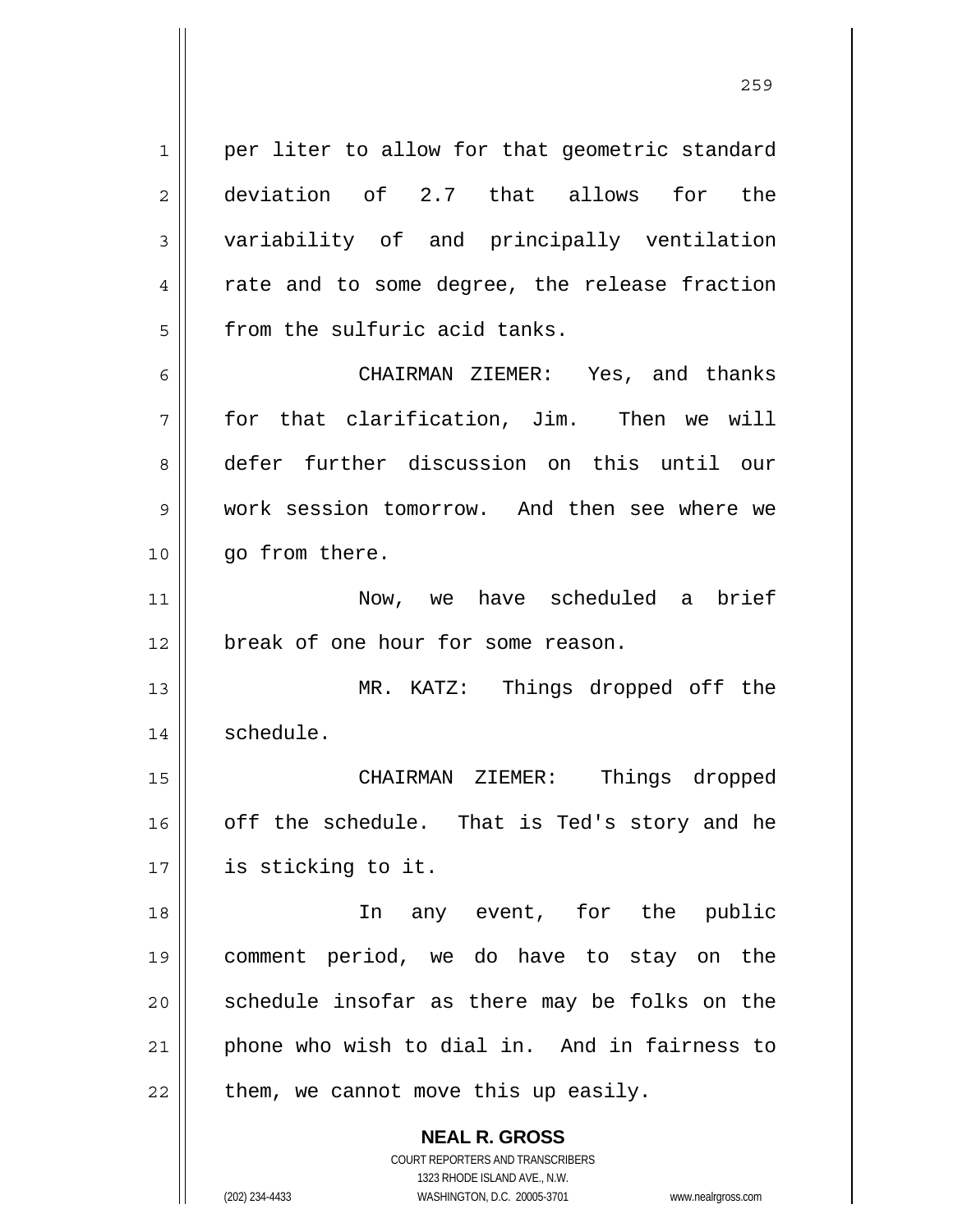per liter to allow for that geometric standard deviation of 2.7 that allows for the variability of and principally ventilation rate and to some degree, the release fraction from the sulfuric acid tanks.

CHAIRMAN ZIEMER: Yes, and thanks for that clarification, Jim. Then we will defer further discussion on this until our work session tomorrow. And then see where we go from there.

Now, we have scheduled a brief break of one hour for some reason.

MR. KATZ: Things dropped off the schedule.

CHAIRMAN ZIEMER: Things dropped off the schedule. That is Ted's story and he is sticking to it.

In any event, for the public comment period, we do have to stay on the schedule insofar as there may be folks on the phone who wish to dial in. And in fairness to them, we cannot move this up easily.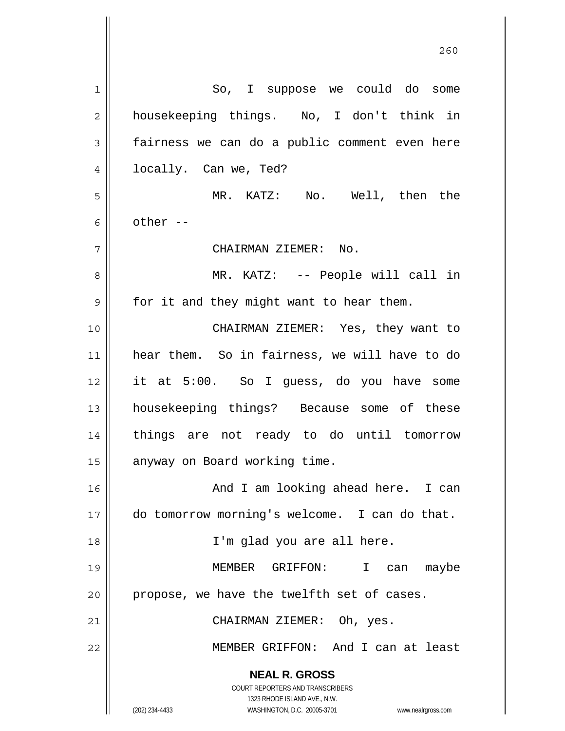So, I suppose we could do some housekeeping things. No, I don't think in fairness we can do a public comment even here locally. Can we, Ted?

MR. KATZ: No. Well, then the other --

CHAIRMAN ZIEMER: No.

MR. KATZ: -- People will call in for it and they might want to hear them.

CHAIRMAN ZIEMER: Yes, they want to hear them. So in fairness, we will have to do it at 5:00. So I guess, do you have some housekeeping things? Because some of these things are not ready to do until tomorrow anyway on Board working time.

And I am looking ahead here. I can do tomorrow morning's welcome. I can do that.

I'm glad you are all here.

MEMBER GRIFFON: I can maybe propose, we have the twelfth set of cases.

CHAIRMAN ZIEMER: Oh, yes.

MEMBER GRIFFON: And I can at least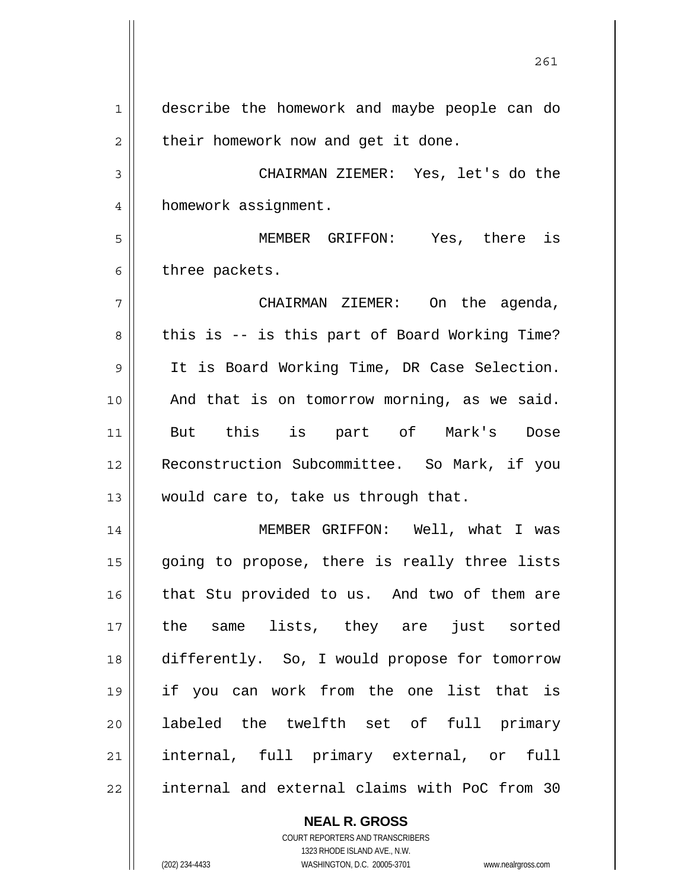describe the homework and maybe people can do their homework now and get it done.

CHAIRMAN ZIEMER: Yes, let's do the homework assignment.

MEMBER GRIFFON: Yes, there is three packets.

CHAIRMAN ZIEMER: On the agenda, this is -- is this part of Board Working Time? It is Board Working Time, DR Case Selection. And that is on tomorrow morning, as we said. But this is part of Mark's Dose Reconstruction Subcommittee. So Mark, if you would care to, take us through that.

MEMBER GRIFFON: Well, what I was going to propose, there is really three lists that Stu provided to us. And two of them are the same lists, they are just sorted differently. So, I would propose for tomorrow if you can work from the one list that is labeled the twelfth set of full primary internal, full primary external, or full internal and external claims with PoC from 30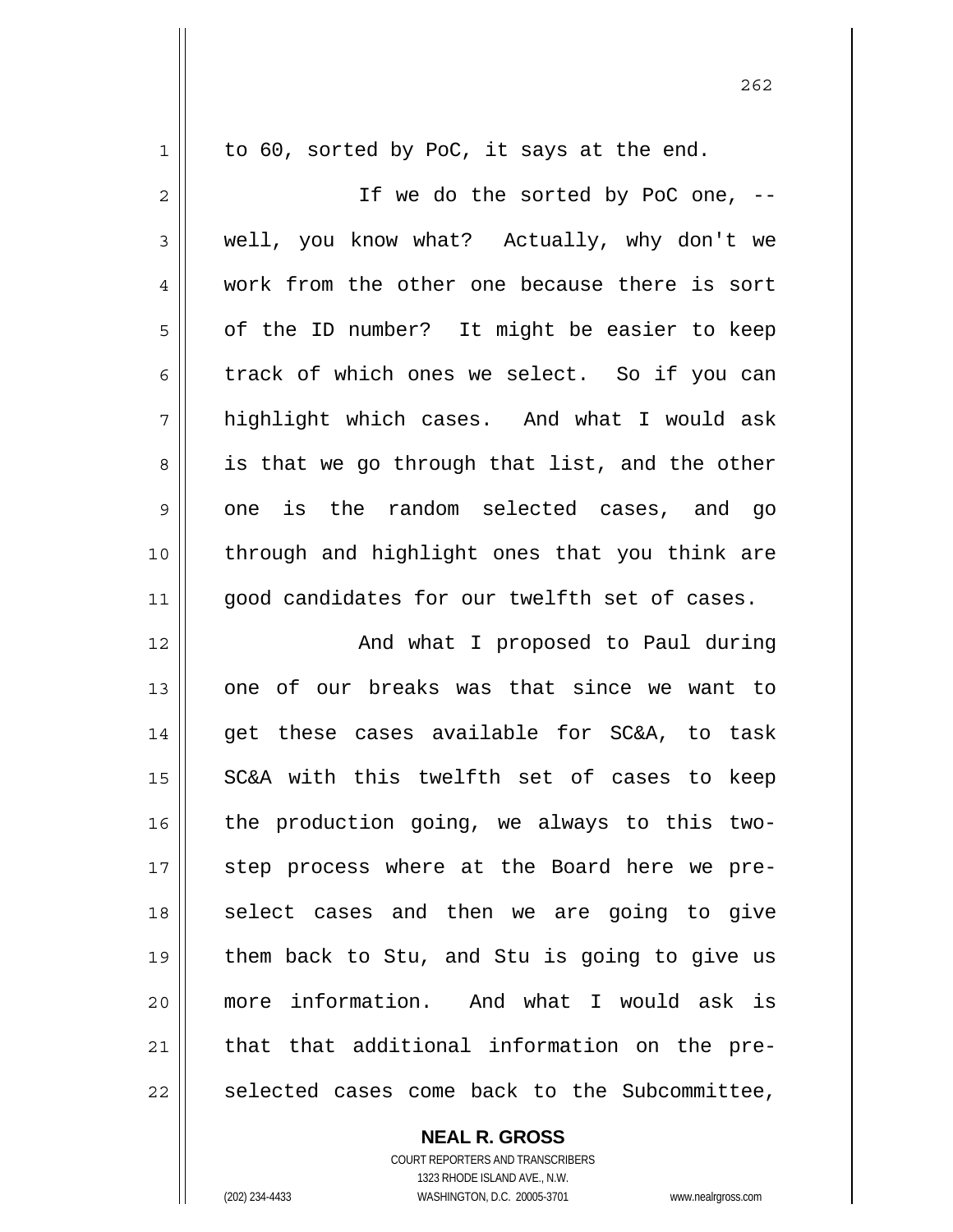to 60, sorted by PoC, it says at the end.

If we do the sorted by PoC one, -- well, you know what? Actually, why don't we work from the other one because there is sort of the ID number? It might be easier to keep track of which ones we select. So if you can highlight which cases. And what I would ask is that we go through that list, and the other one is the random selected cases, and go through and highlight ones that you think are good candidates for our twelfth set of cases.

And what I proposed to Paul during one of our breaks was that since we want to get these cases available for SC&A, to task SC&A with this twelfth set of cases to keep the production going, we always to this two-step process where at the Board here we pre-select cases and then we are going to give them back to Stu, and Stu is going to give us more information. And what I would ask is that that additional information on the pre-selected cases come back to the Subcommittee,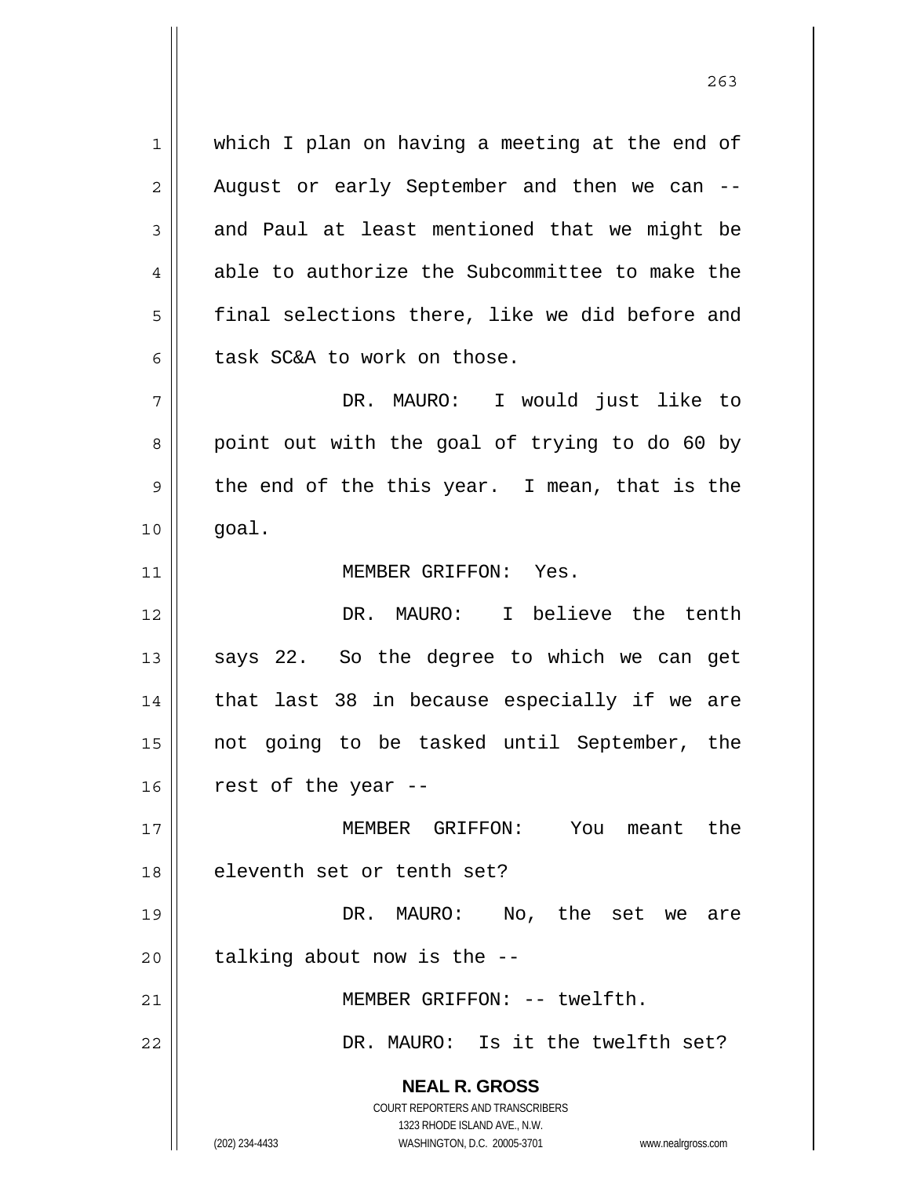which I plan on having a meeting at the end of August or early September and then we can -- and Paul at least mentioned that we might be able to authorize the Subcommittee to make the final selections there, like we did before and task SC&A to work on those.

DR. MAURO: I would just like to point out with the goal of trying to do 60 by the end of the this year. I mean, that is the goal.

MEMBER GRIFFON: Yes.

DR. MAURO: I believe the tenth says 22. So the degree to which we can get that last 38 in because especially if we are not going to be tasked until September, the rest of the year --

MEMBER GRIFFON: You meant the eleventh set or tenth set?

DR. MAURO: No, the set we are talking about now is the --

MEMBER GRIFFON: -- twelfth.

DR. MAURO: Is it the twelfth set?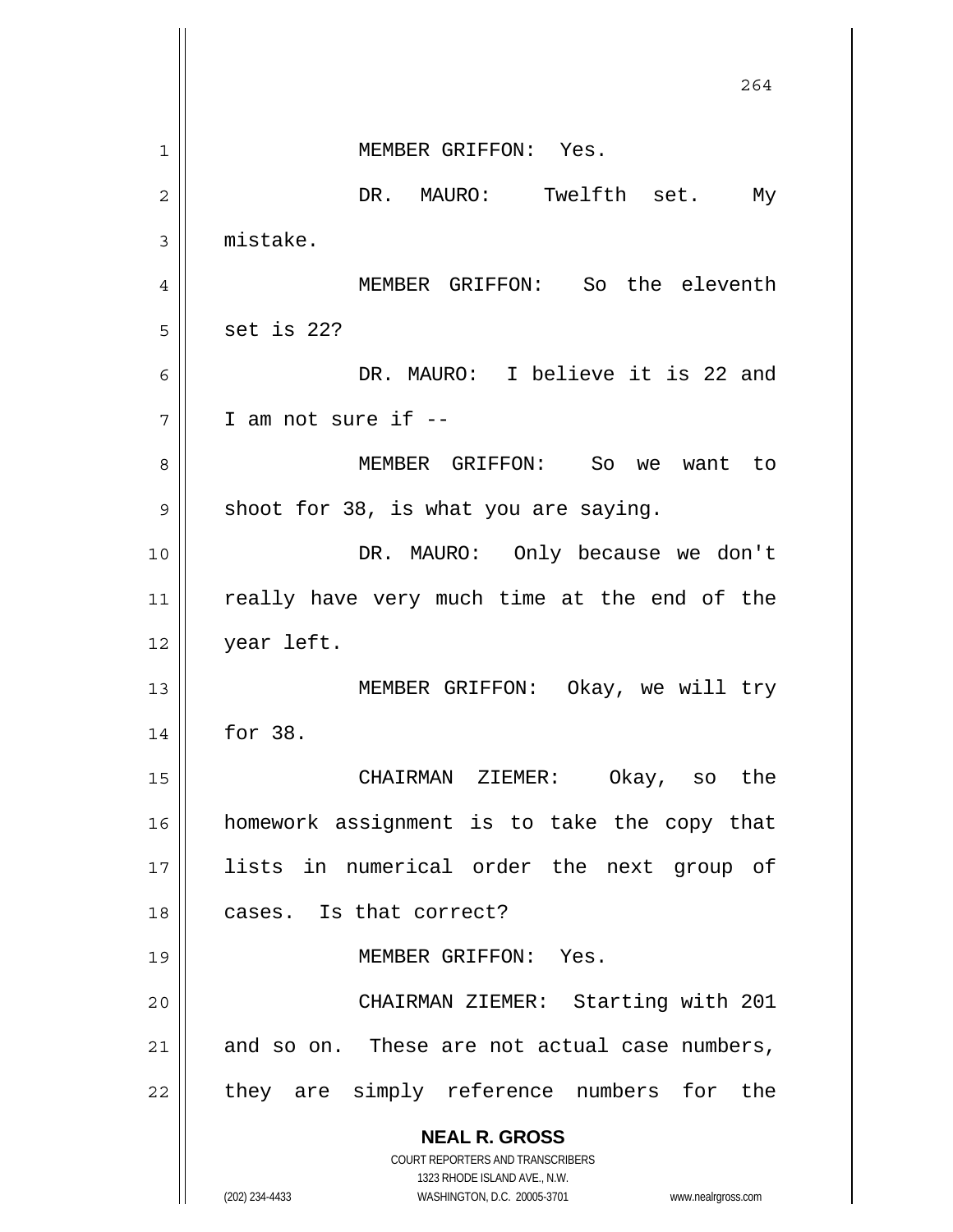MEMBER GRIFFON: Yes.

DR. MAURO: Twelfth set. My mistake.

MEMBER GRIFFON: So the eleventh set is 22?

DR. MAURO: I believe it is 22 and I am not sure if --

MEMBER GRIFFON: So we want to shoot for 38, is what you are saying.

DR. MAURO: Only because we don't really have very much time at the end of the year left.

MEMBER GRIFFON: Okay, we will try for 38.

CHAIRMAN ZIEMER: Okay, so the homework assignment is to take the copy that lists in numerical order the next group of cases. Is that correct?

MEMBER GRIFFON: Yes.

CHAIRMAN ZIEMER: Starting with 201 and so on. These are not actual case numbers, they are simply reference numbers for the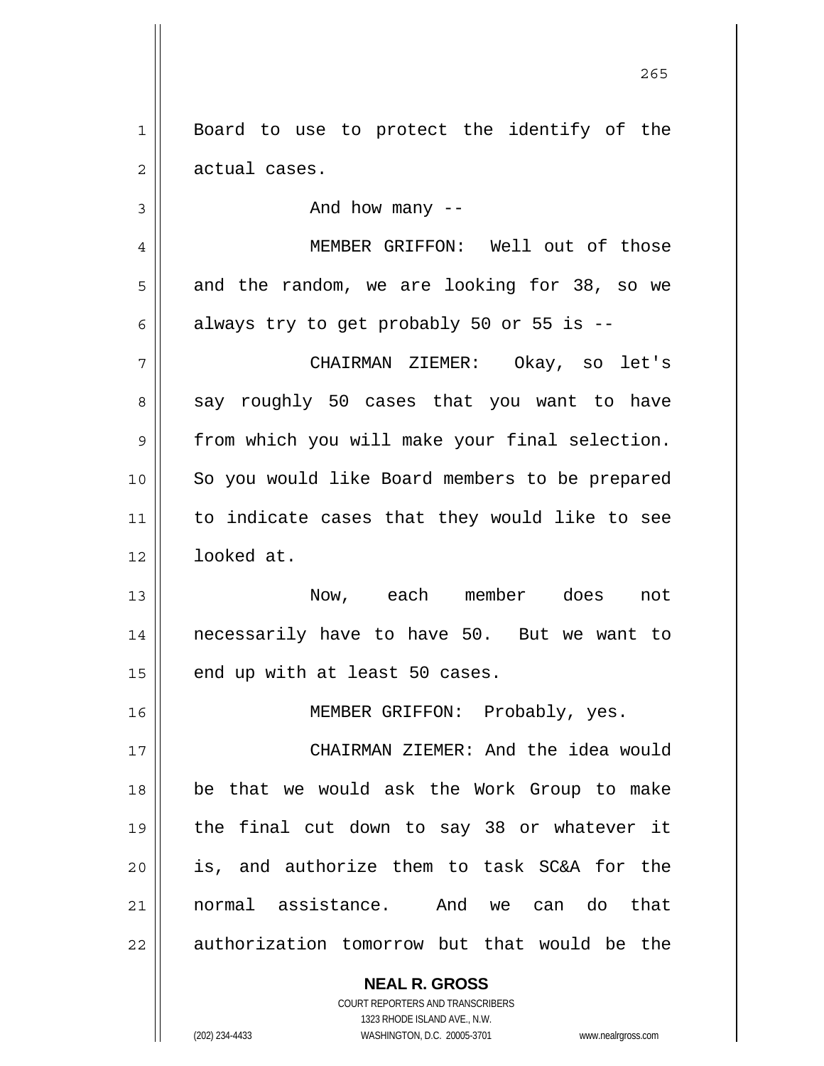Board to use to protect the identify of the actual cases.

And how many --

MEMBER GRIFFON: Well out of those and the random, we are looking for 38, so we always try to get probably 50 or 55 is --

CHAIRMAN ZIEMER: Okay, so let's say roughly 50 cases that you want to have from which you will make your final selection. So you would like Board members to be prepared to indicate cases that they would like to see looked at.

Now, each member does not necessarily have to have 50. But we want to end up with at least 50 cases.

MEMBER GRIFFON: Probably, yes.

CHAIRMAN ZIEMER: And the idea would be that we would ask the Work Group to make the final cut down to say 38 or whatever it is, and authorize them to task SC&A for the normal assistance. And we can do that authorization tomorrow but that would be the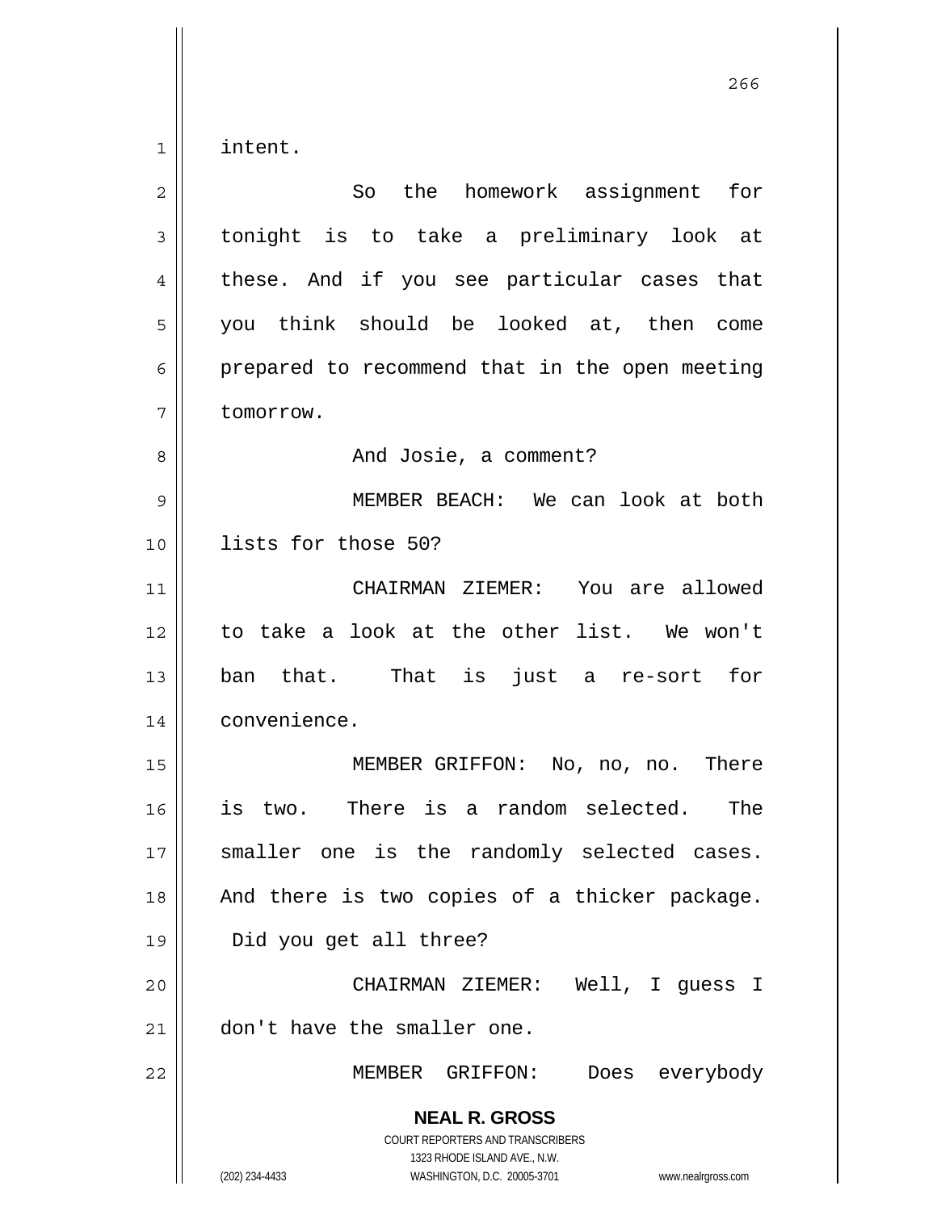intent.

So the homework assignment for tonight is to take a preliminary look at these. And if you see particular cases that you think should be looked at, then come prepared to recommend that in the open meeting tomorrow.

And Josie, a comment?

MEMBER BEACH: We can look at both lists for those 50?

CHAIRMAN ZIEMER: You are allowed to take a look at the other list. We won't ban that. That is just a re-sort for convenience.

MEMBER GRIFFON: No, no, no. There is two. There is a random selected. The smaller one is the randomly selected cases. And there is two copies of a thicker package. Did you get all three?

CHAIRMAN ZIEMER: Well, I guess I don't have the smaller one.

MEMBER GRIFFON: Does everybody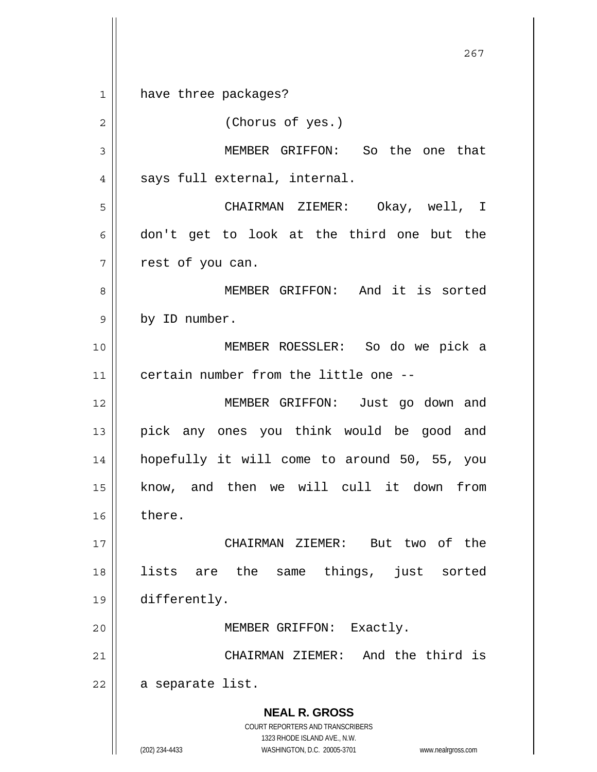have three packages?

(Chorus of yes.)

MEMBER GRIFFON: So the one that says full external, internal.

CHAIRMAN ZIEMER: Okay, well, I don't get to look at the third one but the rest of you can.

MEMBER GRIFFON: And it is sorted by ID number.

MEMBER ROESSLER: So do we pick a certain number from the little one --

MEMBER GRIFFON: Just go down and pick any ones you think would be good and hopefully it will come to around 50, 55, you know, and then we will cull it down from there.

CHAIRMAN ZIEMER: But two of the lists are the same things, just sorted differently.

MEMBER GRIFFON: Exactly.

CHAIRMAN ZIEMER: And the third is a separate list.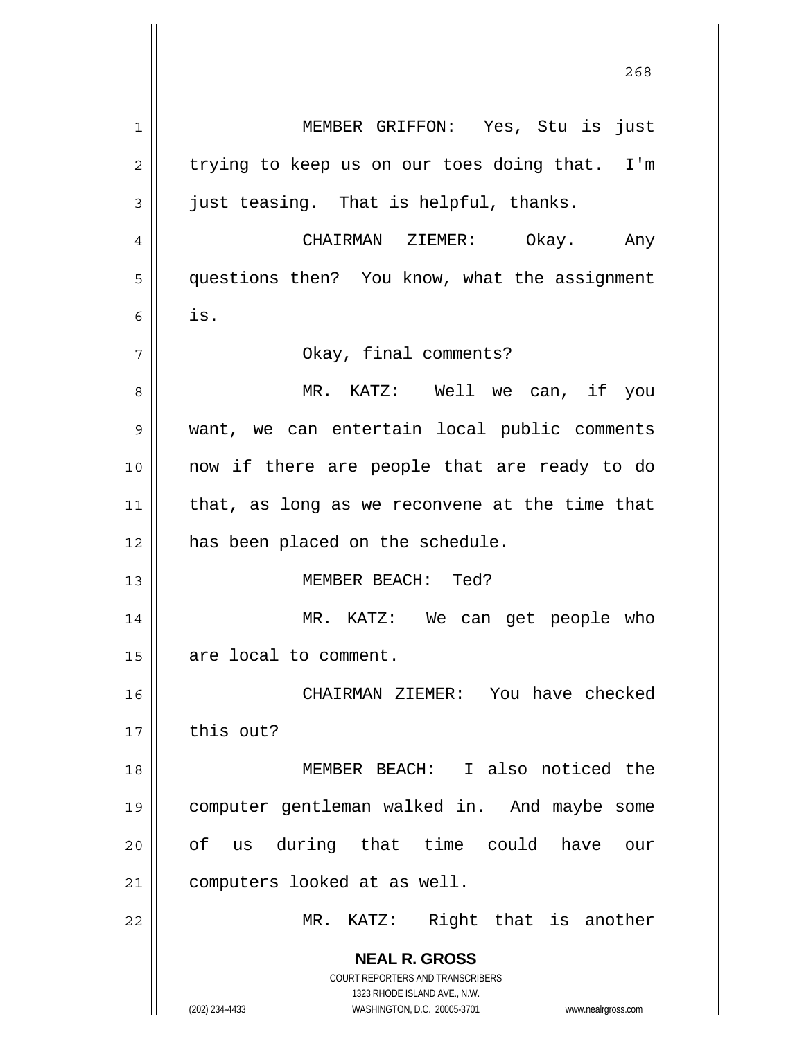MEMBER GRIFFON: Yes, Stu is just trying to keep us on our toes doing that. I'm just teasing. That is helpful, thanks.

CHAIRMAN ZIEMER: Okay. Any questions then? You know, what the assignment is.

Okay, final comments?

MR. KATZ: Well we can, if you want, we can entertain local public comments now if there are people that are ready to do that, as long as we reconvene at the time that has been placed on the schedule.

MEMBER BEACH: Ted?

MR. KATZ: We can get people who are local to comment.

CHAIRMAN ZIEMER: You have checked this out?

MEMBER BEACH: I also noticed the computer gentleman walked in. And maybe some of us during that time could have our computers looked at as well.

MR. KATZ: Right that is another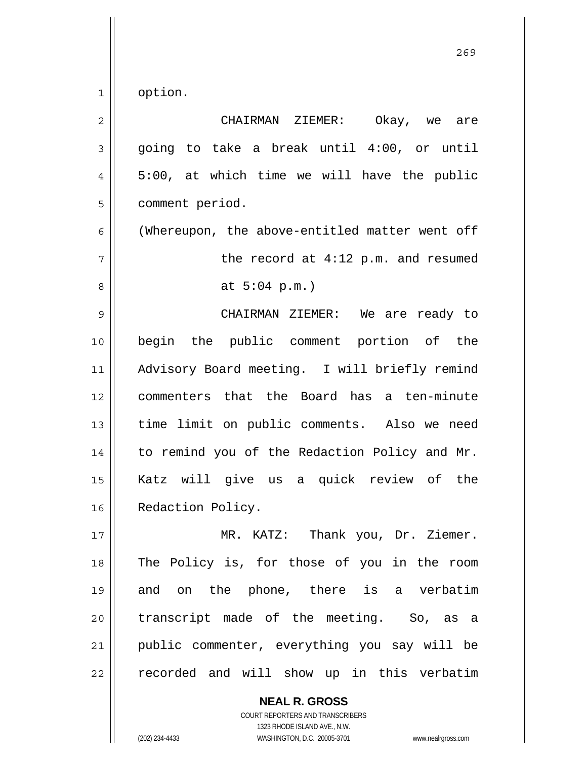option.

CHAIRMAN ZIEMER: Okay, we are going to take a break until 4:00, or until 5:00, at which time we will have the public comment period.

(Whereupon, the above-entitled matter went off the record at 4:12 p.m. and resumed at 5:04 p.m.)

CHAIRMAN ZIEMER: We are ready to begin the public comment portion of the Advisory Board meeting. I will briefly remind commenters that the Board has a ten-minute time limit on public comments. Also we need to remind you of the Redaction Policy and Mr. Katz will give us a quick review of the Redaction Policy.

MR. KATZ: Thank you, Dr. Ziemer. The Policy is, for those of you in the room and on the phone, there is a verbatim transcript made of the meeting. So, as a public commenter, everything you say will be recorded and will show up in this verbatim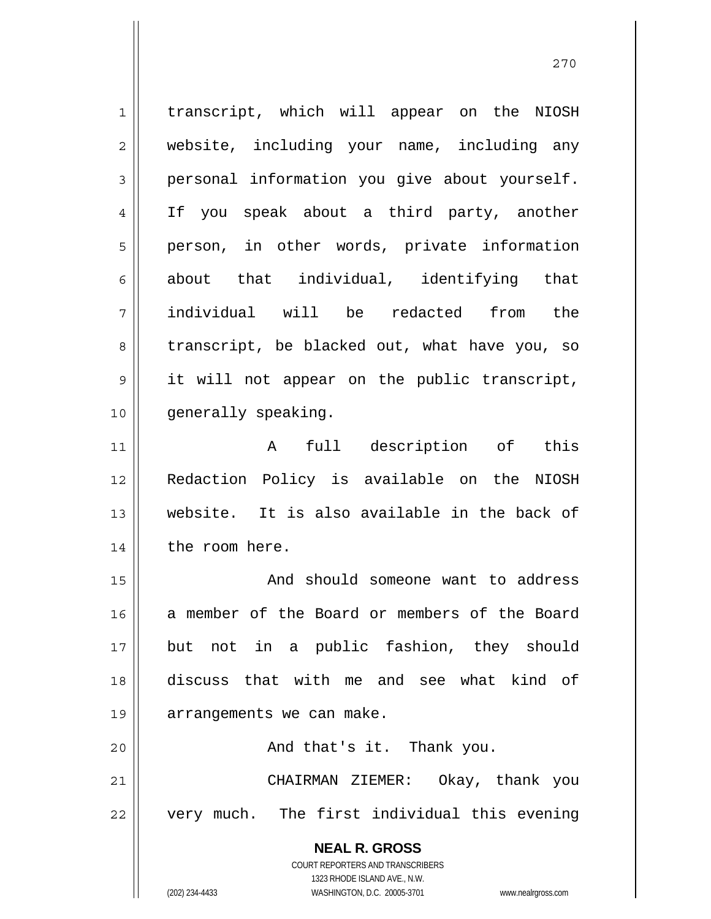transcript, which will appear on the NIOSH website, including your name, including any personal information you give about yourself. If you speak about a third party, another person, in other words, private information about that individual, identifying that individual will be redacted from the transcript, be blacked out, what have you, so it will not appear on the public transcript, generally speaking.

A full description of this Redaction Policy is available on the NIOSH website. It is also available in the back of the room here.

And should someone want to address a member of the Board or members of the Board but not in a public fashion, they should discuss that with me and see what kind of arrangements we can make.

And that's it. Thank you.

CHAIRMAN ZIEMER: Okay, thank you very much. The first individual this evening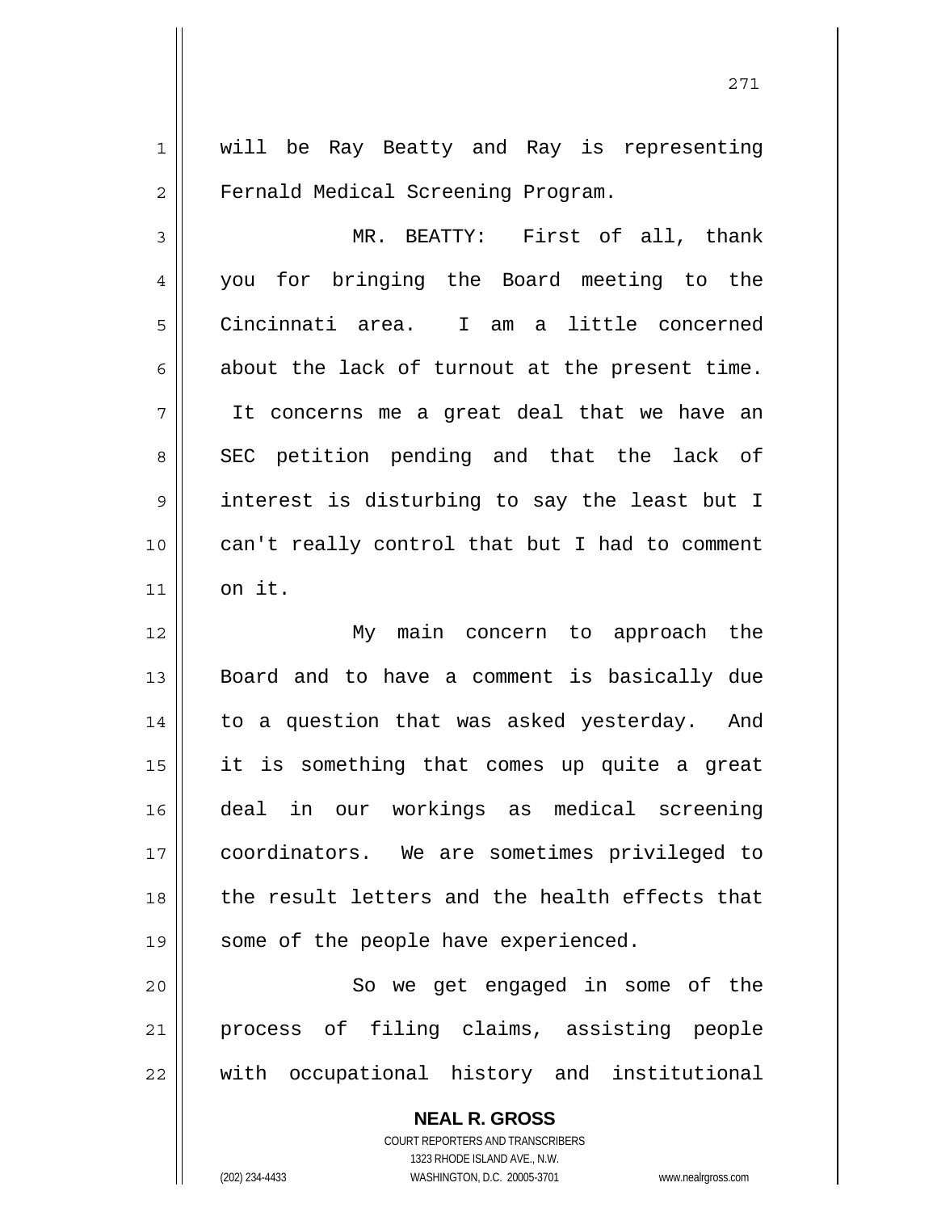will be Ray Beatty and Ray is representing Fernald Medical Screening Program.

MR. BEATTY: First of all, thank you for bringing the Board meeting to the Cincinnati area. I am a little concerned about the lack of turnout at the present time. It concerns me a great deal that we have an SEC petition pending and that the lack of interest is disturbing to say the least but I can't really control that but I had to comment on it.

My main concern to approach the Board and to have a comment is basically due to a question that was asked yesterday. And it is something that comes up quite a great deal in our workings as medical screening coordinators. We are sometimes privileged to the result letters and the health effects that some of the people have experienced.

So we get engaged in some of the process of filing claims, assisting people with occupational history and institutional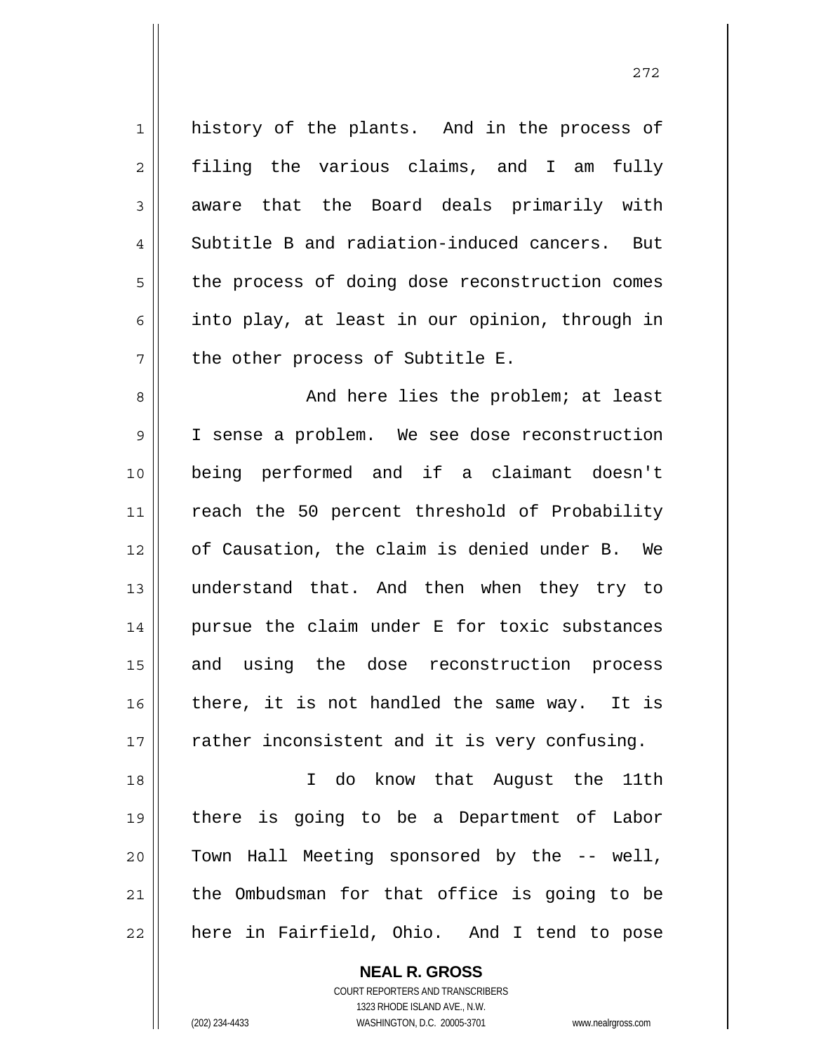history of the plants. And in the process of filing the various claims, and I am fully aware that the Board deals primarily with Subtitle B and radiation-induced cancers. But the process of doing dose reconstruction comes into play, at least in our opinion, through in the other process of Subtitle E.

And here lies the problem; at least I sense a problem. We see dose reconstruction being performed and if a claimant doesn't reach the 50 percent threshold of Probability of Causation, the claim is denied under B. We understand that. And then when they try to pursue the claim under E for toxic substances and using the dose reconstruction process there, it is not handled the same way. It is rather inconsistent and it is very confusing.

I do know that August the 11th there is going to be a Department of Labor Town Hall Meeting sponsored by the -- well, the Ombudsman for that office is going to be here in Fairfield, Ohio. And I tend to pose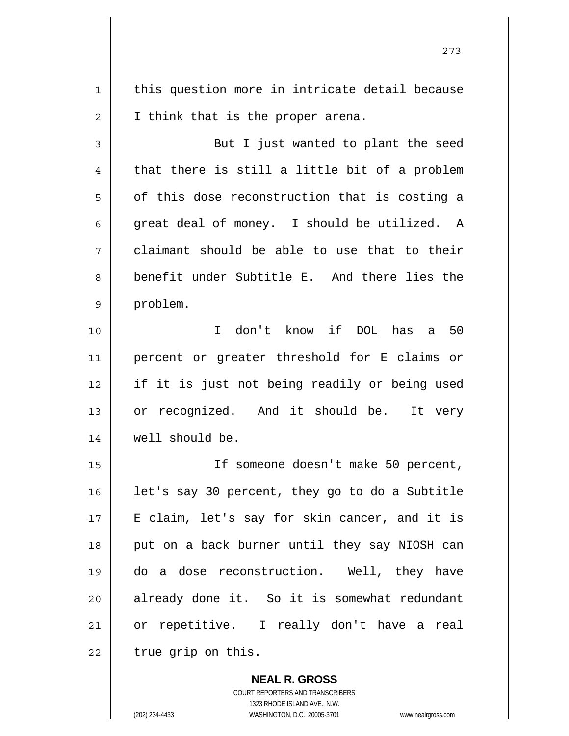this question more in intricate detail because I think that is the proper arena.

But I just wanted to plant the seed that there is still a little bit of a problem of this dose reconstruction that is costing a great deal of money. I should be utilized. A claimant should be able to use that to their benefit under Subtitle E. And there lies the problem.

I don't know if DOL has a 50 percent or greater threshold for E claims or if it is just not being readily or being used or recognized. And it should be. It very well should be.

If someone doesn't make 50 percent, let's say 30 percent, they go to do a Subtitle E claim, let's say for skin cancer, and it is put on a back burner until they say NIOSH can do a dose reconstruction. Well, they have already done it. So it is somewhat redundant or repetitive. I really don't have a real true grip on this.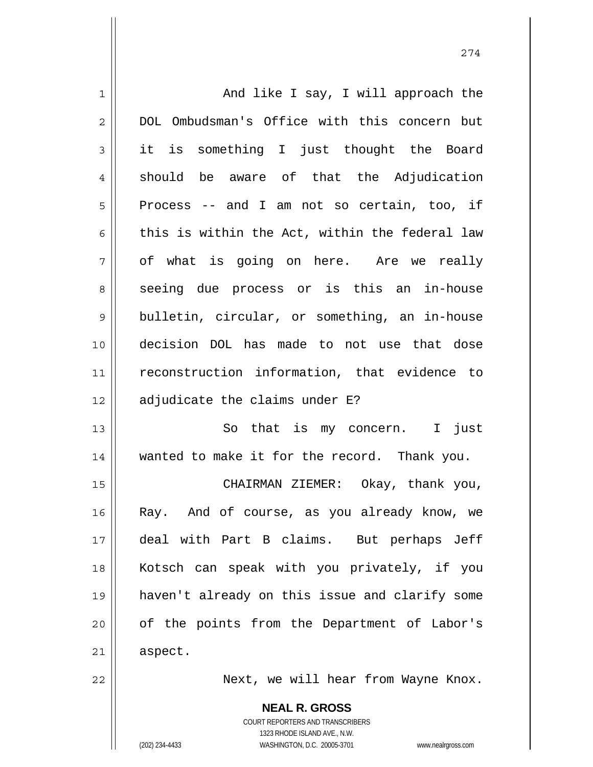And like I say, I will approach the DOL Ombudsman's Office with this concern but it is something I just thought the Board should be aware of that the Adjudication Process -- and I am not so certain, too, if this is within the Act, within the federal law of what is going on here. Are we really seeing due process or is this an in-house bulletin, circular, or something, an in-house decision DOL has made to not use that dose reconstruction information, that evidence to adjudicate the claims under E?

So that is my concern. I just wanted to make it for the record. Thank you.

CHAIRMAN ZIEMER: Okay, thank you, Ray. And of course, as you already know, we deal with Part B claims. But perhaps Jeff Kotsch can speak with you privately, if you haven't already on this issue and clarify some of the points from the Department of Labor's aspect.

Next, we will hear from Wayne Knox.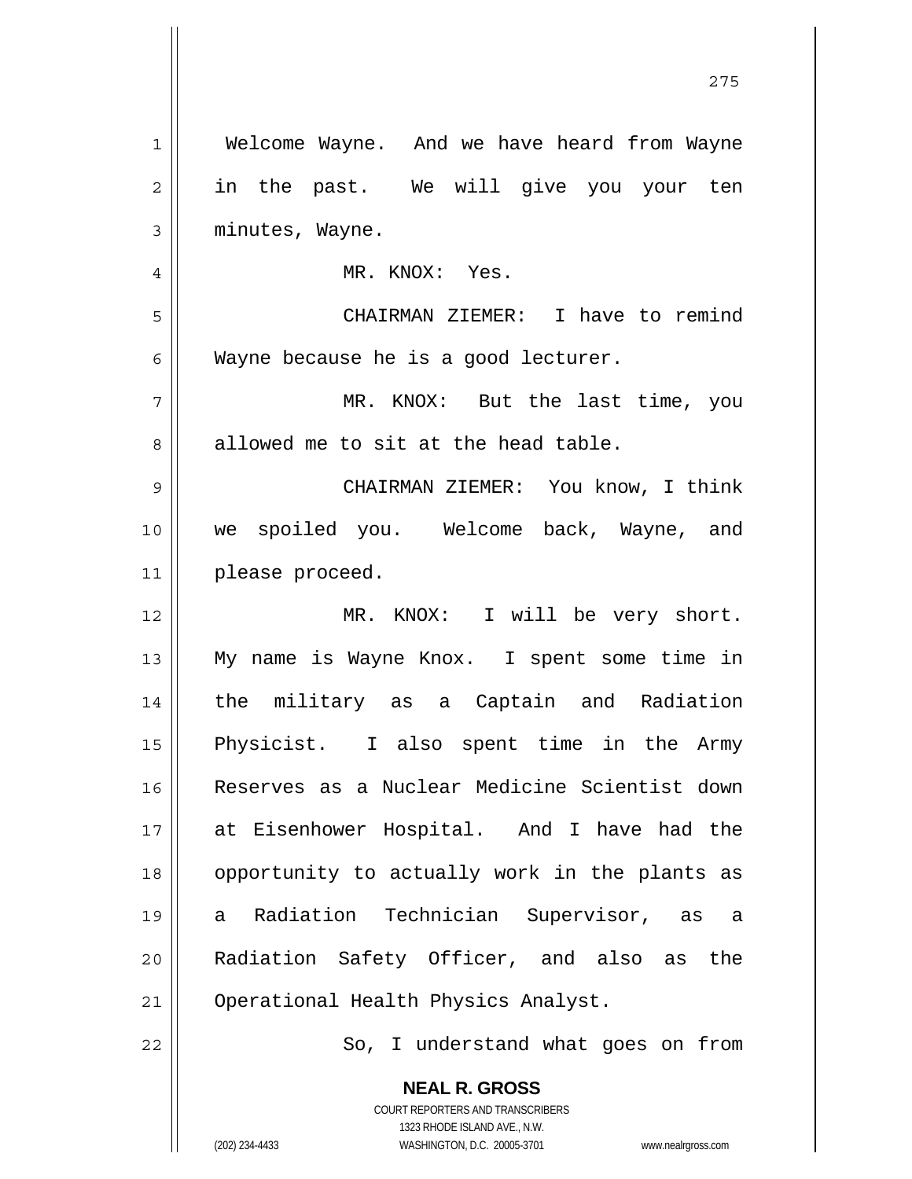Welcome Wayne. And we have heard from Wayne in the past. We will give you your ten minutes, Wayne.

MR. KNOX: Yes.

CHAIRMAN ZIEMER: I have to remind Wayne because he is a good lecturer.

MR. KNOX: But the last time, you allowed me to sit at the head table.

CHAIRMAN ZIEMER: You know, I think we spoiled you. Welcome back, Wayne, and please proceed.

MR. KNOX: I will be very short. My name is Wayne Knox. I spent some time in the military as a Captain and Radiation Physicist. I also spent time in the Army Reserves as a Nuclear Medicine Scientist down at Eisenhower Hospital. And I have had the opportunity to actually work in the plants as a Radiation Technician Supervisor, as a Radiation Safety Officer, and also as the Operational Health Physics Analyst.

So, I understand what goes on from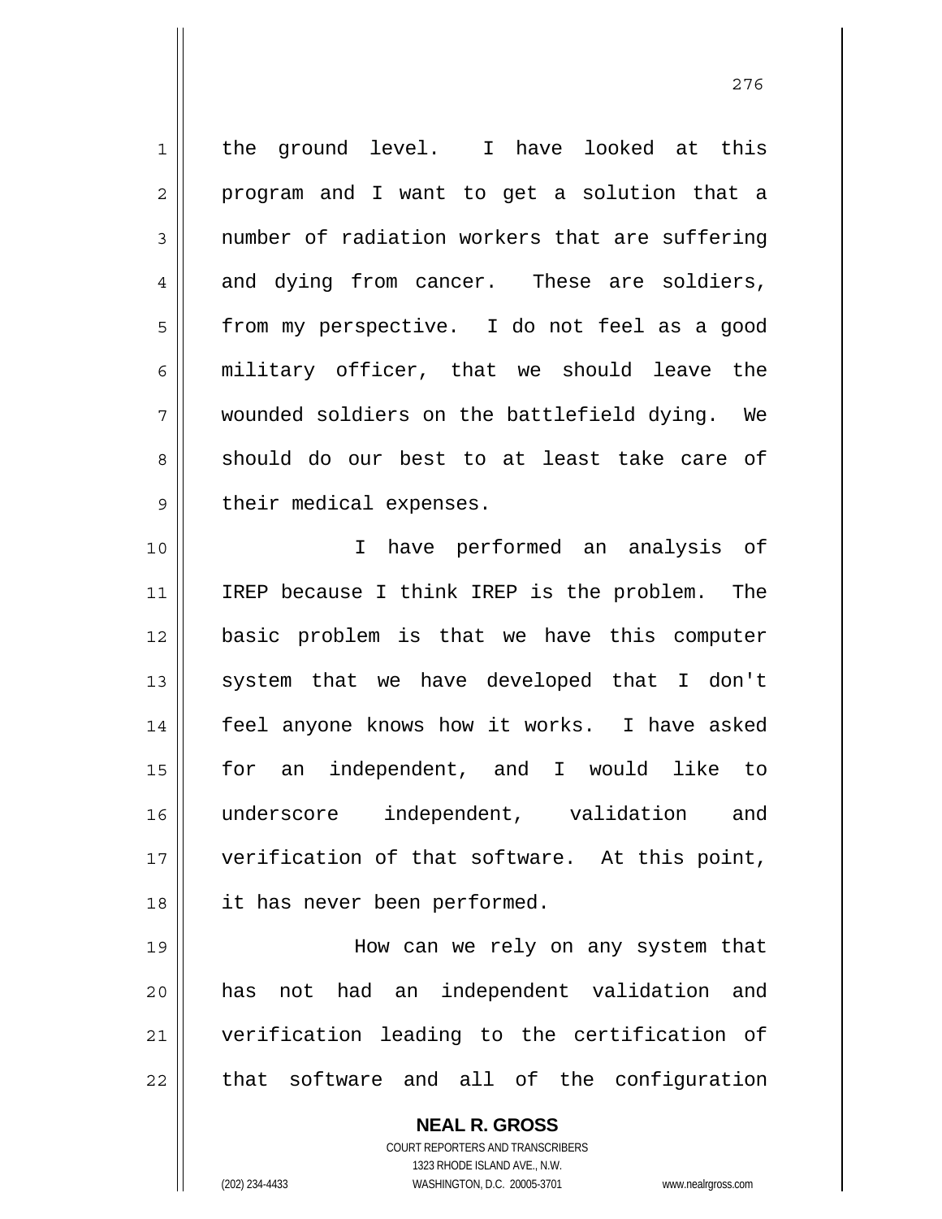the ground level. I have looked at this program and I want to get a solution that a number of radiation workers that are suffering and dying from cancer. These are soldiers, from my perspective. I do not feel as a good military officer, that we should leave the wounded soldiers on the battlefield dying. We should do our best to at least take care of their medical expenses.

I have performed an analysis of IREP because I think IREP is the problem. The basic problem is that we have this computer system that we have developed that I don't feel anyone knows how it works. I have asked for an independent, and I would like to underscore independent, validation and verification of that software. At this point, it has never been performed.

How can we rely on any system that has not had an independent validation and verification leading to the certification of that software and all of the configuration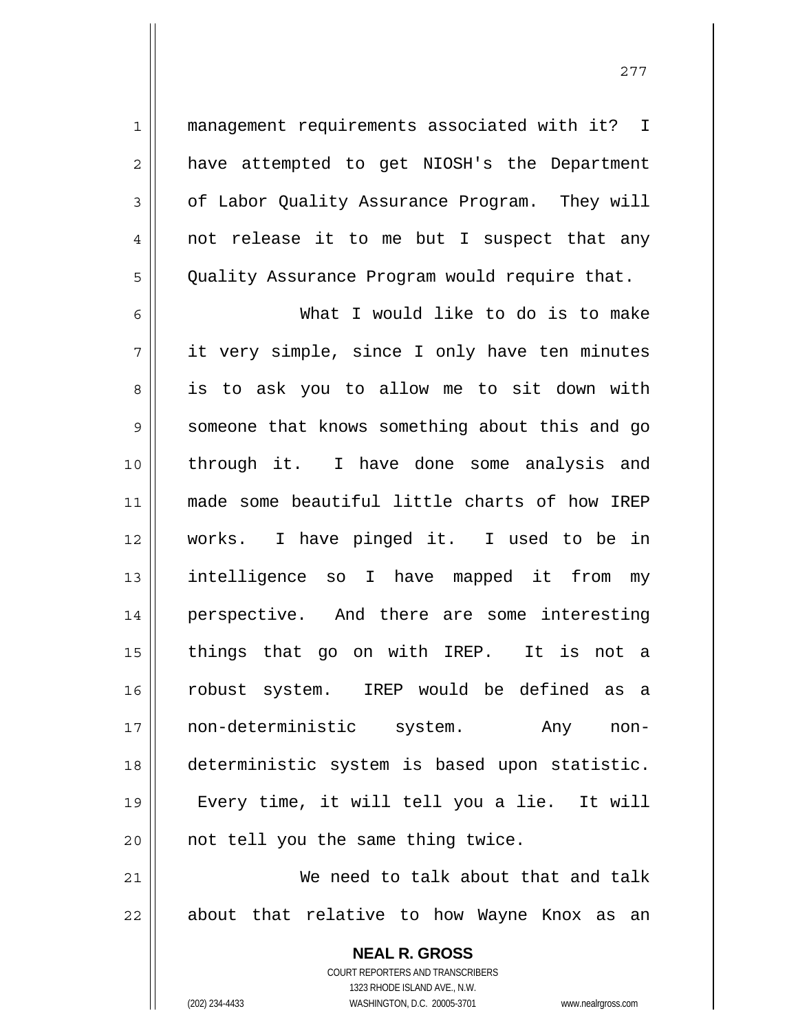management requirements associated with it? I have attempted to get NIOSH's the Department of Labor Quality Assurance Program. They will not release it to me but I suspect that any Quality Assurance Program would require that.

What I would like to do is to make it very simple, since I only have ten minutes is to ask you to allow me to sit down with someone that knows something about this and go through it. I have done some analysis and made some beautiful little charts of how IREP works. I have pinged it. I used to be in intelligence so I have mapped it from my perspective. And there are some interesting things that go on with IREP. It is not a robust system. IREP would be defined as a non-deterministic system. Any non-deterministic system is based upon statistic. Every time, it will tell you a lie. It will not tell you the same thing twice.

We need to talk about that and talk about that relative to how Wayne Knox as an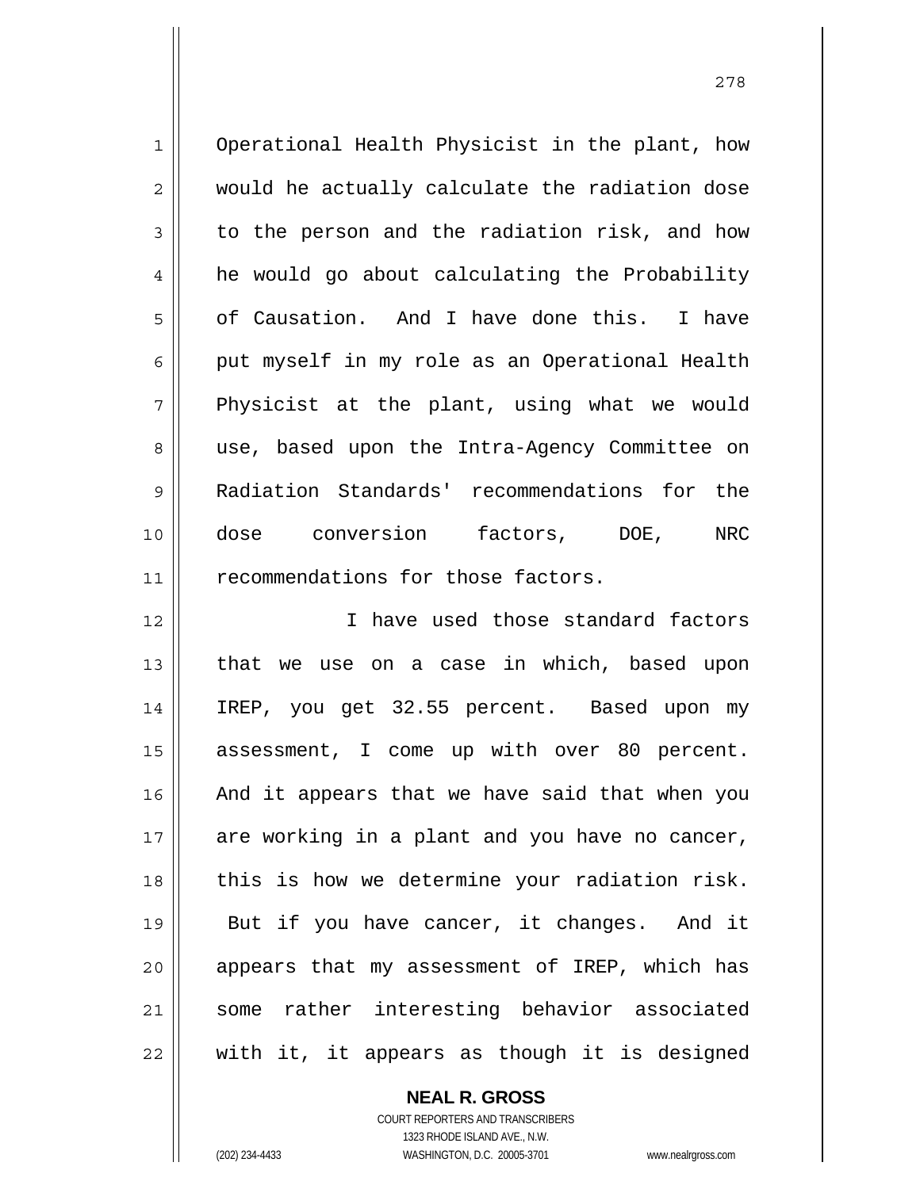Operational Health Physicist in the plant, how would he actually calculate the radiation dose to the person and the radiation risk, and how he would go about calculating the Probability of Causation. And I have done this. I have put myself in my role as an Operational Health Physicist at the plant, using what we would use, based upon the Intra-Agency Committee on Radiation Standards' recommendations for the dose conversion factors, DOE, NRC recommendations for those factors.

I have used those standard factors that we use on a case in which, based upon IREP, you get 32.55 percent. Based upon my assessment, I come up with over 80 percent. And it appears that we have said that when you are working in a plant and you have no cancer, this is how we determine your radiation risk. But if you have cancer, it changes. And it appears that my assessment of IREP, which has some rather interesting behavior associated with it, it appears as though it is designed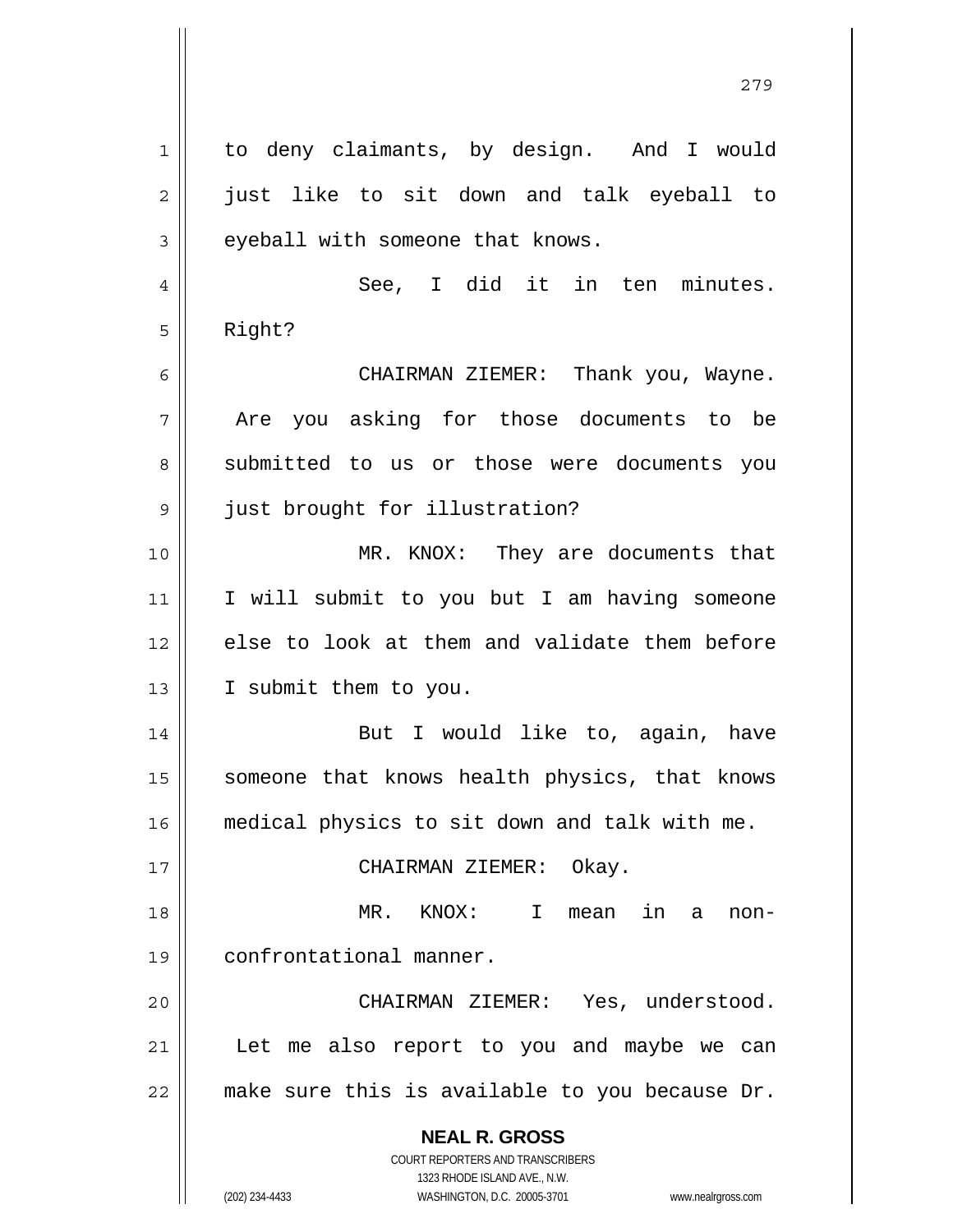to deny claimants, by design. And I would just like to sit down and talk eyeball to eyeball with someone that knows.

See, I did it in ten minutes. Right?

CHAIRMAN ZIEMER: Thank you, Wayne. Are you asking for those documents to be submitted to us or those were documents you just brought for illustration?

MR. KNOX: They are documents that I will submit to you but I am having someone else to look at them and validate them before I submit them to you.

But I would like to, again, have someone that knows health physics, that knows medical physics to sit down and talk with me.

CHAIRMAN ZIEMER: Okay.

MR. KNOX: I mean in a non-confrontational manner.

CHAIRMAN ZIEMER: Yes, understood. Let me also report to you and maybe we can make sure this is available to you because Dr.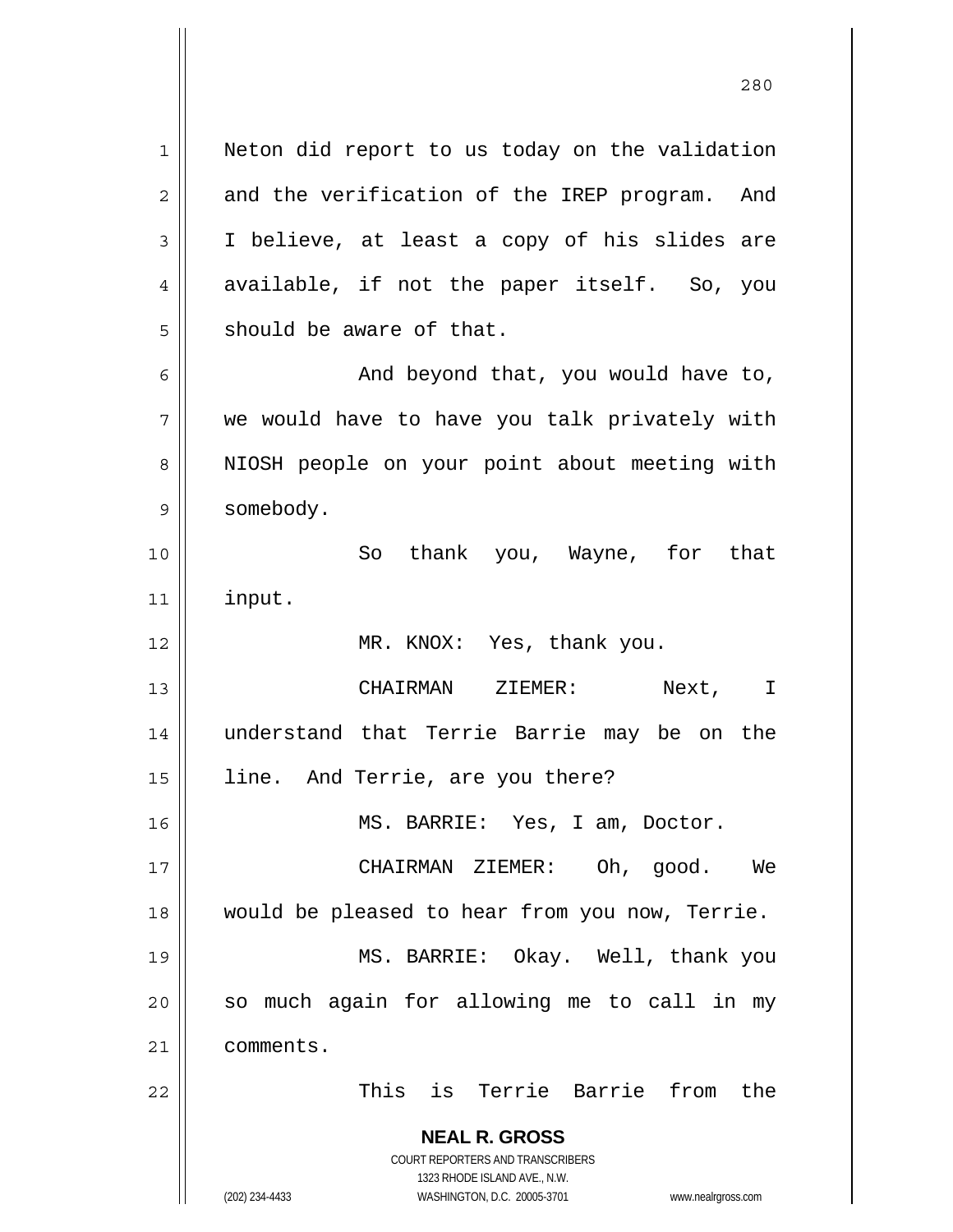Neton did report to us today on the validation and the verification of the IREP program. And I believe, at least a copy of his slides are available, if not the paper itself. So, you should be aware of that.

And beyond that, you would have to, we would have to have you talk privately with NIOSH people on your point about meeting with somebody.

So thank you, Wayne, for that input.

MR. KNOX: Yes, thank you.

CHAIRMAN ZIEMER: Next, I understand that Terrie Barrie may be on the line. And Terrie, are you there?

MS. BARRIE: Yes, I am, Doctor.

CHAIRMAN ZIEMER: Oh, good. We would be pleased to hear from you now, Terrie.

MS. BARRIE: Okay. Well, thank you so much again for allowing me to call in my comments.

This is Terrie Barrie from the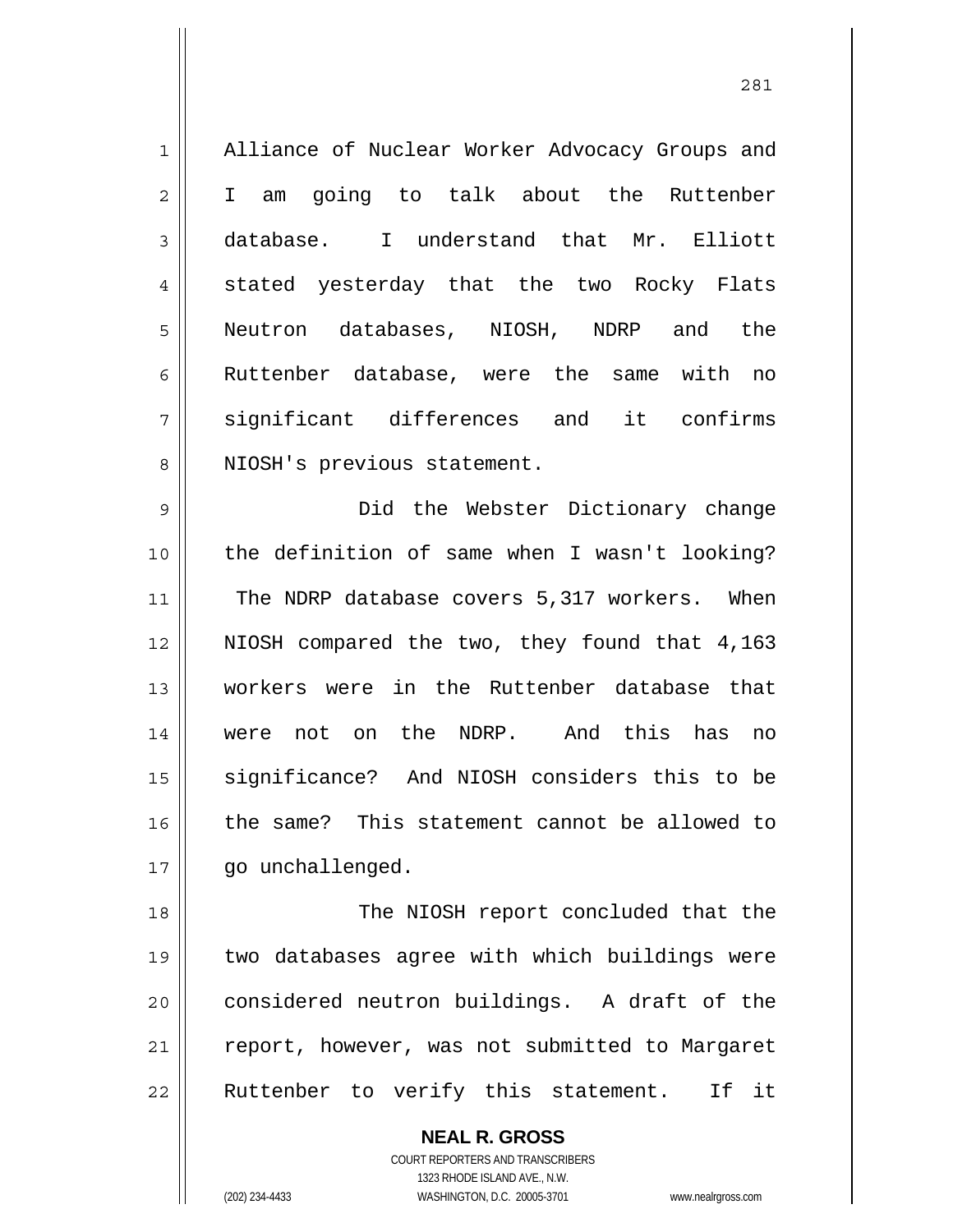Alliance of Nuclear Worker Advocacy Groups and I am going to talk about the Ruttenber database. I understand that Mr. Elliott stated yesterday that the two Rocky Flats Neutron databases, NIOSH, NDRP and the Ruttenber database, were the same with no significant differences and it confirms NIOSH's previous statement.

Did the Webster Dictionary change the definition of same when I wasn't looking? The NDRP database covers 5,317 workers. When NIOSH compared the two, they found that 4,163 workers were in the Ruttenber database that were not on the NDRP. And this has no significance? And NIOSH considers this to be the same? This statement cannot be allowed to go unchallenged.

The NIOSH report concluded that the two databases agree with which buildings were considered neutron buildings. A draft of the report, however, was not submitted to Margaret Ruttenber to verify this statement. If it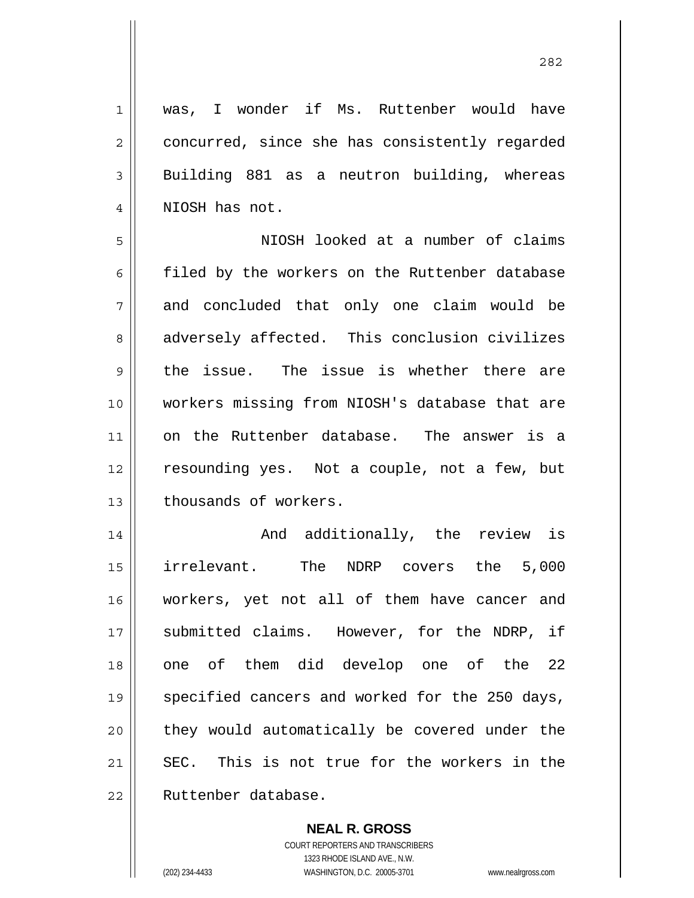was, I wonder if Ms. Ruttenber would have concurred, since she has consistently regarded Building 881 as a neutron building, whereas NIOSH has not.

NIOSH looked at a number of claims filed by the workers on the Ruttenber database and concluded that only one claim would be adversely affected. This conclusion civilizes the issue. The issue is whether there are workers missing from NIOSH's database that are on the Ruttenber database. The answer is a resounding yes. Not a couple, not a few, but thousands of workers.

And additionally, the review is irrelevant. The NDRP covers the 5,000 workers, yet not all of them have cancer and submitted claims. However, for the NDRP, if one of them did develop one of the 22 specified cancers and worked for the 250 days, they would automatically be covered under the SEC. This is not true for the workers in the Ruttenber database.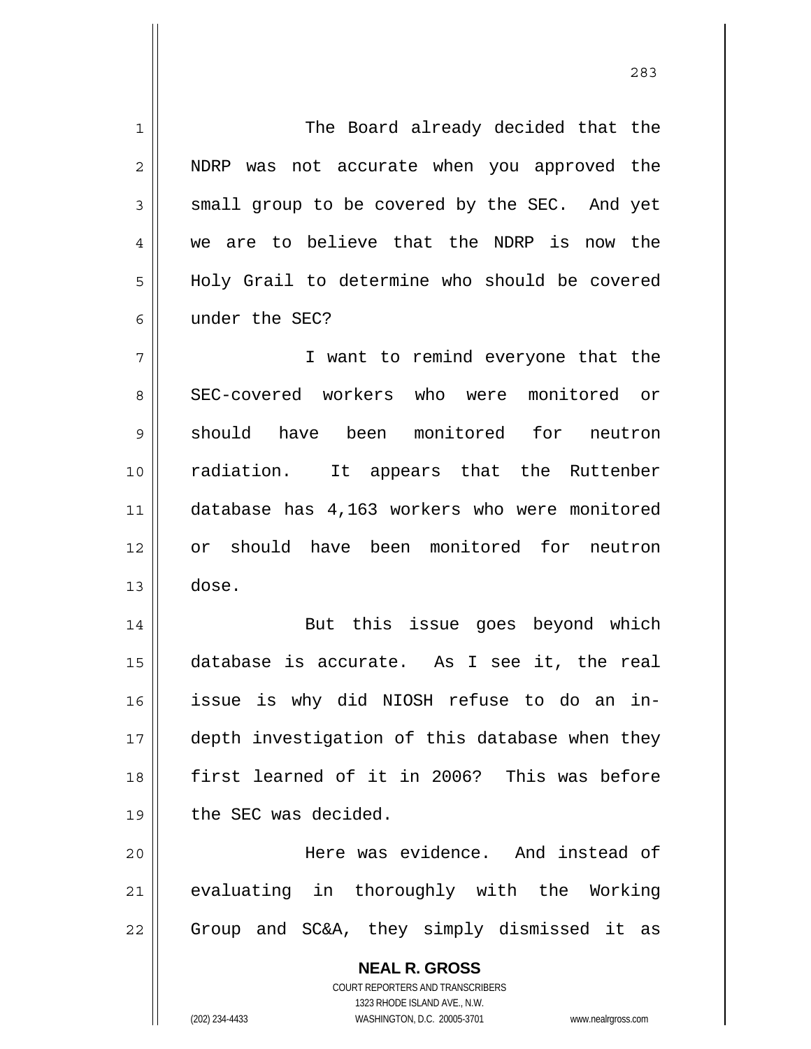The Board already decided that the NDRP was not accurate when you approved the small group to be covered by the SEC. And yet we are to believe that the NDRP is now the Holy Grail to determine who should be covered under the SEC?

I want to remind everyone that the SEC-covered workers who were monitored or should have been monitored for neutron radiation. It appears that the Ruttenber database has 4,163 workers who were monitored or should have been monitored for neutron dose.

But this issue goes beyond which database is accurate. As I see it, the real issue is why did NIOSH refuse to do an in-depth investigation of this database when they first learned of it in 2006? This was before the SEC was decided.

Here was evidence. And instead of evaluating in thoroughly with the Working Group and SC&A, they simply dismissed it as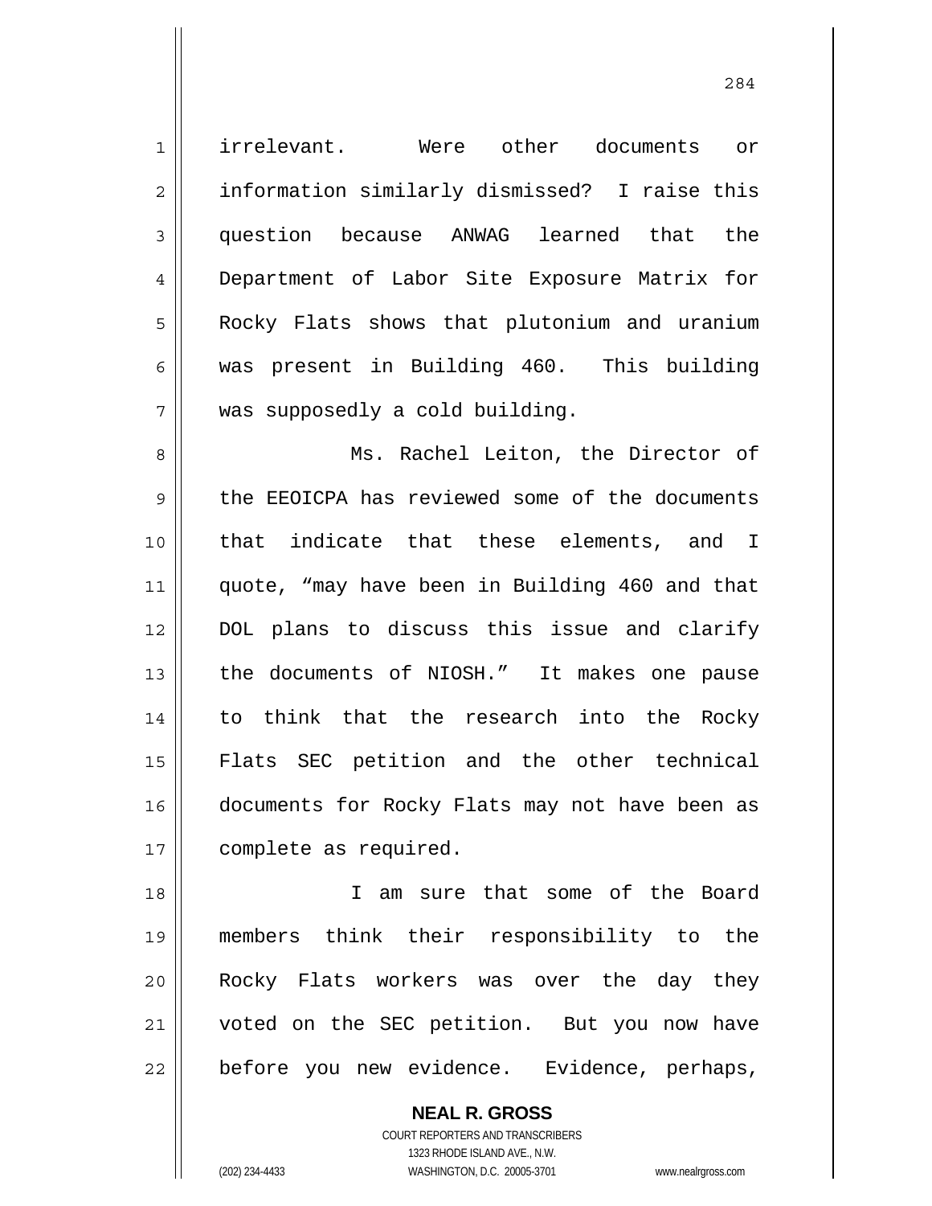irrelevant. Were other documents or information similarly dismissed? I raise this question because ANWAG learned that the Department of Labor Site Exposure Matrix for Rocky Flats shows that plutonium and uranium was present in Building 460. This building was supposedly a cold building.

Ms. Rachel Leiton, the Director of the EEOICPA has reviewed some of the documents that indicate that these elements, and I quote, "may have been in Building 460 and that DOL plans to discuss this issue and clarify the documents of NIOSH." It makes one pause to think that the research into the Rocky Flats SEC petition and the other technical documents for Rocky Flats may not have been as complete as required.

I am sure that some of the Board members think their responsibility to the Rocky Flats workers was over the day they voted on the SEC petition. But you now have before you new evidence. Evidence, perhaps,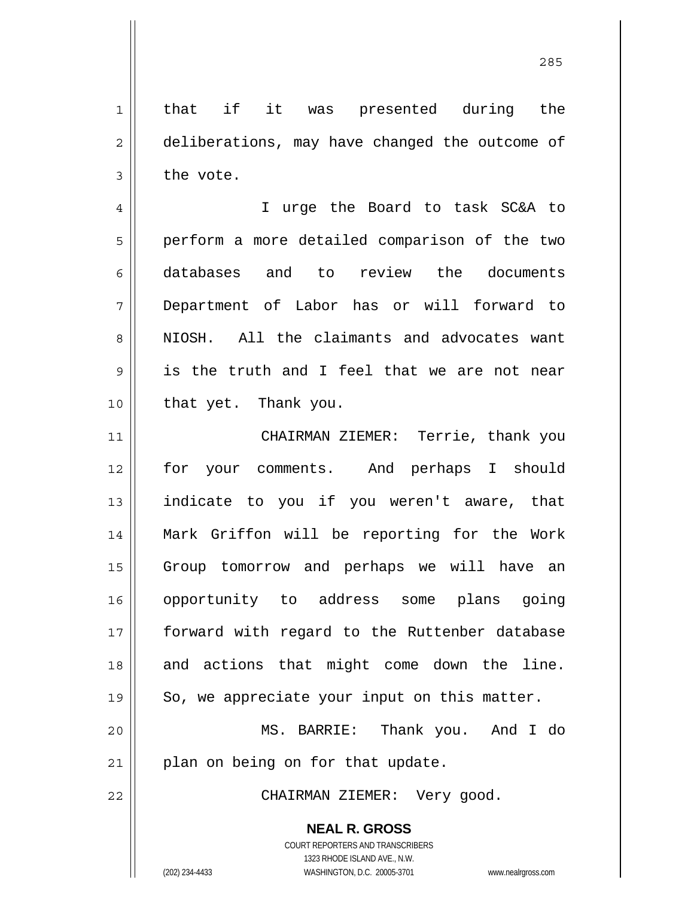that if it was presented during the deliberations, may have changed the outcome of the vote.

I urge the Board to task SC&A to perform a more detailed comparison of the two databases and to review the documents Department of Labor has or will forward to NIOSH. All the claimants and advocates want is the truth and I feel that we are not near that yet. Thank you.

CHAIRMAN ZIEMER: Terrie, thank you for your comments. And perhaps I should indicate to you if you weren't aware, that Mark Griffon will be reporting for the Work Group tomorrow and perhaps we will have an opportunity to address some plans going forward with regard to the Ruttenber database and actions that might come down the line. So, we appreciate your input on this matter.

MS. BARRIE: Thank you. And I do plan on being on for that update.

CHAIRMAN ZIEMER: Very good.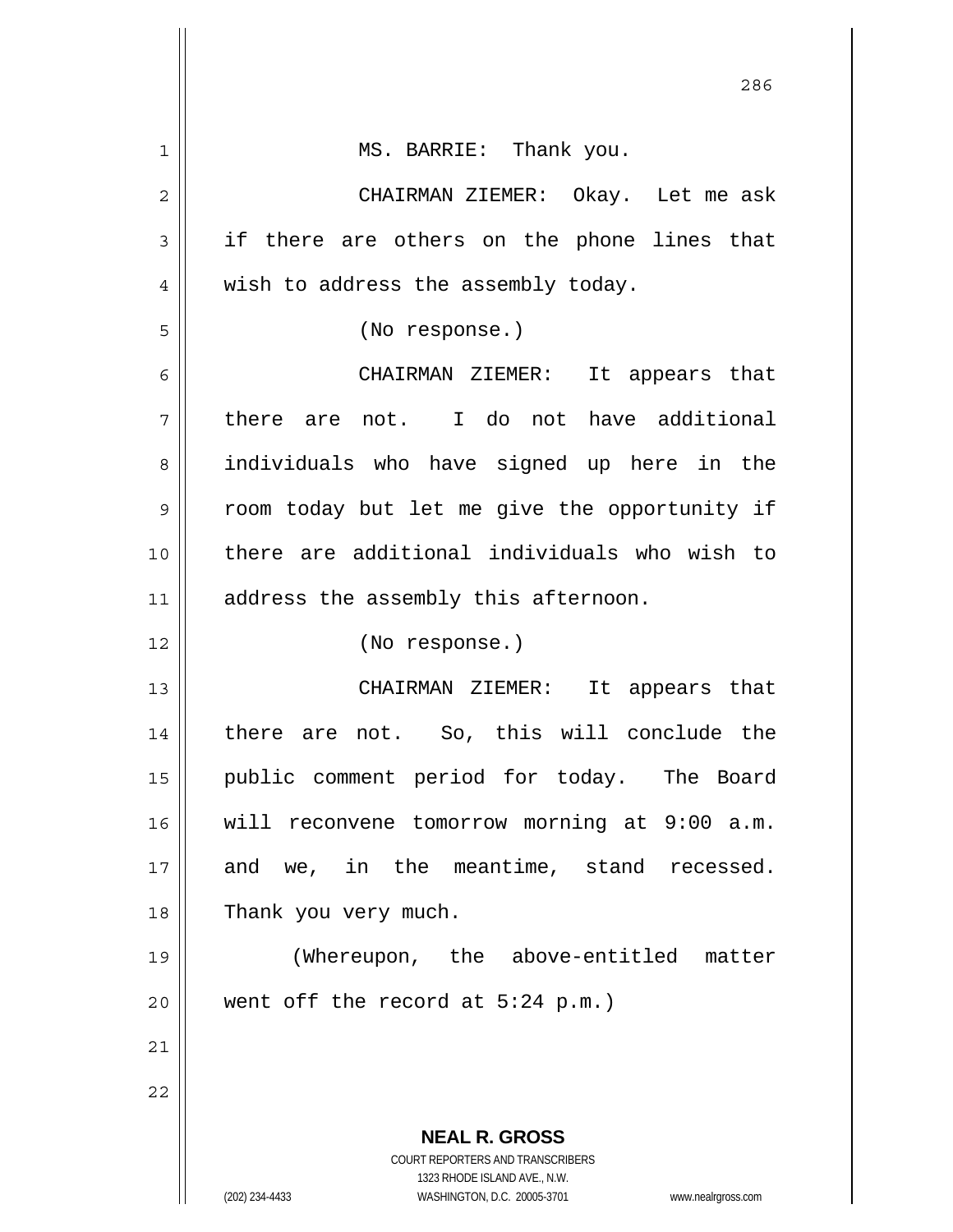MS. BARRIE: Thank you.

CHAIRMAN ZIEMER: Okay. Let me ask if there are others on the phone lines that wish to address the assembly today.

(No response.)

CHAIRMAN ZIEMER: It appears that there are not. I do not have additional individuals who have signed up here in the room today but let me give the opportunity if there are additional individuals who wish to address the assembly this afternoon.

(No response.)

CHAIRMAN ZIEMER: It appears that there are not. So, this will conclude the public comment period for today. The Board will reconvene tomorrow morning at 9:00 a.m. and we, in the meantime, stand recessed. Thank you very much.

(Whereupon, the above-entitled matter went off the record at 5:24 p.m.)